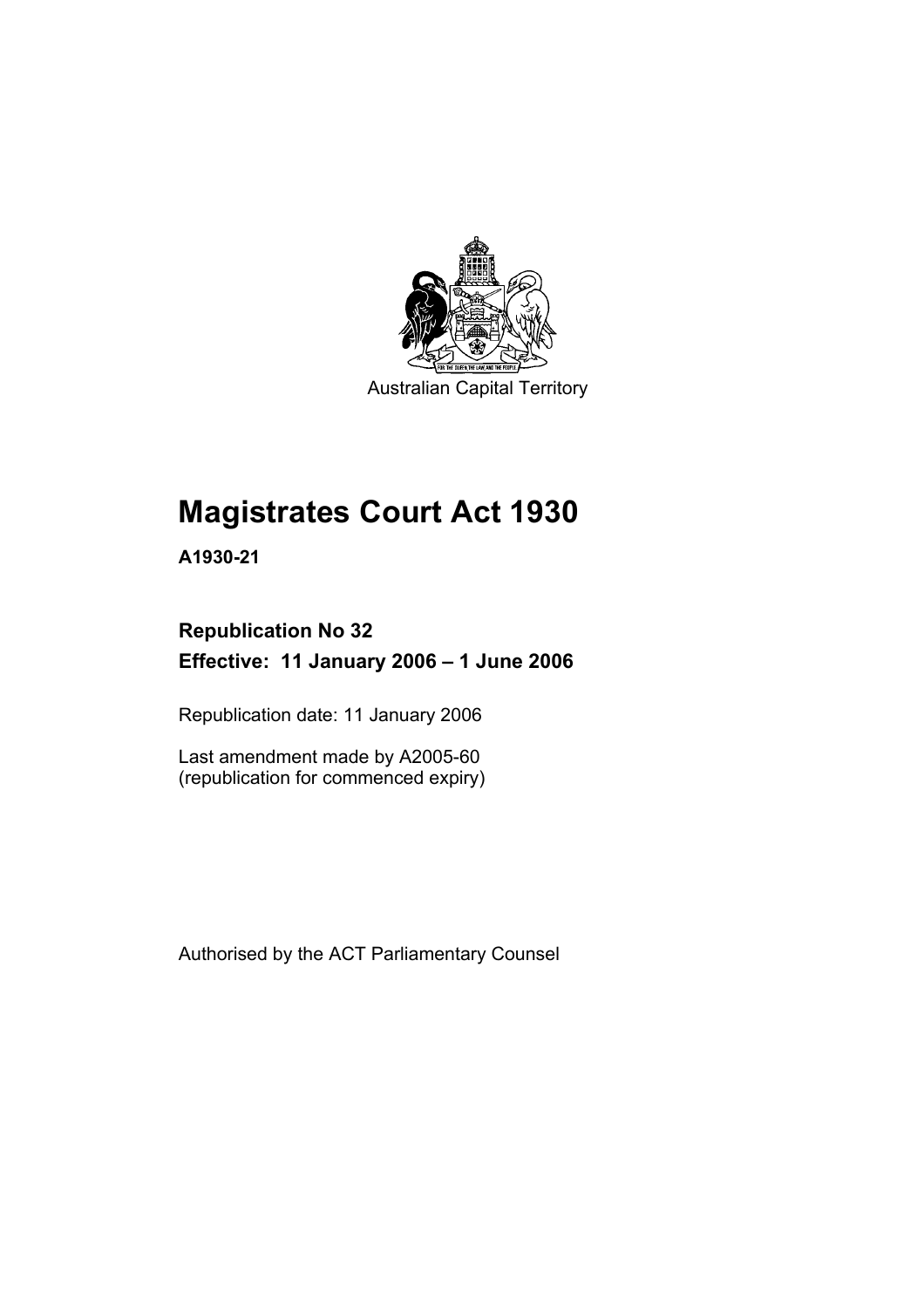Australian Capital Territory

# Magistrates Court Act 1930

**A1930-21**

## Republication No 32
## Effective: 11 January 2006 – 1 June 2006

Republication date: 11 January 2006

Last amendment made by A2005-60
(republication for commenced expiry)

Authorised by the ACT Parliamentary Counsel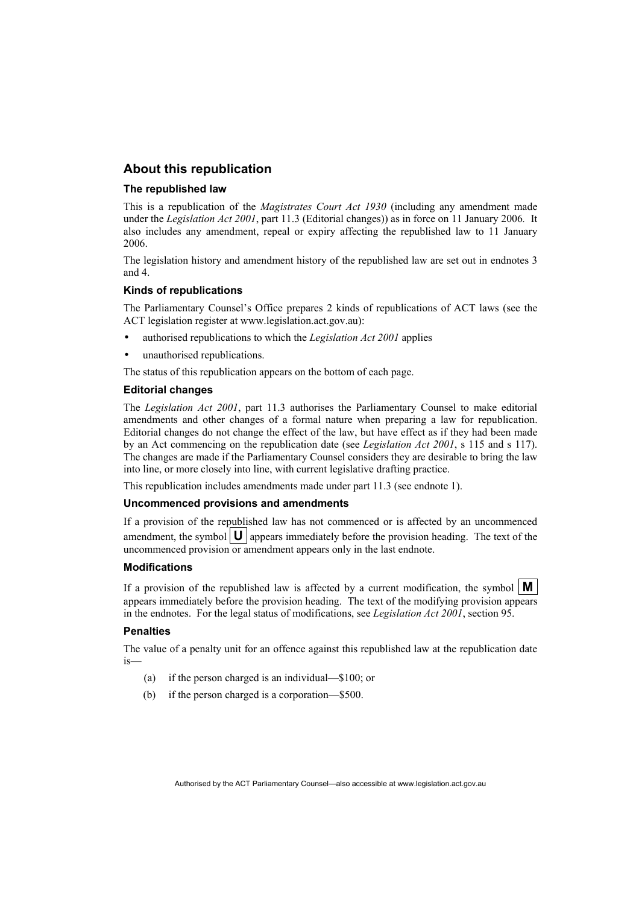## About this republication

### The republished law

This is a republication of the *Magistrates Court Act 1930* (including any amendment made under the *Legislation Act 2001*, part 11.3 (Editorial changes)) as in force on 11 January 2006*.* It also includes any amendment, repeal or expiry affecting the republished law to 11 January 2006.

The legislation history and amendment history of the republished law are set out in endnotes 3 and 4.

### Kinds of republications

The Parliamentary Counsel's Office prepares 2 kinds of republications of ACT laws (see the ACT legislation register at www.legislation.act.gov.au):

- authorised republications to which the *Legislation Act 2001* applies
- unauthorised republications.

The status of this republication appears on the bottom of each page.

### Editorial changes

The *Legislation Act 2001*, part 11.3 authorises the Parliamentary Counsel to make editorial amendments and other changes of a formal nature when preparing a law for republication. Editorial changes do not change the effect of the law, but have effect as if they had been made by an Act commencing on the republication date (see *Legislation Act 2001*, s 115 and s 117). The changes are made if the Parliamentary Counsel considers they are desirable to bring the law into line, or more closely into line, with current legislative drafting practice.

This republication includes amendments made under part 11.3 (see endnote 1).

### Uncommenced provisions and amendments

If a provision of the republished law has not commenced or is affected by an uncommenced amendment, the symbol **U** appears immediately before the provision heading. The text of the uncommenced provision or amendment appears only in the last endnote.

### Modifications

If a provision of the republished law is affected by a current modification, the symbol **M** appears immediately before the provision heading. The text of the modifying provision appears in the endnotes. For the legal status of modifications, see *Legislation Act 2001*, section 95.

### Penalties

The value of a penalty unit for an offence against this republished law at the republication date is—

(a) if the person charged is an individual—$100; or

(b) if the person charged is a corporation—$500.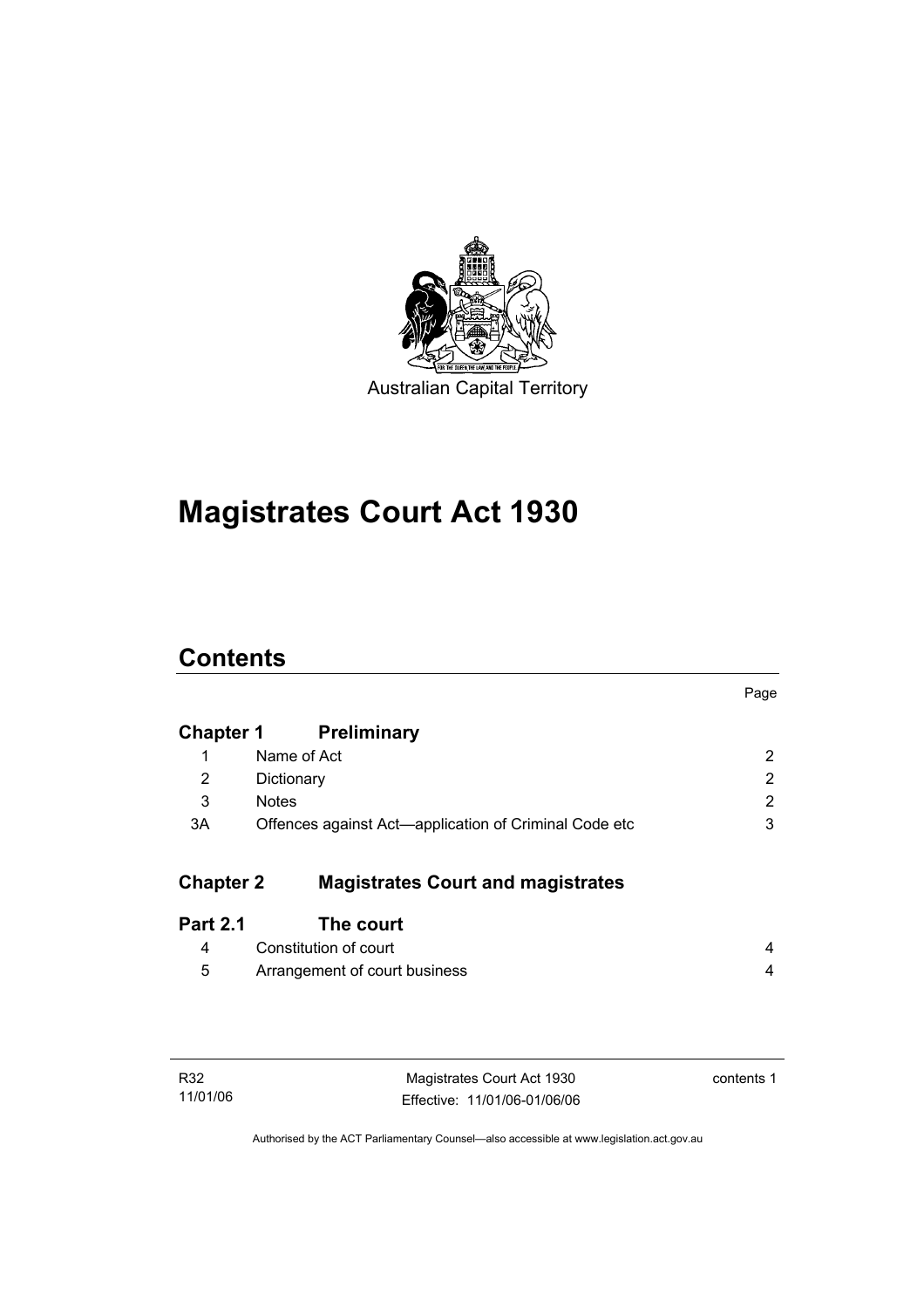Australian Capital Territory

# Magistrates Court Act 1930

## Contents

| | | Page |
|---|---|---|
| **Chapter 1** | **Preliminary** | |
| 1 | Name of Act | 2 |
| 2 | Dictionary | 2 |
| 3 | Notes | 2 |
| 3A | Offences against Act—application of Criminal Code etc | 3 |
| **Chapter 2** | **Magistrates Court and magistrates** | |
| **Part 2.1** | **The court** | |
| 4 | Constitution of court | 4 |
| 5 | Arrangement of court business | 4 |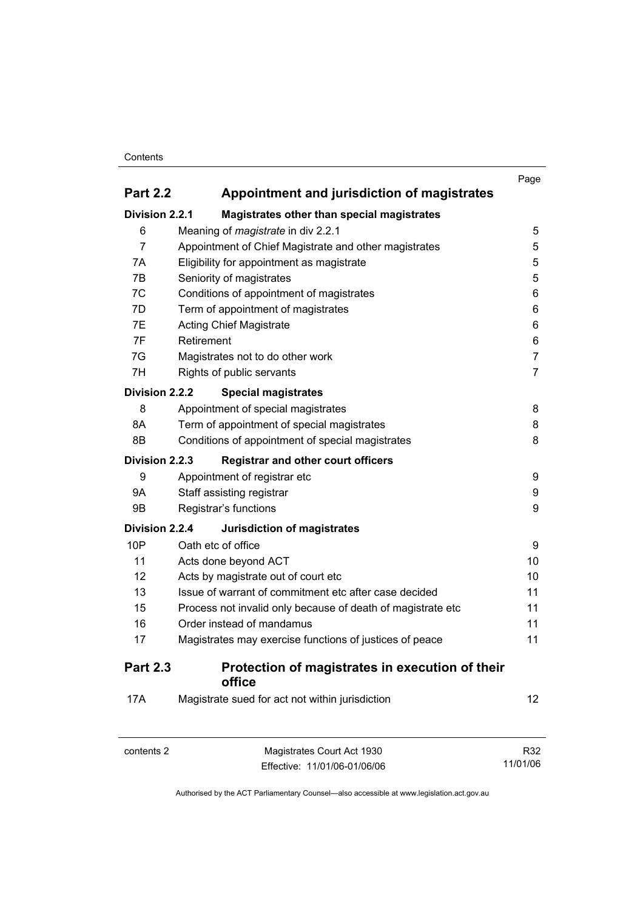| | | Page |
|---|---|---|
| **Part 2.2** | **Appointment and jurisdiction of magistrates** | |
| **Division 2.2.1** | **Magistrates other than special magistrates** | |
| 6 | Meaning of *magistrate* in div 2.2.1 | 5 |
| 7 | Appointment of Chief Magistrate and other magistrates | 5 |
| 7A | Eligibility for appointment as magistrate | 5 |
| 7B | Seniority of magistrates | 5 |
| 7C | Conditions of appointment of magistrates | 6 |
| 7D | Term of appointment of magistrates | 6 |
| 7E | Acting Chief Magistrate | 6 |
| 7F | Retirement | 6 |
| 7G | Magistrates not to do other work | 7 |
| 7H | Rights of public servants | 7 |
| **Division 2.2.2** | **Special magistrates** | |
| 8 | Appointment of special magistrates | 8 |
| 8A | Term of appointment of special magistrates | 8 |
| 8B | Conditions of appointment of special magistrates | 8 |
| **Division 2.2.3** | **Registrar and other court officers** | |
| 9 | Appointment of registrar etc | 9 |
| 9A | Staff assisting registrar | 9 |
| 9B | Registrar's functions | 9 |
| **Division 2.2.4** | **Jurisdiction of magistrates** | |
| 10P | Oath etc of office | 9 |
| 11 | Acts done beyond ACT | 10 |
| 12 | Acts by magistrate out of court etc | 10 |
| 13 | Issue of warrant of commitment etc after case decided | 11 |
| 15 | Process not invalid only because of death of magistrate etc | 11 |
| 16 | Order instead of mandamus | 11 |
| 17 | Magistrates may exercise functions of justices of peace | 11 |
| **Part 2.3** | **Protection of magistrates in execution of their office** | |
| 17A | Magistrate sued for act not within jurisdiction | 12 |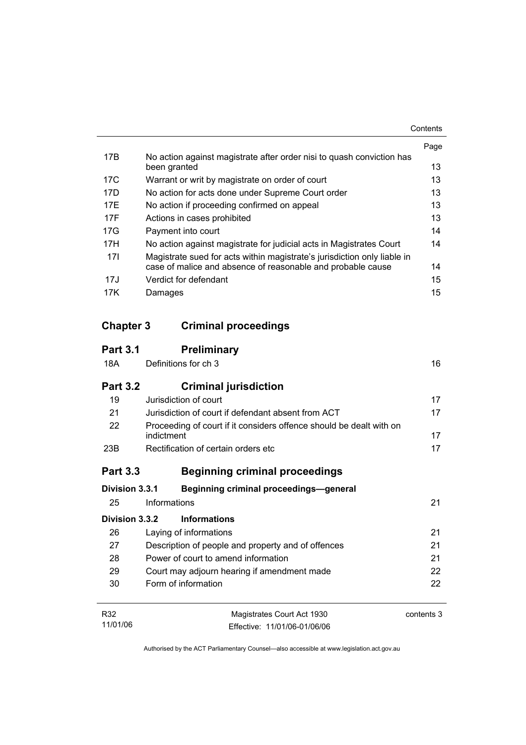| | | Page |
|---|---|---|
| 17B | No action against magistrate after order nisi to quash conviction has been granted | 13 |
| 17C | Warrant or writ by magistrate on order of court | 13 |
| 17D | No action for acts done under Supreme Court order | 13 |
| 17E | No action if proceeding confirmed on appeal | 13 |
| 17F | Actions in cases prohibited | 13 |
| 17G | Payment into court | 14 |
| 17H | No action against magistrate for judicial acts in Magistrates Court | 14 |
| 17I | Magistrate sued for acts within magistrate's jurisdiction only liable in case of malice and absence of reasonable and probable cause | 14 |
| 17J | Verdict for defendant | 15 |
| 17K | Damages | 15 |

## Chapter 3 Criminal proceedings

### Part 3.1 Preliminary

| | | |
|---|---|---|
| 18A | Definitions for ch 3 | 16 |

### Part 3.2 Criminal jurisdiction

| | | |
|---|---|---|
| 19 | Jurisdiction of court | 17 |
| 21 | Jurisdiction of court if defendant absent from ACT | 17 |
| 22 | Proceeding of court if it considers offence should be dealt with on indictment | 17 |
| 23B | Rectification of certain orders etc | 17 |

### Part 3.3 Beginning criminal proceedings

#### Division 3.3.1 Beginning criminal proceedings—general

| | | |
|---|---|---|
| 25 | Informations | 21 |

#### Division 3.3.2 Informations

| | | |
|---|---|---|
| 26 | Laying of informations | 21 |
| 27 | Description of people and property and of offences | 21 |
| 28 | Power of court to amend information | 21 |
| 29 | Court may adjourn hearing if amendment made | 22 |
| 30 | Form of information | 22 |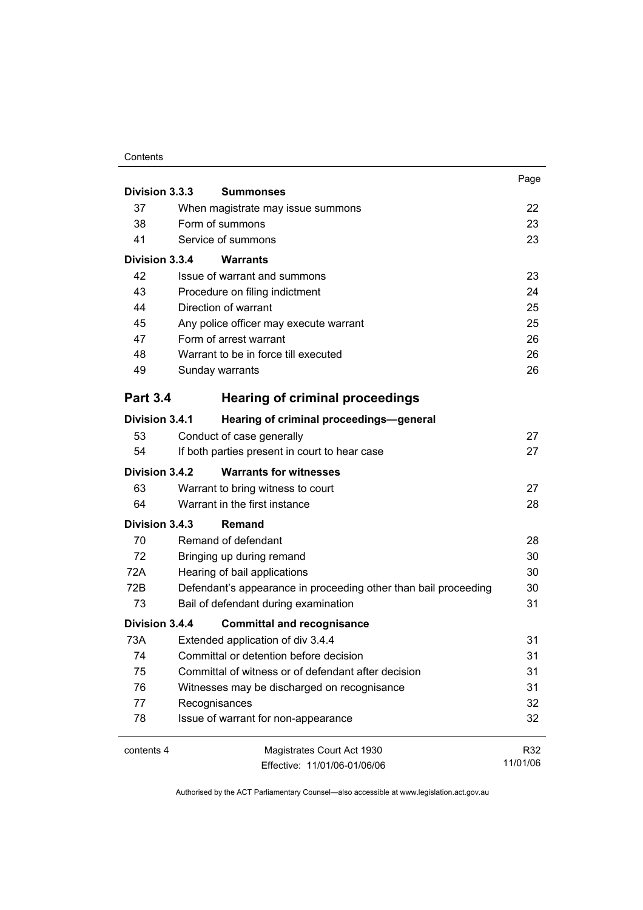| | | Page |
|---|---|---|
| **Division 3.3.3** | **Summonses** | |
| 37 | When magistrate may issue summons | 22 |
| 38 | Form of summons | 23 |
| 41 | Service of summons | 23 |
| **Division 3.3.4** | **Warrants** | |
| 42 | Issue of warrant and summons | 23 |
| 43 | Procedure on filing indictment | 24 |
| 44 | Direction of warrant | 25 |
| 45 | Any police officer may execute warrant | 25 |
| 47 | Form of arrest warrant | 26 |
| 48 | Warrant to be in force till executed | 26 |
| 49 | Sunday warrants | 26 |
| **Part 3.4** | **Hearing of criminal proceedings** | |
| **Division 3.4.1** | **Hearing of criminal proceedings—general** | |
| 53 | Conduct of case generally | 27 |
| 54 | If both parties present in court to hear case | 27 |
| **Division 3.4.2** | **Warrants for witnesses** | |
| 63 | Warrant to bring witness to court | 27 |
| 64 | Warrant in the first instance | 28 |
| **Division 3.4.3** | **Remand** | |
| 70 | Remand of defendant | 28 |
| 72 | Bringing up during remand | 30 |
| 72A | Hearing of bail applications | 30 |
| 72B | Defendant's appearance in proceeding other than bail proceeding | 30 |
| 73 | Bail of defendant during examination | 31 |
| **Division 3.4.4** | **Committal and recognisance** | |
| 73A | Extended application of div 3.4.4 | 31 |
| 74 | Committal or detention before decision | 31 |
| 75 | Committal of witness or of defendant after decision | 31 |
| 76 | Witnesses may be discharged on recognisance | 31 |
| 77 | Recognisances | 32 |
| 78 | Issue of warrant for non-appearance | 32 |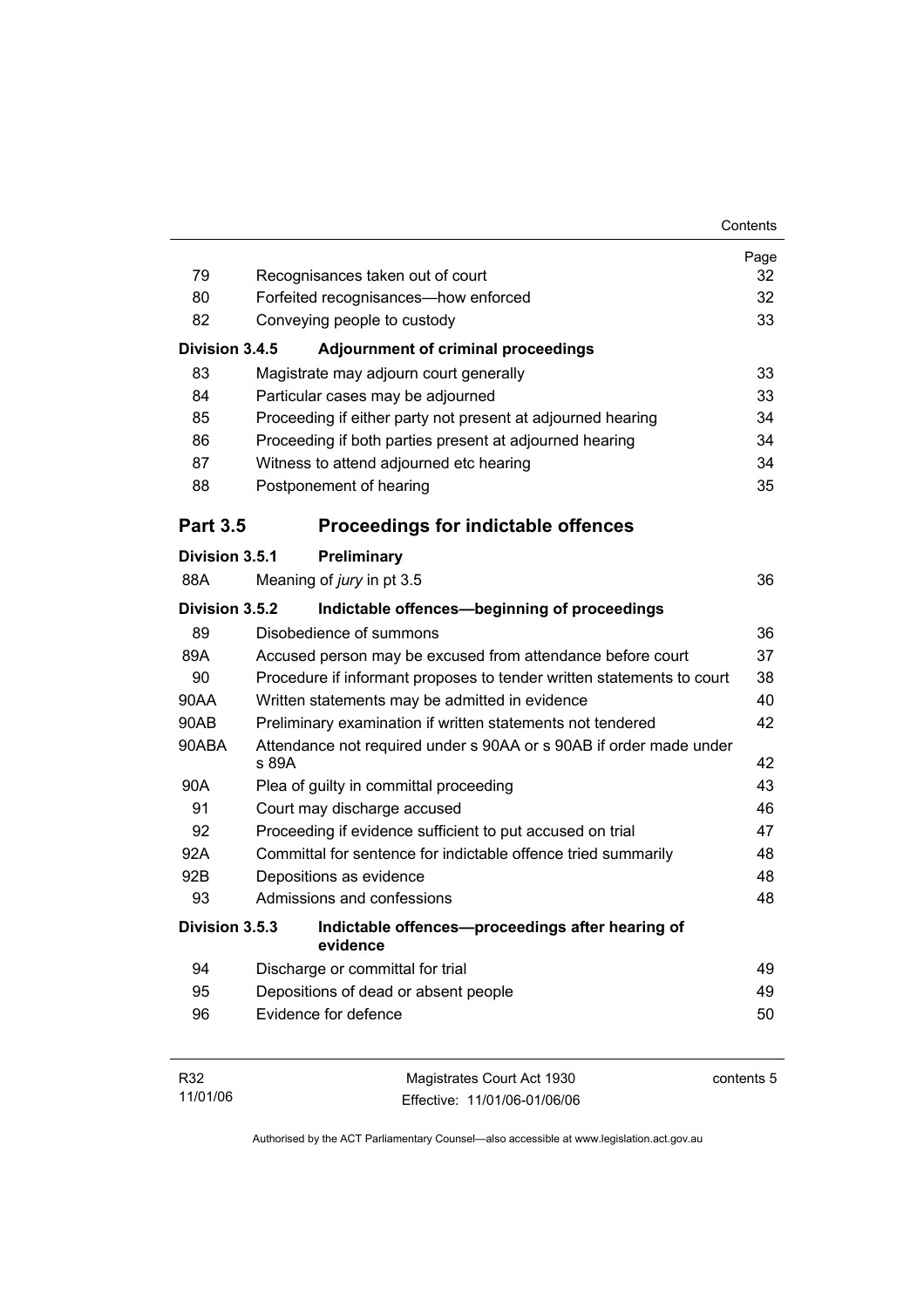| | | Page |
|---|---|---|
| 79 | Recognisances taken out of court | 32 |
| 80 | Forfeited recognisances—how enforced | 32 |
| 82 | Conveying people to custody | 33 |
| **Division 3.4.5** | **Adjournment of criminal proceedings** | |
| 83 | Magistrate may adjourn court generally | 33 |
| 84 | Particular cases may be adjourned | 33 |
| 85 | Proceeding if either party not present at adjourned hearing | 34 |
| 86 | Proceeding if both parties present at adjourned hearing | 34 |
| 87 | Witness to attend adjourned etc hearing | 34 |
| 88 | Postponement of hearing | 35 |
| **Part 3.5** | **Proceedings for indictable offences** | |
| **Division 3.5.1** | **Preliminary** | |
| 88A | Meaning of *jury* in pt 3.5 | 36 |
| **Division 3.5.2** | **Indictable offences—beginning of proceedings** | |
| 89 | Disobedience of summons | 36 |
| 89A | Accused person may be excused from attendance before court | 37 |
| 90 | Procedure if informant proposes to tender written statements to court | 38 |
| 90AA | Written statements may be admitted in evidence | 40 |
| 90AB | Preliminary examination if written statements not tendered | 42 |
| 90ABA | Attendance not required under s 90AA or s 90AB if order made under s 89A | 42 |
| 90A | Plea of guilty in committal proceeding | 43 |
| 91 | Court may discharge accused | 46 |
| 92 | Proceeding if evidence sufficient to put accused on trial | 47 |
| 92A | Committal for sentence for indictable offence tried summarily | 48 |
| 92B | Depositions as evidence | 48 |
| 93 | Admissions and confessions | 48 |
| **Division 3.5.3** | **Indictable offences—proceedings after hearing of evidence** | |
| 94 | Discharge or committal for trial | 49 |
| 95 | Depositions of dead or absent people | 49 |
| 96 | Evidence for defence | 50 |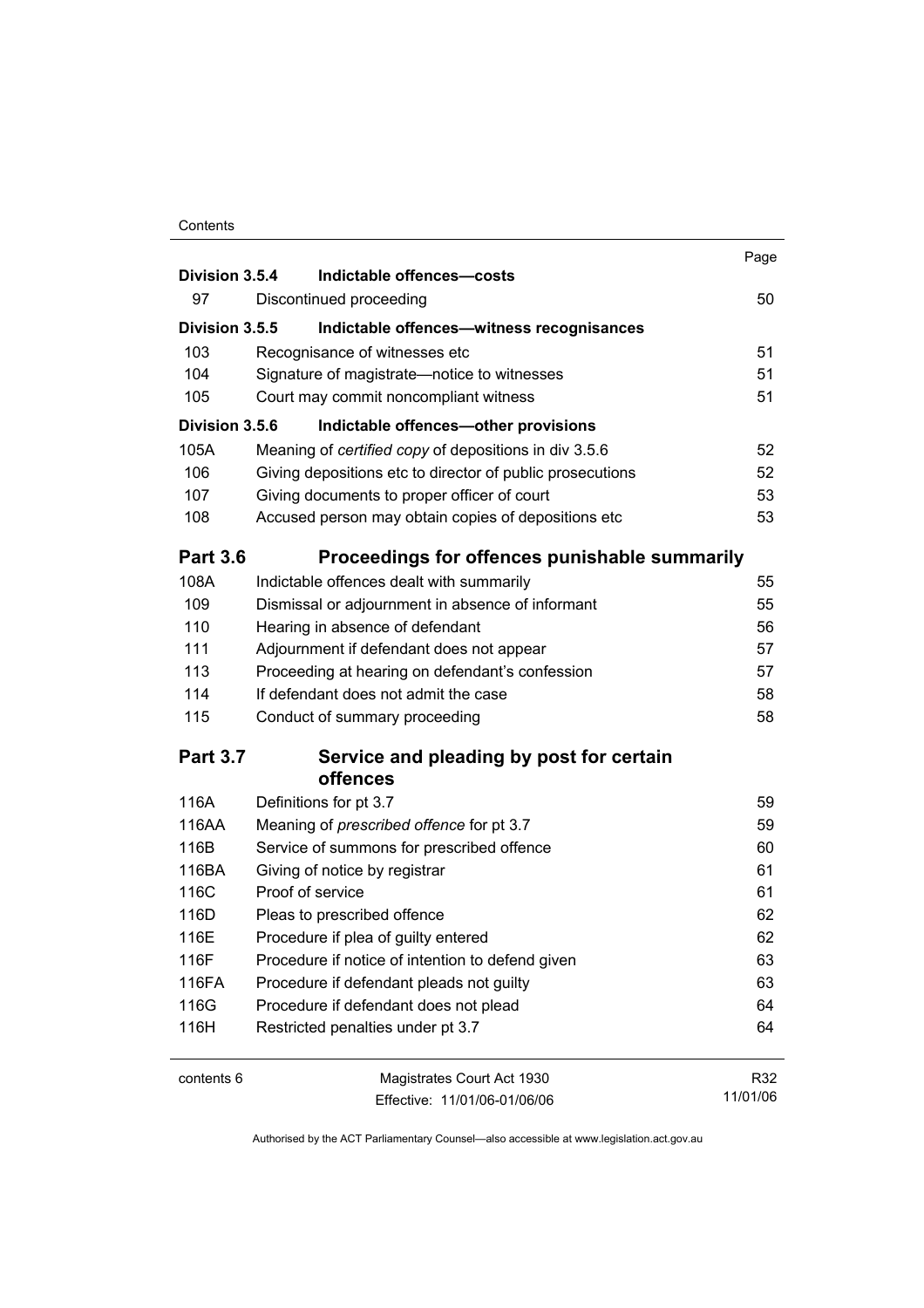| | | Page |
|---|---|---|
| **Division 3.5.4** | **Indictable offences—costs** | |
| 97 | Discontinued proceeding | 50 |
| **Division 3.5.5** | **Indictable offences—witness recognisances** | |
| 103 | Recognisance of witnesses etc | 51 |
| 104 | Signature of magistrate—notice to witnesses | 51 |
| 105 | Court may commit noncompliant witness | 51 |
| **Division 3.5.6** | **Indictable offences—other provisions** | |
| 105A | Meaning of *certified copy* of depositions in div 3.5.6 | 52 |
| 106 | Giving depositions etc to director of public prosecutions | 52 |
| 107 | Giving documents to proper officer of court | 53 |
| 108 | Accused person may obtain copies of depositions etc | 53 |
| **Part 3.6** | **Proceedings for offences punishable summarily** | |
| 108A | Indictable offences dealt with summarily | 55 |
| 109 | Dismissal or adjournment in absence of informant | 55 |
| 110 | Hearing in absence of defendant | 56 |
| 111 | Adjournment if defendant does not appear | 57 |
| 113 | Proceeding at hearing on defendant's confession | 57 |
| 114 | If defendant does not admit the case | 58 |
| 115 | Conduct of summary proceeding | 58 |
| **Part 3.7** | **Service and pleading by post for certain offences** | |
| 116A | Definitions for pt 3.7 | 59 |
| 116AA | Meaning of *prescribed offence* for pt 3.7 | 59 |
| 116B | Service of summons for prescribed offence | 60 |
| 116BA | Giving of notice by registrar | 61 |
| 116C | Proof of service | 61 |
| 116D | Pleas to prescribed offence | 62 |
| 116E | Procedure if plea of guilty entered | 62 |
| 116F | Procedure if notice of intention to defend given | 63 |
| 116FA | Procedure if defendant pleads not guilty | 63 |
| 116G | Procedure if defendant does not plead | 64 |
| 116H | Restricted penalties under pt 3.7 | 64 |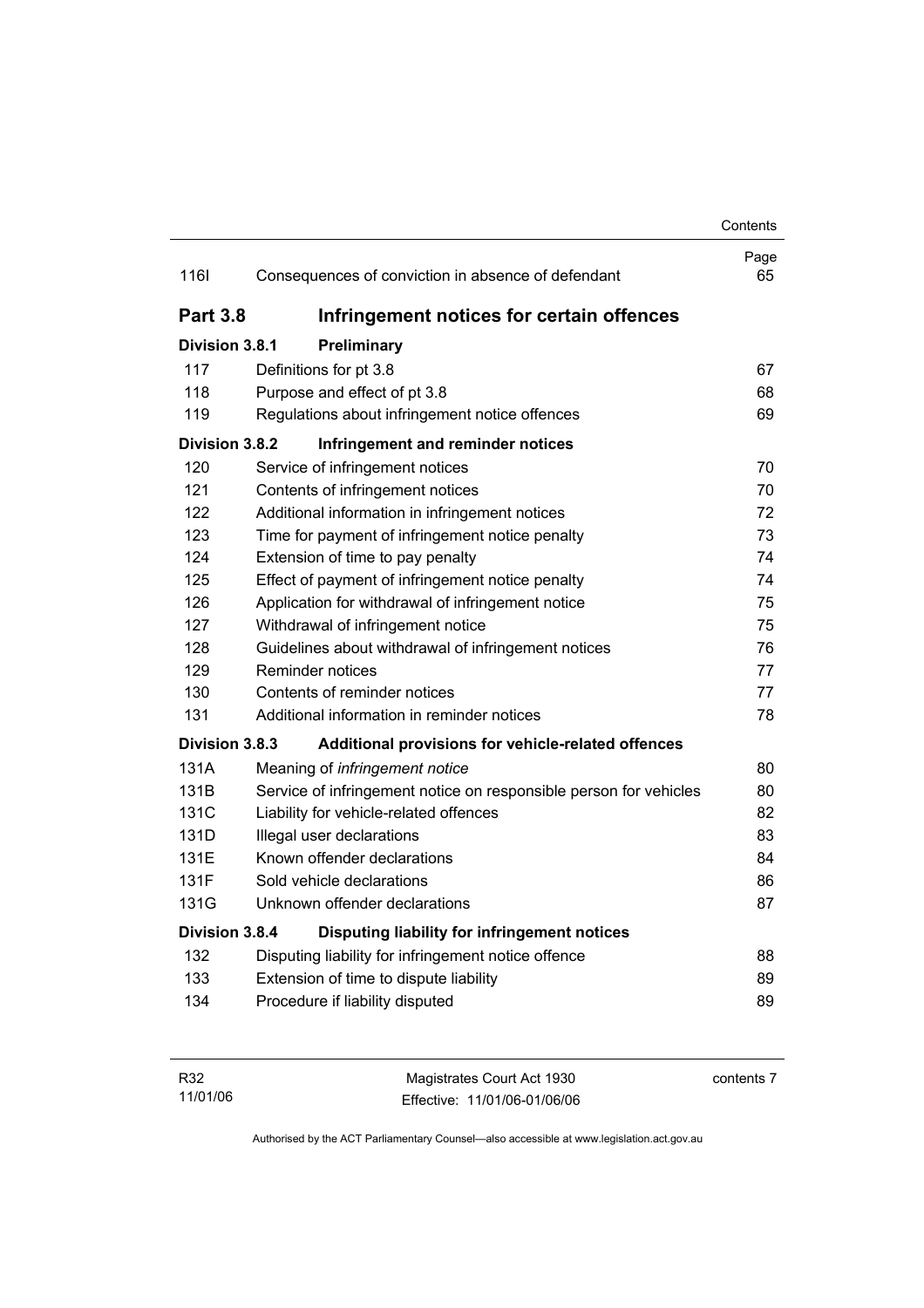| | | Page |
|---|---|---|
| 116I | Consequences of conviction in absence of defendant | 65 |

## Part 3.8 Infringement notices for certain offences

### Division 3.8.1 Preliminary

| | | |
|---|---|---|
| 117 | Definitions for pt 3.8 | 67 |
| 118 | Purpose and effect of pt 3.8 | 68 |
| 119 | Regulations about infringement notice offences | 69 |

### Division 3.8.2 Infringement and reminder notices

| | | |
|---|---|---|
| 120 | Service of infringement notices | 70 |
| 121 | Contents of infringement notices | 70 |
| 122 | Additional information in infringement notices | 72 |
| 123 | Time for payment of infringement notice penalty | 73 |
| 124 | Extension of time to pay penalty | 74 |
| 125 | Effect of payment of infringement notice penalty | 74 |
| 126 | Application for withdrawal of infringement notice | 75 |
| 127 | Withdrawal of infringement notice | 75 |
| 128 | Guidelines about withdrawal of infringement notices | 76 |
| 129 | Reminder notices | 77 |
| 130 | Contents of reminder notices | 77 |
| 131 | Additional information in reminder notices | 78 |

### Division 3.8.3 Additional provisions for vehicle-related offences

| | | |
|---|---|---|
| 131A | Meaning of *infringement notice* | 80 |
| 131B | Service of infringement notice on responsible person for vehicles | 80 |
| 131C | Liability for vehicle-related offences | 82 |
| 131D | Illegal user declarations | 83 |
| 131E | Known offender declarations | 84 |
| 131F | Sold vehicle declarations | 86 |
| 131G | Unknown offender declarations | 87 |

### Division 3.8.4 Disputing liability for infringement notices

| | | |
|---|---|---|
| 132 | Disputing liability for infringement notice offence | 88 |
| 133 | Extension of time to dispute liability | 89 |
| 134 | Procedure if liability disputed | 89 |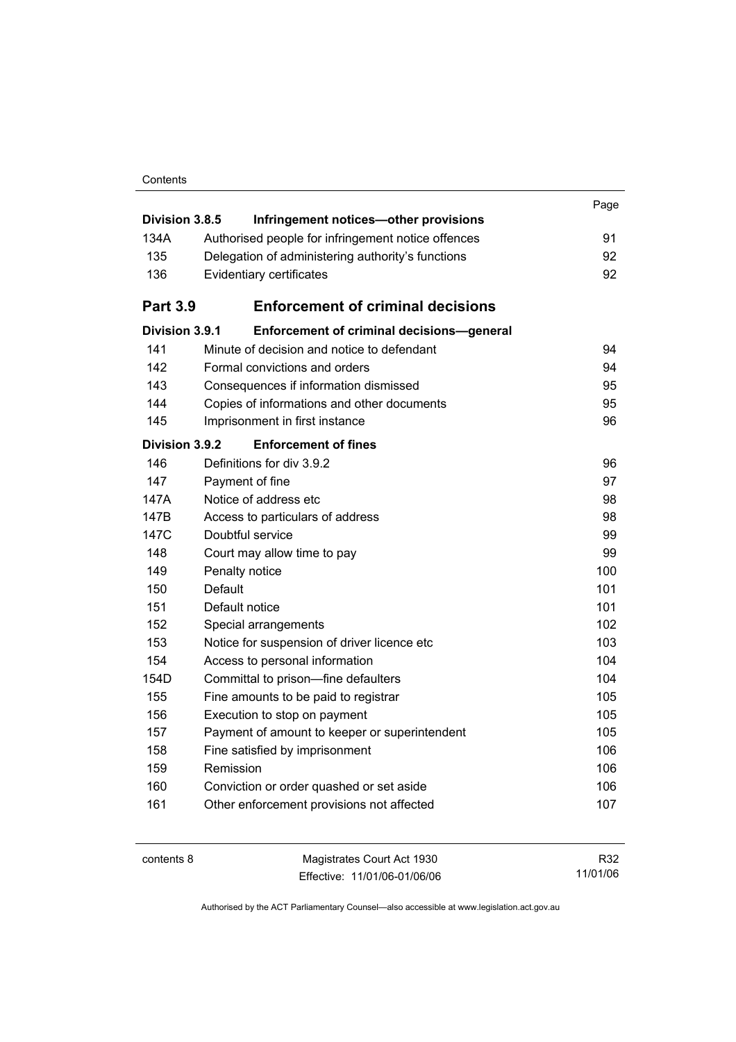| | | Page |
|---|---|---|
| **Division 3.8.5** | **Infringement notices—other provisions** | |
| 134A | Authorised people for infringement notice offences | 91 |
| 135 | Delegation of administering authority's functions | 92 |
| 136 | Evidentiary certificates | 92 |

## Part 3.9 Enforcement of criminal decisions

| | | |
|---|---|---|
| **Division 3.9.1** | **Enforcement of criminal decisions—general** | |
| 141 | Minute of decision and notice to defendant | 94 |
| 142 | Formal convictions and orders | 94 |
| 143 | Consequences if information dismissed | 95 |
| 144 | Copies of informations and other documents | 95 |
| 145 | Imprisonment in first instance | 96 |
| **Division 3.9.2** | **Enforcement of fines** | |
| 146 | Definitions for div 3.9.2 | 96 |
| 147 | Payment of fine | 97 |
| 147A | Notice of address etc | 98 |
| 147B | Access to particulars of address | 98 |
| 147C | Doubtful service | 99 |
| 148 | Court may allow time to pay | 99 |
| 149 | Penalty notice | 100 |
| 150 | Default | 101 |
| 151 | Default notice | 101 |
| 152 | Special arrangements | 102 |
| 153 | Notice for suspension of driver licence etc | 103 |
| 154 | Access to personal information | 104 |
| 154D | Committal to prison—fine defaulters | 104 |
| 155 | Fine amounts to be paid to registrar | 105 |
| 156 | Execution to stop on payment | 105 |
| 157 | Payment of amount to keeper or superintendent | 105 |
| 158 | Fine satisfied by imprisonment | 106 |
| 159 | Remission | 106 |
| 160 | Conviction or order quashed or set aside | 106 |
| 161 | Other enforcement provisions not affected | 107 |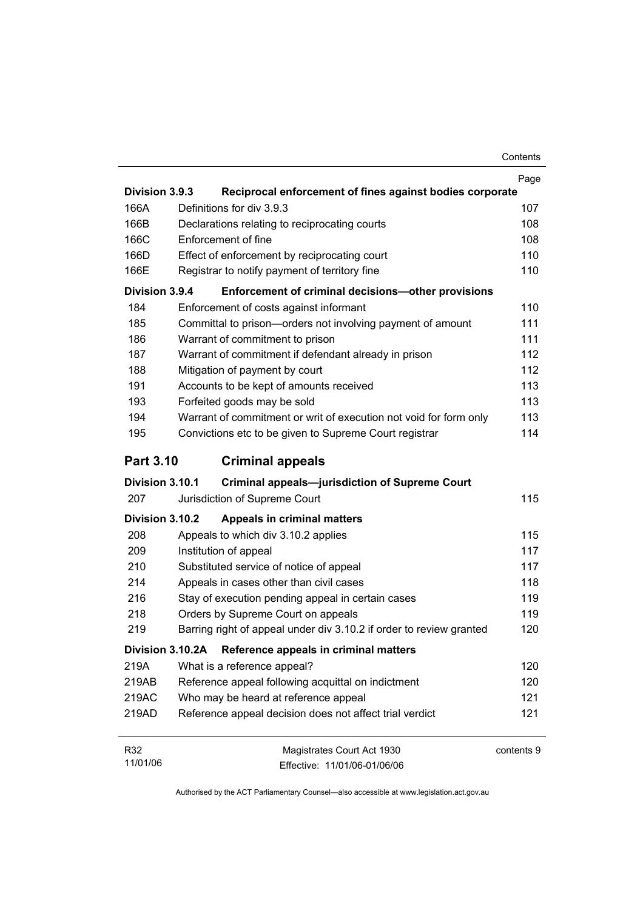| | | Page |
|---|---|---|
| **Division 3.9.3** | **Reciprocal enforcement of fines against bodies corporate** | |
| 166A | Definitions for div 3.9.3 | 107 |
| 166B | Declarations relating to reciprocating courts | 108 |
| 166C | Enforcement of fine | 108 |
| 166D | Effect of enforcement by reciprocating court | 110 |
| 166E | Registrar to notify payment of territory fine | 110 |
| **Division 3.9.4** | **Enforcement of criminal decisions—other provisions** | |
| 184 | Enforcement of costs against informant | 110 |
| 185 | Committal to prison—orders not involving payment of amount | 111 |
| 186 | Warrant of commitment to prison | 111 |
| 187 | Warrant of commitment if defendant already in prison | 112 |
| 188 | Mitigation of payment by court | 112 |
| 191 | Accounts to be kept of amounts received | 113 |
| 193 | Forfeited goods may be sold | 113 |
| 194 | Warrant of commitment or writ of execution not void for form only | 113 |
| 195 | Convictions etc to be given to Supreme Court registrar | 114 |

## Part 3.10 Criminal appeals

| | | |
|---|---|---|
| **Division 3.10.1** | **Criminal appeals—jurisdiction of Supreme Court** | |
| 207 | Jurisdiction of Supreme Court | 115 |
| **Division 3.10.2** | **Appeals in criminal matters** | |
| 208 | Appeals to which div 3.10.2 applies | 115 |
| 209 | Institution of appeal | 117 |
| 210 | Substituted service of notice of appeal | 117 |
| 214 | Appeals in cases other than civil cases | 118 |
| 216 | Stay of execution pending appeal in certain cases | 119 |
| 218 | Orders by Supreme Court on appeals | 119 |
| 219 | Barring right of appeal under div 3.10.2 if order to review granted | 120 |
| **Division 3.10.2A** | **Reference appeals in criminal matters** | |
| 219A | What is a reference appeal? | 120 |
| 219AB | Reference appeal following acquittal on indictment | 120 |
| 219AC | Who may be heard at reference appeal | 121 |
| 219AD | Reference appeal decision does not affect trial verdict | 121 |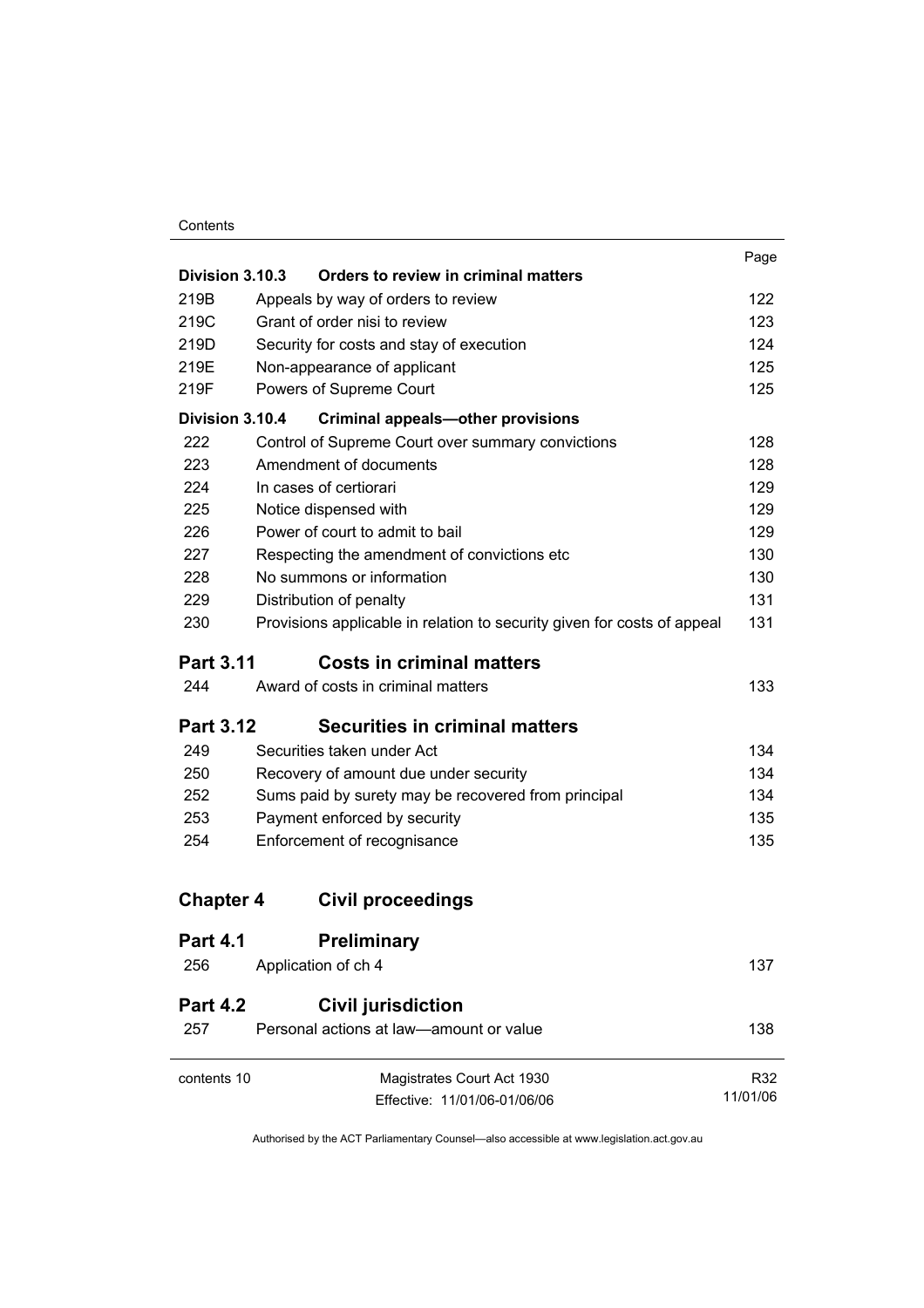| | | Page |
|---|---|---|
| **Division 3.10.3** | **Orders to review in criminal matters** | |
| 219B | Appeals by way of orders to review | 122 |
| 219C | Grant of order nisi to review | 123 |
| 219D | Security for costs and stay of execution | 124 |
| 219E | Non-appearance of applicant | 125 |
| 219F | Powers of Supreme Court | 125 |
| **Division 3.10.4** | **Criminal appeals—other provisions** | |
| 222 | Control of Supreme Court over summary convictions | 128 |
| 223 | Amendment of documents | 128 |
| 224 | In cases of certiorari | 129 |
| 225 | Notice dispensed with | 129 |
| 226 | Power of court to admit to bail | 129 |
| 227 | Respecting the amendment of convictions etc | 130 |
| 228 | No summons or information | 130 |
| 229 | Distribution of penalty | 131 |
| 230 | Provisions applicable in relation to security given for costs of appeal | 131 |
| **Part 3.11** | **Costs in criminal matters** | |
| 244 | Award of costs in criminal matters | 133 |
| **Part 3.12** | **Securities in criminal matters** | |
| 249 | Securities taken under Act | 134 |
| 250 | Recovery of amount due under security | 134 |
| 252 | Sums paid by surety may be recovered from principal | 134 |
| 253 | Payment enforced by security | 135 |
| 254 | Enforcement of recognisance | 135 |
| **Chapter 4** | **Civil proceedings** | |
| **Part 4.1** | **Preliminary** | |
| 256 | Application of ch 4 | 137 |
| **Part 4.2** | **Civil jurisdiction** | |
| 257 | Personal actions at law—amount or value | 138 |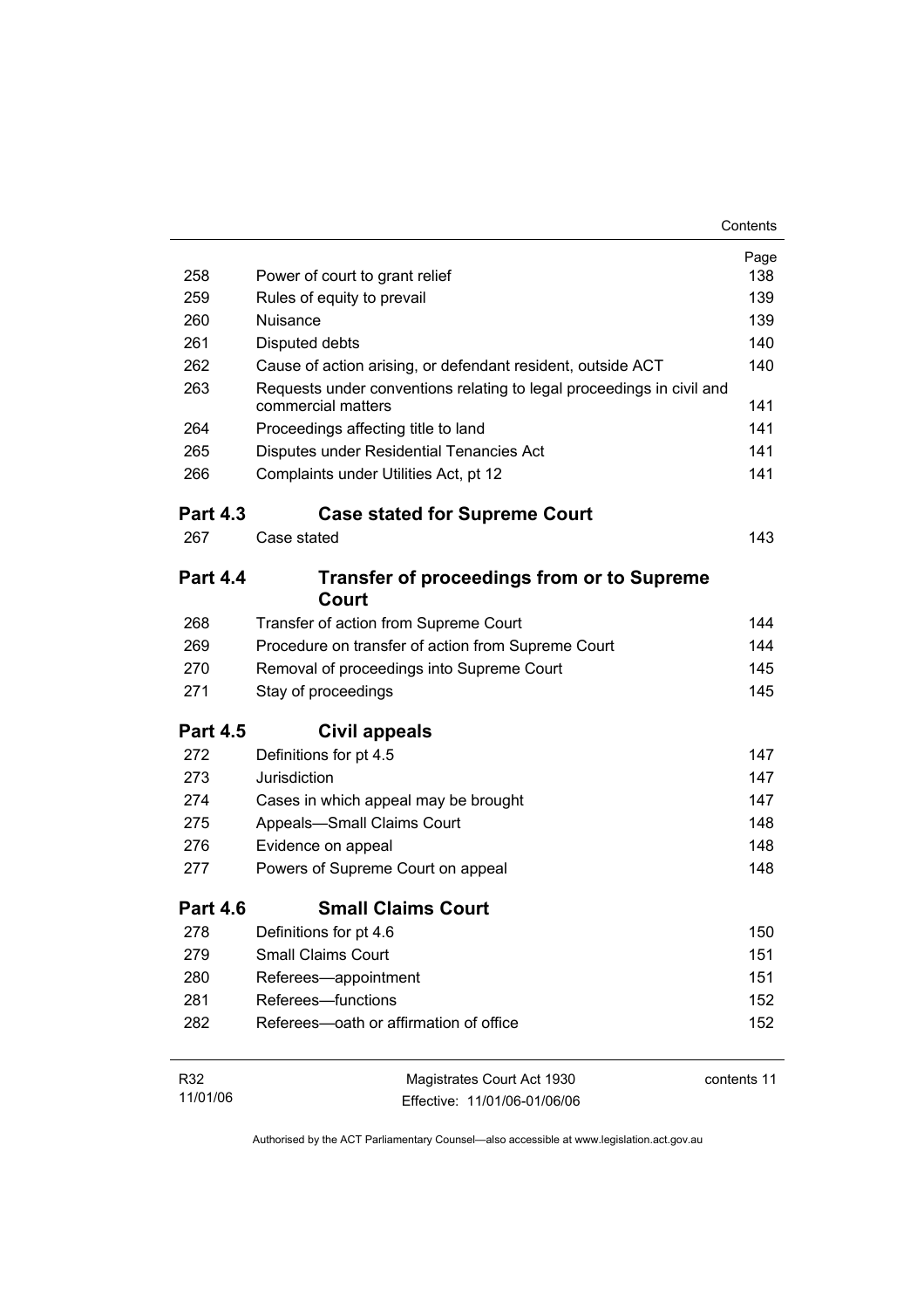| | | Page |
|---|---|---|
| 258 | Power of court to grant relief | 138 |
| 259 | Rules of equity to prevail | 139 |
| 260 | Nuisance | 139 |
| 261 | Disputed debts | 140 |
| 262 | Cause of action arising, or defendant resident, outside ACT | 140 |
| 263 | Requests under conventions relating to legal proceedings in civil and commercial matters | 141 |
| 264 | Proceedings affecting title to land | 141 |
| 265 | Disputes under Residential Tenancies Act | 141 |
| 266 | Complaints under Utilities Act, pt 12 | 141 |

## Part 4.3 Case stated for Supreme Court

| | | |
|---|---|---|
| 267 | Case stated | 143 |

## Part 4.4 Transfer of proceedings from or to Supreme Court

| | | |
|---|---|---|
| 268 | Transfer of action from Supreme Court | 144 |
| 269 | Procedure on transfer of action from Supreme Court | 144 |
| 270 | Removal of proceedings into Supreme Court | 145 |
| 271 | Stay of proceedings | 145 |

## Part 4.5 Civil appeals

| | | |
|---|---|---|
| 272 | Definitions for pt 4.5 | 147 |
| 273 | Jurisdiction | 147 |
| 274 | Cases in which appeal may be brought | 147 |
| 275 | Appeals—Small Claims Court | 148 |
| 276 | Evidence on appeal | 148 |
| 277 | Powers of Supreme Court on appeal | 148 |

## Part 4.6 Small Claims Court

| | | |
|---|---|---|
| 278 | Definitions for pt 4.6 | 150 |
| 279 | Small Claims Court | 151 |
| 280 | Referees—appointment | 151 |
| 281 | Referees—functions | 152 |
| 282 | Referees—oath or affirmation of office | 152 |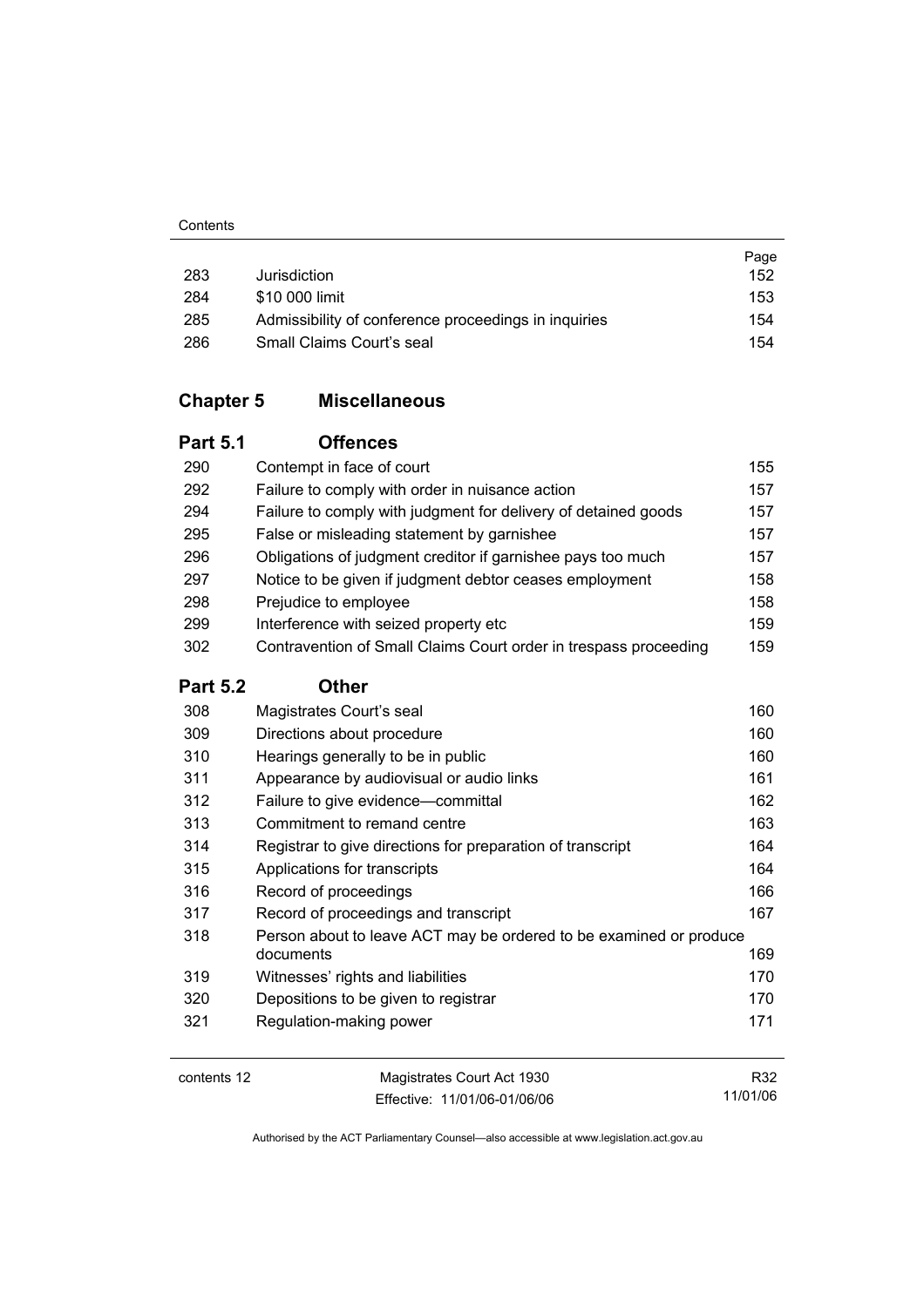| | | Page |
|---|---|---|
| 283 | Jurisdiction | 152 |
| 284 | $10 000 limit | 153 |
| 285 | Admissibility of conference proceedings in inquiries | 154 |
| 286 | Small Claims Court's seal | 154 |

## Chapter 5 Miscellaneous

### Part 5.1 Offences

| | | |
|---|---|---|
| 290 | Contempt in face of court | 155 |
| 292 | Failure to comply with order in nuisance action | 157 |
| 294 | Failure to comply with judgment for delivery of detained goods | 157 |
| 295 | False or misleading statement by garnishee | 157 |
| 296 | Obligations of judgment creditor if garnishee pays too much | 157 |
| 297 | Notice to be given if judgment debtor ceases employment | 158 |
| 298 | Prejudice to employee | 158 |
| 299 | Interference with seized property etc | 159 |
| 302 | Contravention of Small Claims Court order in trespass proceeding | 159 |

### Part 5.2 Other

| | | |
|---|---|---|
| 308 | Magistrates Court's seal | 160 |
| 309 | Directions about procedure | 160 |
| 310 | Hearings generally to be in public | 160 |
| 311 | Appearance by audiovisual or audio links | 161 |
| 312 | Failure to give evidence—committal | 162 |
| 313 | Commitment to remand centre | 163 |
| 314 | Registrar to give directions for preparation of transcript | 164 |
| 315 | Applications for transcripts | 164 |
| 316 | Record of proceedings | 166 |
| 317 | Record of proceedings and transcript | 167 |
| 318 | Person about to leave ACT may be ordered to be examined or produce documents | 169 |
| 319 | Witnesses' rights and liabilities | 170 |
| 320 | Depositions to be given to registrar | 170 |
| 321 | Regulation-making power | 171 |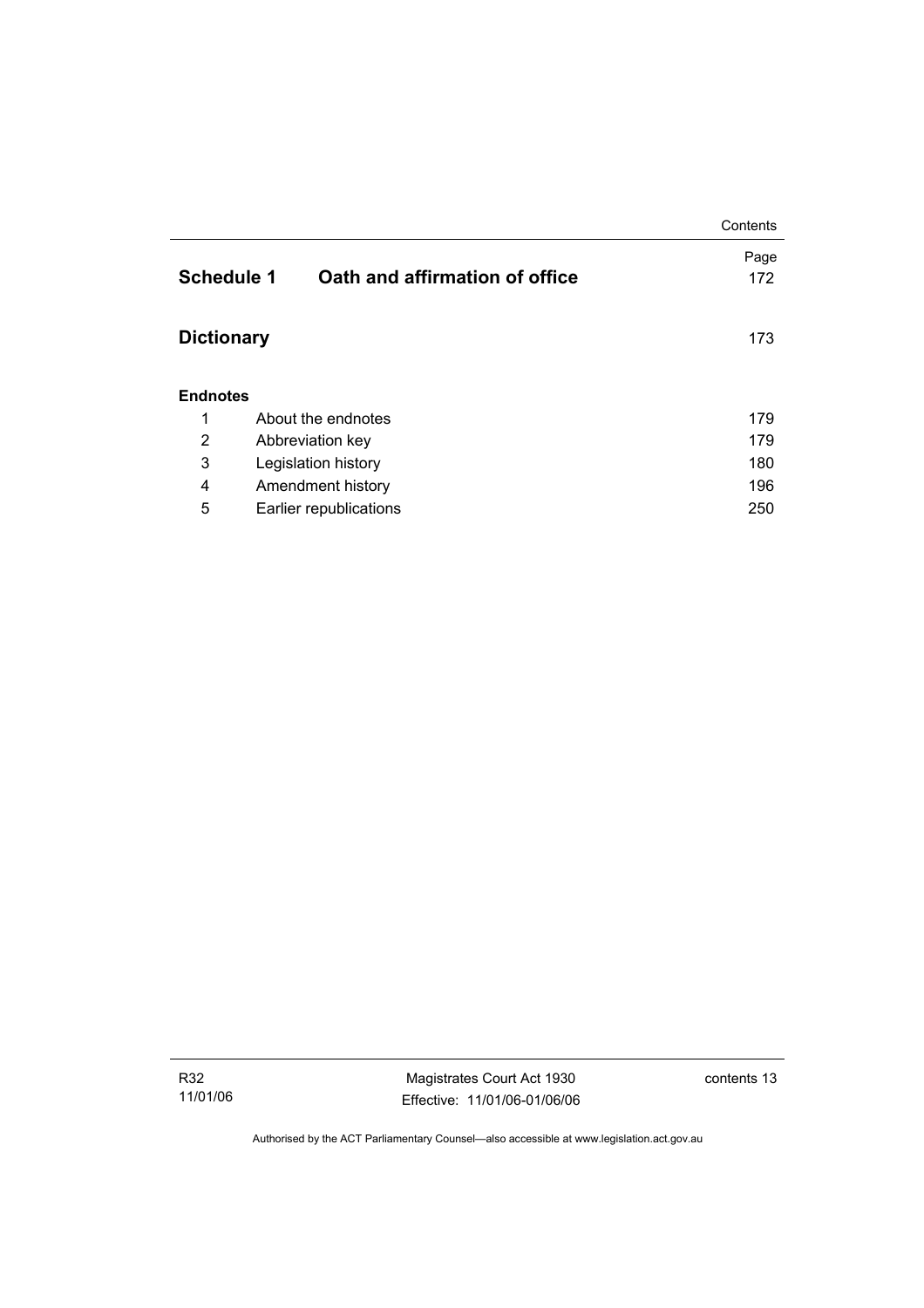| | | Page |
|---|---|---|
| **Schedule 1** | **Oath and affirmation of office** | 172 |
| **Dictionary** | | 173 |

**Endnotes**

| | | |
|---|---|---|
| 1 | About the endnotes | 179 |
| 2 | Abbreviation key | 179 |
| 3 | Legislation history | 180 |
| 4 | Amendment history | 196 |
| 5 | Earlier republications | 250 |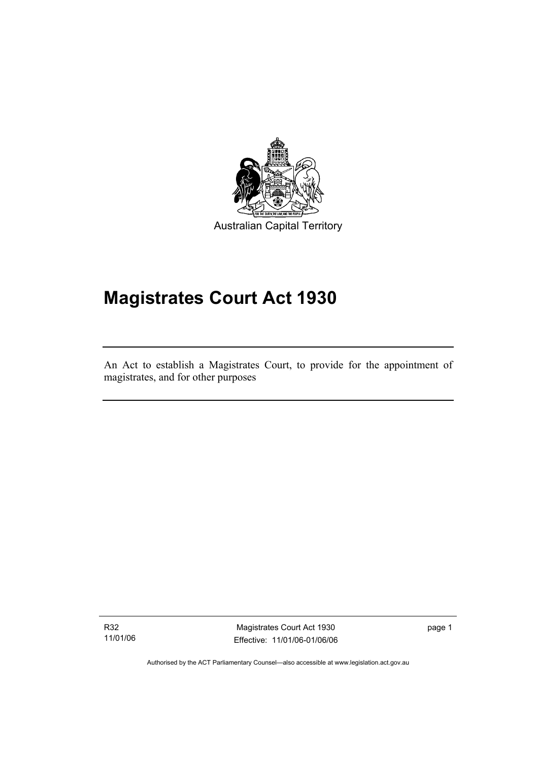Australian Capital Territory

# Magistrates Court Act 1930

An Act to establish a Magistrates Court, to provide for the appointment of magistrates, and for other purposes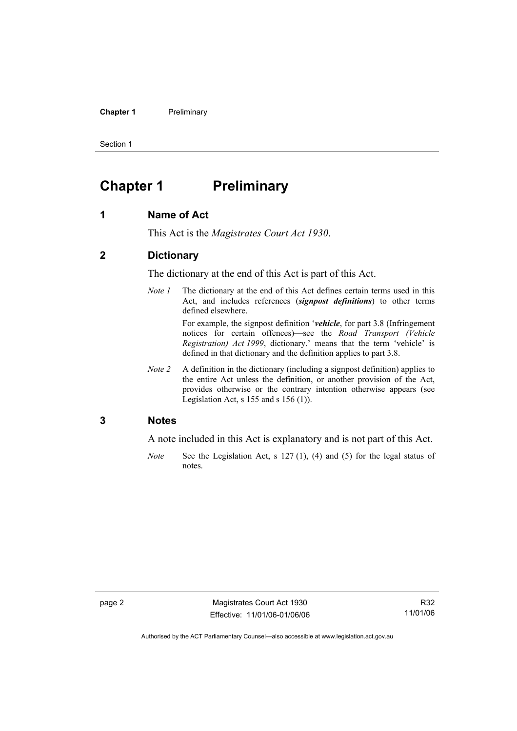# Chapter 1 Preliminary

## 1 Name of Act

This Act is the *Magistrates Court Act 1930*.

## 2 Dictionary

The dictionary at the end of this Act is part of this Act.

*Note 1* The dictionary at the end of this Act defines certain terms used in this Act, and includes references (***signpost definitions***) to other terms defined elsewhere.

For example, the signpost definition '***vehicle***, for part 3.8 (Infringement notices for certain offences)—see the *Road Transport (Vehicle Registration) Act 1999*, dictionary.' means that the term 'vehicle' is defined in that dictionary and the definition applies to part 3.8.

*Note 2* A definition in the dictionary (including a signpost definition) applies to the entire Act unless the definition, or another provision of the Act, provides otherwise or the contrary intention otherwise appears (see Legislation Act, s 155 and s 156 (1)).

## 3 Notes

A note included in this Act is explanatory and is not part of this Act.

*Note* See the Legislation Act, s 127 (1), (4) and (5) for the legal status of notes.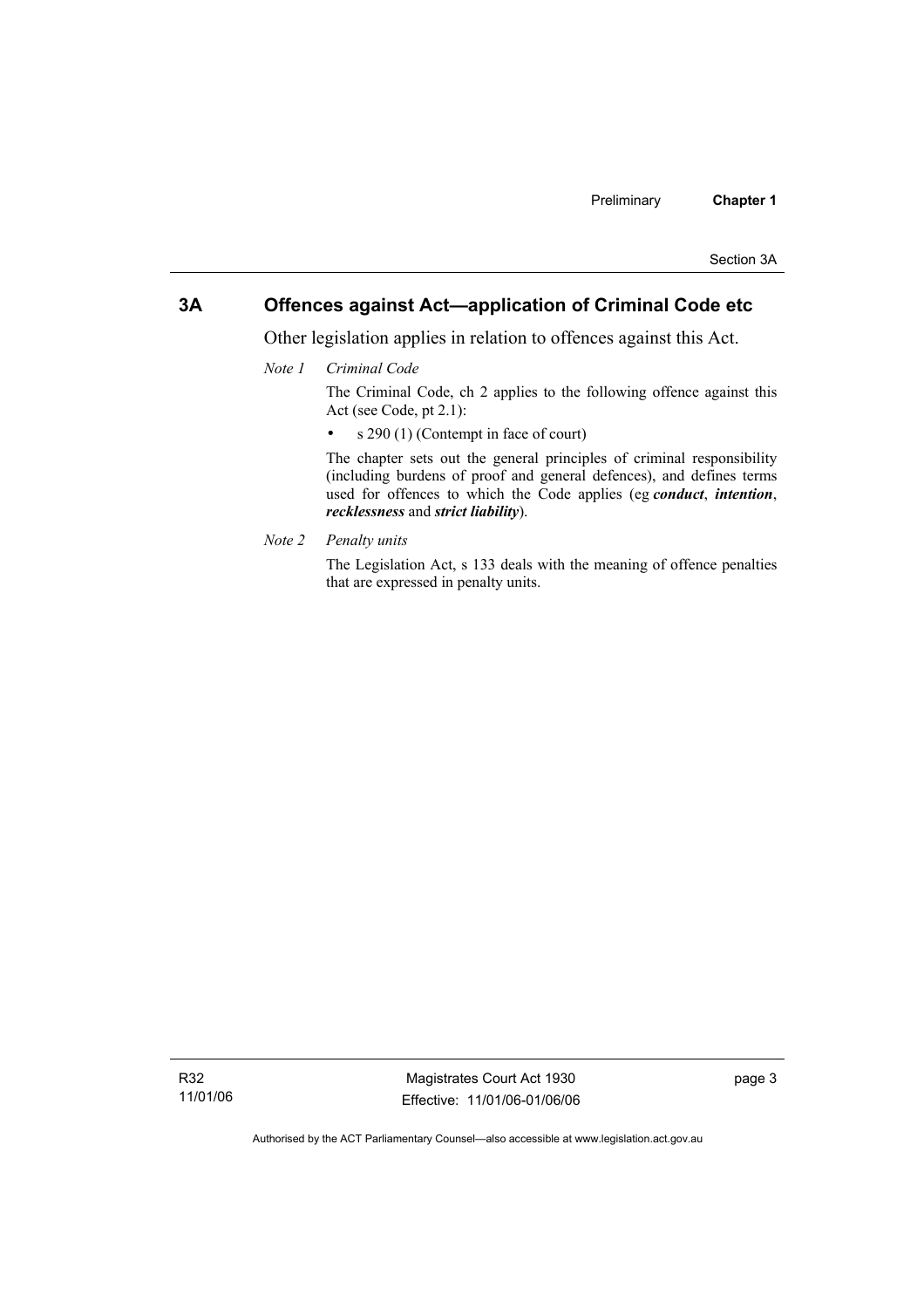## 3A Offences against Act—application of Criminal Code etc

Other legislation applies in relation to offences against this Act.

*Note 1 Criminal Code*

The Criminal Code, ch 2 applies to the following offence against this Act (see Code, pt 2.1):

- s 290 (1) (Contempt in face of court)

The chapter sets out the general principles of criminal responsibility (including burdens of proof and general defences), and defines terms used for offences to which the Code applies (eg ***conduct***, ***intention***, ***recklessness*** and ***strict liability***).

*Note 2 Penalty units*

The Legislation Act, s 133 deals with the meaning of offence penalties that are expressed in penalty units.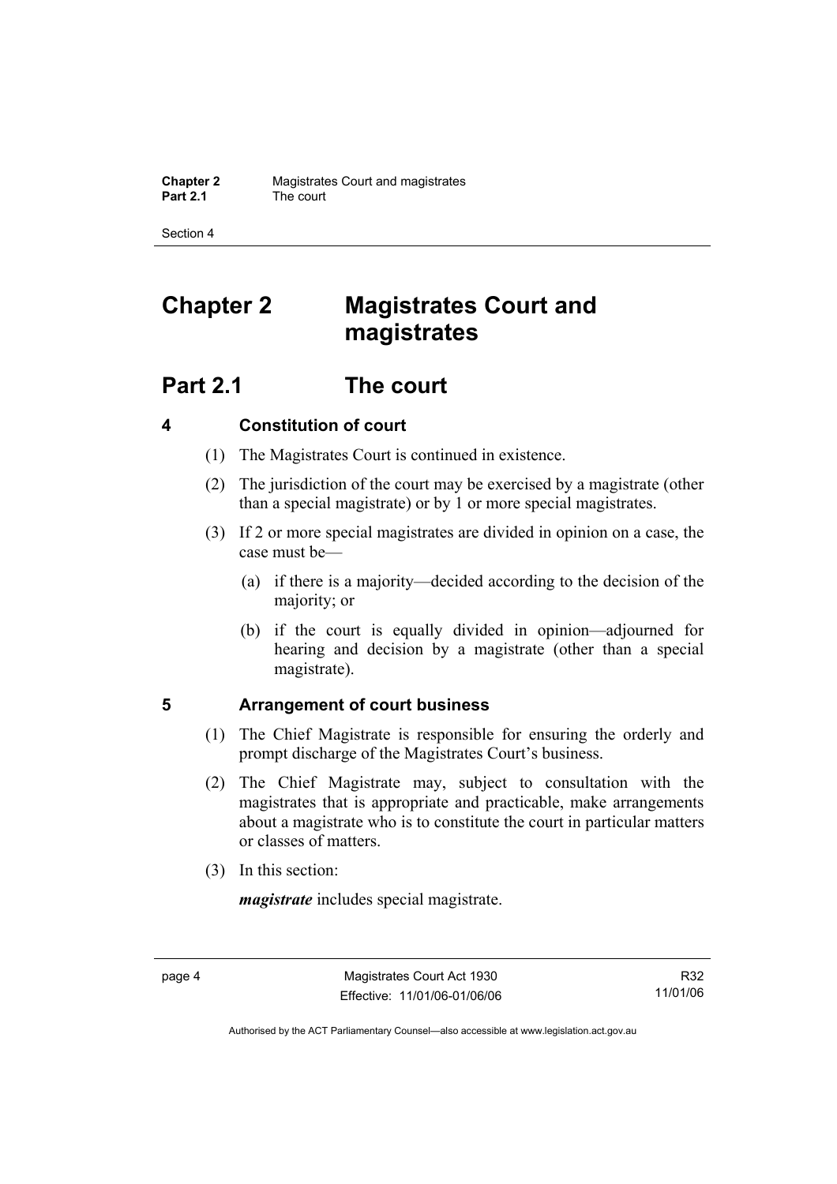# Chapter 2 Magistrates Court and magistrates

## Part 2.1 The court

### 4 Constitution of court

(1) The Magistrates Court is continued in existence.

(2) The jurisdiction of the court may be exercised by a magistrate (other than a special magistrate) or by 1 or more special magistrates.

(3) If 2 or more special magistrates are divided in opinion on a case, the case must be—

(a) if there is a majority—decided according to the decision of the majority; or

(b) if the court is equally divided in opinion—adjourned for hearing and decision by a magistrate (other than a special magistrate).

### 5 Arrangement of court business

(1) The Chief Magistrate is responsible for ensuring the orderly and prompt discharge of the Magistrates Court's business.

(2) The Chief Magistrate may, subject to consultation with the magistrates that is appropriate and practicable, make arrangements about a magistrate who is to constitute the court in particular matters or classes of matters.

(3) In this section:

***magistrate*** includes special magistrate.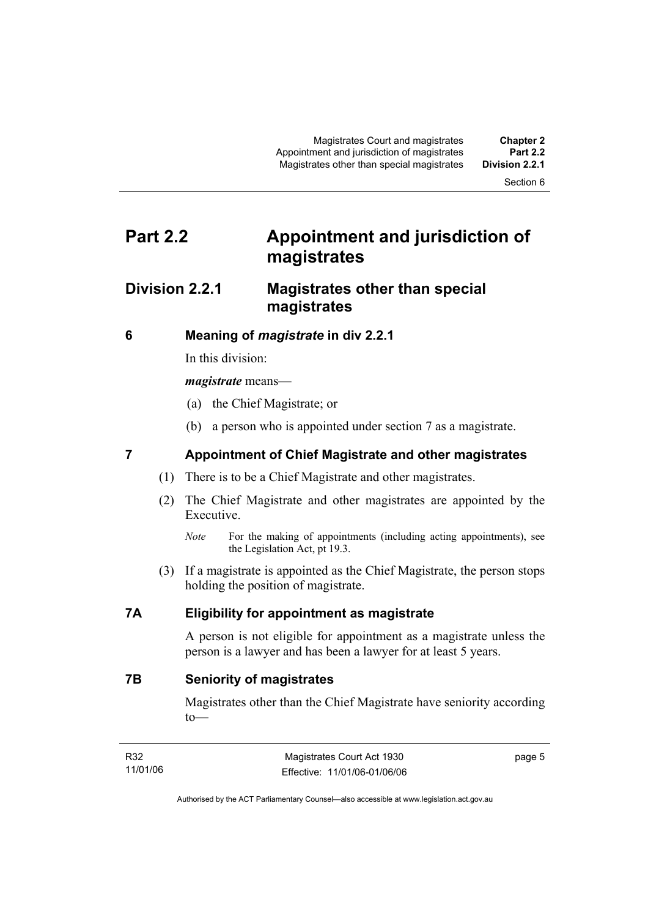# Part 2.2 Appointment and jurisdiction of magistrates

## Division 2.2.1 Magistrates other than special magistrates

### 6 Meaning of *magistrate* in div 2.2.1

In this division:

***magistrate*** means—

(a) the Chief Magistrate; or

(b) a person who is appointed under section 7 as a magistrate.

### 7 Appointment of Chief Magistrate and other magistrates

(1) There is to be a Chief Magistrate and other magistrates.

(2) The Chief Magistrate and other magistrates are appointed by the Executive.

*Note* For the making of appointments (including acting appointments), see the Legislation Act, pt 19.3.

(3) If a magistrate is appointed as the Chief Magistrate, the person stops holding the position of magistrate.

### 7A Eligibility for appointment as magistrate

A person is not eligible for appointment as a magistrate unless the person is a lawyer and has been a lawyer for at least 5 years.

### 7B Seniority of magistrates

Magistrates other than the Chief Magistrate have seniority according to—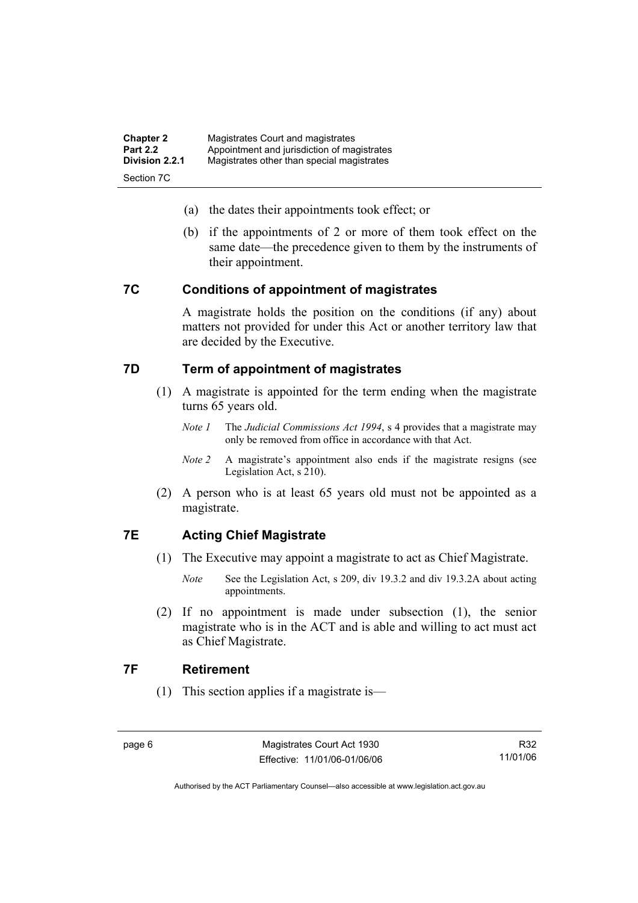(a) the dates their appointments took effect; or

(b) if the appointments of 2 or more of them took effect on the same date—the precedence given to them by the instruments of their appointment.

## 7C Conditions of appointment of magistrates

A magistrate holds the position on the conditions (if any) about matters not provided for under this Act or another territory law that are decided by the Executive.

## 7D Term of appointment of magistrates

(1) A magistrate is appointed for the term ending when the magistrate turns 65 years old.

*Note 1* The *Judicial Commissions Act 1994*, s 4 provides that a magistrate may only be removed from office in accordance with that Act.

*Note 2* A magistrate's appointment also ends if the magistrate resigns (see Legislation Act, s 210).

(2) A person who is at least 65 years old must not be appointed as a magistrate.

## 7E Acting Chief Magistrate

(1) The Executive may appoint a magistrate to act as Chief Magistrate.

*Note* See the Legislation Act, s 209, div 19.3.2 and div 19.3.2A about acting appointments.

(2) If no appointment is made under subsection (1), the senior magistrate who is in the ACT and is able and willing to act must act as Chief Magistrate.

## 7F Retirement

(1) This section applies if a magistrate is—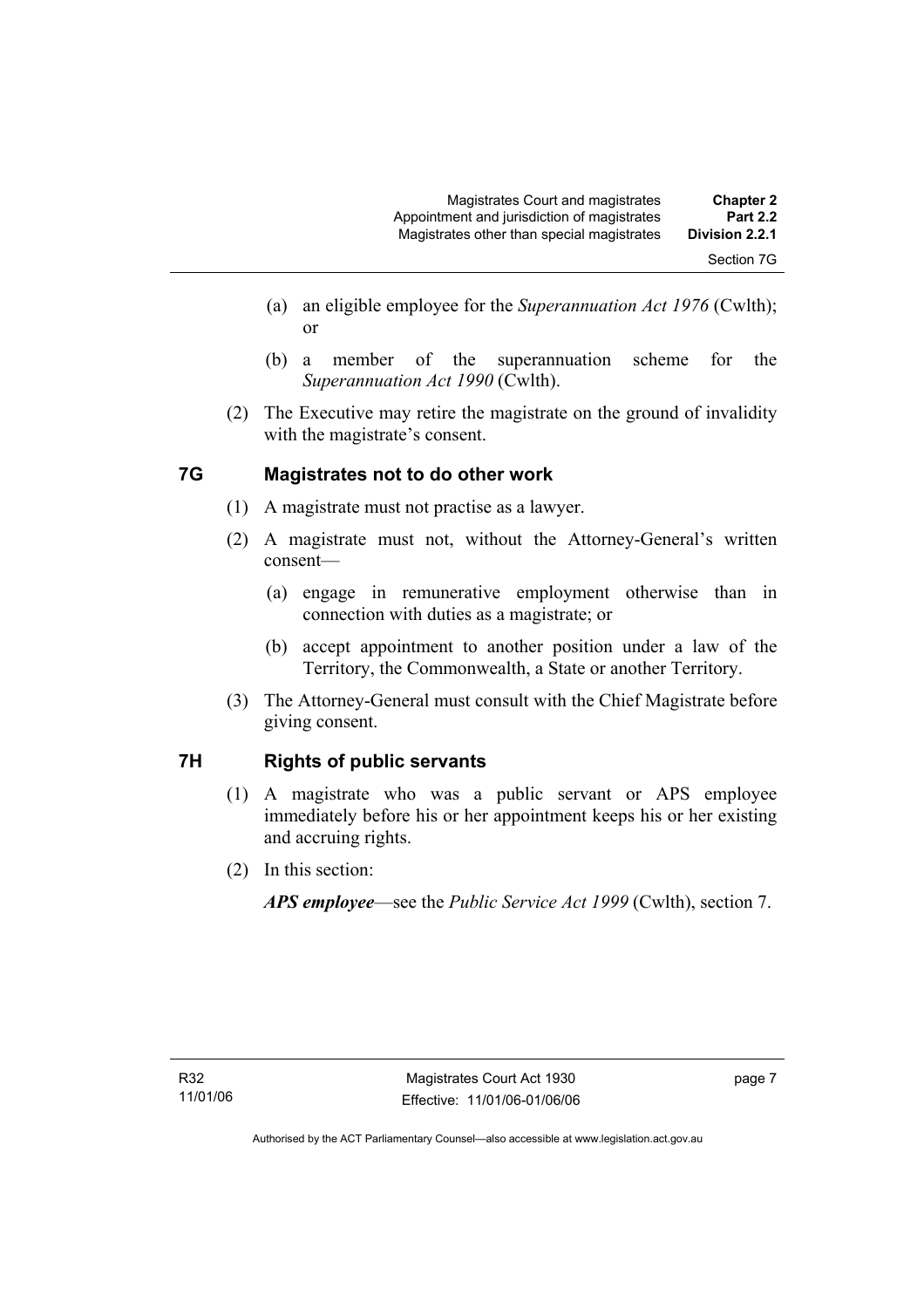(a) an eligible employee for the *Superannuation Act 1976* (Cwlth); or

(b) a member of the superannuation scheme for the *Superannuation Act 1990* (Cwlth).

(2) The Executive may retire the magistrate on the ground of invalidity with the magistrate's consent.

## 7G Magistrates not to do other work

(1) A magistrate must not practise as a lawyer.

(2) A magistrate must not, without the Attorney-General's written consent—

(a) engage in remunerative employment otherwise than in connection with duties as a magistrate; or

(b) accept appointment to another position under a law of the Territory, the Commonwealth, a State or another Territory.

(3) The Attorney-General must consult with the Chief Magistrate before giving consent.

## 7H Rights of public servants

(1) A magistrate who was a public servant or APS employee immediately before his or her appointment keeps his or her existing and accruing rights.

(2) In this section:

***APS employee***—see the *Public Service Act 1999* (Cwlth), section 7.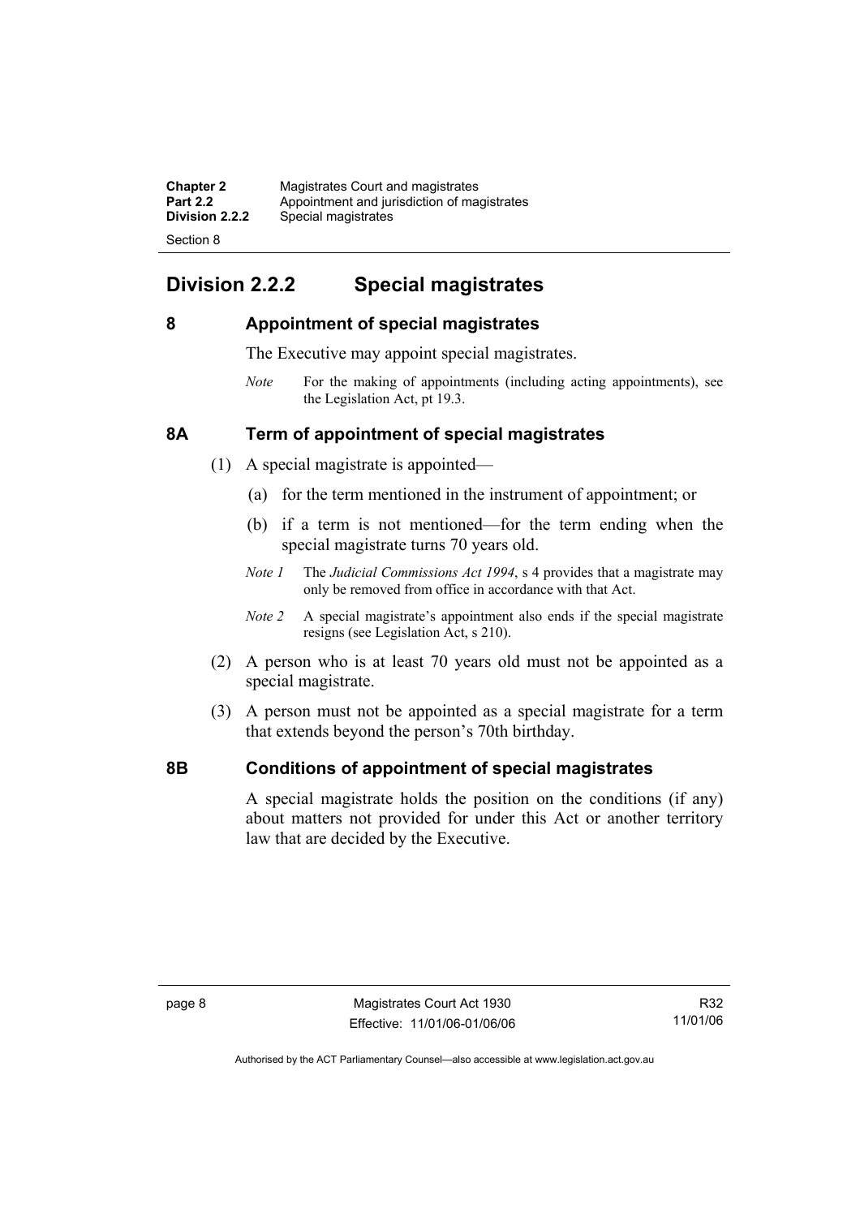## Division 2.2.2 Special magistrates

### 8 Appointment of special magistrates

The Executive may appoint special magistrates.

*Note* For the making of appointments (including acting appointments), see the Legislation Act, pt 19.3.

### 8A Term of appointment of special magistrates

(1) A special magistrate is appointed—

(a) for the term mentioned in the instrument of appointment; or

(b) if a term is not mentioned—for the term ending when the special magistrate turns 70 years old.

*Note 1* The *Judicial Commissions Act 1994*, s 4 provides that a magistrate may only be removed from office in accordance with that Act.

*Note 2* A special magistrate's appointment also ends if the special magistrate resigns (see Legislation Act, s 210).

(2) A person who is at least 70 years old must not be appointed as a special magistrate.

(3) A person must not be appointed as a special magistrate for a term that extends beyond the person's 70th birthday.

### 8B Conditions of appointment of special magistrates

A special magistrate holds the position on the conditions (if any) about matters not provided for under this Act or another territory law that are decided by the Executive.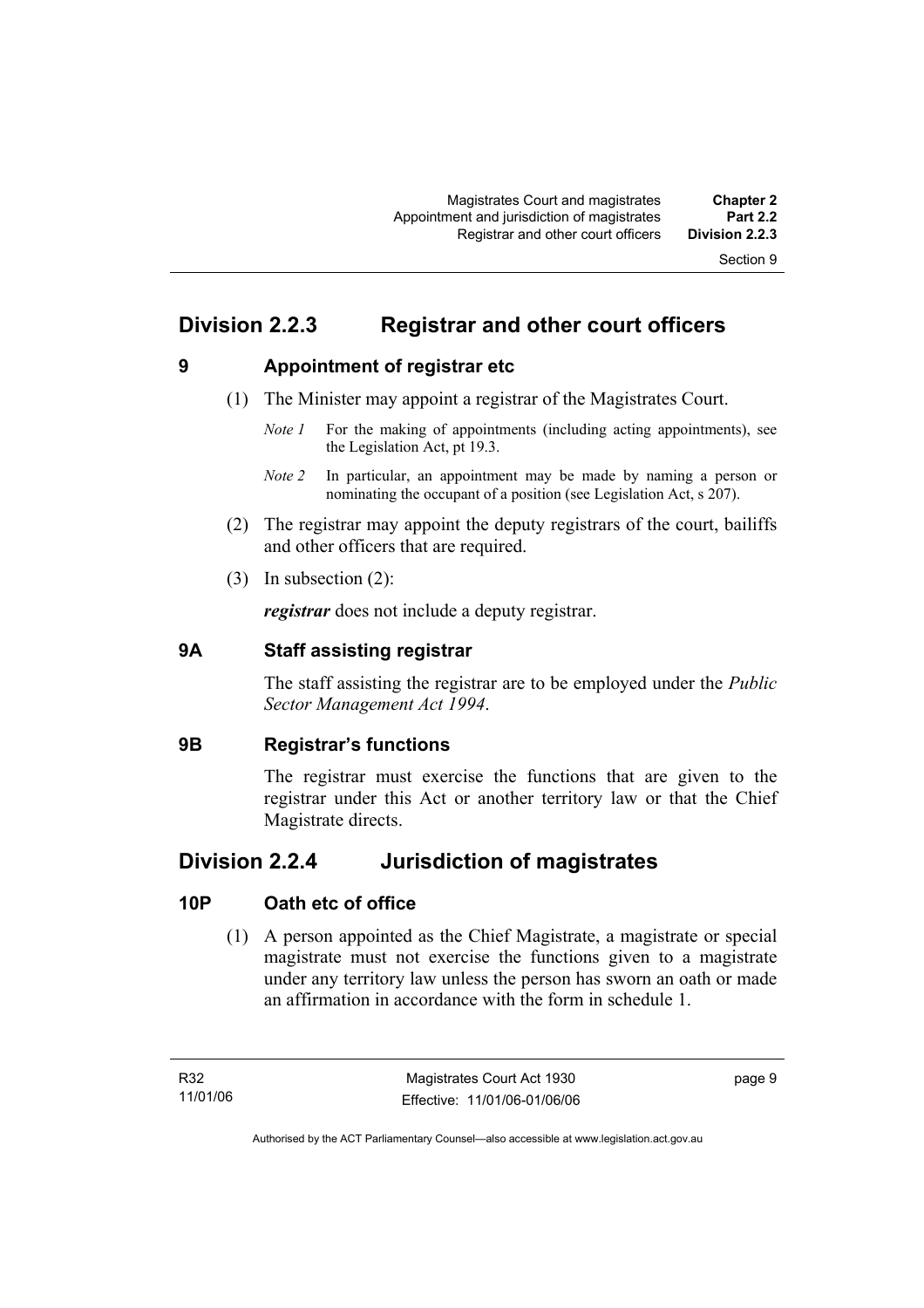## Division 2.2.3 Registrar and other court officers

### 9 Appointment of registrar etc

(1) The Minister may appoint a registrar of the Magistrates Court.

*Note 1* For the making of appointments (including acting appointments), see the Legislation Act, pt 19.3.

*Note 2* In particular, an appointment may be made by naming a person or nominating the occupant of a position (see Legislation Act, s 207).

(2) The registrar may appoint the deputy registrars of the court, bailiffs and other officers that are required.

(3) In subsection (2):

***registrar*** does not include a deputy registrar.

### 9A Staff assisting registrar

The staff assisting the registrar are to be employed under the *Public Sector Management Act 1994*.

### 9B Registrar's functions

The registrar must exercise the functions that are given to the registrar under this Act or another territory law or that the Chief Magistrate directs.

## Division 2.2.4 Jurisdiction of magistrates

### 10P Oath etc of office

(1) A person appointed as the Chief Magistrate, a magistrate or special magistrate must not exercise the functions given to a magistrate under any territory law unless the person has sworn an oath or made an affirmation in accordance with the form in schedule 1.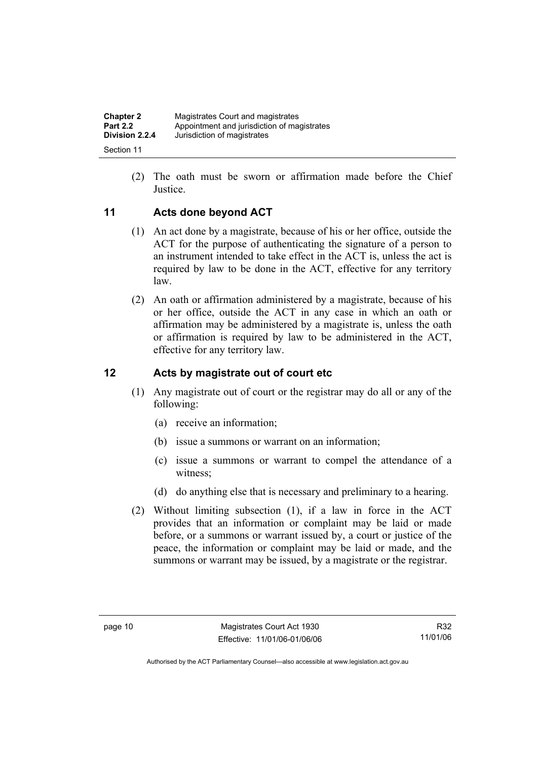(2) The oath must be sworn or affirmation made before the Chief Justice.

## 11 Acts done beyond ACT

(1) An act done by a magistrate, because of his or her office, outside the ACT for the purpose of authenticating the signature of a person to an instrument intended to take effect in the ACT is, unless the act is required by law to be done in the ACT, effective for any territory law.

(2) An oath or affirmation administered by a magistrate, because of his or her office, outside the ACT in any case in which an oath or affirmation may be administered by a magistrate is, unless the oath or affirmation is required by law to be administered in the ACT, effective for any territory law.

## 12 Acts by magistrate out of court etc

(1) Any magistrate out of court or the registrar may do all or any of the following:

- (a) receive an information;
- (b) issue a summons or warrant on an information;
- (c) issue a summons or warrant to compel the attendance of a witness;
- (d) do anything else that is necessary and preliminary to a hearing.

(2) Without limiting subsection (1), if a law in force in the ACT provides that an information or complaint may be laid or made before, or a summons or warrant issued by, a court or justice of the peace, the information or complaint may be laid or made, and the summons or warrant may be issued, by a magistrate or the registrar.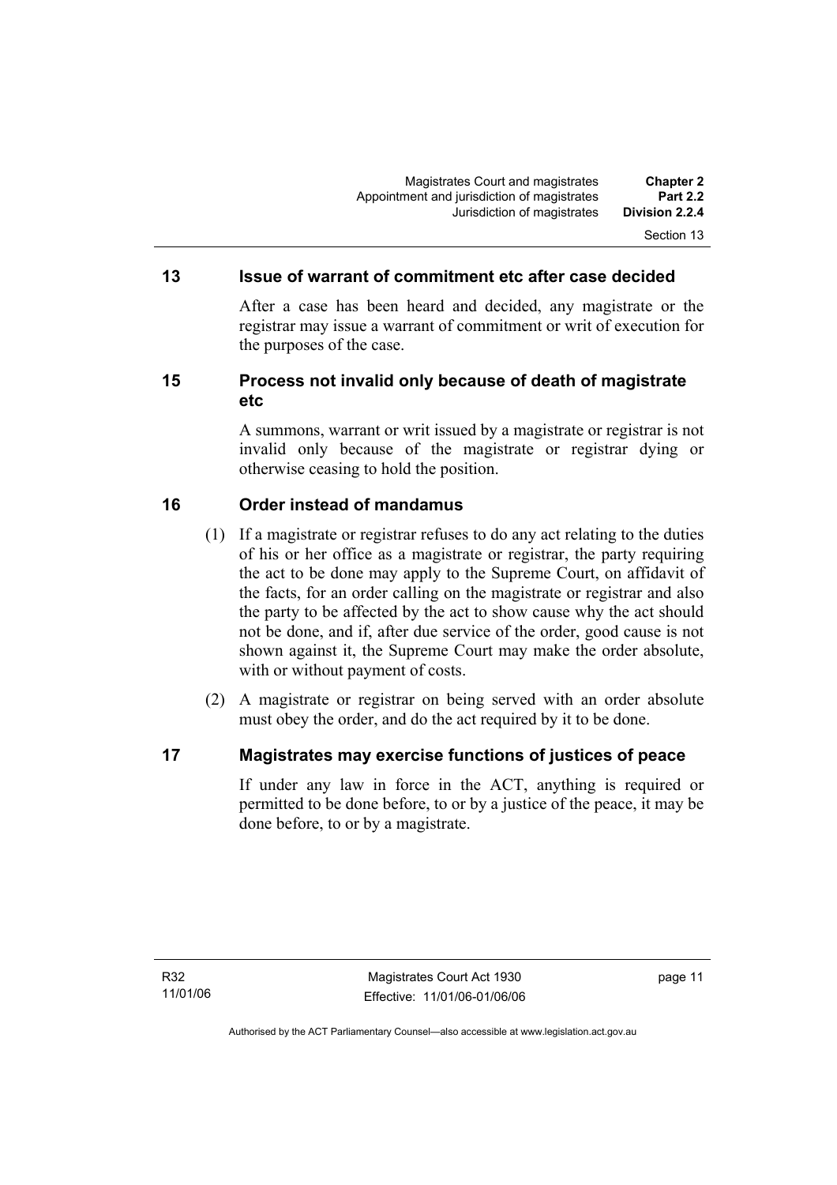## 13 Issue of warrant of commitment etc after case decided

After a case has been heard and decided, any magistrate or the registrar may issue a warrant of commitment or writ of execution for the purposes of the case.

## 15 Process not invalid only because of death of magistrate etc

A summons, warrant or writ issued by a magistrate or registrar is not invalid only because of the magistrate or registrar dying or otherwise ceasing to hold the position.

## 16 Order instead of mandamus

(1) If a magistrate or registrar refuses to do any act relating to the duties of his or her office as a magistrate or registrar, the party requiring the act to be done may apply to the Supreme Court, on affidavit of the facts, for an order calling on the magistrate or registrar and also the party to be affected by the act to show cause why the act should not be done, and if, after due service of the order, good cause is not shown against it, the Supreme Court may make the order absolute, with or without payment of costs.

(2) A magistrate or registrar on being served with an order absolute must obey the order, and do the act required by it to be done.

## 17 Magistrates may exercise functions of justices of peace

If under any law in force in the ACT, anything is required or permitted to be done before, to or by a justice of the peace, it may be done before, to or by a magistrate.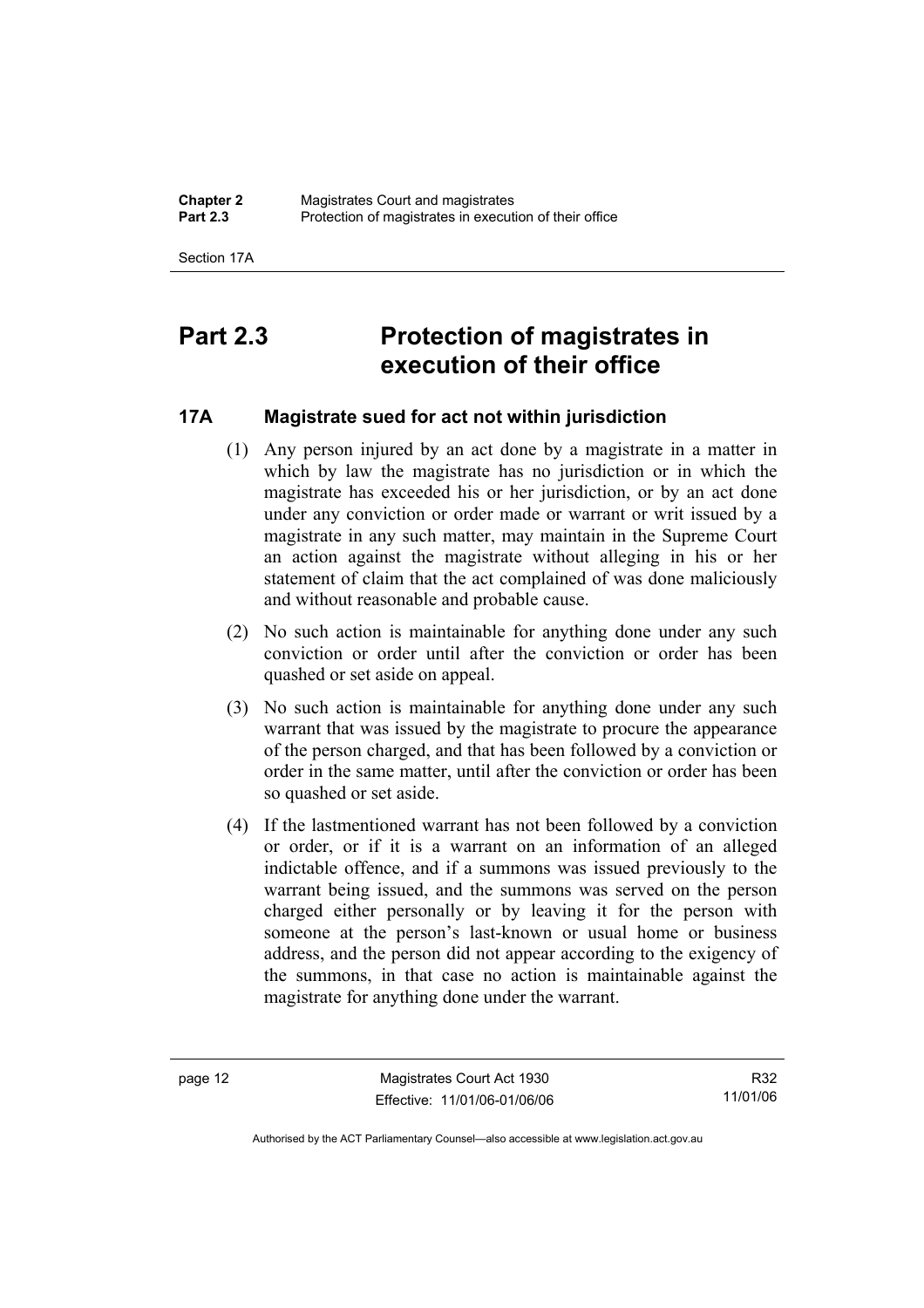# Part 2.3 Protection of magistrates in execution of their office

### 17A Magistrate sued for act not within jurisdiction

(1) Any person injured by an act done by a magistrate in a matter in which by law the magistrate has no jurisdiction or in which the magistrate has exceeded his or her jurisdiction, or by an act done under any conviction or order made or warrant or writ issued by a magistrate in any such matter, may maintain in the Supreme Court an action against the magistrate without alleging in his or her statement of claim that the act complained of was done maliciously and without reasonable and probable cause.

(2) No such action is maintainable for anything done under any such conviction or order until after the conviction or order has been quashed or set aside on appeal.

(3) No such action is maintainable for anything done under any such warrant that was issued by the magistrate to procure the appearance of the person charged, and that has been followed by a conviction or order in the same matter, until after the conviction or order has been so quashed or set aside.

(4) If the lastmentioned warrant has not been followed by a conviction or order, or if it is a warrant on an information of an alleged indictable offence, and if a summons was issued previously to the warrant being issued, and the summons was served on the person charged either personally or by leaving it for the person with someone at the person's last-known or usual home or business address, and the person did not appear according to the exigency of the summons, in that case no action is maintainable against the magistrate for anything done under the warrant.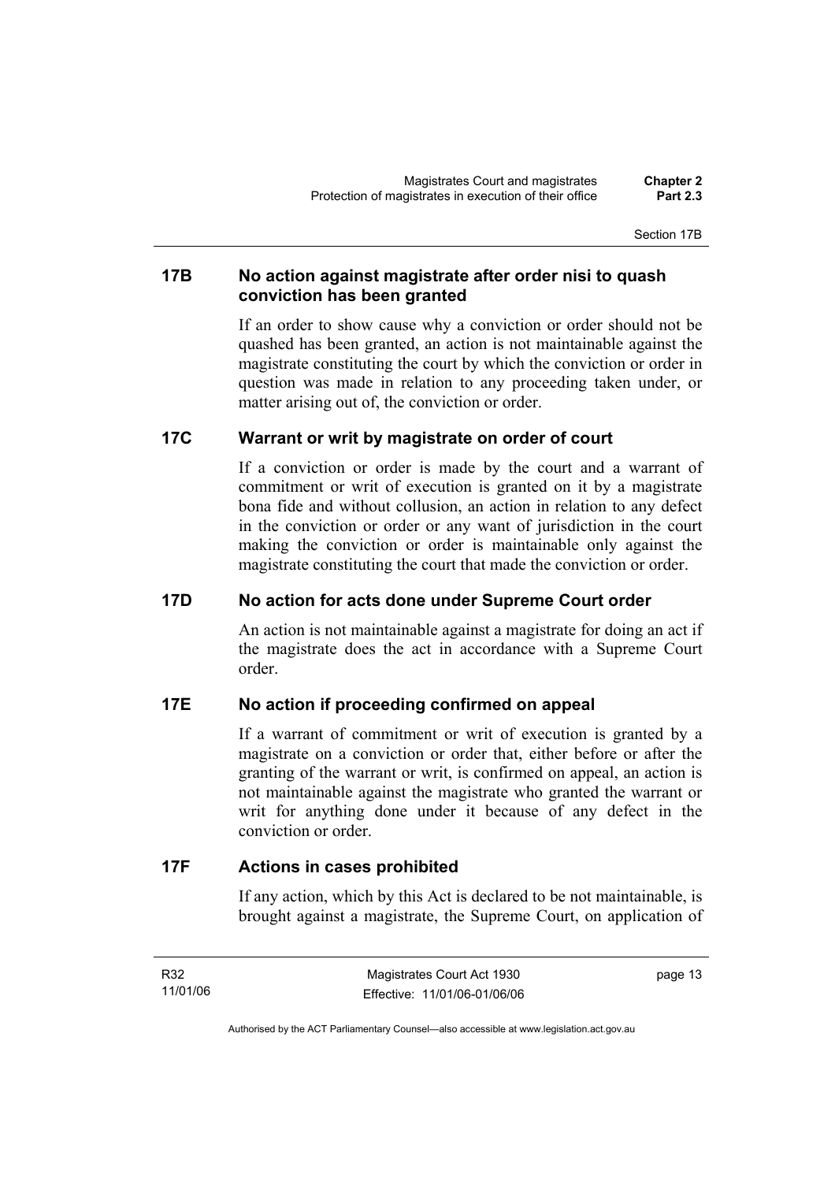### 17B No action against magistrate after order nisi to quash conviction has been granted

If an order to show cause why a conviction or order should not be quashed has been granted, an action is not maintainable against the magistrate constituting the court by which the conviction or order in question was made in relation to any proceeding taken under, or matter arising out of, the conviction or order.

### 17C Warrant or writ by magistrate on order of court

If a conviction or order is made by the court and a warrant of commitment or writ of execution is granted on it by a magistrate bona fide and without collusion, an action in relation to any defect in the conviction or order or any want of jurisdiction in the court making the conviction or order is maintainable only against the magistrate constituting the court that made the conviction or order.

### 17D No action for acts done under Supreme Court order

An action is not maintainable against a magistrate for doing an act if the magistrate does the act in accordance with a Supreme Court order.

### 17E No action if proceeding confirmed on appeal

If a warrant of commitment or writ of execution is granted by a magistrate on a conviction or order that, either before or after the granting of the warrant or writ, is confirmed on appeal, an action is not maintainable against the magistrate who granted the warrant or writ for anything done under it because of any defect in the conviction or order.

### 17F Actions in cases prohibited

If any action, which by this Act is declared to be not maintainable, is brought against a magistrate, the Supreme Court, on application of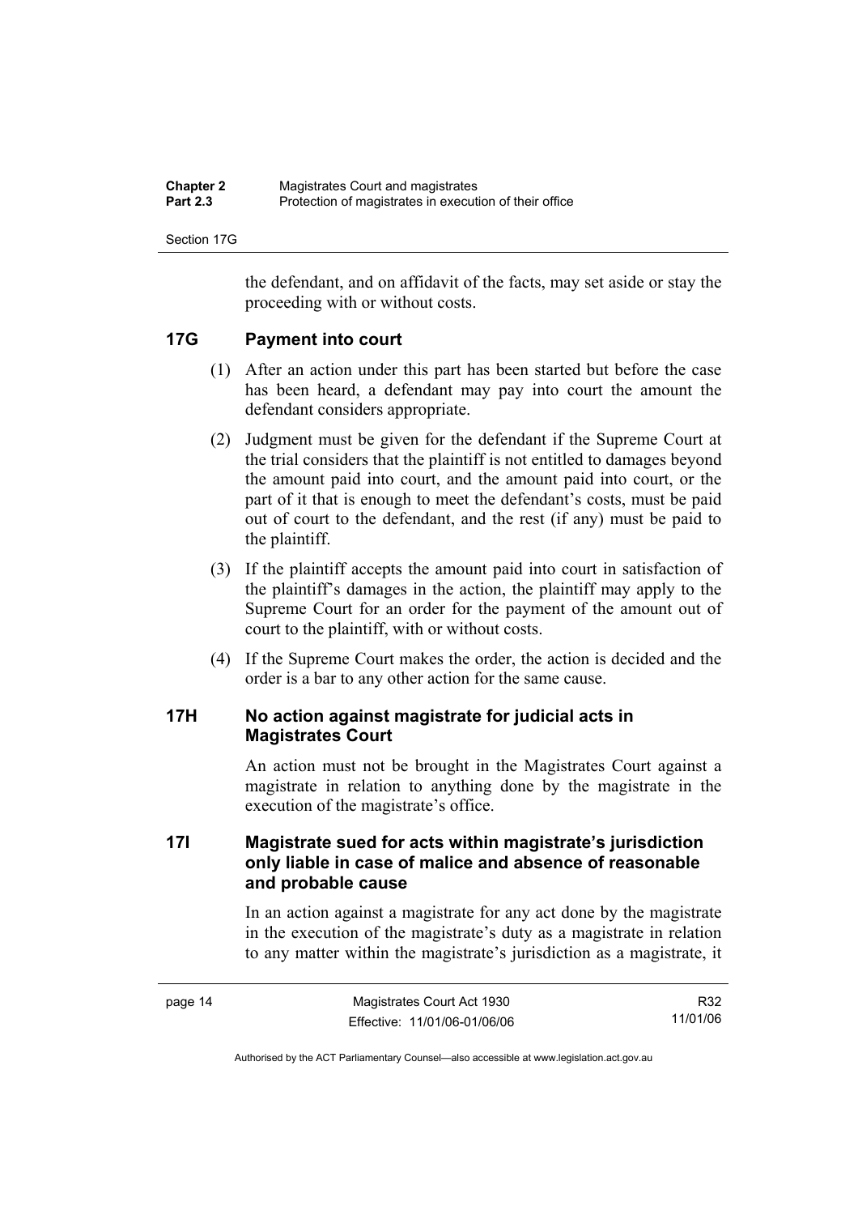the defendant, and on affidavit of the facts, may set aside or stay the proceeding with or without costs.

### 17G Payment into court

(1) After an action under this part has been started but before the case has been heard, a defendant may pay into court the amount the defendant considers appropriate.

(2) Judgment must be given for the defendant if the Supreme Court at the trial considers that the plaintiff is not entitled to damages beyond the amount paid into court, and the amount paid into court, or the part of it that is enough to meet the defendant's costs, must be paid out of court to the defendant, and the rest (if any) must be paid to the plaintiff.

(3) If the plaintiff accepts the amount paid into court in satisfaction of the plaintiff's damages in the action, the plaintiff may apply to the Supreme Court for an order for the payment of the amount out of court to the plaintiff, with or without costs.

(4) If the Supreme Court makes the order, the action is decided and the order is a bar to any other action for the same cause.

### 17H No action against magistrate for judicial acts in Magistrates Court

An action must not be brought in the Magistrates Court against a magistrate in relation to anything done by the magistrate in the execution of the magistrate's office.

### 17I Magistrate sued for acts within magistrate's jurisdiction only liable in case of malice and absence of reasonable and probable cause

In an action against a magistrate for any act done by the magistrate in the execution of the magistrate's duty as a magistrate in relation to any matter within the magistrate's jurisdiction as a magistrate, it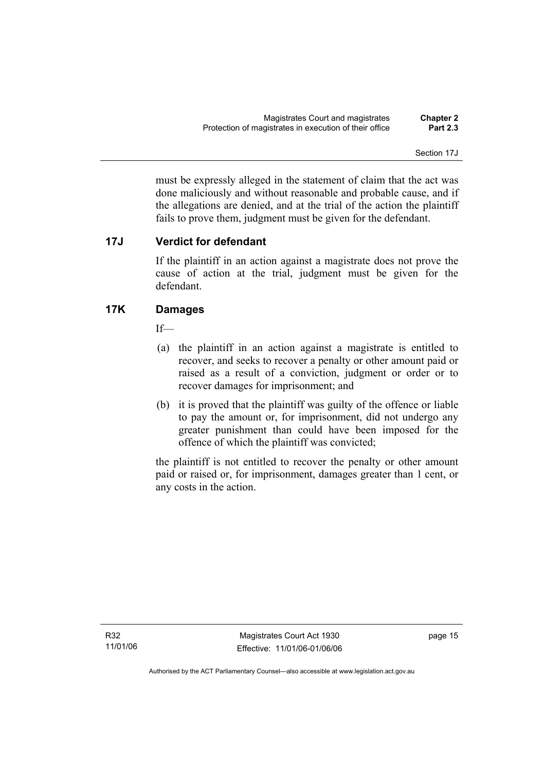must be expressly alleged in the statement of claim that the act was done maliciously and without reasonable and probable cause, and if the allegations are denied, and at the trial of the action the plaintiff fails to prove them, judgment must be given for the defendant.

## 17J Verdict for defendant

If the plaintiff in an action against a magistrate does not prove the cause of action at the trial, judgment must be given for the defendant.

## 17K Damages

If—

(a) the plaintiff in an action against a magistrate is entitled to recover, and seeks to recover a penalty or other amount paid or raised as a result of a conviction, judgment or order or to recover damages for imprisonment; and

(b) it is proved that the plaintiff was guilty of the offence or liable to pay the amount or, for imprisonment, did not undergo any greater punishment than could have been imposed for the offence of which the plaintiff was convicted;

the plaintiff is not entitled to recover the penalty or other amount paid or raised or, for imprisonment, damages greater than 1 cent, or any costs in the action.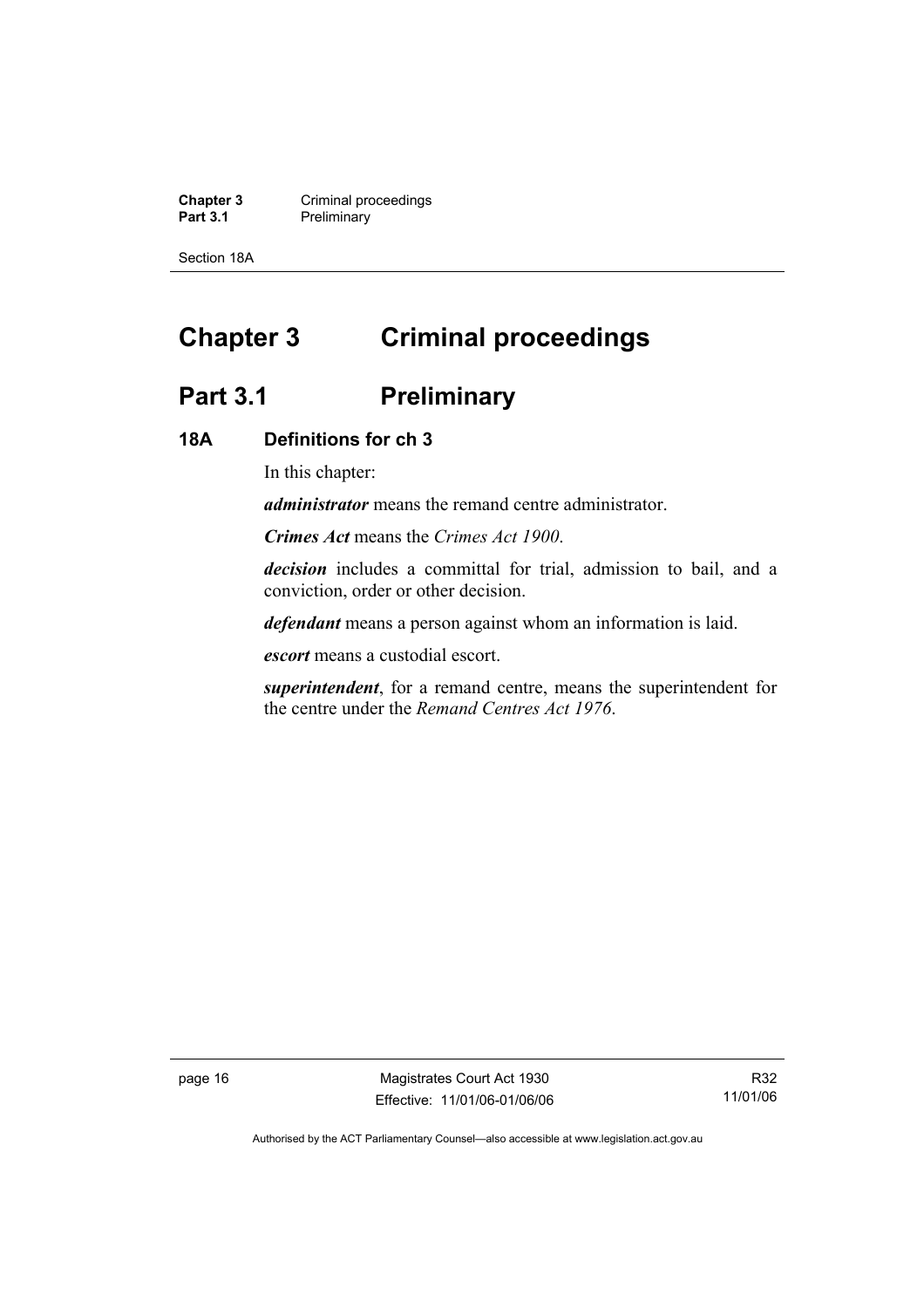# Chapter 3 Criminal proceedings

## Part 3.1 Preliminary

### 18A Definitions for ch 3

In this chapter:

***administrator*** means the remand centre administrator.

***Crimes Act*** means the *Crimes Act 1900*.

***decision*** includes a committal for trial, admission to bail, and a conviction, order or other decision.

***defendant*** means a person against whom an information is laid.

***escort*** means a custodial escort.

***superintendent***, for a remand centre, means the superintendent for the centre under the *Remand Centres Act 1976*.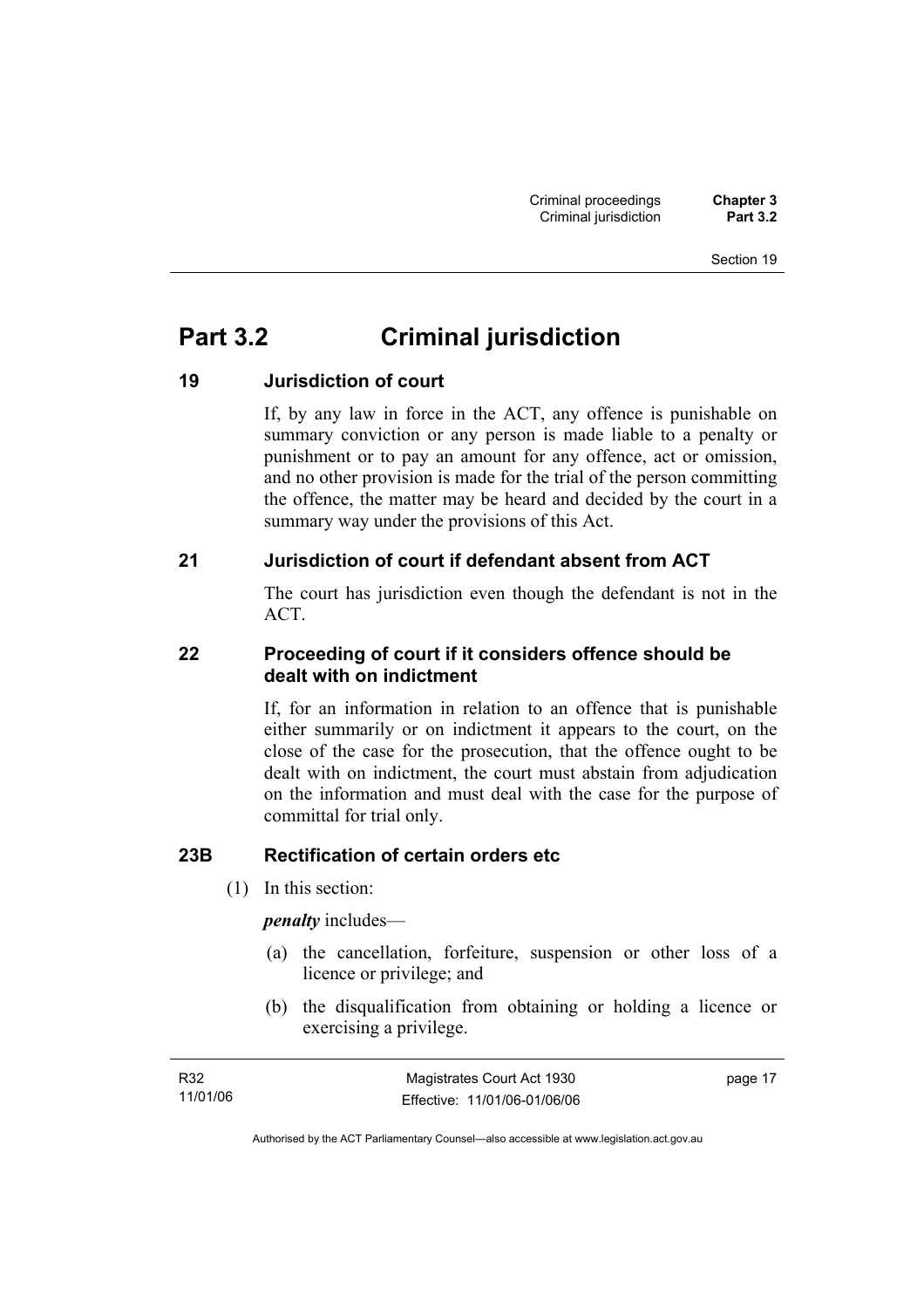# Part 3.2 Criminal jurisdiction

### 19 Jurisdiction of court

If, by any law in force in the ACT, any offence is punishable on summary conviction or any person is made liable to a penalty or punishment or to pay an amount for any offence, act or omission, and no other provision is made for the trial of the person committing the offence, the matter may be heard and decided by the court in a summary way under the provisions of this Act.

### 21 Jurisdiction of court if defendant absent from ACT

The court has jurisdiction even though the defendant is not in the ACT.

### 22 Proceeding of court if it considers offence should be dealt with on indictment

If, for an information in relation to an offence that is punishable either summarily or on indictment it appears to the court, on the close of the case for the prosecution, that the offence ought to be dealt with on indictment, the court must abstain from adjudication on the information and must deal with the case for the purpose of committal for trial only.

### 23B Rectification of certain orders etc

(1) In this section:

***penalty*** includes—

(a) the cancellation, forfeiture, suspension or other loss of a licence or privilege; and

(b) the disqualification from obtaining or holding a licence or exercising a privilege.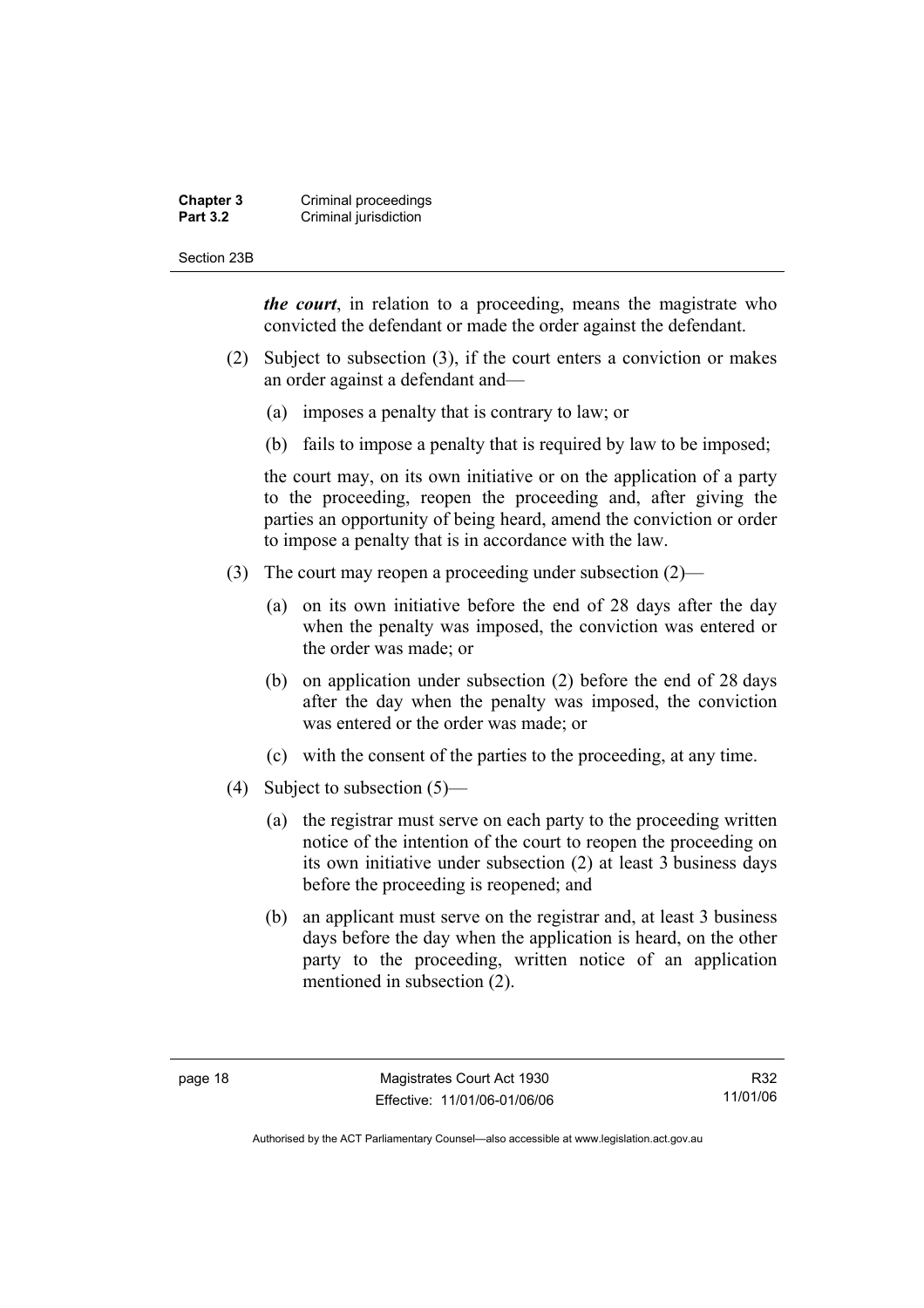***the court***, in relation to a proceeding, means the magistrate who convicted the defendant or made the order against the defendant.

(2) Subject to subsection (3), if the court enters a conviction or makes an order against a defendant and—

(a) imposes a penalty that is contrary to law; or

(b) fails to impose a penalty that is required by law to be imposed;

the court may, on its own initiative or on the application of a party to the proceeding, reopen the proceeding and, after giving the parties an opportunity of being heard, amend the conviction or order to impose a penalty that is in accordance with the law.

(3) The court may reopen a proceeding under subsection (2)—

(a) on its own initiative before the end of 28 days after the day when the penalty was imposed, the conviction was entered or the order was made; or

(b) on application under subsection (2) before the end of 28 days after the day when the penalty was imposed, the conviction was entered or the order was made; or

(c) with the consent of the parties to the proceeding, at any time.

(4) Subject to subsection (5)—

(a) the registrar must serve on each party to the proceeding written notice of the intention of the court to reopen the proceeding on its own initiative under subsection (2) at least 3 business days before the proceeding is reopened; and

(b) an applicant must serve on the registrar and, at least 3 business days before the day when the application is heard, on the other party to the proceeding, written notice of an application mentioned in subsection (2).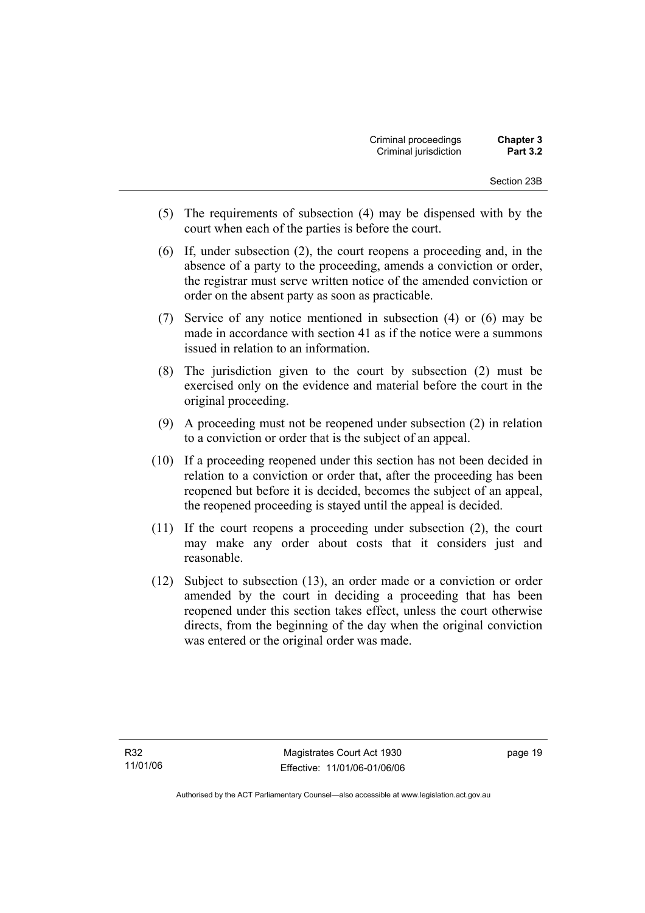(5) The requirements of subsection (4) may be dispensed with by the court when each of the parties is before the court.

(6) If, under subsection (2), the court reopens a proceeding and, in the absence of a party to the proceeding, amends a conviction or order, the registrar must serve written notice of the amended conviction or order on the absent party as soon as practicable.

(7) Service of any notice mentioned in subsection (4) or (6) may be made in accordance with section 41 as if the notice were a summons issued in relation to an information.

(8) The jurisdiction given to the court by subsection (2) must be exercised only on the evidence and material before the court in the original proceeding.

(9) A proceeding must not be reopened under subsection (2) in relation to a conviction or order that is the subject of an appeal.

(10) If a proceeding reopened under this section has not been decided in relation to a conviction or order that, after the proceeding has been reopened but before it is decided, becomes the subject of an appeal, the reopened proceeding is stayed until the appeal is decided.

(11) If the court reopens a proceeding under subsection (2), the court may make any order about costs that it considers just and reasonable.

(12) Subject to subsection (13), an order made or a conviction or order amended by the court in deciding a proceeding that has been reopened under this section takes effect, unless the court otherwise directs, from the beginning of the day when the original conviction was entered or the original order was made.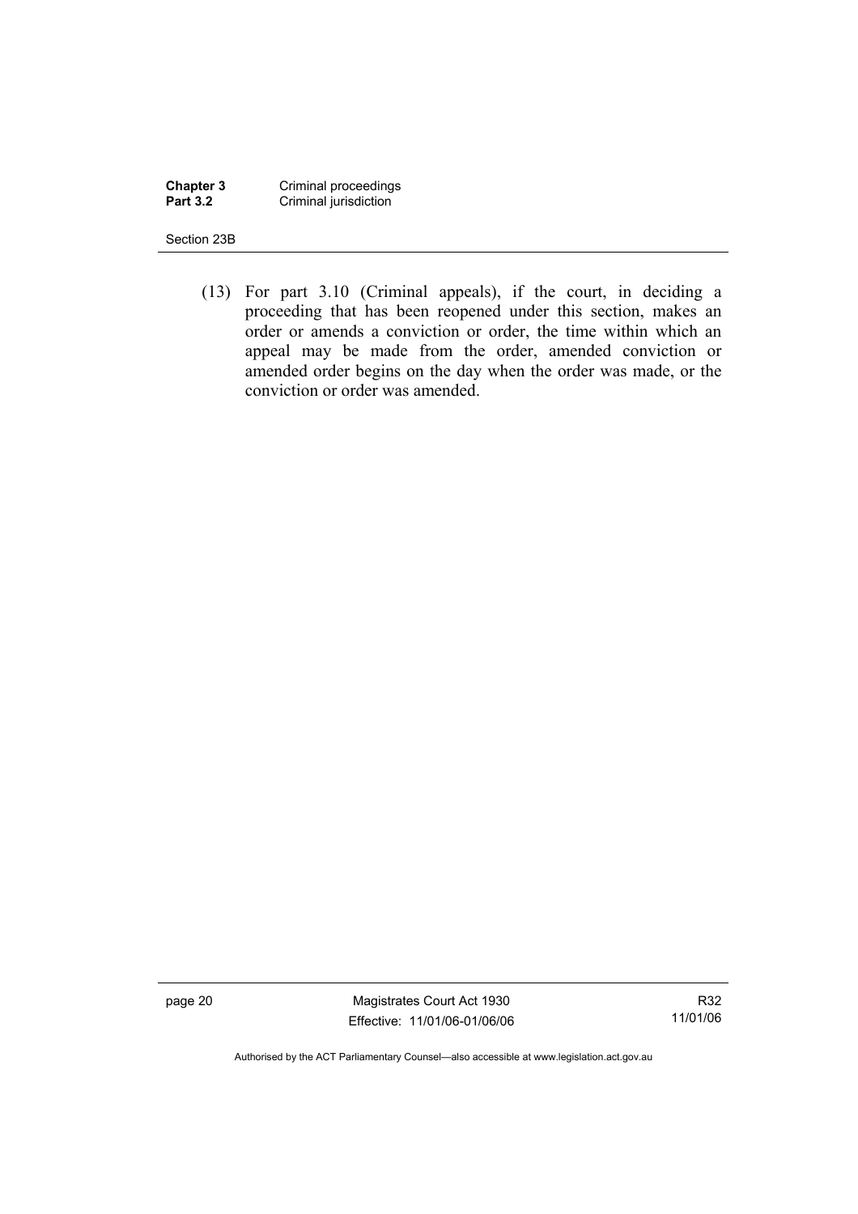(13) For part 3.10 (Criminal appeals), if the court, in deciding a proceeding that has been reopened under this section, makes an order or amends a conviction or order, the time within which an appeal may be made from the order, amended conviction or amended order begins on the day when the order was made, or the conviction or order was amended.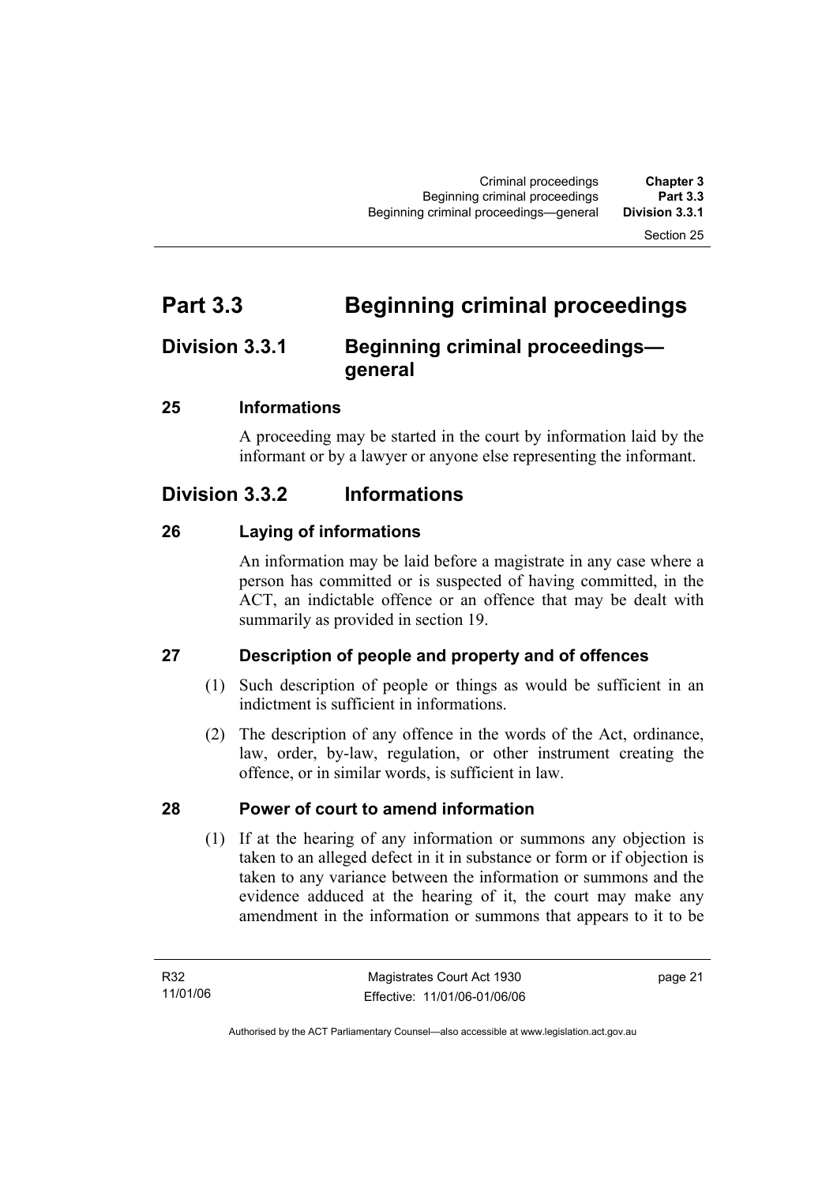# Part 3.3 Beginning criminal proceedings

## Division 3.3.1 Beginning criminal proceedings—general

### 25 Informations

A proceeding may be started in the court by information laid by the informant or by a lawyer or anyone else representing the informant.

## Division 3.3.2 Informations

### 26 Laying of informations

An information may be laid before a magistrate in any case where a person has committed or is suspected of having committed, in the ACT, an indictable offence or an offence that may be dealt with summarily as provided in section 19.

### 27 Description of people and property and of offences

(1) Such description of people or things as would be sufficient in an indictment is sufficient in informations.

(2) The description of any offence in the words of the Act, ordinance, law, order, by-law, regulation, or other instrument creating the offence, or in similar words, is sufficient in law.

### 28 Power of court to amend information

(1) If at the hearing of any information or summons any objection is taken to an alleged defect in it in substance or form or if objection is taken to any variance between the information or summons and the evidence adduced at the hearing of it, the court may make any amendment in the information or summons that appears to it to be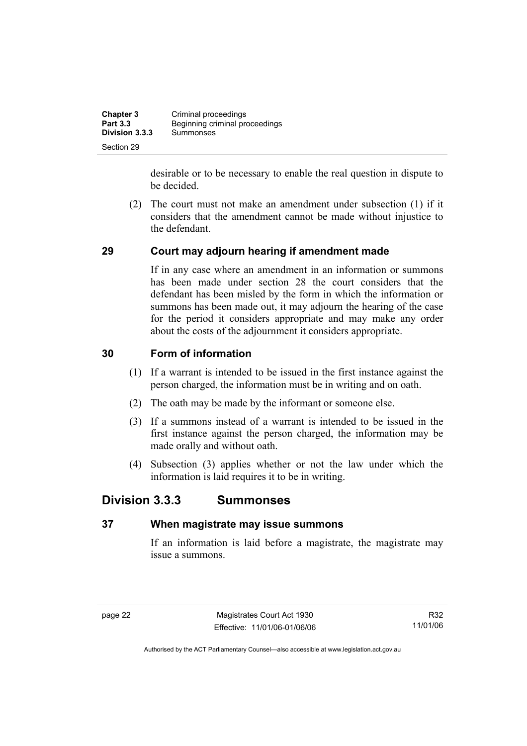desirable or to be necessary to enable the real question in dispute to be decided.

(2) The court must not make an amendment under subsection (1) if it considers that the amendment cannot be made without injustice to the defendant.

### 29 Court may adjourn hearing if amendment made

If in any case where an amendment in an information or summons has been made under section 28 the court considers that the defendant has been misled by the form in which the information or summons has been made out, it may adjourn the hearing of the case for the period it considers appropriate and may make any order about the costs of the adjournment it considers appropriate.

### 30 Form of information

(1) If a warrant is intended to be issued in the first instance against the person charged, the information must be in writing and on oath.

(2) The oath may be made by the informant or someone else.

(3) If a summons instead of a warrant is intended to be issued in the first instance against the person charged, the information may be made orally and without oath.

(4) Subsection (3) applies whether or not the law under which the information is laid requires it to be in writing.

## Division 3.3.3 Summonses

### 37 When magistrate may issue summons

If an information is laid before a magistrate, the magistrate may issue a summons.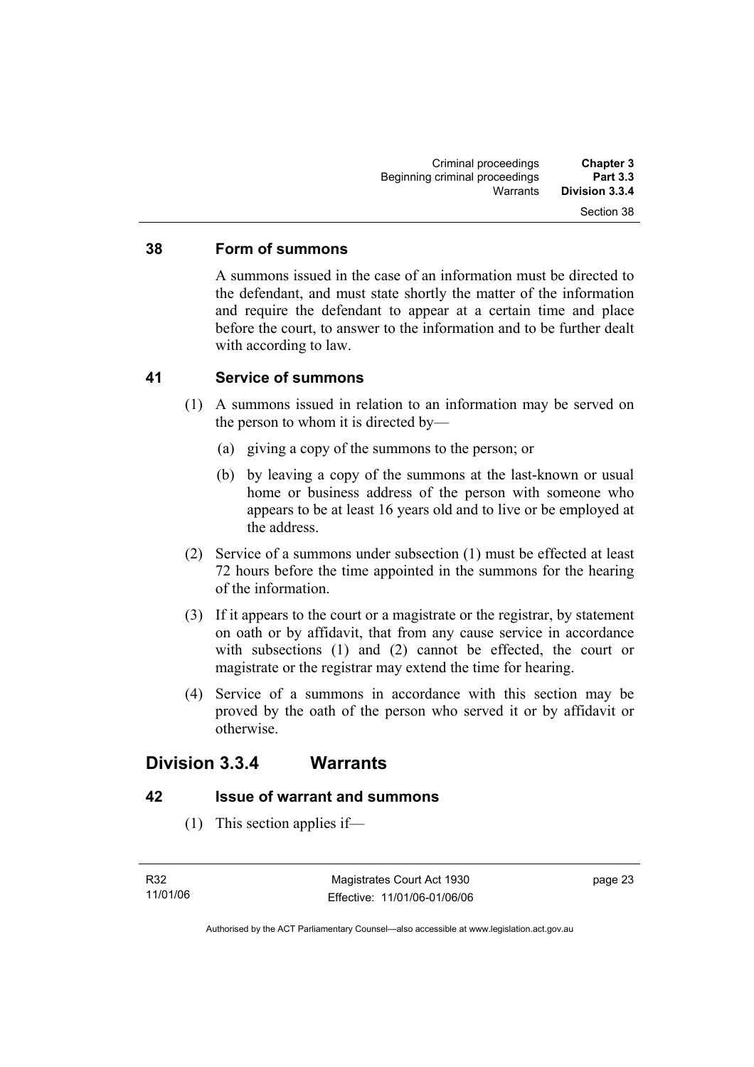### 38 Form of summons

A summons issued in the case of an information must be directed to the defendant, and must state shortly the matter of the information and require the defendant to appear at a certain time and place before the court, to answer to the information and to be further dealt with according to law.

### 41 Service of summons

(1) A summons issued in relation to an information may be served on the person to whom it is directed by—

(a) giving a copy of the summons to the person; or

(b) by leaving a copy of the summons at the last-known or usual home or business address of the person with someone who appears to be at least 16 years old and to live or be employed at the address.

(2) Service of a summons under subsection (1) must be effected at least 72 hours before the time appointed in the summons for the hearing of the information.

(3) If it appears to the court or a magistrate or the registrar, by statement on oath or by affidavit, that from any cause service in accordance with subsections (1) and (2) cannot be effected, the court or magistrate or the registrar may extend the time for hearing.

(4) Service of a summons in accordance with this section may be proved by the oath of the person who served it or by affidavit or otherwise.

## Division 3.3.4 Warrants

### 42 Issue of warrant and summons

(1) This section applies if—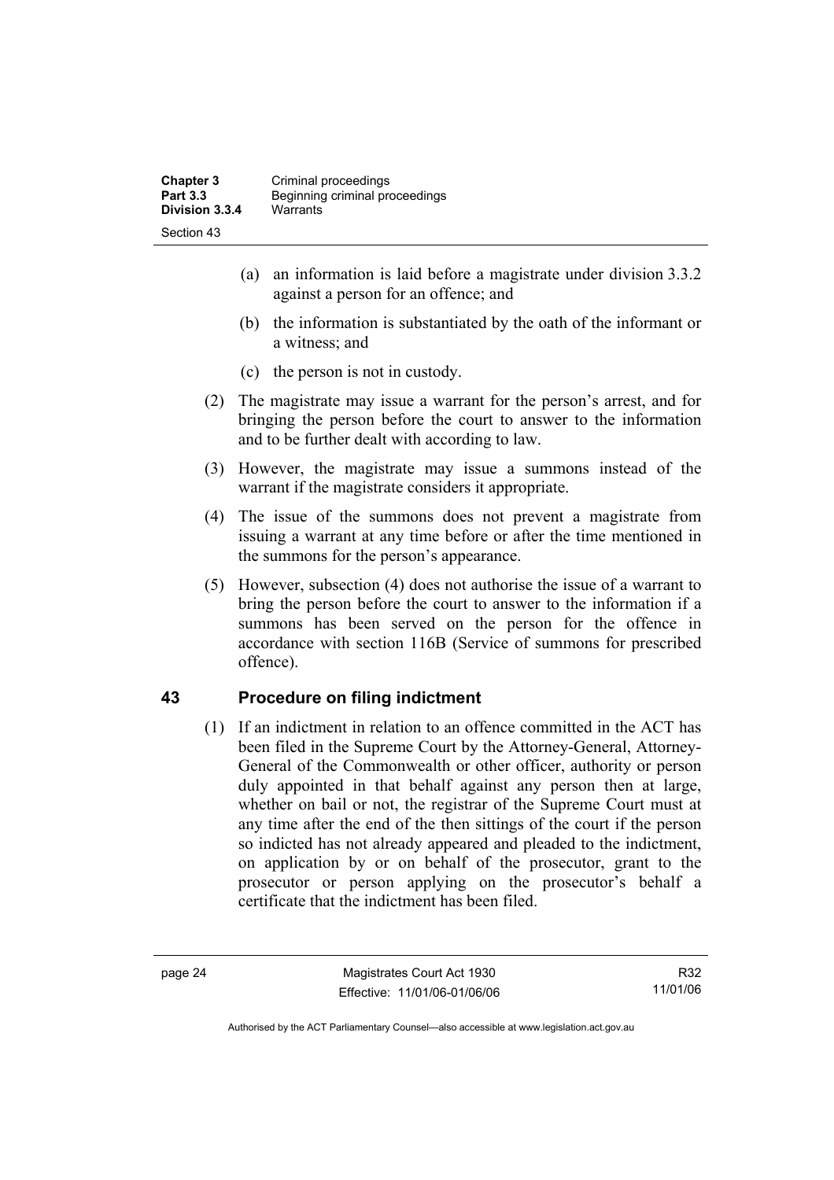- (a) an information is laid before a magistrate under division 3.3.2 against a person for an offence; and
- (b) the information is substantiated by the oath of the informant or a witness; and
- (c) the person is not in custody.

(2) The magistrate may issue a warrant for the person's arrest, and for bringing the person before the court to answer to the information and to be further dealt with according to law.

(3) However, the magistrate may issue a summons instead of the warrant if the magistrate considers it appropriate.

(4) The issue of the summons does not prevent a magistrate from issuing a warrant at any time before or after the time mentioned in the summons for the person's appearance.

(5) However, subsection (4) does not authorise the issue of a warrant to bring the person before the court to answer to the information if a summons has been served on the person for the offence in accordance with section 116B (Service of summons for prescribed offence).

## 43 Procedure on filing indictment

(1) If an indictment in relation to an offence committed in the ACT has been filed in the Supreme Court by the Attorney-General, Attorney-General of the Commonwealth or other officer, authority or person duly appointed in that behalf against any person then at large, whether on bail or not, the registrar of the Supreme Court must at any time after the end of the then sittings of the court if the person so indicted has not already appeared and pleaded to the indictment, on application by or on behalf of the prosecutor, grant to the prosecutor or person applying on the prosecutor's behalf a certificate that the indictment has been filed.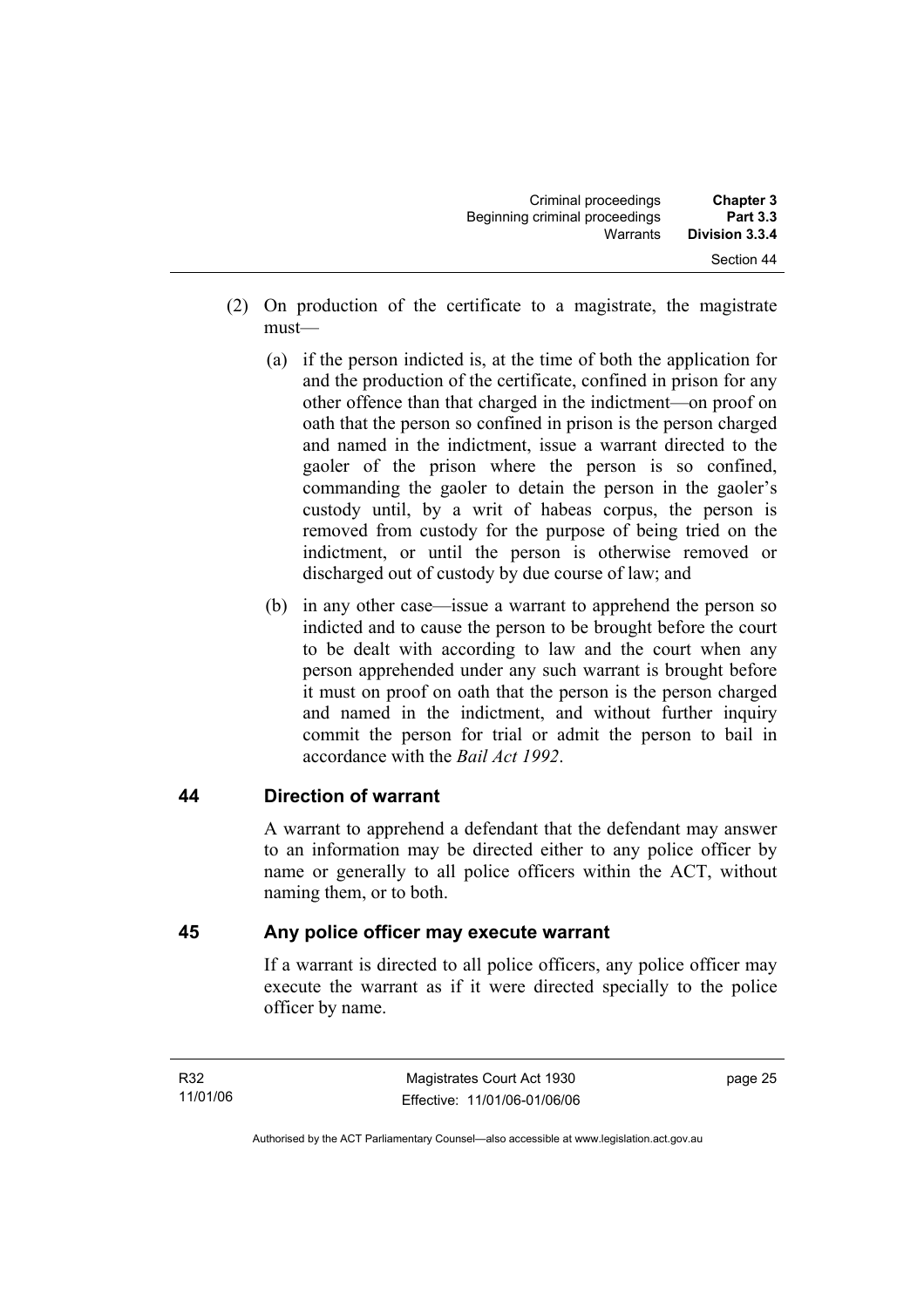(2) On production of the certificate to a magistrate, the magistrate must—

(a) if the person indicted is, at the time of both the application for and the production of the certificate, confined in prison for any other offence than that charged in the indictment—on proof on oath that the person so confined in prison is the person charged and named in the indictment, issue a warrant directed to the gaoler of the prison where the person is so confined, commanding the gaoler to detain the person in the gaoler's custody until, by a writ of habeas corpus, the person is removed from custody for the purpose of being tried on the indictment, or until the person is otherwise removed or discharged out of custody by due course of law; and

(b) in any other case—issue a warrant to apprehend the person so indicted and to cause the person to be brought before the court to be dealt with according to law and the court when any person apprehended under any such warrant is brought before it must on proof on oath that the person is the person charged and named in the indictment, and without further inquiry commit the person for trial or admit the person to bail in accordance with the *Bail Act 1992*.

## 44 Direction of warrant

A warrant to apprehend a defendant that the defendant may answer to an information may be directed either to any police officer by name or generally to all police officers within the ACT, without naming them, or to both.

## 45 Any police officer may execute warrant

If a warrant is directed to all police officers, any police officer may execute the warrant as if it were directed specially to the police officer by name.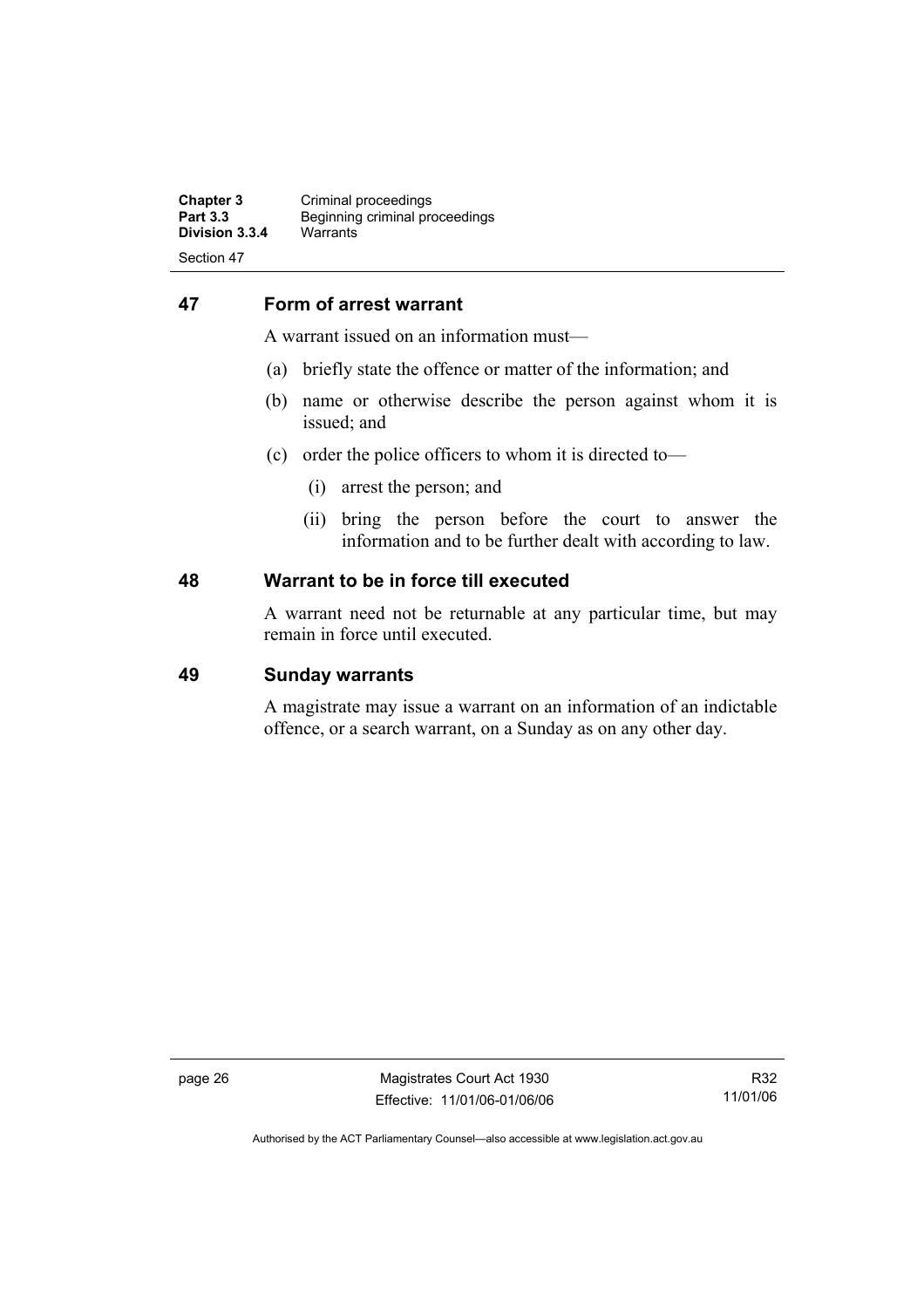## 47 Form of arrest warrant

A warrant issued on an information must—

(a) briefly state the offence or matter of the information; and

(b) name or otherwise describe the person against whom it is issued; and

(c) order the police officers to whom it is directed to—

  (i) arrest the person; and

  (ii) bring the person before the court to answer the information and to be further dealt with according to law.

## 48 Warrant to be in force till executed

A warrant need not be returnable at any particular time, but may remain in force until executed.

## 49 Sunday warrants

A magistrate may issue a warrant on an information of an indictable offence, or a search warrant, on a Sunday as on any other day.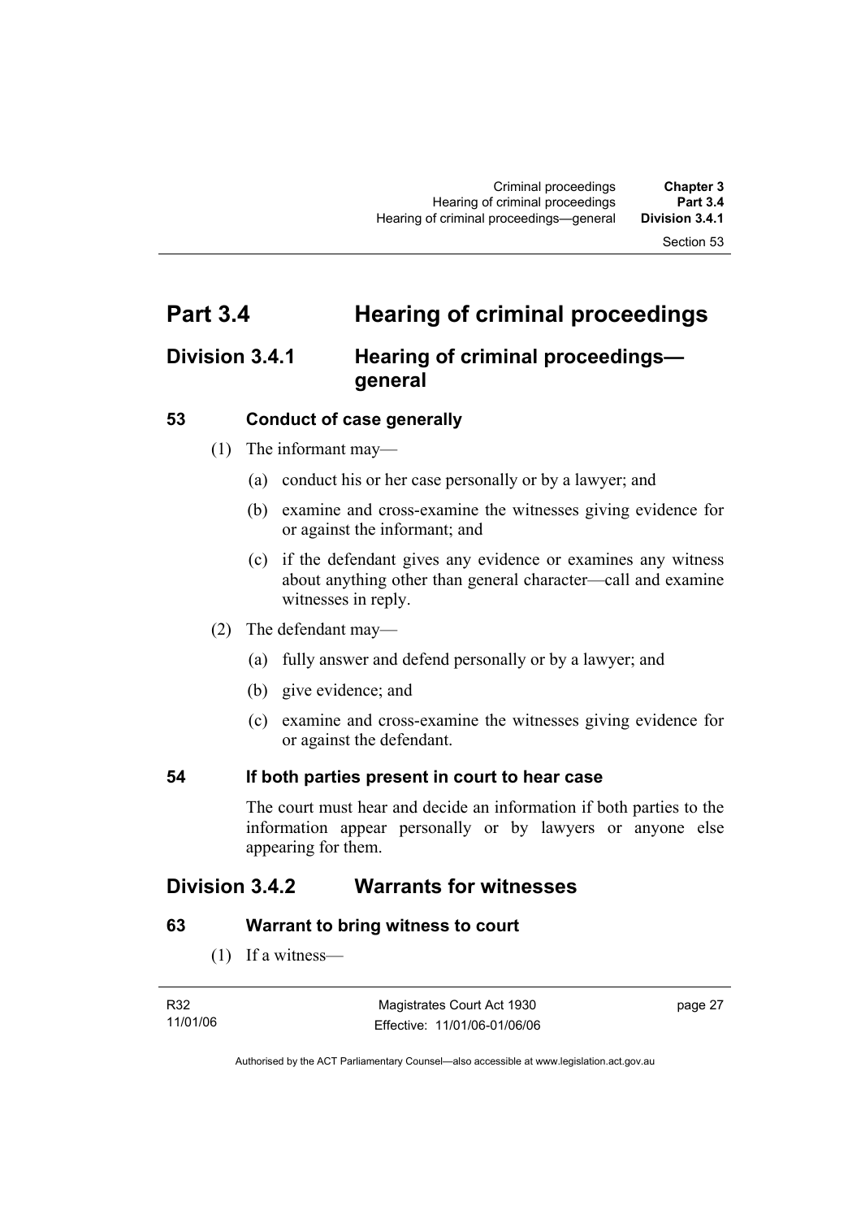# Part 3.4 Hearing of criminal proceedings

## Division 3.4.1 Hearing of criminal proceedings—general

### 53 Conduct of case generally

(1) The informant may—

(a) conduct his or her case personally or by a lawyer; and

(b) examine and cross-examine the witnesses giving evidence for or against the informant; and

(c) if the defendant gives any evidence or examines any witness about anything other than general character—call and examine witnesses in reply.

(2) The defendant may—

(a) fully answer and defend personally or by a lawyer; and

(b) give evidence; and

(c) examine and cross-examine the witnesses giving evidence for or against the defendant.

### 54 If both parties present in court to hear case

The court must hear and decide an information if both parties to the information appear personally or by lawyers or anyone else appearing for them.

## Division 3.4.2 Warrants for witnesses

### 63 Warrant to bring witness to court

(1) If a witness—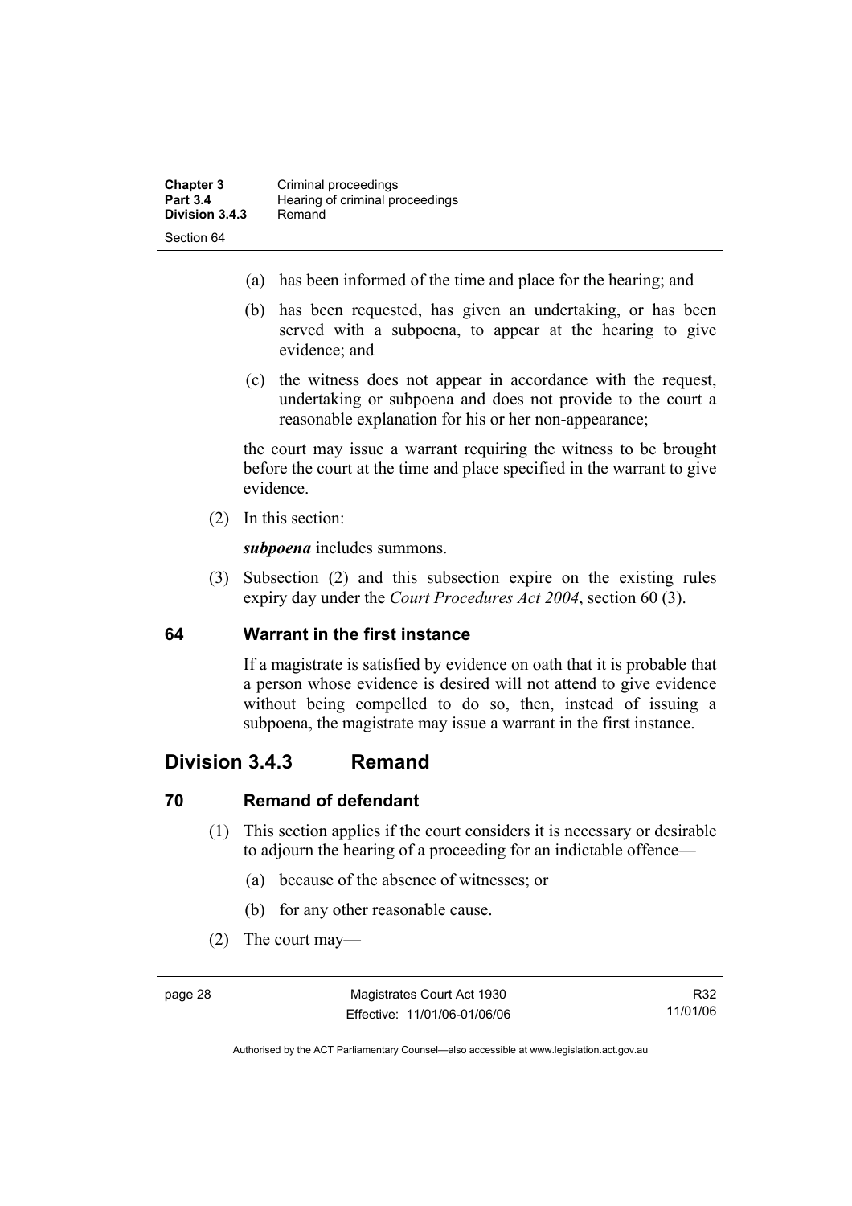(a) has been informed of the time and place for the hearing; and

(b) has been requested, has given an undertaking, or has been served with a subpoena, to appear at the hearing to give evidence; and

(c) the witness does not appear in accordance with the request, undertaking or subpoena and does not provide to the court a reasonable explanation for his or her non-appearance;

the court may issue a warrant requiring the witness to be brought before the court at the time and place specified in the warrant to give evidence.

(2) In this section:

***subpoena*** includes summons.

(3) Subsection (2) and this subsection expire on the existing rules expiry day under the *Court Procedures Act 2004*, section 60 (3).

### 64 Warrant in the first instance

If a magistrate is satisfied by evidence on oath that it is probable that a person whose evidence is desired will not attend to give evidence without being compelled to do so, then, instead of issuing a subpoena, the magistrate may issue a warrant in the first instance.

## Division 3.4.3 Remand

### 70 Remand of defendant

(1) This section applies if the court considers it is necessary or desirable to adjourn the hearing of a proceeding for an indictable offence—

(a) because of the absence of witnesses; or

(b) for any other reasonable cause.

(2) The court may—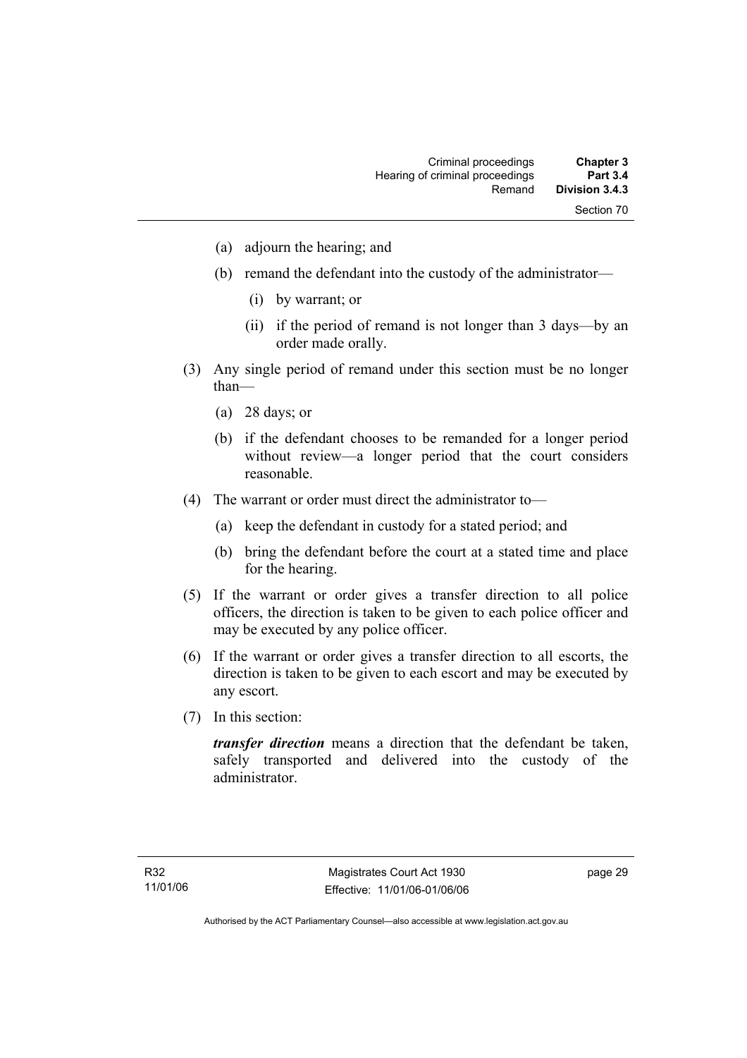(a) adjourn the hearing; and

(b) remand the defendant into the custody of the administrator—

   (i) by warrant; or

   (ii) if the period of remand is not longer than 3 days—by an order made orally.

(3) Any single period of remand under this section must be no longer than—

   (a) 28 days; or

   (b) if the defendant chooses to be remanded for a longer period without review—a longer period that the court considers reasonable.

(4) The warrant or order must direct the administrator to—

   (a) keep the defendant in custody for a stated period; and

   (b) bring the defendant before the court at a stated time and place for the hearing.

(5) If the warrant or order gives a transfer direction to all police officers, the direction is taken to be given to each police officer and may be executed by any police officer.

(6) If the warrant or order gives a transfer direction to all escorts, the direction is taken to be given to each escort and may be executed by any escort.

(7) In this section:

***transfer direction*** means a direction that the defendant be taken, safely transported and delivered into the custody of the administrator.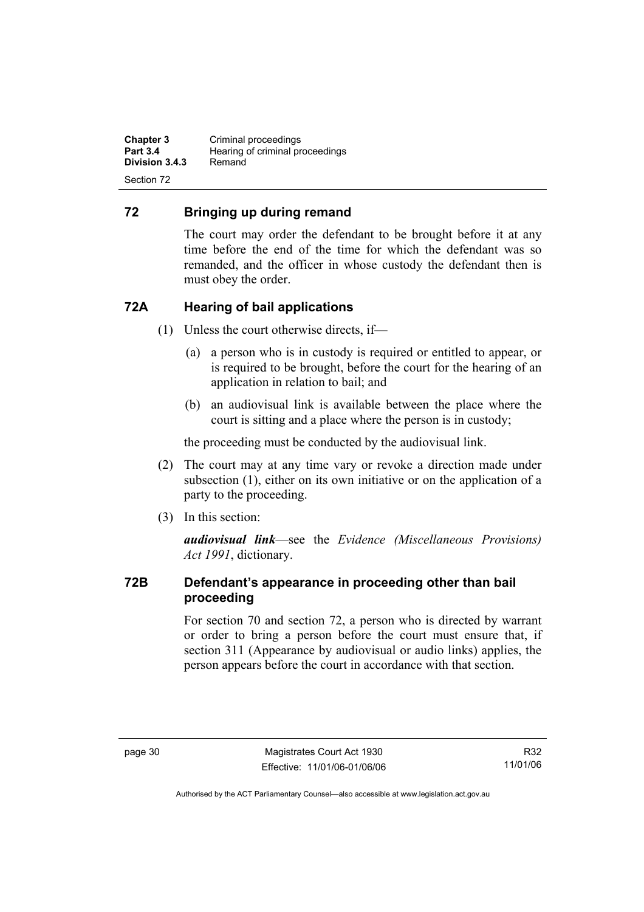## 72 Bringing up during remand

The court may order the defendant to be brought before it at any time before the end of the time for which the defendant was so remanded, and the officer in whose custody the defendant then is must obey the order.

## 72A Hearing of bail applications

(1) Unless the court otherwise directs, if—

(a) a person who is in custody is required or entitled to appear, or is required to be brought, before the court for the hearing of an application in relation to bail; and

(b) an audiovisual link is available between the place where the court is sitting and a place where the person is in custody;

the proceeding must be conducted by the audiovisual link.

(2) The court may at any time vary or revoke a direction made under subsection (1), either on its own initiative or on the application of a party to the proceeding.

(3) In this section:

***audiovisual link***—see the *Evidence (Miscellaneous Provisions) Act 1991*, dictionary.

## 72B Defendant's appearance in proceeding other than bail proceeding

For section 70 and section 72, a person who is directed by warrant or order to bring a person before the court must ensure that, if section 311 (Appearance by audiovisual or audio links) applies, the person appears before the court in accordance with that section.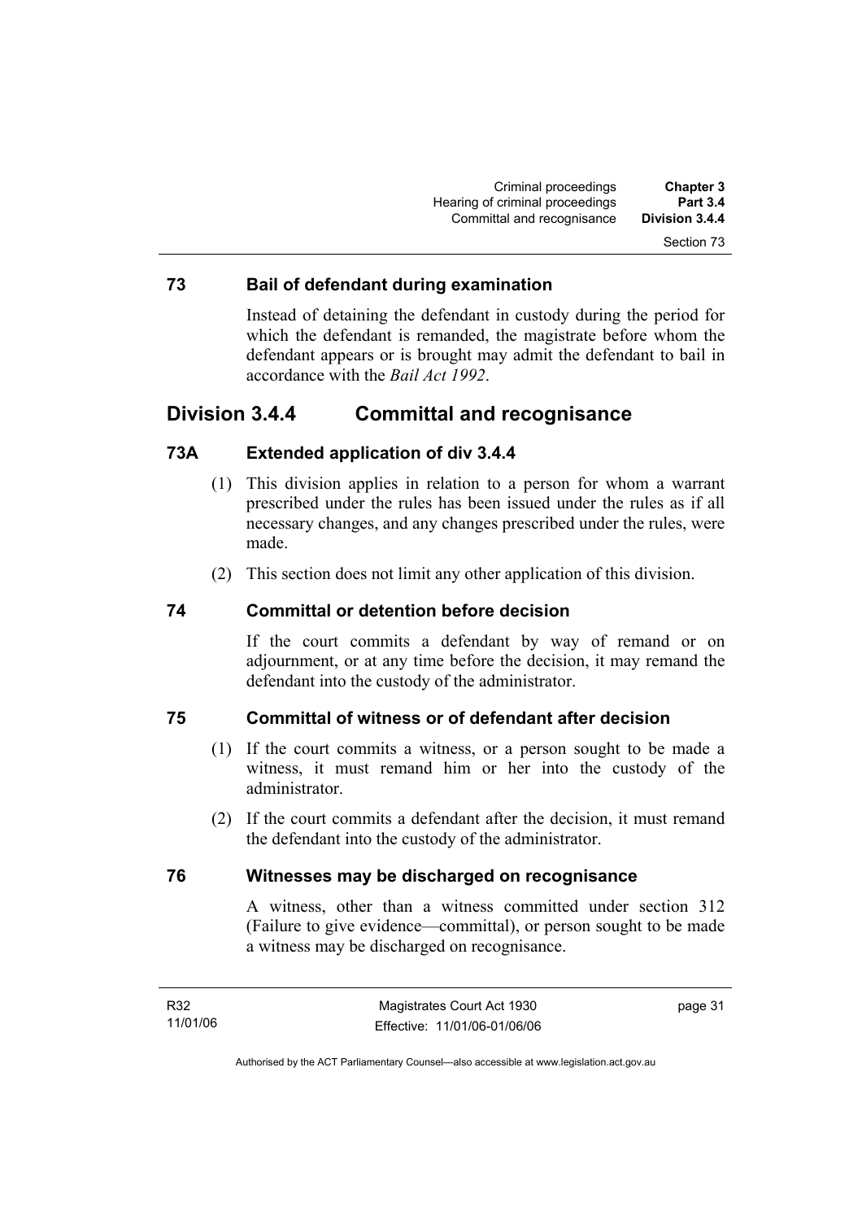### 73 Bail of defendant during examination

Instead of detaining the defendant in custody during the period for which the defendant is remanded, the magistrate before whom the defendant appears or is brought may admit the defendant to bail in accordance with the *Bail Act 1992*.

## Division 3.4.4 Committal and recognisance

### 73A Extended application of div 3.4.4

(1) This division applies in relation to a person for whom a warrant prescribed under the rules has been issued under the rules as if all necessary changes, and any changes prescribed under the rules, were made.

(2) This section does not limit any other application of this division.

### 74 Committal or detention before decision

If the court commits a defendant by way of remand or on adjournment, or at any time before the decision, it may remand the defendant into the custody of the administrator.

### 75 Committal of witness or of defendant after decision

(1) If the court commits a witness, or a person sought to be made a witness, it must remand him or her into the custody of the administrator.

(2) If the court commits a defendant after the decision, it must remand the defendant into the custody of the administrator.

### 76 Witnesses may be discharged on recognisance

A witness, other than a witness committed under section 312 (Failure to give evidence—committal), or person sought to be made a witness may be discharged on recognisance.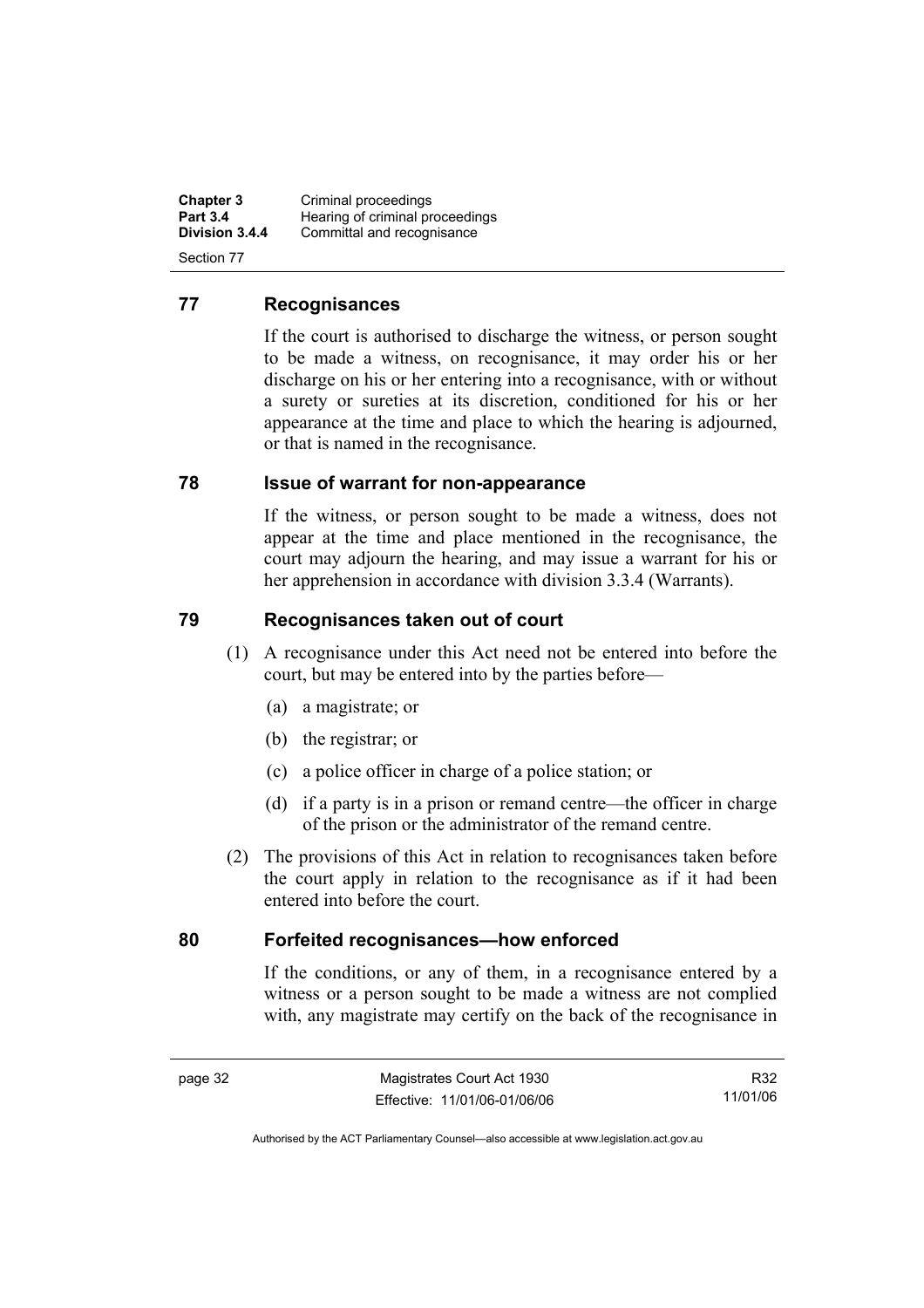## 77 Recognisances

If the court is authorised to discharge the witness, or person sought to be made a witness, on recognisance, it may order his or her discharge on his or her entering into a recognisance, with or without a surety or sureties at its discretion, conditioned for his or her appearance at the time and place to which the hearing is adjourned, or that is named in the recognisance.

## 78 Issue of warrant for non-appearance

If the witness, or person sought to be made a witness, does not appear at the time and place mentioned in the recognisance, the court may adjourn the hearing, and may issue a warrant for his or her apprehension in accordance with division 3.3.4 (Warrants).

## 79 Recognisances taken out of court

(1) A recognisance under this Act need not be entered into before the court, but may be entered into by the parties before—

- (a) a magistrate; or
- (b) the registrar; or
- (c) a police officer in charge of a police station; or
- (d) if a party is in a prison or remand centre—the officer in charge of the prison or the administrator of the remand centre.

(2) The provisions of this Act in relation to recognisances taken before the court apply in relation to the recognisance as if it had been entered into before the court.

## 80 Forfeited recognisances—how enforced

If the conditions, or any of them, in a recognisance entered by a witness or a person sought to be made a witness are not complied with, any magistrate may certify on the back of the recognisance in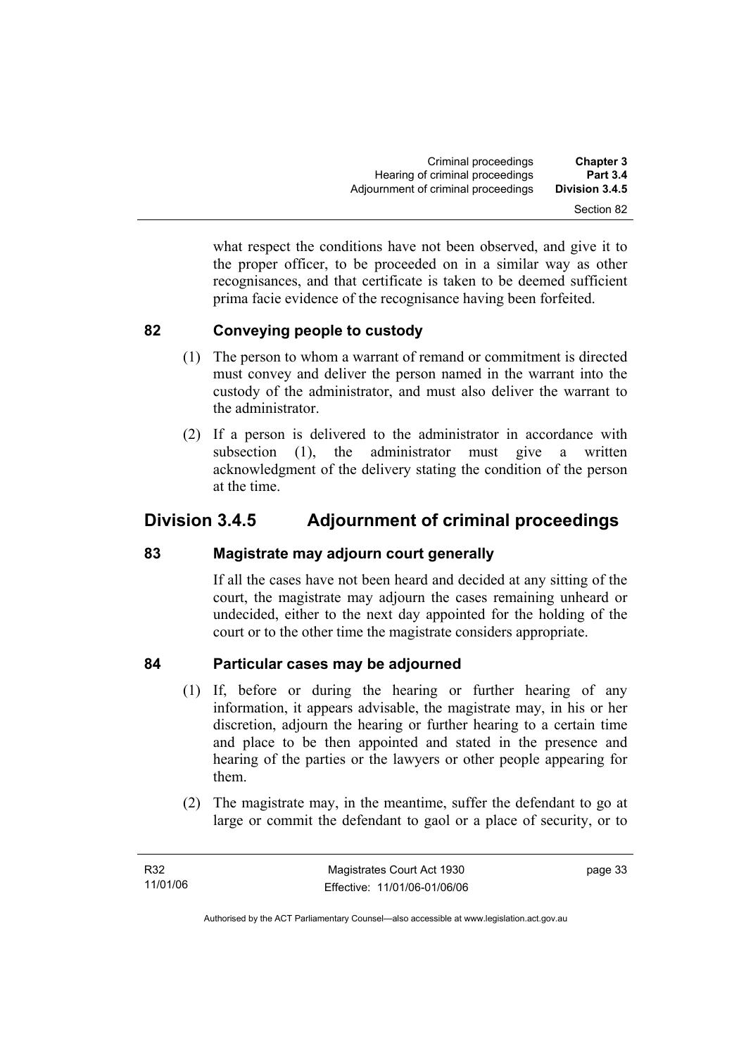what respect the conditions have not been observed, and give it to the proper officer, to be proceeded on in a similar way as other recognisances, and that certificate is taken to be deemed sufficient prima facie evidence of the recognisance having been forfeited.

### 82 Conveying people to custody

(1) The person to whom a warrant of remand or commitment is directed must convey and deliver the person named in the warrant into the custody of the administrator, and must also deliver the warrant to the administrator.

(2) If a person is delivered to the administrator in accordance with subsection (1), the administrator must give a written acknowledgment of the delivery stating the condition of the person at the time.

## Division 3.4.5 Adjournment of criminal proceedings

### 83 Magistrate may adjourn court generally

If all the cases have not been heard and decided at any sitting of the court, the magistrate may adjourn the cases remaining unheard or undecided, either to the next day appointed for the holding of the court or to the other time the magistrate considers appropriate.

### 84 Particular cases may be adjourned

(1) If, before or during the hearing or further hearing of any information, it appears advisable, the magistrate may, in his or her discretion, adjourn the hearing or further hearing to a certain time and place to be then appointed and stated in the presence and hearing of the parties or the lawyers or other people appearing for them.

(2) The magistrate may, in the meantime, suffer the defendant to go at large or commit the defendant to gaol or a place of security, or to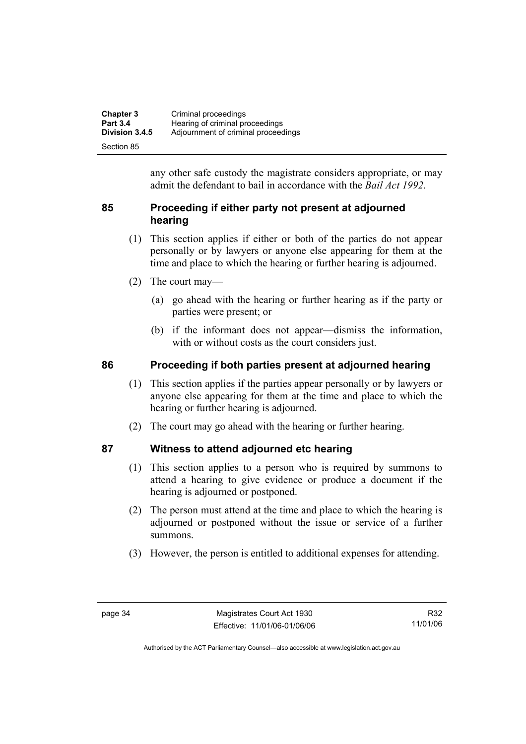any other safe custody the magistrate considers appropriate, or may admit the defendant to bail in accordance with the *Bail Act 1992*.

## 85 Proceeding if either party not present at adjourned hearing

(1) This section applies if either or both of the parties do not appear personally or by lawyers or anyone else appearing for them at the time and place to which the hearing or further hearing is adjourned.

(2) The court may—

(a) go ahead with the hearing or further hearing as if the party or parties were present; or

(b) if the informant does not appear—dismiss the information, with or without costs as the court considers just.

## 86 Proceeding if both parties present at adjourned hearing

(1) This section applies if the parties appear personally or by lawyers or anyone else appearing for them at the time and place to which the hearing or further hearing is adjourned.

(2) The court may go ahead with the hearing or further hearing.

## 87 Witness to attend adjourned etc hearing

(1) This section applies to a person who is required by summons to attend a hearing to give evidence or produce a document if the hearing is adjourned or postponed.

(2) The person must attend at the time and place to which the hearing is adjourned or postponed without the issue or service of a further summons.

(3) However, the person is entitled to additional expenses for attending.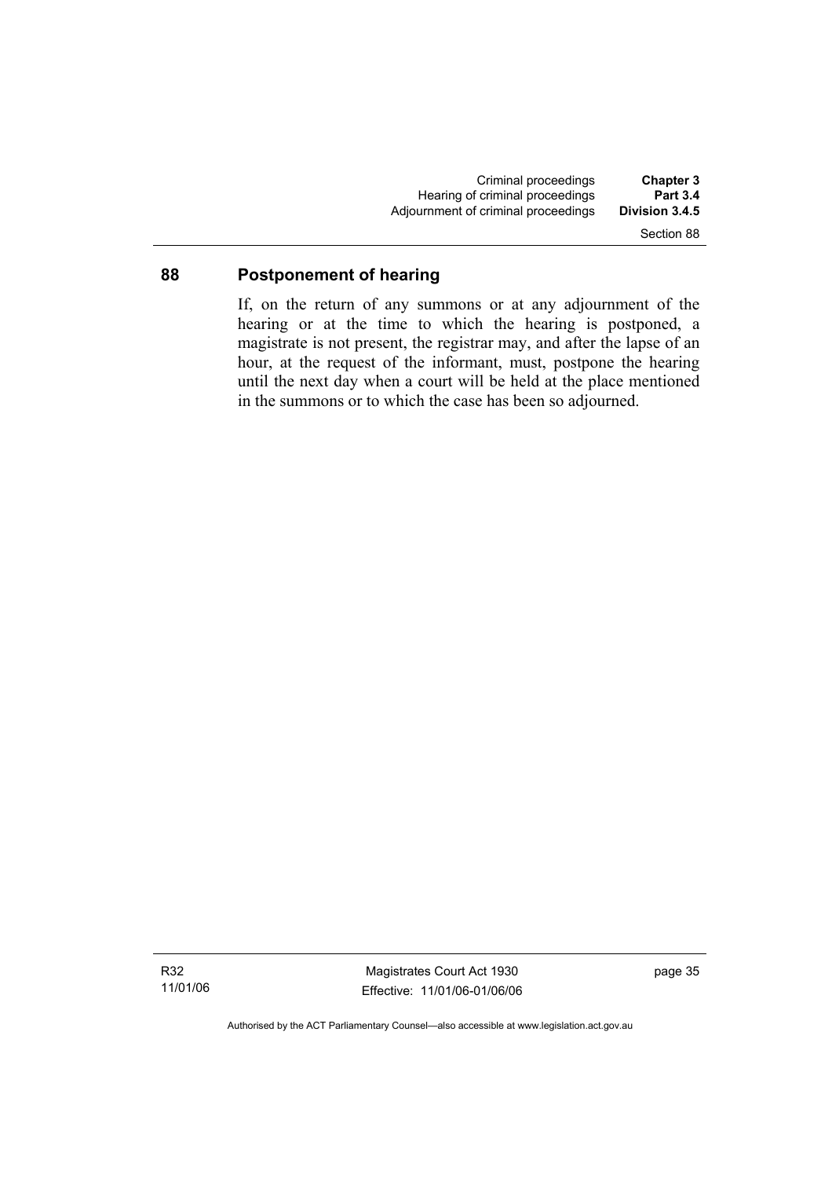## 88 Postponement of hearing

If, on the return of any summons or at any adjournment of the hearing or at the time to which the hearing is postponed, a magistrate is not present, the registrar may, and after the lapse of an hour, at the request of the informant, must, postpone the hearing until the next day when a court will be held at the place mentioned in the summons or to which the case has been so adjourned.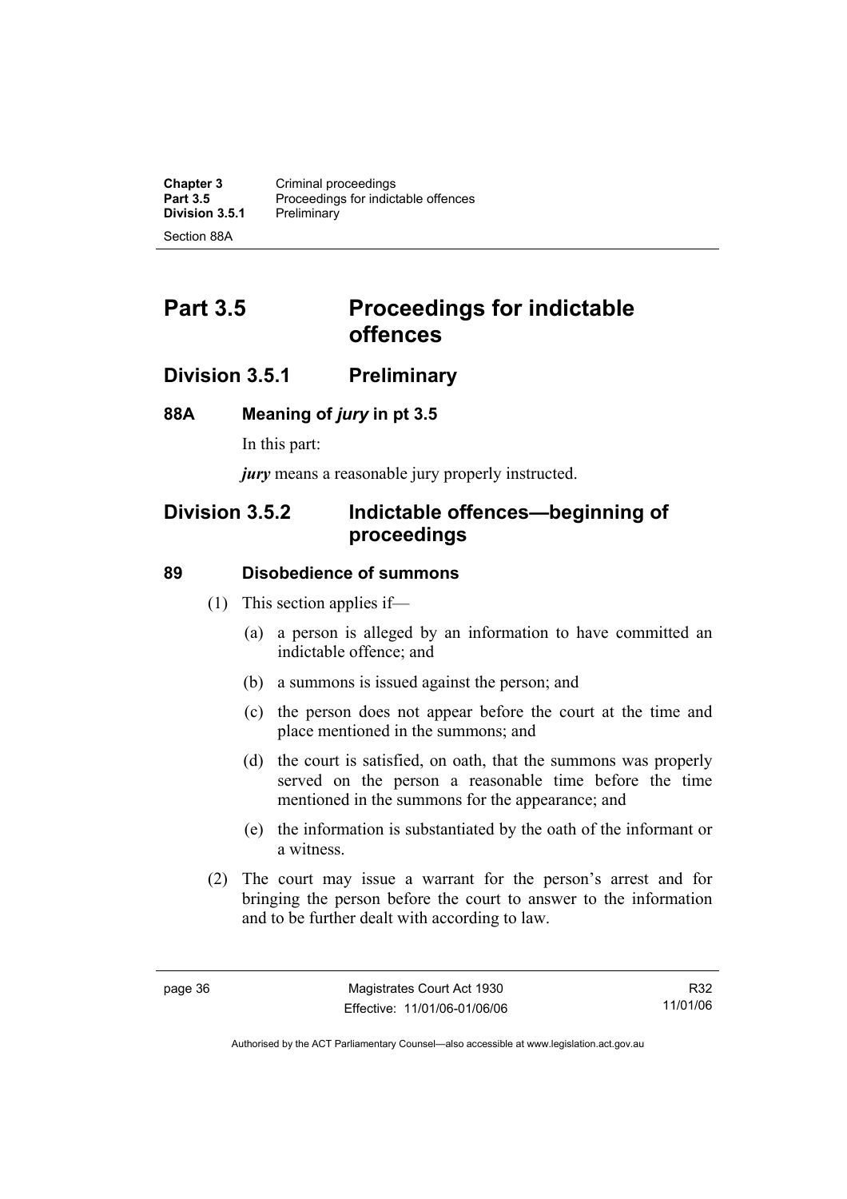# Part 3.5 Proceedings for indictable offences

## Division 3.5.1 Preliminary

### 88A Meaning of *jury* in pt 3.5

In this part:

***jury*** means a reasonable jury properly instructed.

## Division 3.5.2 Indictable offences—beginning of proceedings

### 89 Disobedience of summons

(1) This section applies if—

(a) a person is alleged by an information to have committed an indictable offence; and

(b) a summons is issued against the person; and

(c) the person does not appear before the court at the time and place mentioned in the summons; and

(d) the court is satisfied, on oath, that the summons was properly served on the person a reasonable time before the time mentioned in the summons for the appearance; and

(e) the information is substantiated by the oath of the informant or a witness.

(2) The court may issue a warrant for the person's arrest and for bringing the person before the court to answer to the information and to be further dealt with according to law.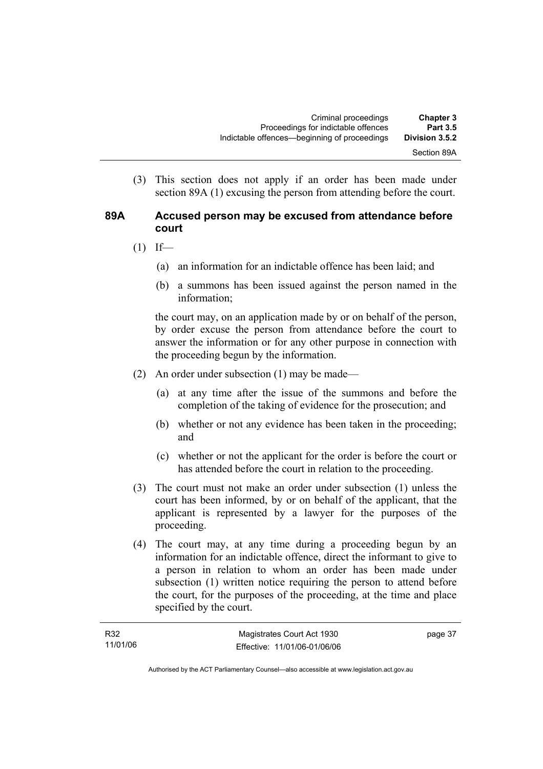(3) This section does not apply if an order has been made under section 89A (1) excusing the person from attending before the court.

### 89A Accused person may be excused from attendance before court

(1) If—

(a) an information for an indictable offence has been laid; and

(b) a summons has been issued against the person named in the information;

the court may, on an application made by or on behalf of the person, by order excuse the person from attendance before the court to answer the information or for any other purpose in connection with the proceeding begun by the information.

(2) An order under subsection (1) may be made—

(a) at any time after the issue of the summons and before the completion of the taking of evidence for the prosecution; and

(b) whether or not any evidence has been taken in the proceeding; and

(c) whether or not the applicant for the order is before the court or has attended before the court in relation to the proceeding.

(3) The court must not make an order under subsection (1) unless the court has been informed, by or on behalf of the applicant, that the applicant is represented by a lawyer for the purposes of the proceeding.

(4) The court may, at any time during a proceeding begun by an information for an indictable offence, direct the informant to give to a person in relation to whom an order has been made under subsection (1) written notice requiring the person to attend before the court, for the purposes of the proceeding, at the time and place specified by the court.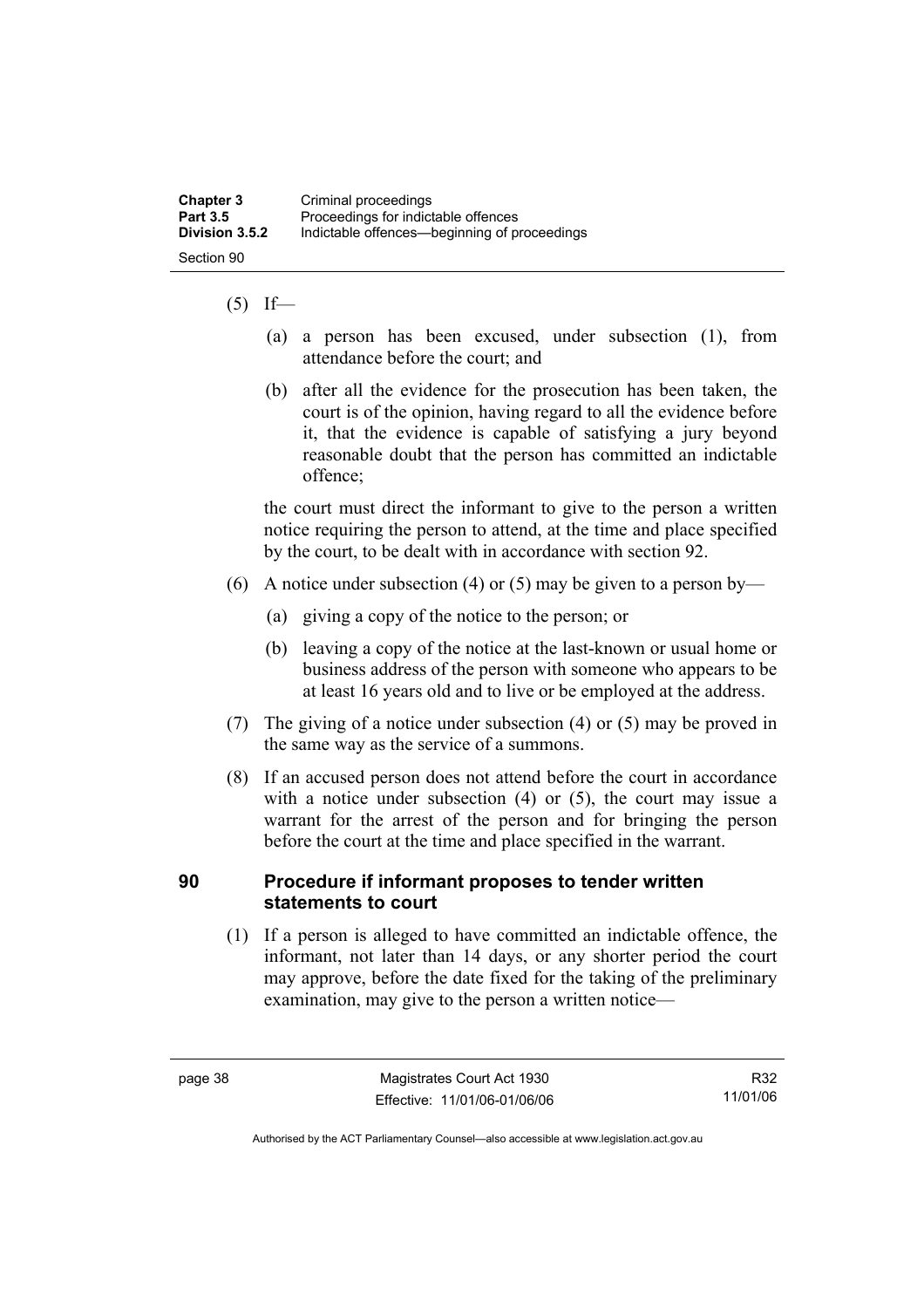(5) If—

(a) a person has been excused, under subsection (1), from attendance before the court; and

(b) after all the evidence for the prosecution has been taken, the court is of the opinion, having regard to all the evidence before it, that the evidence is capable of satisfying a jury beyond reasonable doubt that the person has committed an indictable offence;

the court must direct the informant to give to the person a written notice requiring the person to attend, at the time and place specified by the court, to be dealt with in accordance with section 92.

(6) A notice under subsection (4) or (5) may be given to a person by—

(a) giving a copy of the notice to the person; or

(b) leaving a copy of the notice at the last-known or usual home or business address of the person with someone who appears to be at least 16 years old and to live or be employed at the address.

(7) The giving of a notice under subsection (4) or (5) may be proved in the same way as the service of a summons.

(8) If an accused person does not attend before the court in accordance with a notice under subsection (4) or (5), the court may issue a warrant for the arrest of the person and for bringing the person before the court at the time and place specified in the warrant.

## 90 Procedure if informant proposes to tender written statements to court

(1) If a person is alleged to have committed an indictable offence, the informant, not later than 14 days, or any shorter period the court may approve, before the date fixed for the taking of the preliminary examination, may give to the person a written notice—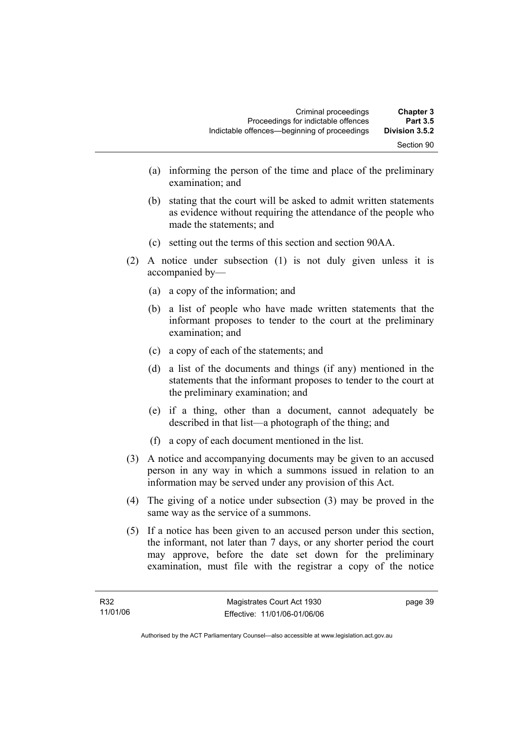(a) informing the person of the time and place of the preliminary examination; and

(b) stating that the court will be asked to admit written statements as evidence without requiring the attendance of the people who made the statements; and

(c) setting out the terms of this section and section 90AA.

(2) A notice under subsection (1) is not duly given unless it is accompanied by—

(a) a copy of the information; and

(b) a list of people who have made written statements that the informant proposes to tender to the court at the preliminary examination; and

(c) a copy of each of the statements; and

(d) a list of the documents and things (if any) mentioned in the statements that the informant proposes to tender to the court at the preliminary examination; and

(e) if a thing, other than a document, cannot adequately be described in that list—a photograph of the thing; and

(f) a copy of each document mentioned in the list.

(3) A notice and accompanying documents may be given to an accused person in any way in which a summons issued in relation to an information may be served under any provision of this Act.

(4) The giving of a notice under subsection (3) may be proved in the same way as the service of a summons.

(5) If a notice has been given to an accused person under this section, the informant, not later than 7 days, or any shorter period the court may approve, before the date set down for the preliminary examination, must file with the registrar a copy of the notice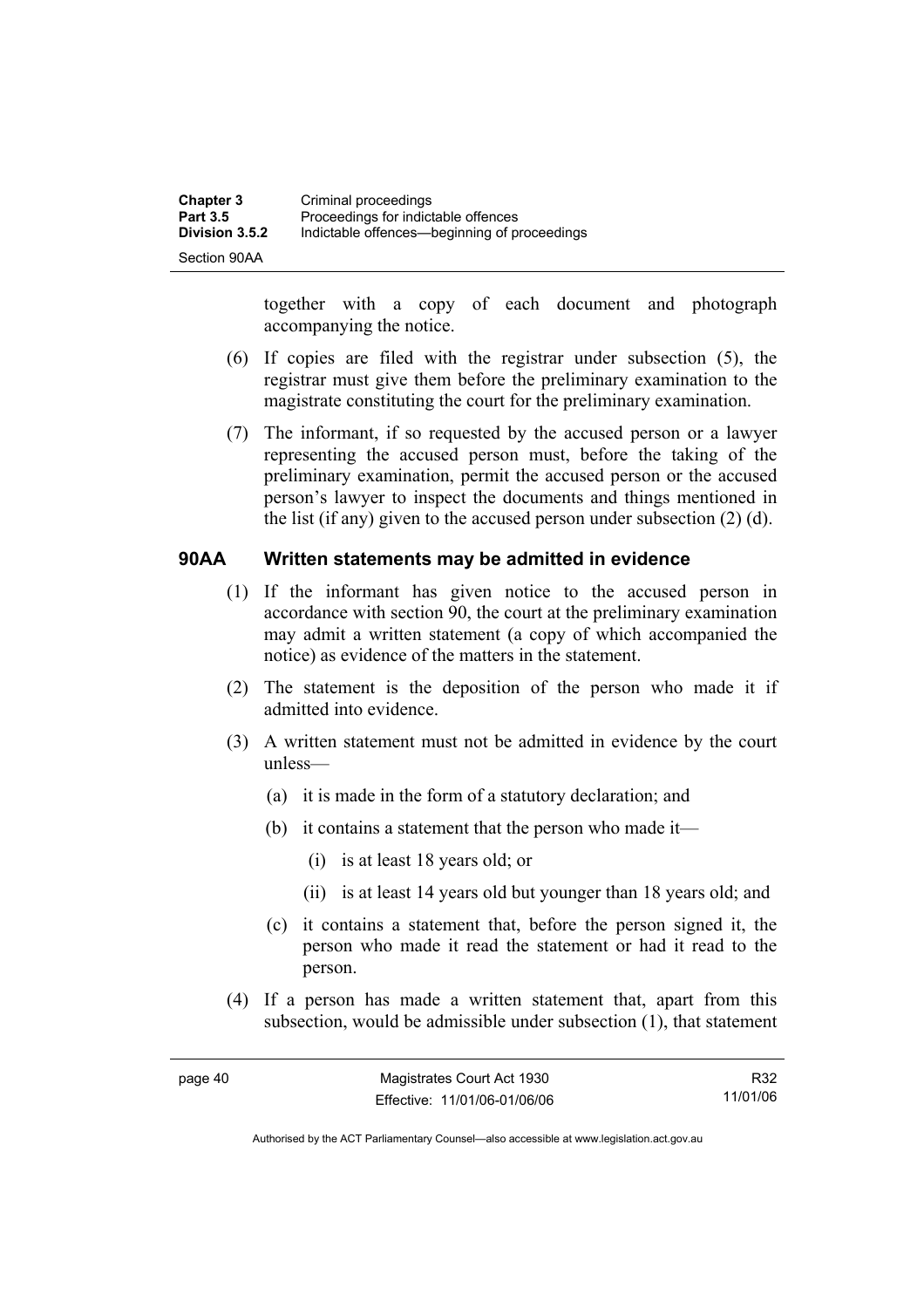together with a copy of each document and photograph accompanying the notice.

(6) If copies are filed with the registrar under subsection (5), the registrar must give them before the preliminary examination to the magistrate constituting the court for the preliminary examination.

(7) The informant, if so requested by the accused person or a lawyer representing the accused person must, before the taking of the preliminary examination, permit the accused person or the accused person's lawyer to inspect the documents and things mentioned in the list (if any) given to the accused person under subsection (2) (d).

### 90AA Written statements may be admitted in evidence

(1) If the informant has given notice to the accused person in accordance with section 90, the court at the preliminary examination may admit a written statement (a copy of which accompanied the notice) as evidence of the matters in the statement.

(2) The statement is the deposition of the person who made it if admitted into evidence.

(3) A written statement must not be admitted in evidence by the court unless—

(a) it is made in the form of a statutory declaration; and

(b) it contains a statement that the person who made it—

(i) is at least 18 years old; or

(ii) is at least 14 years old but younger than 18 years old; and

(c) it contains a statement that, before the person signed it, the person who made it read the statement or had it read to the person.

(4) If a person has made a written statement that, apart from this subsection, would be admissible under subsection (1), that statement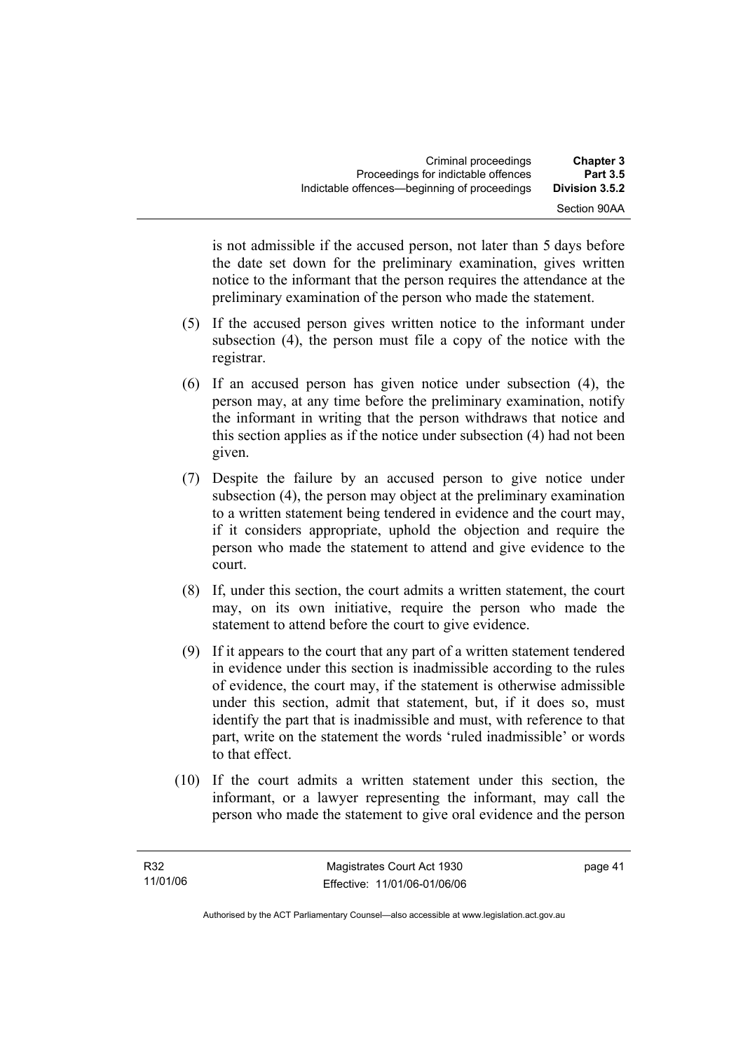is not admissible if the accused person, not later than 5 days before the date set down for the preliminary examination, gives written notice to the informant that the person requires the attendance at the preliminary examination of the person who made the statement.

(5) If the accused person gives written notice to the informant under subsection (4), the person must file a copy of the notice with the registrar.

(6) If an accused person has given notice under subsection (4), the person may, at any time before the preliminary examination, notify the informant in writing that the person withdraws that notice and this section applies as if the notice under subsection (4) had not been given.

(7) Despite the failure by an accused person to give notice under subsection (4), the person may object at the preliminary examination to a written statement being tendered in evidence and the court may, if it considers appropriate, uphold the objection and require the person who made the statement to attend and give evidence to the court.

(8) If, under this section, the court admits a written statement, the court may, on its own initiative, require the person who made the statement to attend before the court to give evidence.

(9) If it appears to the court that any part of a written statement tendered in evidence under this section is inadmissible according to the rules of evidence, the court may, if the statement is otherwise admissible under this section, admit that statement, but, if it does so, must identify the part that is inadmissible and must, with reference to that part, write on the statement the words 'ruled inadmissible' or words to that effect.

(10) If the court admits a written statement under this section, the informant, or a lawyer representing the informant, may call the person who made the statement to give oral evidence and the person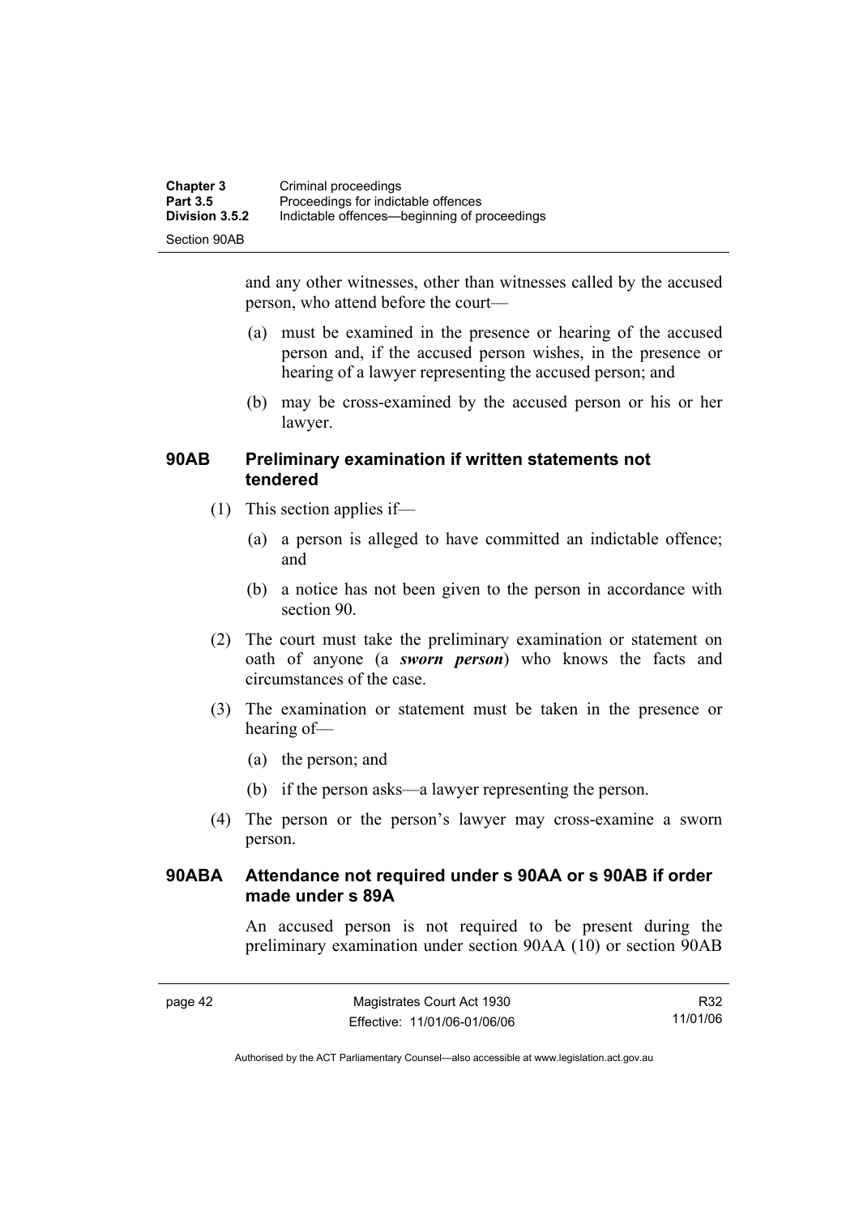and any other witnesses, other than witnesses called by the accused person, who attend before the court—

(a) must be examined in the presence or hearing of the accused person and, if the accused person wishes, in the presence or hearing of a lawyer representing the accused person; and

(b) may be cross-examined by the accused person or his or her lawyer.

### 90AB Preliminary examination if written statements not tendered

(1) This section applies if—

(a) a person is alleged to have committed an indictable offence; and

(b) a notice has not been given to the person in accordance with section 90.

(2) The court must take the preliminary examination or statement on oath of anyone (a ***sworn person***) who knows the facts and circumstances of the case.

(3) The examination or statement must be taken in the presence or hearing of—

(a) the person; and

(b) if the person asks—a lawyer representing the person.

(4) The person or the person's lawyer may cross-examine a sworn person.

### 90ABA Attendance not required under s 90AA or s 90AB if order made under s 89A

An accused person is not required to be present during the preliminary examination under section 90AA (10) or section 90AB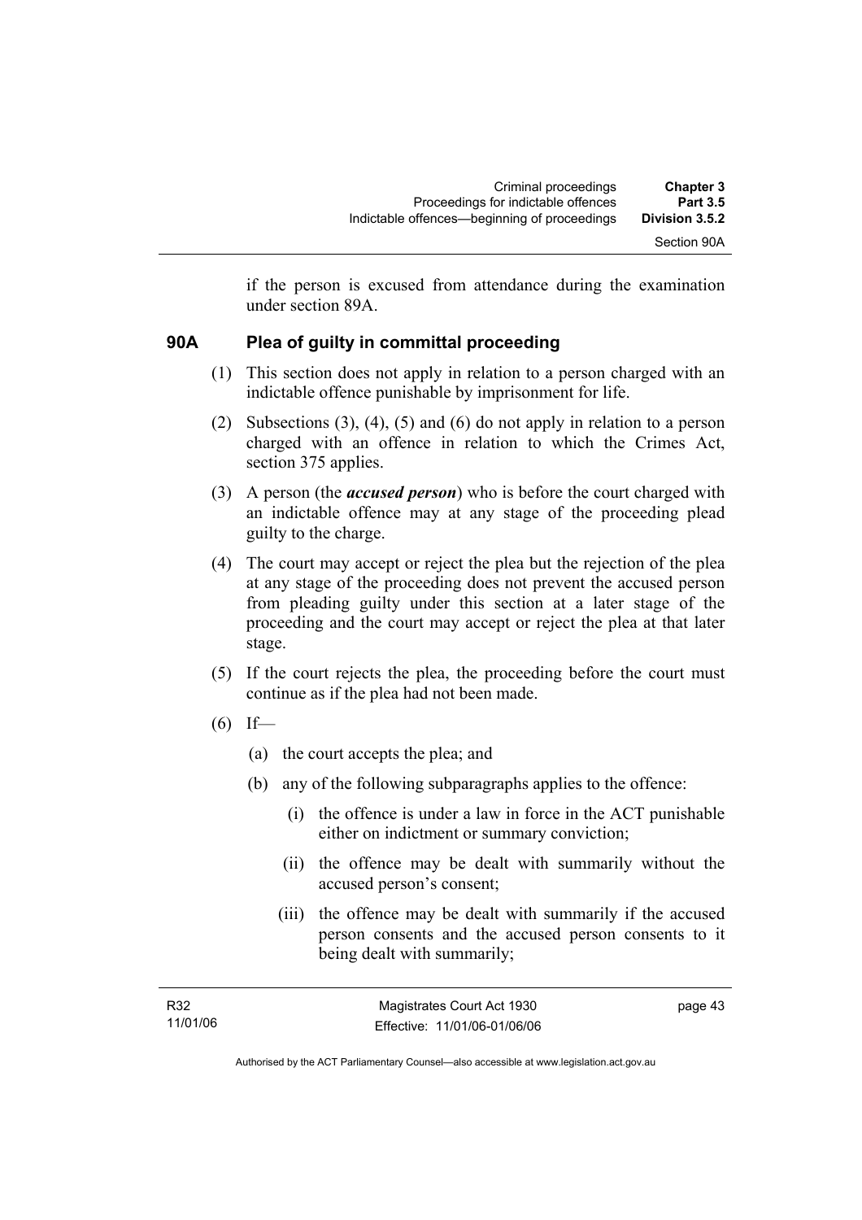if the person is excused from attendance during the examination under section 89A.

### 90A Plea of guilty in committal proceeding

(1) This section does not apply in relation to a person charged with an indictable offence punishable by imprisonment for life.

(2) Subsections (3), (4), (5) and (6) do not apply in relation to a person charged with an offence in relation to which the Crimes Act, section 375 applies.

(3) A person (the ***accused person***) who is before the court charged with an indictable offence may at any stage of the proceeding plead guilty to the charge.

(4) The court may accept or reject the plea but the rejection of the plea at any stage of the proceeding does not prevent the accused person from pleading guilty under this section at a later stage of the proceeding and the court may accept or reject the plea at that later stage.

(5) If the court rejects the plea, the proceeding before the court must continue as if the plea had not been made.

(6) If—

(a) the court accepts the plea; and

(b) any of the following subparagraphs applies to the offence:

(i) the offence is under a law in force in the ACT punishable either on indictment or summary conviction;

(ii) the offence may be dealt with summarily without the accused person's consent;

(iii) the offence may be dealt with summarily if the accused person consents and the accused person consents to it being dealt with summarily;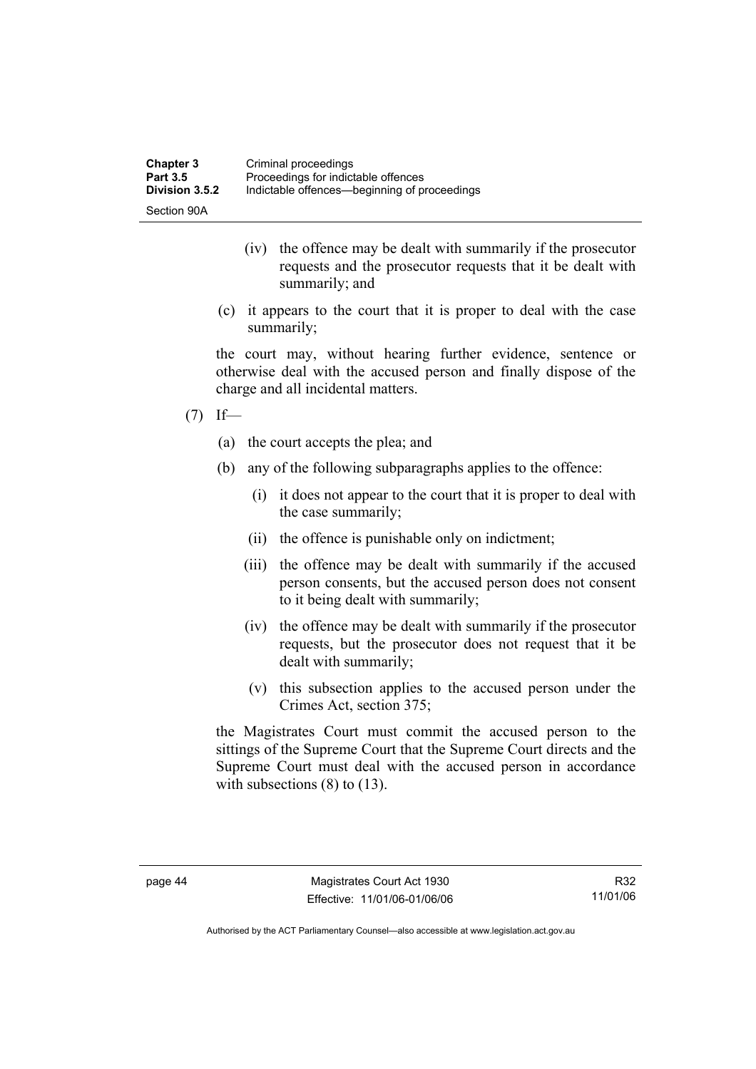(iv) the offence may be dealt with summarily if the prosecutor requests and the prosecutor requests that it be dealt with summarily; and

(c) it appears to the court that it is proper to deal with the case summarily;

the court may, without hearing further evidence, sentence or otherwise deal with the accused person and finally dispose of the charge and all incidental matters.

(7) If—

(a) the court accepts the plea; and

(b) any of the following subparagraphs applies to the offence:

(i) it does not appear to the court that it is proper to deal with the case summarily;

(ii) the offence is punishable only on indictment;

(iii) the offence may be dealt with summarily if the accused person consents, but the accused person does not consent to it being dealt with summarily;

(iv) the offence may be dealt with summarily if the prosecutor requests, but the prosecutor does not request that it be dealt with summarily;

(v) this subsection applies to the accused person under the Crimes Act, section 375;

the Magistrates Court must commit the accused person to the sittings of the Supreme Court that the Supreme Court directs and the Supreme Court must deal with the accused person in accordance with subsections (8) to (13).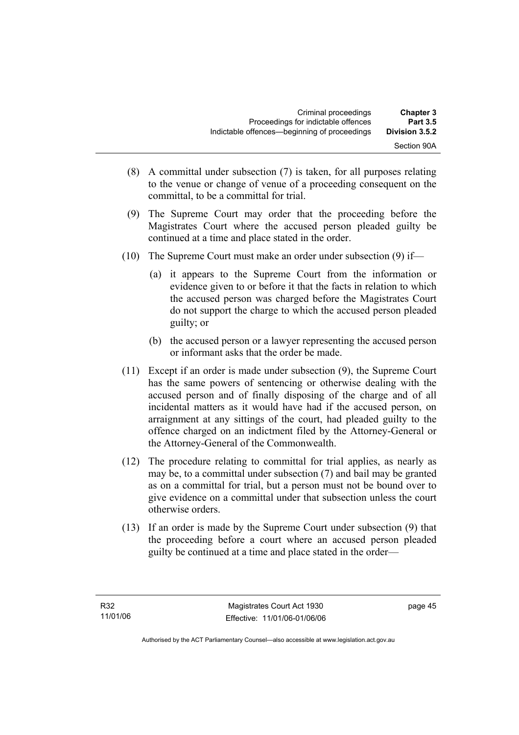(8) A committal under subsection (7) is taken, for all purposes relating to the venue or change of venue of a proceeding consequent on the committal, to be a committal for trial.

(9) The Supreme Court may order that the proceeding before the Magistrates Court where the accused person pleaded guilty be continued at a time and place stated in the order.

(10) The Supreme Court must make an order under subsection (9) if—

(a) it appears to the Supreme Court from the information or evidence given to or before it that the facts in relation to which the accused person was charged before the Magistrates Court do not support the charge to which the accused person pleaded guilty; or

(b) the accused person or a lawyer representing the accused person or informant asks that the order be made.

(11) Except if an order is made under subsection (9), the Supreme Court has the same powers of sentencing or otherwise dealing with the accused person and of finally disposing of the charge and of all incidental matters as it would have had if the accused person, on arraignment at any sittings of the court, had pleaded guilty to the offence charged on an indictment filed by the Attorney-General or the Attorney-General of the Commonwealth.

(12) The procedure relating to committal for trial applies, as nearly as may be, to a committal under subsection (7) and bail may be granted as on a committal for trial, but a person must not be bound over to give evidence on a committal under that subsection unless the court otherwise orders.

(13) If an order is made by the Supreme Court under subsection (9) that the proceeding before a court where an accused person pleaded guilty be continued at a time and place stated in the order—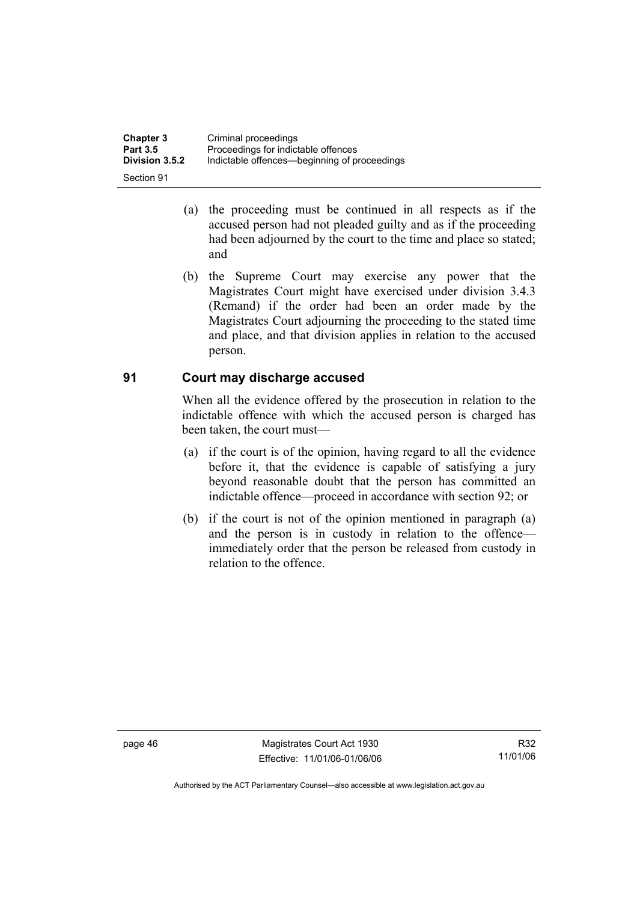(a) the proceeding must be continued in all respects as if the accused person had not pleaded guilty and as if the proceeding had been adjourned by the court to the time and place so stated; and

(b) the Supreme Court may exercise any power that the Magistrates Court might have exercised under division 3.4.3 (Remand) if the order had been an order made by the Magistrates Court adjourning the proceeding to the stated time and place, and that division applies in relation to the accused person.

## 91 Court may discharge accused

When all the evidence offered by the prosecution in relation to the indictable offence with which the accused person is charged has been taken, the court must—

(a) if the court is of the opinion, having regard to all the evidence before it, that the evidence is capable of satisfying a jury beyond reasonable doubt that the person has committed an indictable offence—proceed in accordance with section 92; or

(b) if the court is not of the opinion mentioned in paragraph (a) and the person is in custody in relation to the offence—immediately order that the person be released from custody in relation to the offence.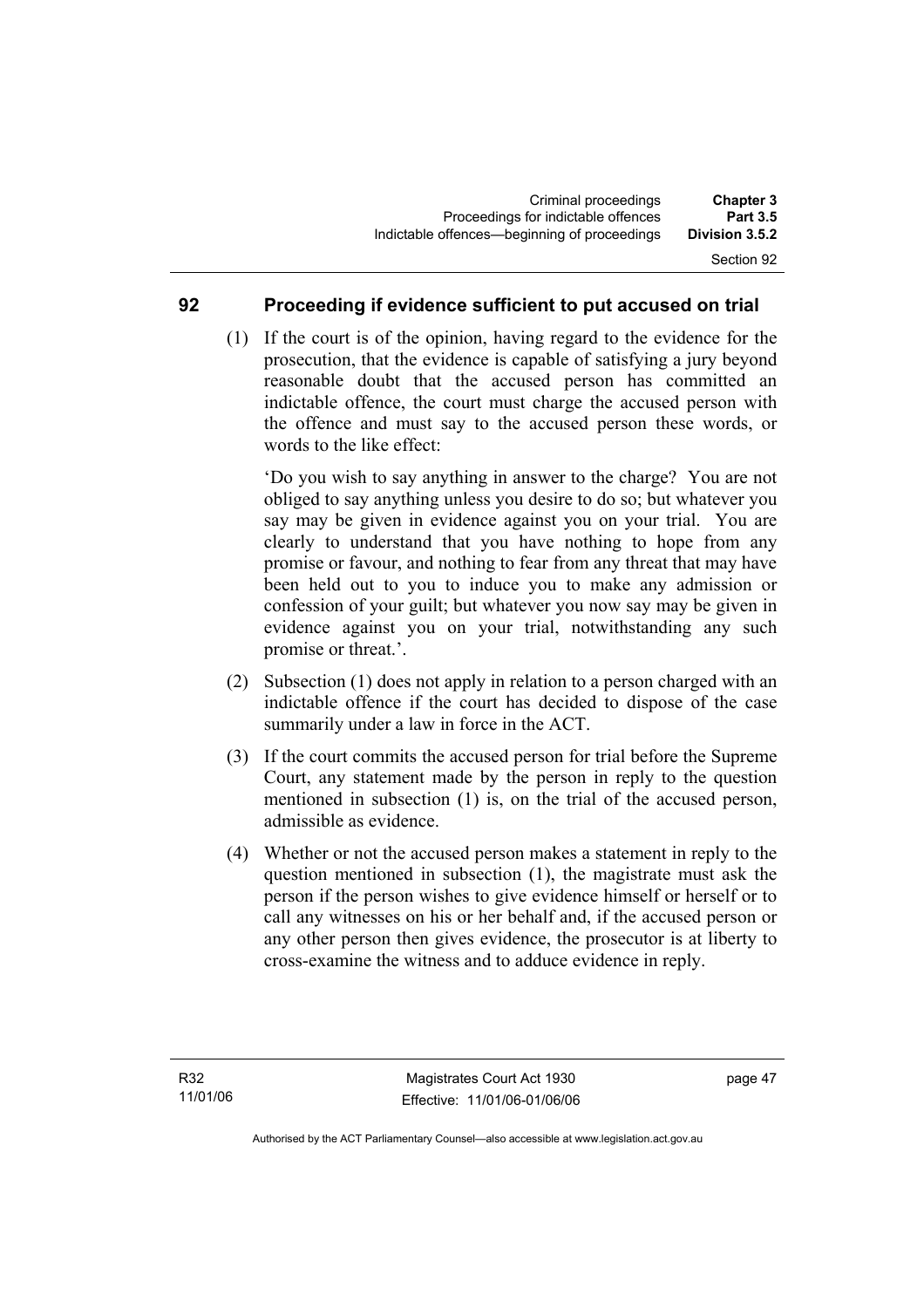## 92 Proceeding if evidence sufficient to put accused on trial

(1) If the court is of the opinion, having regard to the evidence for the prosecution, that the evidence is capable of satisfying a jury beyond reasonable doubt that the accused person has committed an indictable offence, the court must charge the accused person with the offence and must say to the accused person these words, or words to the like effect:

'Do you wish to say anything in answer to the charge? You are not obliged to say anything unless you desire to do so; but whatever you say may be given in evidence against you on your trial. You are clearly to understand that you have nothing to hope from any promise or favour, and nothing to fear from any threat that may have been held out to you to induce you to make any admission or confession of your guilt; but whatever you now say may be given in evidence against you on your trial, notwithstanding any such promise or threat.'.

(2) Subsection (1) does not apply in relation to a person charged with an indictable offence if the court has decided to dispose of the case summarily under a law in force in the ACT.

(3) If the court commits the accused person for trial before the Supreme Court, any statement made by the person in reply to the question mentioned in subsection (1) is, on the trial of the accused person, admissible as evidence.

(4) Whether or not the accused person makes a statement in reply to the question mentioned in subsection (1), the magistrate must ask the person if the person wishes to give evidence himself or herself or to call any witnesses on his or her behalf and, if the accused person or any other person then gives evidence, the prosecutor is at liberty to cross-examine the witness and to adduce evidence in reply.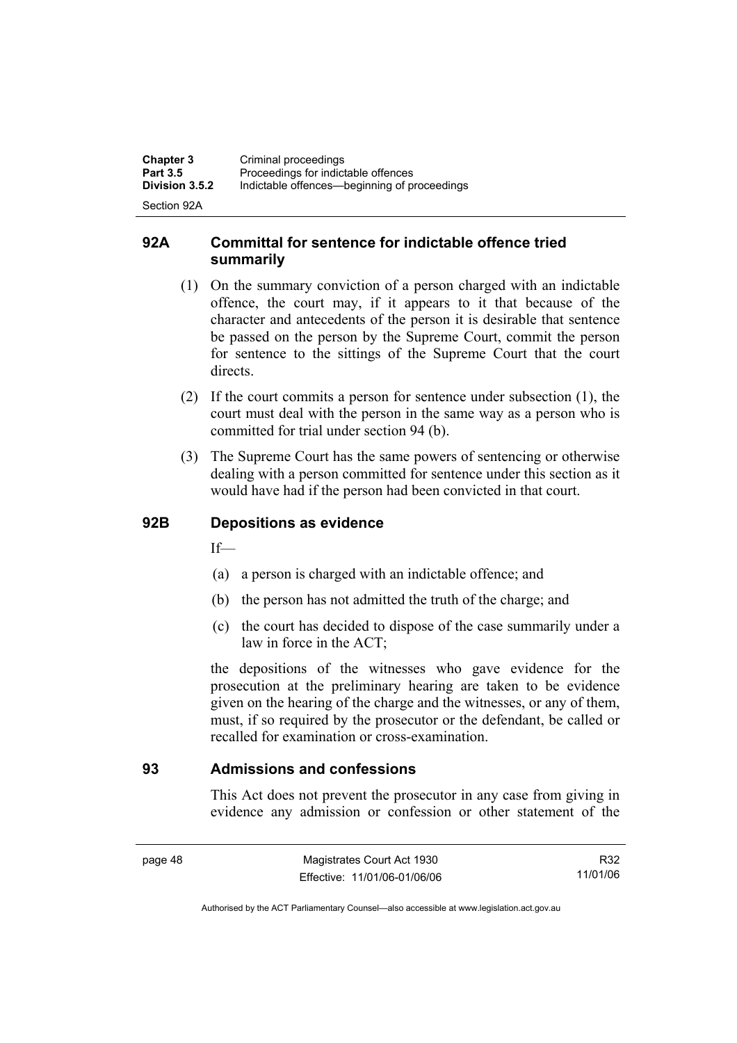## 92A Committal for sentence for indictable offence tried summarily

(1) On the summary conviction of a person charged with an indictable offence, the court may, if it appears to it that because of the character and antecedents of the person it is desirable that sentence be passed on the person by the Supreme Court, commit the person for sentence to the sittings of the Supreme Court that the court directs.

(2) If the court commits a person for sentence under subsection (1), the court must deal with the person in the same way as a person who is committed for trial under section 94 (b).

(3) The Supreme Court has the same powers of sentencing or otherwise dealing with a person committed for sentence under this section as it would have had if the person had been convicted in that court.

## 92B Depositions as evidence

If—

(a) a person is charged with an indictable offence; and

(b) the person has not admitted the truth of the charge; and

(c) the court has decided to dispose of the case summarily under a law in force in the ACT;

the depositions of the witnesses who gave evidence for the prosecution at the preliminary hearing are taken to be evidence given on the hearing of the charge and the witnesses, or any of them, must, if so required by the prosecutor or the defendant, be called or recalled for examination or cross-examination.

## 93 Admissions and confessions

This Act does not prevent the prosecutor in any case from giving in evidence any admission or confession or other statement of the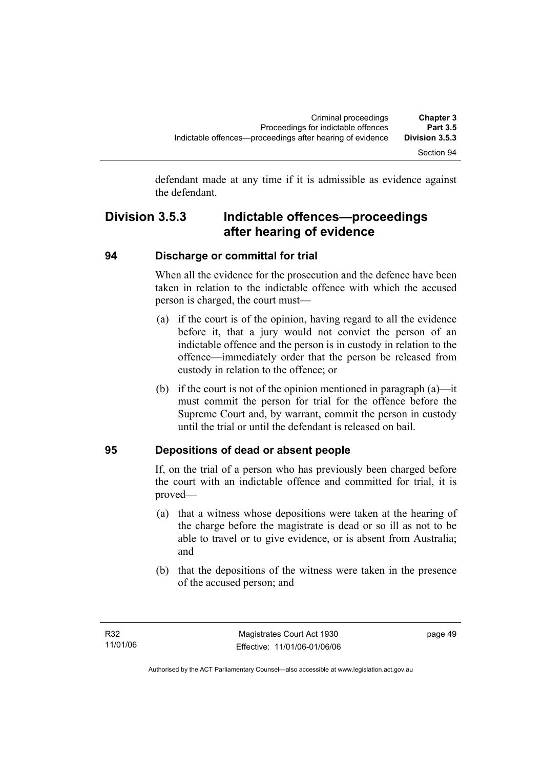defendant made at any time if it is admissible as evidence against the defendant.

## Division 3.5.3 Indictable offences—proceedings after hearing of evidence

### 94 Discharge or committal for trial

When all the evidence for the prosecution and the defence have been taken in relation to the indictable offence with which the accused person is charged, the court must—

(a) if the court is of the opinion, having regard to all the evidence before it, that a jury would not convict the person of an indictable offence and the person is in custody in relation to the offence—immediately order that the person be released from custody in relation to the offence; or

(b) if the court is not of the opinion mentioned in paragraph (a)—it must commit the person for trial for the offence before the Supreme Court and, by warrant, commit the person in custody until the trial or until the defendant is released on bail.

### 95 Depositions of dead or absent people

If, on the trial of a person who has previously been charged before the court with an indictable offence and committed for trial, it is proved—

(a) that a witness whose depositions were taken at the hearing of the charge before the magistrate is dead or so ill as not to be able to travel or to give evidence, or is absent from Australia; and

(b) that the depositions of the witness were taken in the presence of the accused person; and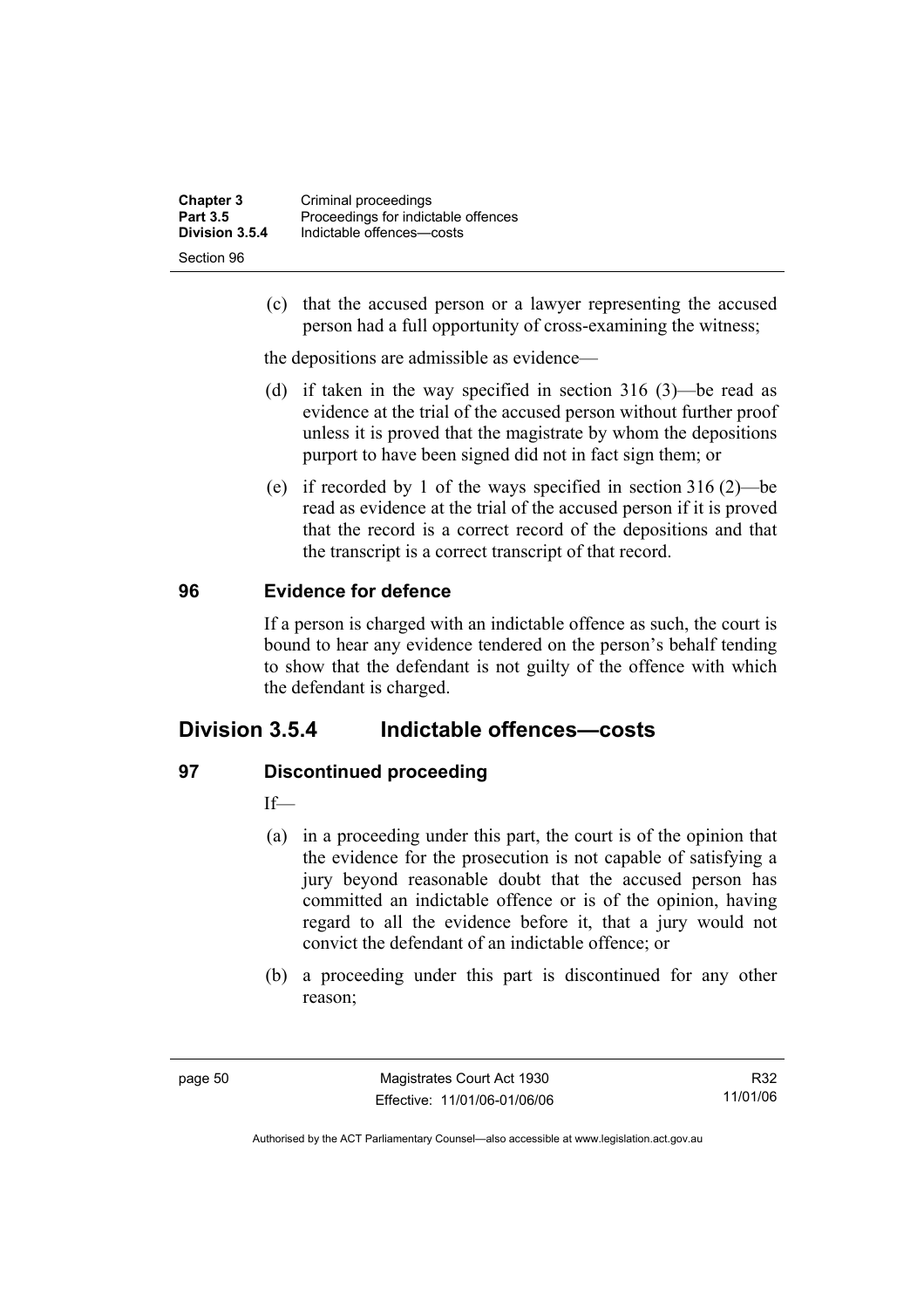(c) that the accused person or a lawyer representing the accused person had a full opportunity of cross-examining the witness;

the depositions are admissible as evidence—

(d) if taken in the way specified in section 316 (3)—be read as evidence at the trial of the accused person without further proof unless it is proved that the magistrate by whom the depositions purport to have been signed did not in fact sign them; or

(e) if recorded by 1 of the ways specified in section 316 (2)—be read as evidence at the trial of the accused person if it is proved that the record is a correct record of the depositions and that the transcript is a correct transcript of that record.

### 96 Evidence for defence

If a person is charged with an indictable offence as such, the court is bound to hear any evidence tendered on the person's behalf tending to show that the defendant is not guilty of the offence with which the defendant is charged.

## Division 3.5.4 Indictable offences—costs

### 97 Discontinued proceeding

If—

(a) in a proceeding under this part, the court is of the opinion that the evidence for the prosecution is not capable of satisfying a jury beyond reasonable doubt that the accused person has committed an indictable offence or is of the opinion, having regard to all the evidence before it, that a jury would not convict the defendant of an indictable offence; or

(b) a proceeding under this part is discontinued for any other reason;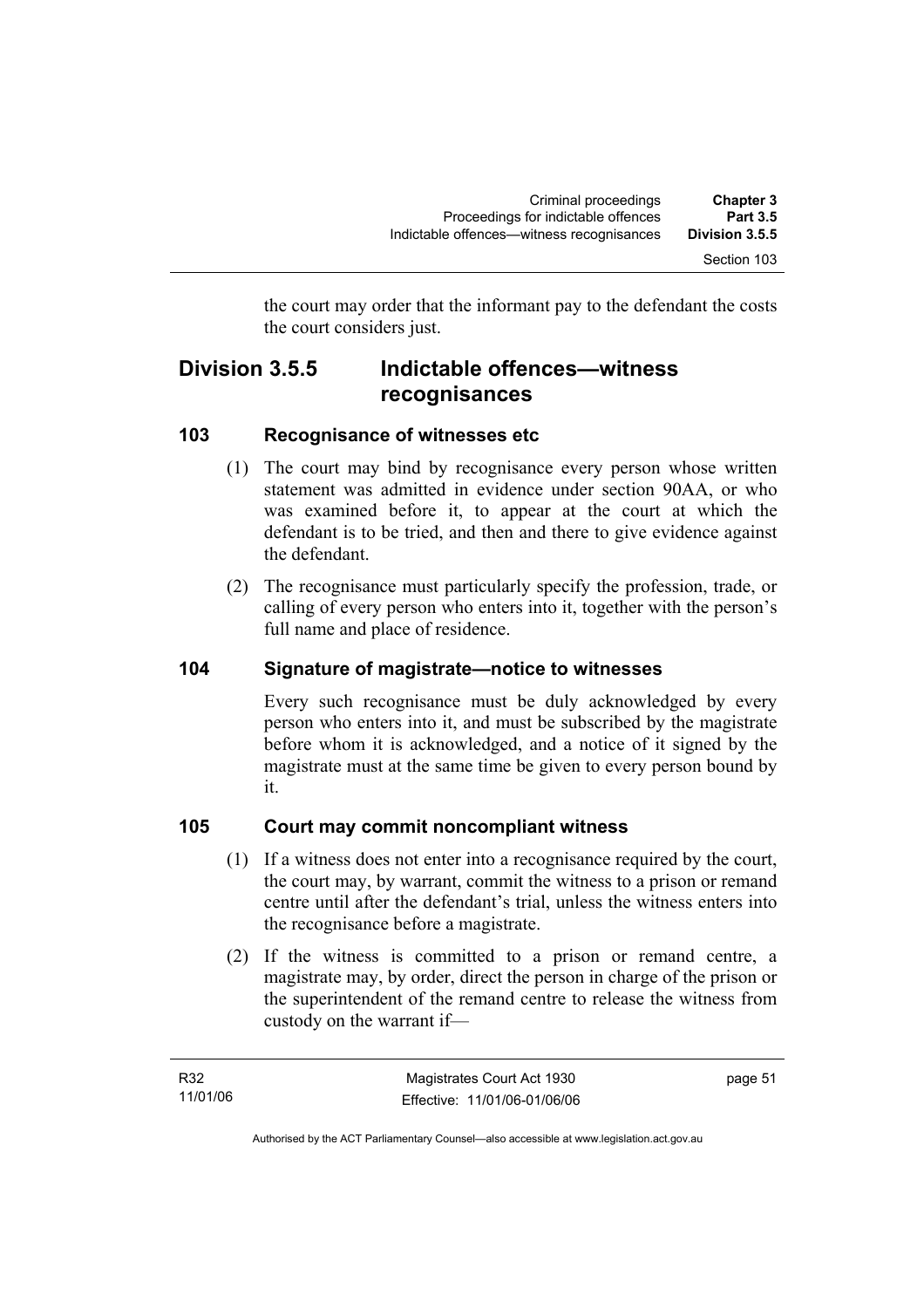the court may order that the informant pay to the defendant the costs the court considers just.

## Division 3.5.5 Indictable offences—witness recognisances

### 103 Recognisance of witnesses etc

(1) The court may bind by recognisance every person whose written statement was admitted in evidence under section 90AA, or who was examined before it, to appear at the court at which the defendant is to be tried, and then and there to give evidence against the defendant.

(2) The recognisance must particularly specify the profession, trade, or calling of every person who enters into it, together with the person's full name and place of residence.

### 104 Signature of magistrate—notice to witnesses

Every such recognisance must be duly acknowledged by every person who enters into it, and must be subscribed by the magistrate before whom it is acknowledged, and a notice of it signed by the magistrate must at the same time be given to every person bound by it.

### 105 Court may commit noncompliant witness

(1) If a witness does not enter into a recognisance required by the court, the court may, by warrant, commit the witness to a prison or remand centre until after the defendant's trial, unless the witness enters into the recognisance before a magistrate.

(2) If the witness is committed to a prison or remand centre, a magistrate may, by order, direct the person in charge of the prison or the superintendent of the remand centre to release the witness from custody on the warrant if—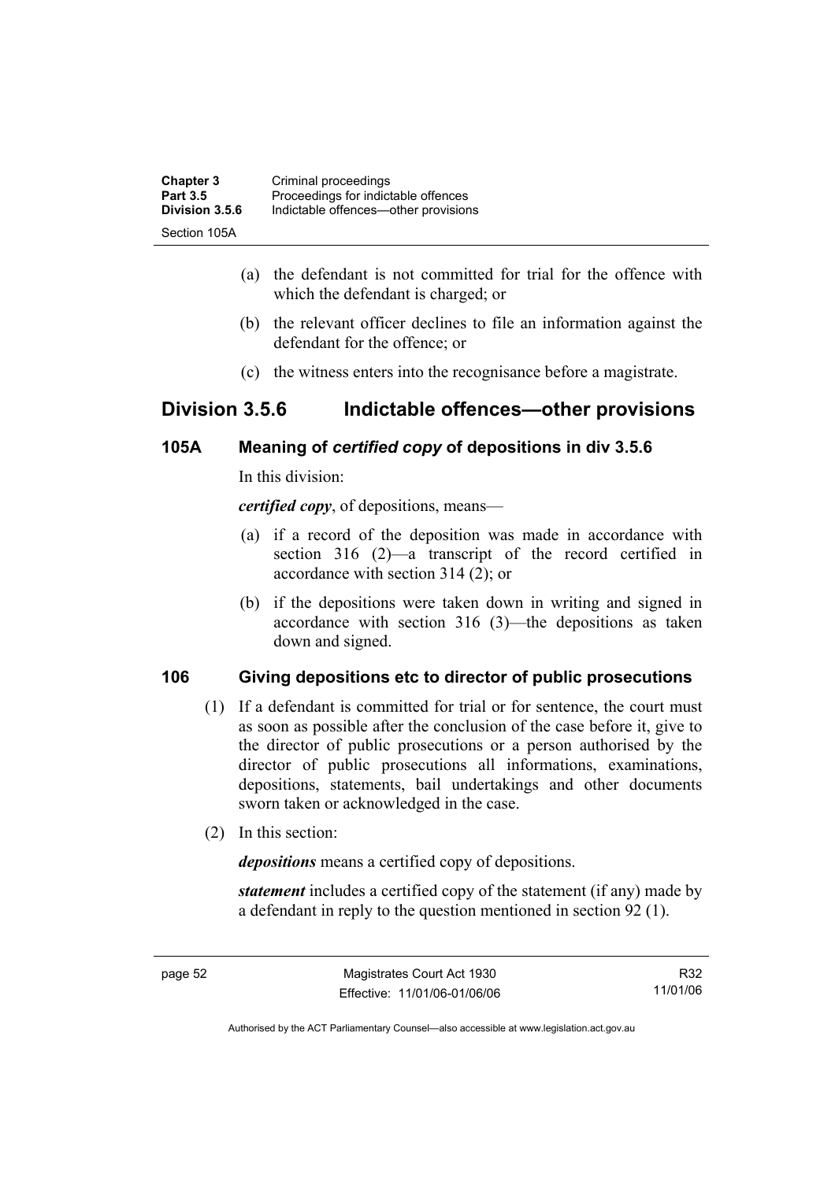(a) the defendant is not committed for trial for the offence with which the defendant is charged; or

(b) the relevant officer declines to file an information against the defendant for the offence; or

(c) the witness enters into the recognisance before a magistrate.

## Division 3.5.6 Indictable offences—other provisions

### 105A Meaning of *certified copy* of depositions in div 3.5.6

In this division:

***certified copy***, of depositions, means—

(a) if a record of the deposition was made in accordance with section 316 (2)—a transcript of the record certified in accordance with section 314 (2); or

(b) if the depositions were taken down in writing and signed in accordance with section 316 (3)—the depositions as taken down and signed.

### 106 Giving depositions etc to director of public prosecutions

(1) If a defendant is committed for trial or for sentence, the court must as soon as possible after the conclusion of the case before it, give to the director of public prosecutions or a person authorised by the director of public prosecutions all informations, examinations, depositions, statements, bail undertakings and other documents sworn taken or acknowledged in the case.

(2) In this section:

***depositions*** means a certified copy of depositions.

***statement*** includes a certified copy of the statement (if any) made by a defendant in reply to the question mentioned in section 92 (1).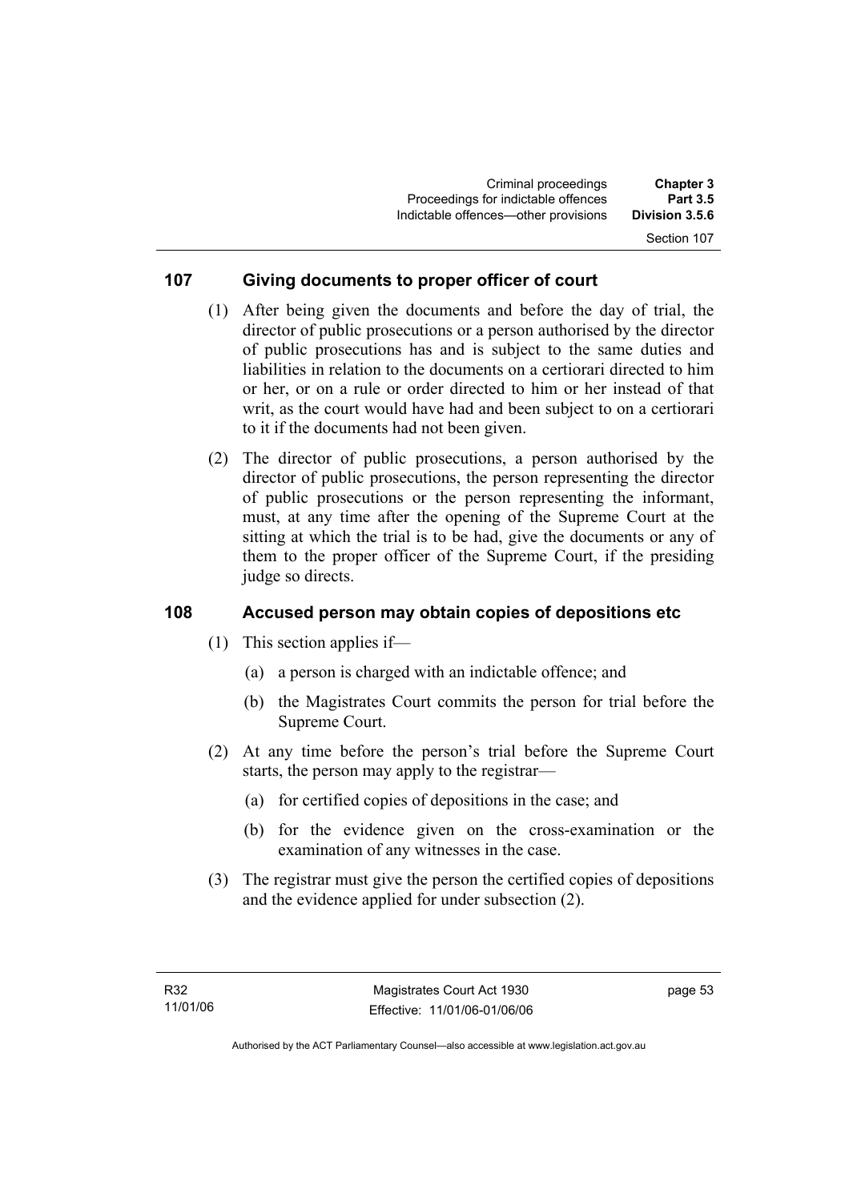## 107 Giving documents to proper officer of court

(1) After being given the documents and before the day of trial, the director of public prosecutions or a person authorised by the director of public prosecutions has and is subject to the same duties and liabilities in relation to the documents on a certiorari directed to him or her, or on a rule or order directed to him or her instead of that writ, as the court would have had and been subject to on a certiorari to it if the documents had not been given.

(2) The director of public prosecutions, a person authorised by the director of public prosecutions, the person representing the director of public prosecutions or the person representing the informant, must, at any time after the opening of the Supreme Court at the sitting at which the trial is to be had, give the documents or any of them to the proper officer of the Supreme Court, if the presiding judge so directs.

## 108 Accused person may obtain copies of depositions etc

(1) This section applies if—

(a) a person is charged with an indictable offence; and

(b) the Magistrates Court commits the person for trial before the Supreme Court.

(2) At any time before the person's trial before the Supreme Court starts, the person may apply to the registrar—

(a) for certified copies of depositions in the case; and

(b) for the evidence given on the cross-examination or the examination of any witnesses in the case.

(3) The registrar must give the person the certified copies of depositions and the evidence applied for under subsection (2).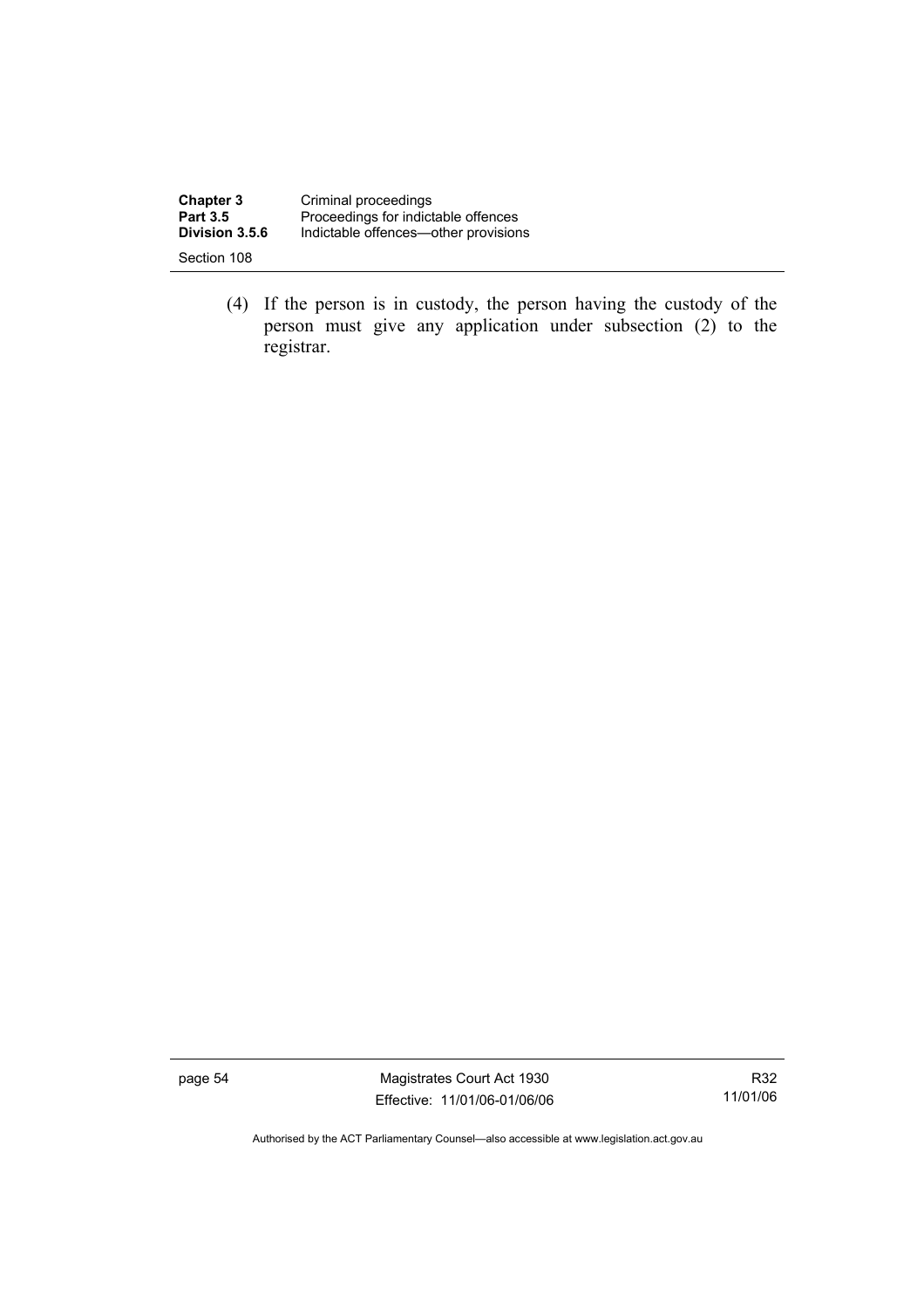(4) If the person is in custody, the person having the custody of the person must give any application under subsection (2) to the registrar.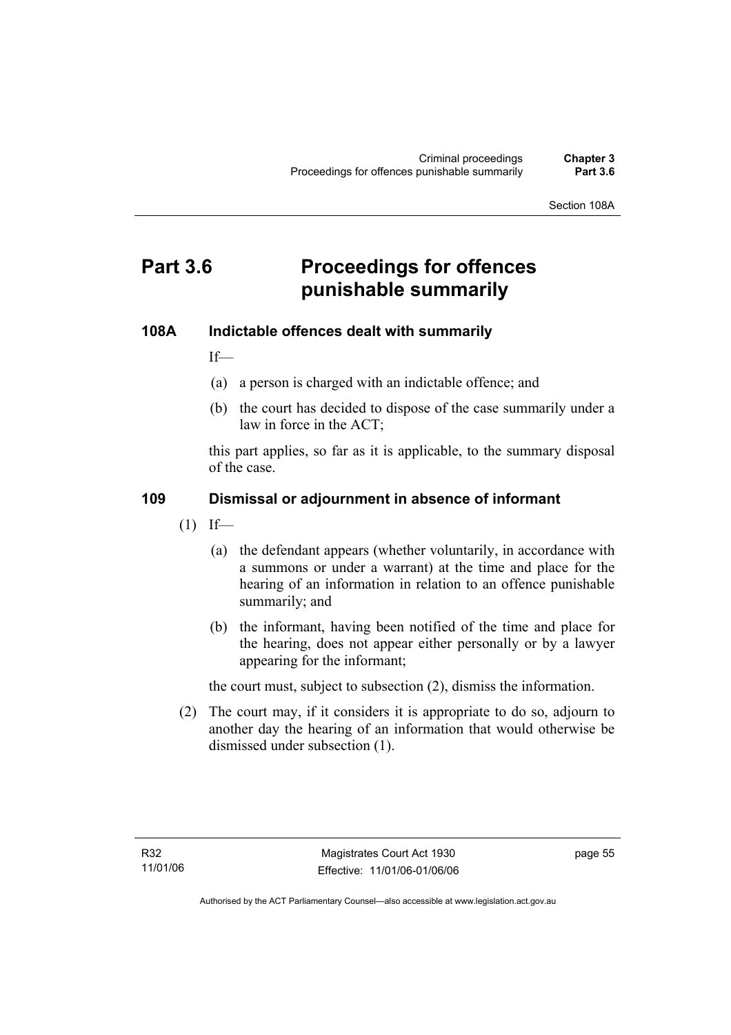# Part 3.6 Proceedings for offences punishable summarily

### 108A Indictable offences dealt with summarily

If—

(a) a person is charged with an indictable offence; and

(b) the court has decided to dispose of the case summarily under a law in force in the ACT;

this part applies, so far as it is applicable, to the summary disposal of the case.

### 109 Dismissal or adjournment in absence of informant

(1) If—

(a) the defendant appears (whether voluntarily, in accordance with a summons or under a warrant) at the time and place for the hearing of an information in relation to an offence punishable summarily; and

(b) the informant, having been notified of the time and place for the hearing, does not appear either personally or by a lawyer appearing for the informant;

the court must, subject to subsection (2), dismiss the information.

(2) The court may, if it considers it is appropriate to do so, adjourn to another day the hearing of an information that would otherwise be dismissed under subsection (1).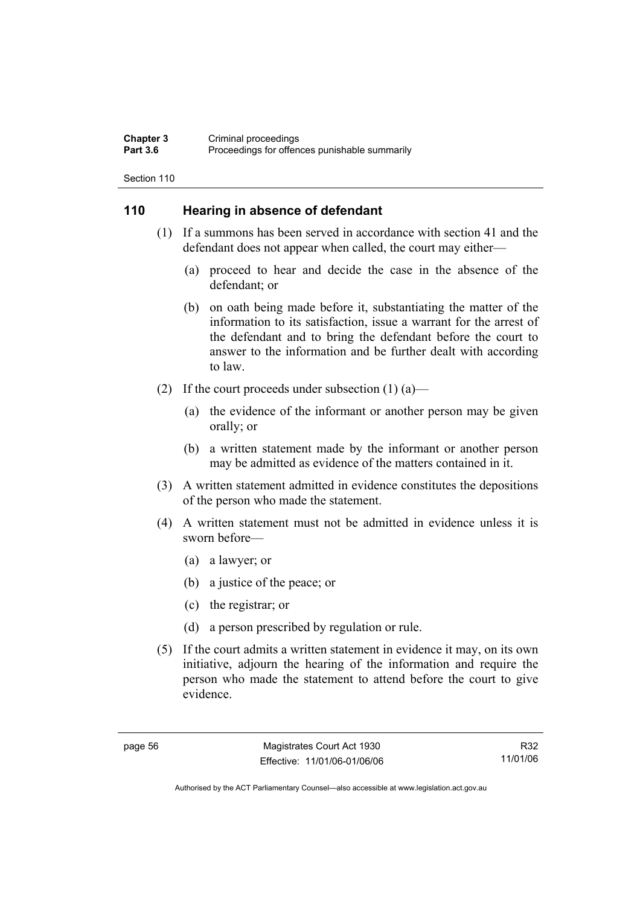## 110 Hearing in absence of defendant

(1) If a summons has been served in accordance with section 41 and the defendant does not appear when called, the court may either—

(a) proceed to hear and decide the case in the absence of the defendant; or

(b) on oath being made before it, substantiating the matter of the information to its satisfaction, issue a warrant for the arrest of the defendant and to bring the defendant before the court to answer to the information and be further dealt with according to law.

(2) If the court proceeds under subsection (1) (a)—

(a) the evidence of the informant or another person may be given orally; or

(b) a written statement made by the informant or another person may be admitted as evidence of the matters contained in it.

(3) A written statement admitted in evidence constitutes the depositions of the person who made the statement.

(4) A written statement must not be admitted in evidence unless it is sworn before—

(a) a lawyer; or

(b) a justice of the peace; or

(c) the registrar; or

(d) a person prescribed by regulation or rule.

(5) If the court admits a written statement in evidence it may, on its own initiative, adjourn the hearing of the information and require the person who made the statement to attend before the court to give evidence.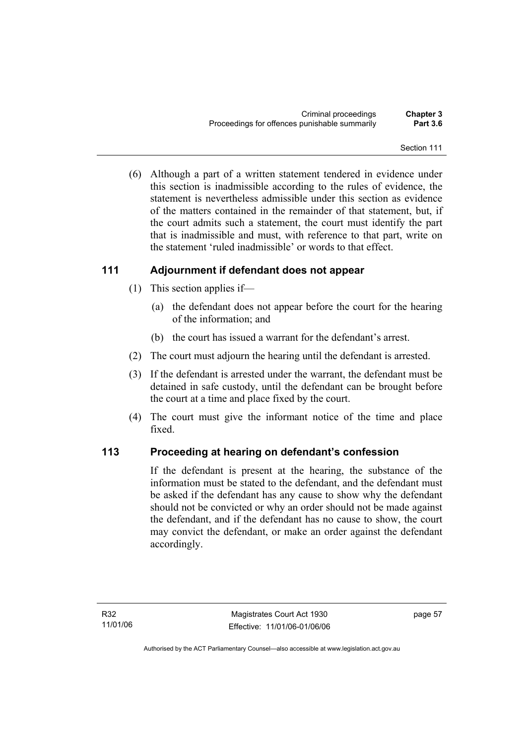(6) Although a part of a written statement tendered in evidence under this section is inadmissible according to the rules of evidence, the statement is nevertheless admissible under this section as evidence of the matters contained in the remainder of that statement, but, if the court admits such a statement, the court must identify the part that is inadmissible and must, with reference to that part, write on the statement 'ruled inadmissible' or words to that effect.

## 111 Adjournment if defendant does not appear

(1) This section applies if—

(a) the defendant does not appear before the court for the hearing of the information; and

(b) the court has issued a warrant for the defendant's arrest.

(2) The court must adjourn the hearing until the defendant is arrested.

(3) If the defendant is arrested under the warrant, the defendant must be detained in safe custody, until the defendant can be brought before the court at a time and place fixed by the court.

(4) The court must give the informant notice of the time and place fixed.

## 113 Proceeding at hearing on defendant's confession

If the defendant is present at the hearing, the substance of the information must be stated to the defendant, and the defendant must be asked if the defendant has any cause to show why the defendant should not be convicted or why an order should not be made against the defendant, and if the defendant has no cause to show, the court may convict the defendant, or make an order against the defendant accordingly.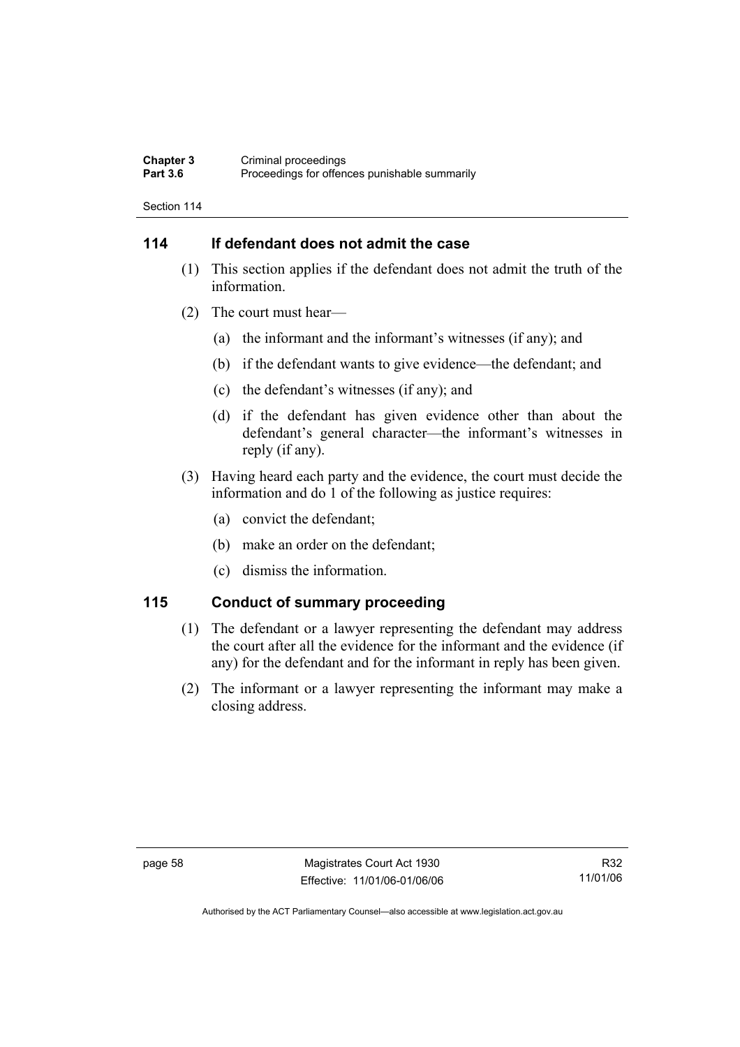## 114 If defendant does not admit the case

(1) This section applies if the defendant does not admit the truth of the information.

(2) The court must hear—

(a) the informant and the informant's witnesses (if any); and

(b) if the defendant wants to give evidence—the defendant; and

(c) the defendant's witnesses (if any); and

(d) if the defendant has given evidence other than about the defendant's general character—the informant's witnesses in reply (if any).

(3) Having heard each party and the evidence, the court must decide the information and do 1 of the following as justice requires:

(a) convict the defendant;

(b) make an order on the defendant;

(c) dismiss the information.

## 115 Conduct of summary proceeding

(1) The defendant or a lawyer representing the defendant may address the court after all the evidence for the informant and the evidence (if any) for the defendant and for the informant in reply has been given.

(2) The informant or a lawyer representing the informant may make a closing address.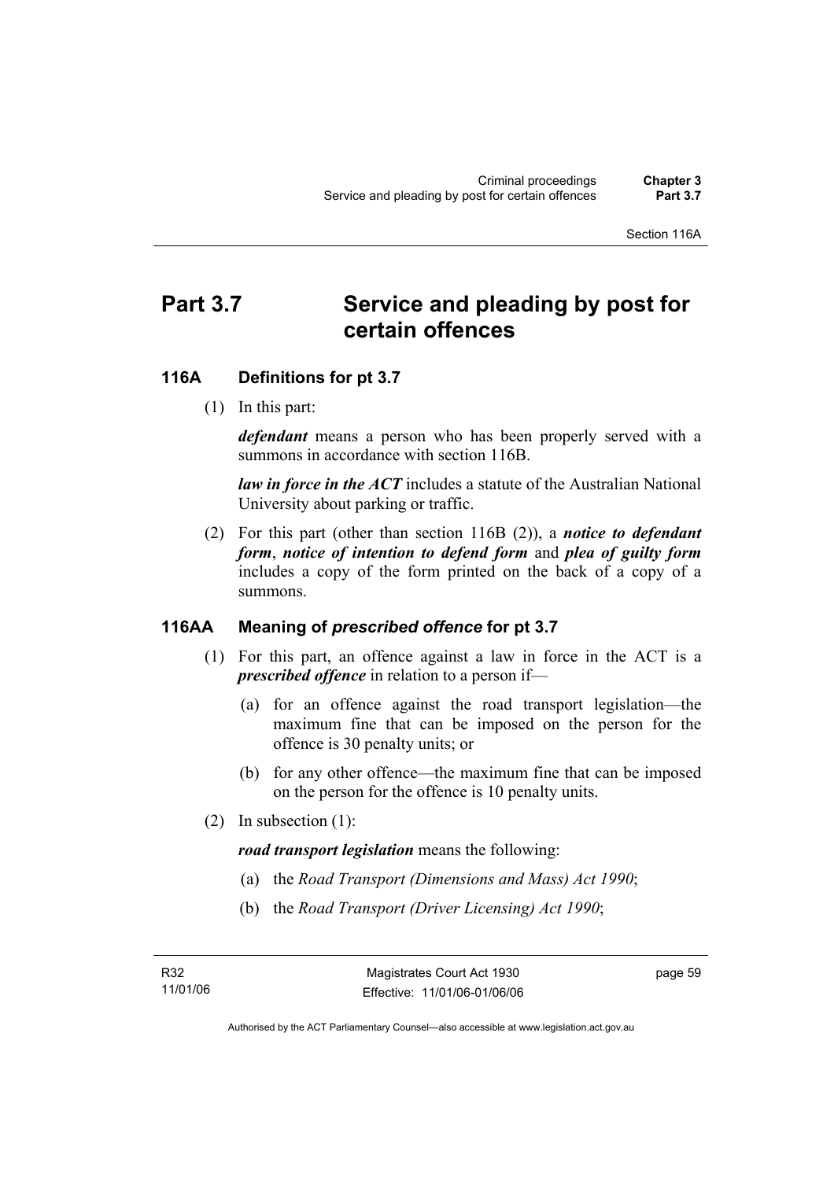# Part 3.7 Service and pleading by post for certain offences

## 116A Definitions for pt 3.7

(1) In this part:

***defendant*** means a person who has been properly served with a summons in accordance with section 116B.

***law in force in the ACT*** includes a statute of the Australian National University about parking or traffic.

(2) For this part (other than section 116B (2)), a ***notice to defendant form***, ***notice of intention to defend form*** and ***plea of guilty form*** includes a copy of the form printed on the back of a copy of a summons.

## 116AA Meaning of *prescribed offence* for pt 3.7

(1) For this part, an offence against a law in force in the ACT is a ***prescribed offence*** in relation to a person if—

(a) for an offence against the road transport legislation—the maximum fine that can be imposed on the person for the offence is 30 penalty units; or

(b) for any other offence—the maximum fine that can be imposed on the person for the offence is 10 penalty units.

(2) In subsection (1):

***road transport legislation*** means the following:

(a) the *Road Transport (Dimensions and Mass) Act 1990*;

(b) the *Road Transport (Driver Licensing) Act 1990*;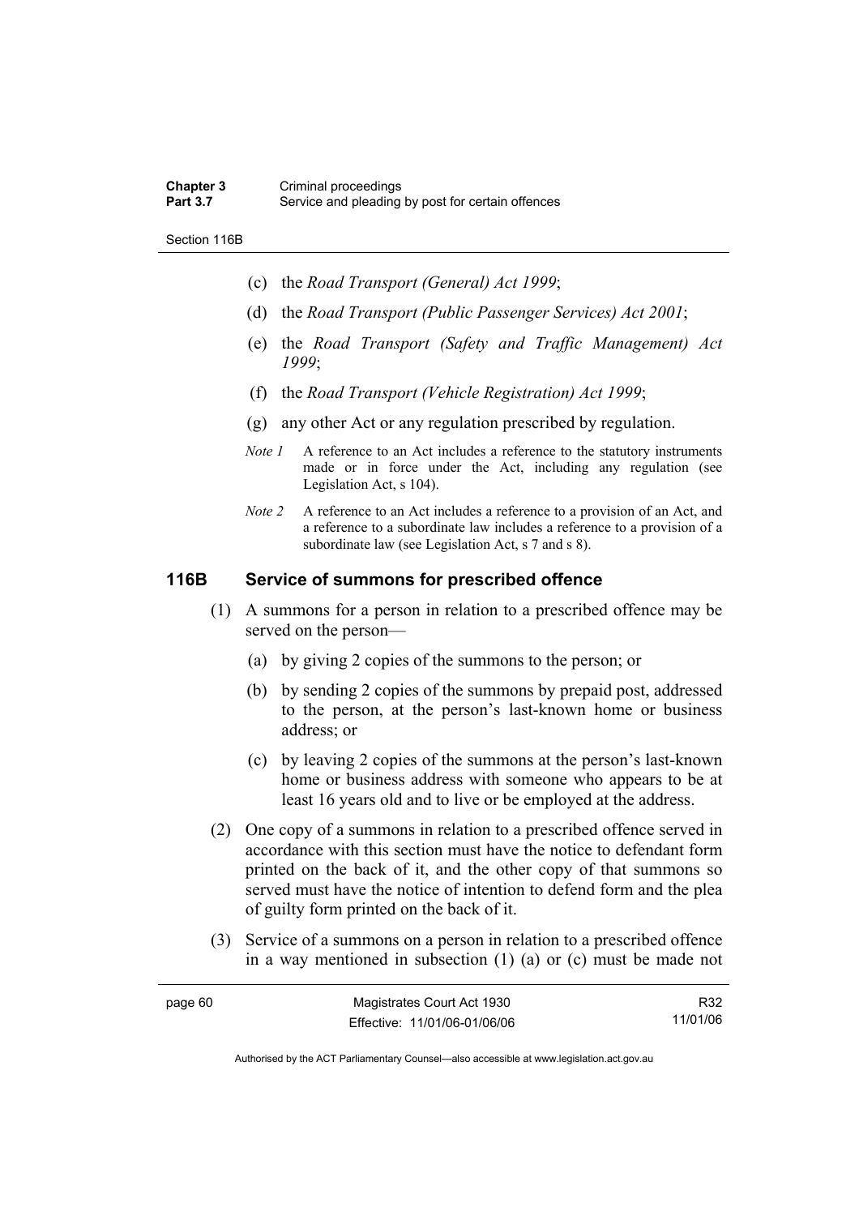(c) the *Road Transport (General) Act 1999*;

(d) the *Road Transport (Public Passenger Services) Act 2001*;

(e) the *Road Transport (Safety and Traffic Management) Act 1999*;

(f) the *Road Transport (Vehicle Registration) Act 1999*;

(g) any other Act or any regulation prescribed by regulation.

*Note 1* A reference to an Act includes a reference to the statutory instruments made or in force under the Act, including any regulation (see Legislation Act, s 104).

*Note 2* A reference to an Act includes a reference to a provision of an Act, and a reference to a subordinate law includes a reference to a provision of a subordinate law (see Legislation Act, s 7 and s 8).

## 116B Service of summons for prescribed offence

(1) A summons for a person in relation to a prescribed offence may be served on the person—

(a) by giving 2 copies of the summons to the person; or

(b) by sending 2 copies of the summons by prepaid post, addressed to the person, at the person's last-known home or business address; or

(c) by leaving 2 copies of the summons at the person's last-known home or business address with someone who appears to be at least 16 years old and to live or be employed at the address.

(2) One copy of a summons in relation to a prescribed offence served in accordance with this section must have the notice to defendant form printed on the back of it, and the other copy of that summons so served must have the notice of intention to defend form and the plea of guilty form printed on the back of it.

(3) Service of a summons on a person in relation to a prescribed offence in a way mentioned in subsection (1) (a) or (c) must be made not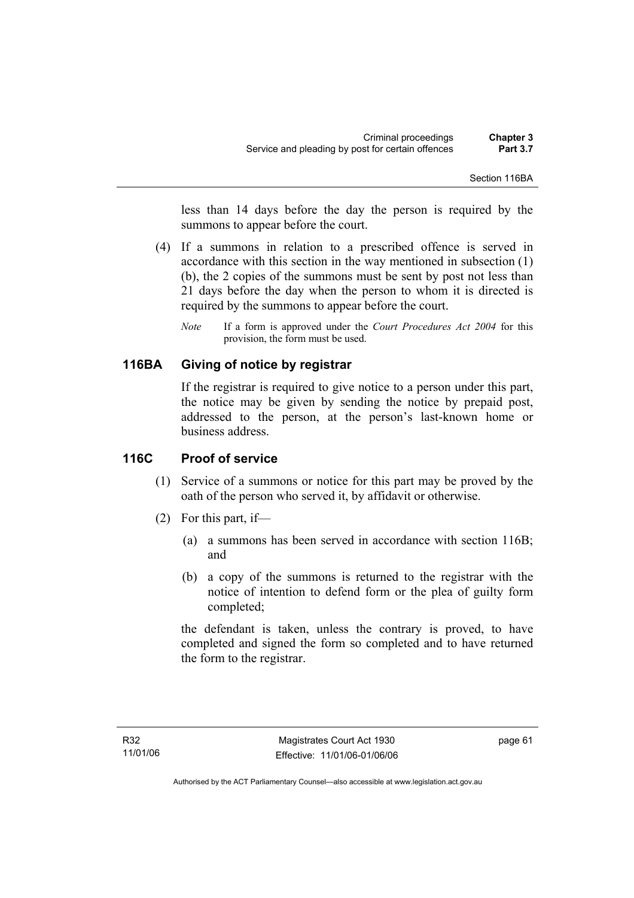less than 14 days before the day the person is required by the summons to appear before the court.

(4) If a summons in relation to a prescribed offence is served in accordance with this section in the way mentioned in subsection (1) (b), the 2 copies of the summons must be sent by post not less than 21 days before the day when the person to whom it is directed is required by the summons to appear before the court.

*Note* If a form is approved under the *Court Procedures Act 2004* for this provision, the form must be used.

### 116BA Giving of notice by registrar

If the registrar is required to give notice to a person under this part, the notice may be given by sending the notice by prepaid post, addressed to the person, at the person's last-known home or business address.

### 116C Proof of service

(1) Service of a summons or notice for this part may be proved by the oath of the person who served it, by affidavit or otherwise.

(2) For this part, if—

(a) a summons has been served in accordance with section 116B; and

(b) a copy of the summons is returned to the registrar with the notice of intention to defend form or the plea of guilty form completed;

the defendant is taken, unless the contrary is proved, to have completed and signed the form so completed and to have returned the form to the registrar.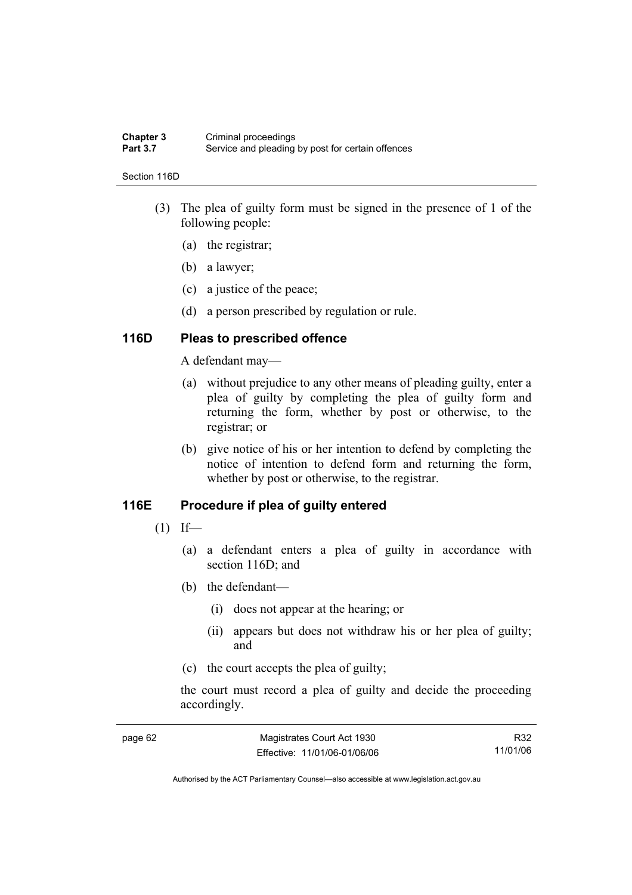(3) The plea of guilty form must be signed in the presence of 1 of the following people:

(a) the registrar;

(b) a lawyer;

(c) a justice of the peace;

(d) a person prescribed by regulation or rule.

## 116D Pleas to prescribed offence

A defendant may—

(a) without prejudice to any other means of pleading guilty, enter a plea of guilty by completing the plea of guilty form and returning the form, whether by post or otherwise, to the registrar; or

(b) give notice of his or her intention to defend by completing the notice of intention to defend form and returning the form, whether by post or otherwise, to the registrar.

## 116E Procedure if plea of guilty entered

(1) If—

(a) a defendant enters a plea of guilty in accordance with section 116D; and

(b) the defendant—

(i) does not appear at the hearing; or

(ii) appears but does not withdraw his or her plea of guilty; and

(c) the court accepts the plea of guilty;

the court must record a plea of guilty and decide the proceeding accordingly.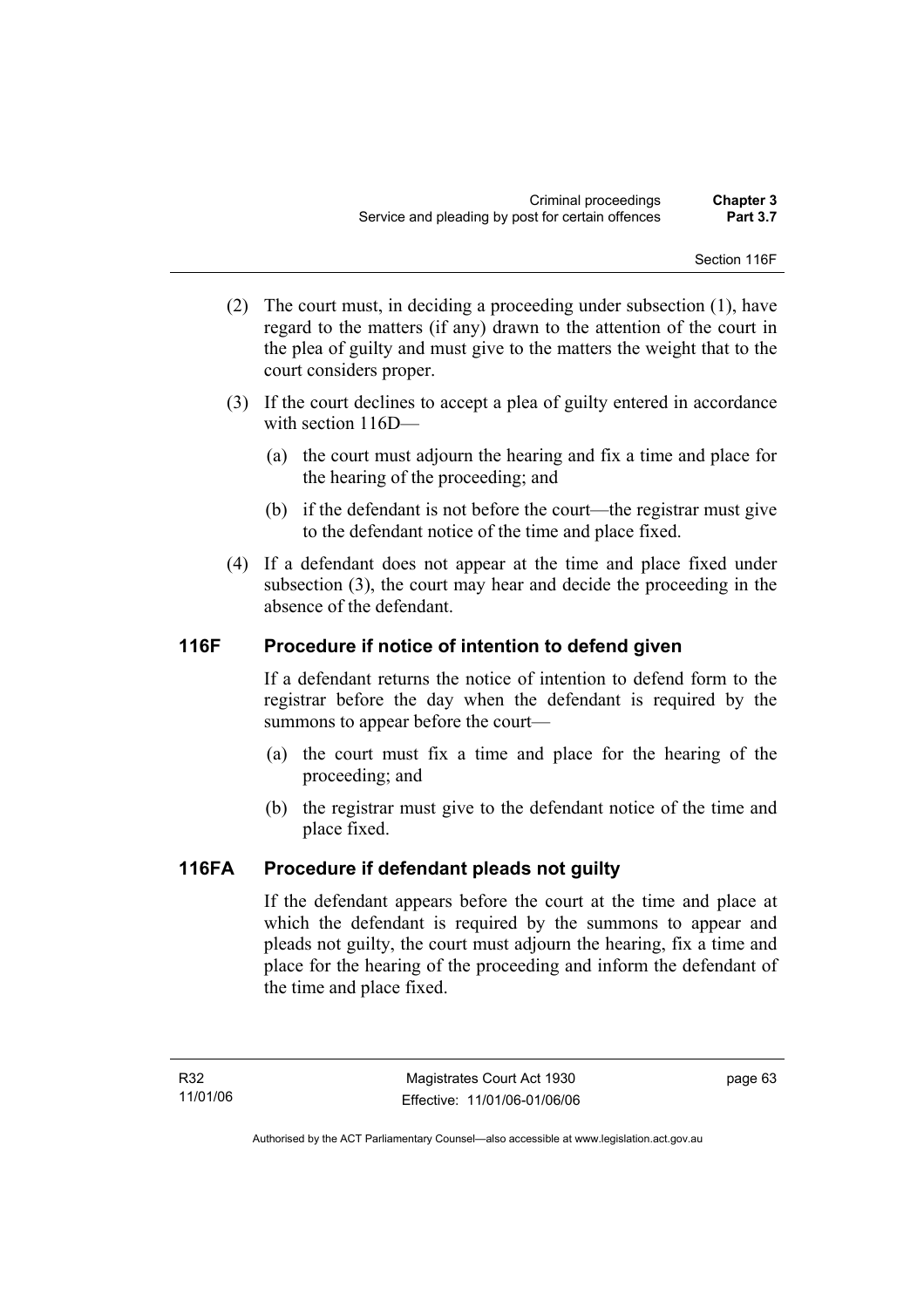(2) The court must, in deciding a proceeding under subsection (1), have regard to the matters (if any) drawn to the attention of the court in the plea of guilty and must give to the matters the weight that to the court considers proper.

(3) If the court declines to accept a plea of guilty entered in accordance with section 116D—

(a) the court must adjourn the hearing and fix a time and place for the hearing of the proceeding; and

(b) if the defendant is not before the court—the registrar must give to the defendant notice of the time and place fixed.

(4) If a defendant does not appear at the time and place fixed under subsection (3), the court may hear and decide the proceeding in the absence of the defendant.

## 116F Procedure if notice of intention to defend given

If a defendant returns the notice of intention to defend form to the registrar before the day when the defendant is required by the summons to appear before the court—

(a) the court must fix a time and place for the hearing of the proceeding; and

(b) the registrar must give to the defendant notice of the time and place fixed.

## 116FA Procedure if defendant pleads not guilty

If the defendant appears before the court at the time and place at which the defendant is required by the summons to appear and pleads not guilty, the court must adjourn the hearing, fix a time and place for the hearing of the proceeding and inform the defendant of the time and place fixed.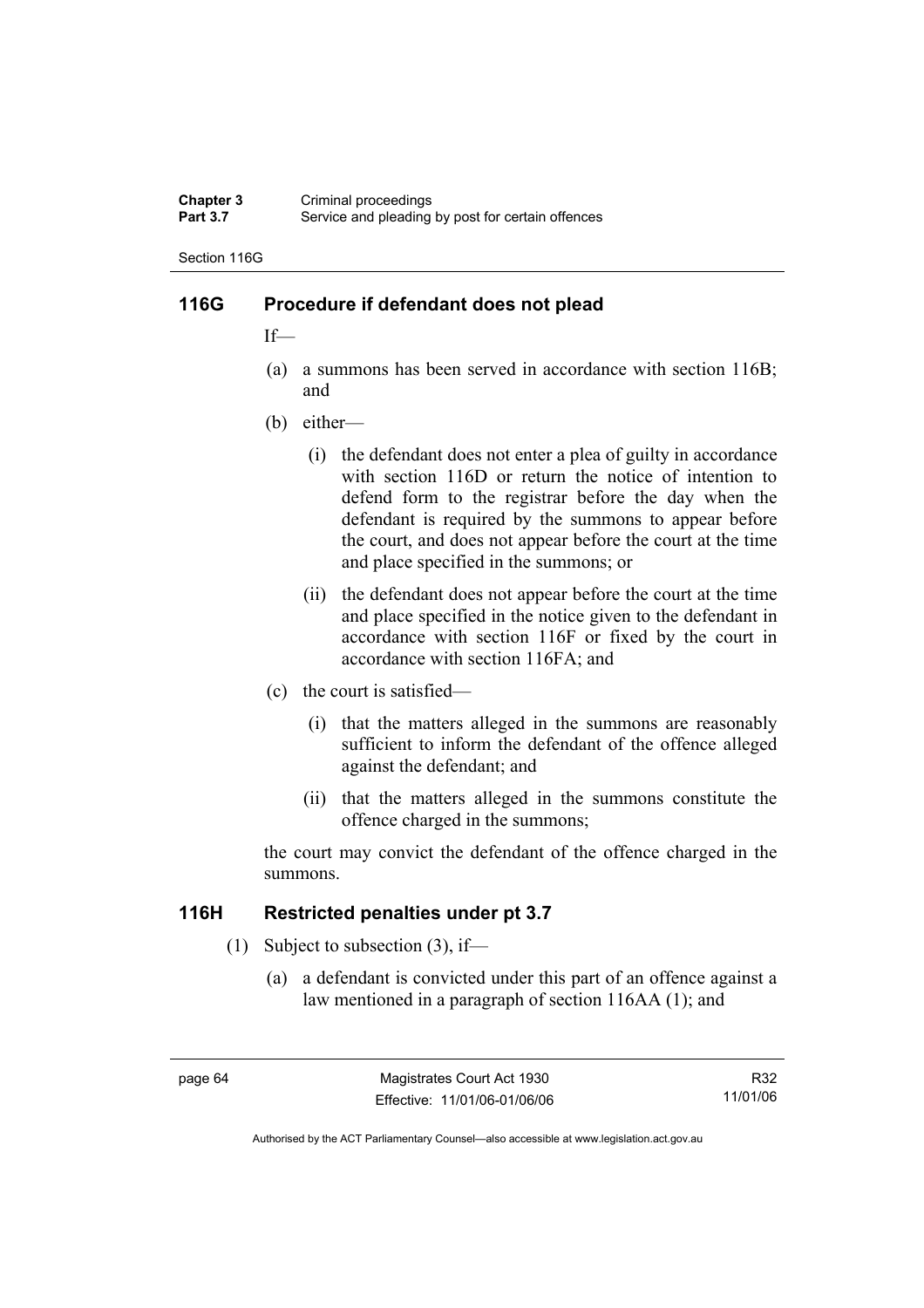## 116G Procedure if defendant does not plead

If—

(a) a summons has been served in accordance with section 116B; and

(b) either—

(i) the defendant does not enter a plea of guilty in accordance with section 116D or return the notice of intention to defend form to the registrar before the day when the defendant is required by the summons to appear before the court, and does not appear before the court at the time and place specified in the summons; or

(ii) the defendant does not appear before the court at the time and place specified in the notice given to the defendant in accordance with section 116F or fixed by the court in accordance with section 116FA; and

(c) the court is satisfied—

(i) that the matters alleged in the summons are reasonably sufficient to inform the defendant of the offence alleged against the defendant; and

(ii) that the matters alleged in the summons constitute the offence charged in the summons;

the court may convict the defendant of the offence charged in the summons.

## 116H Restricted penalties under pt 3.7

(1) Subject to subsection (3), if—

(a) a defendant is convicted under this part of an offence against a law mentioned in a paragraph of section 116AA (1); and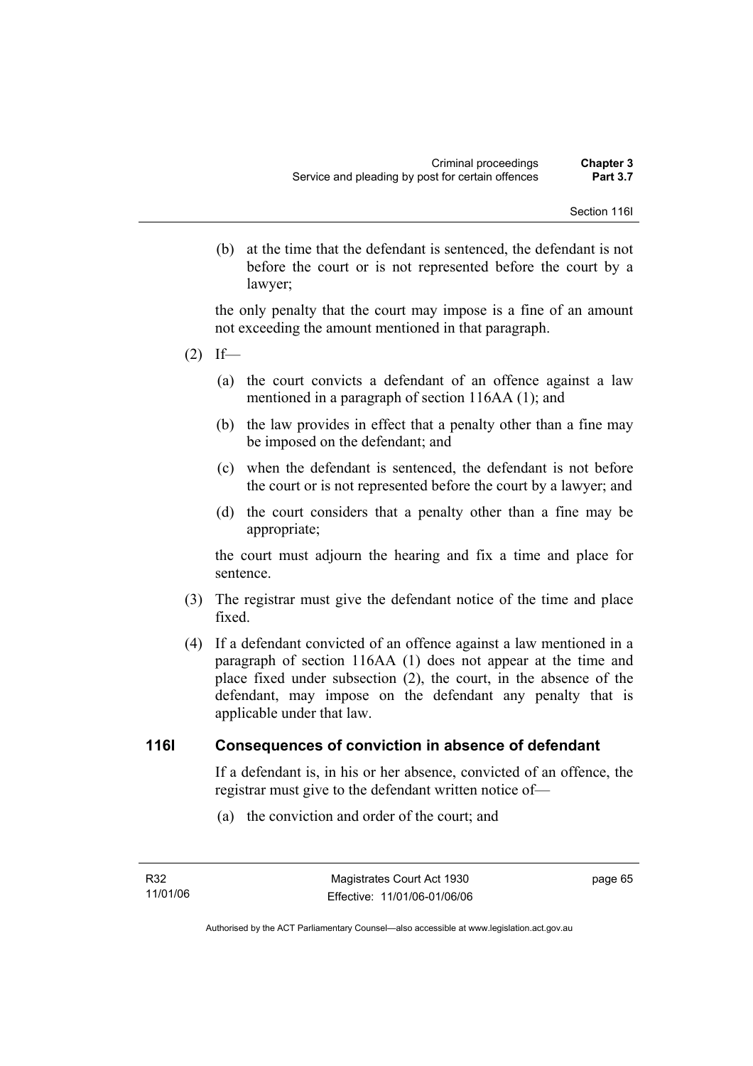(b) at the time that the defendant is sentenced, the defendant is not before the court or is not represented before the court by a lawyer;

the only penalty that the court may impose is a fine of an amount not exceeding the amount mentioned in that paragraph.

(2) If—

(a) the court convicts a defendant of an offence against a law mentioned in a paragraph of section 116AA (1); and

(b) the law provides in effect that a penalty other than a fine may be imposed on the defendant; and

(c) when the defendant is sentenced, the defendant is not before the court or is not represented before the court by a lawyer; and

(d) the court considers that a penalty other than a fine may be appropriate;

the court must adjourn the hearing and fix a time and place for sentence.

(3) The registrar must give the defendant notice of the time and place fixed.

(4) If a defendant convicted of an offence against a law mentioned in a paragraph of section 116AA (1) does not appear at the time and place fixed under subsection (2), the court, in the absence of the defendant, may impose on the defendant any penalty that is applicable under that law.

## 116I Consequences of conviction in absence of defendant

If a defendant is, in his or her absence, convicted of an offence, the registrar must give to the defendant written notice of—

(a) the conviction and order of the court; and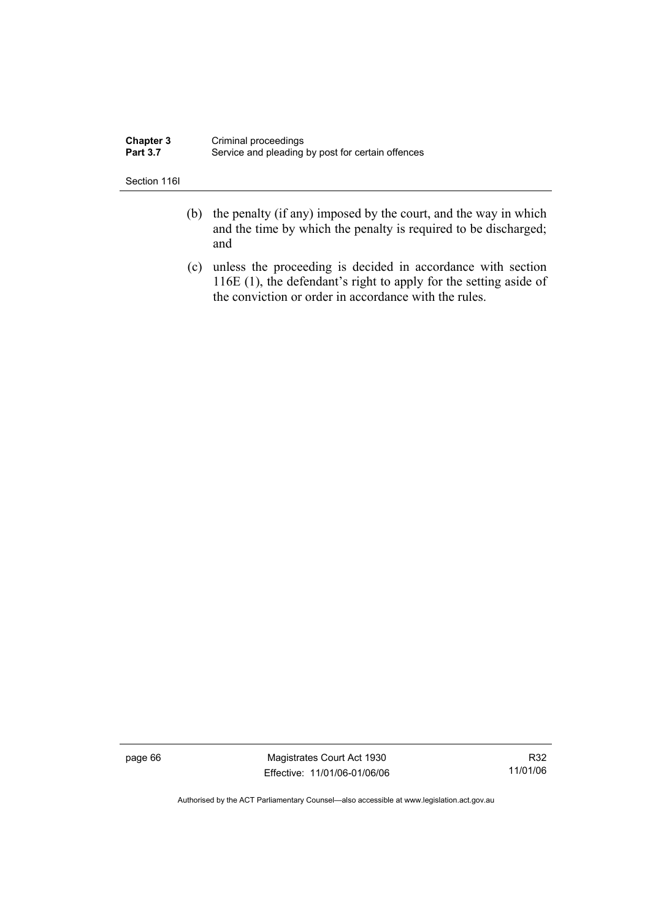(b) the penalty (if any) imposed by the court, and the way in which and the time by which the penalty is required to be discharged; and

(c) unless the proceeding is decided in accordance with section 116E (1), the defendant's right to apply for the setting aside of the conviction or order in accordance with the rules.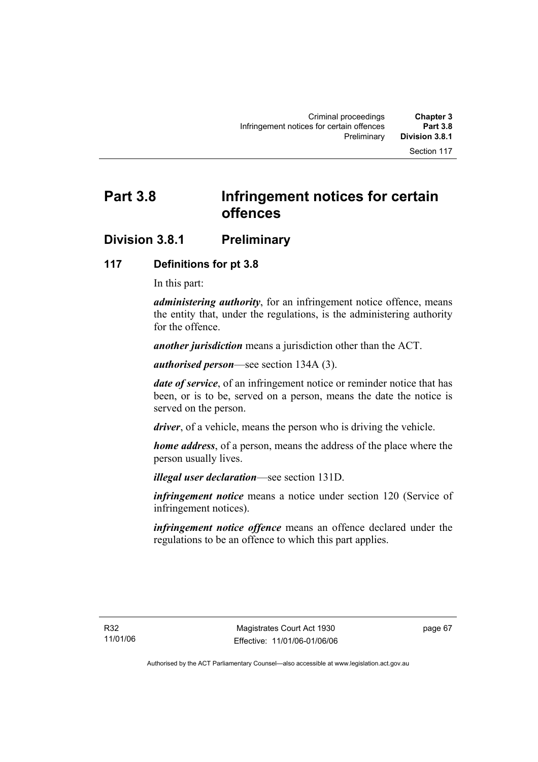# Part 3.8 Infringement notices for certain offences

## Division 3.8.1 Preliminary

### 117 Definitions for pt 3.8

In this part:

***administering authority***, for an infringement notice offence, means the entity that, under the regulations, is the administering authority for the offence.

***another jurisdiction*** means a jurisdiction other than the ACT.

***authorised person***—see section 134A (3).

***date of service***, of an infringement notice or reminder notice that has been, or is to be, served on a person, means the date the notice is served on the person.

***driver***, of a vehicle, means the person who is driving the vehicle.

***home address***, of a person, means the address of the place where the person usually lives.

***illegal user declaration***—see section 131D.

***infringement notice*** means a notice under section 120 (Service of infringement notices).

***infringement notice offence*** means an offence declared under the regulations to be an offence to which this part applies.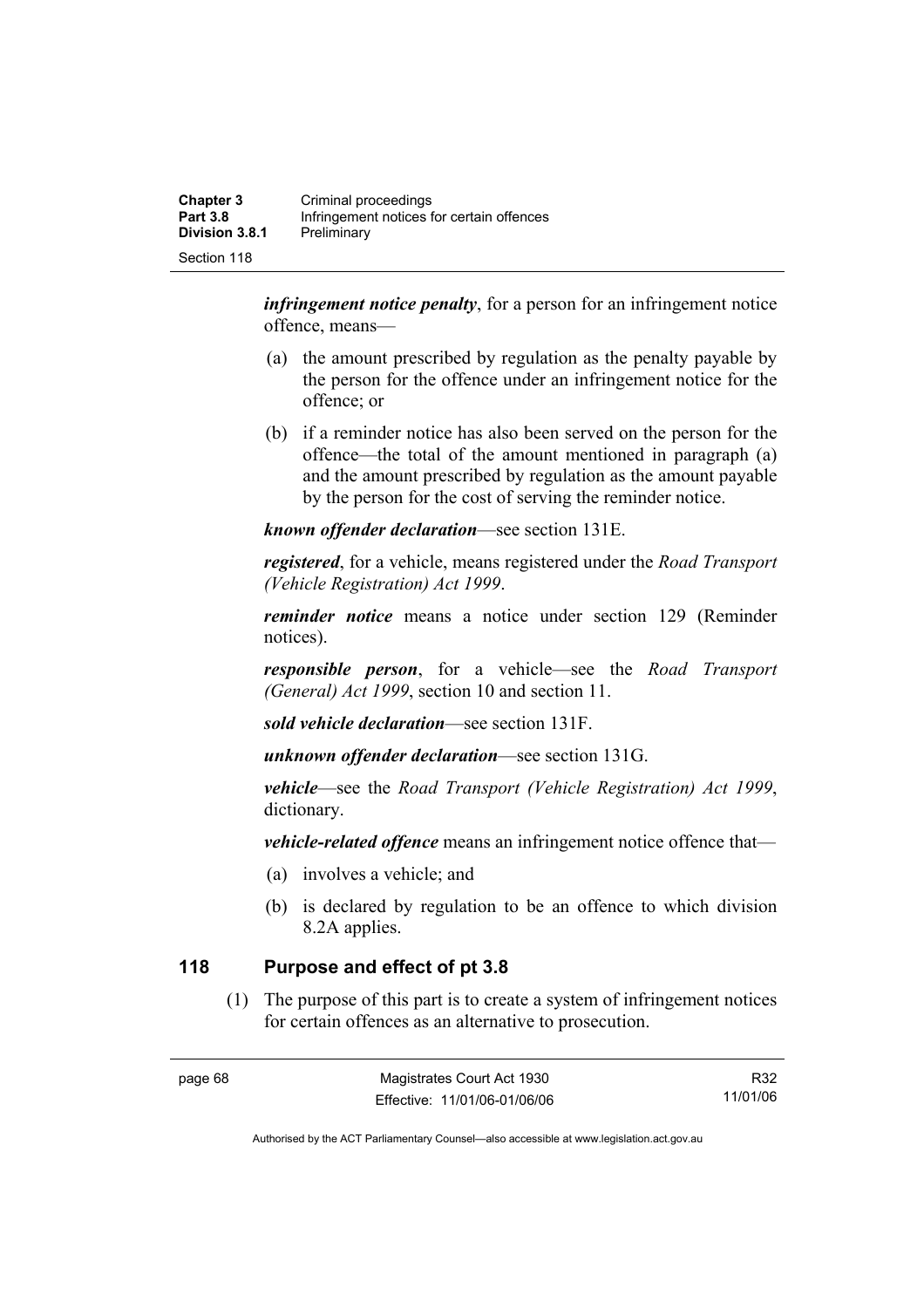***infringement notice penalty***, for a person for an infringement notice offence, means—

(a) the amount prescribed by regulation as the penalty payable by the person for the offence under an infringement notice for the offence; or

(b) if a reminder notice has also been served on the person for the offence—the total of the amount mentioned in paragraph (a) and the amount prescribed by regulation as the amount payable by the person for the cost of serving the reminder notice.

***known offender declaration***—see section 131E.

***registered***, for a vehicle, means registered under the *Road Transport (Vehicle Registration) Act 1999*.

***reminder notice*** means a notice under section 129 (Reminder notices).

***responsible person***, for a vehicle—see the *Road Transport (General) Act 1999*, section 10 and section 11.

***sold vehicle declaration***—see section 131F.

***unknown offender declaration***—see section 131G.

***vehicle***—see the *Road Transport (Vehicle Registration) Act 1999*, dictionary.

***vehicle-related offence*** means an infringement notice offence that—

(a) involves a vehicle; and

(b) is declared by regulation to be an offence to which division 8.2A applies.

## 118 Purpose and effect of pt 3.8

(1) The purpose of this part is to create a system of infringement notices for certain offences as an alternative to prosecution.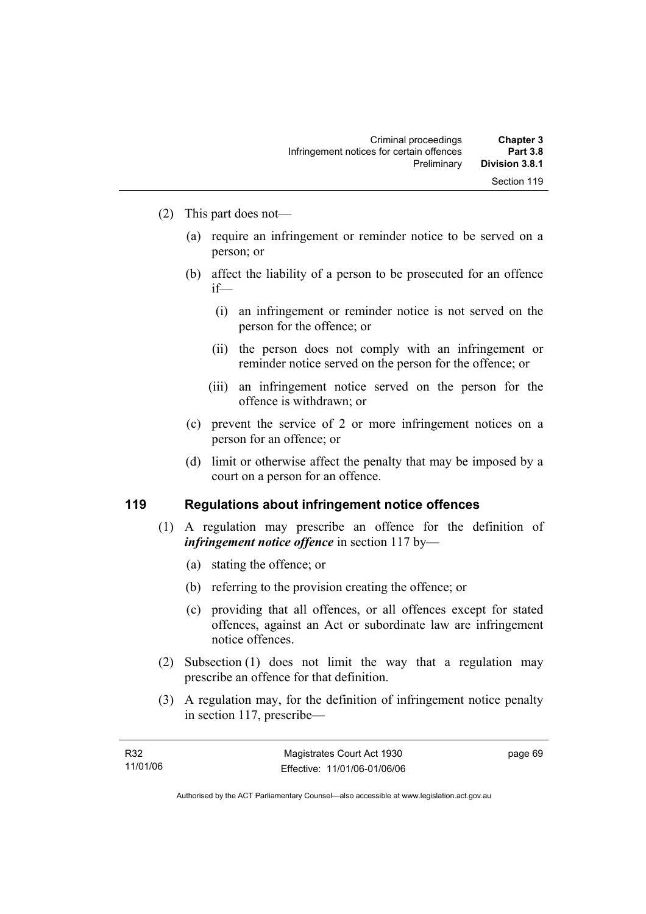(2) This part does not—

  (a) require an infringement or reminder notice to be served on a person; or

  (b) affect the liability of a person to be prosecuted for an offence if—

    (i) an infringement or reminder notice is not served on the person for the offence; or

    (ii) the person does not comply with an infringement or reminder notice served on the person for the offence; or

    (iii) an infringement notice served on the person for the offence is withdrawn; or

  (c) prevent the service of 2 or more infringement notices on a person for an offence; or

  (d) limit or otherwise affect the penalty that may be imposed by a court on a person for an offence.

## 119 Regulations about infringement notice offences

(1) A regulation may prescribe an offence for the definition of ***infringement notice offence*** in section 117 by—

  (a) stating the offence; or

  (b) referring to the provision creating the offence; or

  (c) providing that all offences, or all offences except for stated offences, against an Act or subordinate law are infringement notice offences.

(2) Subsection (1) does not limit the way that a regulation may prescribe an offence for that definition.

(3) A regulation may, for the definition of infringement notice penalty in section 117, prescribe—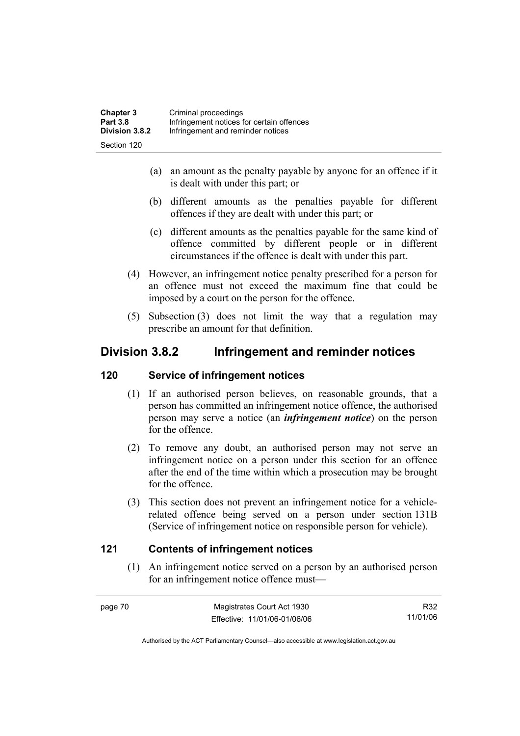(a) an amount as the penalty payable by anyone for an offence if it is dealt with under this part; or

(b) different amounts as the penalties payable for different offences if they are dealt with under this part; or

(c) different amounts as the penalties payable for the same kind of offence committed by different people or in different circumstances if the offence is dealt with under this part.

(4) However, an infringement notice penalty prescribed for a person for an offence must not exceed the maximum fine that could be imposed by a court on the person for the offence.

(5) Subsection (3) does not limit the way that a regulation may prescribe an amount for that definition.

## Division 3.8.2 Infringement and reminder notices

### 120 Service of infringement notices

(1) If an authorised person believes, on reasonable grounds, that a person has committed an infringement notice offence, the authorised person may serve a notice (an ***infringement notice***) on the person for the offence.

(2) To remove any doubt, an authorised person may not serve an infringement notice on a person under this section for an offence after the end of the time within which a prosecution may be brought for the offence.

(3) This section does not prevent an infringement notice for a vehicle-related offence being served on a person under section 131B (Service of infringement notice on responsible person for vehicle).

### 121 Contents of infringement notices

(1) An infringement notice served on a person by an authorised person for an infringement notice offence must—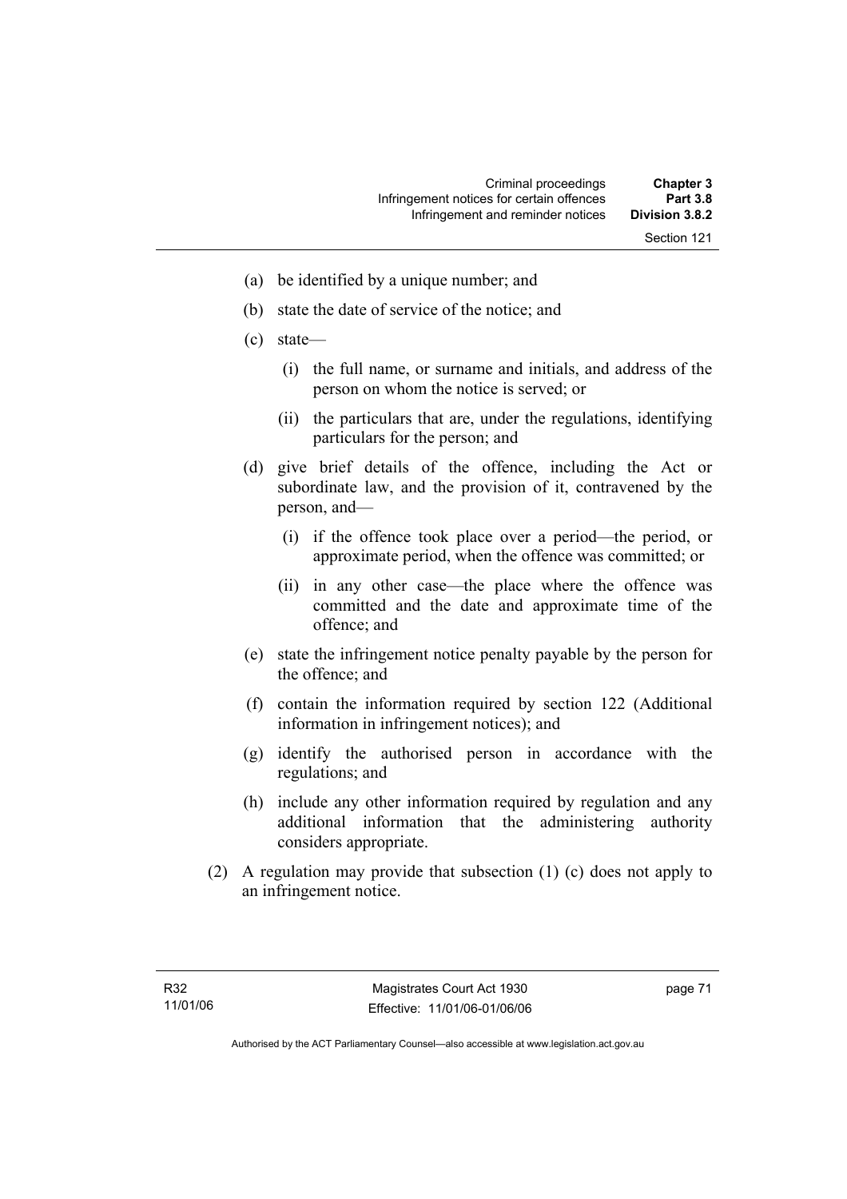(a) be identified by a unique number; and

(b) state the date of service of the notice; and

(c) state—

  (i) the full name, or surname and initials, and address of the person on whom the notice is served; or

  (ii) the particulars that are, under the regulations, identifying particulars for the person; and

(d) give brief details of the offence, including the Act or subordinate law, and the provision of it, contravened by the person, and—

  (i) if the offence took place over a period—the period, or approximate period, when the offence was committed; or

  (ii) in any other case—the place where the offence was committed and the date and approximate time of the offence; and

(e) state the infringement notice penalty payable by the person for the offence; and

(f) contain the information required by section 122 (Additional information in infringement notices); and

(g) identify the authorised person in accordance with the regulations; and

(h) include any other information required by regulation and any additional information that the administering authority considers appropriate.

(2) A regulation may provide that subsection (1) (c) does not apply to an infringement notice.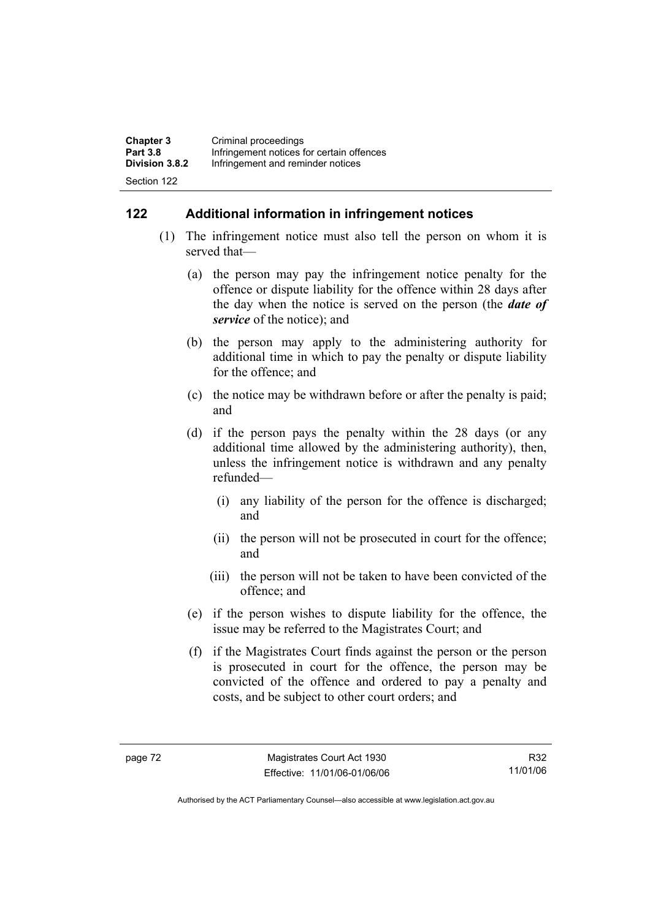## 122 Additional information in infringement notices

(1) The infringement notice must also tell the person on whom it is served that—

(a) the person may pay the infringement notice penalty for the offence or dispute liability for the offence within 28 days after the day when the notice is served on the person (the ***date of service*** of the notice); and

(b) the person may apply to the administering authority for additional time in which to pay the penalty or dispute liability for the offence; and

(c) the notice may be withdrawn before or after the penalty is paid; and

(d) if the person pays the penalty within the 28 days (or any additional time allowed by the administering authority), then, unless the infringement notice is withdrawn and any penalty refunded—

(i) any liability of the person for the offence is discharged; and

(ii) the person will not be prosecuted in court for the offence; and

(iii) the person will not be taken to have been convicted of the offence; and

(e) if the person wishes to dispute liability for the offence, the issue may be referred to the Magistrates Court; and

(f) if the Magistrates Court finds against the person or the person is prosecuted in court for the offence, the person may be convicted of the offence and ordered to pay a penalty and costs, and be subject to other court orders; and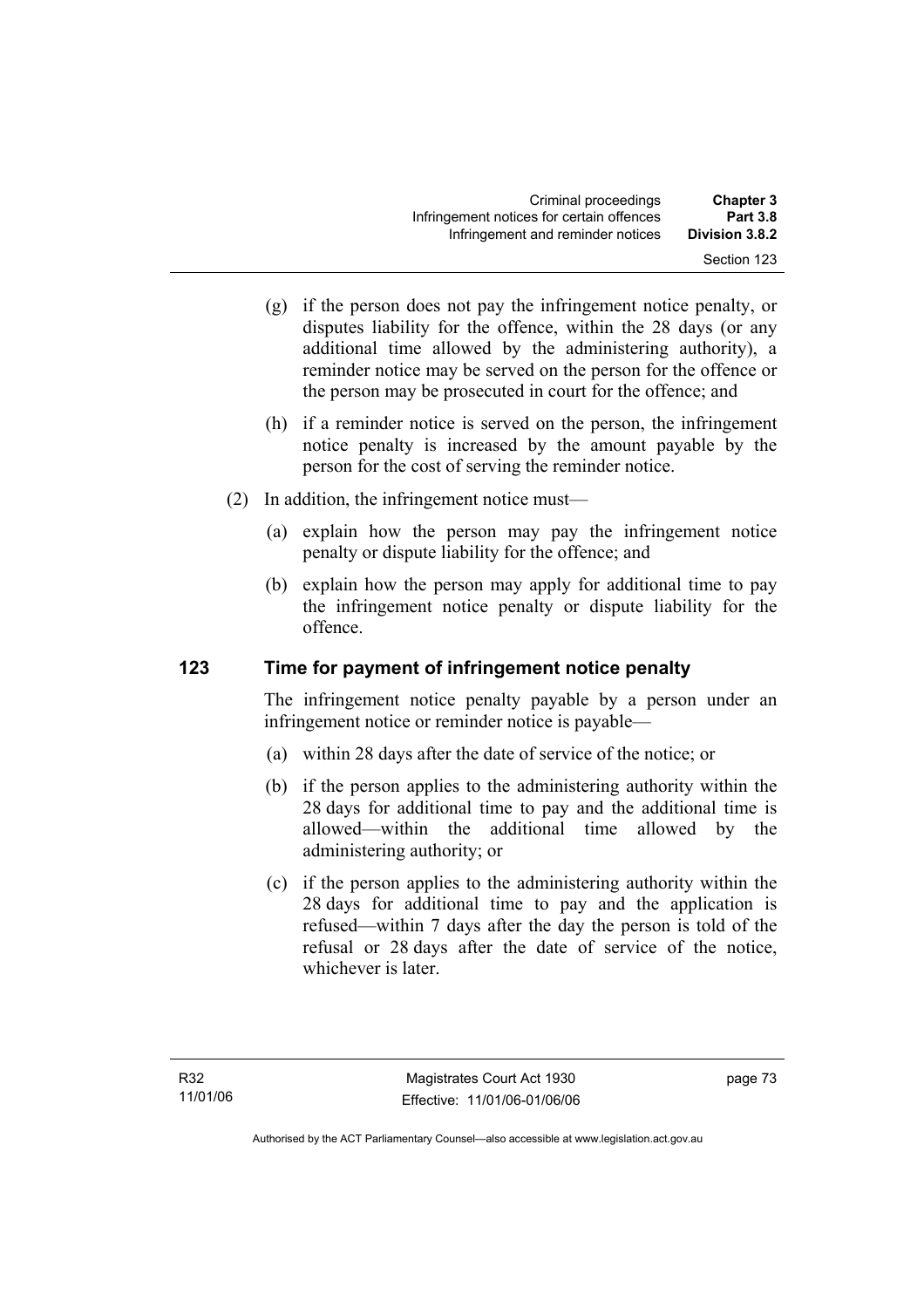(g) if the person does not pay the infringement notice penalty, or disputes liability for the offence, within the 28 days (or any additional time allowed by the administering authority), a reminder notice may be served on the person for the offence or the person may be prosecuted in court for the offence; and

(h) if a reminder notice is served on the person, the infringement notice penalty is increased by the amount payable by the person for the cost of serving the reminder notice.

(2) In addition, the infringement notice must—

(a) explain how the person may pay the infringement notice penalty or dispute liability for the offence; and

(b) explain how the person may apply for additional time to pay the infringement notice penalty or dispute liability for the offence.

## 123 Time for payment of infringement notice penalty

The infringement notice penalty payable by a person under an infringement notice or reminder notice is payable—

(a) within 28 days after the date of service of the notice; or

(b) if the person applies to the administering authority within the 28 days for additional time to pay and the additional time is allowed—within the additional time allowed by the administering authority; or

(c) if the person applies to the administering authority within the 28 days for additional time to pay and the application is refused—within 7 days after the day the person is told of the refusal or 28 days after the date of service of the notice, whichever is later.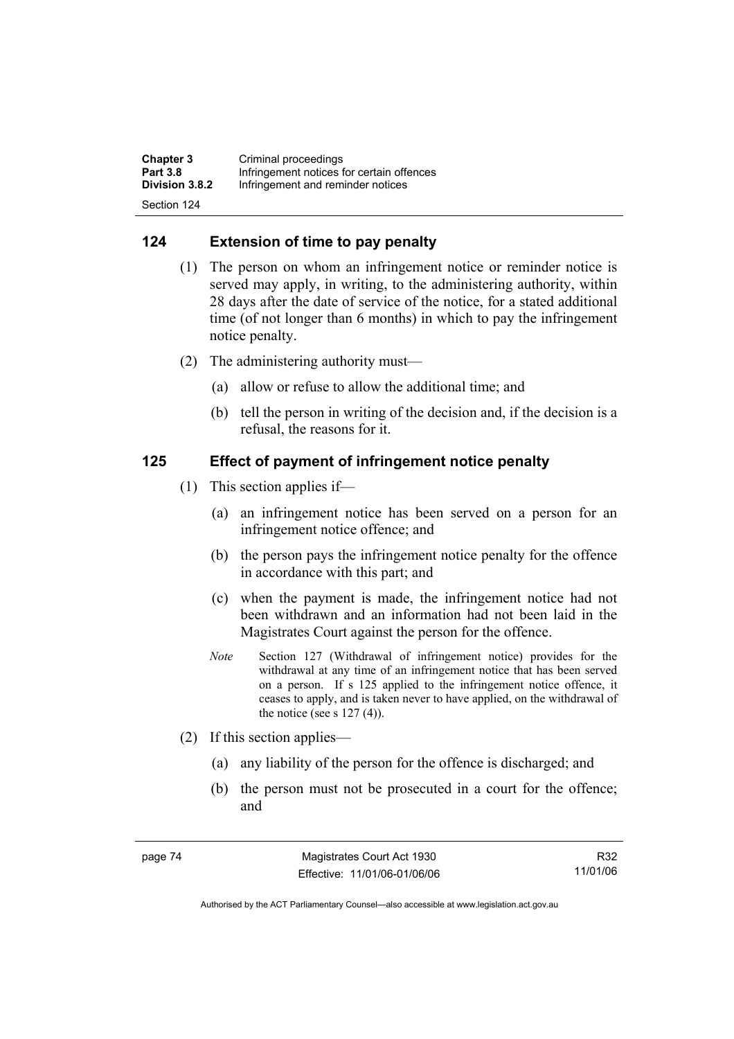## 124 Extension of time to pay penalty

(1) The person on whom an infringement notice or reminder notice is served may apply, in writing, to the administering authority, within 28 days after the date of service of the notice, for a stated additional time (of not longer than 6 months) in which to pay the infringement notice penalty.

(2) The administering authority must—

(a) allow or refuse to allow the additional time; and

(b) tell the person in writing of the decision and, if the decision is a refusal, the reasons for it.

## 125 Effect of payment of infringement notice penalty

(1) This section applies if—

(a) an infringement notice has been served on a person for an infringement notice offence; and

(b) the person pays the infringement notice penalty for the offence in accordance with this part; and

(c) when the payment is made, the infringement notice had not been withdrawn and an information had not been laid in the Magistrates Court against the person for the offence.

*Note* Section 127 (Withdrawal of infringement notice) provides for the withdrawal at any time of an infringement notice that has been served on a person. If s 125 applied to the infringement notice offence, it ceases to apply, and is taken never to have applied, on the withdrawal of the notice (see s 127 (4)).

(2) If this section applies—

(a) any liability of the person for the offence is discharged; and

(b) the person must not be prosecuted in a court for the offence; and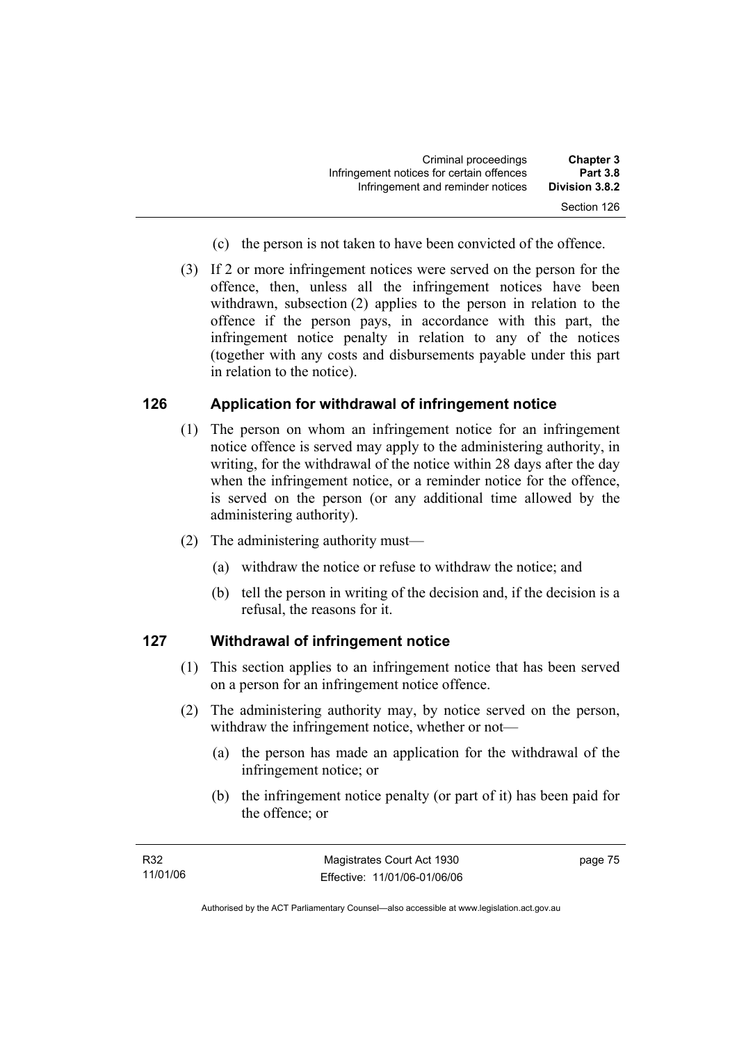(c) the person is not taken to have been convicted of the offence.

(3) If 2 or more infringement notices were served on the person for the offence, then, unless all the infringement notices have been withdrawn, subsection (2) applies to the person in relation to the offence if the person pays, in accordance with this part, the infringement notice penalty in relation to any of the notices (together with any costs and disbursements payable under this part in relation to the notice).

## 126 Application for withdrawal of infringement notice

(1) The person on whom an infringement notice for an infringement notice offence is served may apply to the administering authority, in writing, for the withdrawal of the notice within 28 days after the day when the infringement notice, or a reminder notice for the offence, is served on the person (or any additional time allowed by the administering authority).

(2) The administering authority must—

(a) withdraw the notice or refuse to withdraw the notice; and

(b) tell the person in writing of the decision and, if the decision is a refusal, the reasons for it.

## 127 Withdrawal of infringement notice

(1) This section applies to an infringement notice that has been served on a person for an infringement notice offence.

(2) The administering authority may, by notice served on the person, withdraw the infringement notice, whether or not—

(a) the person has made an application for the withdrawal of the infringement notice; or

(b) the infringement notice penalty (or part of it) has been paid for the offence; or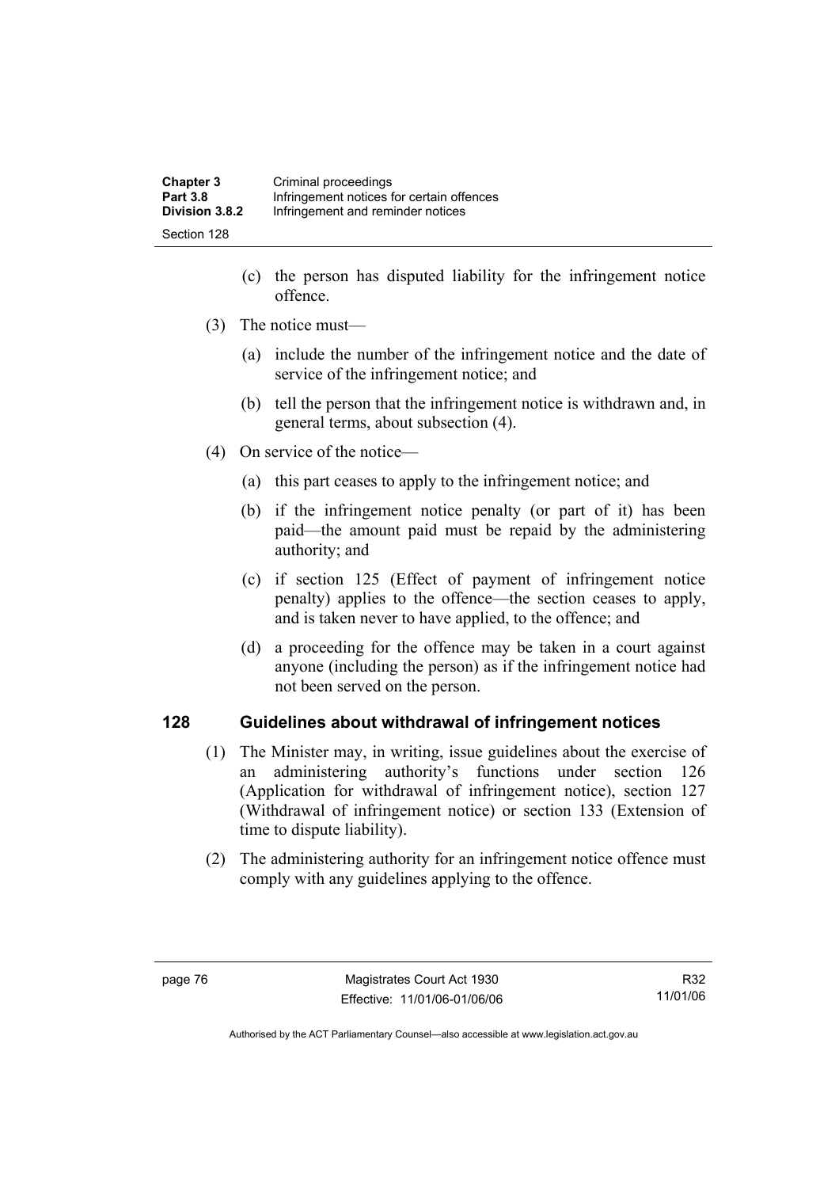(c) the person has disputed liability for the infringement notice offence.

(3) The notice must—

(a) include the number of the infringement notice and the date of service of the infringement notice; and

(b) tell the person that the infringement notice is withdrawn and, in general terms, about subsection (4).

(4) On service of the notice—

(a) this part ceases to apply to the infringement notice; and

(b) if the infringement notice penalty (or part of it) has been paid—the amount paid must be repaid by the administering authority; and

(c) if section 125 (Effect of payment of infringement notice penalty) applies to the offence—the section ceases to apply, and is taken never to have applied, to the offence; and

(d) a proceeding for the offence may be taken in a court against anyone (including the person) as if the infringement notice had not been served on the person.

## 128 Guidelines about withdrawal of infringement notices

(1) The Minister may, in writing, issue guidelines about the exercise of an administering authority's functions under section 126 (Application for withdrawal of infringement notice), section 127 (Withdrawal of infringement notice) or section 133 (Extension of time to dispute liability).

(2) The administering authority for an infringement notice offence must comply with any guidelines applying to the offence.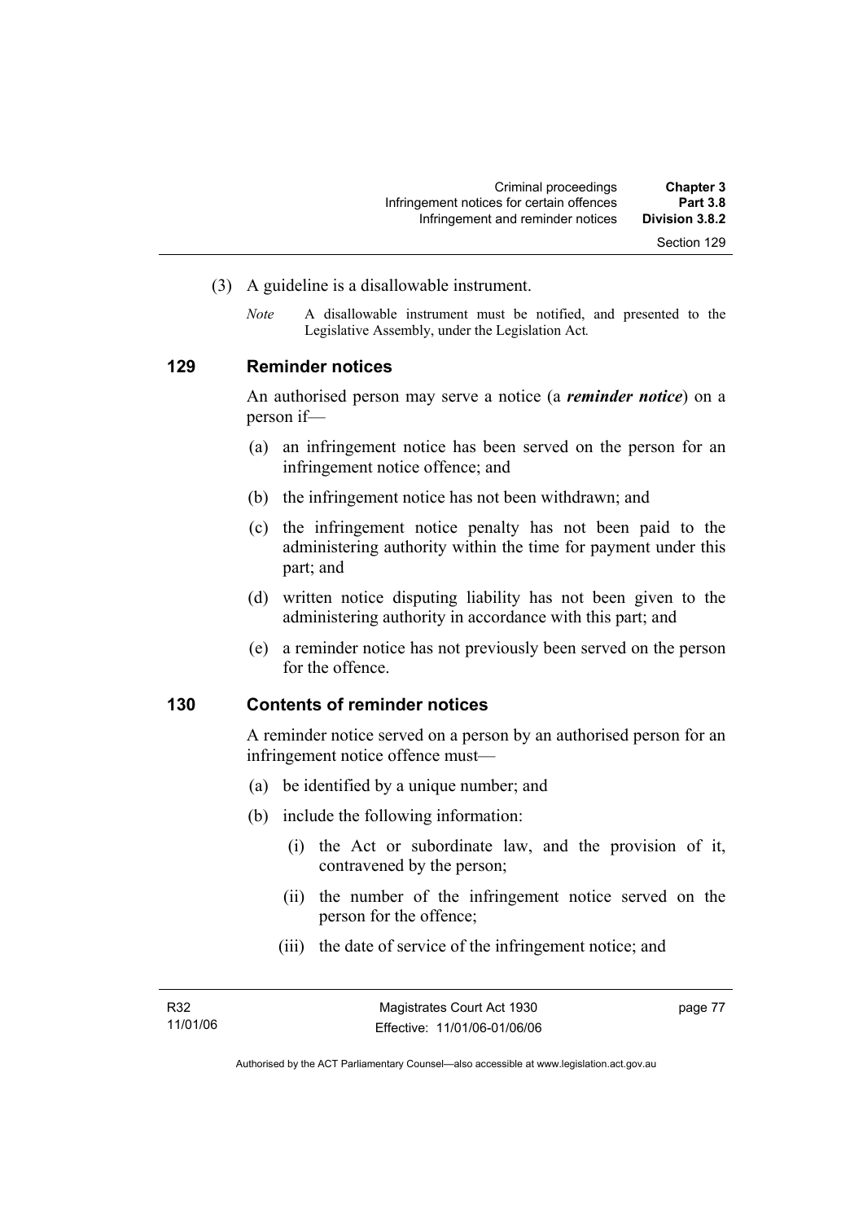(3) A guideline is a disallowable instrument.

*Note* A disallowable instrument must be notified, and presented to the Legislative Assembly, under the Legislation Act.

### 129 Reminder notices

An authorised person may serve a notice (a ***reminder notice***) on a person if—

(a) an infringement notice has been served on the person for an infringement notice offence; and

(b) the infringement notice has not been withdrawn; and

(c) the infringement notice penalty has not been paid to the administering authority within the time for payment under this part; and

(d) written notice disputing liability has not been given to the administering authority in accordance with this part; and

(e) a reminder notice has not previously been served on the person for the offence.

### 130 Contents of reminder notices

A reminder notice served on a person by an authorised person for an infringement notice offence must—

(a) be identified by a unique number; and

(b) include the following information:

(i) the Act or subordinate law, and the provision of it, contravened by the person;

(ii) the number of the infringement notice served on the person for the offence;

(iii) the date of service of the infringement notice; and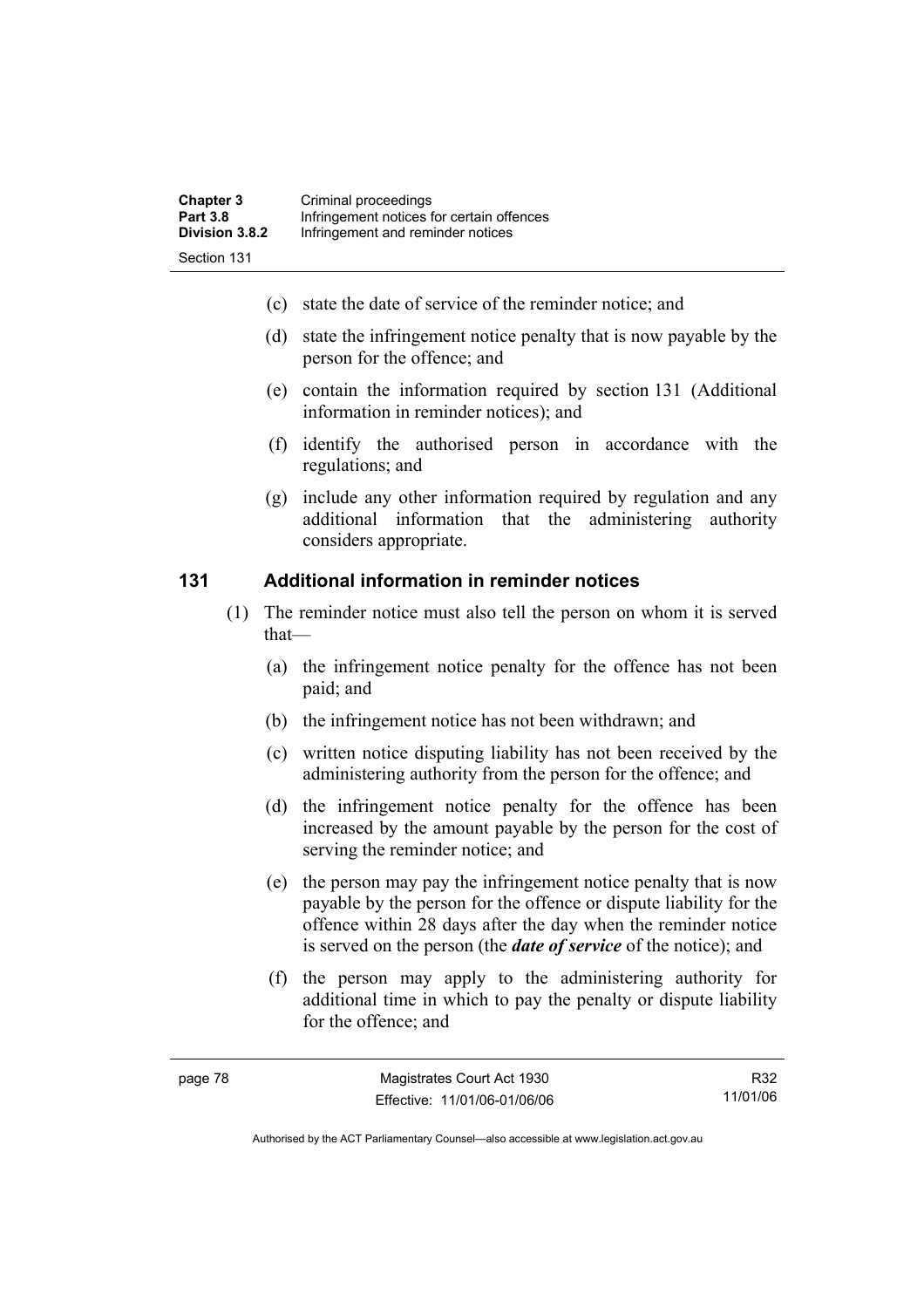- (c) state the date of service of the reminder notice; and
- (d) state the infringement notice penalty that is now payable by the person for the offence; and
- (e) contain the information required by section 131 (Additional information in reminder notices); and
- (f) identify the authorised person in accordance with the regulations; and
- (g) include any other information required by regulation and any additional information that the administering authority considers appropriate.

### 131 Additional information in reminder notices

(1) The reminder notice must also tell the person on whom it is served that—

- (a) the infringement notice penalty for the offence has not been paid; and
- (b) the infringement notice has not been withdrawn; and
- (c) written notice disputing liability has not been received by the administering authority from the person for the offence; and
- (d) the infringement notice penalty for the offence has been increased by the amount payable by the person for the cost of serving the reminder notice; and
- (e) the person may pay the infringement notice penalty that is now payable by the person for the offence or dispute liability for the offence within 28 days after the day when the reminder notice is served on the person (the ***date of service*** of the notice); and
- (f) the person may apply to the administering authority for additional time in which to pay the penalty or dispute liability for the offence; and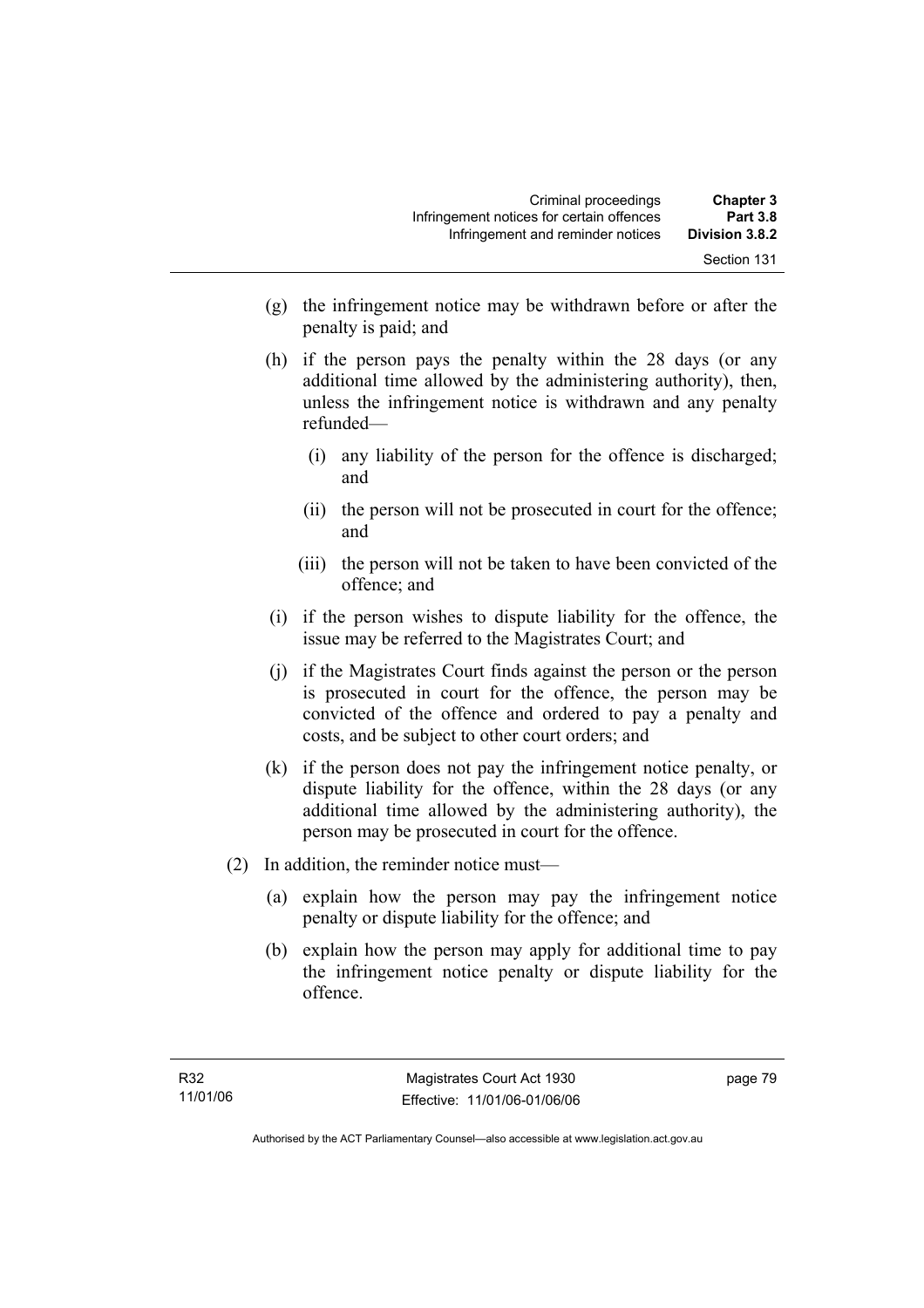(g) the infringement notice may be withdrawn before or after the penalty is paid; and

(h) if the person pays the penalty within the 28 days (or any additional time allowed by the administering authority), then, unless the infringement notice is withdrawn and any penalty refunded—

  (i) any liability of the person for the offence is discharged; and

  (ii) the person will not be prosecuted in court for the offence; and

  (iii) the person will not be taken to have been convicted of the offence; and

(i) if the person wishes to dispute liability for the offence, the issue may be referred to the Magistrates Court; and

(j) if the Magistrates Court finds against the person or the person is prosecuted in court for the offence, the person may be convicted of the offence and ordered to pay a penalty and costs, and be subject to other court orders; and

(k) if the person does not pay the infringement notice penalty, or dispute liability for the offence, within the 28 days (or any additional time allowed by the administering authority), the person may be prosecuted in court for the offence.

(2) In addition, the reminder notice must—

  (a) explain how the person may pay the infringement notice penalty or dispute liability for the offence; and

  (b) explain how the person may apply for additional time to pay the infringement notice penalty or dispute liability for the offence.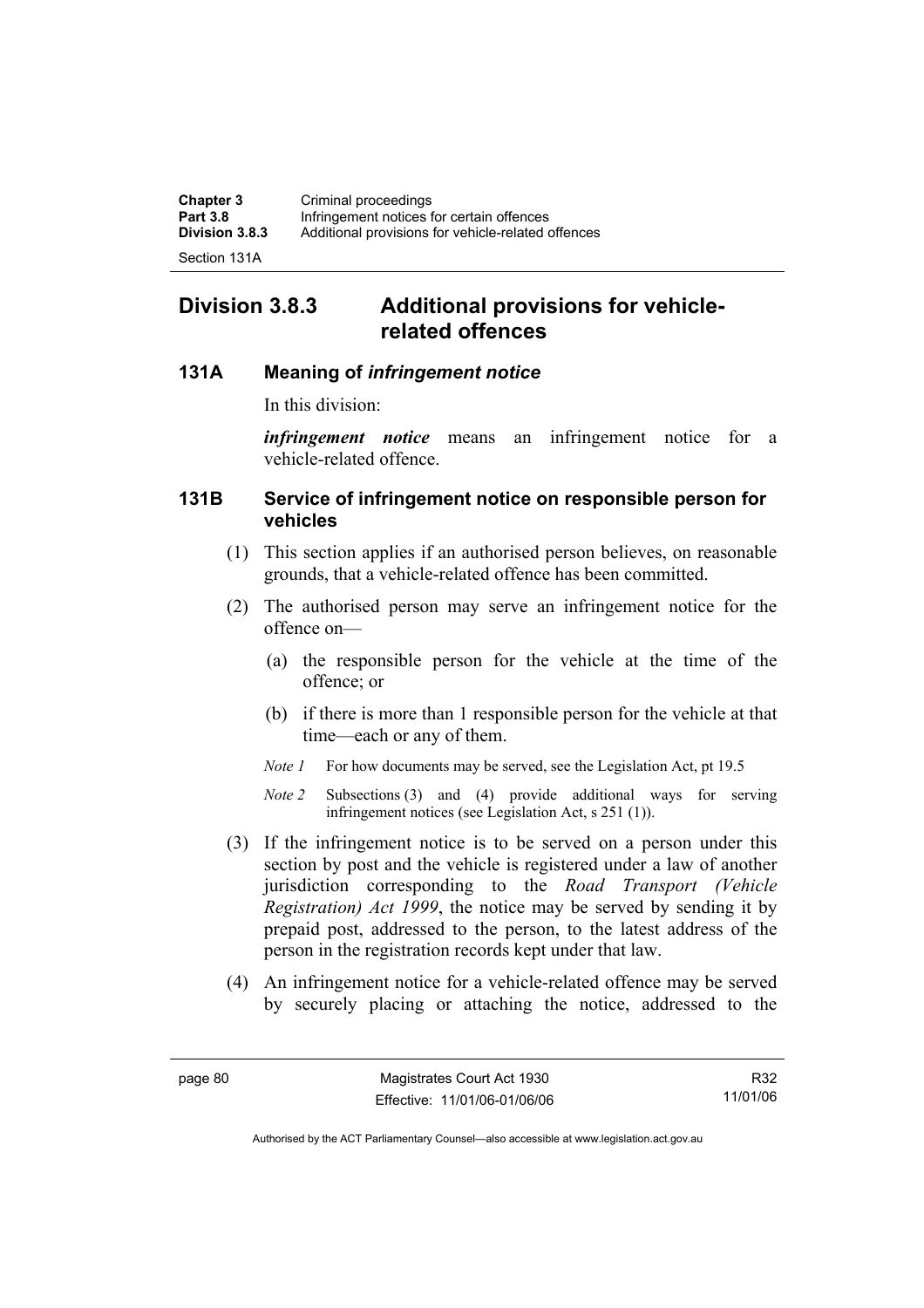## Division 3.8.3 Additional provisions for vehicle-related offences

### 131A Meaning of *infringement notice*

In this division:

***infringement notice*** means an infringement notice for a vehicle-related offence.

### 131B Service of infringement notice on responsible person for vehicles

(1) This section applies if an authorised person believes, on reasonable grounds, that a vehicle-related offence has been committed.

(2) The authorised person may serve an infringement notice for the offence on—

(a) the responsible person for the vehicle at the time of the offence; or

(b) if there is more than 1 responsible person for the vehicle at that time—each or any of them.

*Note 1* For how documents may be served, see the Legislation Act, pt 19.5

*Note 2* Subsections (3) and (4) provide additional ways for serving infringement notices (see Legislation Act, s 251 (1)).

(3) If the infringement notice is to be served on a person under this section by post and the vehicle is registered under a law of another jurisdiction corresponding to the *Road Transport (Vehicle Registration) Act 1999*, the notice may be served by sending it by prepaid post, addressed to the person, to the latest address of the person in the registration records kept under that law.

(4) An infringement notice for a vehicle-related offence may be served by securely placing or attaching the notice, addressed to the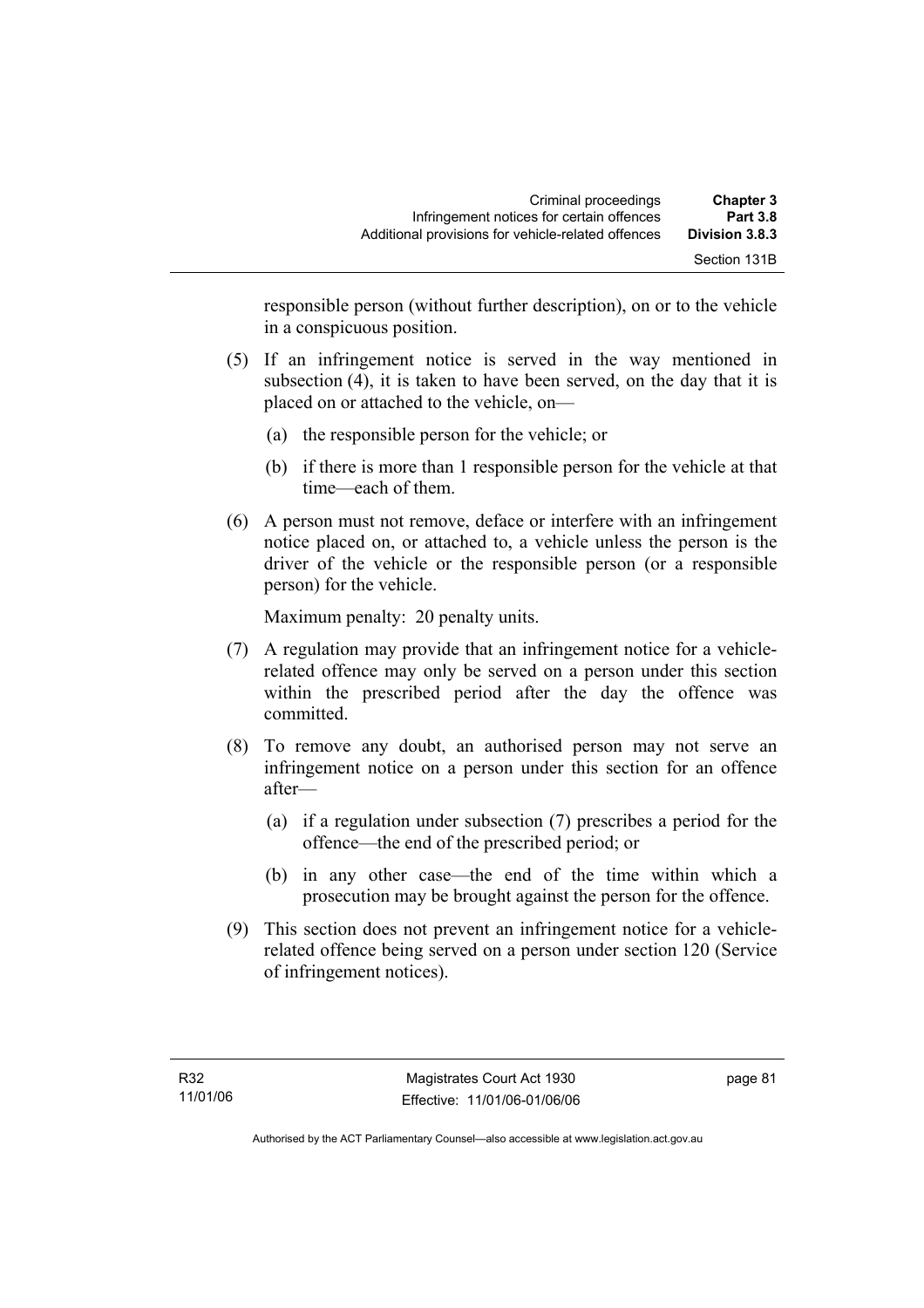responsible person (without further description), on or to the vehicle in a conspicuous position.

(5) If an infringement notice is served in the way mentioned in subsection (4), it is taken to have been served, on the day that it is placed on or attached to the vehicle, on—

(a) the responsible person for the vehicle; or

(b) if there is more than 1 responsible person for the vehicle at that time—each of them.

(6) A person must not remove, deface or interfere with an infringement notice placed on, or attached to, a vehicle unless the person is the driver of the vehicle or the responsible person (or a responsible person) for the vehicle.

Maximum penalty: 20 penalty units.

(7) A regulation may provide that an infringement notice for a vehicle-related offence may only be served on a person under this section within the prescribed period after the day the offence was committed.

(8) To remove any doubt, an authorised person may not serve an infringement notice on a person under this section for an offence after—

(a) if a regulation under subsection (7) prescribes a period for the offence—the end of the prescribed period; or

(b) in any other case—the end of the time within which a prosecution may be brought against the person for the offence.

(9) This section does not prevent an infringement notice for a vehicle-related offence being served on a person under section 120 (Service of infringement notices).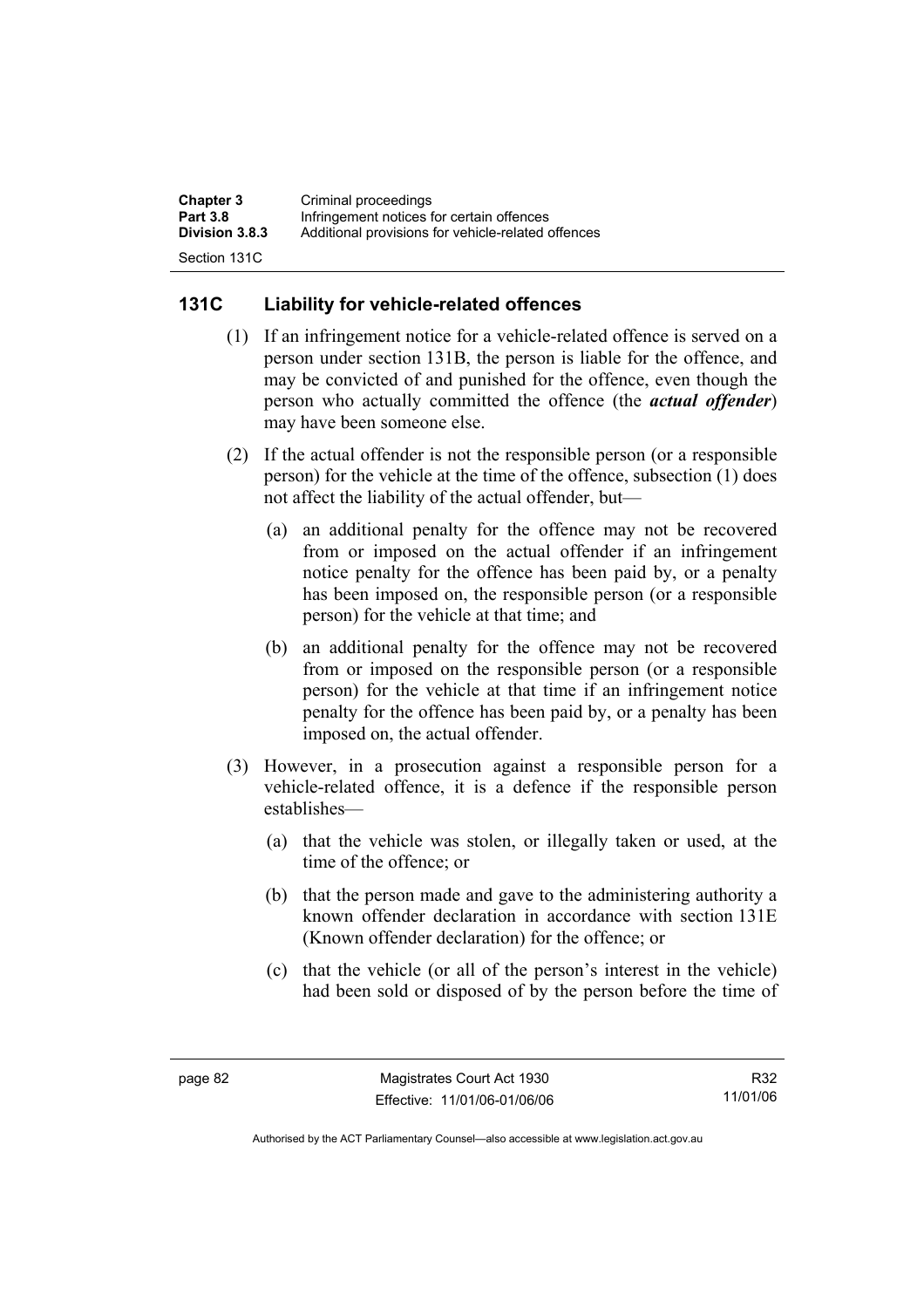## 131C Liability for vehicle-related offences

(1) If an infringement notice for a vehicle-related offence is served on a person under section 131B, the person is liable for the offence, and may be convicted of and punished for the offence, even though the person who actually committed the offence (the ***actual offender***) may have been someone else.

(2) If the actual offender is not the responsible person (or a responsible person) for the vehicle at the time of the offence, subsection (1) does not affect the liability of the actual offender, but—

(a) an additional penalty for the offence may not be recovered from or imposed on the actual offender if an infringement notice penalty for the offence has been paid by, or a penalty has been imposed on, the responsible person (or a responsible person) for the vehicle at that time; and

(b) an additional penalty for the offence may not be recovered from or imposed on the responsible person (or a responsible person) for the vehicle at that time if an infringement notice penalty for the offence has been paid by, or a penalty has been imposed on, the actual offender.

(3) However, in a prosecution against a responsible person for a vehicle-related offence, it is a defence if the responsible person establishes—

(a) that the vehicle was stolen, or illegally taken or used, at the time of the offence; or

(b) that the person made and gave to the administering authority a known offender declaration in accordance with section 131E (Known offender declaration) for the offence; or

(c) that the vehicle (or all of the person's interest in the vehicle) had been sold or disposed of by the person before the time of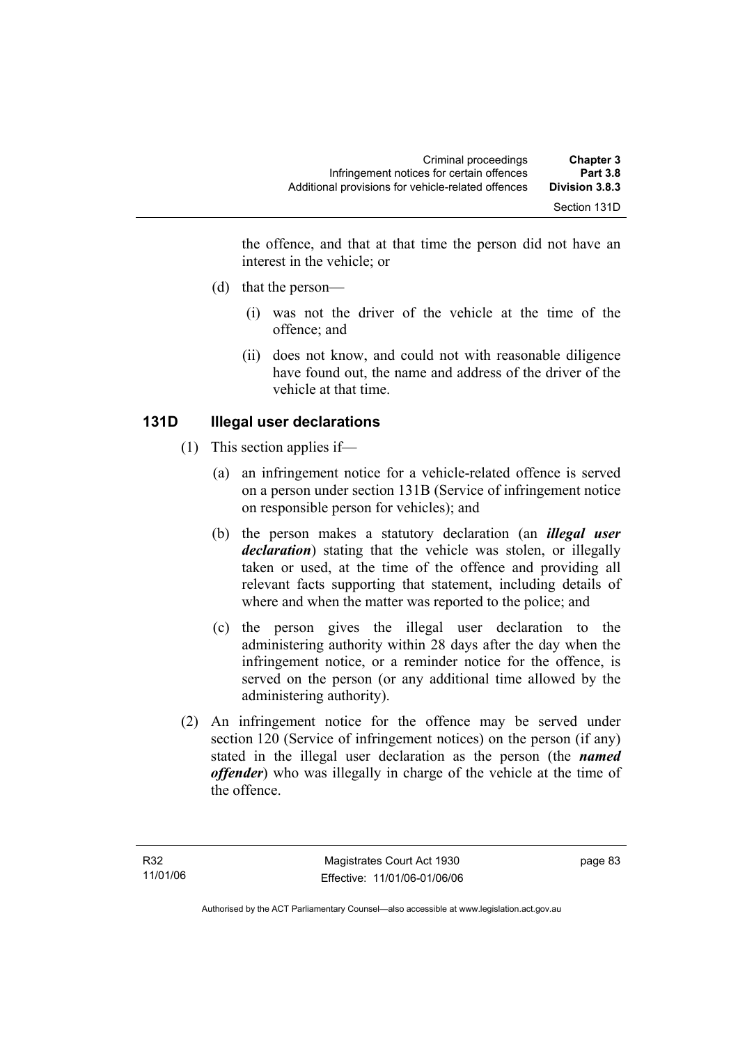the offence, and that at that time the person did not have an interest in the vehicle; or

(d) that the person—

(i) was not the driver of the vehicle at the time of the offence; and

(ii) does not know, and could not with reasonable diligence have found out, the name and address of the driver of the vehicle at that time.

### 131D Illegal user declarations

(1) This section applies if—

(a) an infringement notice for a vehicle-related offence is served on a person under section 131B (Service of infringement notice on responsible person for vehicles); and

(b) the person makes a statutory declaration (an ***illegal user declaration***) stating that the vehicle was stolen, or illegally taken or used, at the time of the offence and providing all relevant facts supporting that statement, including details of where and when the matter was reported to the police; and

(c) the person gives the illegal user declaration to the administering authority within 28 days after the day when the infringement notice, or a reminder notice for the offence, is served on the person (or any additional time allowed by the administering authority).

(2) An infringement notice for the offence may be served under section 120 (Service of infringement notices) on the person (if any) stated in the illegal user declaration as the person (the ***named offender***) who was illegally in charge of the vehicle at the time of the offence.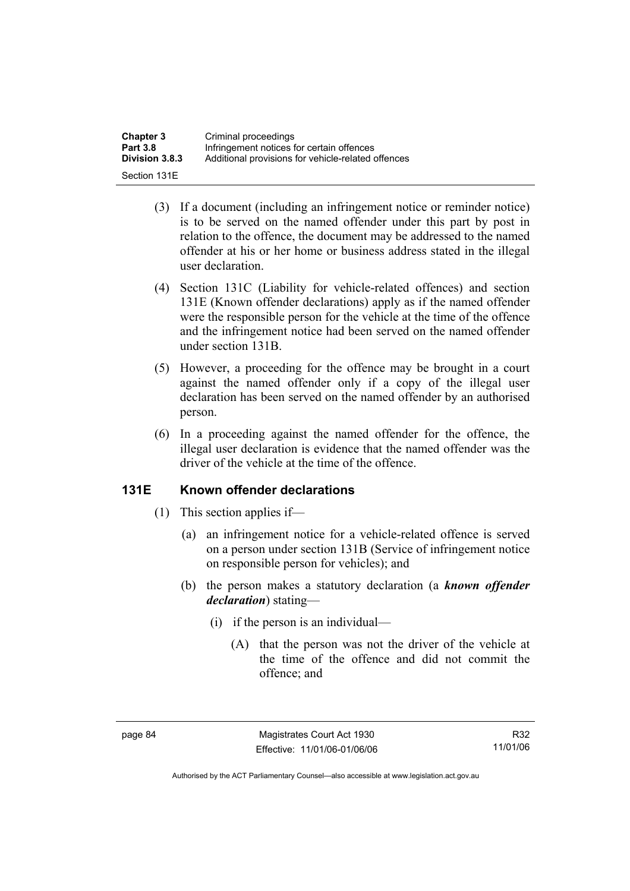(3) If a document (including an infringement notice or reminder notice) is to be served on the named offender under this part by post in relation to the offence, the document may be addressed to the named offender at his or her home or business address stated in the illegal user declaration.

(4) Section 131C (Liability for vehicle-related offences) and section 131E (Known offender declarations) apply as if the named offender were the responsible person for the vehicle at the time of the offence and the infringement notice had been served on the named offender under section 131B.

(5) However, a proceeding for the offence may be brought in a court against the named offender only if a copy of the illegal user declaration has been served on the named offender by an authorised person.

(6) In a proceeding against the named offender for the offence, the illegal user declaration is evidence that the named offender was the driver of the vehicle at the time of the offence.

## 131E Known offender declarations

(1) This section applies if—

(a) an infringement notice for a vehicle-related offence is served on a person under section 131B (Service of infringement notice on responsible person for vehicles); and

(b) the person makes a statutory declaration (a ***known offender declaration***) stating—

(i) if the person is an individual—

(A) that the person was not the driver of the vehicle at the time of the offence and did not commit the offence; and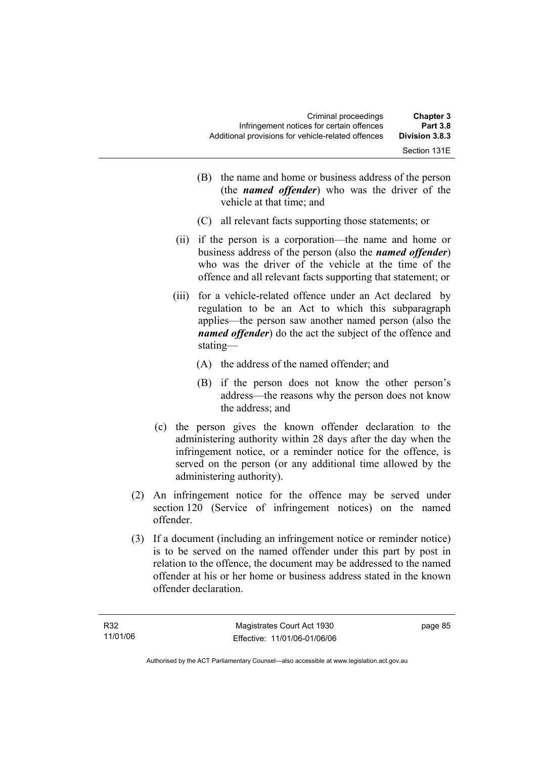(B) the name and home or business address of the person (the ***named offender***) who was the driver of the vehicle at that time; and

(C) all relevant facts supporting those statements; or

(ii) if the person is a corporation—the name and home or business address of the person (also the ***named offender***) who was the driver of the vehicle at the time of the offence and all relevant facts supporting that statement; or

(iii) for a vehicle-related offence under an Act declared by regulation to be an Act to which this subparagraph applies—the person saw another named person (also the ***named offender***) do the act the subject of the offence and stating—

(A) the address of the named offender; and

(B) if the person does not know the other person's address—the reasons why the person does not know the address; and

(c) the person gives the known offender declaration to the administering authority within 28 days after the day when the infringement notice, or a reminder notice for the offence, is served on the person (or any additional time allowed by the administering authority).

(2) An infringement notice for the offence may be served under section 120 (Service of infringement notices) on the named offender.

(3) If a document (including an infringement notice or reminder notice) is to be served on the named offender under this part by post in relation to the offence, the document may be addressed to the named offender at his or her home or business address stated in the known offender declaration.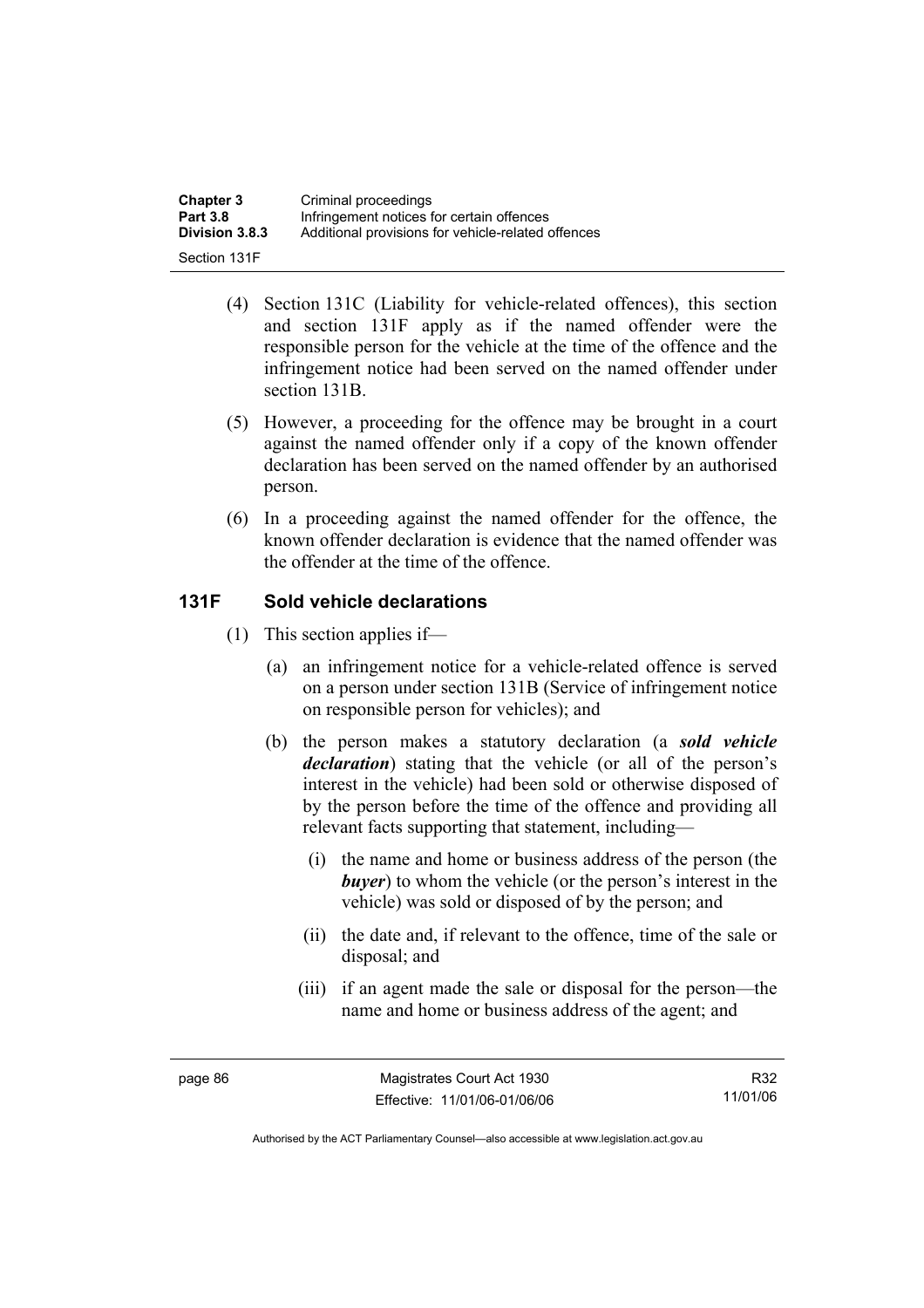(4) Section 131C (Liability for vehicle-related offences), this section and section 131F apply as if the named offender were the responsible person for the vehicle at the time of the offence and the infringement notice had been served on the named offender under section 131B.

(5) However, a proceeding for the offence may be brought in a court against the named offender only if a copy of the known offender declaration has been served on the named offender by an authorised person.

(6) In a proceeding against the named offender for the offence, the known offender declaration is evidence that the named offender was the offender at the time of the offence.

### 131F Sold vehicle declarations

(1) This section applies if—

(a) an infringement notice for a vehicle-related offence is served on a person under section 131B (Service of infringement notice on responsible person for vehicles); and

(b) the person makes a statutory declaration (a ***sold vehicle declaration***) stating that the vehicle (or all of the person's interest in the vehicle) had been sold or otherwise disposed of by the person before the time of the offence and providing all relevant facts supporting that statement, including—

(i) the name and home or business address of the person (the ***buyer***) to whom the vehicle (or the person's interest in the vehicle) was sold or disposed of by the person; and

(ii) the date and, if relevant to the offence, time of the sale or disposal; and

(iii) if an agent made the sale or disposal for the person—the name and home or business address of the agent; and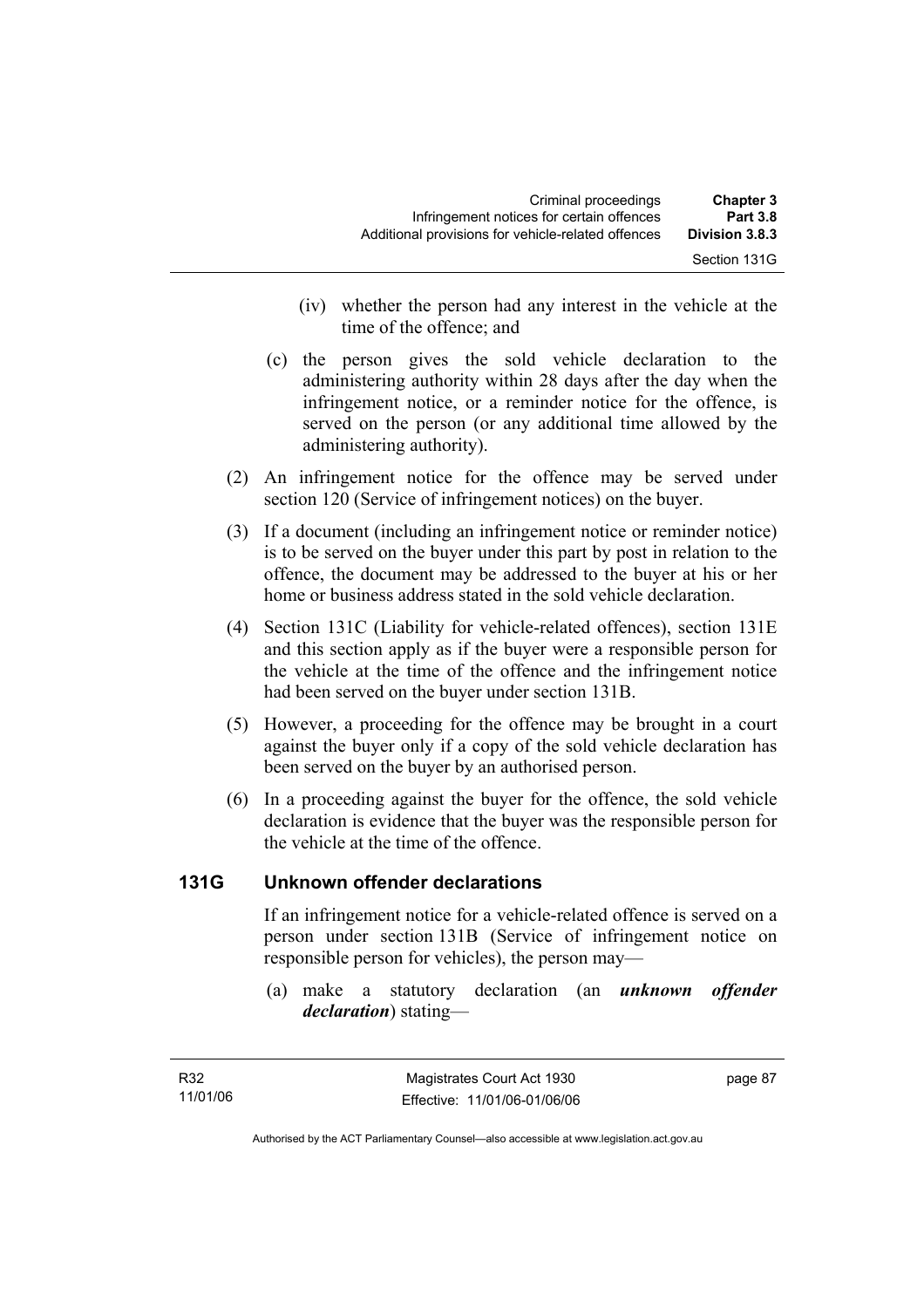(iv) whether the person had any interest in the vehicle at the time of the offence; and

(c) the person gives the sold vehicle declaration to the administering authority within 28 days after the day when the infringement notice, or a reminder notice for the offence, is served on the person (or any additional time allowed by the administering authority).

(2) An infringement notice for the offence may be served under section 120 (Service of infringement notices) on the buyer.

(3) If a document (including an infringement notice or reminder notice) is to be served on the buyer under this part by post in relation to the offence, the document may be addressed to the buyer at his or her home or business address stated in the sold vehicle declaration.

(4) Section 131C (Liability for vehicle-related offences), section 131E and this section apply as if the buyer were a responsible person for the vehicle at the time of the offence and the infringement notice had been served on the buyer under section 131B.

(5) However, a proceeding for the offence may be brought in a court against the buyer only if a copy of the sold vehicle declaration has been served on the buyer by an authorised person.

(6) In a proceeding against the buyer for the offence, the sold vehicle declaration is evidence that the buyer was the responsible person for the vehicle at the time of the offence.

## 131G Unknown offender declarations

If an infringement notice for a vehicle-related offence is served on a person under section 131B (Service of infringement notice on responsible person for vehicles), the person may—

(a) make a statutory declaration (an ***unknown offender declaration***) stating—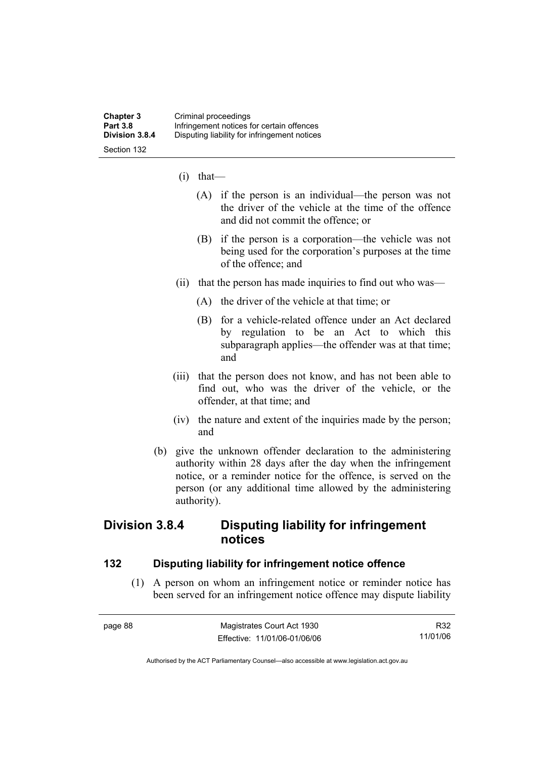(i) that—

(A) if the person is an individual—the person was not the driver of the vehicle at the time of the offence and did not commit the offence; or

(B) if the person is a corporation—the vehicle was not being used for the corporation's purposes at the time of the offence; and

(ii) that the person has made inquiries to find out who was—

(A) the driver of the vehicle at that time; or

(B) for a vehicle-related offence under an Act declared by regulation to be an Act to which this subparagraph applies—the offender was at that time; and

(iii) that the person does not know, and has not been able to find out, who was the driver of the vehicle, or the offender, at that time; and

(iv) the nature and extent of the inquiries made by the person; and

(b) give the unknown offender declaration to the administering authority within 28 days after the day when the infringement notice, or a reminder notice for the offence, is served on the person (or any additional time allowed by the administering authority).

## Division 3.8.4 Disputing liability for infringement notices

### 132 Disputing liability for infringement notice offence

(1) A person on whom an infringement notice or reminder notice has been served for an infringement notice offence may dispute liability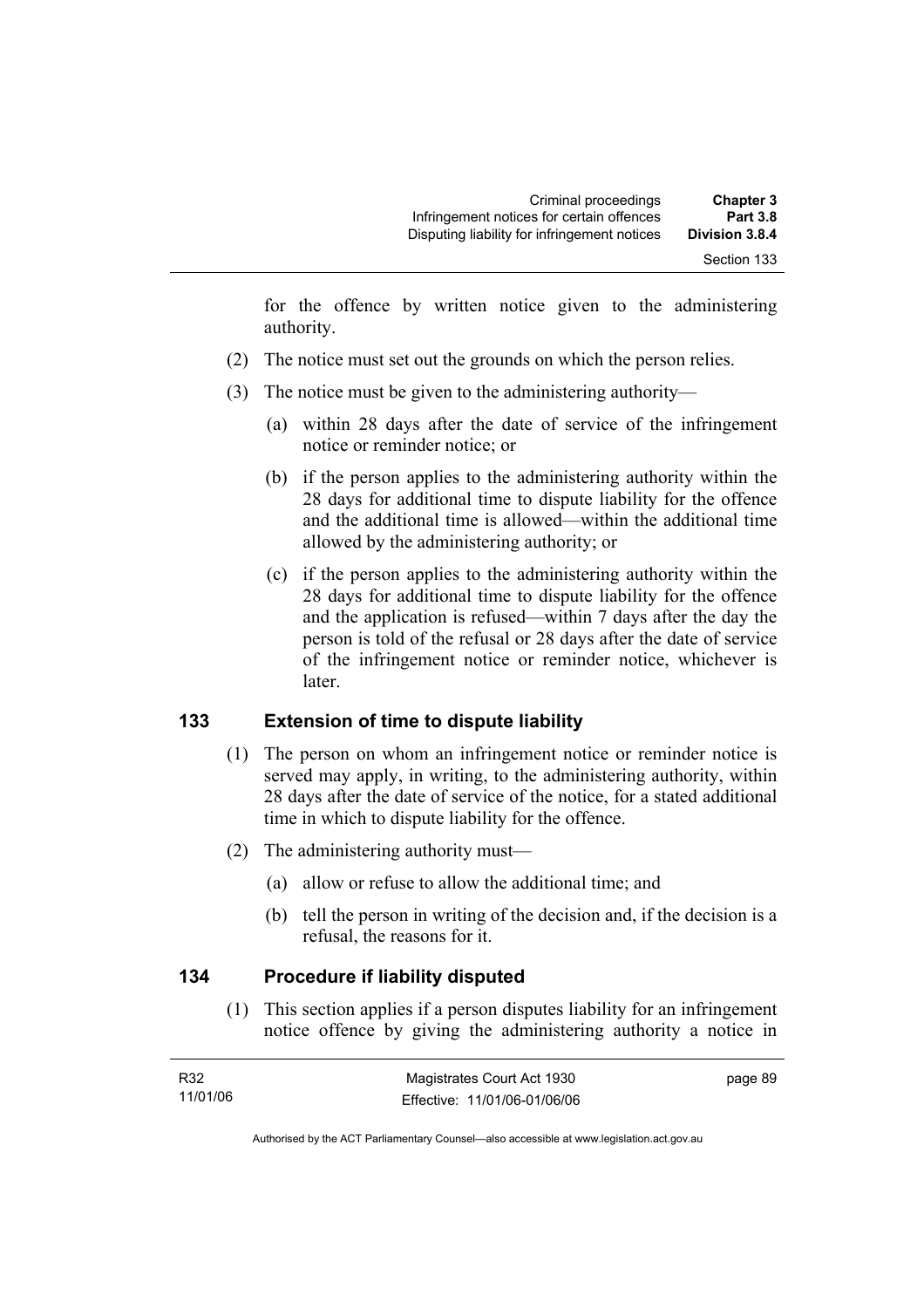for the offence by written notice given to the administering authority.

(2) The notice must set out the grounds on which the person relies.

(3) The notice must be given to the administering authority—

(a) within 28 days after the date of service of the infringement notice or reminder notice; or

(b) if the person applies to the administering authority within the 28 days for additional time to dispute liability for the offence and the additional time is allowed—within the additional time allowed by the administering authority; or

(c) if the person applies to the administering authority within the 28 days for additional time to dispute liability for the offence and the application is refused—within 7 days after the day the person is told of the refusal or 28 days after the date of service of the infringement notice or reminder notice, whichever is later.

### 133 Extension of time to dispute liability

(1) The person on whom an infringement notice or reminder notice is served may apply, in writing, to the administering authority, within 28 days after the date of service of the notice, for a stated additional time in which to dispute liability for the offence.

(2) The administering authority must—

(a) allow or refuse to allow the additional time; and

(b) tell the person in writing of the decision and, if the decision is a refusal, the reasons for it.

### 134 Procedure if liability disputed

(1) This section applies if a person disputes liability for an infringement notice offence by giving the administering authority a notice in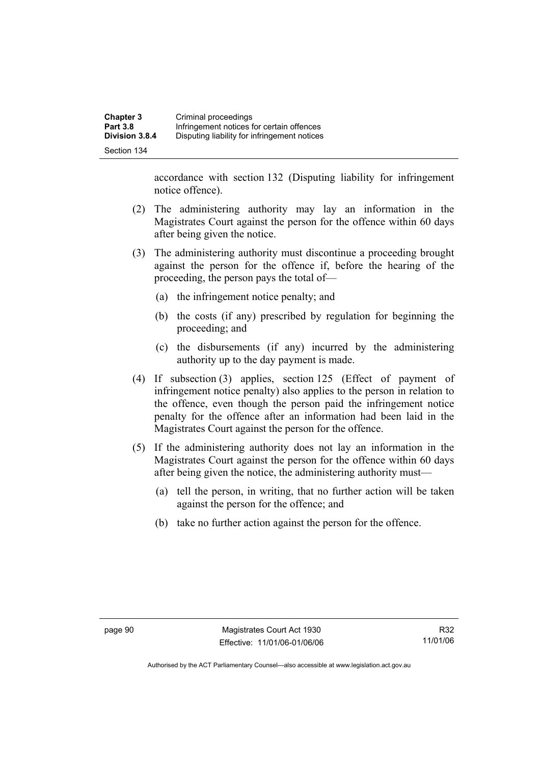accordance with section 132 (Disputing liability for infringement notice offence).

(2) The administering authority may lay an information in the Magistrates Court against the person for the offence within 60 days after being given the notice.

(3) The administering authority must discontinue a proceeding brought against the person for the offence if, before the hearing of the proceeding, the person pays the total of—

(a) the infringement notice penalty; and

(b) the costs (if any) prescribed by regulation for beginning the proceeding; and

(c) the disbursements (if any) incurred by the administering authority up to the day payment is made.

(4) If subsection (3) applies, section 125 (Effect of payment of infringement notice penalty) also applies to the person in relation to the offence, even though the person paid the infringement notice penalty for the offence after an information had been laid in the Magistrates Court against the person for the offence.

(5) If the administering authority does not lay an information in the Magistrates Court against the person for the offence within 60 days after being given the notice, the administering authority must—

(a) tell the person, in writing, that no further action will be taken against the person for the offence; and

(b) take no further action against the person for the offence.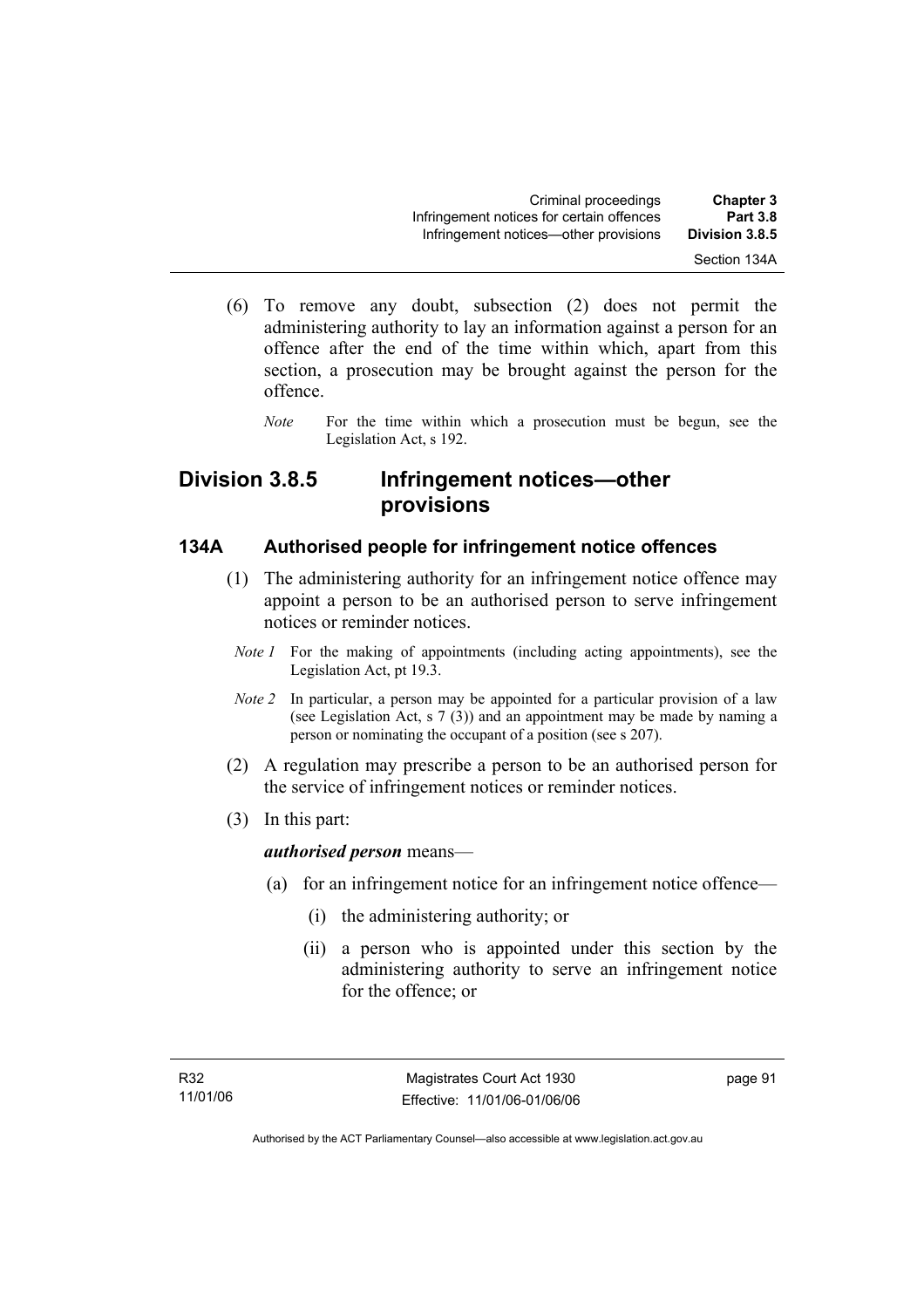(6) To remove any doubt, subsection (2) does not permit the administering authority to lay an information against a person for an offence after the end of the time within which, apart from this section, a prosecution may be brought against the person for the offence.

*Note* For the time within which a prosecution must be begun, see the Legislation Act, s 192.

## Division 3.8.5 Infringement notices—other provisions

### 134A Authorised people for infringement notice offences

(1) The administering authority for an infringement notice offence may appoint a person to be an authorised person to serve infringement notices or reminder notices.

*Note 1* For the making of appointments (including acting appointments), see the Legislation Act, pt 19.3.

*Note 2* In particular, a person may be appointed for a particular provision of a law (see Legislation Act, s 7 (3)) and an appointment may be made by naming a person or nominating the occupant of a position (see s 207).

(2) A regulation may prescribe a person to be an authorised person for the service of infringement notices or reminder notices.

(3) In this part:

***authorised person*** means—

(a) for an infringement notice for an infringement notice offence—

(i) the administering authority; or

(ii) a person who is appointed under this section by the administering authority to serve an infringement notice for the offence; or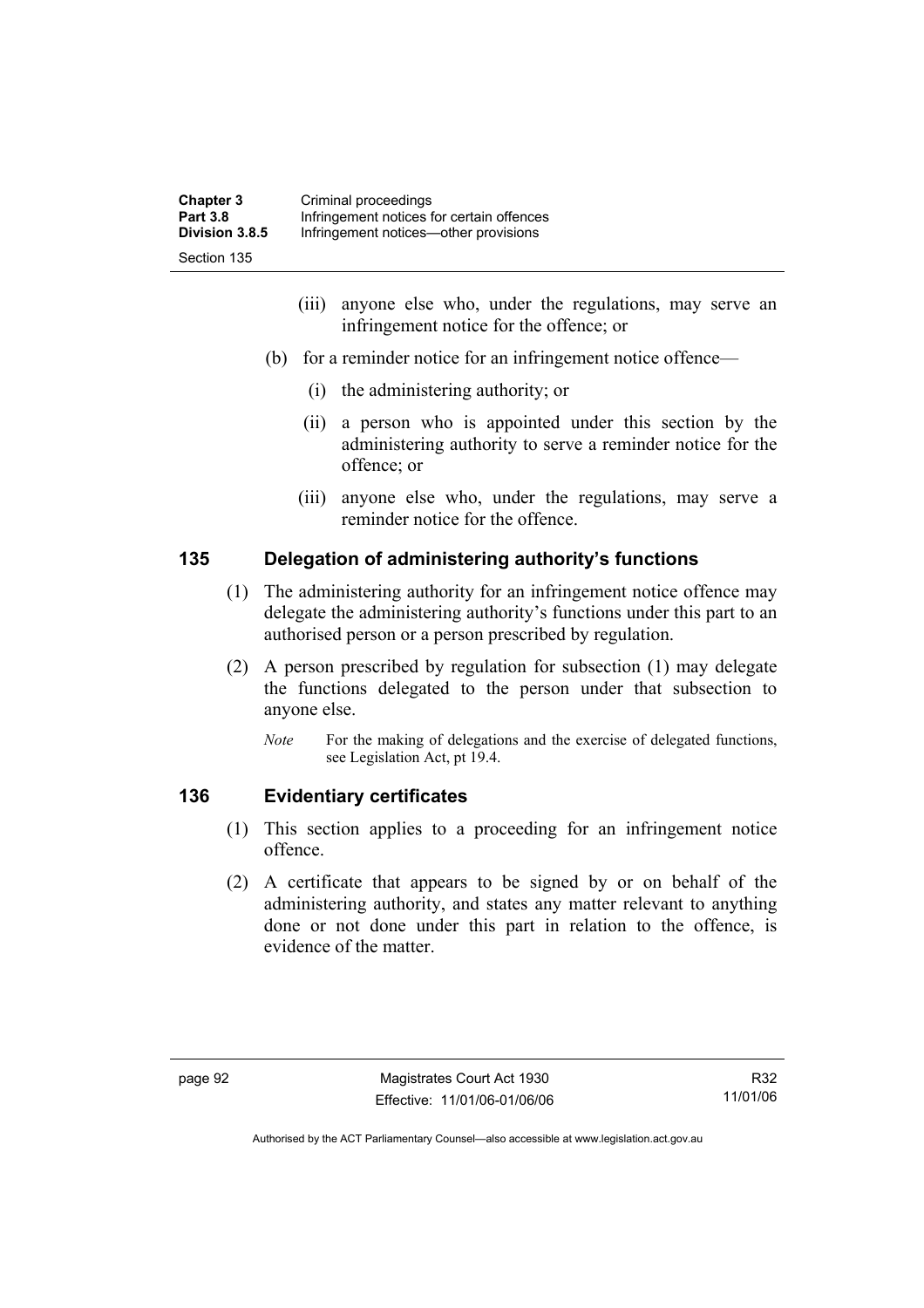(iii) anyone else who, under the regulations, may serve an infringement notice for the offence; or

(b) for a reminder notice for an infringement notice offence—

(i) the administering authority; or

(ii) a person who is appointed under this section by the administering authority to serve a reminder notice for the offence; or

(iii) anyone else who, under the regulations, may serve a reminder notice for the offence.

## 135 Delegation of administering authority's functions

(1) The administering authority for an infringement notice offence may delegate the administering authority's functions under this part to an authorised person or a person prescribed by regulation.

(2) A person prescribed by regulation for subsection (1) may delegate the functions delegated to the person under that subsection to anyone else.

*Note* For the making of delegations and the exercise of delegated functions, see Legislation Act, pt 19.4.

## 136 Evidentiary certificates

(1) This section applies to a proceeding for an infringement notice offence.

(2) A certificate that appears to be signed by or on behalf of the administering authority, and states any matter relevant to anything done or not done under this part in relation to the offence, is evidence of the matter.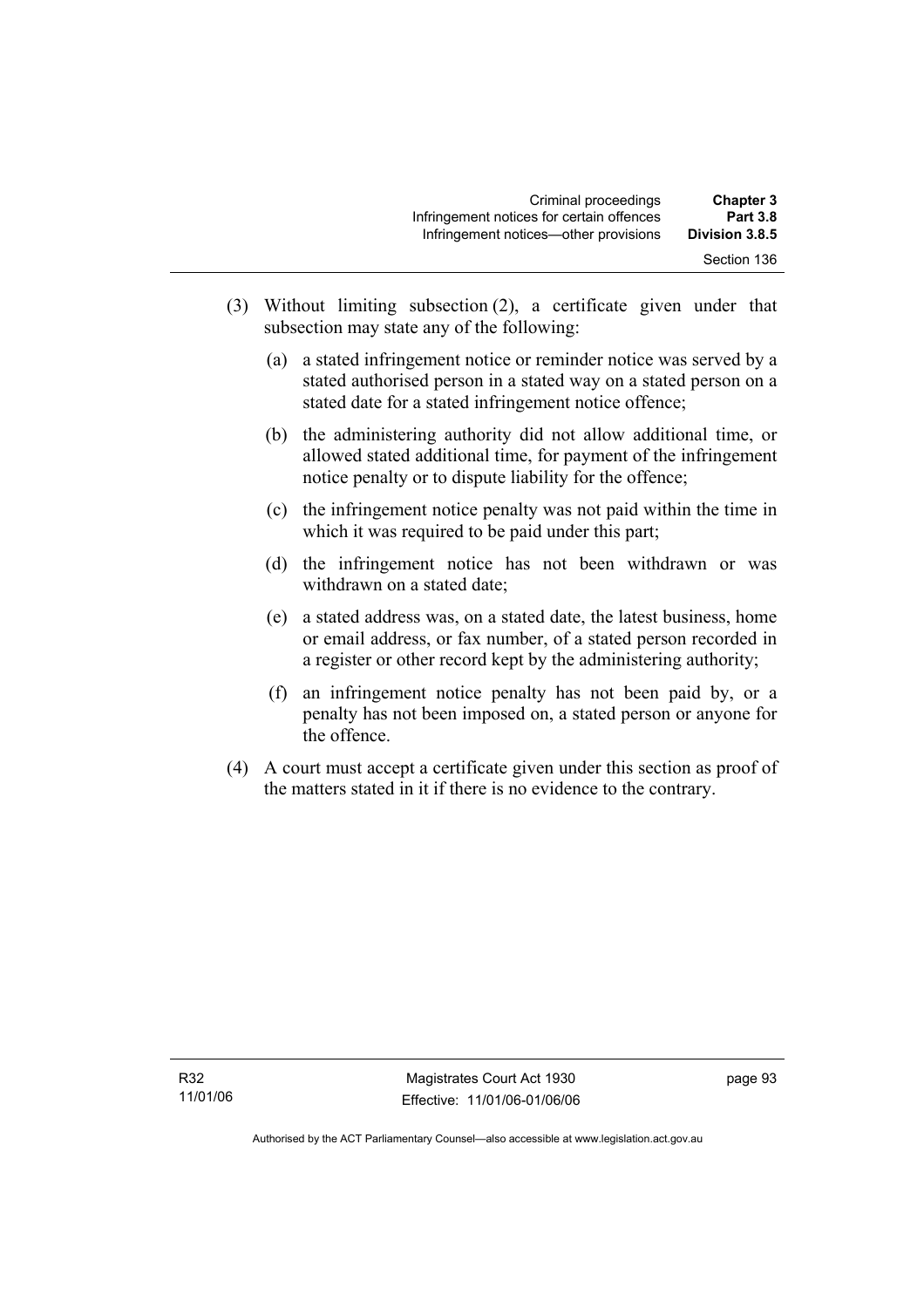(3) Without limiting subsection (2), a certificate given under that subsection may state any of the following:

   (a) a stated infringement notice or reminder notice was served by a stated authorised person in a stated way on a stated person on a stated date for a stated infringement notice offence;

   (b) the administering authority did not allow additional time, or allowed stated additional time, for payment of the infringement notice penalty or to dispute liability for the offence;

   (c) the infringement notice penalty was not paid within the time in which it was required to be paid under this part;

   (d) the infringement notice has not been withdrawn or was withdrawn on a stated date;

   (e) a stated address was, on a stated date, the latest business, home or email address, or fax number, of a stated person recorded in a register or other record kept by the administering authority;

   (f) an infringement notice penalty has not been paid by, or a penalty has not been imposed on, a stated person or anyone for the offence.

(4) A court must accept a certificate given under this section as proof of the matters stated in it if there is no evidence to the contrary.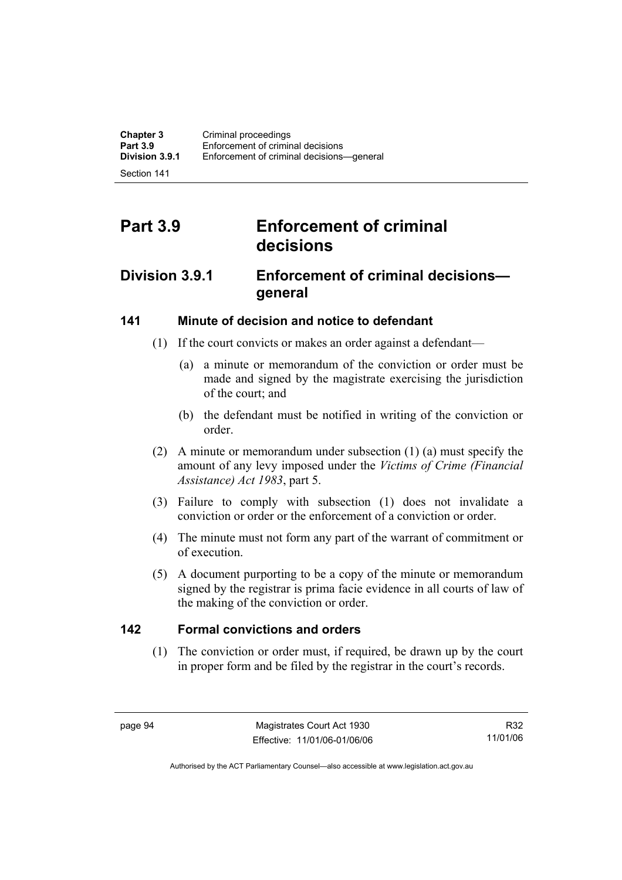# Part 3.9 Enforcement of criminal decisions

## Division 3.9.1 Enforcement of criminal decisions—general

### 141 Minute of decision and notice to defendant

(1) If the court convicts or makes an order against a defendant—

(a) a minute or memorandum of the conviction or order must be made and signed by the magistrate exercising the jurisdiction of the court; and

(b) the defendant must be notified in writing of the conviction or order.

(2) A minute or memorandum under subsection (1) (a) must specify the amount of any levy imposed under the *Victims of Crime (Financial Assistance) Act 1983*, part 5.

(3) Failure to comply with subsection (1) does not invalidate a conviction or order or the enforcement of a conviction or order.

(4) The minute must not form any part of the warrant of commitment or of execution.

(5) A document purporting to be a copy of the minute or memorandum signed by the registrar is prima facie evidence in all courts of law of the making of the conviction or order.

### 142 Formal convictions and orders

(1) The conviction or order must, if required, be drawn up by the court in proper form and be filed by the registrar in the court's records.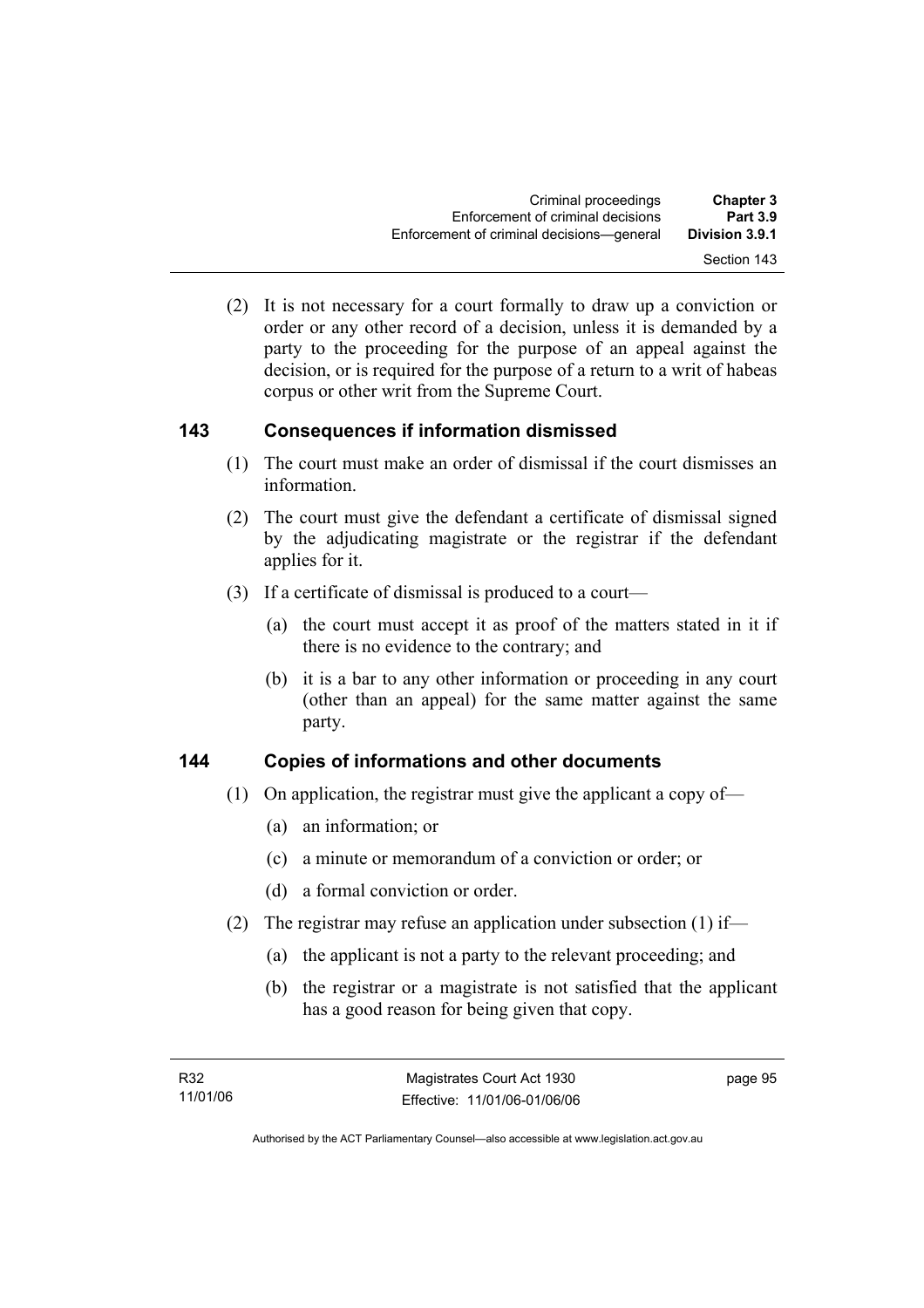(2) It is not necessary for a court formally to draw up a conviction or order or any other record of a decision, unless it is demanded by a party to the proceeding for the purpose of an appeal against the decision, or is required for the purpose of a return to a writ of habeas corpus or other writ from the Supreme Court.

### 143 Consequences if information dismissed

(1) The court must make an order of dismissal if the court dismisses an information.

(2) The court must give the defendant a certificate of dismissal signed by the adjudicating magistrate or the registrar if the defendant applies for it.

(3) If a certificate of dismissal is produced to a court—

(a) the court must accept it as proof of the matters stated in it if there is no evidence to the contrary; and

(b) it is a bar to any other information or proceeding in any court (other than an appeal) for the same matter against the same party.

### 144 Copies of informations and other documents

(1) On application, the registrar must give the applicant a copy of—

(a) an information; or

(c) a minute or memorandum of a conviction or order; or

(d) a formal conviction or order.

(2) The registrar may refuse an application under subsection (1) if—

(a) the applicant is not a party to the relevant proceeding; and

(b) the registrar or a magistrate is not satisfied that the applicant has a good reason for being given that copy.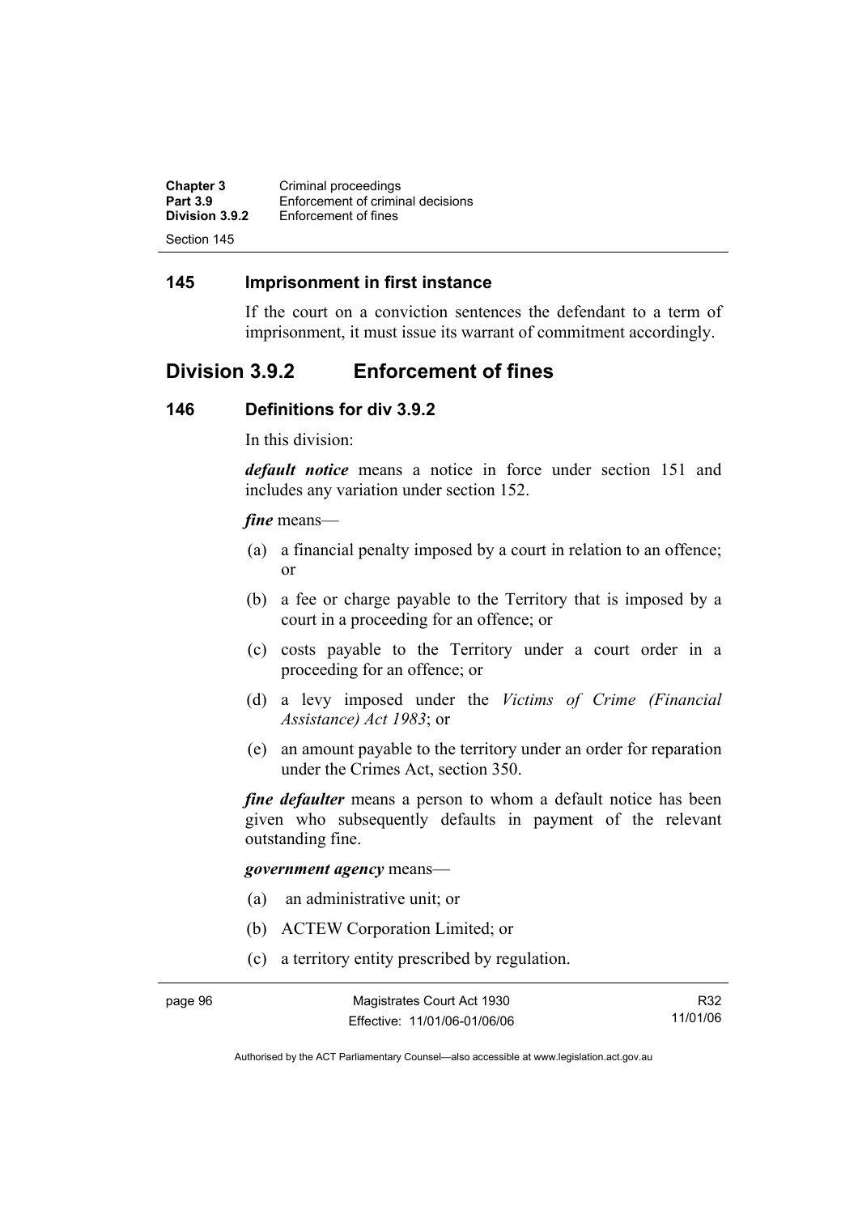## 145 Imprisonment in first instance

If the court on a conviction sentences the defendant to a term of imprisonment, it must issue its warrant of commitment accordingly.

# Division 3.9.2 Enforcement of fines

## 146 Definitions for div 3.9.2

In this division:

***default notice*** means a notice in force under section 151 and includes any variation under section 152.

***fine*** means—

(a) a financial penalty imposed by a court in relation to an offence; or

(b) a fee or charge payable to the Territory that is imposed by a court in a proceeding for an offence; or

(c) costs payable to the Territory under a court order in a proceeding for an offence; or

(d) a levy imposed under the *Victims of Crime (Financial Assistance) Act 1983*; or

(e) an amount payable to the territory under an order for reparation under the Crimes Act, section 350.

***fine defaulter*** means a person to whom a default notice has been given who subsequently defaults in payment of the relevant outstanding fine.

***government agency*** means—

(a) an administrative unit; or

(b) ACTEW Corporation Limited; or

(c) a territory entity prescribed by regulation.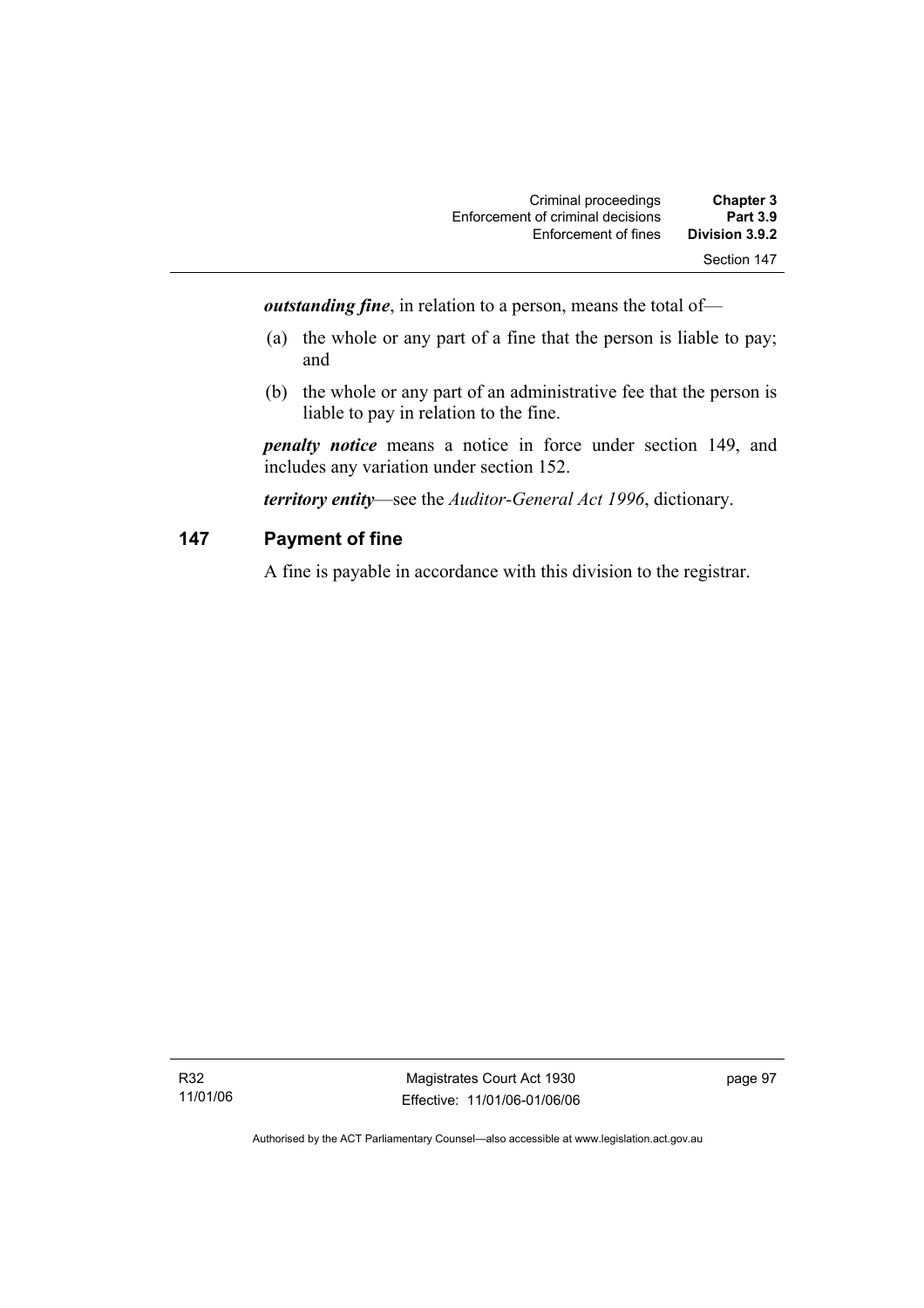***outstanding fine***, in relation to a person, means the total of—

(a) the whole or any part of a fine that the person is liable to pay; and

(b) the whole or any part of an administrative fee that the person is liable to pay in relation to the fine.

***penalty notice*** means a notice in force under section 149, and includes any variation under section 152.

***territory entity***—see the *Auditor-General Act 1996*, dictionary.

## 147 Payment of fine

A fine is payable in accordance with this division to the registrar.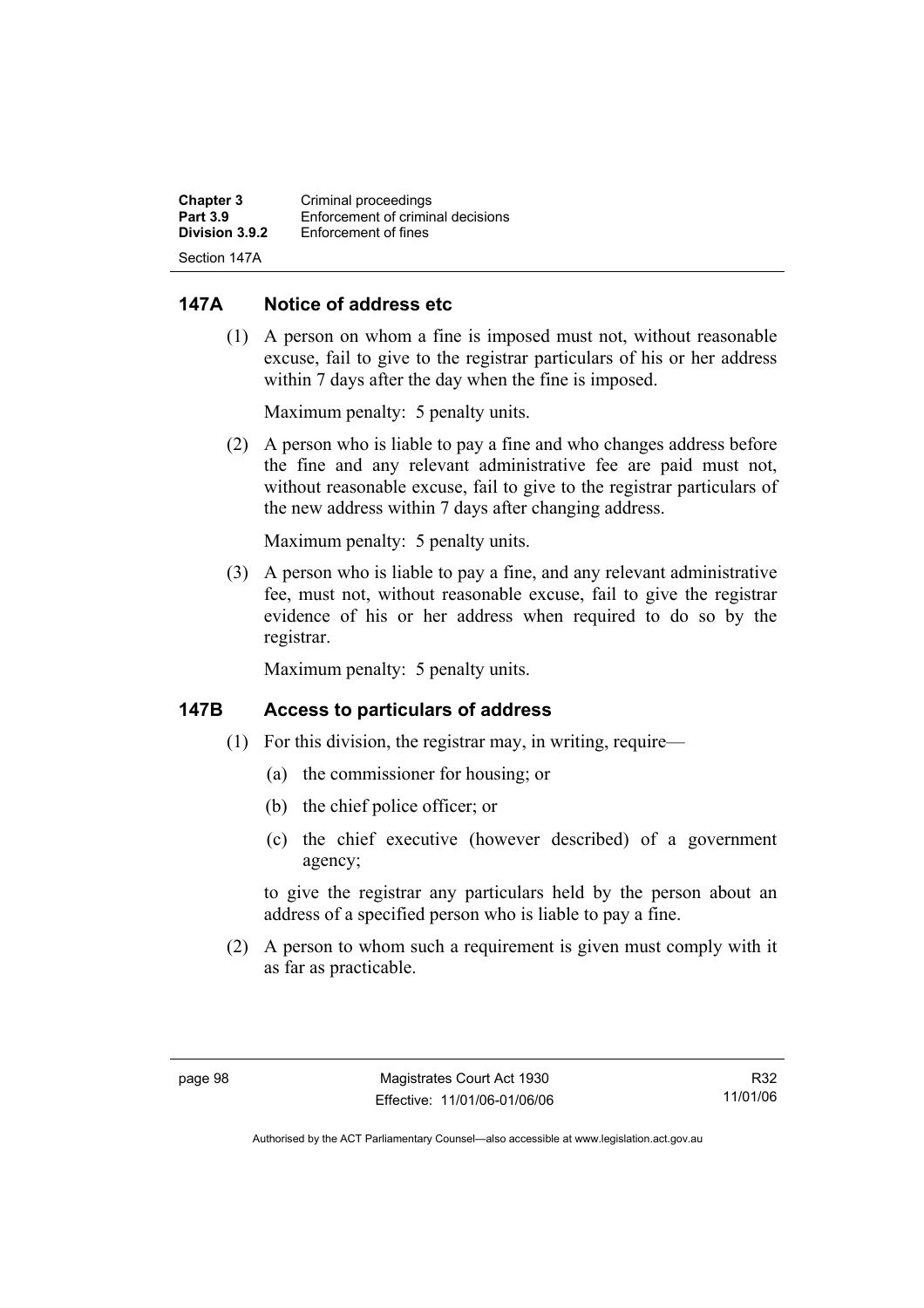## 147A Notice of address etc

(1) A person on whom a fine is imposed must not, without reasonable excuse, fail to give to the registrar particulars of his or her address within 7 days after the day when the fine is imposed.

Maximum penalty: 5 penalty units.

(2) A person who is liable to pay a fine and who changes address before the fine and any relevant administrative fee are paid must not, without reasonable excuse, fail to give to the registrar particulars of the new address within 7 days after changing address.

Maximum penalty: 5 penalty units.

(3) A person who is liable to pay a fine, and any relevant administrative fee, must not, without reasonable excuse, fail to give the registrar evidence of his or her address when required to do so by the registrar.

Maximum penalty: 5 penalty units.

## 147B Access to particulars of address

(1) For this division, the registrar may, in writing, require—

(a) the commissioner for housing; or

(b) the chief police officer; or

(c) the chief executive (however described) of a government agency;

to give the registrar any particulars held by the person about an address of a specified person who is liable to pay a fine.

(2) A person to whom such a requirement is given must comply with it as far as practicable.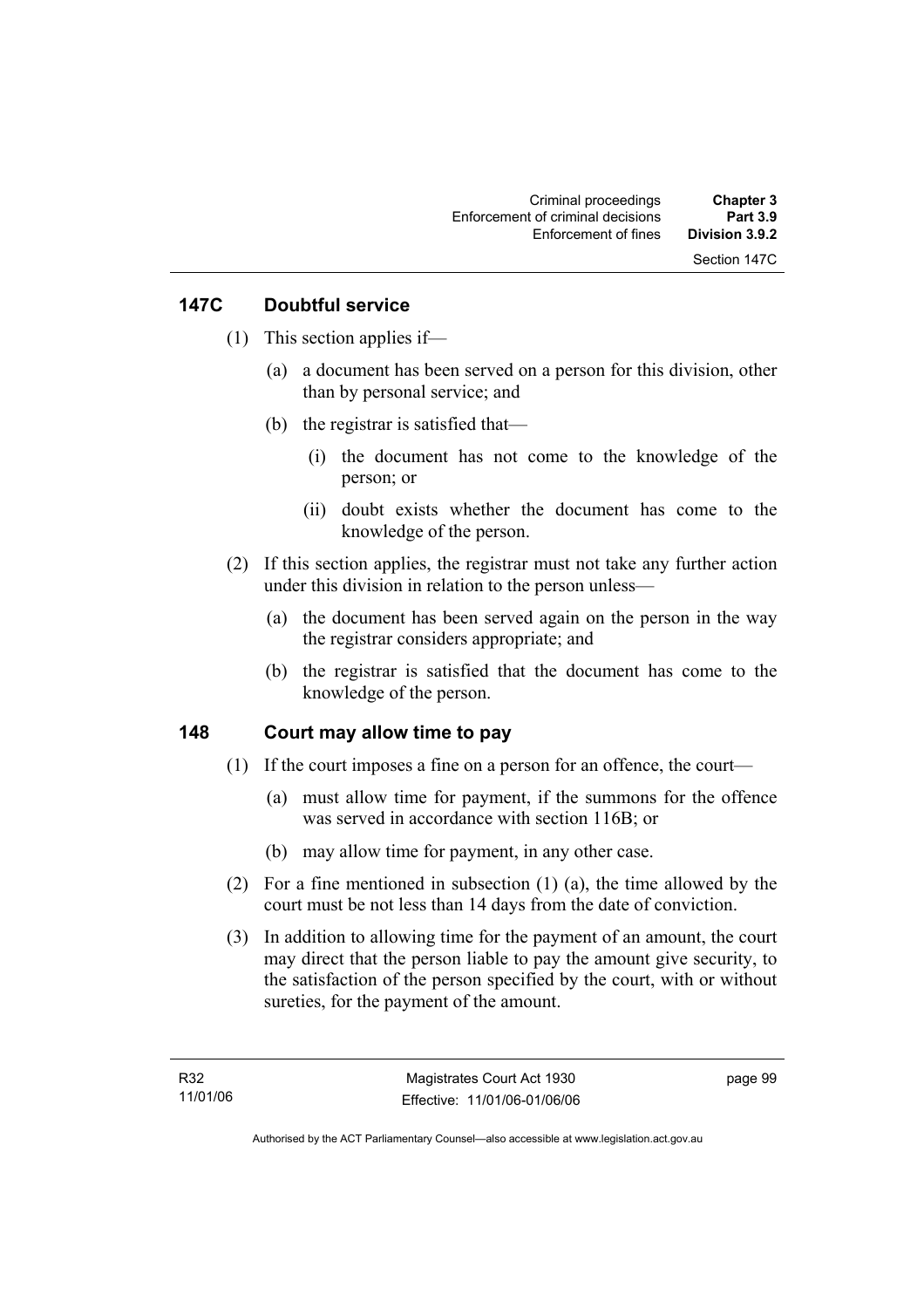## 147C Doubtful service

(1) This section applies if—

(a) a document has been served on a person for this division, other than by personal service; and

(b) the registrar is satisfied that—

(i) the document has not come to the knowledge of the person; or

(ii) doubt exists whether the document has come to the knowledge of the person.

(2) If this section applies, the registrar must not take any further action under this division in relation to the person unless—

(a) the document has been served again on the person in the way the registrar considers appropriate; and

(b) the registrar is satisfied that the document has come to the knowledge of the person.

## 148 Court may allow time to pay

(1) If the court imposes a fine on a person for an offence, the court—

(a) must allow time for payment, if the summons for the offence was served in accordance with section 116B; or

(b) may allow time for payment, in any other case.

(2) For a fine mentioned in subsection (1) (a), the time allowed by the court must be not less than 14 days from the date of conviction.

(3) In addition to allowing time for the payment of an amount, the court may direct that the person liable to pay the amount give security, to the satisfaction of the person specified by the court, with or without sureties, for the payment of the amount.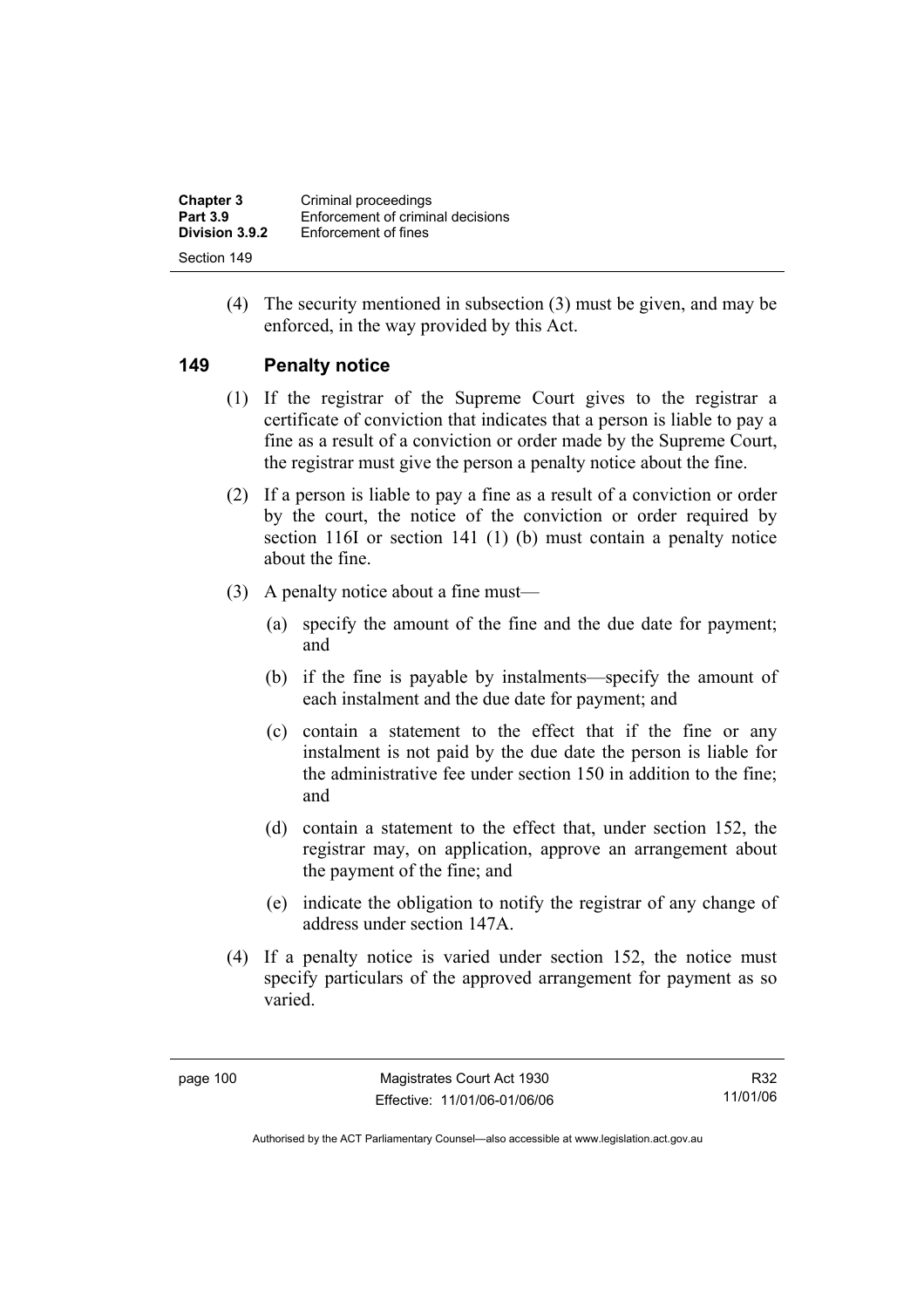(4) The security mentioned in subsection (3) must be given, and may be enforced, in the way provided by this Act.

## 149 Penalty notice

(1) If the registrar of the Supreme Court gives to the registrar a certificate of conviction that indicates that a person is liable to pay a fine as a result of a conviction or order made by the Supreme Court, the registrar must give the person a penalty notice about the fine.

(2) If a person is liable to pay a fine as a result of a conviction or order by the court, the notice of the conviction or order required by section 116I or section 141 (1) (b) must contain a penalty notice about the fine.

(3) A penalty notice about a fine must—

(a) specify the amount of the fine and the due date for payment; and

(b) if the fine is payable by instalments—specify the amount of each instalment and the due date for payment; and

(c) contain a statement to the effect that if the fine or any instalment is not paid by the due date the person is liable for the administrative fee under section 150 in addition to the fine; and

(d) contain a statement to the effect that, under section 152, the registrar may, on application, approve an arrangement about the payment of the fine; and

(e) indicate the obligation to notify the registrar of any change of address under section 147A.

(4) If a penalty notice is varied under section 152, the notice must specify particulars of the approved arrangement for payment as so varied.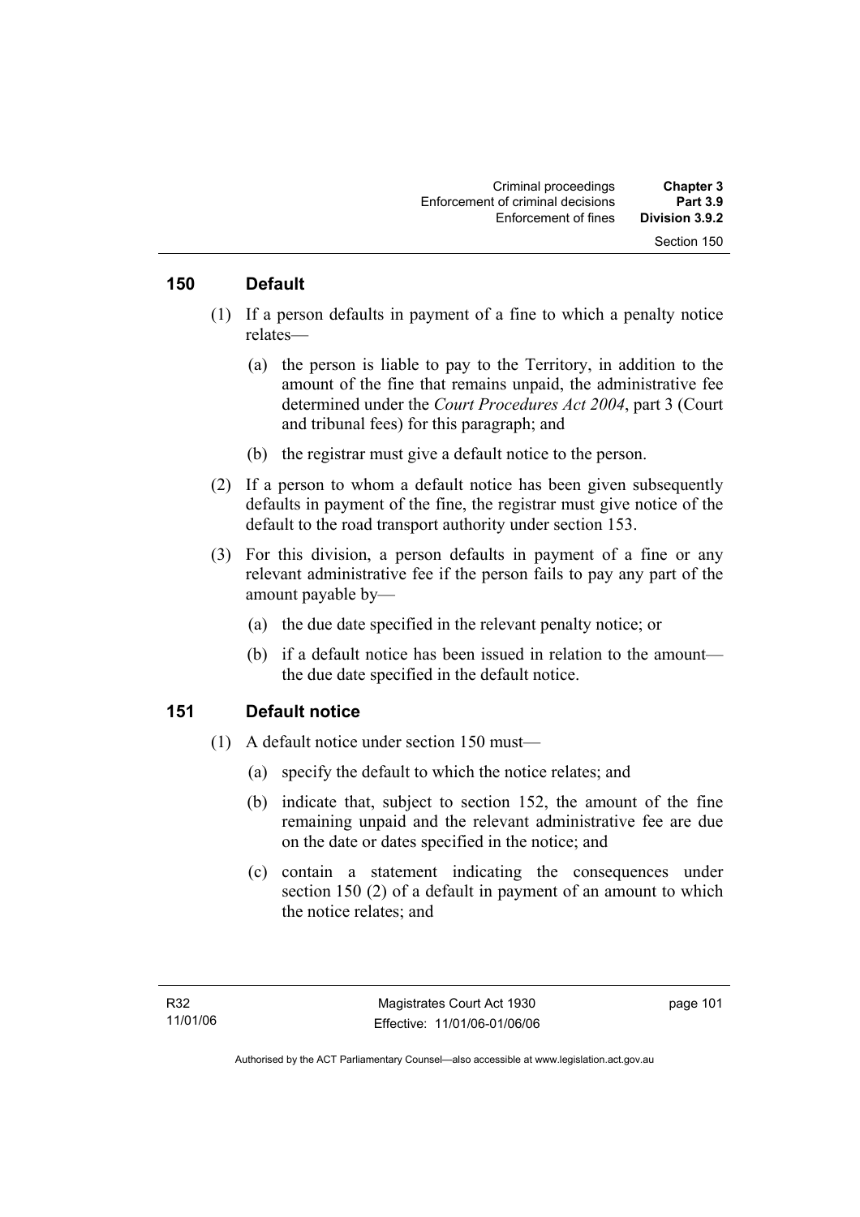## 150 Default

(1) If a person defaults in payment of a fine to which a penalty notice relates—

(a) the person is liable to pay to the Territory, in addition to the amount of the fine that remains unpaid, the administrative fee determined under the *Court Procedures Act 2004*, part 3 (Court and tribunal fees) for this paragraph; and

(b) the registrar must give a default notice to the person.

(2) If a person to whom a default notice has been given subsequently defaults in payment of the fine, the registrar must give notice of the default to the road transport authority under section 153.

(3) For this division, a person defaults in payment of a fine or any relevant administrative fee if the person fails to pay any part of the amount payable by—

(a) the due date specified in the relevant penalty notice; or

(b) if a default notice has been issued in relation to the amount—the due date specified in the default notice.

## 151 Default notice

(1) A default notice under section 150 must—

(a) specify the default to which the notice relates; and

(b) indicate that, subject to section 152, the amount of the fine remaining unpaid and the relevant administrative fee are due on the date or dates specified in the notice; and

(c) contain a statement indicating the consequences under section 150 (2) of a default in payment of an amount to which the notice relates; and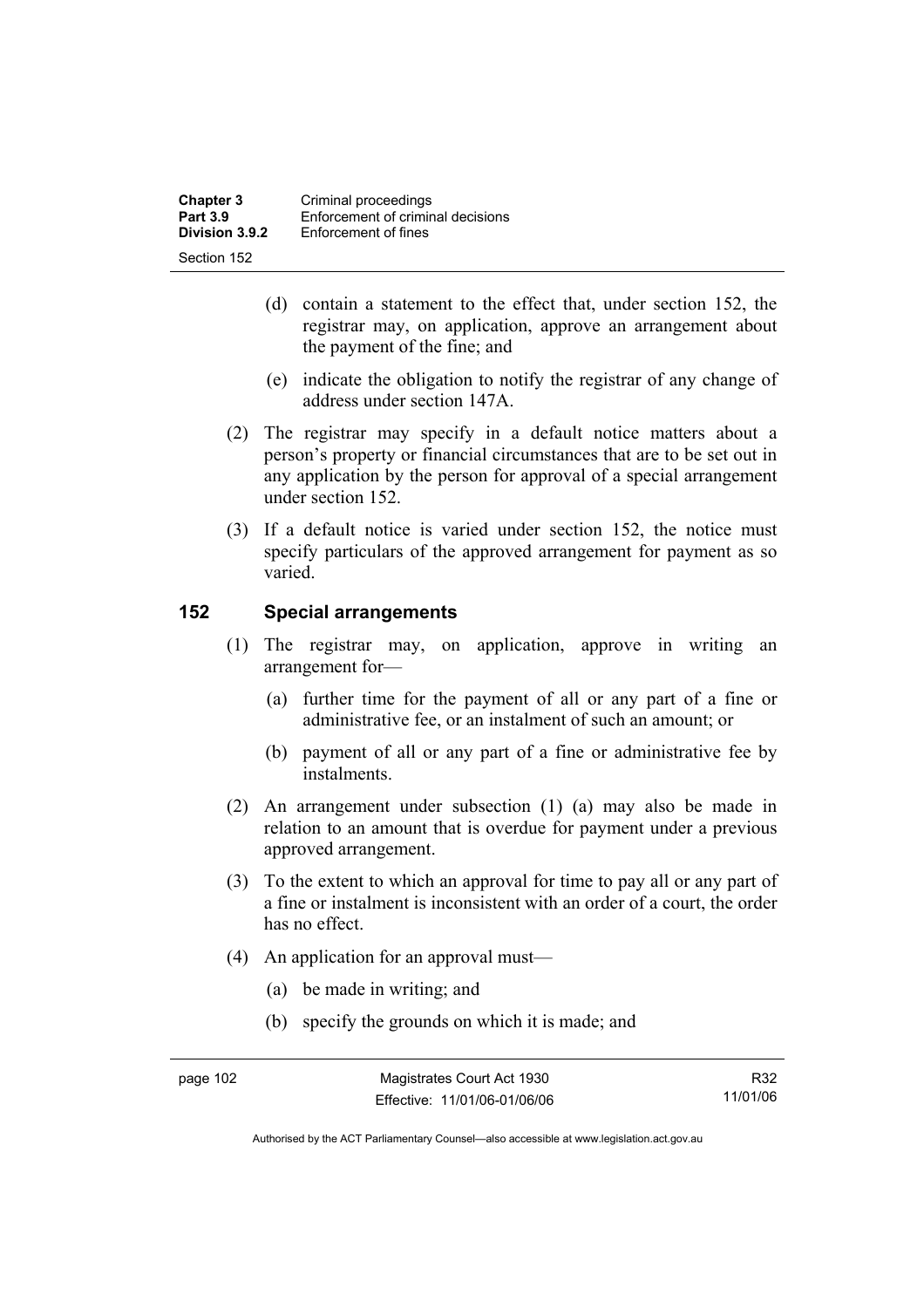(d) contain a statement to the effect that, under section 152, the registrar may, on application, approve an arrangement about the payment of the fine; and

(e) indicate the obligation to notify the registrar of any change of address under section 147A.

(2) The registrar may specify in a default notice matters about a person's property or financial circumstances that are to be set out in any application by the person for approval of a special arrangement under section 152.

(3) If a default notice is varied under section 152, the notice must specify particulars of the approved arrangement for payment as so varied.

## 152 Special arrangements

(1) The registrar may, on application, approve in writing an arrangement for—

(a) further time for the payment of all or any part of a fine or administrative fee, or an instalment of such an amount; or

(b) payment of all or any part of a fine or administrative fee by instalments.

(2) An arrangement under subsection (1) (a) may also be made in relation to an amount that is overdue for payment under a previous approved arrangement.

(3) To the extent to which an approval for time to pay all or any part of a fine or instalment is inconsistent with an order of a court, the order has no effect.

(4) An application for an approval must—

(a) be made in writing; and

(b) specify the grounds on which it is made; and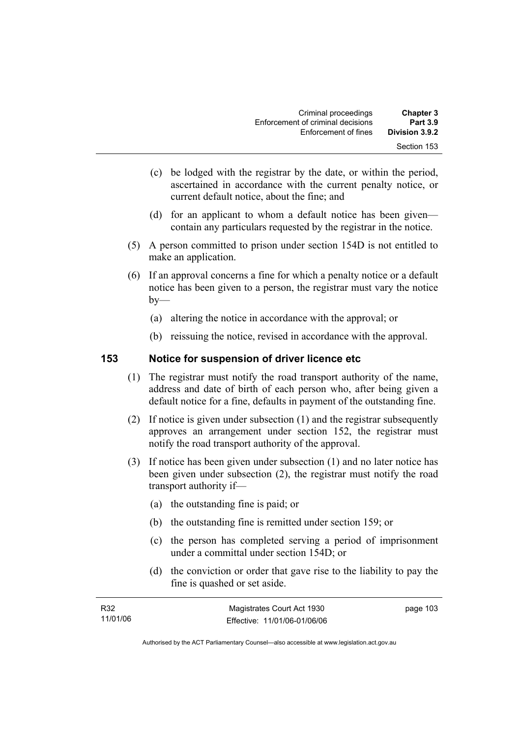(c) be lodged with the registrar by the date, or within the period, ascertained in accordance with the current penalty notice, or current default notice, about the fine; and

(d) for an applicant to whom a default notice has been given—contain any particulars requested by the registrar in the notice.

(5) A person committed to prison under section 154D is not entitled to make an application.

(6) If an approval concerns a fine for which a penalty notice or a default notice has been given to a person, the registrar must vary the notice by—

(a) altering the notice in accordance with the approval; or

(b) reissuing the notice, revised in accordance with the approval.

## 153 Notice for suspension of driver licence etc

(1) The registrar must notify the road transport authority of the name, address and date of birth of each person who, after being given a default notice for a fine, defaults in payment of the outstanding fine.

(2) If notice is given under subsection (1) and the registrar subsequently approves an arrangement under section 152, the registrar must notify the road transport authority of the approval.

(3) If notice has been given under subsection (1) and no later notice has been given under subsection (2), the registrar must notify the road transport authority if—

(a) the outstanding fine is paid; or

(b) the outstanding fine is remitted under section 159; or

(c) the person has completed serving a period of imprisonment under a committal under section 154D; or

(d) the conviction or order that gave rise to the liability to pay the fine is quashed or set aside.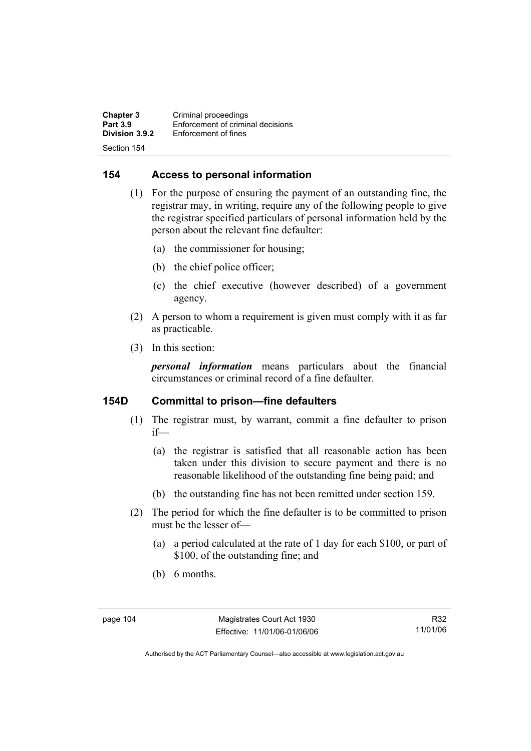## 154 Access to personal information

(1) For the purpose of ensuring the payment of an outstanding fine, the registrar may, in writing, require any of the following people to give the registrar specified particulars of personal information held by the person about the relevant fine defaulter:

(a) the commissioner for housing;

(b) the chief police officer;

(c) the chief executive (however described) of a government agency.

(2) A person to whom a requirement is given must comply with it as far as practicable.

(3) In this section:

***personal information*** means particulars about the financial circumstances or criminal record of a fine defaulter.

## 154D Committal to prison—fine defaulters

(1) The registrar must, by warrant, commit a fine defaulter to prison if—

(a) the registrar is satisfied that all reasonable action has been taken under this division to secure payment and there is no reasonable likelihood of the outstanding fine being paid; and

(b) the outstanding fine has not been remitted under section 159.

(2) The period for which the fine defaulter is to be committed to prison must be the lesser of—

(a) a period calculated at the rate of 1 day for each $100, or part of $100, of the outstanding fine; and

(b) 6 months.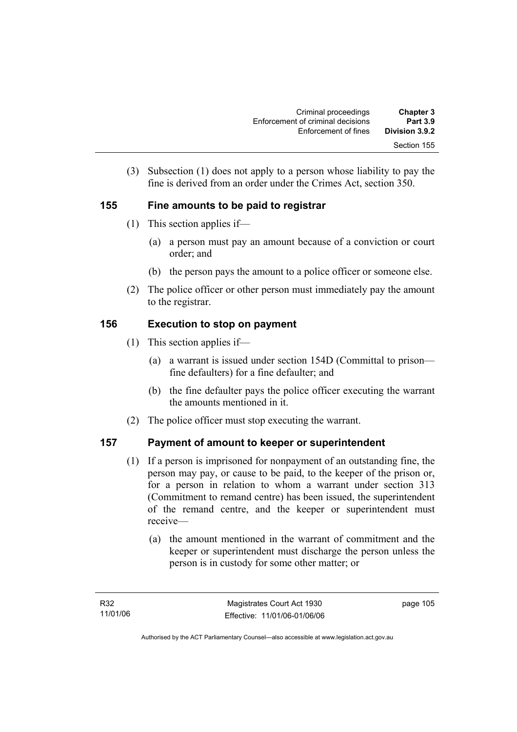(3) Subsection (1) does not apply to a person whose liability to pay the fine is derived from an order under the Crimes Act, section 350.

## 155 Fine amounts to be paid to registrar

(1) This section applies if—

(a) a person must pay an amount because of a conviction or court order; and

(b) the person pays the amount to a police officer or someone else.

(2) The police officer or other person must immediately pay the amount to the registrar.

## 156 Execution to stop on payment

(1) This section applies if—

(a) a warrant is issued under section 154D (Committal to prison—fine defaulters) for a fine defaulter; and

(b) the fine defaulter pays the police officer executing the warrant the amounts mentioned in it.

(2) The police officer must stop executing the warrant.

## 157 Payment of amount to keeper or superintendent

(1) If a person is imprisoned for nonpayment of an outstanding fine, the person may pay, or cause to be paid, to the keeper of the prison or, for a person in relation to whom a warrant under section 313 (Commitment to remand centre) has been issued, the superintendent of the remand centre, and the keeper or superintendent must receive—

(a) the amount mentioned in the warrant of commitment and the keeper or superintendent must discharge the person unless the person is in custody for some other matter; or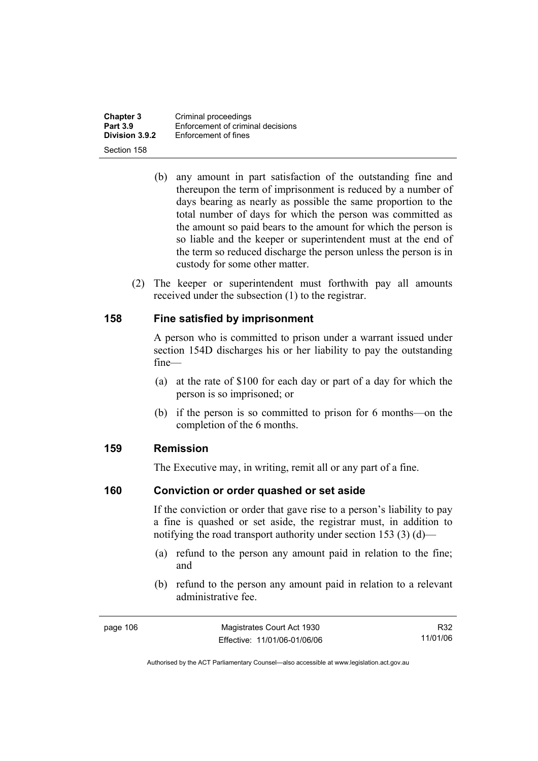(b) any amount in part satisfaction of the outstanding fine and thereupon the term of imprisonment is reduced by a number of days bearing as nearly as possible the same proportion to the total number of days for which the person was committed as the amount so paid bears to the amount for which the person is so liable and the keeper or superintendent must at the end of the term so reduced discharge the person unless the person is in custody for some other matter.

(2) The keeper or superintendent must forthwith pay all amounts received under the subsection (1) to the registrar.

## 158 Fine satisfied by imprisonment

A person who is committed to prison under a warrant issued under section 154D discharges his or her liability to pay the outstanding fine—

(a) at the rate of $100 for each day or part of a day for which the person is so imprisoned; or

(b) if the person is so committed to prison for 6 months—on the completion of the 6 months.

## 159 Remission

The Executive may, in writing, remit all or any part of a fine.

## 160 Conviction or order quashed or set aside

If the conviction or order that gave rise to a person's liability to pay a fine is quashed or set aside, the registrar must, in addition to notifying the road transport authority under section 153 (3) (d)—

(a) refund to the person any amount paid in relation to the fine; and

(b) refund to the person any amount paid in relation to a relevant administrative fee.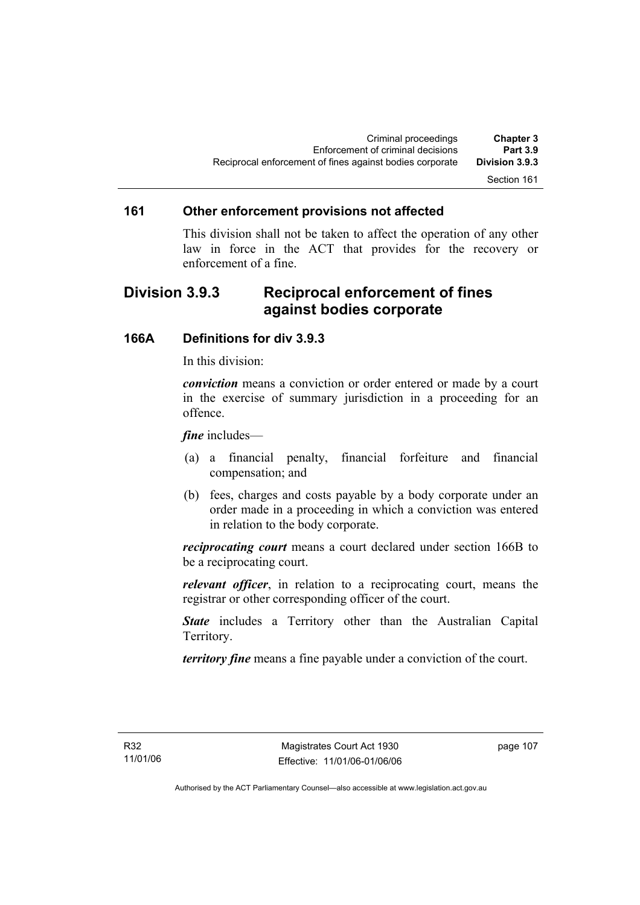### 161 Other enforcement provisions not affected

This division shall not be taken to affect the operation of any other law in force in the ACT that provides for the recovery or enforcement of a fine.

## Division 3.9.3 Reciprocal enforcement of fines against bodies corporate

### 166A Definitions for div 3.9.3

In this division:

***conviction*** means a conviction or order entered or made by a court in the exercise of summary jurisdiction in a proceeding for an offence.

***fine*** includes—

(a) a financial penalty, financial forfeiture and financial compensation; and

(b) fees, charges and costs payable by a body corporate under an order made in a proceeding in which a conviction was entered in relation to the body corporate.

***reciprocating court*** means a court declared under section 166B to be a reciprocating court.

***relevant officer***, in relation to a reciprocating court, means the registrar or other corresponding officer of the court.

***State*** includes a Territory other than the Australian Capital Territory.

***territory fine*** means a fine payable under a conviction of the court.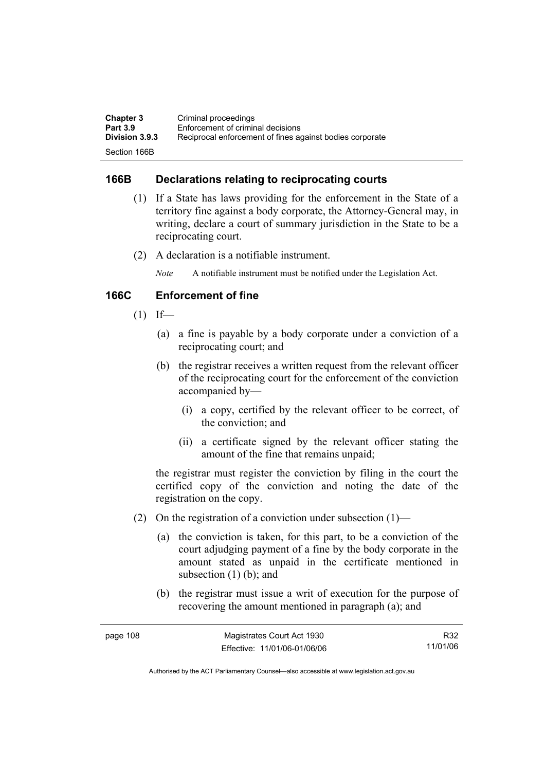## 166B Declarations relating to reciprocating courts

(1) If a State has laws providing for the enforcement in the State of a territory fine against a body corporate, the Attorney-General may, in writing, declare a court of summary jurisdiction in the State to be a reciprocating court.

(2) A declaration is a notifiable instrument.

*Note* A notifiable instrument must be notified under the Legislation Act.

## 166C Enforcement of fine

(1) If—

(a) a fine is payable by a body corporate under a conviction of a reciprocating court; and

(b) the registrar receives a written request from the relevant officer of the reciprocating court for the enforcement of the conviction accompanied by—

(i) a copy, certified by the relevant officer to be correct, of the conviction; and

(ii) a certificate signed by the relevant officer stating the amount of the fine that remains unpaid;

the registrar must register the conviction by filing in the court the certified copy of the conviction and noting the date of the registration on the copy.

(2) On the registration of a conviction under subsection (1)—

(a) the conviction is taken, for this part, to be a conviction of the court adjudging payment of a fine by the body corporate in the amount stated as unpaid in the certificate mentioned in subsection (1) (b); and

(b) the registrar must issue a writ of execution for the purpose of recovering the amount mentioned in paragraph (a); and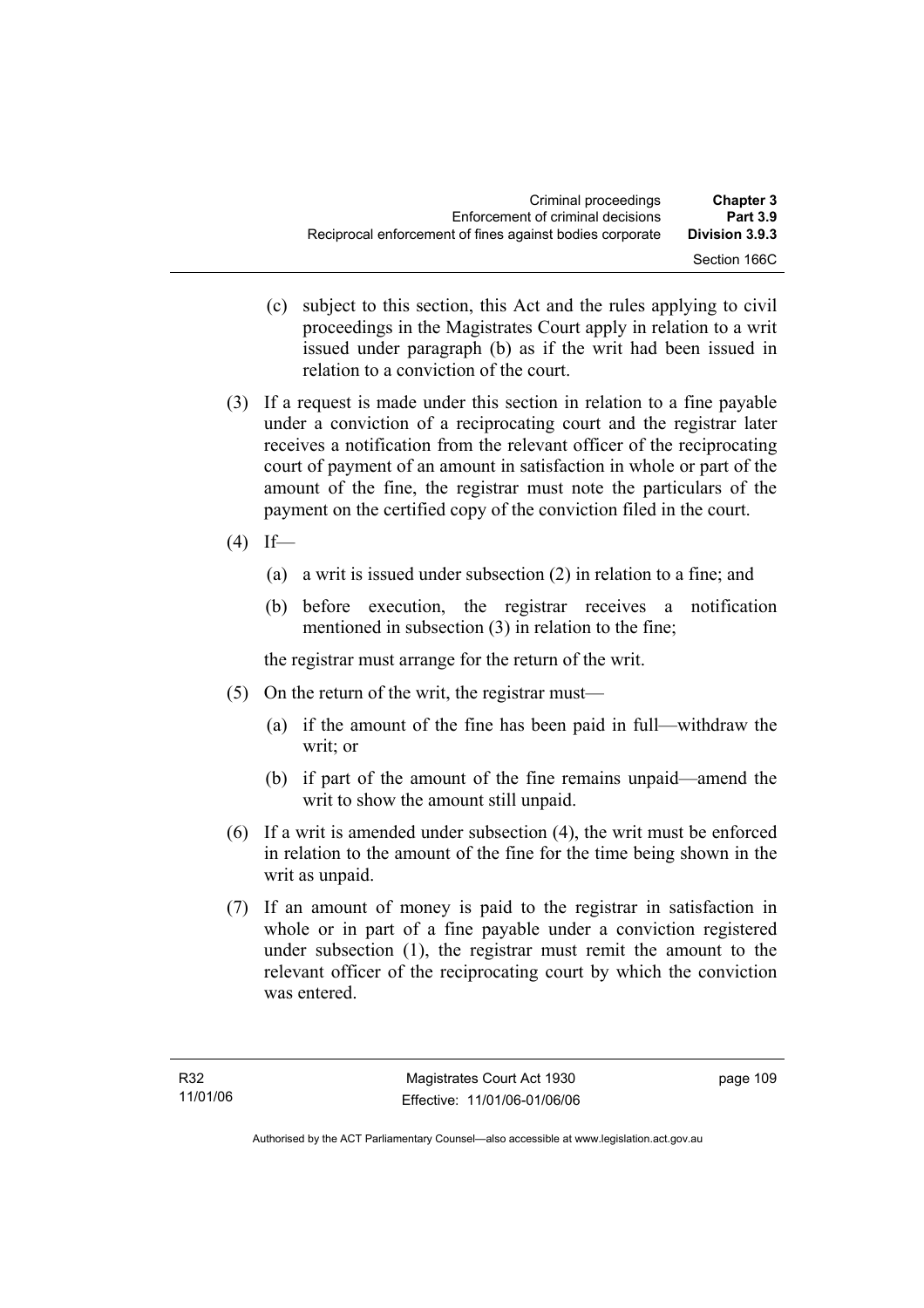(c) subject to this section, this Act and the rules applying to civil proceedings in the Magistrates Court apply in relation to a writ issued under paragraph (b) as if the writ had been issued in relation to a conviction of the court.

(3) If a request is made under this section in relation to a fine payable under a conviction of a reciprocating court and the registrar later receives a notification from the relevant officer of the reciprocating court of payment of an amount in satisfaction in whole or part of the amount of the fine, the registrar must note the particulars of the payment on the certified copy of the conviction filed in the court.

(4) If—

(a) a writ is issued under subsection (2) in relation to a fine; and

(b) before execution, the registrar receives a notification mentioned in subsection (3) in relation to the fine;

the registrar must arrange for the return of the writ.

(5) On the return of the writ, the registrar must—

(a) if the amount of the fine has been paid in full—withdraw the writ; or

(b) if part of the amount of the fine remains unpaid—amend the writ to show the amount still unpaid.

(6) If a writ is amended under subsection (4), the writ must be enforced in relation to the amount of the fine for the time being shown in the writ as unpaid.

(7) If an amount of money is paid to the registrar in satisfaction in whole or in part of a fine payable under a conviction registered under subsection (1), the registrar must remit the amount to the relevant officer of the reciprocating court by which the conviction was entered.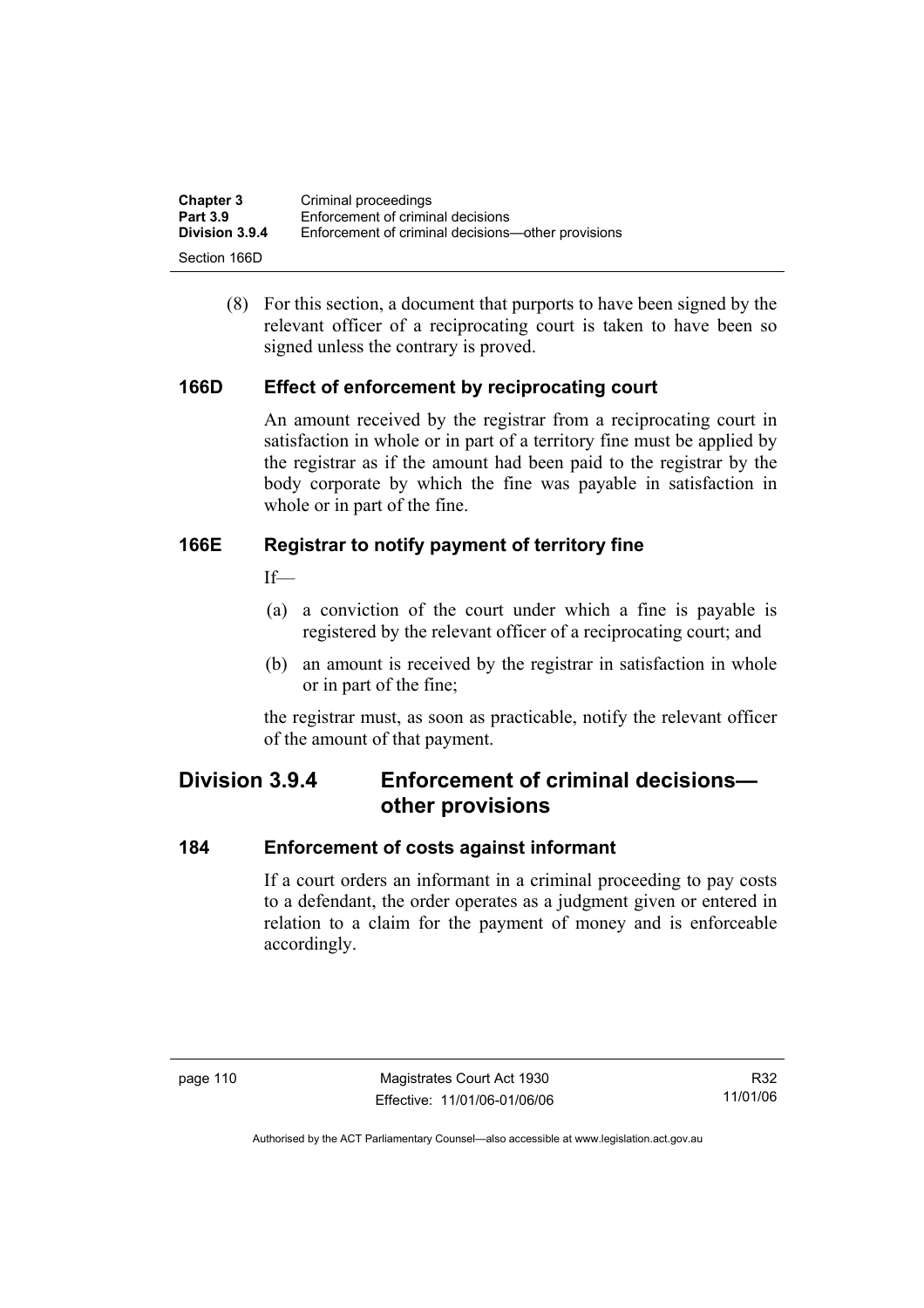(8) For this section, a document that purports to have been signed by the relevant officer of a reciprocating court is taken to have been so signed unless the contrary is proved.

### 166D Effect of enforcement by reciprocating court

An amount received by the registrar from a reciprocating court in satisfaction in whole or in part of a territory fine must be applied by the registrar as if the amount had been paid to the registrar by the body corporate by which the fine was payable in satisfaction in whole or in part of the fine.

### 166E Registrar to notify payment of territory fine

If—

(a) a conviction of the court under which a fine is payable is registered by the relevant officer of a reciprocating court; and

(b) an amount is received by the registrar in satisfaction in whole or in part of the fine;

the registrar must, as soon as practicable, notify the relevant officer of the amount of that payment.

## Division 3.9.4 Enforcement of criminal decisions—other provisions

### 184 Enforcement of costs against informant

If a court orders an informant in a criminal proceeding to pay costs to a defendant, the order operates as a judgment given or entered in relation to a claim for the payment of money and is enforceable accordingly.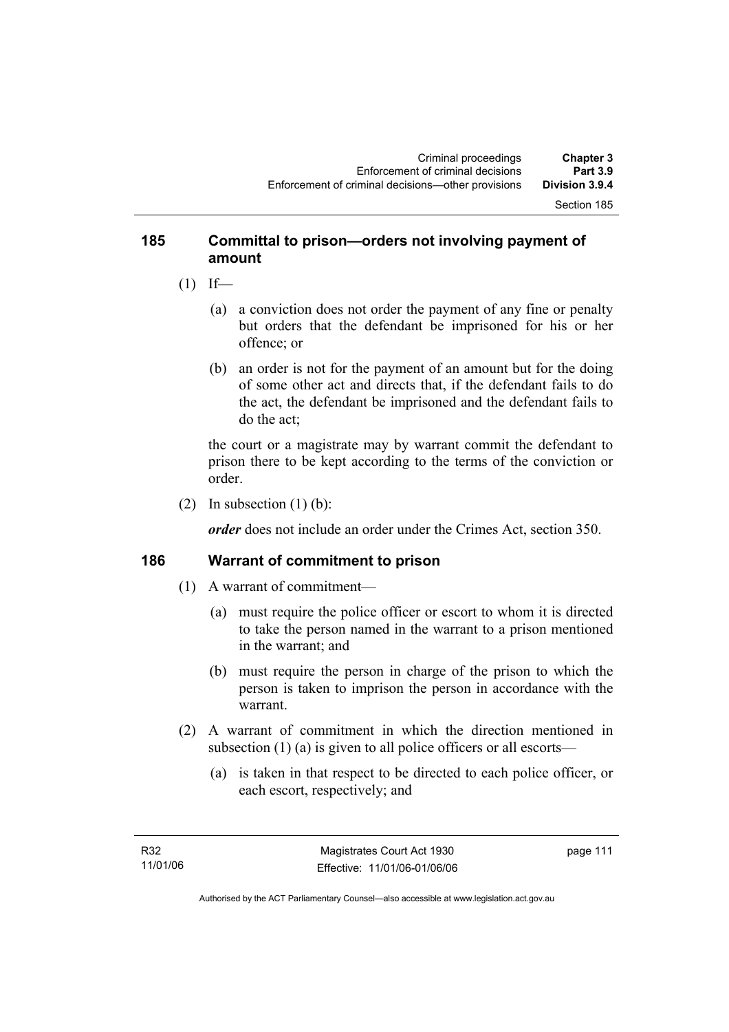### 185 Committal to prison—orders not involving payment of amount

(1) If—

(a) a conviction does not order the payment of any fine or penalty but orders that the defendant be imprisoned for his or her offence; or

(b) an order is not for the payment of an amount but for the doing of some other act and directs that, if the defendant fails to do the act, the defendant be imprisoned and the defendant fails to do the act;

the court or a magistrate may by warrant commit the defendant to prison there to be kept according to the terms of the conviction or order.

(2) In subsection (1) (b):

***order*** does not include an order under the Crimes Act, section 350.

### 186 Warrant of commitment to prison

(1) A warrant of commitment—

(a) must require the police officer or escort to whom it is directed to take the person named in the warrant to a prison mentioned in the warrant; and

(b) must require the person in charge of the prison to which the person is taken to imprison the person in accordance with the warrant.

(2) A warrant of commitment in which the direction mentioned in subsection (1) (a) is given to all police officers or all escorts—

(a) is taken in that respect to be directed to each police officer, or each escort, respectively; and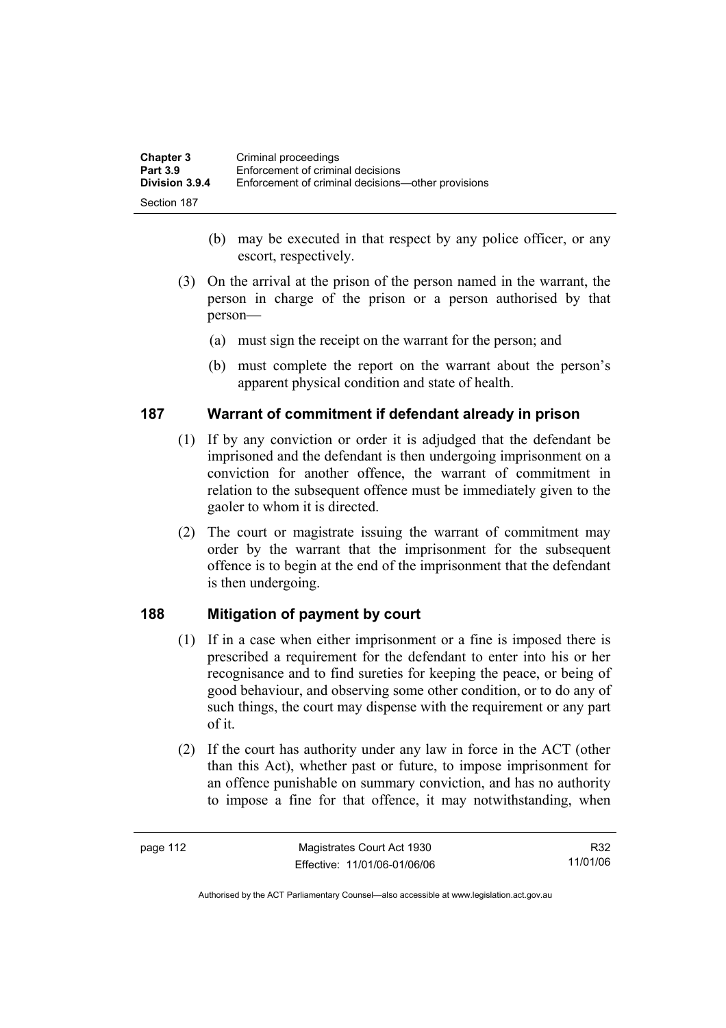(b) may be executed in that respect by any police officer, or any escort, respectively.

(3) On the arrival at the prison of the person named in the warrant, the person in charge of the prison or a person authorised by that person—

(a) must sign the receipt on the warrant for the person; and

(b) must complete the report on the warrant about the person's apparent physical condition and state of health.

## 187 Warrant of commitment if defendant already in prison

(1) If by any conviction or order it is adjudged that the defendant be imprisoned and the defendant is then undergoing imprisonment on a conviction for another offence, the warrant of commitment in relation to the subsequent offence must be immediately given to the gaoler to whom it is directed.

(2) The court or magistrate issuing the warrant of commitment may order by the warrant that the imprisonment for the subsequent offence is to begin at the end of the imprisonment that the defendant is then undergoing.

## 188 Mitigation of payment by court

(1) If in a case when either imprisonment or a fine is imposed there is prescribed a requirement for the defendant to enter into his or her recognisance and to find sureties for keeping the peace, or being of good behaviour, and observing some other condition, or to do any of such things, the court may dispense with the requirement or any part of it.

(2) If the court has authority under any law in force in the ACT (other than this Act), whether past or future, to impose imprisonment for an offence punishable on summary conviction, and has no authority to impose a fine for that offence, it may notwithstanding, when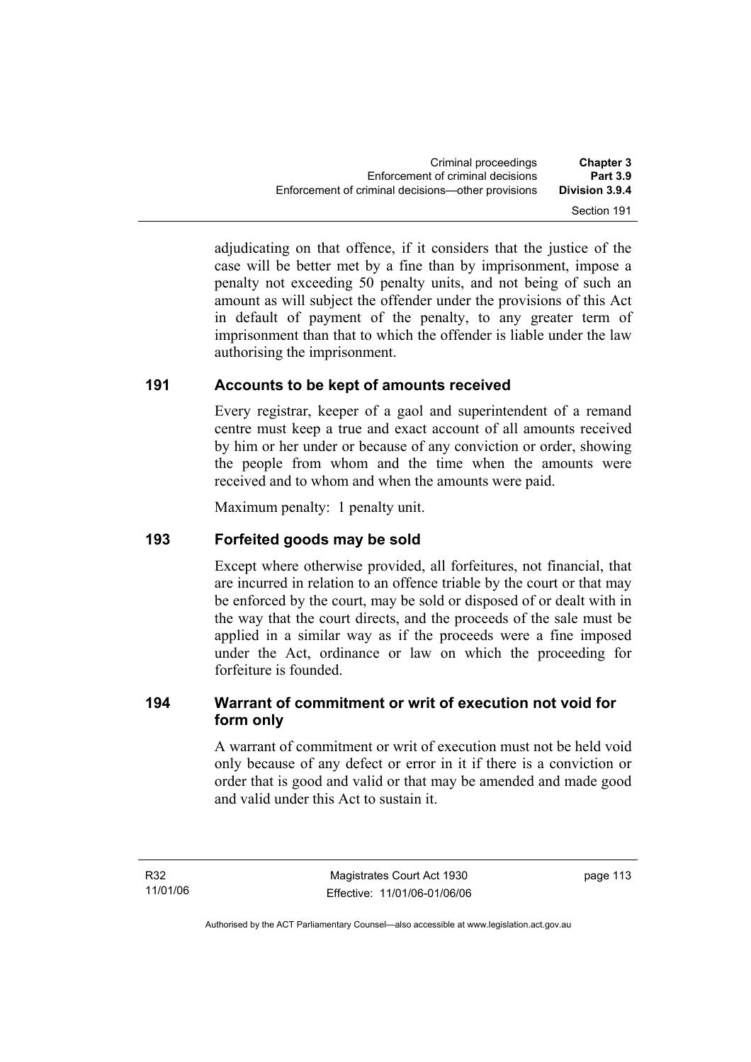adjudicating on that offence, if it considers that the justice of the case will be better met by a fine than by imprisonment, impose a penalty not exceeding 50 penalty units, and not being of such an amount as will subject the offender under the provisions of this Act in default of payment of the penalty, to any greater term of imprisonment than that to which the offender is liable under the law authorising the imprisonment.

### 191 Accounts to be kept of amounts received

Every registrar, keeper of a gaol and superintendent of a remand centre must keep a true and exact account of all amounts received by him or her under or because of any conviction or order, showing the people from whom and the time when the amounts were received and to whom and when the amounts were paid.

Maximum penalty: 1 penalty unit.

### 193 Forfeited goods may be sold

Except where otherwise provided, all forfeitures, not financial, that are incurred in relation to an offence triable by the court or that may be enforced by the court, may be sold or disposed of or dealt with in the way that the court directs, and the proceeds of the sale must be applied in a similar way as if the proceeds were a fine imposed under the Act, ordinance or law on which the proceeding for forfeiture is founded.

### 194 Warrant of commitment or writ of execution not void for form only

A warrant of commitment or writ of execution must not be held void only because of any defect or error in it if there is a conviction or order that is good and valid or that may be amended and made good and valid under this Act to sustain it.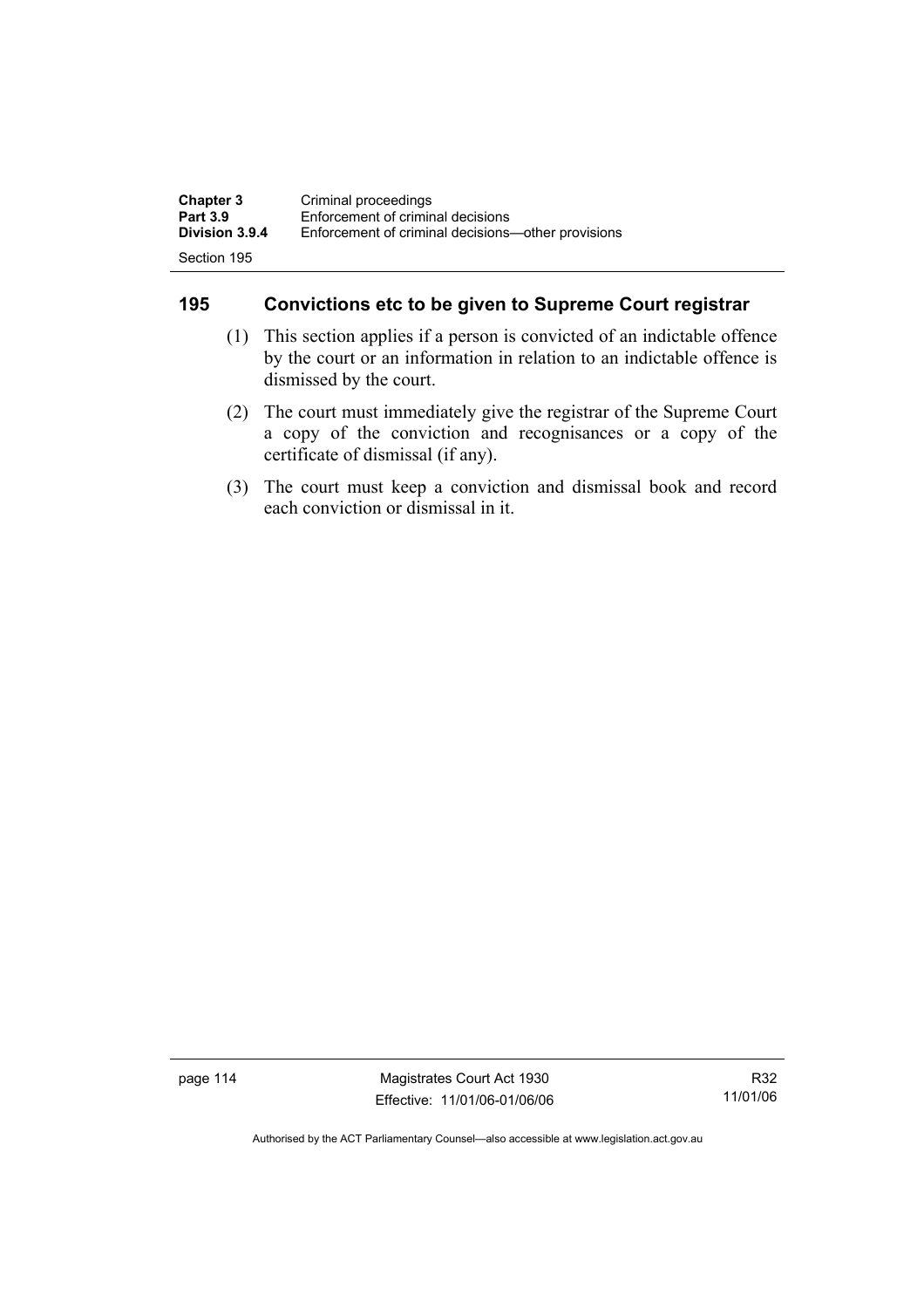## 195 Convictions etc to be given to Supreme Court registrar

(1) This section applies if a person is convicted of an indictable offence by the court or an information in relation to an indictable offence is dismissed by the court.

(2) The court must immediately give the registrar of the Supreme Court a copy of the conviction and recognisances or a copy of the certificate of dismissal (if any).

(3) The court must keep a conviction and dismissal book and record each conviction or dismissal in it.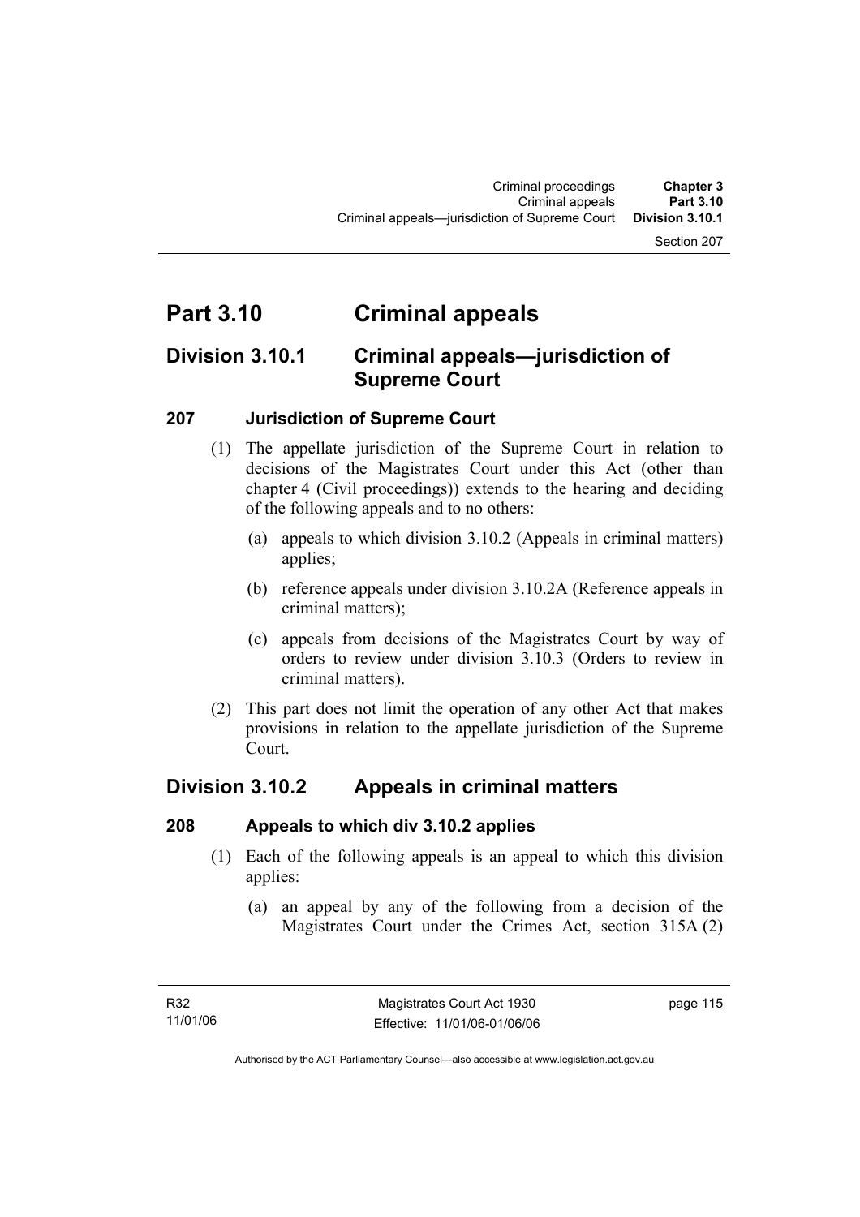# Part 3.10 Criminal appeals

## Division 3.10.1 Criminal appeals—jurisdiction of Supreme Court

### 207 Jurisdiction of Supreme Court

(1) The appellate jurisdiction of the Supreme Court in relation to decisions of the Magistrates Court under this Act (other than chapter 4 (Civil proceedings)) extends to the hearing and deciding of the following appeals and to no others:

(a) appeals to which division 3.10.2 (Appeals in criminal matters) applies;

(b) reference appeals under division 3.10.2A (Reference appeals in criminal matters);

(c) appeals from decisions of the Magistrates Court by way of orders to review under division 3.10.3 (Orders to review in criminal matters).

(2) This part does not limit the operation of any other Act that makes provisions in relation to the appellate jurisdiction of the Supreme Court.

## Division 3.10.2 Appeals in criminal matters

### 208 Appeals to which div 3.10.2 applies

(1) Each of the following appeals is an appeal to which this division applies:

(a) an appeal by any of the following from a decision of the Magistrates Court under the Crimes Act, section 315A (2)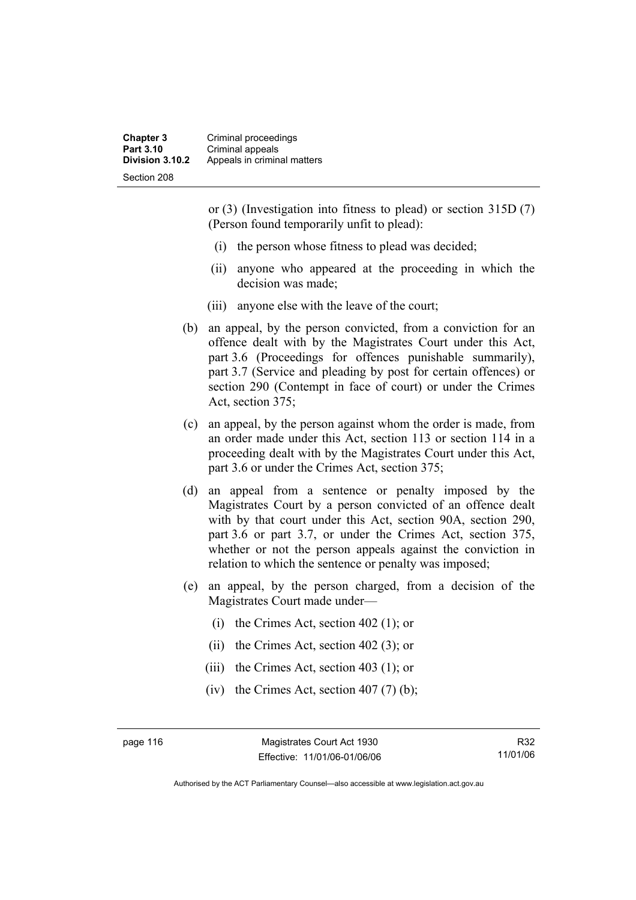or (3) (Investigation into fitness to plead) or section 315D (7) (Person found temporarily unfit to plead):

(i) the person whose fitness to plead was decided;

(ii) anyone who appeared at the proceeding in which the decision was made;

(iii) anyone else with the leave of the court;

(b) an appeal, by the person convicted, from a conviction for an offence dealt with by the Magistrates Court under this Act, part 3.6 (Proceedings for offences punishable summarily), part 3.7 (Service and pleading by post for certain offences) or section 290 (Contempt in face of court) or under the Crimes Act, section 375;

(c) an appeal, by the person against whom the order is made, from an order made under this Act, section 113 or section 114 in a proceeding dealt with by the Magistrates Court under this Act, part 3.6 or under the Crimes Act, section 375;

(d) an appeal from a sentence or penalty imposed by the Magistrates Court by a person convicted of an offence dealt with by that court under this Act, section 90A, section 290, part 3.6 or part 3.7, or under the Crimes Act, section 375, whether or not the person appeals against the conviction in relation to which the sentence or penalty was imposed;

(e) an appeal, by the person charged, from a decision of the Magistrates Court made under—

(i) the Crimes Act, section 402 (1); or

(ii) the Crimes Act, section 402 (3); or

(iii) the Crimes Act, section 403 (1); or

(iv) the Crimes Act, section 407 (7) (b);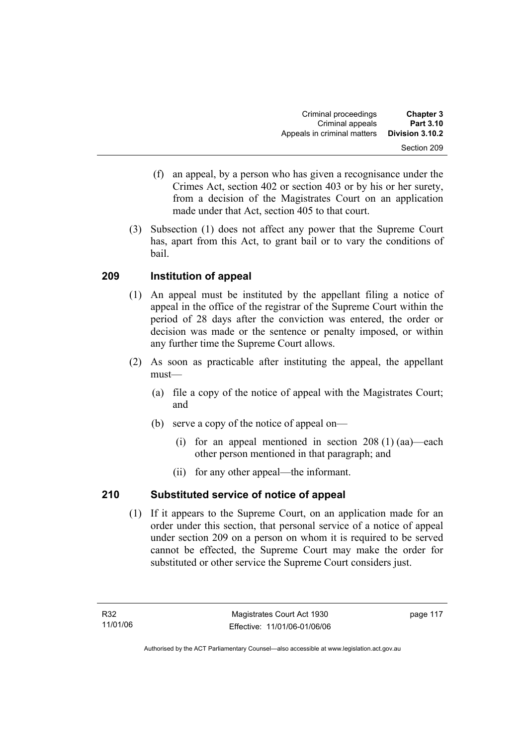(f) an appeal, by a person who has given a recognisance under the Crimes Act, section 402 or section 403 or by his or her surety, from a decision of the Magistrates Court on an application made under that Act, section 405 to that court.

(3) Subsection (1) does not affect any power that the Supreme Court has, apart from this Act, to grant bail or to vary the conditions of bail.

## 209 Institution of appeal

(1) An appeal must be instituted by the appellant filing a notice of appeal in the office of the registrar of the Supreme Court within the period of 28 days after the conviction was entered, the order or decision was made or the sentence or penalty imposed, or within any further time the Supreme Court allows.

(2) As soon as practicable after instituting the appeal, the appellant must—

(a) file a copy of the notice of appeal with the Magistrates Court; and

(b) serve a copy of the notice of appeal on—

(i) for an appeal mentioned in section 208 (1) (aa)—each other person mentioned in that paragraph; and

(ii) for any other appeal—the informant.

## 210 Substituted service of notice of appeal

(1) If it appears to the Supreme Court, on an application made for an order under this section, that personal service of a notice of appeal under section 209 on a person on whom it is required to be served cannot be effected, the Supreme Court may make the order for substituted or other service the Supreme Court considers just.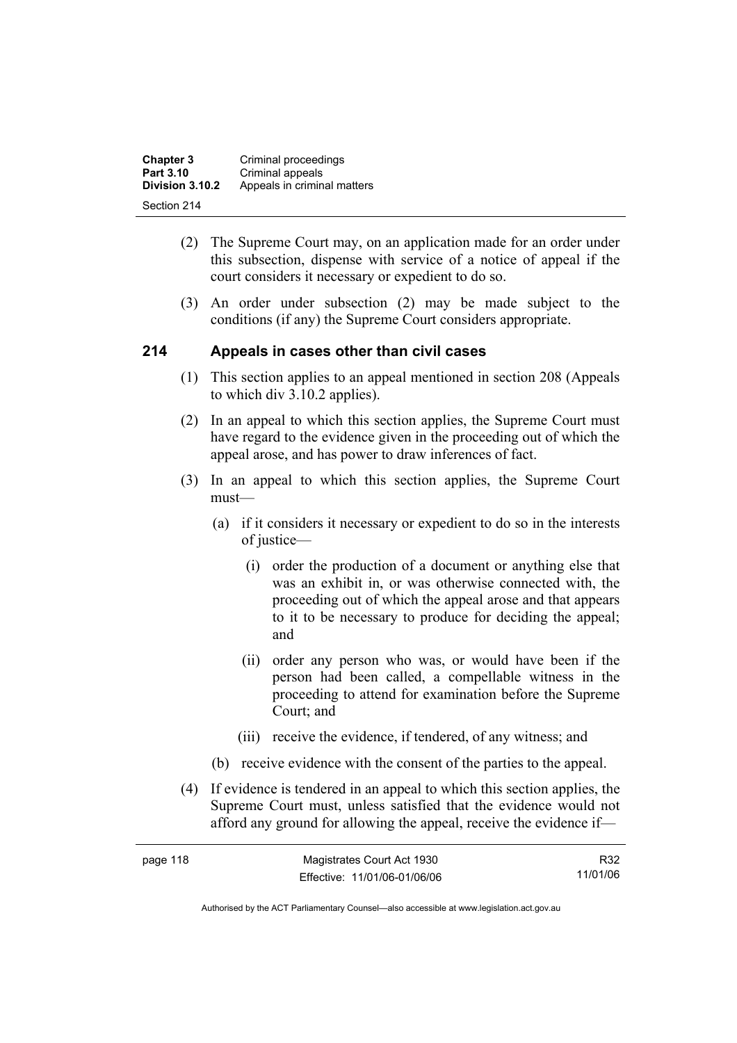(2) The Supreme Court may, on an application made for an order under this subsection, dispense with service of a notice of appeal if the court considers it necessary or expedient to do so.

(3) An order under subsection (2) may be made subject to the conditions (if any) the Supreme Court considers appropriate.

### 214 Appeals in cases other than civil cases

(1) This section applies to an appeal mentioned in section 208 (Appeals to which div 3.10.2 applies).

(2) In an appeal to which this section applies, the Supreme Court must have regard to the evidence given in the proceeding out of which the appeal arose, and has power to draw inferences of fact.

(3) In an appeal to which this section applies, the Supreme Court must—

(a) if it considers it necessary or expedient to do so in the interests of justice—

(i) order the production of a document or anything else that was an exhibit in, or was otherwise connected with, the proceeding out of which the appeal arose and that appears to it to be necessary to produce for deciding the appeal; and

(ii) order any person who was, or would have been if the person had been called, a compellable witness in the proceeding to attend for examination before the Supreme Court; and

(iii) receive the evidence, if tendered, of any witness; and

(b) receive evidence with the consent of the parties to the appeal.

(4) If evidence is tendered in an appeal to which this section applies, the Supreme Court must, unless satisfied that the evidence would not afford any ground for allowing the appeal, receive the evidence if—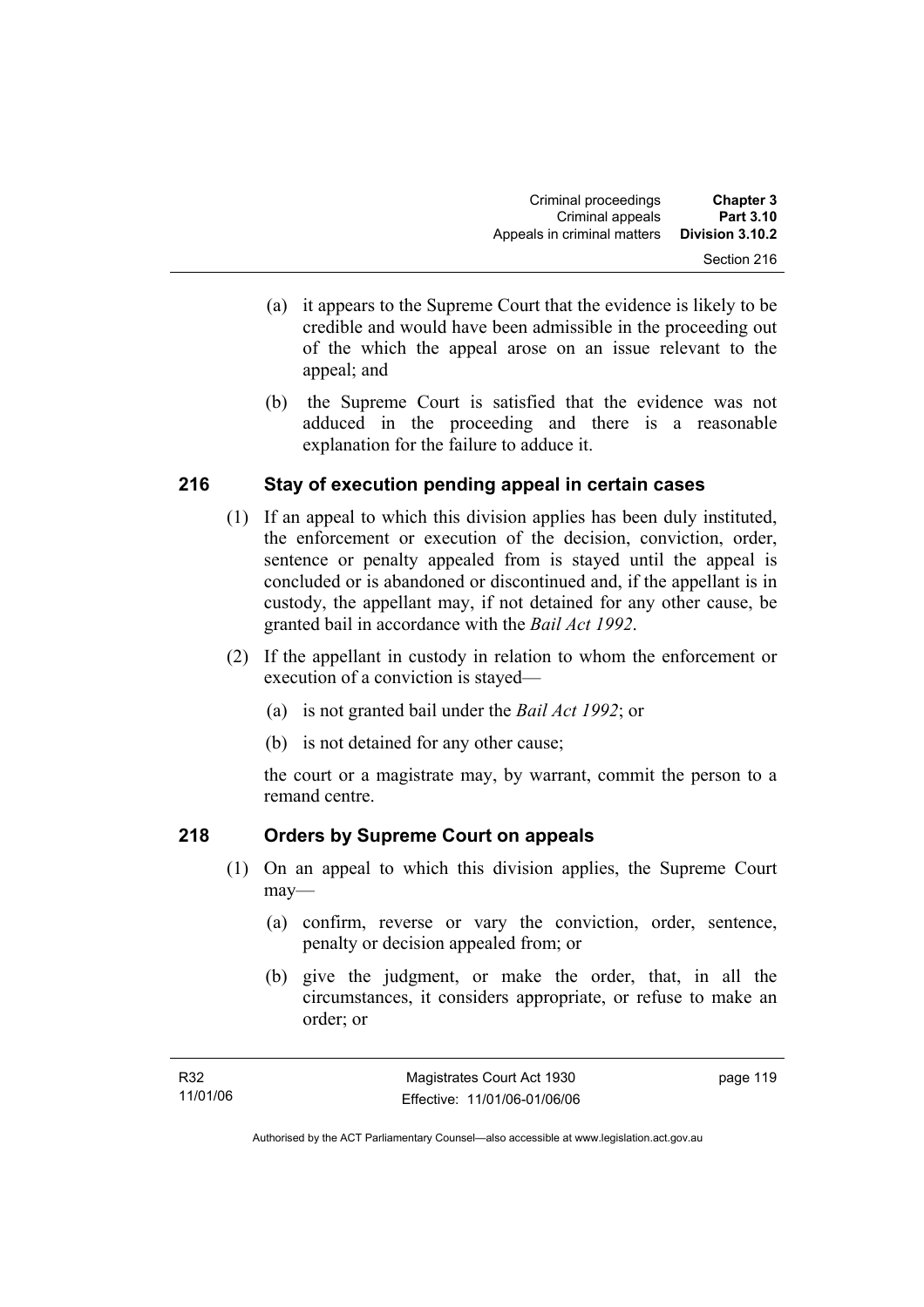(a) it appears to the Supreme Court that the evidence is likely to be credible and would have been admissible in the proceeding out of the which the appeal arose on an issue relevant to the appeal; and

(b) the Supreme Court is satisfied that the evidence was not adduced in the proceeding and there is a reasonable explanation for the failure to adduce it.

## 216 Stay of execution pending appeal in certain cases

(1) If an appeal to which this division applies has been duly instituted, the enforcement or execution of the decision, conviction, order, sentence or penalty appealed from is stayed until the appeal is concluded or is abandoned or discontinued and, if the appellant is in custody, the appellant may, if not detained for any other cause, be granted bail in accordance with the *Bail Act 1992*.

(2) If the appellant in custody in relation to whom the enforcement or execution of a conviction is stayed—

(a) is not granted bail under the *Bail Act 1992*; or

(b) is not detained for any other cause;

the court or a magistrate may, by warrant, commit the person to a remand centre.

## 218 Orders by Supreme Court on appeals

(1) On an appeal to which this division applies, the Supreme Court may—

(a) confirm, reverse or vary the conviction, order, sentence, penalty or decision appealed from; or

(b) give the judgment, or make the order, that, in all the circumstances, it considers appropriate, or refuse to make an order; or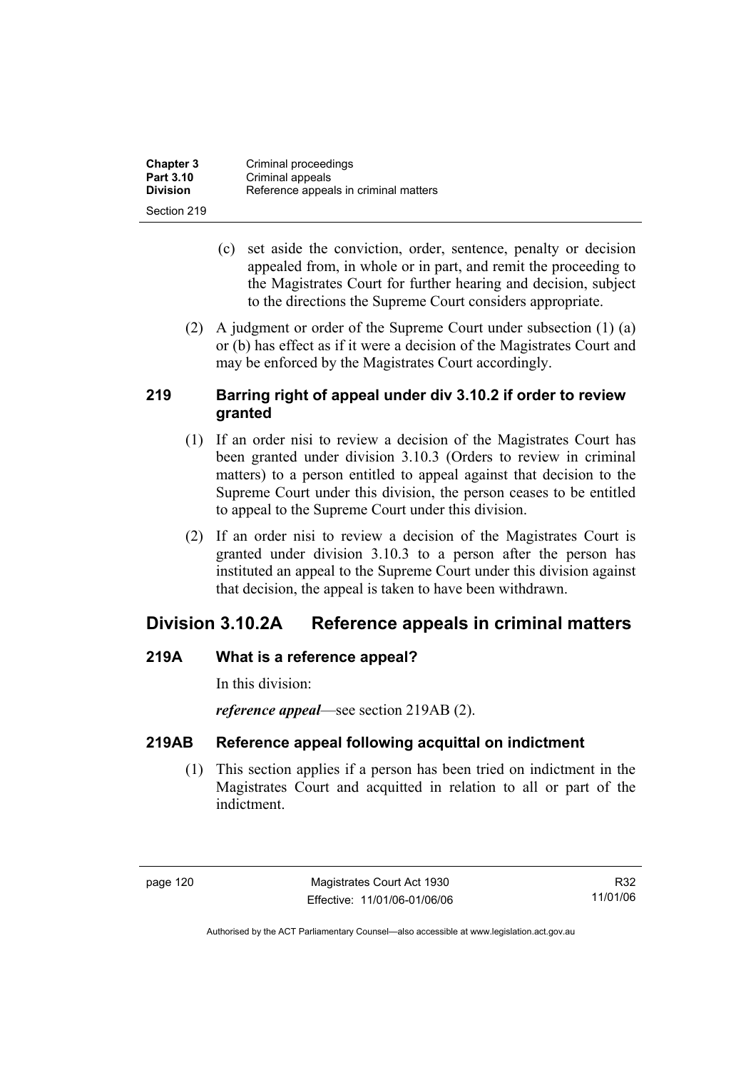(c) set aside the conviction, order, sentence, penalty or decision appealed from, in whole or in part, and remit the proceeding to the Magistrates Court for further hearing and decision, subject to the directions the Supreme Court considers appropriate.

(2) A judgment or order of the Supreme Court under subsection (1) (a) or (b) has effect as if it were a decision of the Magistrates Court and may be enforced by the Magistrates Court accordingly.

### 219 Barring right of appeal under div 3.10.2 if order to review granted

(1) If an order nisi to review a decision of the Magistrates Court has been granted under division 3.10.3 (Orders to review in criminal matters) to a person entitled to appeal against that decision to the Supreme Court under this division, the person ceases to be entitled to appeal to the Supreme Court under this division.

(2) If an order nisi to review a decision of the Magistrates Court is granted under division 3.10.3 to a person after the person has instituted an appeal to the Supreme Court under this division against that decision, the appeal is taken to have been withdrawn.

## Division 3.10.2A Reference appeals in criminal matters

### 219A What is a reference appeal?

In this division:

***reference appeal***—see section 219AB (2).

### 219AB Reference appeal following acquittal on indictment

(1) This section applies if a person has been tried on indictment in the Magistrates Court and acquitted in relation to all or part of the indictment.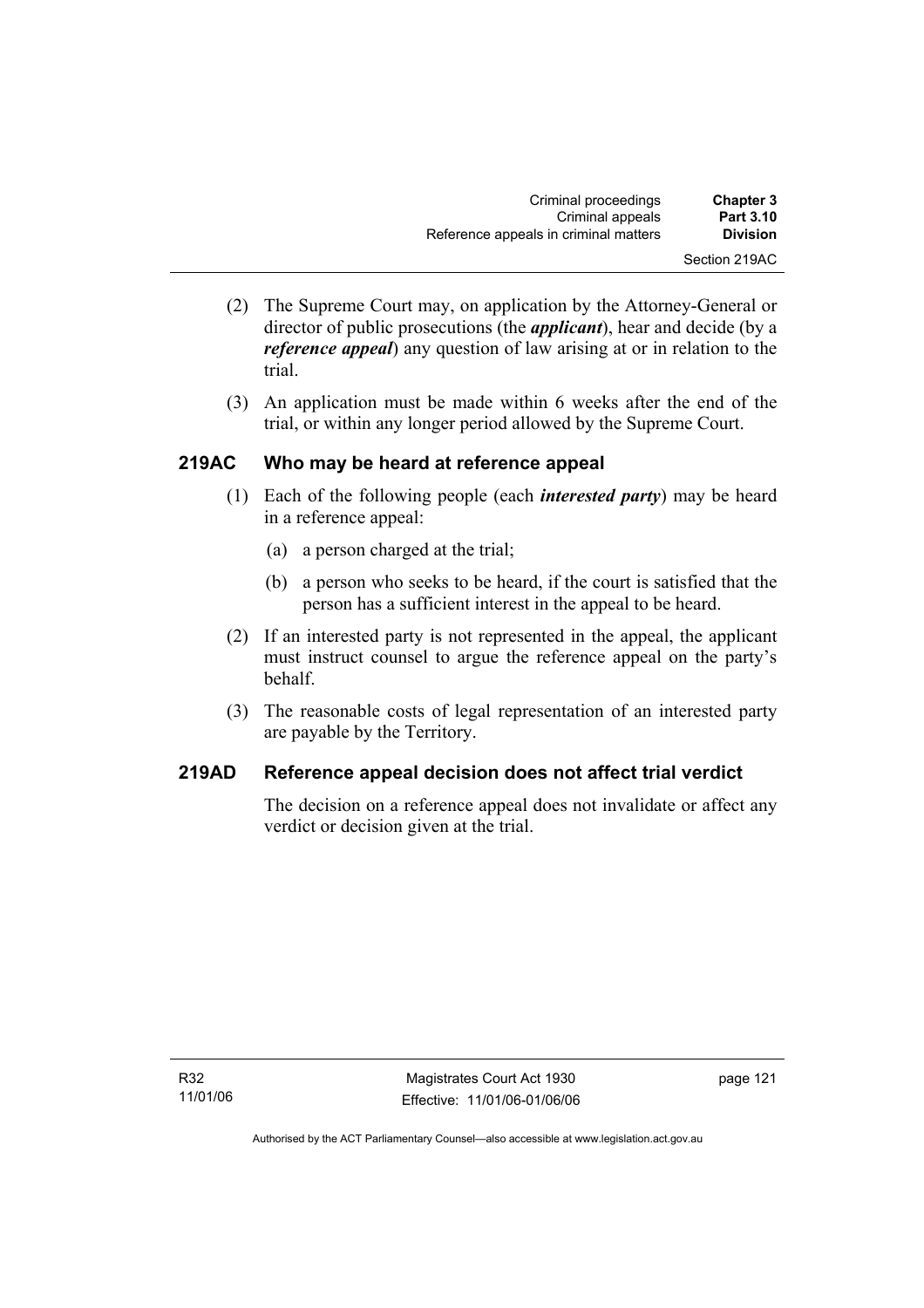(2) The Supreme Court may, on application by the Attorney-General or director of public prosecutions (the ***applicant***), hear and decide (by a ***reference appeal***) any question of law arising at or in relation to the trial.

(3) An application must be made within 6 weeks after the end of the trial, or within any longer period allowed by the Supreme Court.

### 219AC Who may be heard at reference appeal

(1) Each of the following people (each ***interested party***) may be heard in a reference appeal:

(a) a person charged at the trial;

(b) a person who seeks to be heard, if the court is satisfied that the person has a sufficient interest in the appeal to be heard.

(2) If an interested party is not represented in the appeal, the applicant must instruct counsel to argue the reference appeal on the party's behalf.

(3) The reasonable costs of legal representation of an interested party are payable by the Territory.

### 219AD Reference appeal decision does not affect trial verdict

The decision on a reference appeal does not invalidate or affect any verdict or decision given at the trial.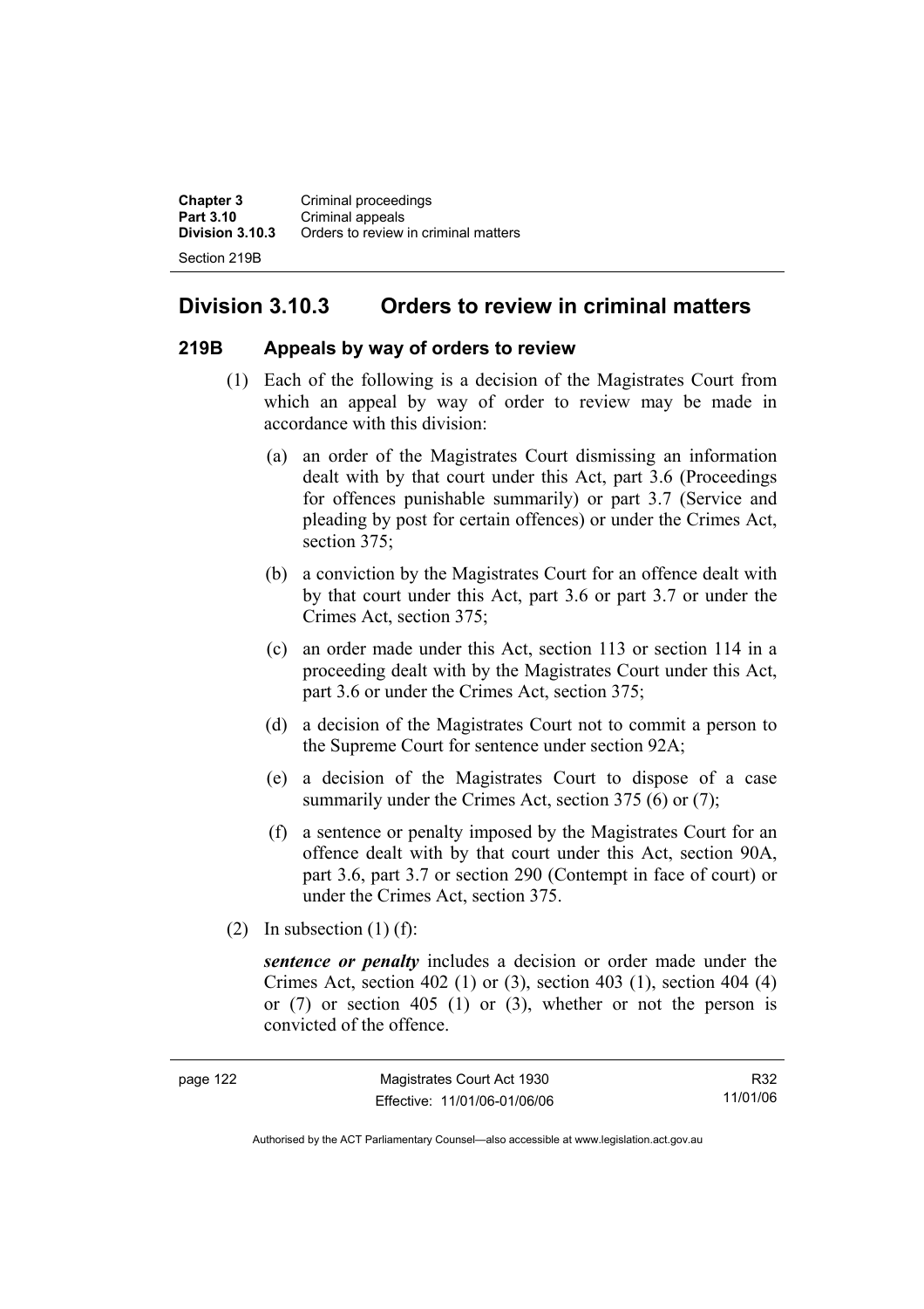## Division 3.10.3 Orders to review in criminal matters

### 219B Appeals by way of orders to review

(1) Each of the following is a decision of the Magistrates Court from which an appeal by way of order to review may be made in accordance with this division:

(a) an order of the Magistrates Court dismissing an information dealt with by that court under this Act, part 3.6 (Proceedings for offences punishable summarily) or part 3.7 (Service and pleading by post for certain offences) or under the Crimes Act, section 375;

(b) a conviction by the Magistrates Court for an offence dealt with by that court under this Act, part 3.6 or part 3.7 or under the Crimes Act, section 375;

(c) an order made under this Act, section 113 or section 114 in a proceeding dealt with by the Magistrates Court under this Act, part 3.6 or under the Crimes Act, section 375;

(d) a decision of the Magistrates Court not to commit a person to the Supreme Court for sentence under section 92A;

(e) a decision of the Magistrates Court to dispose of a case summarily under the Crimes Act, section 375 (6) or (7);

(f) a sentence or penalty imposed by the Magistrates Court for an offence dealt with by that court under this Act, section 90A, part 3.6, part 3.7 or section 290 (Contempt in face of court) or under the Crimes Act, section 375.

(2) In subsection (1) (f):

***sentence or penalty*** includes a decision or order made under the Crimes Act, section 402 (1) or (3), section 403 (1), section 404 (4) or (7) or section 405 (1) or (3), whether or not the person is convicted of the offence.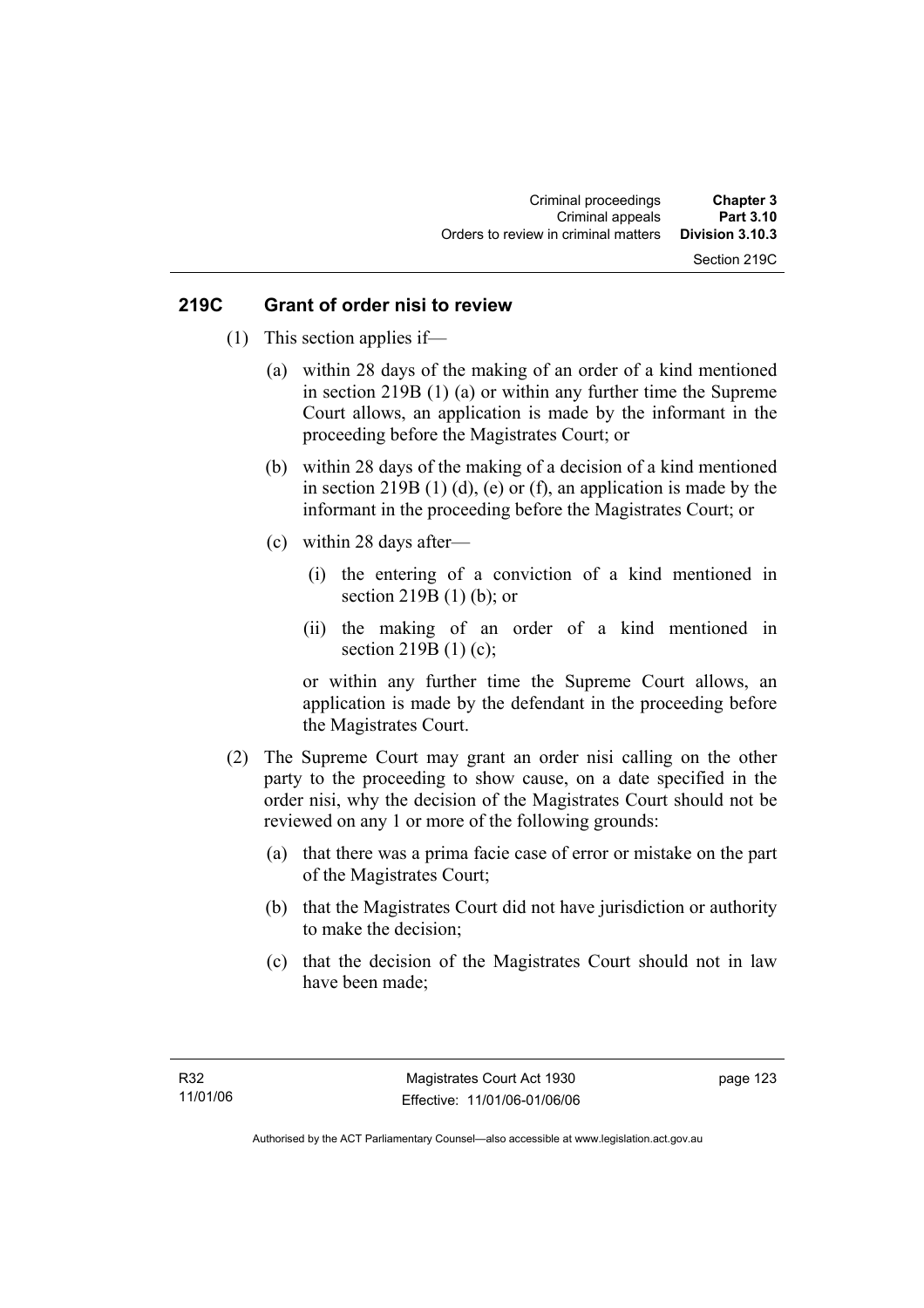## 219C Grant of order nisi to review

(1) This section applies if—

(a) within 28 days of the making of an order of a kind mentioned in section 219B (1) (a) or within any further time the Supreme Court allows, an application is made by the informant in the proceeding before the Magistrates Court; or

(b) within 28 days of the making of a decision of a kind mentioned in section 219B (1) (d), (e) or (f), an application is made by the informant in the proceeding before the Magistrates Court; or

(c) within 28 days after—

(i) the entering of a conviction of a kind mentioned in section 219B (1) (b); or

(ii) the making of an order of a kind mentioned in section 219B (1) (c);

or within any further time the Supreme Court allows, an application is made by the defendant in the proceeding before the Magistrates Court.

(2) The Supreme Court may grant an order nisi calling on the other party to the proceeding to show cause, on a date specified in the order nisi, why the decision of the Magistrates Court should not be reviewed on any 1 or more of the following grounds:

(a) that there was a prima facie case of error or mistake on the part of the Magistrates Court;

(b) that the Magistrates Court did not have jurisdiction or authority to make the decision;

(c) that the decision of the Magistrates Court should not in law have been made;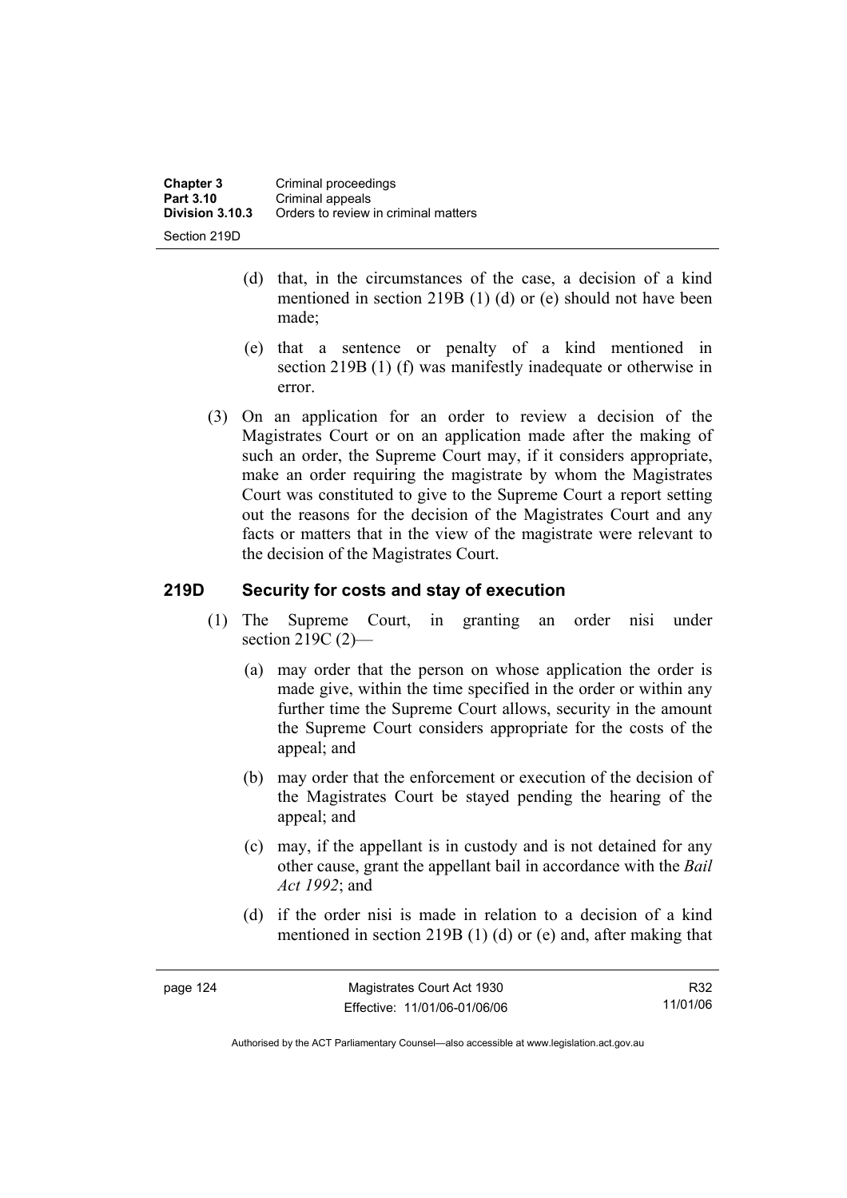(d) that, in the circumstances of the case, a decision of a kind mentioned in section 219B (1) (d) or (e) should not have been made;

(e) that a sentence or penalty of a kind mentioned in section 219B (1) (f) was manifestly inadequate or otherwise in error.

(3) On an application for an order to review a decision of the Magistrates Court or on an application made after the making of such an order, the Supreme Court may, if it considers appropriate, make an order requiring the magistrate by whom the Magistrates Court was constituted to give to the Supreme Court a report setting out the reasons for the decision of the Magistrates Court and any facts or matters that in the view of the magistrate were relevant to the decision of the Magistrates Court.

## 219D Security for costs and stay of execution

(1) The Supreme Court, in granting an order nisi under section 219C (2)—

(a) may order that the person on whose application the order is made give, within the time specified in the order or within any further time the Supreme Court allows, security in the amount the Supreme Court considers appropriate for the costs of the appeal; and

(b) may order that the enforcement or execution of the decision of the Magistrates Court be stayed pending the hearing of the appeal; and

(c) may, if the appellant is in custody and is not detained for any other cause, grant the appellant bail in accordance with the *Bail Act 1992*; and

(d) if the order nisi is made in relation to a decision of a kind mentioned in section 219B (1) (d) or (e) and, after making that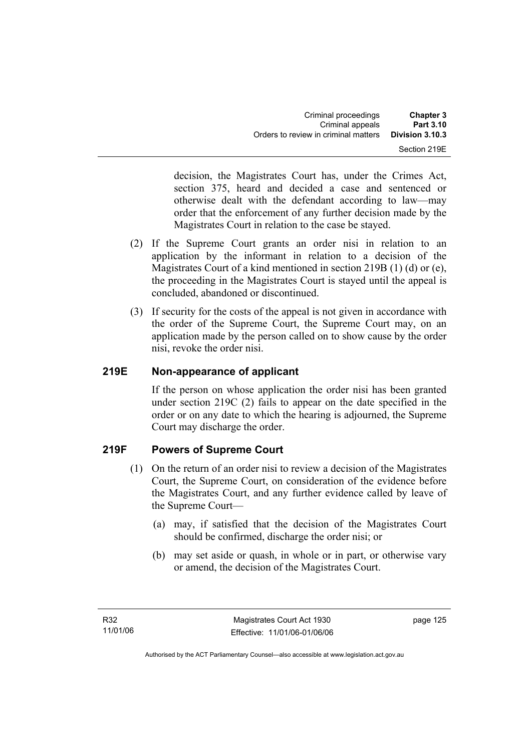decision, the Magistrates Court has, under the Crimes Act, section 375, heard and decided a case and sentenced or otherwise dealt with the defendant according to law—may order that the enforcement of any further decision made by the Magistrates Court in relation to the case be stayed.

(2) If the Supreme Court grants an order nisi in relation to an application by the informant in relation to a decision of the Magistrates Court of a kind mentioned in section 219B (1) (d) or (e), the proceeding in the Magistrates Court is stayed until the appeal is concluded, abandoned or discontinued.

(3) If security for the costs of the appeal is not given in accordance with the order of the Supreme Court, the Supreme Court may, on an application made by the person called on to show cause by the order nisi, revoke the order nisi.

## 219E Non-appearance of applicant

If the person on whose application the order nisi has been granted under section 219C (2) fails to appear on the date specified in the order or on any date to which the hearing is adjourned, the Supreme Court may discharge the order.

## 219F Powers of Supreme Court

(1) On the return of an order nisi to review a decision of the Magistrates Court, the Supreme Court, on consideration of the evidence before the Magistrates Court, and any further evidence called by leave of the Supreme Court—

(a) may, if satisfied that the decision of the Magistrates Court should be confirmed, discharge the order nisi; or

(b) may set aside or quash, in whole or in part, or otherwise vary or amend, the decision of the Magistrates Court.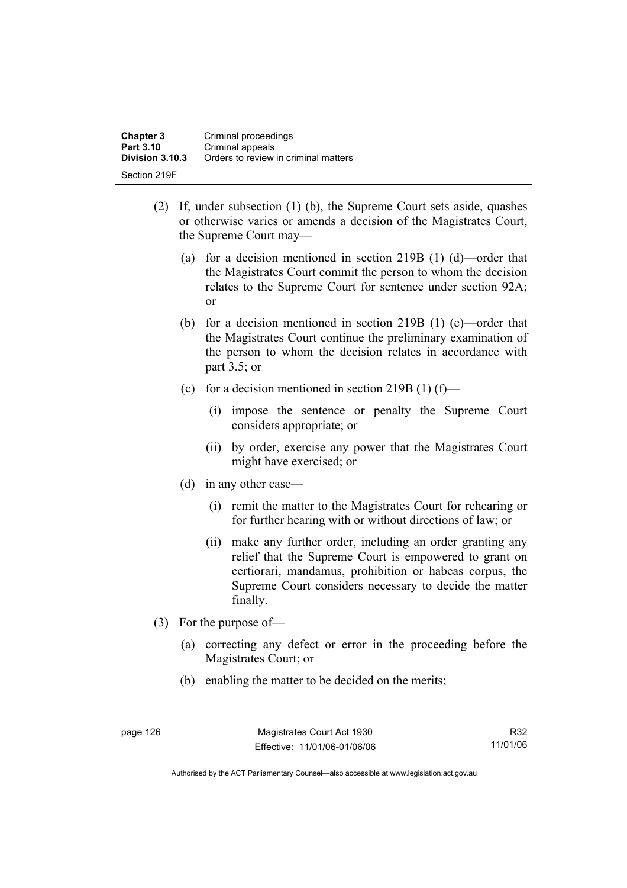(2) If, under subsection (1) (b), the Supreme Court sets aside, quashes or otherwise varies or amends a decision of the Magistrates Court, the Supreme Court may—

  (a) for a decision mentioned in section 219B (1) (d)—order that the Magistrates Court commit the person to whom the decision relates to the Supreme Court for sentence under section 92A; or

  (b) for a decision mentioned in section 219B (1) (e)—order that the Magistrates Court continue the preliminary examination of the person to whom the decision relates in accordance with part 3.5; or

  (c) for a decision mentioned in section 219B (1) (f)—

    (i) impose the sentence or penalty the Supreme Court considers appropriate; or

    (ii) by order, exercise any power that the Magistrates Court might have exercised; or

  (d) in any other case—

    (i) remit the matter to the Magistrates Court for rehearing or for further hearing with or without directions of law; or

    (ii) make any further order, including an order granting any relief that the Supreme Court is empowered to grant on certiorari, mandamus, prohibition or habeas corpus, the Supreme Court considers necessary to decide the matter finally.

(3) For the purpose of—

  (a) correcting any defect or error in the proceeding before the Magistrates Court; or

  (b) enabling the matter to be decided on the merits;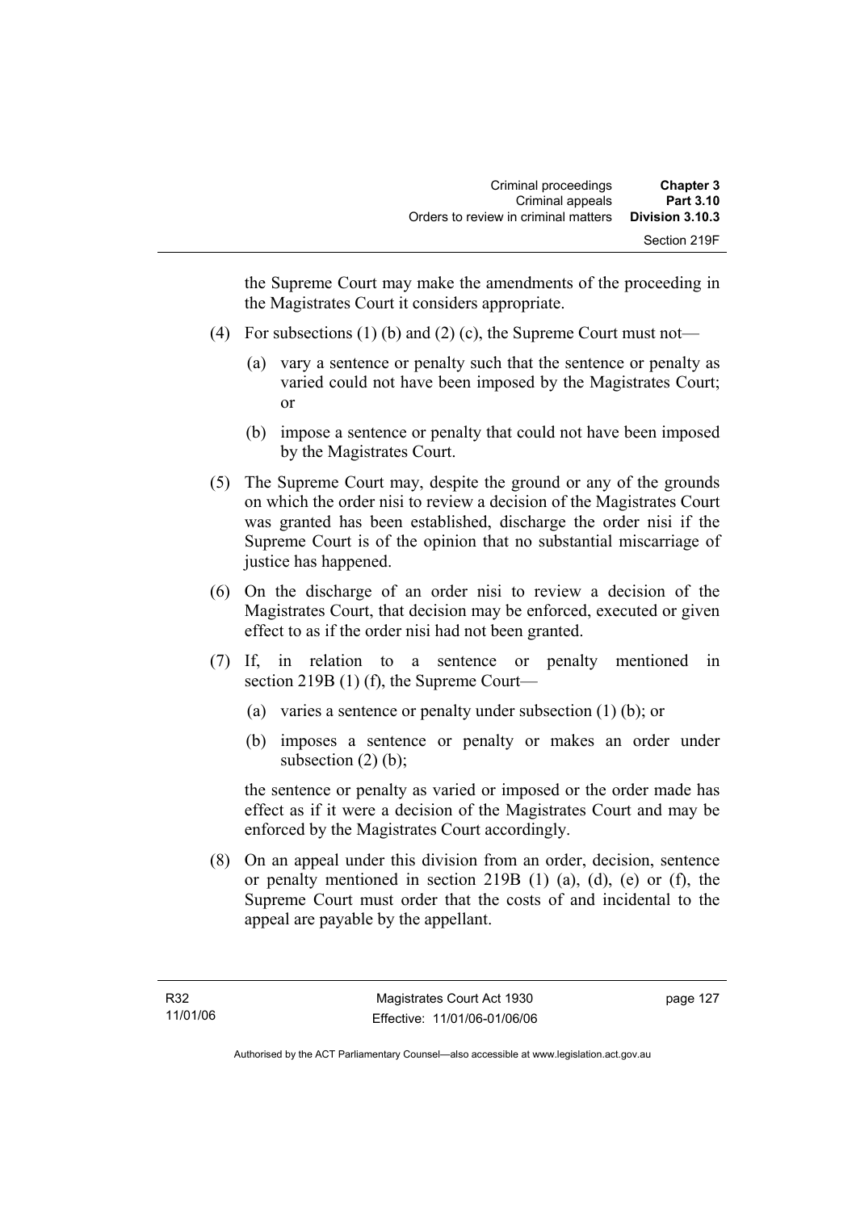the Supreme Court may make the amendments of the proceeding in the Magistrates Court it considers appropriate.

(4) For subsections (1) (b) and (2) (c), the Supreme Court must not—

(a) vary a sentence or penalty such that the sentence or penalty as varied could not have been imposed by the Magistrates Court; or

(b) impose a sentence or penalty that could not have been imposed by the Magistrates Court.

(5) The Supreme Court may, despite the ground or any of the grounds on which the order nisi to review a decision of the Magistrates Court was granted has been established, discharge the order nisi if the Supreme Court is of the opinion that no substantial miscarriage of justice has happened.

(6) On the discharge of an order nisi to review a decision of the Magistrates Court, that decision may be enforced, executed or given effect to as if the order nisi had not been granted.

(7) If, in relation to a sentence or penalty mentioned in section 219B (1) (f), the Supreme Court—

(a) varies a sentence or penalty under subsection (1) (b); or

(b) imposes a sentence or penalty or makes an order under subsection (2) (b);

the sentence or penalty as varied or imposed or the order made has effect as if it were a decision of the Magistrates Court and may be enforced by the Magistrates Court accordingly.

(8) On an appeal under this division from an order, decision, sentence or penalty mentioned in section 219B (1) (a), (d), (e) or (f), the Supreme Court must order that the costs of and incidental to the appeal are payable by the appellant.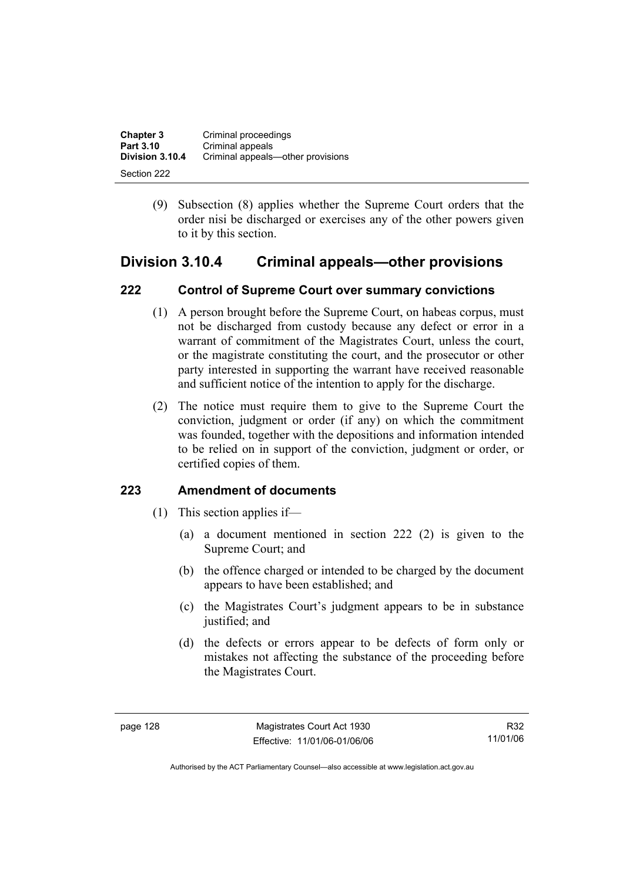(9) Subsection (8) applies whether the Supreme Court orders that the order nisi be discharged or exercises any of the other powers given to it by this section.

## Division 3.10.4 Criminal appeals—other provisions

### 222 Control of Supreme Court over summary convictions

(1) A person brought before the Supreme Court, on habeas corpus, must not be discharged from custody because any defect or error in a warrant of commitment of the Magistrates Court, unless the court, or the magistrate constituting the court, and the prosecutor or other party interested in supporting the warrant have received reasonable and sufficient notice of the intention to apply for the discharge.

(2) The notice must require them to give to the Supreme Court the conviction, judgment or order (if any) on which the commitment was founded, together with the depositions and information intended to be relied on in support of the conviction, judgment or order, or certified copies of them.

### 223 Amendment of documents

(1) This section applies if—

(a) a document mentioned in section 222 (2) is given to the Supreme Court; and

(b) the offence charged or intended to be charged by the document appears to have been established; and

(c) the Magistrates Court's judgment appears to be in substance justified; and

(d) the defects or errors appear to be defects of form only or mistakes not affecting the substance of the proceeding before the Magistrates Court.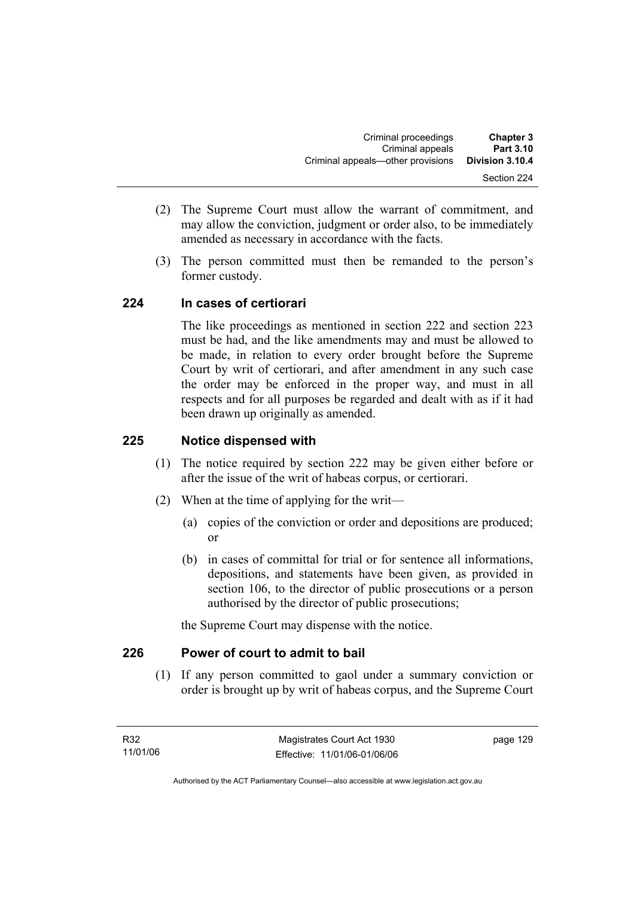(2) The Supreme Court must allow the warrant of commitment, and may allow the conviction, judgment or order also, to be immediately amended as necessary in accordance with the facts.

(3) The person committed must then be remanded to the person's former custody.

## 224 In cases of certiorari

The like proceedings as mentioned in section 222 and section 223 must be had, and the like amendments may and must be allowed to be made, in relation to every order brought before the Supreme Court by writ of certiorari, and after amendment in any such case the order may be enforced in the proper way, and must in all respects and for all purposes be regarded and dealt with as if it had been drawn up originally as amended.

## 225 Notice dispensed with

(1) The notice required by section 222 may be given either before or after the issue of the writ of habeas corpus, or certiorari.

(2) When at the time of applying for the writ—

(a) copies of the conviction or order and depositions are produced; or

(b) in cases of committal for trial or for sentence all informations, depositions, and statements have been given, as provided in section 106, to the director of public prosecutions or a person authorised by the director of public prosecutions;

the Supreme Court may dispense with the notice.

## 226 Power of court to admit to bail

(1) If any person committed to gaol under a summary conviction or order is brought up by writ of habeas corpus, and the Supreme Court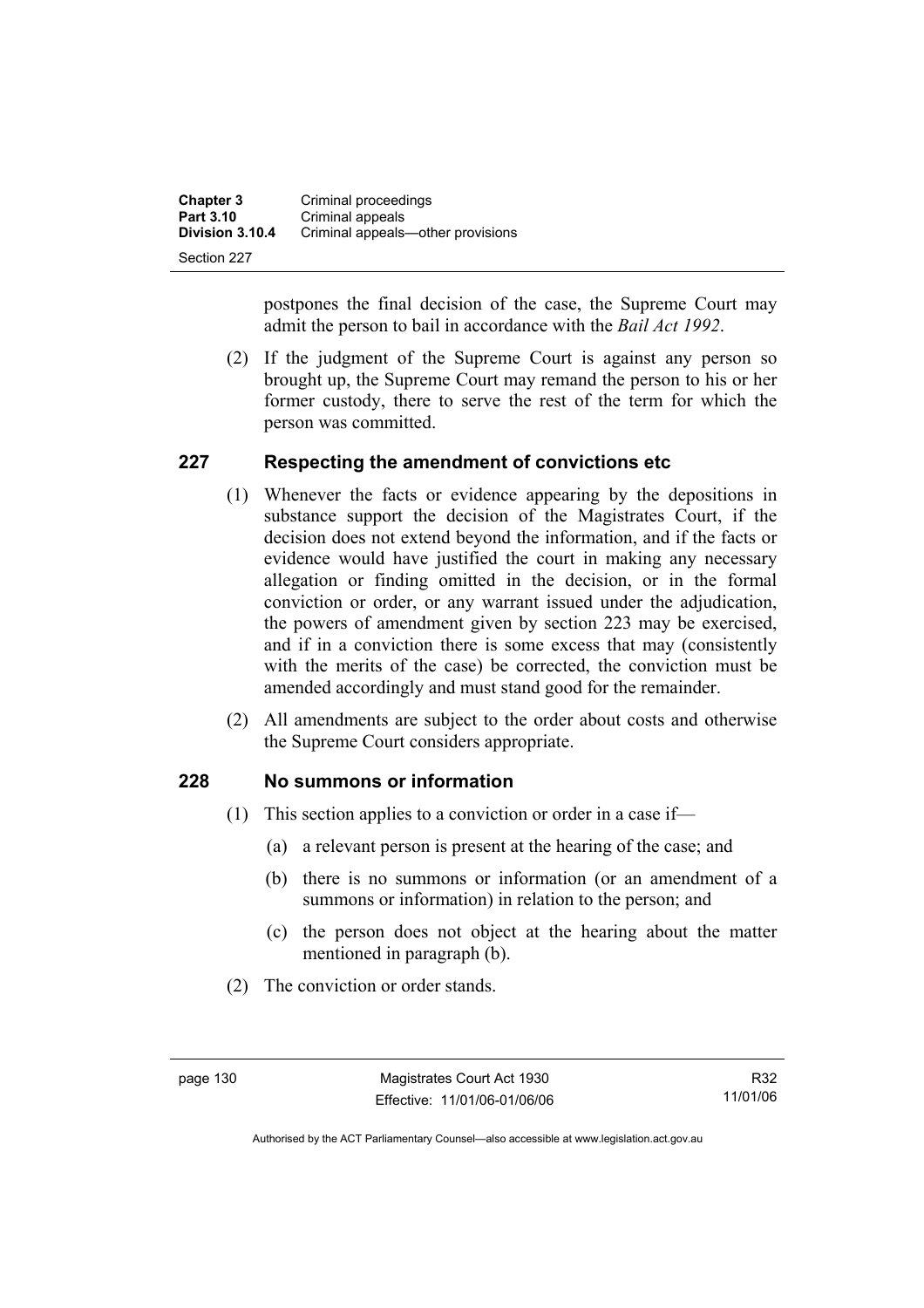postpones the final decision of the case, the Supreme Court may admit the person to bail in accordance with the *Bail Act 1992*.

(2) If the judgment of the Supreme Court is against any person so brought up, the Supreme Court may remand the person to his or her former custody, there to serve the rest of the term for which the person was committed.

## 227 Respecting the amendment of convictions etc

(1) Whenever the facts or evidence appearing by the depositions in substance support the decision of the Magistrates Court, if the decision does not extend beyond the information, and if the facts or evidence would have justified the court in making any necessary allegation or finding omitted in the decision, or in the formal conviction or order, or any warrant issued under the adjudication, the powers of amendment given by section 223 may be exercised, and if in a conviction there is some excess that may (consistently with the merits of the case) be corrected, the conviction must be amended accordingly and must stand good for the remainder.

(2) All amendments are subject to the order about costs and otherwise the Supreme Court considers appropriate.

## 228 No summons or information

(1) This section applies to a conviction or order in a case if—

(a) a relevant person is present at the hearing of the case; and

(b) there is no summons or information (or an amendment of a summons or information) in relation to the person; and

(c) the person does not object at the hearing about the matter mentioned in paragraph (b).

(2) The conviction or order stands.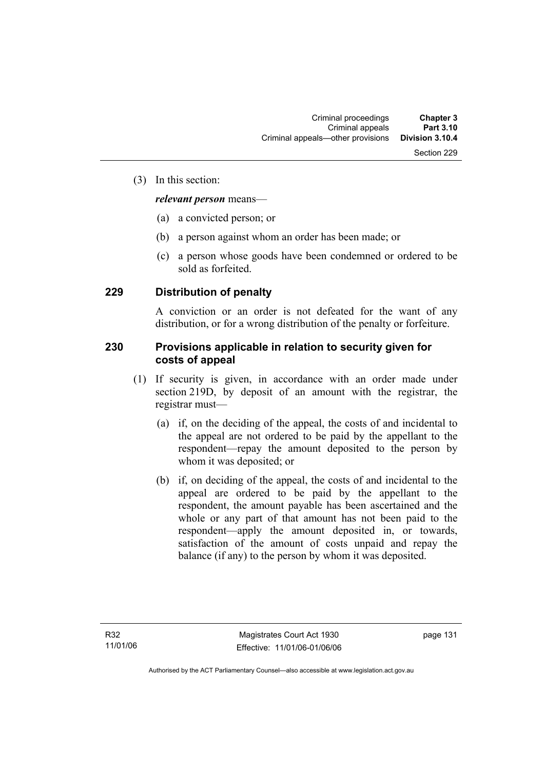(3) In this section:

***relevant person*** means—

(a) a convicted person; or

(b) a person against whom an order has been made; or

(c) a person whose goods have been condemned or ordered to be sold as forfeited.

### 229 Distribution of penalty

A conviction or an order is not defeated for the want of any distribution, or for a wrong distribution of the penalty or forfeiture.

### 230 Provisions applicable in relation to security given for costs of appeal

(1) If security is given, in accordance with an order made under section 219D, by deposit of an amount with the registrar, the registrar must—

(a) if, on the deciding of the appeal, the costs of and incidental to the appeal are not ordered to be paid by the appellant to the respondent—repay the amount deposited to the person by whom it was deposited; or

(b) if, on deciding of the appeal, the costs of and incidental to the appeal are ordered to be paid by the appellant to the respondent, the amount payable has been ascertained and the whole or any part of that amount has not been paid to the respondent—apply the amount deposited in, or towards, satisfaction of the amount of costs unpaid and repay the balance (if any) to the person by whom it was deposited.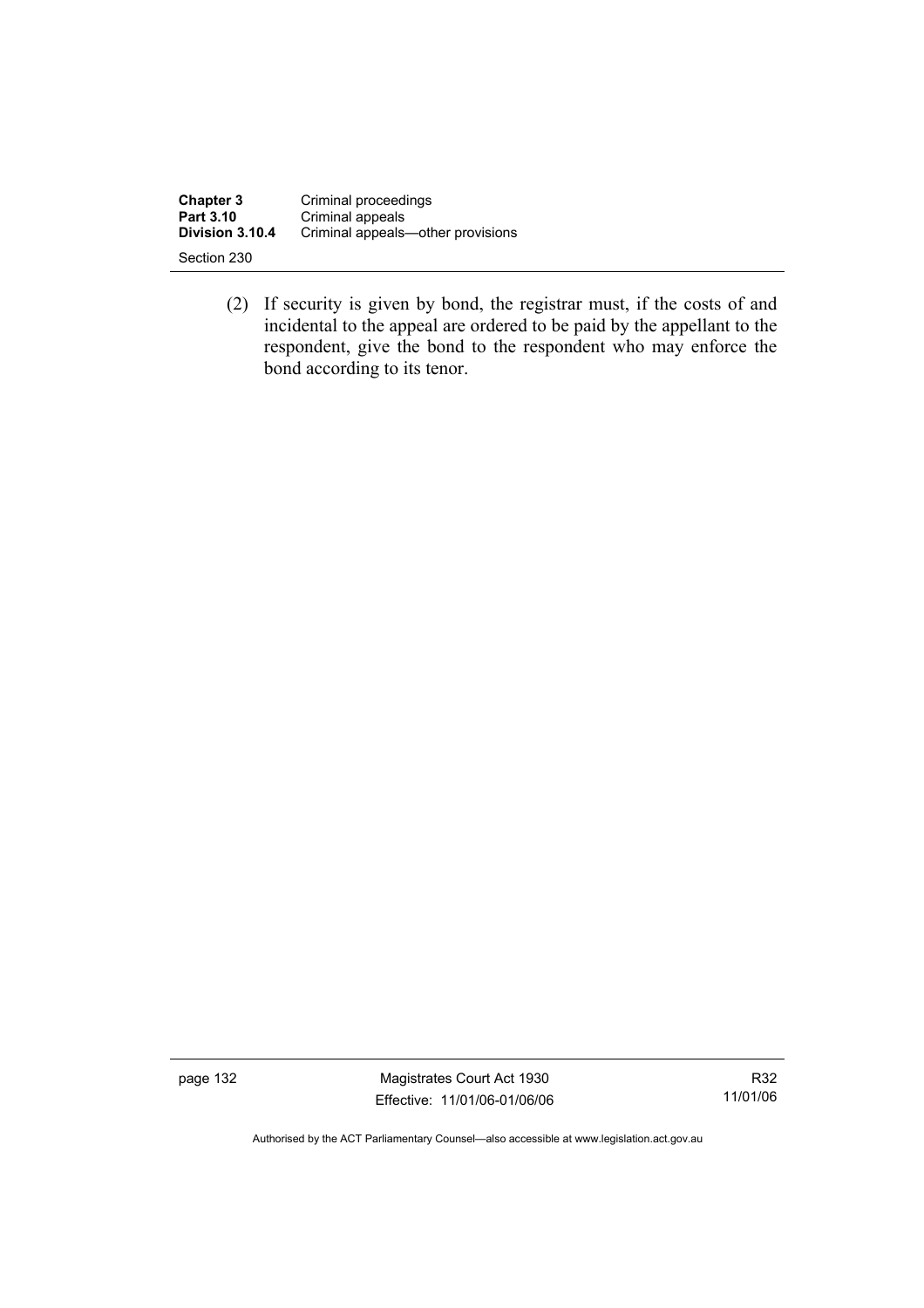(2) If security is given by bond, the registrar must, if the costs of and incidental to the appeal are ordered to be paid by the appellant to the respondent, give the bond to the respondent who may enforce the bond according to its tenor.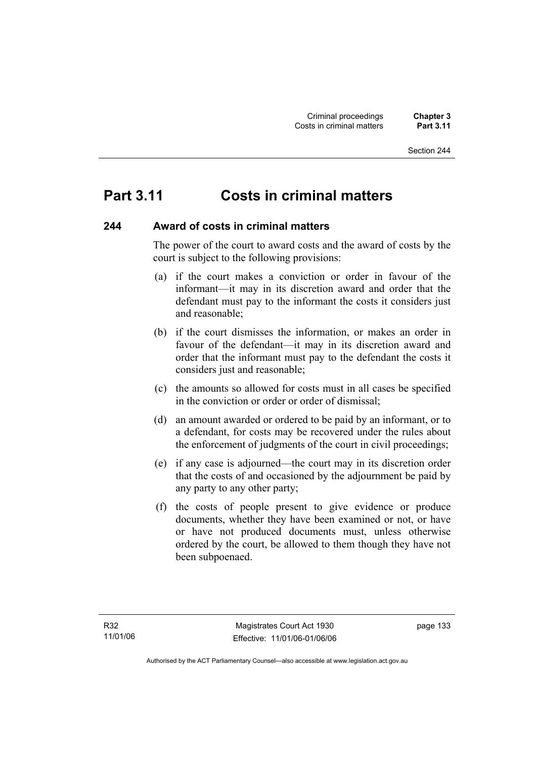# Part 3.11 Costs in criminal matters

## 244 Award of costs in criminal matters

The power of the court to award costs and the award of costs by the court is subject to the following provisions:

(a) if the court makes a conviction or order in favour of the informant—it may in its discretion award and order that the defendant must pay to the informant the costs it considers just and reasonable;

(b) if the court dismisses the information, or makes an order in favour of the defendant—it may in its discretion award and order that the informant must pay to the defendant the costs it considers just and reasonable;

(c) the amounts so allowed for costs must in all cases be specified in the conviction or order or order of dismissal;

(d) an amount awarded or ordered to be paid by an informant, or to a defendant, for costs may be recovered under the rules about the enforcement of judgments of the court in civil proceedings;

(e) if any case is adjourned—the court may in its discretion order that the costs of and occasioned by the adjournment be paid by any party to any other party;

(f) the costs of people present to give evidence or produce documents, whether they have been examined or not, or have or have not produced documents must, unless otherwise ordered by the court, be allowed to them though they have not been subpoenaed.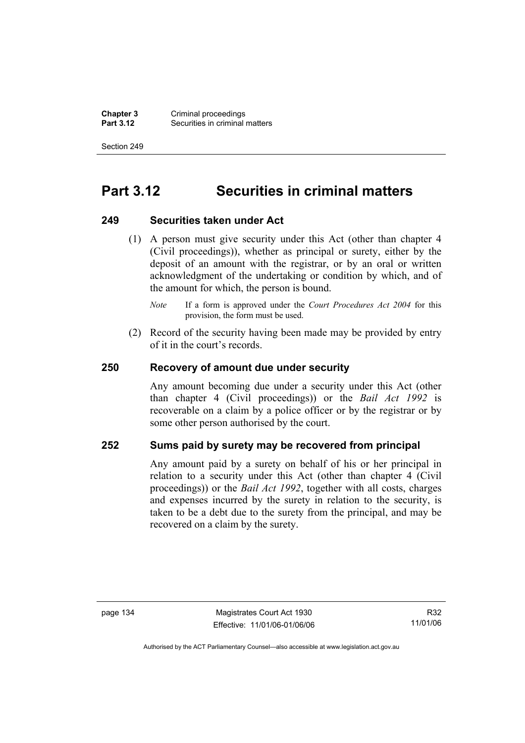# Part 3.12 Securities in criminal matters

## 249 Securities taken under Act

(1) A person must give security under this Act (other than chapter 4 (Civil proceedings)), whether as principal or surety, either by the deposit of an amount with the registrar, or by an oral or written acknowledgment of the undertaking or condition by which, and of the amount for which, the person is bound.

*Note* If a form is approved under the *Court Procedures Act 2004* for this provision, the form must be used.

(2) Record of the security having been made may be provided by entry of it in the court's records.

## 250 Recovery of amount due under security

Any amount becoming due under a security under this Act (other than chapter 4 (Civil proceedings)) or the *Bail Act 1992* is recoverable on a claim by a police officer or by the registrar or by some other person authorised by the court.

## 252 Sums paid by surety may be recovered from principal

Any amount paid by a surety on behalf of his or her principal in relation to a security under this Act (other than chapter 4 (Civil proceedings)) or the *Bail Act 1992*, together with all costs, charges and expenses incurred by the surety in relation to the security, is taken to be a debt due to the surety from the principal, and may be recovered on a claim by the surety.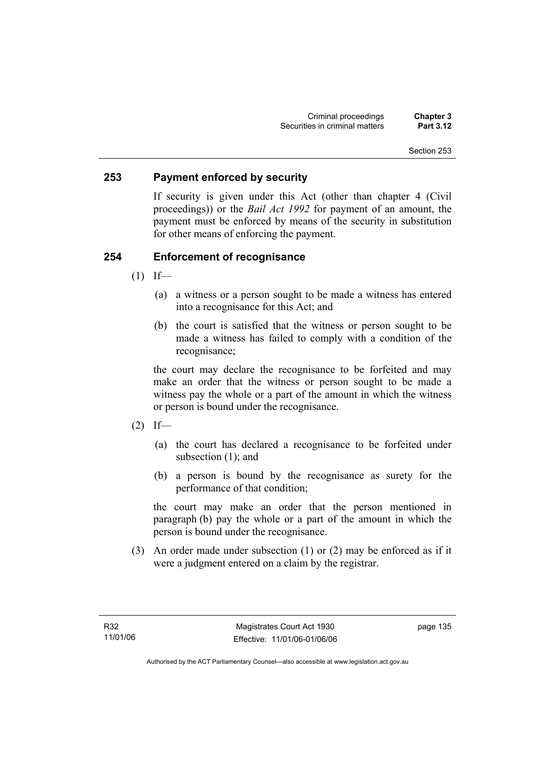## 253 Payment enforced by security

If security is given under this Act (other than chapter 4 (Civil proceedings)) or the *Bail Act 1992* for payment of an amount, the payment must be enforced by means of the security in substitution for other means of enforcing the payment.

## 254 Enforcement of recognisance

(1) If—

(a) a witness or a person sought to be made a witness has entered into a recognisance for this Act; and

(b) the court is satisfied that the witness or person sought to be made a witness has failed to comply with a condition of the recognisance;

the court may declare the recognisance to be forfeited and may make an order that the witness or person sought to be made a witness pay the whole or a part of the amount in which the witness or person is bound under the recognisance.

(2) If—

(a) the court has declared a recognisance to be forfeited under subsection (1); and

(b) a person is bound by the recognisance as surety for the performance of that condition;

the court may make an order that the person mentioned in paragraph (b) pay the whole or a part of the amount in which the person is bound under the recognisance.

(3) An order made under subsection (1) or (2) may be enforced as if it were a judgment entered on a claim by the registrar.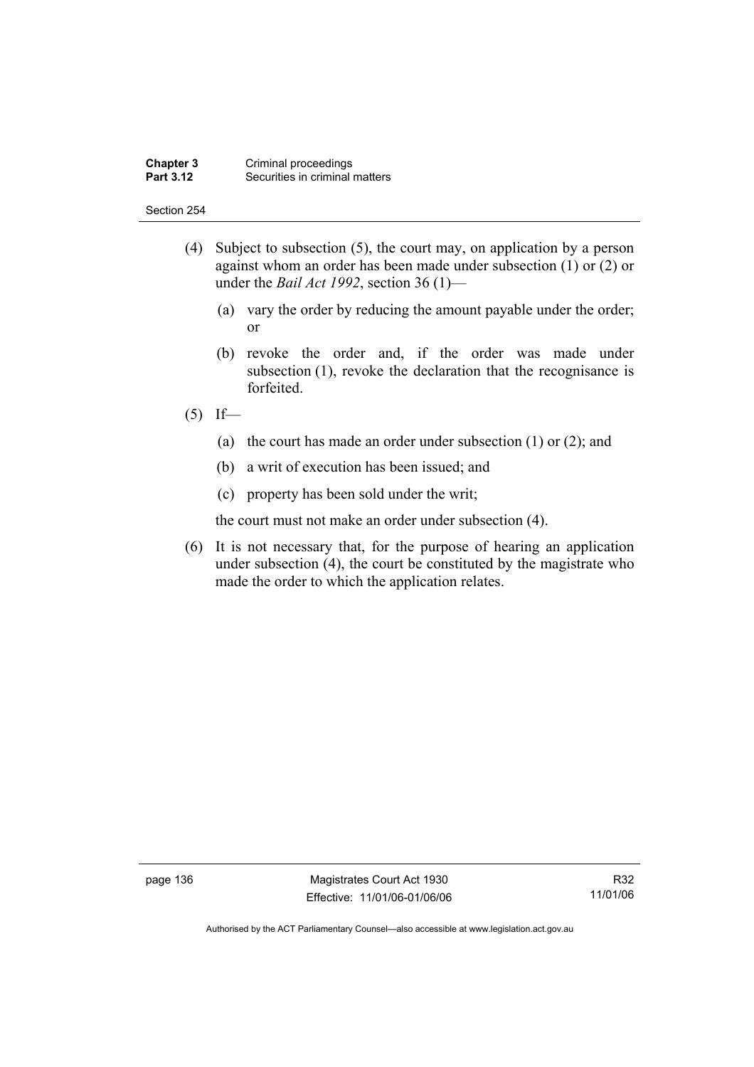(4) Subject to subsection (5), the court may, on application by a person against whom an order has been made under subsection (1) or (2) or under the *Bail Act 1992*, section 36 (1)—

   (a) vary the order by reducing the amount payable under the order; or

   (b) revoke the order and, if the order was made under subsection (1), revoke the declaration that the recognisance is forfeited.

(5) If—

   (a) the court has made an order under subsection (1) or (2); and

   (b) a writ of execution has been issued; and

   (c) property has been sold under the writ;

   the court must not make an order under subsection (4).

(6) It is not necessary that, for the purpose of hearing an application under subsection (4), the court be constituted by the magistrate who made the order to which the application relates.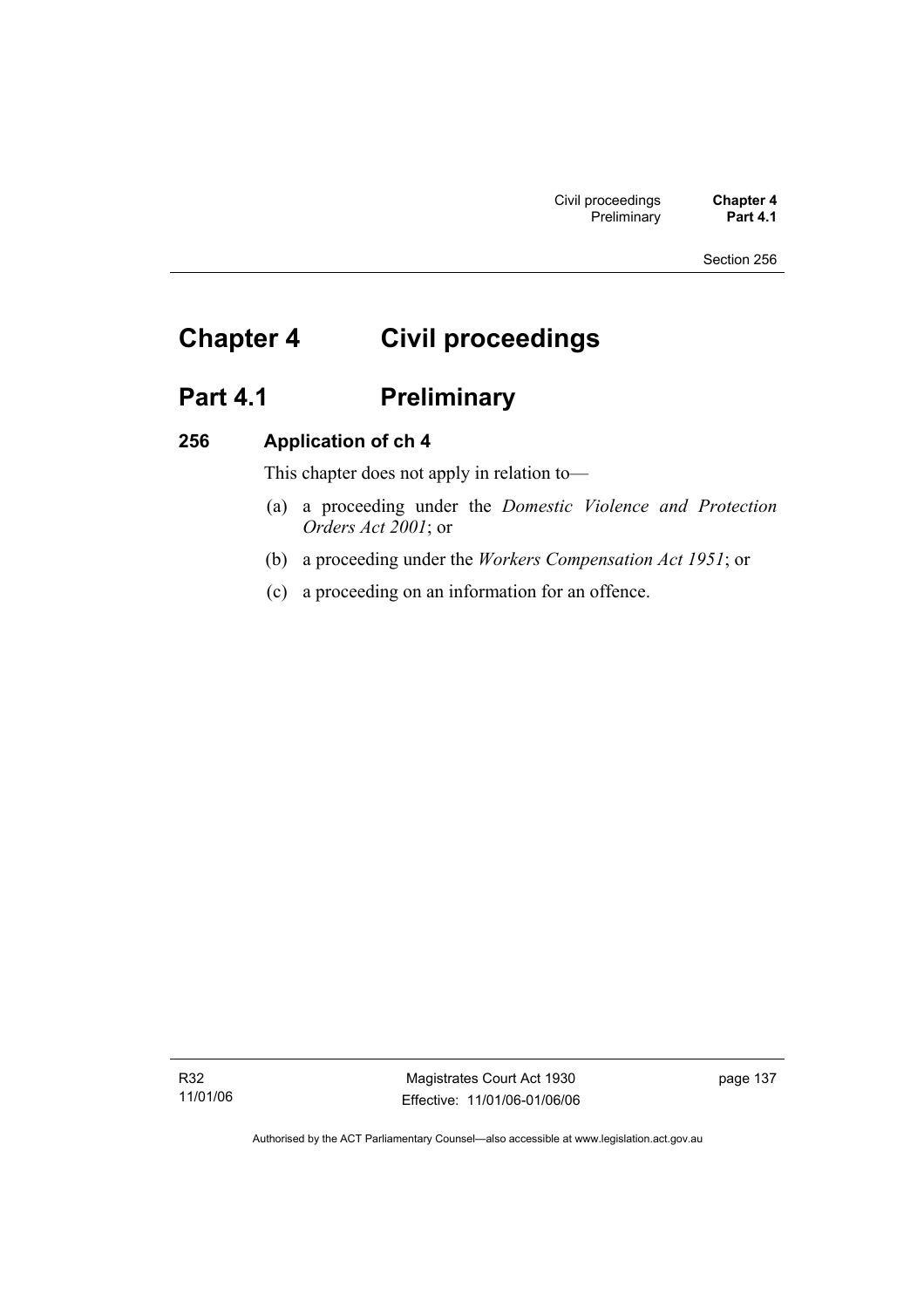# Chapter 4 Civil proceedings

## Part 4.1 Preliminary

### 256 Application of ch 4

This chapter does not apply in relation to—

(a) a proceeding under the *Domestic Violence and Protection Orders Act 2001*; or

(b) a proceeding under the *Workers Compensation Act 1951*; or

(c) a proceeding on an information for an offence.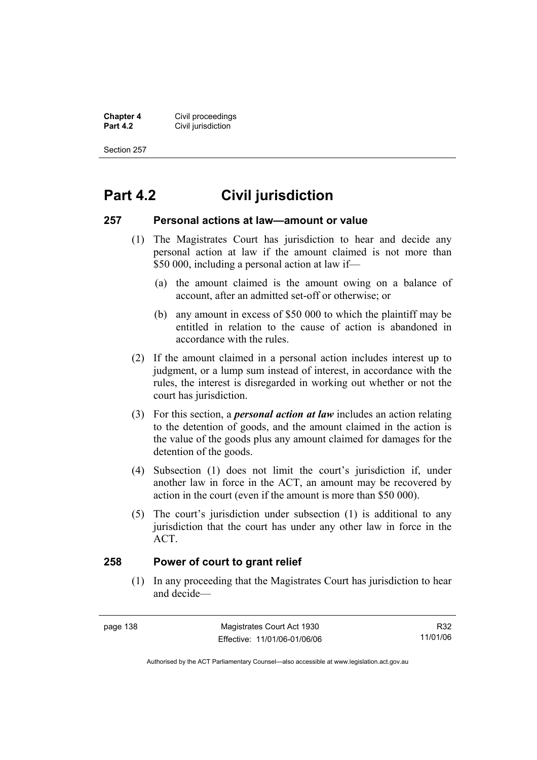# Part 4.2 Civil jurisdiction

## 257 Personal actions at law—amount or value

(1) The Magistrates Court has jurisdiction to hear and decide any personal action at law if the amount claimed is not more than $50 000, including a personal action at law if—

(a) the amount claimed is the amount owing on a balance of account, after an admitted set-off or otherwise; or

(b) any amount in excess of $50 000 to which the plaintiff may be entitled in relation to the cause of action is abandoned in accordance with the rules.

(2) If the amount claimed in a personal action includes interest up to judgment, or a lump sum instead of interest, in accordance with the rules, the interest is disregarded in working out whether or not the court has jurisdiction.

(3) For this section, a ***personal action at law*** includes an action relating to the detention of goods, and the amount claimed in the action is the value of the goods plus any amount claimed for damages for the detention of the goods.

(4) Subsection (1) does not limit the court's jurisdiction if, under another law in force in the ACT, an amount may be recovered by action in the court (even if the amount is more than $50 000).

(5) The court's jurisdiction under subsection (1) is additional to any jurisdiction that the court has under any other law in force in the ACT.

## 258 Power of court to grant relief

(1) In any proceeding that the Magistrates Court has jurisdiction to hear and decide—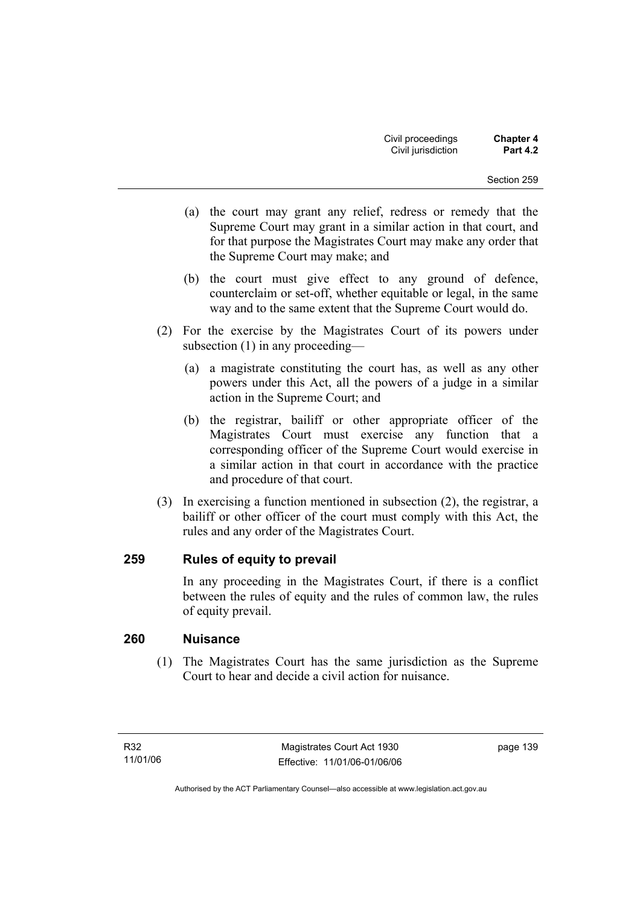(a) the court may grant any relief, redress or remedy that the Supreme Court may grant in a similar action in that court, and for that purpose the Magistrates Court may make any order that the Supreme Court may make; and

(b) the court must give effect to any ground of defence, counterclaim or set-off, whether equitable or legal, in the same way and to the same extent that the Supreme Court would do.

(2) For the exercise by the Magistrates Court of its powers under subsection (1) in any proceeding—

(a) a magistrate constituting the court has, as well as any other powers under this Act, all the powers of a judge in a similar action in the Supreme Court; and

(b) the registrar, bailiff or other appropriate officer of the Magistrates Court must exercise any function that a corresponding officer of the Supreme Court would exercise in a similar action in that court in accordance with the practice and procedure of that court.

(3) In exercising a function mentioned in subsection (2), the registrar, a bailiff or other officer of the court must comply with this Act, the rules and any order of the Magistrates Court.

## 259 Rules of equity to prevail

In any proceeding in the Magistrates Court, if there is a conflict between the rules of equity and the rules of common law, the rules of equity prevail.

## 260 Nuisance

(1) The Magistrates Court has the same jurisdiction as the Supreme Court to hear and decide a civil action for nuisance.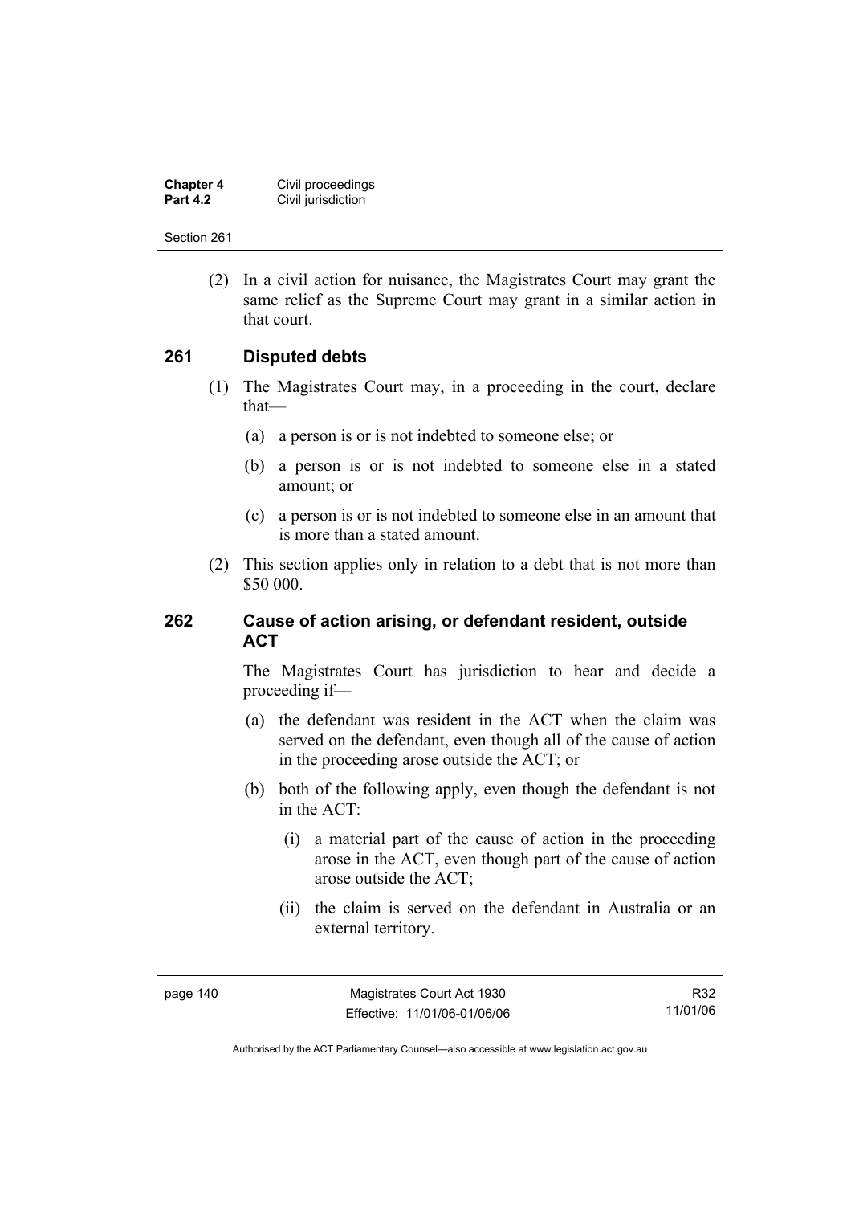(2) In a civil action for nuisance, the Magistrates Court may grant the same relief as the Supreme Court may grant in a similar action in that court.

### 261 Disputed debts

(1) The Magistrates Court may, in a proceeding in the court, declare that—

(a) a person is or is not indebted to someone else; or

(b) a person is or is not indebted to someone else in a stated amount; or

(c) a person is or is not indebted to someone else in an amount that is more than a stated amount.

(2) This section applies only in relation to a debt that is not more than $50 000.

### 262 Cause of action arising, or defendant resident, outside ACT

The Magistrates Court has jurisdiction to hear and decide a proceeding if—

(a) the defendant was resident in the ACT when the claim was served on the defendant, even though all of the cause of action in the proceeding arose outside the ACT; or

(b) both of the following apply, even though the defendant is not in the ACT:

(i) a material part of the cause of action in the proceeding arose in the ACT, even though part of the cause of action arose outside the ACT;

(ii) the claim is served on the defendant in Australia or an external territory.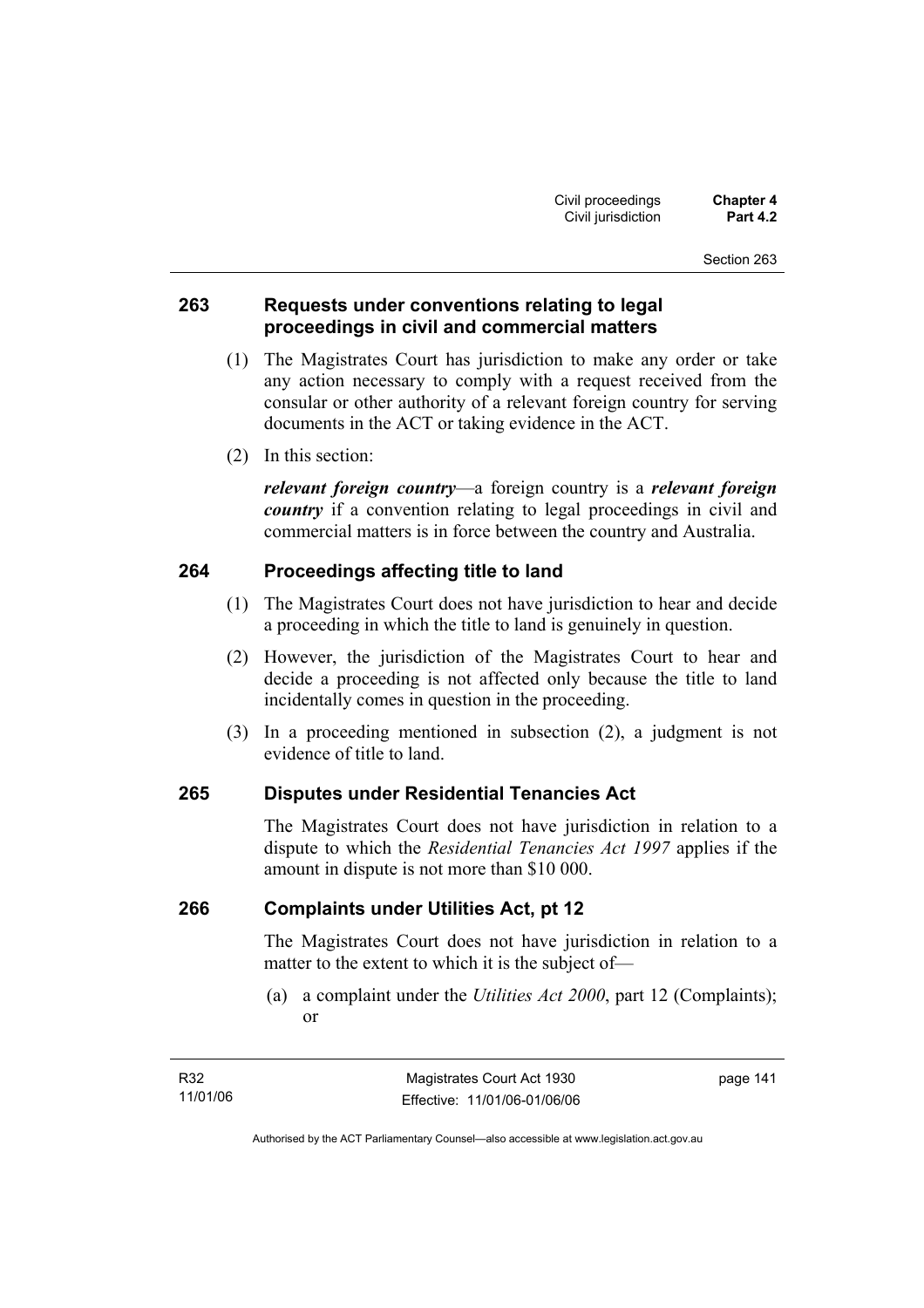### 263 Requests under conventions relating to legal proceedings in civil and commercial matters

(1) The Magistrates Court has jurisdiction to make any order or take any action necessary to comply with a request received from the consular or other authority of a relevant foreign country for serving documents in the ACT or taking evidence in the ACT.

(2) In this section:

***relevant foreign country***—a foreign country is a ***relevant foreign country*** if a convention relating to legal proceedings in civil and commercial matters is in force between the country and Australia.

### 264 Proceedings affecting title to land

(1) The Magistrates Court does not have jurisdiction to hear and decide a proceeding in which the title to land is genuinely in question.

(2) However, the jurisdiction of the Magistrates Court to hear and decide a proceeding is not affected only because the title to land incidentally comes in question in the proceeding.

(3) In a proceeding mentioned in subsection (2), a judgment is not evidence of title to land.

### 265 Disputes under Residential Tenancies Act

The Magistrates Court does not have jurisdiction in relation to a dispute to which the *Residential Tenancies Act 1997* applies if the amount in dispute is not more than $10 000.

### 266 Complaints under Utilities Act, pt 12

The Magistrates Court does not have jurisdiction in relation to a matter to the extent to which it is the subject of—

(a) a complaint under the *Utilities Act 2000*, part 12 (Complaints); or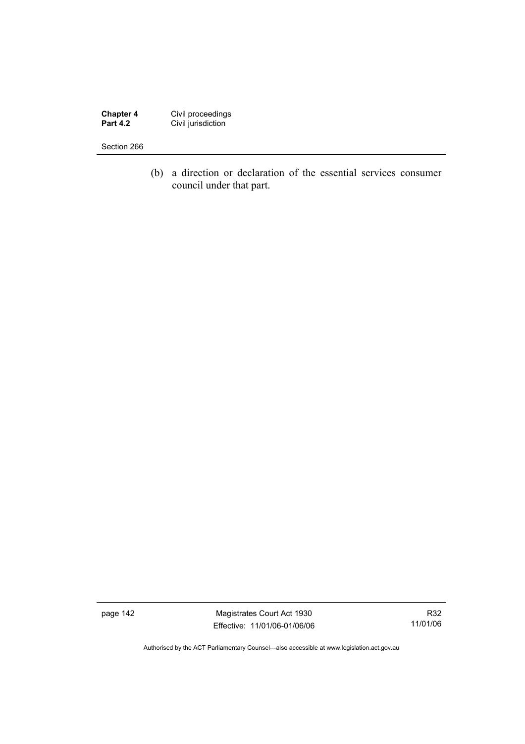(b) a direction or declaration of the essential services consumer council under that part.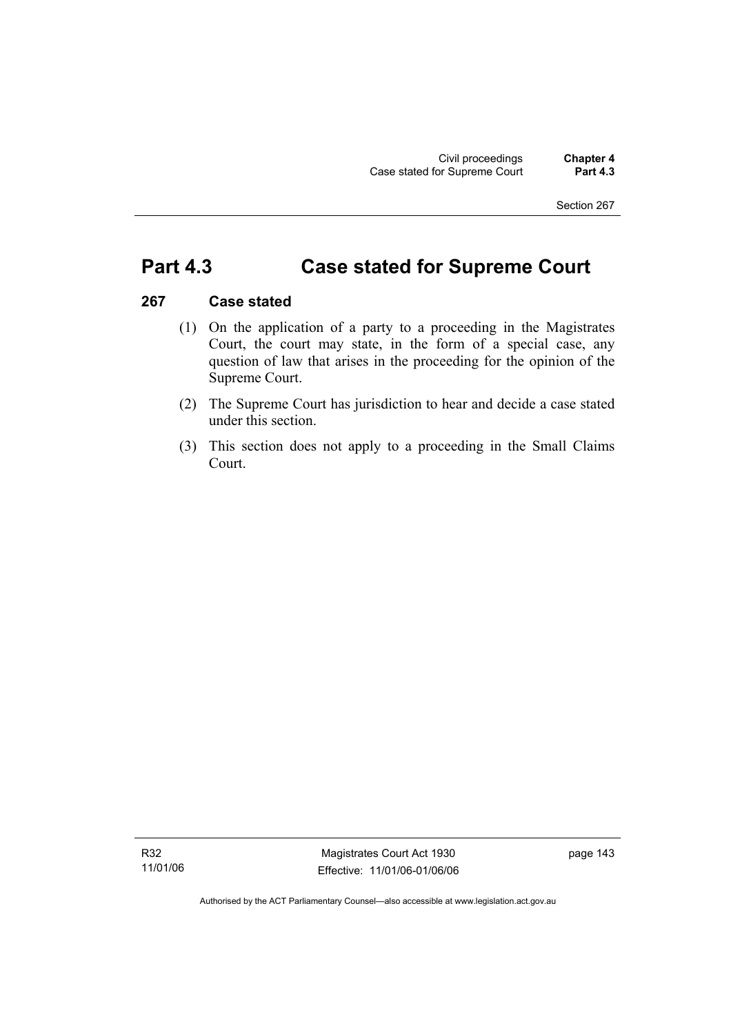# Part 4.3 Case stated for Supreme Court

## 267 Case stated

(1) On the application of a party to a proceeding in the Magistrates Court, the court may state, in the form of a special case, any question of law that arises in the proceeding for the opinion of the Supreme Court.

(2) The Supreme Court has jurisdiction to hear and decide a case stated under this section.

(3) This section does not apply to a proceeding in the Small Claims Court.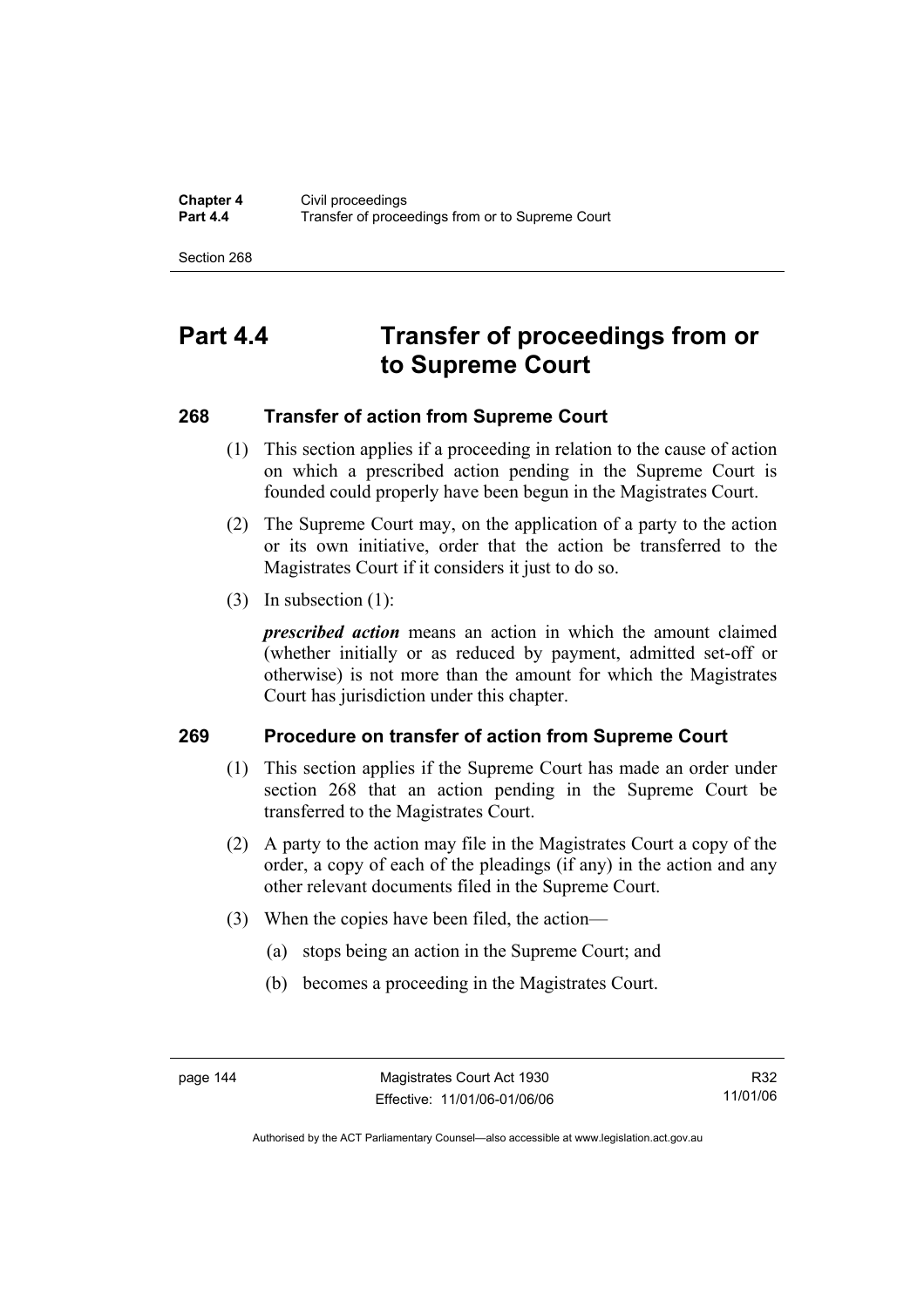# Part 4.4 Transfer of proceedings from or to Supreme Court

## 268 Transfer of action from Supreme Court

(1) This section applies if a proceeding in relation to the cause of action on which a prescribed action pending in the Supreme Court is founded could properly have been begun in the Magistrates Court.

(2) The Supreme Court may, on the application of a party to the action or its own initiative, order that the action be transferred to the Magistrates Court if it considers it just to do so.

(3) In subsection (1):

***prescribed action*** means an action in which the amount claimed (whether initially or as reduced by payment, admitted set-off or otherwise) is not more than the amount for which the Magistrates Court has jurisdiction under this chapter.

## 269 Procedure on transfer of action from Supreme Court

(1) This section applies if the Supreme Court has made an order under section 268 that an action pending in the Supreme Court be transferred to the Magistrates Court.

(2) A party to the action may file in the Magistrates Court a copy of the order, a copy of each of the pleadings (if any) in the action and any other relevant documents filed in the Supreme Court.

(3) When the copies have been filed, the action—

(a) stops being an action in the Supreme Court; and

(b) becomes a proceeding in the Magistrates Court.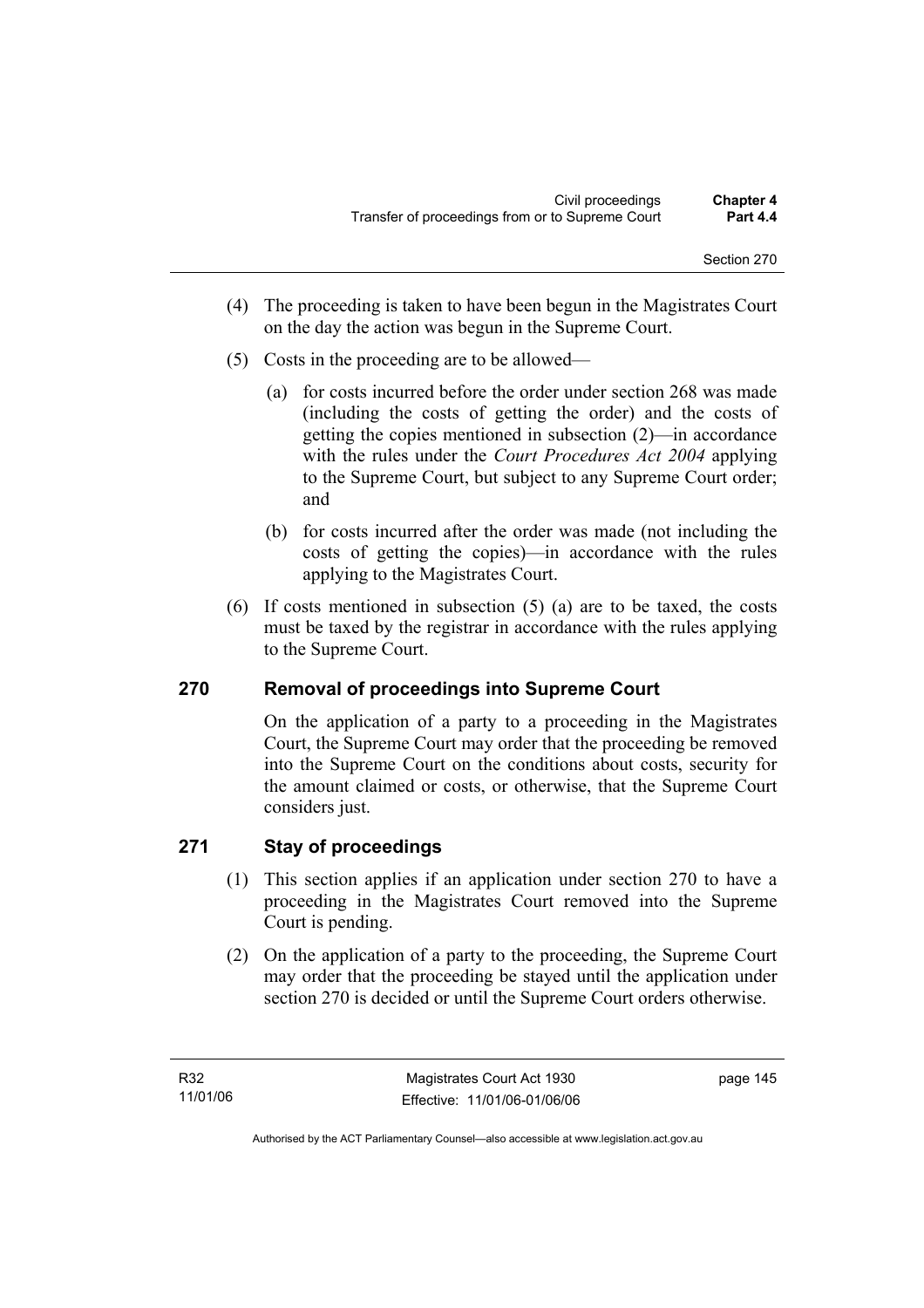(4) The proceeding is taken to have been begun in the Magistrates Court on the day the action was begun in the Supreme Court.

(5) Costs in the proceeding are to be allowed—

(a) for costs incurred before the order under section 268 was made (including the costs of getting the order) and the costs of getting the copies mentioned in subsection (2)—in accordance with the rules under the *Court Procedures Act 2004* applying to the Supreme Court, but subject to any Supreme Court order; and

(b) for costs incurred after the order was made (not including the costs of getting the copies)—in accordance with the rules applying to the Magistrates Court.

(6) If costs mentioned in subsection (5) (a) are to be taxed, the costs must be taxed by the registrar in accordance with the rules applying to the Supreme Court.

## 270 Removal of proceedings into Supreme Court

On the application of a party to a proceeding in the Magistrates Court, the Supreme Court may order that the proceeding be removed into the Supreme Court on the conditions about costs, security for the amount claimed or costs, or otherwise, that the Supreme Court considers just.

## 271 Stay of proceedings

(1) This section applies if an application under section 270 to have a proceeding in the Magistrates Court removed into the Supreme Court is pending.

(2) On the application of a party to the proceeding, the Supreme Court may order that the proceeding be stayed until the application under section 270 is decided or until the Supreme Court orders otherwise.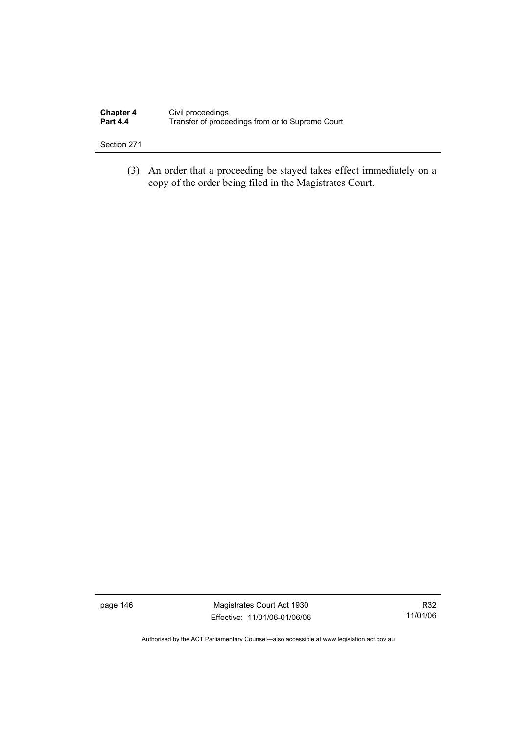(3) An order that a proceeding be stayed takes effect immediately on a copy of the order being filed in the Magistrates Court.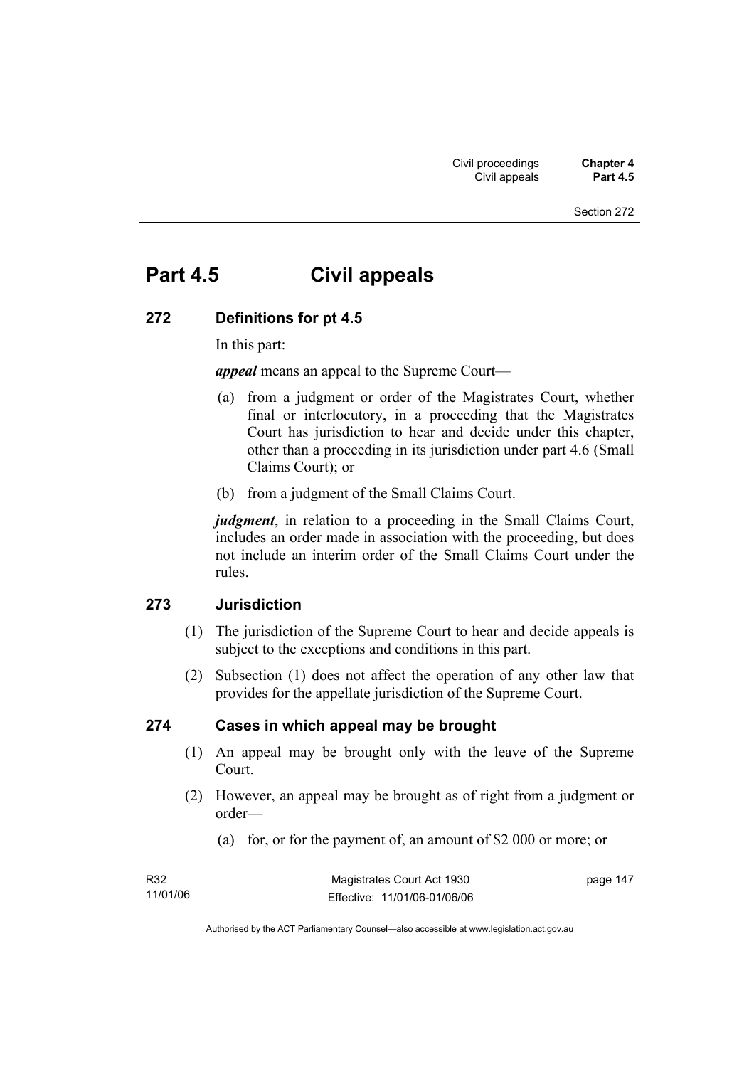# Part 4.5 Civil appeals

### 272 Definitions for pt 4.5

In this part:

***appeal*** means an appeal to the Supreme Court—

(a) from a judgment or order of the Magistrates Court, whether final or interlocutory, in a proceeding that the Magistrates Court has jurisdiction to hear and decide under this chapter, other than a proceeding in its jurisdiction under part 4.6 (Small Claims Court); or

(b) from a judgment of the Small Claims Court.

***judgment***, in relation to a proceeding in the Small Claims Court, includes an order made in association with the proceeding, but does not include an interim order of the Small Claims Court under the rules.

### 273 Jurisdiction

(1) The jurisdiction of the Supreme Court to hear and decide appeals is subject to the exceptions and conditions in this part.

(2) Subsection (1) does not affect the operation of any other law that provides for the appellate jurisdiction of the Supreme Court.

### 274 Cases in which appeal may be brought

(1) An appeal may be brought only with the leave of the Supreme Court.

(2) However, an appeal may be brought as of right from a judgment or order—

(a) for, or for the payment of, an amount of $2 000 or more; or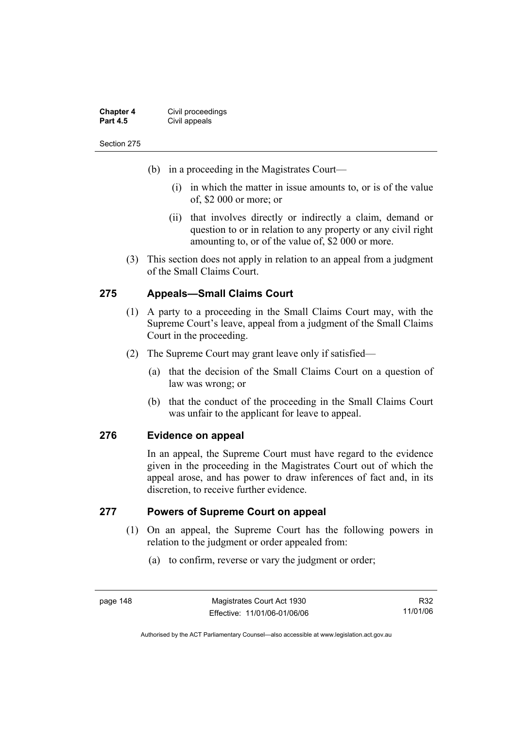(b) in a proceeding in the Magistrates Court—

(i) in which the matter in issue amounts to, or is of the value of, $2 000 or more; or

(ii) that involves directly or indirectly a claim, demand or question to or in relation to any property or any civil right amounting to, or of the value of, $2 000 or more.

(3) This section does not apply in relation to an appeal from a judgment of the Small Claims Court.

## 275 Appeals—Small Claims Court

(1) A party to a proceeding in the Small Claims Court may, with the Supreme Court's leave, appeal from a judgment of the Small Claims Court in the proceeding.

(2) The Supreme Court may grant leave only if satisfied—

(a) that the decision of the Small Claims Court on a question of law was wrong; or

(b) that the conduct of the proceeding in the Small Claims Court was unfair to the applicant for leave to appeal.

## 276 Evidence on appeal

In an appeal, the Supreme Court must have regard to the evidence given in the proceeding in the Magistrates Court out of which the appeal arose, and has power to draw inferences of fact and, in its discretion, to receive further evidence.

## 277 Powers of Supreme Court on appeal

(1) On an appeal, the Supreme Court has the following powers in relation to the judgment or order appealed from:

(a) to confirm, reverse or vary the judgment or order;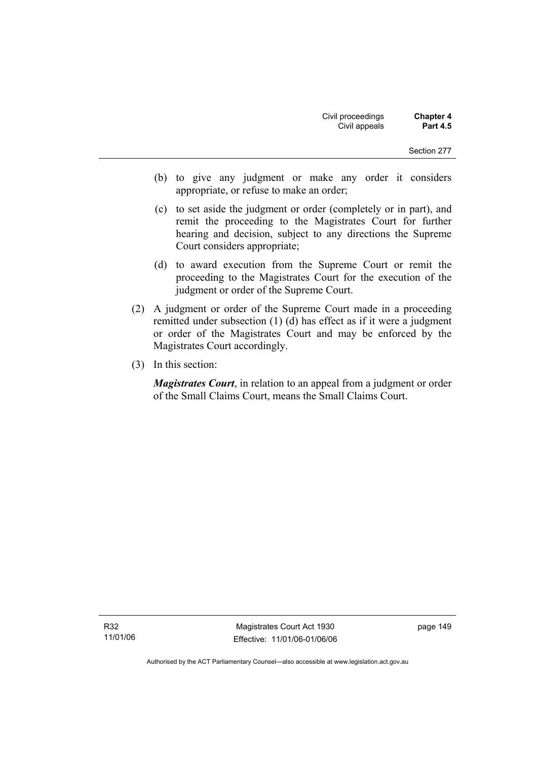(b) to give any judgment or make any order it considers appropriate, or refuse to make an order;

(c) to set aside the judgment or order (completely or in part), and remit the proceeding to the Magistrates Court for further hearing and decision, subject to any directions the Supreme Court considers appropriate;

(d) to award execution from the Supreme Court or remit the proceeding to the Magistrates Court for the execution of the judgment or order of the Supreme Court.

(2) A judgment or order of the Supreme Court made in a proceeding remitted under subsection (1) (d) has effect as if it were a judgment or order of the Magistrates Court and may be enforced by the Magistrates Court accordingly.

(3) In this section:

***Magistrates Court***, in relation to an appeal from a judgment or order of the Small Claims Court, means the Small Claims Court.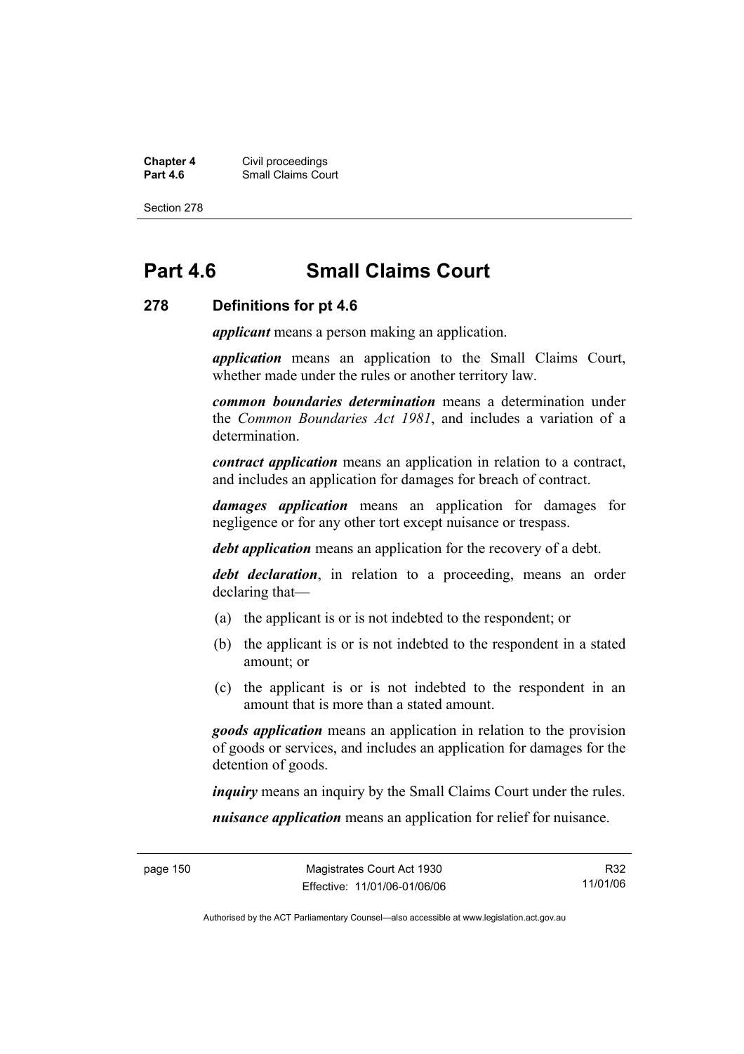# Part 4.6 Small Claims Court

## 278 Definitions for pt 4.6

***applicant*** means a person making an application.

***application*** means an application to the Small Claims Court, whether made under the rules or another territory law.

***common boundaries determination*** means a determination under the *Common Boundaries Act 1981*, and includes a variation of a determination.

***contract application*** means an application in relation to a contract, and includes an application for damages for breach of contract.

***damages application*** means an application for damages for negligence or for any other tort except nuisance or trespass.

***debt application*** means an application for the recovery of a debt.

***debt declaration***, in relation to a proceeding, means an order declaring that—

(a) the applicant is or is not indebted to the respondent; or

(b) the applicant is or is not indebted to the respondent in a stated amount; or

(c) the applicant is or is not indebted to the respondent in an amount that is more than a stated amount.

***goods application*** means an application in relation to the provision of goods or services, and includes an application for damages for the detention of goods.

***inquiry*** means an inquiry by the Small Claims Court under the rules.

***nuisance application*** means an application for relief for nuisance.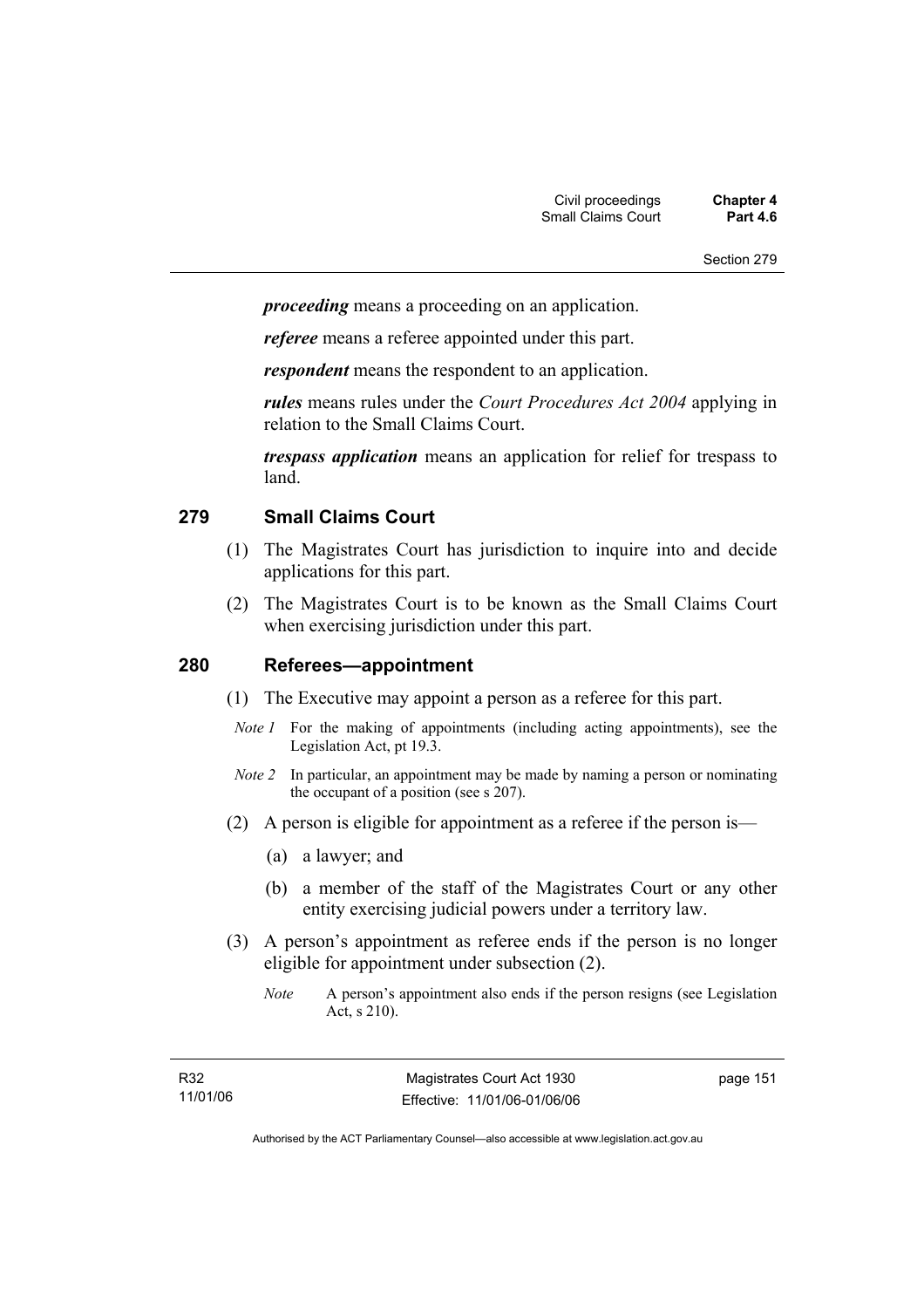***proceeding*** means a proceeding on an application.

***referee*** means a referee appointed under this part.

***respondent*** means the respondent to an application.

***rules*** means rules under the *Court Procedures Act 2004* applying in relation to the Small Claims Court.

***trespass application*** means an application for relief for trespass to land.

## 279 Small Claims Court

(1) The Magistrates Court has jurisdiction to inquire into and decide applications for this part.

(2) The Magistrates Court is to be known as the Small Claims Court when exercising jurisdiction under this part.

## 280 Referees—appointment

(1) The Executive may appoint a person as a referee for this part.

*Note 1* For the making of appointments (including acting appointments), see the Legislation Act, pt 19.3.

*Note 2* In particular, an appointment may be made by naming a person or nominating the occupant of a position (see s 207).

(2) A person is eligible for appointment as a referee if the person is—

(a) a lawyer; and

(b) a member of the staff of the Magistrates Court or any other entity exercising judicial powers under a territory law.

(3) A person's appointment as referee ends if the person is no longer eligible for appointment under subsection (2).

*Note* A person's appointment also ends if the person resigns (see Legislation Act, s 210).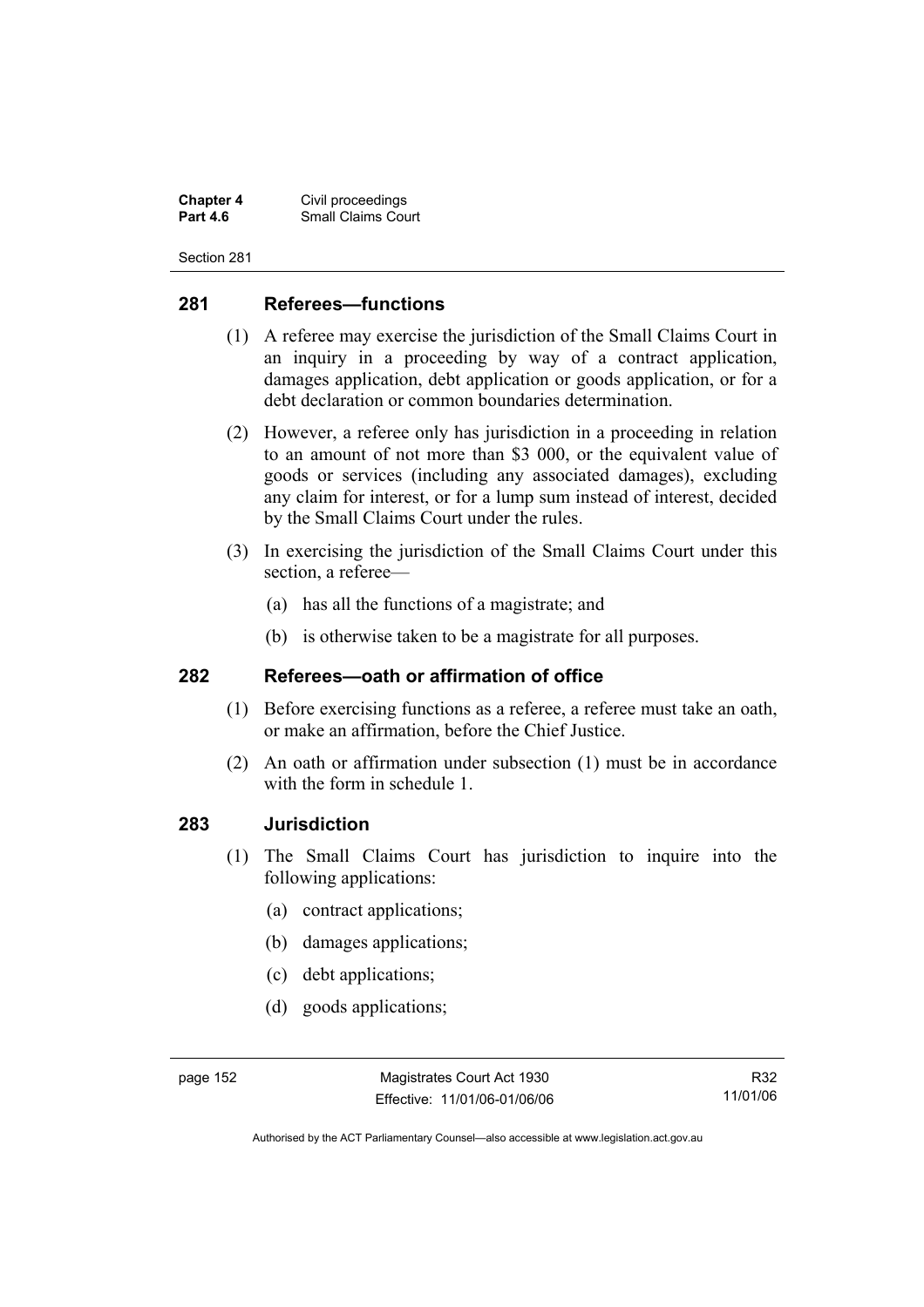## 281 Referees—functions

(1) A referee may exercise the jurisdiction of the Small Claims Court in an inquiry in a proceeding by way of a contract application, damages application, debt application or goods application, or for a debt declaration or common boundaries determination.

(2) However, a referee only has jurisdiction in a proceeding in relation to an amount of not more than $3 000, or the equivalent value of goods or services (including any associated damages), excluding any claim for interest, or for a lump sum instead of interest, decided by the Small Claims Court under the rules.

(3) In exercising the jurisdiction of the Small Claims Court under this section, a referee—

(a) has all the functions of a magistrate; and

(b) is otherwise taken to be a magistrate for all purposes.

## 282 Referees—oath or affirmation of office

(1) Before exercising functions as a referee, a referee must take an oath, or make an affirmation, before the Chief Justice.

(2) An oath or affirmation under subsection (1) must be in accordance with the form in schedule 1.

## 283 Jurisdiction

(1) The Small Claims Court has jurisdiction to inquire into the following applications:

(a) contract applications;

(b) damages applications;

(c) debt applications;

(d) goods applications;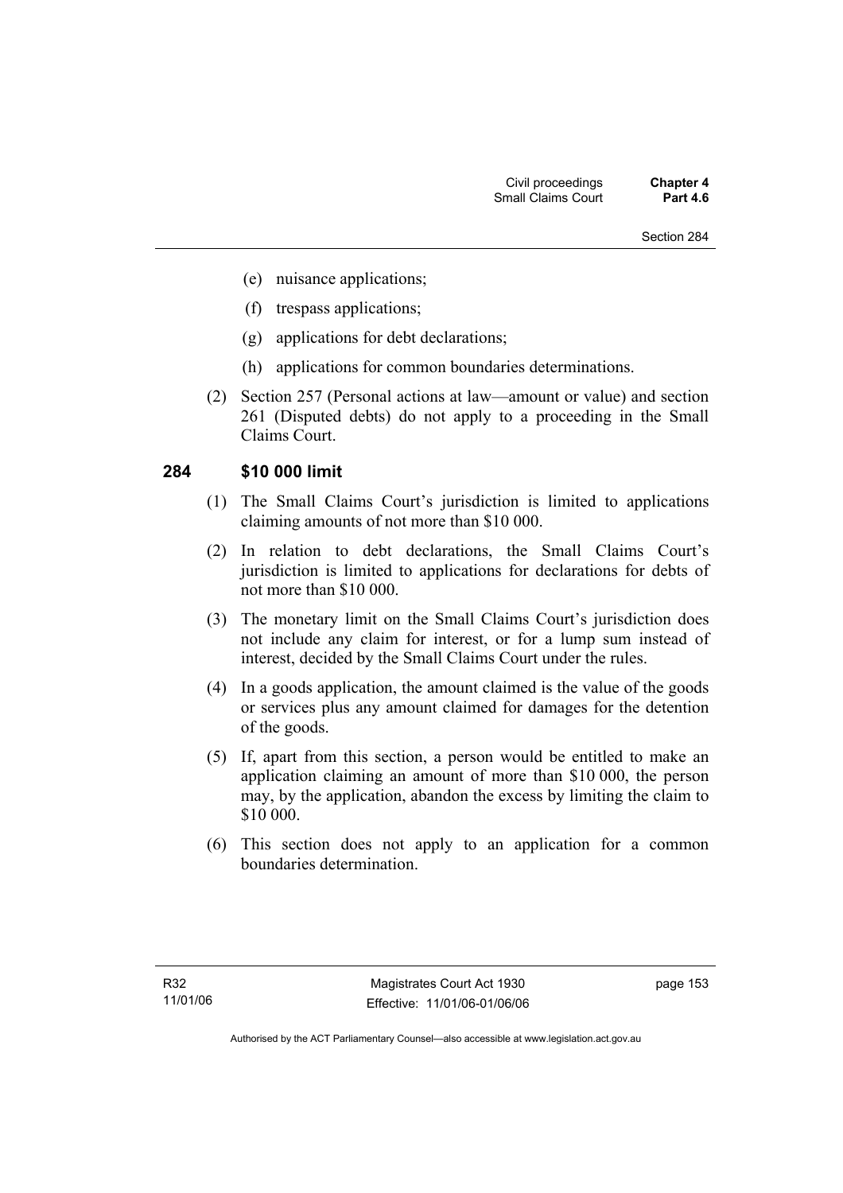(e) nuisance applications;

(f) trespass applications;

(g) applications for debt declarations;

(h) applications for common boundaries determinations.

(2) Section 257 (Personal actions at law—amount or value) and section 261 (Disputed debts) do not apply to a proceeding in the Small Claims Court.

## 284 $10 000 limit

(1) The Small Claims Court's jurisdiction is limited to applications claiming amounts of not more than $10 000.

(2) In relation to debt declarations, the Small Claims Court's jurisdiction is limited to applications for declarations for debts of not more than $10 000.

(3) The monetary limit on the Small Claims Court's jurisdiction does not include any claim for interest, or for a lump sum instead of interest, decided by the Small Claims Court under the rules.

(4) In a goods application, the amount claimed is the value of the goods or services plus any amount claimed for damages for the detention of the goods.

(5) If, apart from this section, a person would be entitled to make an application claiming an amount of more than $10 000, the person may, by the application, abandon the excess by limiting the claim to $10 000.

(6) This section does not apply to an application for a common boundaries determination.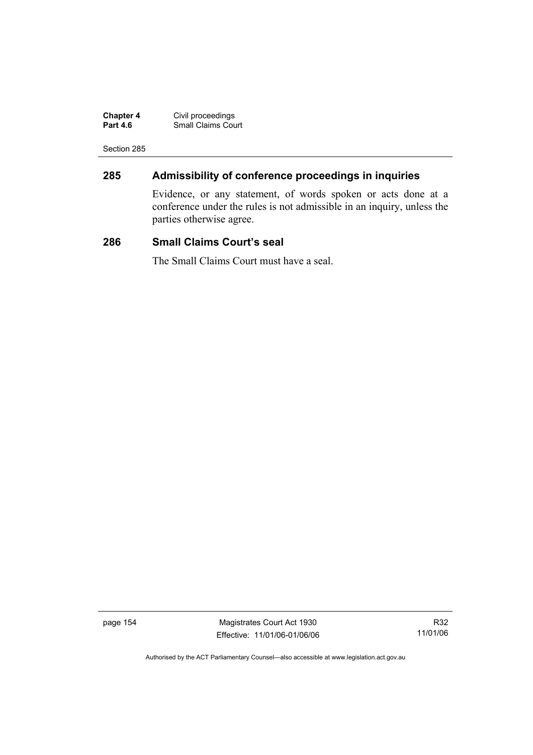## 285 Admissibility of conference proceedings in inquiries

Evidence, or any statement, of words spoken or acts done at a conference under the rules is not admissible in an inquiry, unless the parties otherwise agree.

## 286 Small Claims Court's seal

The Small Claims Court must have a seal.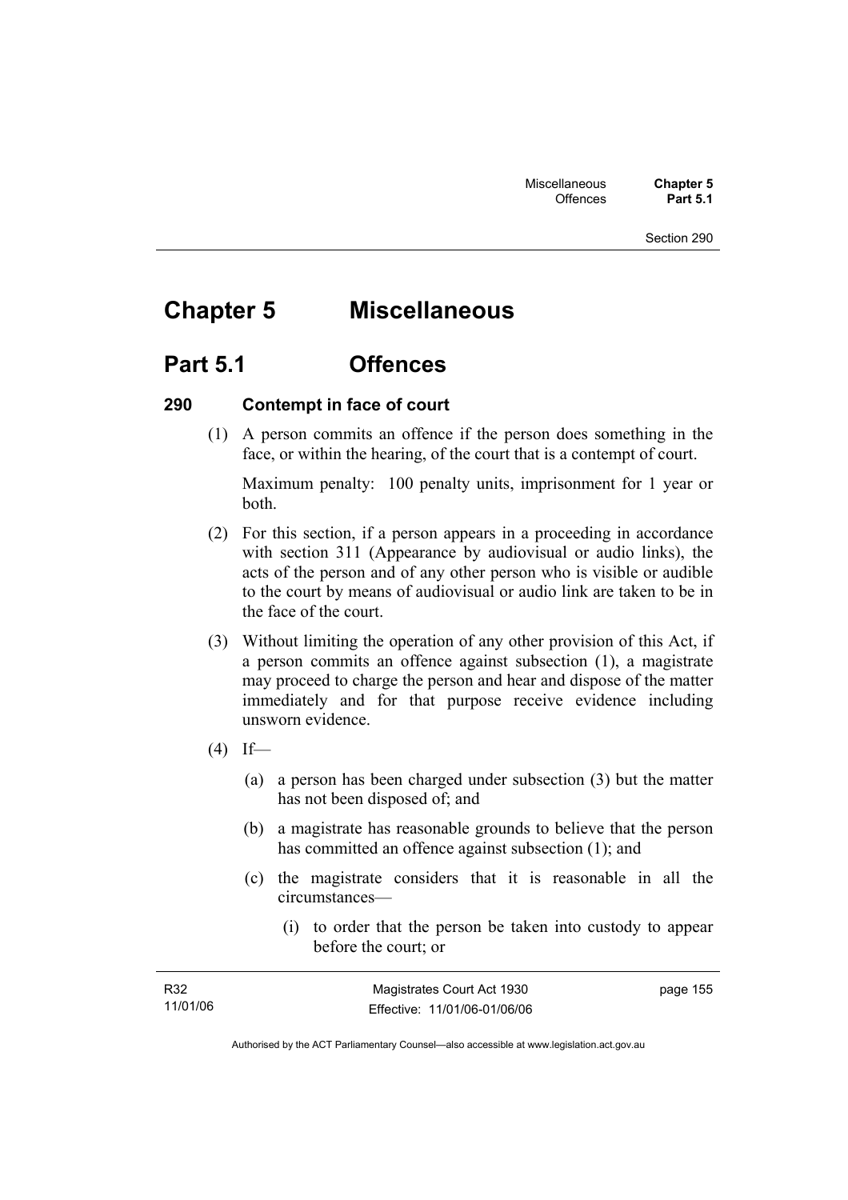# Chapter 5 Miscellaneous

## Part 5.1 Offences

### 290 Contempt in face of court

(1) A person commits an offence if the person does something in the face, or within the hearing, of the court that is a contempt of court.

Maximum penalty: 100 penalty units, imprisonment for 1 year or both.

(2) For this section, if a person appears in a proceeding in accordance with section 311 (Appearance by audiovisual or audio links), the acts of the person and of any other person who is visible or audible to the court by means of audiovisual or audio link are taken to be in the face of the court.

(3) Without limiting the operation of any other provision of this Act, if a person commits an offence against subsection (1), a magistrate may proceed to charge the person and hear and dispose of the matter immediately and for that purpose receive evidence including unsworn evidence.

(4) If—

(a) a person has been charged under subsection (3) but the matter has not been disposed of; and

(b) a magistrate has reasonable grounds to believe that the person has committed an offence against subsection (1); and

(c) the magistrate considers that it is reasonable in all the circumstances—

(i) to order that the person be taken into custody to appear before the court; or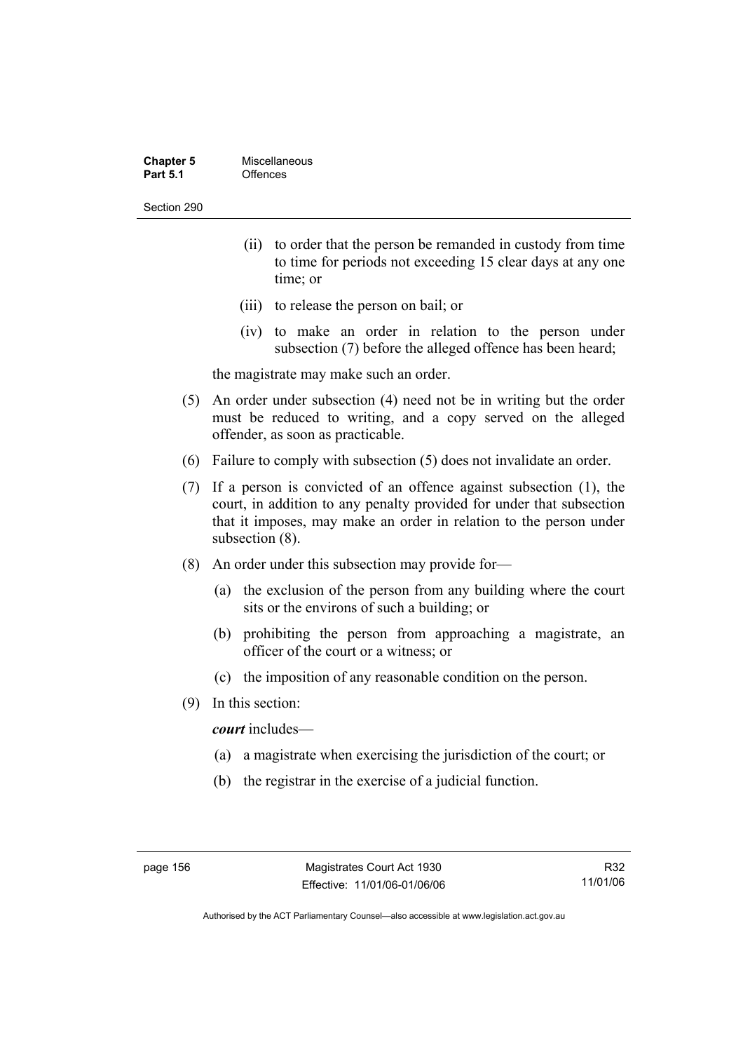(ii) to order that the person be remanded in custody from time to time for periods not exceeding 15 clear days at any one time; or

(iii) to release the person on bail; or

(iv) to make an order in relation to the person under subsection (7) before the alleged offence has been heard;

the magistrate may make such an order.

(5) An order under subsection (4) need not be in writing but the order must be reduced to writing, and a copy served on the alleged offender, as soon as practicable.

(6) Failure to comply with subsection (5) does not invalidate an order.

(7) If a person is convicted of an offence against subsection (1), the court, in addition to any penalty provided for under that subsection that it imposes, may make an order in relation to the person under subsection (8).

(8) An order under this subsection may provide for—

(a) the exclusion of the person from any building where the court sits or the environs of such a building; or

(b) prohibiting the person from approaching a magistrate, an officer of the court or a witness; or

(c) the imposition of any reasonable condition on the person.

(9) In this section:

***court*** includes—

(a) a magistrate when exercising the jurisdiction of the court; or

(b) the registrar in the exercise of a judicial function.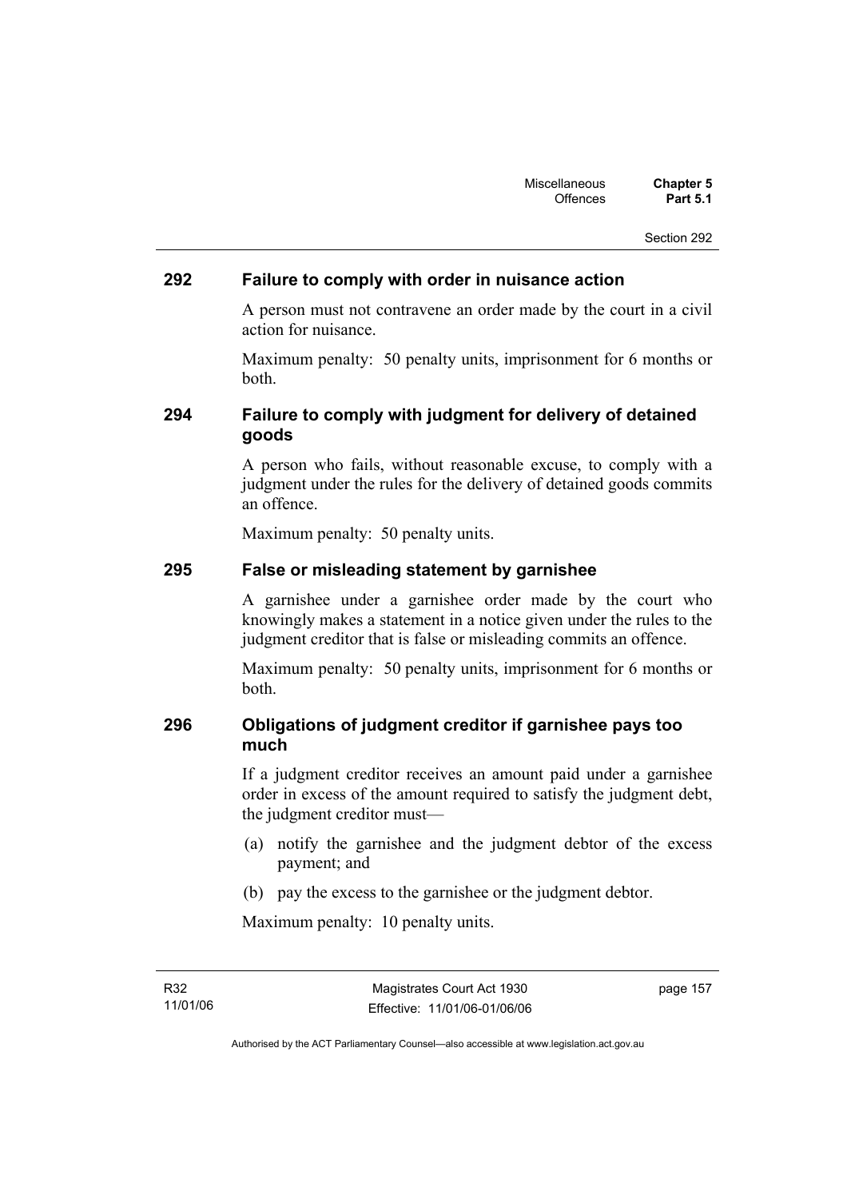### 292 Failure to comply with order in nuisance action

A person must not contravene an order made by the court in a civil action for nuisance.

Maximum penalty: 50 penalty units, imprisonment for 6 months or both.

### 294 Failure to comply with judgment for delivery of detained goods

A person who fails, without reasonable excuse, to comply with a judgment under the rules for the delivery of detained goods commits an offence.

Maximum penalty: 50 penalty units.

### 295 False or misleading statement by garnishee

A garnishee under a garnishee order made by the court who knowingly makes a statement in a notice given under the rules to the judgment creditor that is false or misleading commits an offence.

Maximum penalty: 50 penalty units, imprisonment for 6 months or both.

### 296 Obligations of judgment creditor if garnishee pays too much

If a judgment creditor receives an amount paid under a garnishee order in excess of the amount required to satisfy the judgment debt, the judgment creditor must—

(a) notify the garnishee and the judgment debtor of the excess payment; and

(b) pay the excess to the garnishee or the judgment debtor.

Maximum penalty: 10 penalty units.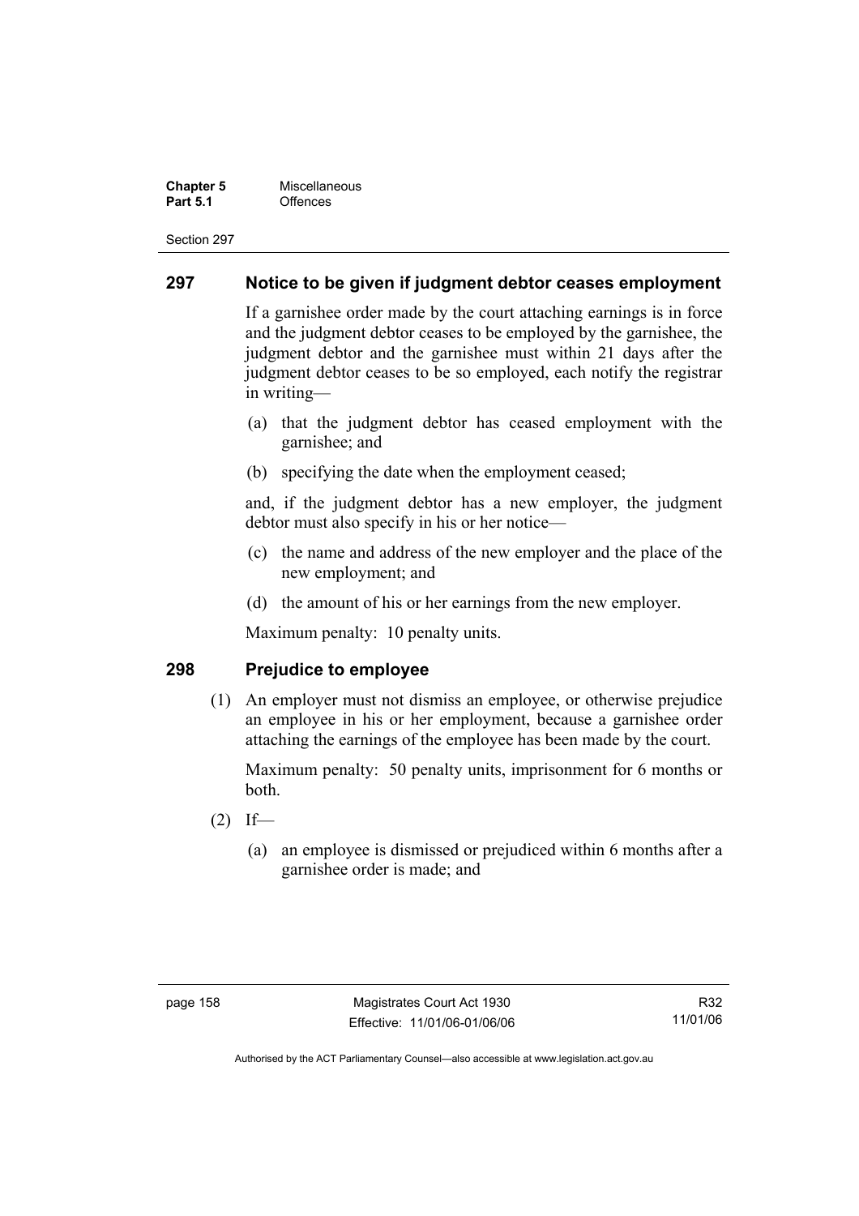## 297 Notice to be given if judgment debtor ceases employment

If a garnishee order made by the court attaching earnings is in force and the judgment debtor ceases to be employed by the garnishee, the judgment debtor and the garnishee must within 21 days after the judgment debtor ceases to be so employed, each notify the registrar in writing—

- (a) that the judgment debtor has ceased employment with the garnishee; and
- (b) specifying the date when the employment ceased;

and, if the judgment debtor has a new employer, the judgment debtor must also specify in his or her notice—

- (c) the name and address of the new employer and the place of the new employment; and
- (d) the amount of his or her earnings from the new employer.

Maximum penalty: 10 penalty units.

## 298 Prejudice to employee

(1) An employer must not dismiss an employee, or otherwise prejudice an employee in his or her employment, because a garnishee order attaching the earnings of the employee has been made by the court.

Maximum penalty: 50 penalty units, imprisonment for 6 months or both.

(2) If—

- (a) an employee is dismissed or prejudiced within 6 months after a garnishee order is made; and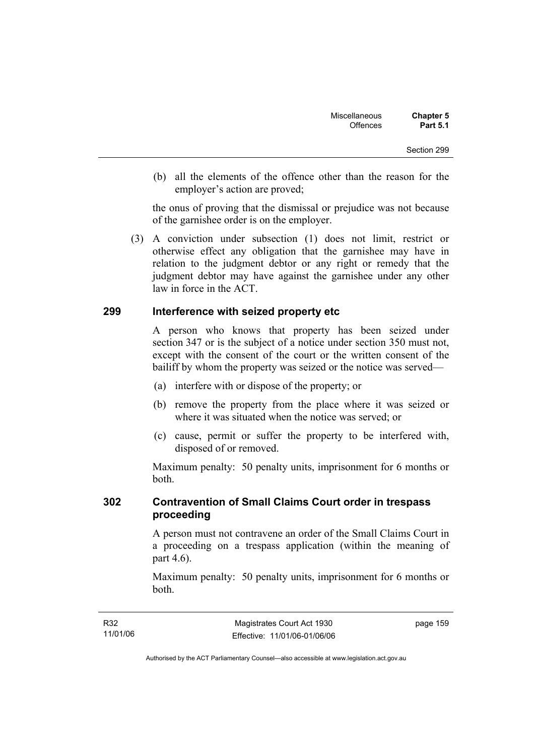(b) all the elements of the offence other than the reason for the employer's action are proved;

the onus of proving that the dismissal or prejudice was not because of the garnishee order is on the employer.

(3) A conviction under subsection (1) does not limit, restrict or otherwise effect any obligation that the garnishee may have in relation to the judgment debtor or any right or remedy that the judgment debtor may have against the garnishee under any other law in force in the ACT.

## 299 Interference with seized property etc

A person who knows that property has been seized under section 347 or is the subject of a notice under section 350 must not, except with the consent of the court or the written consent of the bailiff by whom the property was seized or the notice was served—

(a) interfere with or dispose of the property; or

(b) remove the property from the place where it was seized or where it was situated when the notice was served; or

(c) cause, permit or suffer the property to be interfered with, disposed of or removed.

Maximum penalty: 50 penalty units, imprisonment for 6 months or both.

## 302 Contravention of Small Claims Court order in trespass proceeding

A person must not contravene an order of the Small Claims Court in a proceeding on a trespass application (within the meaning of part 4.6).

Maximum penalty: 50 penalty units, imprisonment for 6 months or both.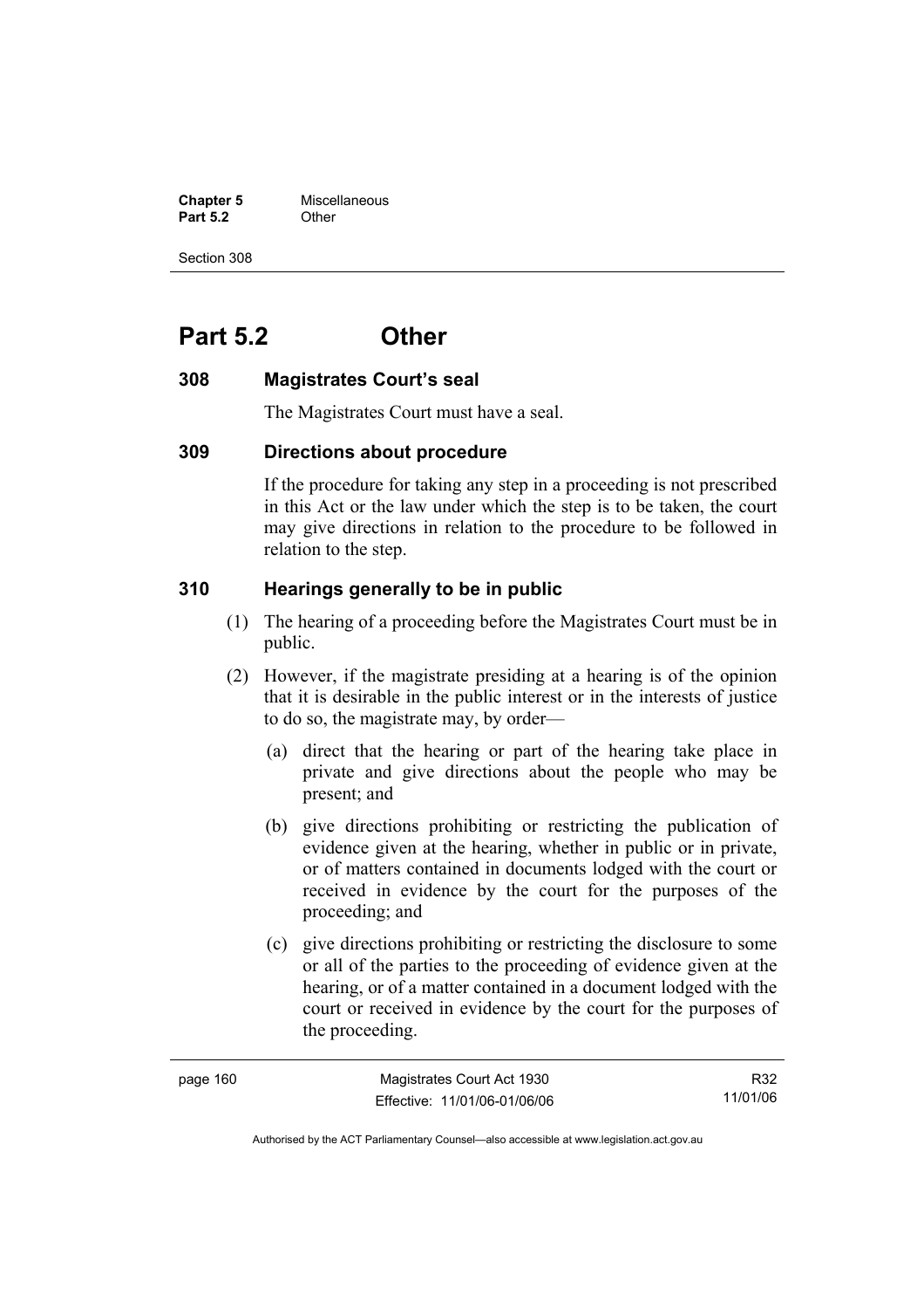# Part 5.2 Other

### 308 Magistrates Court's seal

The Magistrates Court must have a seal.

### 309 Directions about procedure

If the procedure for taking any step in a proceeding is not prescribed in this Act or the law under which the step is to be taken, the court may give directions in relation to the procedure to be followed in relation to the step.

### 310 Hearings generally to be in public

(1) The hearing of a proceeding before the Magistrates Court must be in public.

(2) However, if the magistrate presiding at a hearing is of the opinion that it is desirable in the public interest or in the interests of justice to do so, the magistrate may, by order—

(a) direct that the hearing or part of the hearing take place in private and give directions about the people who may be present; and

(b) give directions prohibiting or restricting the publication of evidence given at the hearing, whether in public or in private, or of matters contained in documents lodged with the court or received in evidence by the court for the purposes of the proceeding; and

(c) give directions prohibiting or restricting the disclosure to some or all of the parties to the proceeding of evidence given at the hearing, or of a matter contained in a document lodged with the court or received in evidence by the court for the purposes of the proceeding.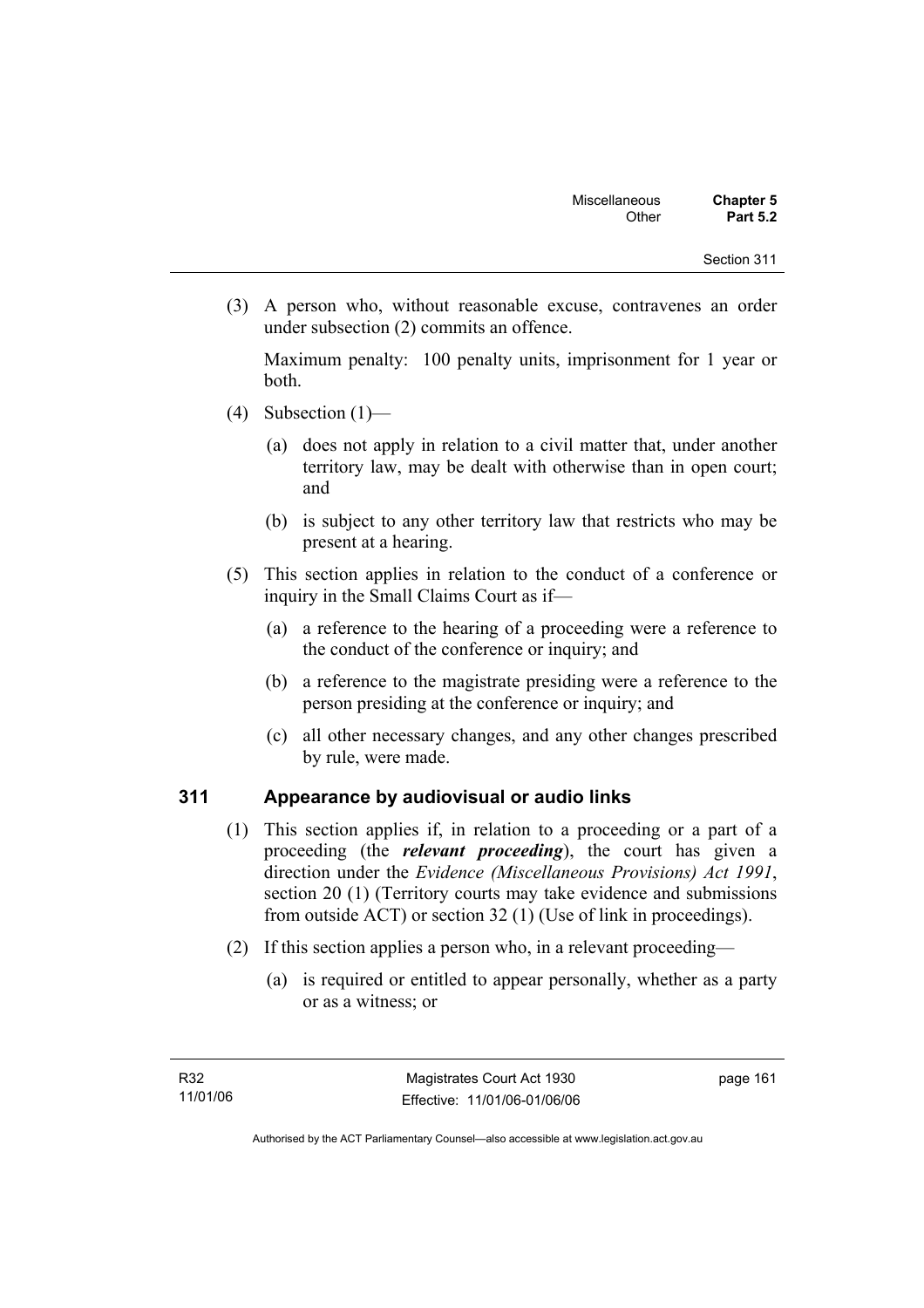(3) A person who, without reasonable excuse, contravenes an order under subsection (2) commits an offence.

Maximum penalty: 100 penalty units, imprisonment for 1 year or both.

(4) Subsection (1)—

(a) does not apply in relation to a civil matter that, under another territory law, may be dealt with otherwise than in open court; and

(b) is subject to any other territory law that restricts who may be present at a hearing.

(5) This section applies in relation to the conduct of a conference or inquiry in the Small Claims Court as if—

(a) a reference to the hearing of a proceeding were a reference to the conduct of the conference or inquiry; and

(b) a reference to the magistrate presiding were a reference to the person presiding at the conference or inquiry; and

(c) all other necessary changes, and any other changes prescribed by rule, were made.

## 311 Appearance by audiovisual or audio links

(1) This section applies if, in relation to a proceeding or a part of a proceeding (the ***relevant proceeding***), the court has given a direction under the *Evidence (Miscellaneous Provisions) Act 1991*, section 20 (1) (Territory courts may take evidence and submissions from outside ACT) or section 32 (1) (Use of link in proceedings).

(2) If this section applies a person who, in a relevant proceeding—

(a) is required or entitled to appear personally, whether as a party or as a witness; or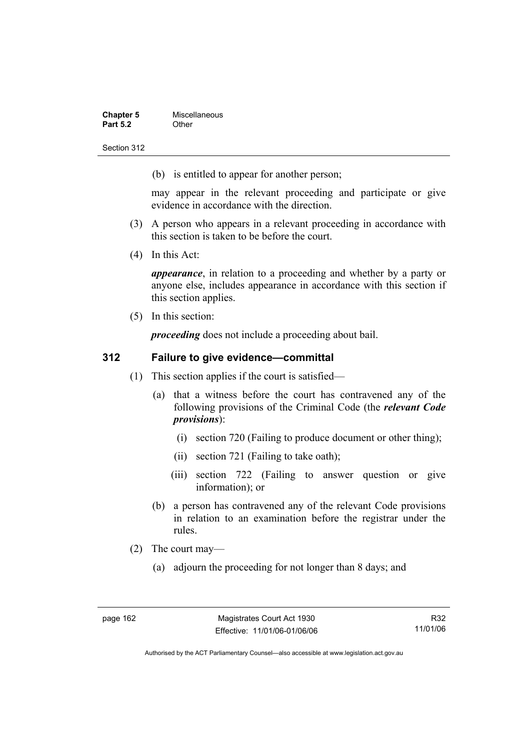(b) is entitled to appear for another person;

may appear in the relevant proceeding and participate or give evidence in accordance with the direction.

(3) A person who appears in a relevant proceeding in accordance with this section is taken to be before the court.

(4) In this Act:

***appearance***, in relation to a proceeding and whether by a party or anyone else, includes appearance in accordance with this section if this section applies.

(5) In this section:

***proceeding*** does not include a proceeding about bail.

## 312 Failure to give evidence—committal

(1) This section applies if the court is satisfied—

(a) that a witness before the court has contravened any of the following provisions of the Criminal Code (the ***relevant Code provisions***):

(i) section 720 (Failing to produce document or other thing);

(ii) section 721 (Failing to take oath);

(iii) section 722 (Failing to answer question or give information); or

(b) a person has contravened any of the relevant Code provisions in relation to an examination before the registrar under the rules.

(2) The court may—

(a) adjourn the proceeding for not longer than 8 days; and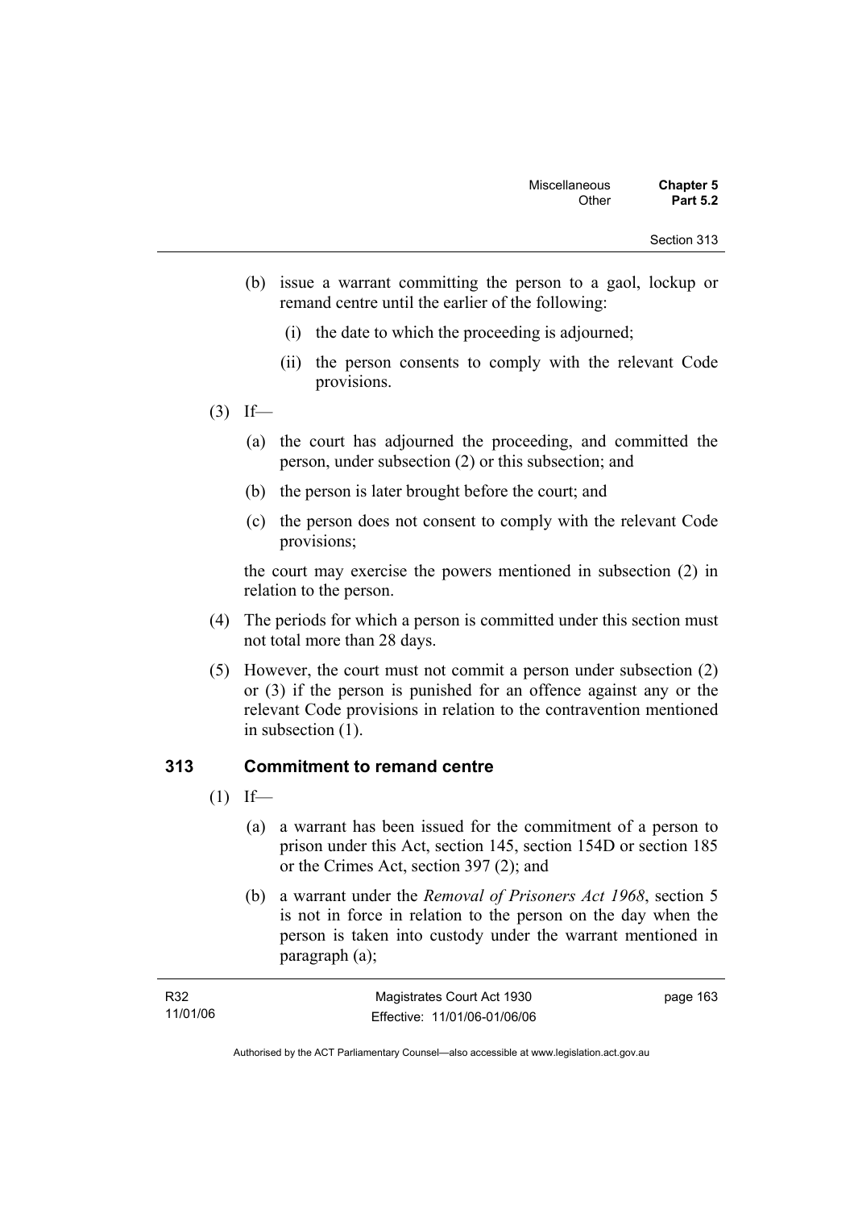(b) issue a warrant committing the person to a gaol, lockup or remand centre until the earlier of the following:

  (i) the date to which the proceeding is adjourned;

  (ii) the person consents to comply with the relevant Code provisions.

(3) If—

(a) the court has adjourned the proceeding, and committed the person, under subsection (2) or this subsection; and

(b) the person is later brought before the court; and

(c) the person does not consent to comply with the relevant Code provisions;

the court may exercise the powers mentioned in subsection (2) in relation to the person.

(4) The periods for which a person is committed under this section must not total more than 28 days.

(5) However, the court must not commit a person under subsection (2) or (3) if the person is punished for an offence against any or the relevant Code provisions in relation to the contravention mentioned in subsection (1).

## 313 Commitment to remand centre

(1) If—

(a) a warrant has been issued for the commitment of a person to prison under this Act, section 145, section 154D or section 185 or the Crimes Act, section 397 (2); and

(b) a warrant under the *Removal of Prisoners Act 1968*, section 5 is not in force in relation to the person on the day when the person is taken into custody under the warrant mentioned in paragraph (a);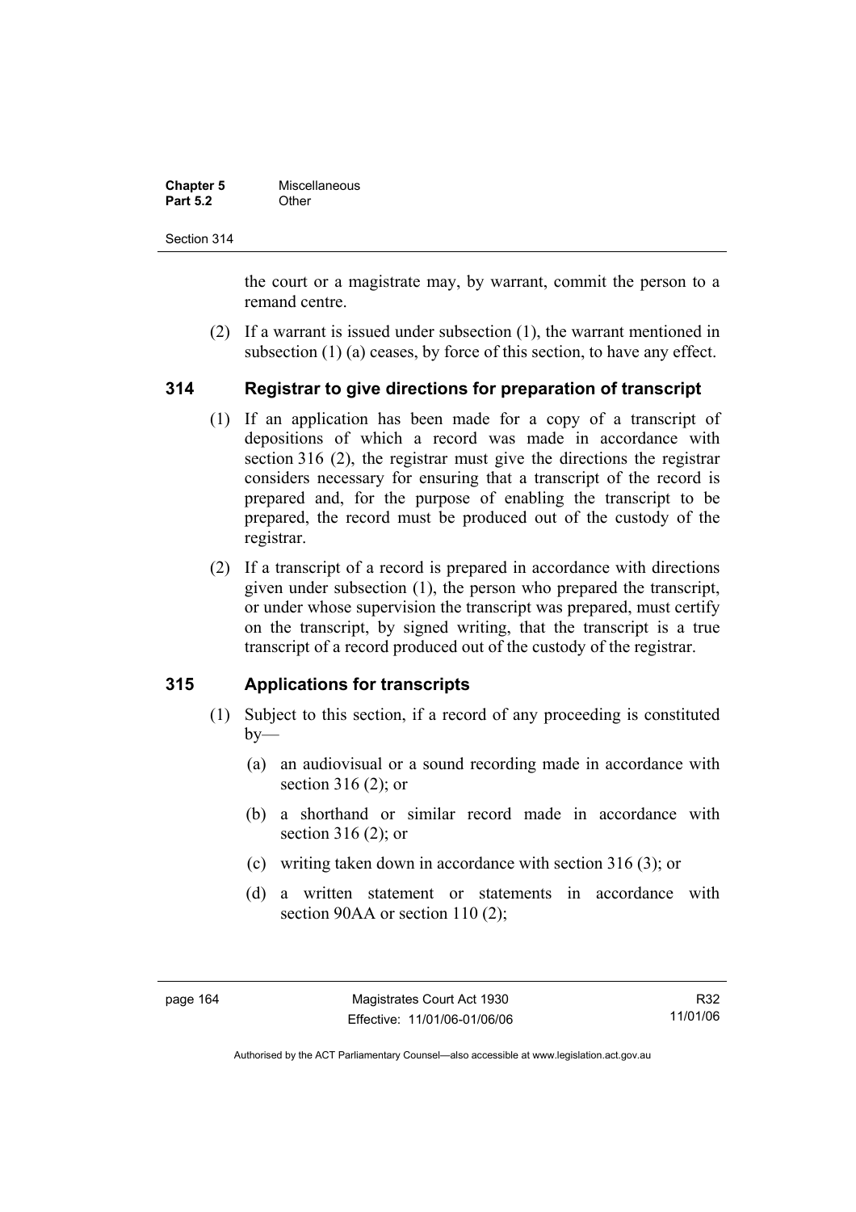the court or a magistrate may, by warrant, commit the person to a remand centre.

(2) If a warrant is issued under subsection (1), the warrant mentioned in subsection (1) (a) ceases, by force of this section, to have any effect.

## 314 Registrar to give directions for preparation of transcript

(1) If an application has been made for a copy of a transcript of depositions of which a record was made in accordance with section 316 (2), the registrar must give the directions the registrar considers necessary for ensuring that a transcript of the record is prepared and, for the purpose of enabling the transcript to be prepared, the record must be produced out of the custody of the registrar.

(2) If a transcript of a record is prepared in accordance with directions given under subsection (1), the person who prepared the transcript, or under whose supervision the transcript was prepared, must certify on the transcript, by signed writing, that the transcript is a true transcript of a record produced out of the custody of the registrar.

## 315 Applications for transcripts

(1) Subject to this section, if a record of any proceeding is constituted by—

(a) an audiovisual or a sound recording made in accordance with section 316 (2); or

(b) a shorthand or similar record made in accordance with section 316 (2); or

(c) writing taken down in accordance with section 316 (3); or

(d) a written statement or statements in accordance with section 90AA or section 110 (2);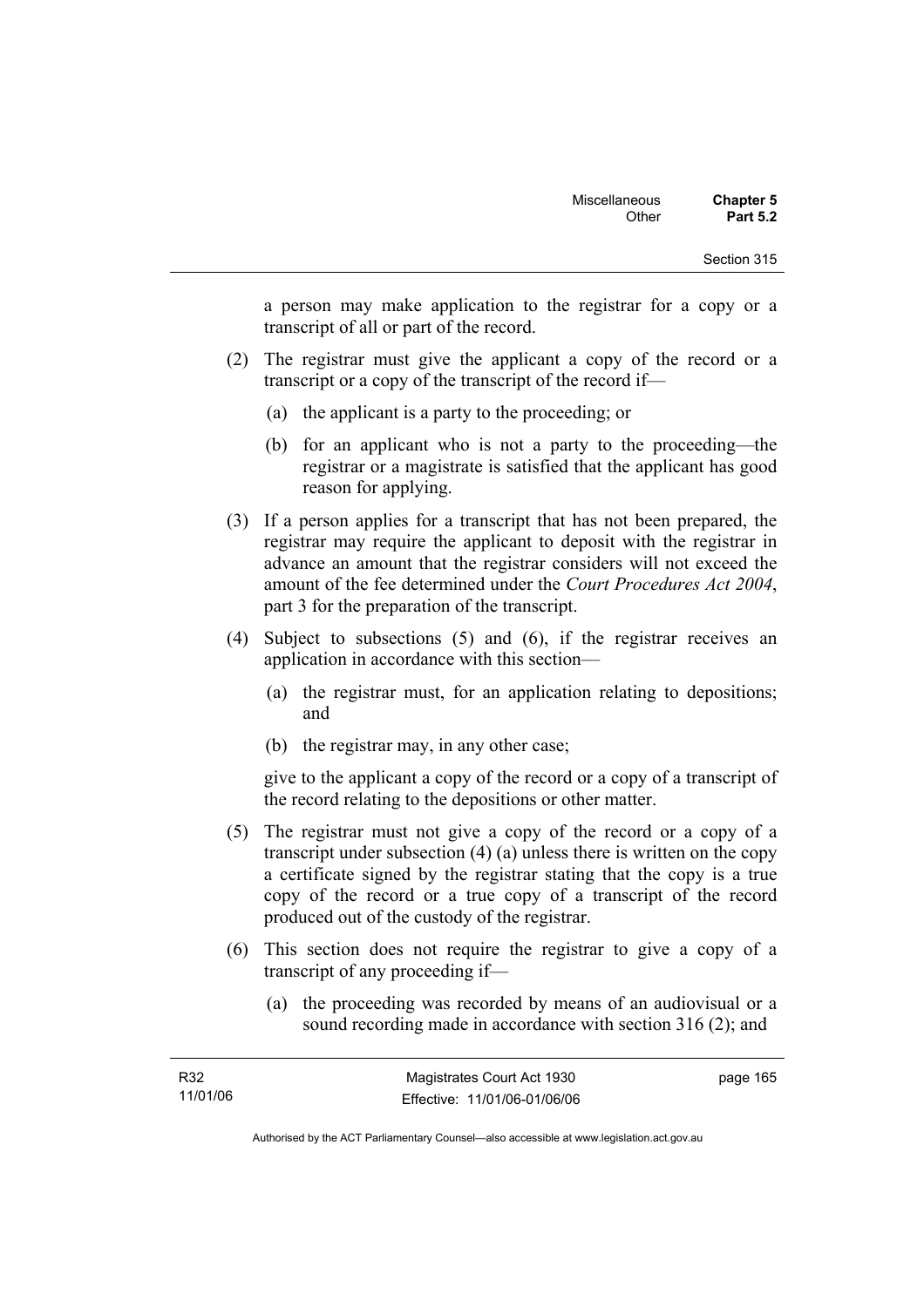a person may make application to the registrar for a copy or a transcript of all or part of the record.

(2) The registrar must give the applicant a copy of the record or a transcript or a copy of the transcript of the record if—

   (a) the applicant is a party to the proceeding; or

   (b) for an applicant who is not a party to the proceeding—the registrar or a magistrate is satisfied that the applicant has good reason for applying.

(3) If a person applies for a transcript that has not been prepared, the registrar may require the applicant to deposit with the registrar in advance an amount that the registrar considers will not exceed the amount of the fee determined under the *Court Procedures Act 2004*, part 3 for the preparation of the transcript.

(4) Subject to subsections (5) and (6), if the registrar receives an application in accordance with this section—

   (a) the registrar must, for an application relating to depositions; and

   (b) the registrar may, in any other case;

   give to the applicant a copy of the record or a copy of a transcript of the record relating to the depositions or other matter.

(5) The registrar must not give a copy of the record or a copy of a transcript under subsection (4) (a) unless there is written on the copy a certificate signed by the registrar stating that the copy is a true copy of the record or a true copy of a transcript of the record produced out of the custody of the registrar.

(6) This section does not require the registrar to give a copy of a transcript of any proceeding if—

   (a) the proceeding was recorded by means of an audiovisual or a sound recording made in accordance with section 316 (2); and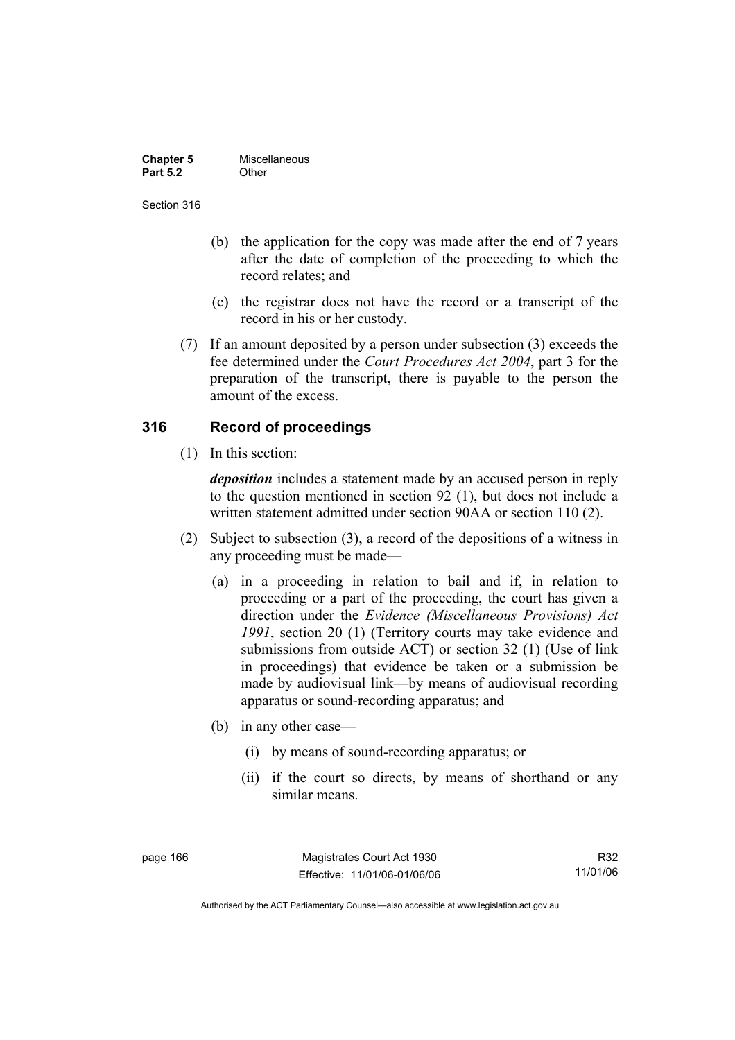(b) the application for the copy was made after the end of 7 years after the date of completion of the proceeding to which the record relates; and

(c) the registrar does not have the record or a transcript of the record in his or her custody.

(7) If an amount deposited by a person under subsection (3) exceeds the fee determined under the *Court Procedures Act 2004*, part 3 for the preparation of the transcript, there is payable to the person the amount of the excess.

## 316 Record of proceedings

(1) In this section:

***deposition*** includes a statement made by an accused person in reply to the question mentioned in section 92 (1), but does not include a written statement admitted under section 90AA or section 110 (2).

(2) Subject to subsection (3), a record of the depositions of a witness in any proceeding must be made—

(a) in a proceeding in relation to bail and if, in relation to proceeding or a part of the proceeding, the court has given a direction under the *Evidence (Miscellaneous Provisions) Act 1991*, section 20 (1) (Territory courts may take evidence and submissions from outside ACT) or section 32 (1) (Use of link in proceedings) that evidence be taken or a submission be made by audiovisual link—by means of audiovisual recording apparatus or sound-recording apparatus; and

(b) in any other case—

(i) by means of sound-recording apparatus; or

(ii) if the court so directs, by means of shorthand or any similar means.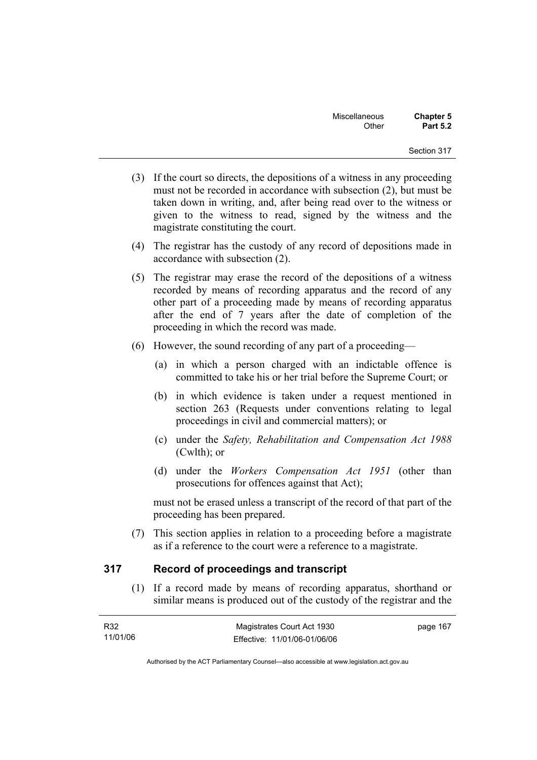(3) If the court so directs, the depositions of a witness in any proceeding must not be recorded in accordance with subsection (2), but must be taken down in writing, and, after being read over to the witness or given to the witness to read, signed by the witness and the magistrate constituting the court.

(4) The registrar has the custody of any record of depositions made in accordance with subsection (2).

(5) The registrar may erase the record of the depositions of a witness recorded by means of recording apparatus and the record of any other part of a proceeding made by means of recording apparatus after the end of 7 years after the date of completion of the proceeding in which the record was made.

(6) However, the sound recording of any part of a proceeding—

(a) in which a person charged with an indictable offence is committed to take his or her trial before the Supreme Court; or

(b) in which evidence is taken under a request mentioned in section 263 (Requests under conventions relating to legal proceedings in civil and commercial matters); or

(c) under the *Safety, Rehabilitation and Compensation Act 1988* (Cwlth); or

(d) under the *Workers Compensation Act 1951* (other than prosecutions for offences against that Act);

must not be erased unless a transcript of the record of that part of the proceeding has been prepared.

(7) This section applies in relation to a proceeding before a magistrate as if a reference to the court were a reference to a magistrate.

## 317 Record of proceedings and transcript

(1) If a record made by means of recording apparatus, shorthand or similar means is produced out of the custody of the registrar and the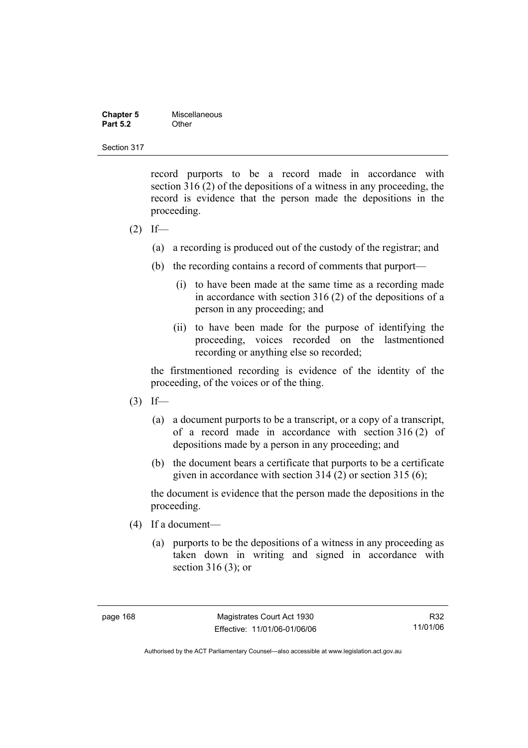record purports to be a record made in accordance with section 316 (2) of the depositions of a witness in any proceeding, the record is evidence that the person made the depositions in the proceeding.

(2) If—

(a) a recording is produced out of the custody of the registrar; and

(b) the recording contains a record of comments that purport—

(i) to have been made at the same time as a recording made in accordance with section 316 (2) of the depositions of a person in any proceeding; and

(ii) to have been made for the purpose of identifying the proceeding, voices recorded on the lastmentioned recording or anything else so recorded;

the firstmentioned recording is evidence of the identity of the proceeding, of the voices or of the thing.

(3) If—

(a) a document purports to be a transcript, or a copy of a transcript, of a record made in accordance with section 316 (2) of depositions made by a person in any proceeding; and

(b) the document bears a certificate that purports to be a certificate given in accordance with section 314 (2) or section 315 (6);

the document is evidence that the person made the depositions in the proceeding.

(4) If a document—

(a) purports to be the depositions of a witness in any proceeding as taken down in writing and signed in accordance with section 316 (3); or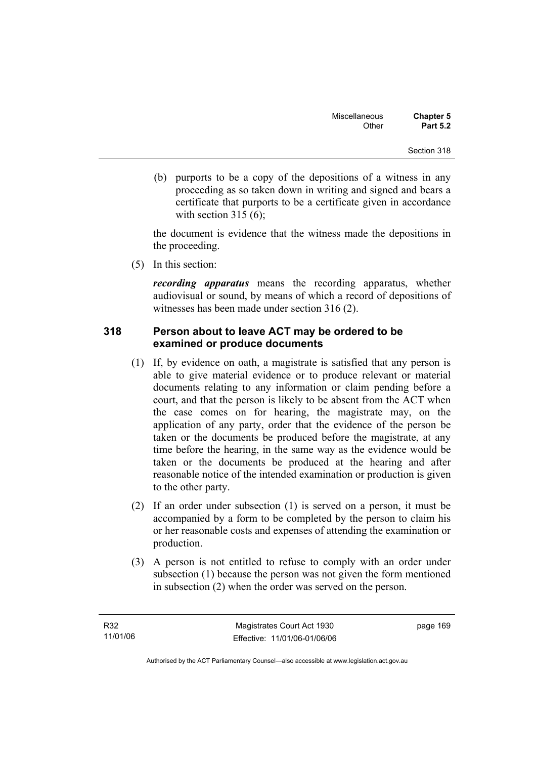(b) purports to be a copy of the depositions of a witness in any proceeding as so taken down in writing and signed and bears a certificate that purports to be a certificate given in accordance with section 315 (6);

the document is evidence that the witness made the depositions in the proceeding.

(5) In this section:

***recording apparatus*** means the recording apparatus, whether audiovisual or sound, by means of which a record of depositions of witnesses has been made under section 316 (2).

## 318 Person about to leave ACT may be ordered to be examined or produce documents

(1) If, by evidence on oath, a magistrate is satisfied that any person is able to give material evidence or to produce relevant or material documents relating to any information or claim pending before a court, and that the person is likely to be absent from the ACT when the case comes on for hearing, the magistrate may, on the application of any party, order that the evidence of the person be taken or the documents be produced before the magistrate, at any time before the hearing, in the same way as the evidence would be taken or the documents be produced at the hearing and after reasonable notice of the intended examination or production is given to the other party.

(2) If an order under subsection (1) is served on a person, it must be accompanied by a form to be completed by the person to claim his or her reasonable costs and expenses of attending the examination or production.

(3) A person is not entitled to refuse to comply with an order under subsection (1) because the person was not given the form mentioned in subsection (2) when the order was served on the person.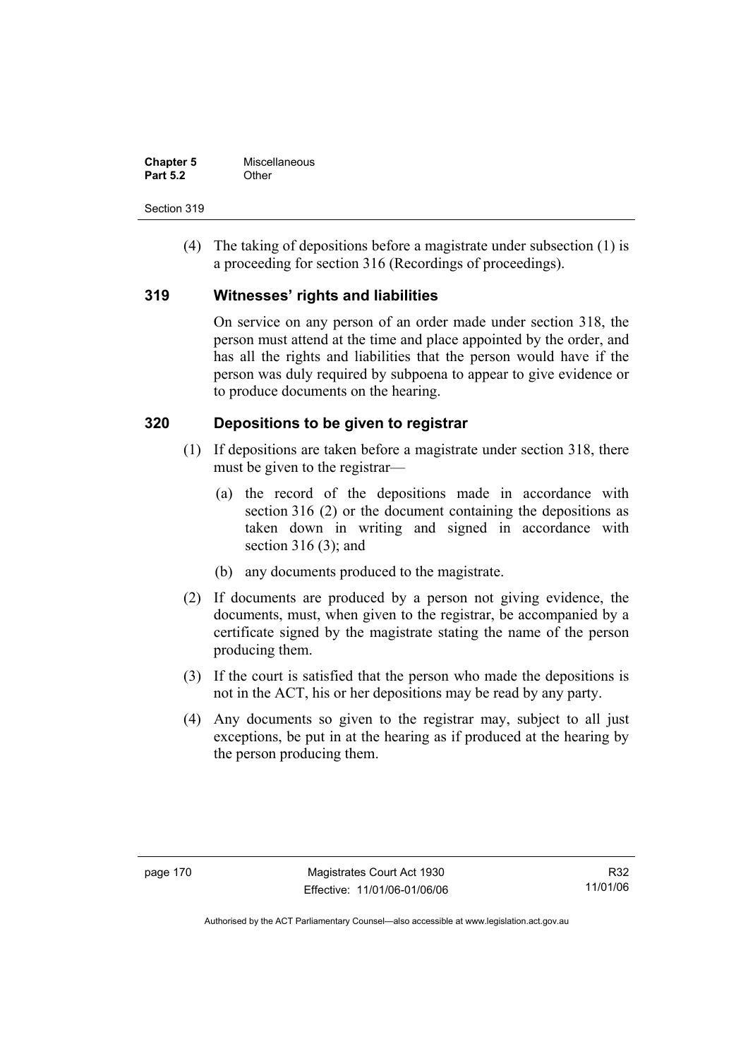(4) The taking of depositions before a magistrate under subsection (1) is a proceeding for section 316 (Recordings of proceedings).

## 319 Witnesses' rights and liabilities

On service on any person of an order made under section 318, the person must attend at the time and place appointed by the order, and has all the rights and liabilities that the person would have if the person was duly required by subpoena to appear to give evidence or to produce documents on the hearing.

## 320 Depositions to be given to registrar

(1) If depositions are taken before a magistrate under section 318, there must be given to the registrar—

(a) the record of the depositions made in accordance with section 316 (2) or the document containing the depositions as taken down in writing and signed in accordance with section 316 (3); and

(b) any documents produced to the magistrate.

(2) If documents are produced by a person not giving evidence, the documents, must, when given to the registrar, be accompanied by a certificate signed by the magistrate stating the name of the person producing them.

(3) If the court is satisfied that the person who made the depositions is not in the ACT, his or her depositions may be read by any party.

(4) Any documents so given to the registrar may, subject to all just exceptions, be put in at the hearing as if produced at the hearing by the person producing them.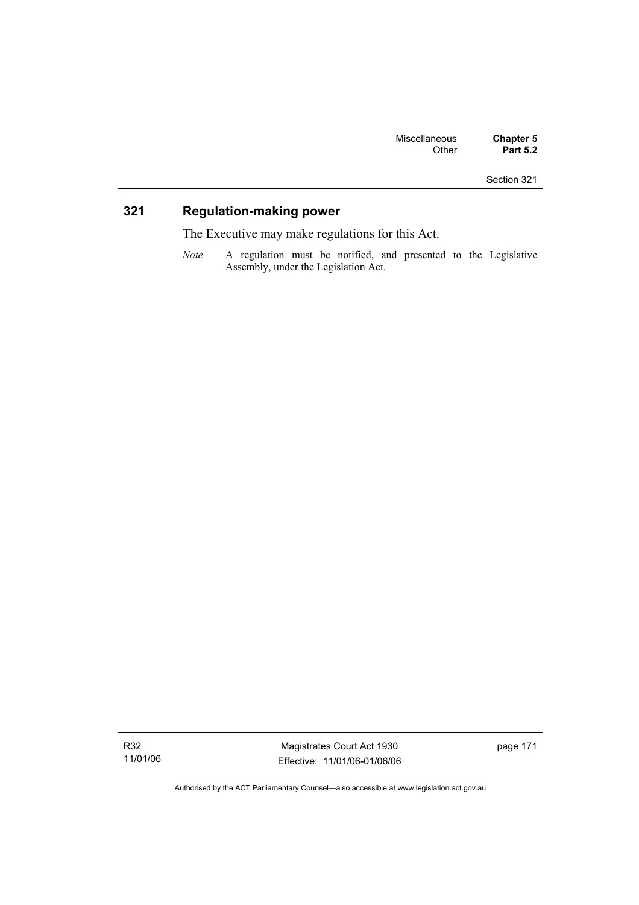## 321 Regulation-making power

The Executive may make regulations for this Act.

*Note* A regulation must be notified, and presented to the Legislative Assembly, under the Legislation Act.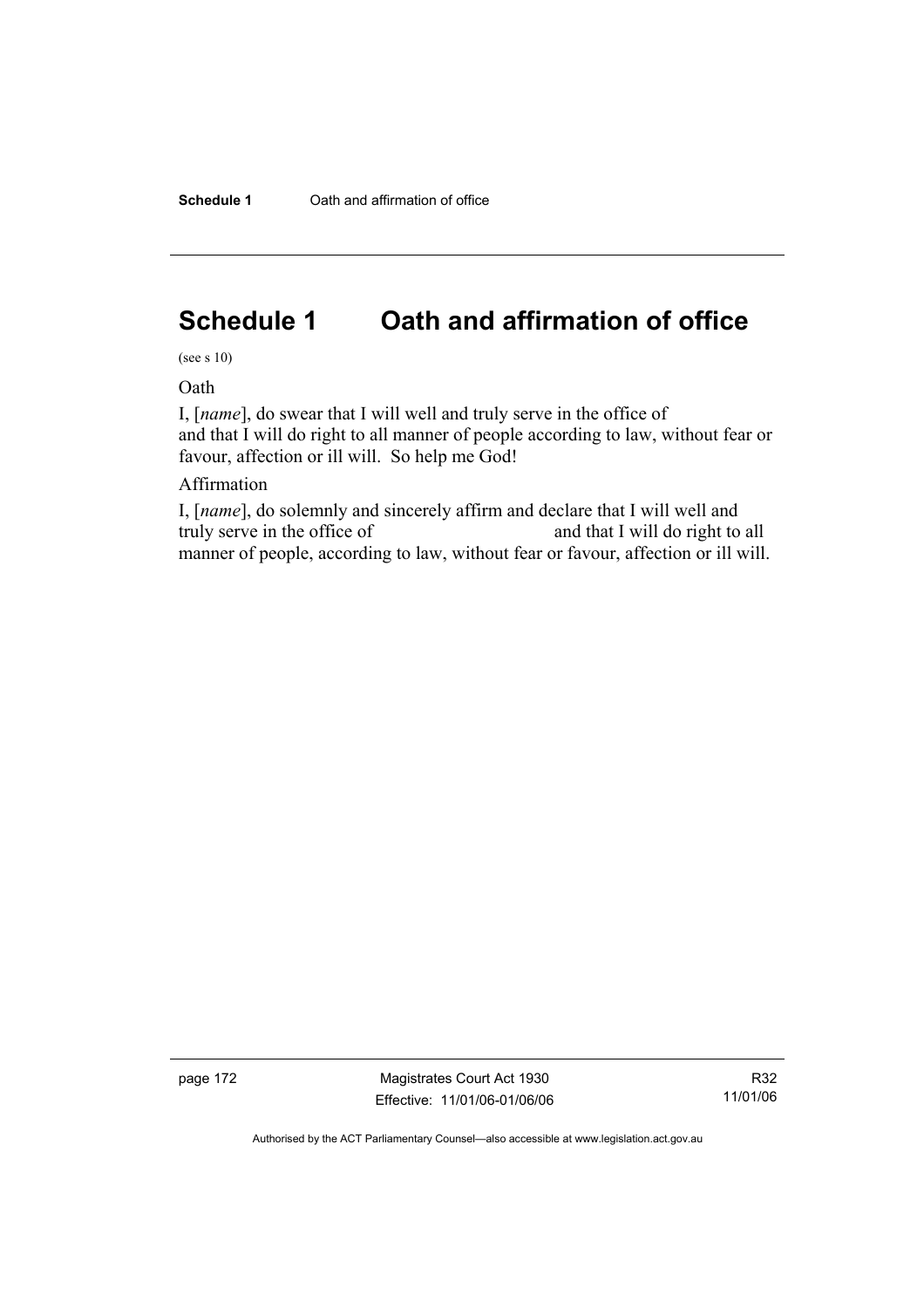# Schedule 1 Oath and affirmation of office

(see s 10)

Oath

I, [*name*], do swear that I will well and truly serve in the office of and that I will do right to all manner of people according to law, without fear or favour, affection or ill will. So help me God!

Affirmation

I, [*name*], do solemnly and sincerely affirm and declare that I will well and truly serve in the office of and that I will do right to all manner of people, according to law, without fear or favour, affection or ill will.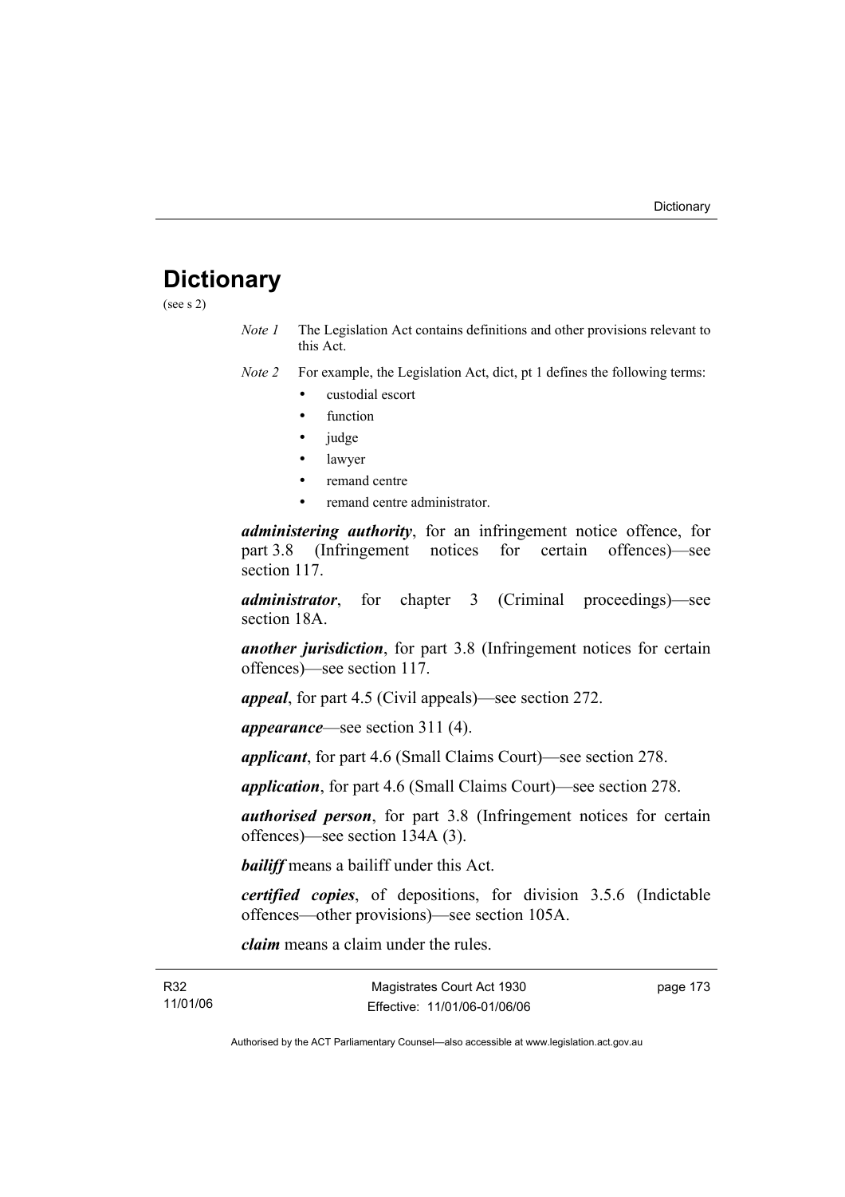# Dictionary

(see s 2)

*Note 1* The Legislation Act contains definitions and other provisions relevant to this Act.

*Note 2* For example, the Legislation Act, dict, pt 1 defines the following terms:

- custodial escort
- function
- judge
- lawyer
- remand centre
- remand centre administrator.

***administering authority***, for an infringement notice offence, for part 3.8 (Infringement notices for certain offences)—see section 117.

***administrator***, for chapter 3 (Criminal proceedings)—see section 18A.

***another jurisdiction***, for part 3.8 (Infringement notices for certain offences)—see section 117.

***appeal***, for part 4.5 (Civil appeals)—see section 272.

***appearance***—see section 311 (4).

***applicant***, for part 4.6 (Small Claims Court)—see section 278.

***application***, for part 4.6 (Small Claims Court)—see section 278.

***authorised person***, for part 3.8 (Infringement notices for certain offences)—see section 134A (3).

***bailiff*** means a bailiff under this Act.

***certified copies***, of depositions, for division 3.5.6 (Indictable offences—other provisions)—see section 105A.

***claim*** means a claim under the rules.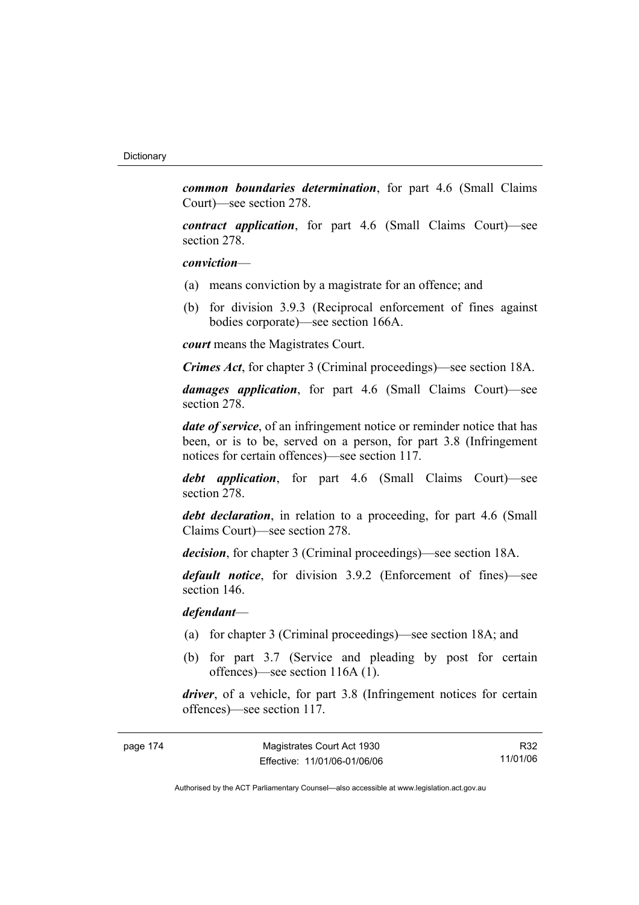***common boundaries determination***, for part 4.6 (Small Claims Court)—see section 278.

***contract application***, for part 4.6 (Small Claims Court)—see section 278.

***conviction***—

(a) means conviction by a magistrate for an offence; and

(b) for division 3.9.3 (Reciprocal enforcement of fines against bodies corporate)—see section 166A.

***court*** means the Magistrates Court.

***Crimes Act***, for chapter 3 (Criminal proceedings)—see section 18A.

***damages application***, for part 4.6 (Small Claims Court)—see section 278.

***date of service***, of an infringement notice or reminder notice that has been, or is to be, served on a person, for part 3.8 (Infringement notices for certain offences)—see section 117.

***debt application***, for part 4.6 (Small Claims Court)—see section 278.

***debt declaration***, in relation to a proceeding, for part 4.6 (Small Claims Court)—see section 278.

***decision***, for chapter 3 (Criminal proceedings)—see section 18A.

***default notice***, for division 3.9.2 (Enforcement of fines)—see section 146.

***defendant***—

(a) for chapter 3 (Criminal proceedings)—see section 18A; and

(b) for part 3.7 (Service and pleading by post for certain offences)—see section 116A (1).

***driver***, of a vehicle, for part 3.8 (Infringement notices for certain offences)—see section 117.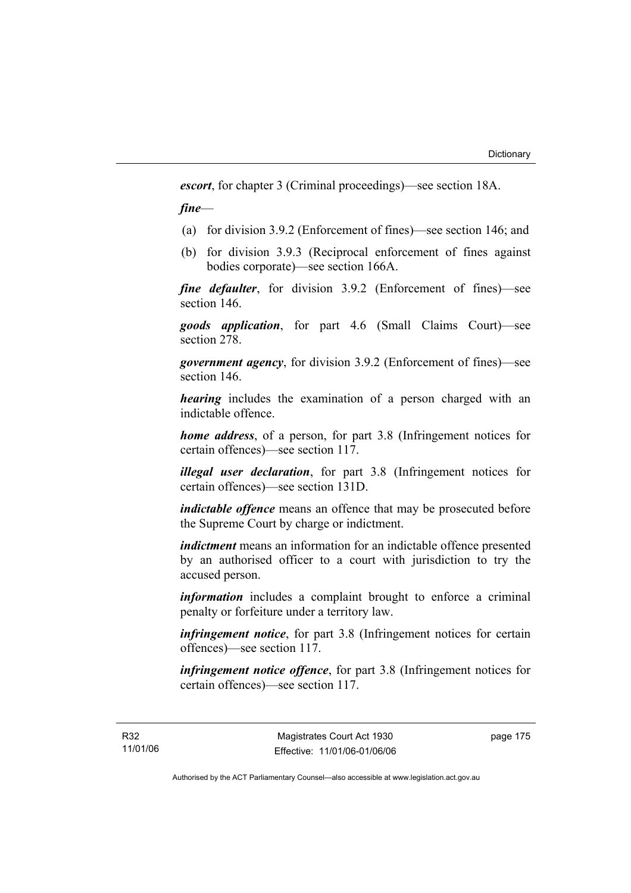***escort***, for chapter 3 (Criminal proceedings)—see section 18A.

***fine***—

(a) for division 3.9.2 (Enforcement of fines)—see section 146; and

(b) for division 3.9.3 (Reciprocal enforcement of fines against bodies corporate)—see section 166A.

***fine defaulter***, for division 3.9.2 (Enforcement of fines)—see section 146.

***goods application***, for part 4.6 (Small Claims Court)—see section 278.

***government agency***, for division 3.9.2 (Enforcement of fines)—see section 146.

***hearing*** includes the examination of a person charged with an indictable offence.

***home address***, of a person, for part 3.8 (Infringement notices for certain offences)—see section 117.

***illegal user declaration***, for part 3.8 (Infringement notices for certain offences)—see section 131D.

***indictable offence*** means an offence that may be prosecuted before the Supreme Court by charge or indictment.

***indictment*** means an information for an indictable offence presented by an authorised officer to a court with jurisdiction to try the accused person.

***information*** includes a complaint brought to enforce a criminal penalty or forfeiture under a territory law.

***infringement notice***, for part 3.8 (Infringement notices for certain offences)—see section 117.

***infringement notice offence***, for part 3.8 (Infringement notices for certain offences)—see section 117.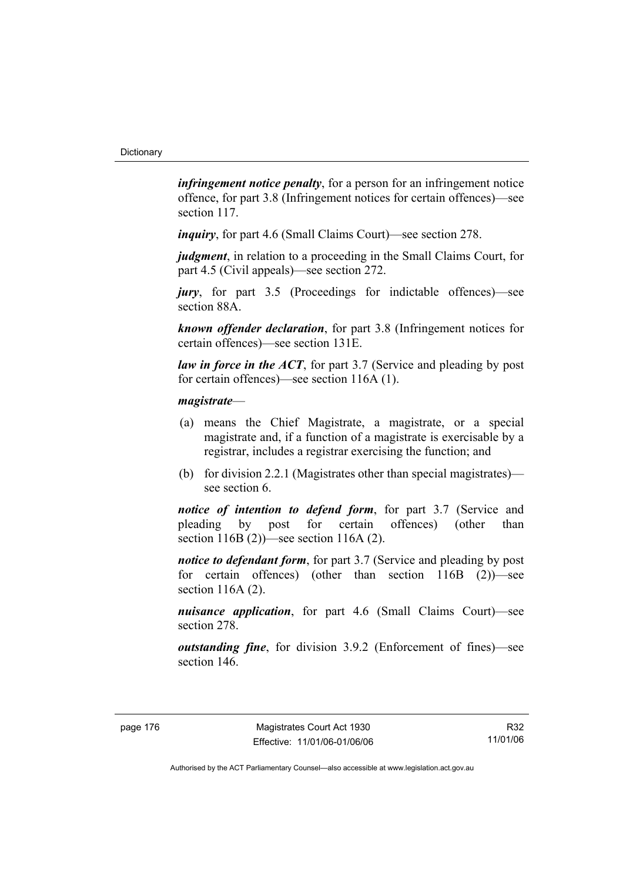***infringement notice penalty***, for a person for an infringement notice offence, for part 3.8 (Infringement notices for certain offences)—see section 117.

***inquiry***, for part 4.6 (Small Claims Court)—see section 278.

***judgment***, in relation to a proceeding in the Small Claims Court, for part 4.5 (Civil appeals)—see section 272.

***jury***, for part 3.5 (Proceedings for indictable offences)—see section 88A.

***known offender declaration***, for part 3.8 (Infringement notices for certain offences)—see section 131E.

***law in force in the ACT***, for part 3.7 (Service and pleading by post for certain offences)—see section 116A (1).

***magistrate***—

(a) means the Chief Magistrate, a magistrate, or a special magistrate and, if a function of a magistrate is exercisable by a registrar, includes a registrar exercising the function; and

(b) for division 2.2.1 (Magistrates other than special magistrates)—see section 6.

***notice of intention to defend form***, for part 3.7 (Service and pleading by post for certain offences) (other than section 116B (2))—see section 116A (2).

***notice to defendant form***, for part 3.7 (Service and pleading by post for certain offences) (other than section 116B (2))—see section 116A (2).

***nuisance application***, for part 4.6 (Small Claims Court)—see section 278.

***outstanding fine***, for division 3.9.2 (Enforcement of fines)—see section 146.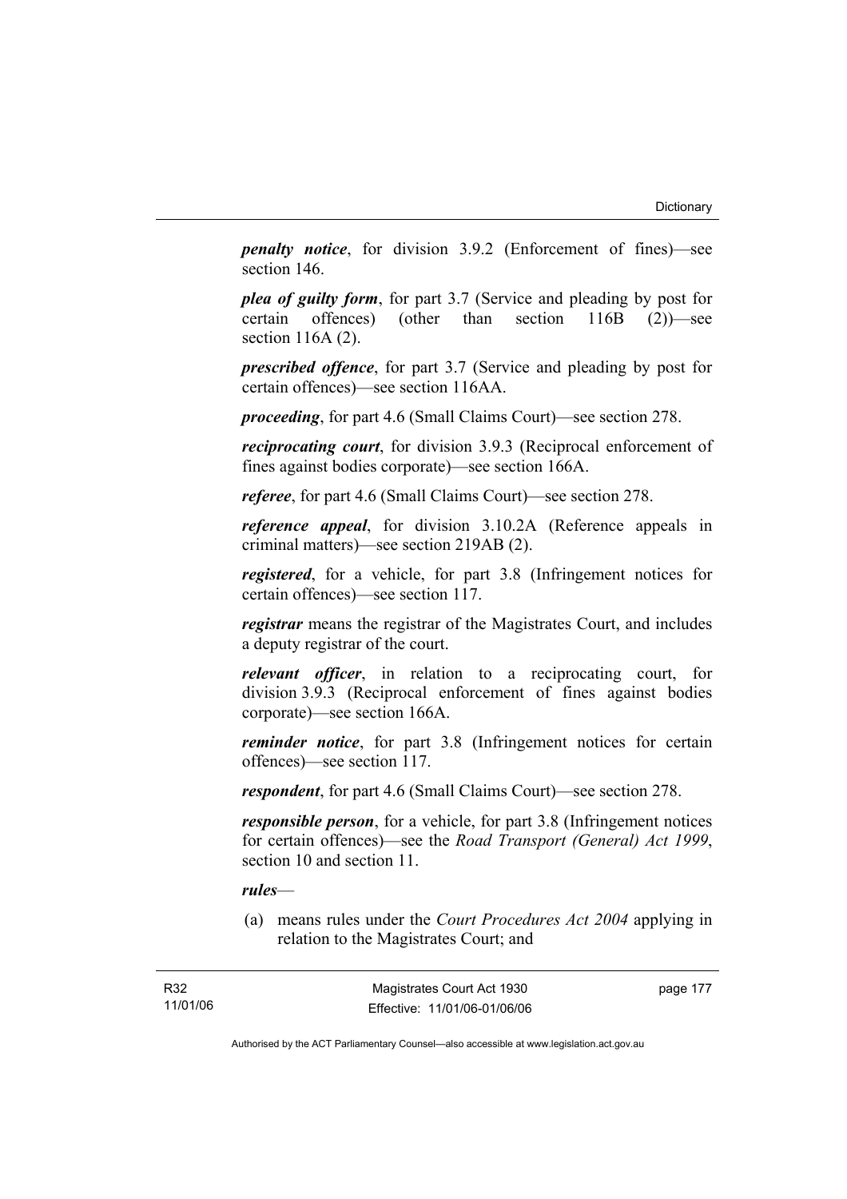***penalty notice***, for division 3.9.2 (Enforcement of fines)—see section 146.

***plea of guilty form***, for part 3.7 (Service and pleading by post for certain offences) (other than section 116B (2))—see section 116A (2).

***prescribed offence***, for part 3.7 (Service and pleading by post for certain offences)—see section 116AA.

***proceeding***, for part 4.6 (Small Claims Court)—see section 278.

***reciprocating court***, for division 3.9.3 (Reciprocal enforcement of fines against bodies corporate)—see section 166A.

***referee***, for part 4.6 (Small Claims Court)—see section 278.

***reference appeal***, for division 3.10.2A (Reference appeals in criminal matters)—see section 219AB (2).

***registered***, for a vehicle, for part 3.8 (Infringement notices for certain offences)—see section 117.

***registrar*** means the registrar of the Magistrates Court, and includes a deputy registrar of the court.

***relevant officer***, in relation to a reciprocating court, for division 3.9.3 (Reciprocal enforcement of fines against bodies corporate)—see section 166A.

***reminder notice***, for part 3.8 (Infringement notices for certain offences)—see section 117.

***respondent***, for part 4.6 (Small Claims Court)—see section 278.

***responsible person***, for a vehicle, for part 3.8 (Infringement notices for certain offences)—see the *Road Transport (General) Act 1999*, section 10 and section 11.

***rules***—

(a) means rules under the *Court Procedures Act 2004* applying in relation to the Magistrates Court; and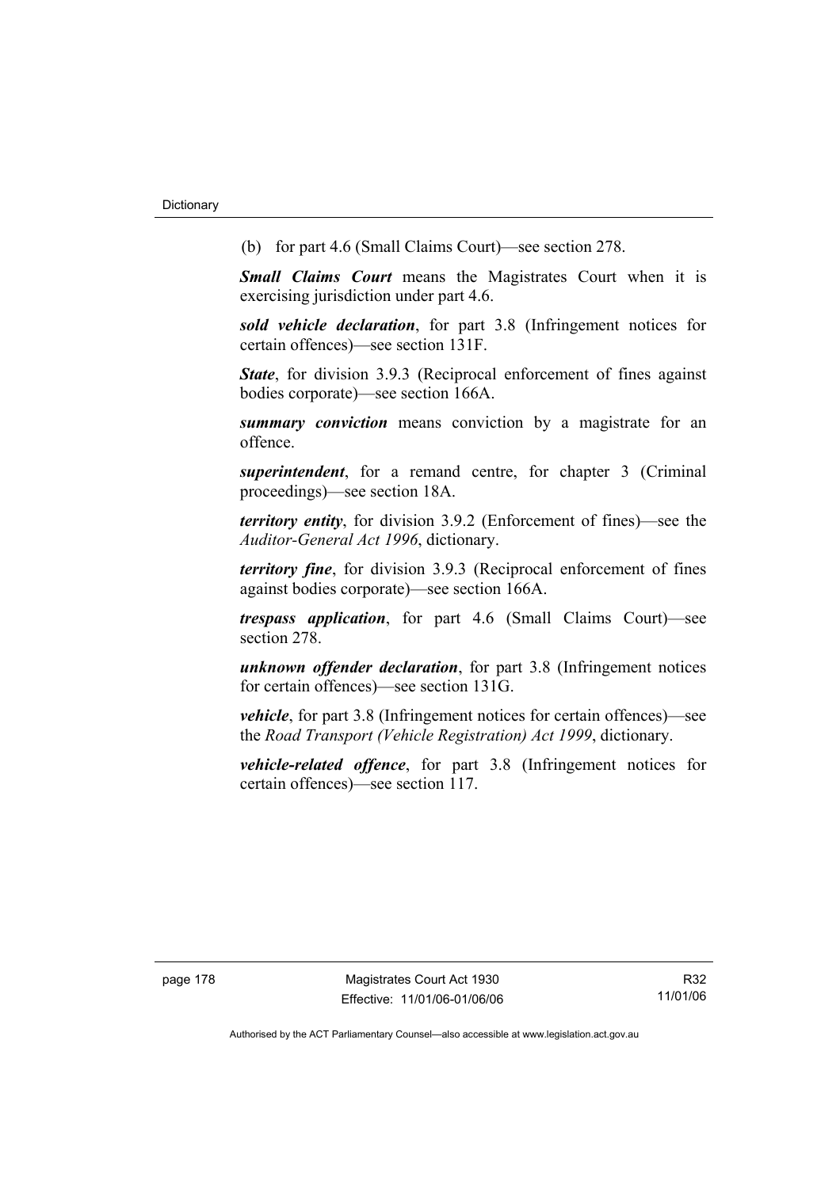(b) for part 4.6 (Small Claims Court)—see section 278.

***Small Claims Court*** means the Magistrates Court when it is exercising jurisdiction under part 4.6.

***sold vehicle declaration***, for part 3.8 (Infringement notices for certain offences)—see section 131F.

***State***, for division 3.9.3 (Reciprocal enforcement of fines against bodies corporate)—see section 166A.

***summary conviction*** means conviction by a magistrate for an offence.

***superintendent***, for a remand centre, for chapter 3 (Criminal proceedings)—see section 18A.

***territory entity***, for division 3.9.2 (Enforcement of fines)—see the *Auditor-General Act 1996*, dictionary.

***territory fine***, for division 3.9.3 (Reciprocal enforcement of fines against bodies corporate)—see section 166A.

***trespass application***, for part 4.6 (Small Claims Court)—see section 278.

***unknown offender declaration***, for part 3.8 (Infringement notices for certain offences)—see section 131G.

***vehicle***, for part 3.8 (Infringement notices for certain offences)—see the *Road Transport (Vehicle Registration) Act 1999*, dictionary.

***vehicle-related offence***, for part 3.8 (Infringement notices for certain offences)—see section 117.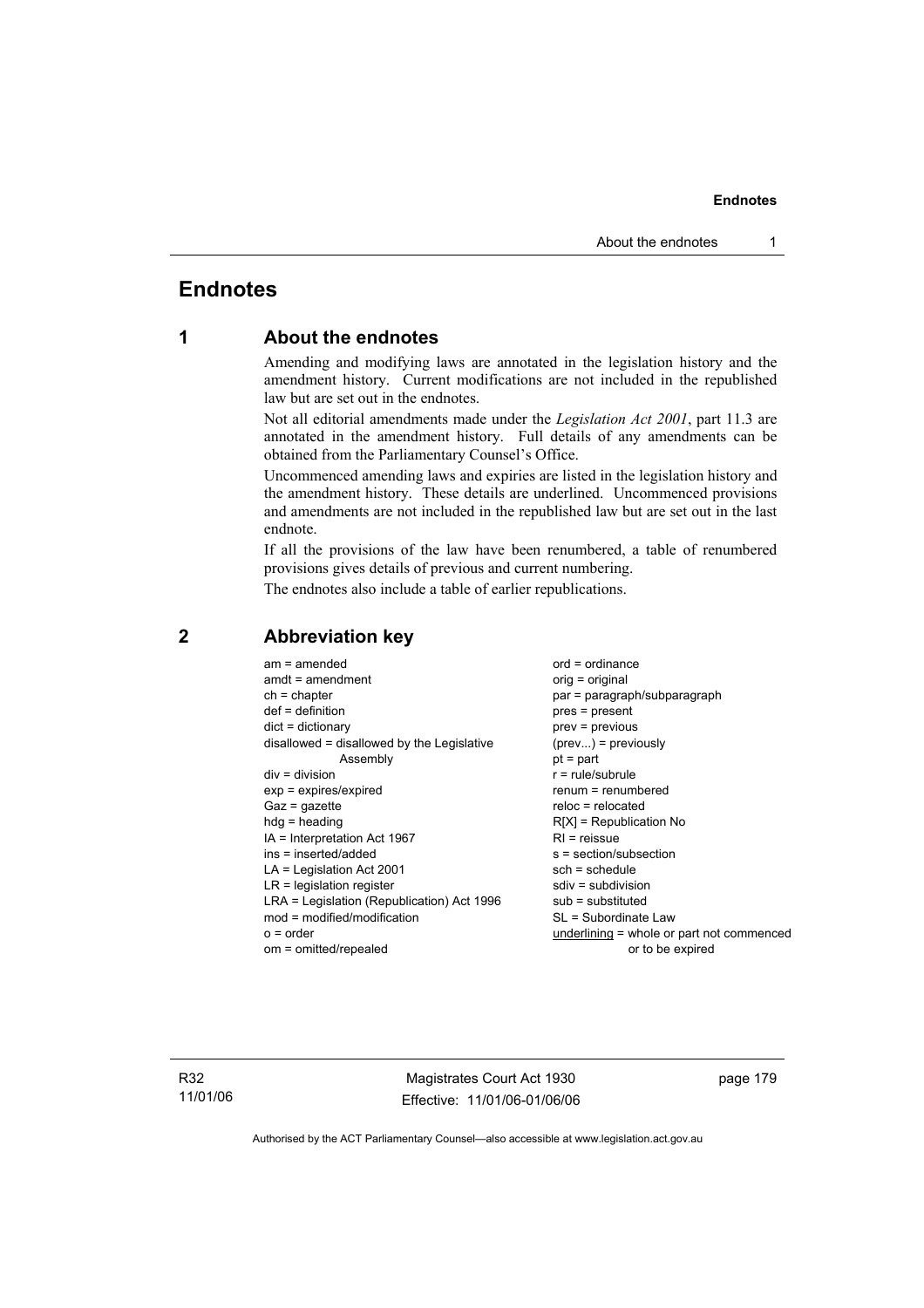# Endnotes

## 1 About the endnotes

Amending and modifying laws are annotated in the legislation history and the amendment history. Current modifications are not included in the republished law but are set out in the endnotes.

Not all editorial amendments made under the *Legislation Act 2001*, part 11.3 are annotated in the amendment history. Full details of any amendments can be obtained from the Parliamentary Counsel's Office.

Uncommenced amending laws and expiries are listed in the legislation history and the amendment history. These details are underlined. Uncommenced provisions and amendments are not included in the republished law but are set out in the last endnote.

If all the provisions of the law have been renumbered, a table of renumbered provisions gives details of previous and current numbering.

The endnotes also include a table of earlier republications.

## 2 Abbreviation key

am = amended
amdt = amendment
ch = chapter
def = definition
dict = dictionary
disallowed = disallowed by the Legislative Assembly
div = division
exp = expires/expired
Gaz = gazette
hdg = heading
IA = Interpretation Act 1967
ins = inserted/added
LA = Legislation Act 2001
LR = legislation register
LRA = Legislation (Republication) Act 1996
mod = modified/modification
o = order
om = omitted/repealed
ord = ordinance
orig = original
par = paragraph/subparagraph
pres = present
prev = previous
(prev...) = previously
pt = part
r = rule/subrule
renum = renumbered
reloc = relocated
R[X] = Republication No
RI = reissue
s = section/subsection
sch = schedule
sdiv = subdivision
sub = substituted
SL = Subordinate Law
underlining = whole or part not commenced or to be expired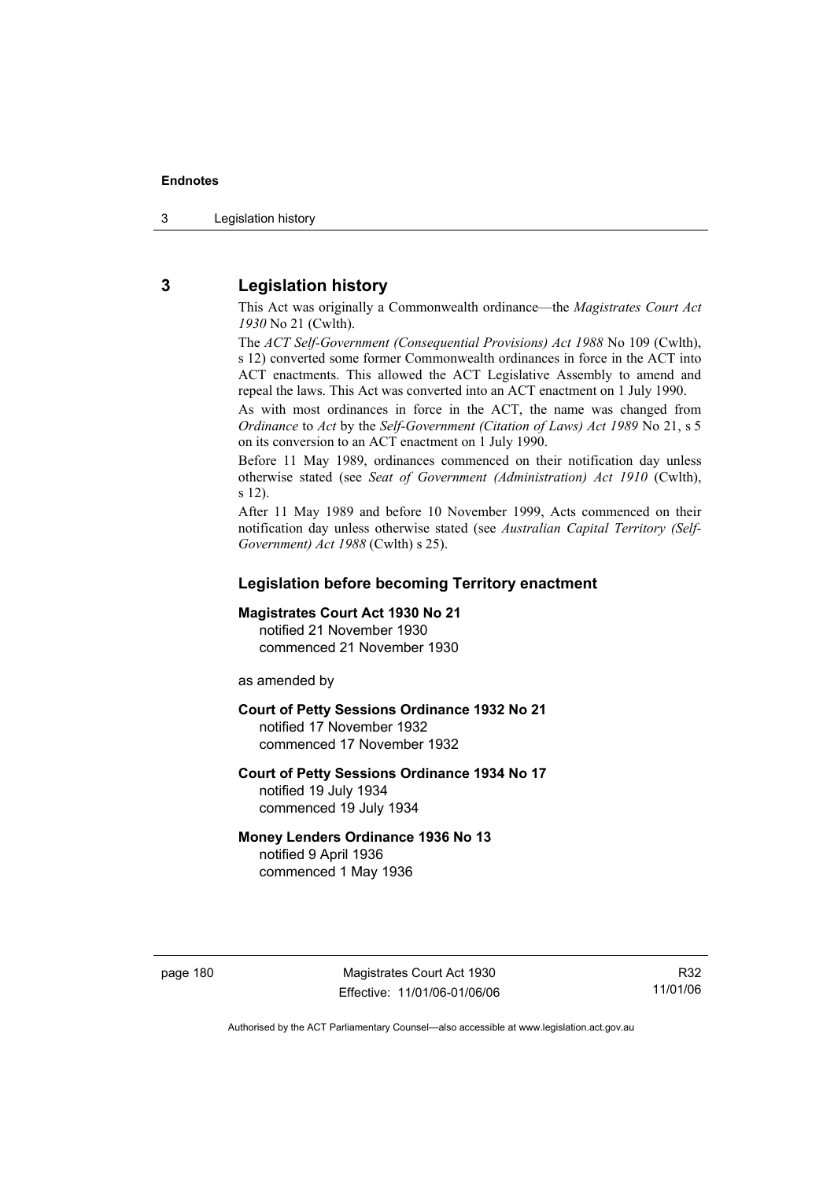## 3 Legislation history

This Act was originally a Commonwealth ordinance—the *Magistrates Court Act 1930* No 21 (Cwlth).

The *ACT Self-Government (Consequential Provisions) Act 1988* No 109 (Cwlth), s 12) converted some former Commonwealth ordinances in force in the ACT into ACT enactments. This allowed the ACT Legislative Assembly to amend and repeal the laws. This Act was converted into an ACT enactment on 1 July 1990.

As with most ordinances in force in the ACT, the name was changed from *Ordinance* to *Act* by the *Self-Government (Citation of Laws) Act 1989* No 21, s 5 on its conversion to an ACT enactment on 1 July 1990.

Before 11 May 1989, ordinances commenced on their notification day unless otherwise stated (see *Seat of Government (Administration) Act 1910* (Cwlth), s 12).

After 11 May 1989 and before 10 November 1999, Acts commenced on their notification day unless otherwise stated (see *Australian Capital Territory (Self-Government) Act 1988* (Cwlth) s 25).

### Legislation before becoming Territory enactment

**Magistrates Court Act 1930 No 21**
notified 21 November 1930
commenced 21 November 1930

as amended by

**Court of Petty Sessions Ordinance 1932 No 21**
notified 17 November 1932
commenced 17 November 1932

**Court of Petty Sessions Ordinance 1934 No 17**
notified 19 July 1934
commenced 19 July 1934

**Money Lenders Ordinance 1936 No 13**
notified 9 April 1936
commenced 1 May 1936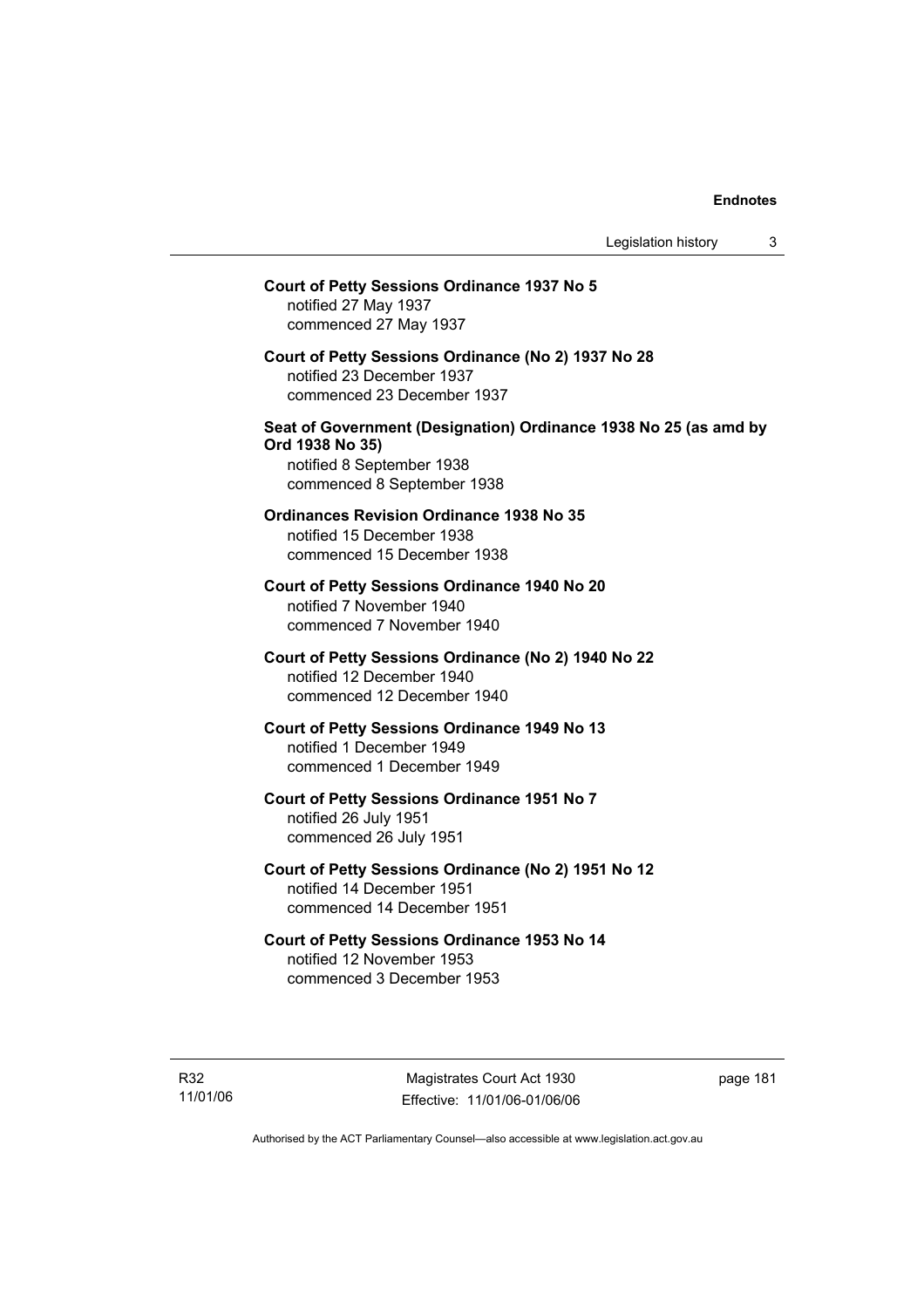**Court of Petty Sessions Ordinance 1937 No 5**
notified 27 May 1937
commenced 27 May 1937

**Court of Petty Sessions Ordinance (No 2) 1937 No 28**
notified 23 December 1937
commenced 23 December 1937

**Seat of Government (Designation) Ordinance 1938 No 25 (as amd by Ord 1938 No 35)**
notified 8 September 1938
commenced 8 September 1938

**Ordinances Revision Ordinance 1938 No 35**
notified 15 December 1938
commenced 15 December 1938

**Court of Petty Sessions Ordinance 1940 No 20**
notified 7 November 1940
commenced 7 November 1940

**Court of Petty Sessions Ordinance (No 2) 1940 No 22**
notified 12 December 1940
commenced 12 December 1940

**Court of Petty Sessions Ordinance 1949 No 13**
notified 1 December 1949
commenced 1 December 1949

**Court of Petty Sessions Ordinance 1951 No 7**
notified 26 July 1951
commenced 26 July 1951

**Court of Petty Sessions Ordinance (No 2) 1951 No 12**
notified 14 December 1951
commenced 14 December 1951

**Court of Petty Sessions Ordinance 1953 No 14**
notified 12 November 1953
commenced 3 December 1953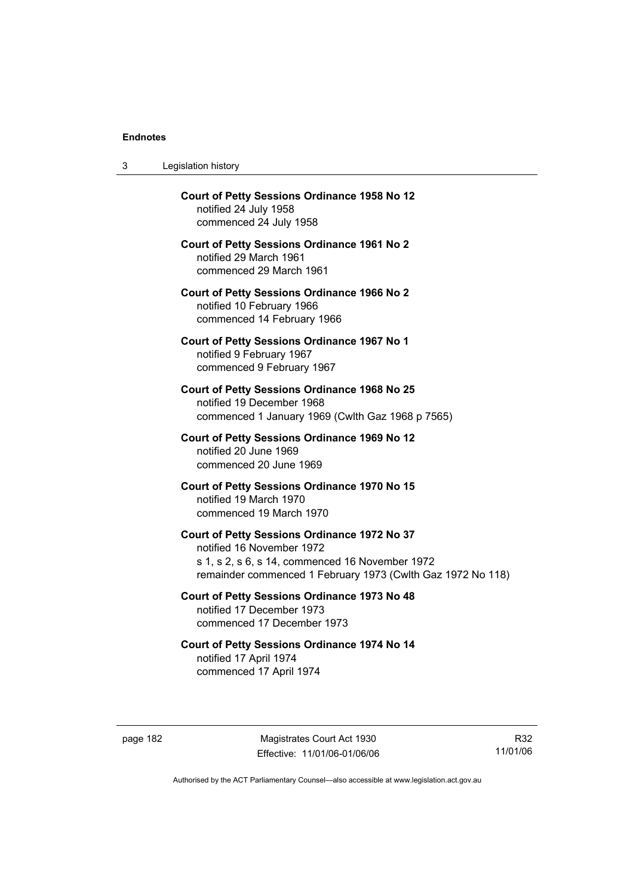**Court of Petty Sessions Ordinance 1958 No 12**
notified 24 July 1958
commenced 24 July 1958

**Court of Petty Sessions Ordinance 1961 No 2**
notified 29 March 1961
commenced 29 March 1961

**Court of Petty Sessions Ordinance 1966 No 2**
notified 10 February 1966
commenced 14 February 1966

**Court of Petty Sessions Ordinance 1967 No 1**
notified 9 February 1967
commenced 9 February 1967

**Court of Petty Sessions Ordinance 1968 No 25**
notified 19 December 1968
commenced 1 January 1969 (Cwlth Gaz 1968 p 7565)

**Court of Petty Sessions Ordinance 1969 No 12**
notified 20 June 1969
commenced 20 June 1969

**Court of Petty Sessions Ordinance 1970 No 15**
notified 19 March 1970
commenced 19 March 1970

**Court of Petty Sessions Ordinance 1972 No 37**
notified 16 November 1972
s 1, s 2, s 6, s 14, commenced 16 November 1972
remainder commenced 1 February 1973 (Cwlth Gaz 1972 No 118)

**Court of Petty Sessions Ordinance 1973 No 48**
notified 17 December 1973
commenced 17 December 1973

**Court of Petty Sessions Ordinance 1974 No 14**
notified 17 April 1974
commenced 17 April 1974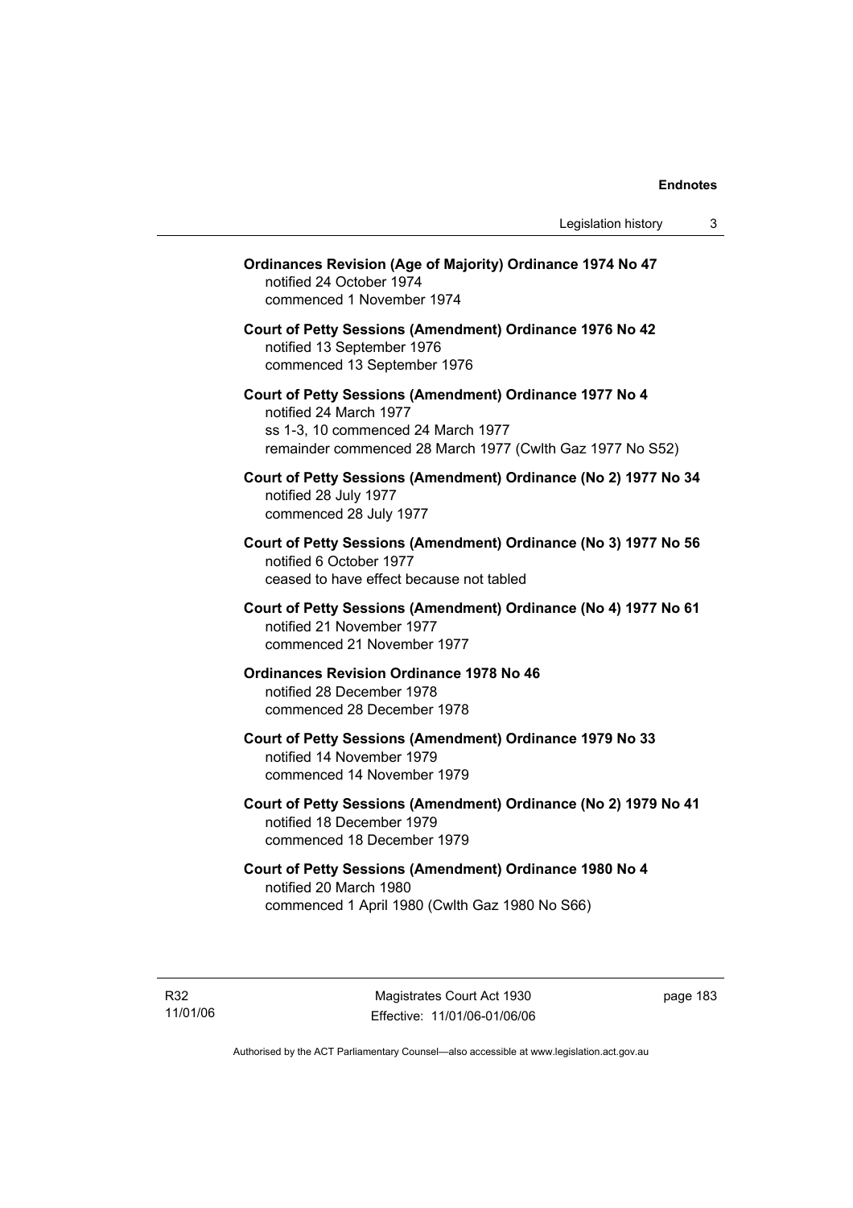**Ordinances Revision (Age of Majority) Ordinance 1974 No 47**
notified 24 October 1974
commenced 1 November 1974

**Court of Petty Sessions (Amendment) Ordinance 1976 No 42**
notified 13 September 1976
commenced 13 September 1976

**Court of Petty Sessions (Amendment) Ordinance 1977 No 4**
notified 24 March 1977
ss 1-3, 10 commenced 24 March 1977
remainder commenced 28 March 1977 (Cwlth Gaz 1977 No S52)

**Court of Petty Sessions (Amendment) Ordinance (No 2) 1977 No 34**
notified 28 July 1977
commenced 28 July 1977

**Court of Petty Sessions (Amendment) Ordinance (No 3) 1977 No 56**
notified 6 October 1977
ceased to have effect because not tabled

**Court of Petty Sessions (Amendment) Ordinance (No 4) 1977 No 61**
notified 21 November 1977
commenced 21 November 1977

**Ordinances Revision Ordinance 1978 No 46**
notified 28 December 1978
commenced 28 December 1978

**Court of Petty Sessions (Amendment) Ordinance 1979 No 33**
notified 14 November 1979
commenced 14 November 1979

**Court of Petty Sessions (Amendment) Ordinance (No 2) 1979 No 41**
notified 18 December 1979
commenced 18 December 1979

**Court of Petty Sessions (Amendment) Ordinance 1980 No 4**
notified 20 March 1980
commenced 1 April 1980 (Cwlth Gaz 1980 No S66)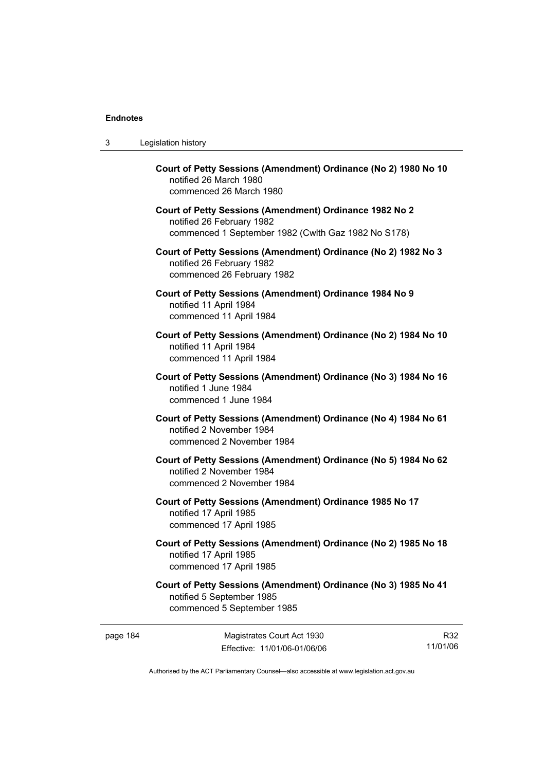**Court of Petty Sessions (Amendment) Ordinance (No 2) 1980 No 10**
notified 26 March 1980
commenced 26 March 1980

**Court of Petty Sessions (Amendment) Ordinance 1982 No 2**
notified 26 February 1982
commenced 1 September 1982 (Cwlth Gaz 1982 No S178)

**Court of Petty Sessions (Amendment) Ordinance (No 2) 1982 No 3**
notified 26 February 1982
commenced 26 February 1982

**Court of Petty Sessions (Amendment) Ordinance 1984 No 9**
notified 11 April 1984
commenced 11 April 1984

**Court of Petty Sessions (Amendment) Ordinance (No 2) 1984 No 10**
notified 11 April 1984
commenced 11 April 1984

**Court of Petty Sessions (Amendment) Ordinance (No 3) 1984 No 16**
notified 1 June 1984
commenced 1 June 1984

**Court of Petty Sessions (Amendment) Ordinance (No 4) 1984 No 61**
notified 2 November 1984
commenced 2 November 1984

**Court of Petty Sessions (Amendment) Ordinance (No 5) 1984 No 62**
notified 2 November 1984
commenced 2 November 1984

**Court of Petty Sessions (Amendment) Ordinance 1985 No 17**
notified 17 April 1985
commenced 17 April 1985

**Court of Petty Sessions (Amendment) Ordinance (No 2) 1985 No 18**
notified 17 April 1985
commenced 17 April 1985

**Court of Petty Sessions (Amendment) Ordinance (No 3) 1985 No 41**
notified 5 September 1985
commenced 5 September 1985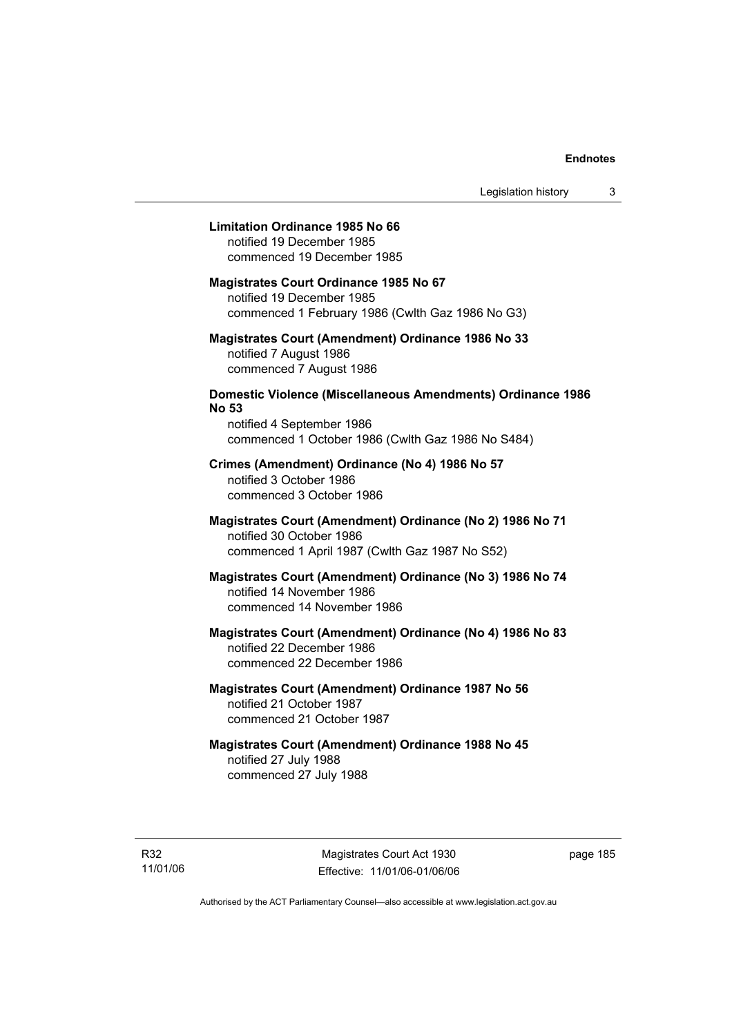**Limitation Ordinance 1985 No 66**
notified 19 December 1985
commenced 19 December 1985

**Magistrates Court Ordinance 1985 No 67**
notified 19 December 1985
commenced 1 February 1986 (Cwlth Gaz 1986 No G3)

**Magistrates Court (Amendment) Ordinance 1986 No 33**
notified 7 August 1986
commenced 7 August 1986

**Domestic Violence (Miscellaneous Amendments) Ordinance 1986 No 53**
notified 4 September 1986
commenced 1 October 1986 (Cwlth Gaz 1986 No S484)

**Crimes (Amendment) Ordinance (No 4) 1986 No 57**
notified 3 October 1986
commenced 3 October 1986

**Magistrates Court (Amendment) Ordinance (No 2) 1986 No 71**
notified 30 October 1986
commenced 1 April 1987 (Cwlth Gaz 1987 No S52)

**Magistrates Court (Amendment) Ordinance (No 3) 1986 No 74**
notified 14 November 1986
commenced 14 November 1986

**Magistrates Court (Amendment) Ordinance (No 4) 1986 No 83**
notified 22 December 1986
commenced 22 December 1986

**Magistrates Court (Amendment) Ordinance 1987 No 56**
notified 21 October 1987
commenced 21 October 1987

**Magistrates Court (Amendment) Ordinance 1988 No 45**
notified 27 July 1988
commenced 27 July 1988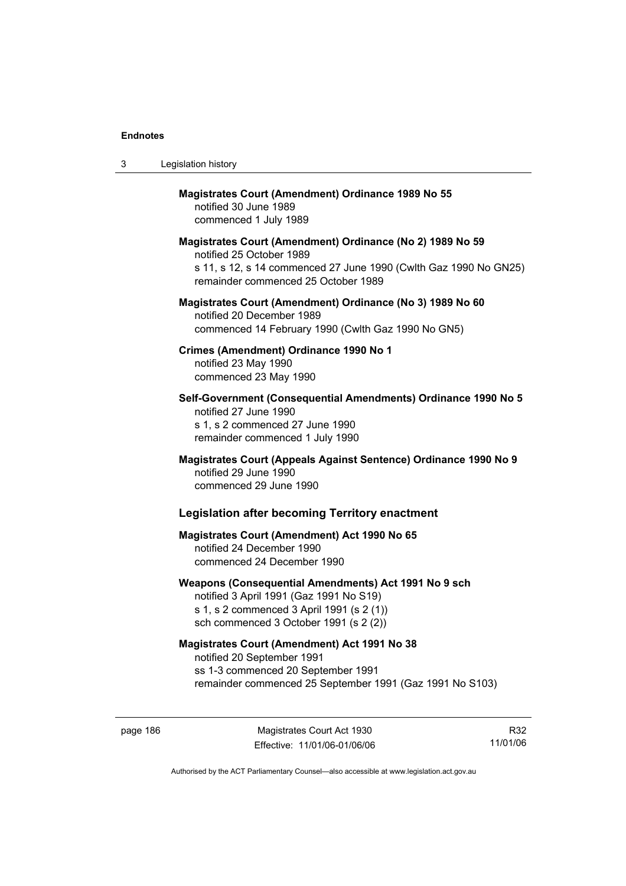**Magistrates Court (Amendment) Ordinance 1989 No 55**
notified 30 June 1989
commenced 1 July 1989

**Magistrates Court (Amendment) Ordinance (No 2) 1989 No 59**
notified 25 October 1989
s 11, s 12, s 14 commenced 27 June 1990 (Cwlth Gaz 1990 No GN25)
remainder commenced 25 October 1989

**Magistrates Court (Amendment) Ordinance (No 3) 1989 No 60**
notified 20 December 1989
commenced 14 February 1990 (Cwlth Gaz 1990 No GN5)

**Crimes (Amendment) Ordinance 1990 No 1**
notified 23 May 1990
commenced 23 May 1990

**Self-Government (Consequential Amendments) Ordinance 1990 No 5**
notified 27 June 1990
s 1, s 2 commenced 27 June 1990
remainder commenced 1 July 1990

**Magistrates Court (Appeals Against Sentence) Ordinance 1990 No 9**
notified 29 June 1990
commenced 29 June 1990

## Legislation after becoming Territory enactment

**Magistrates Court (Amendment) Act 1990 No 65**
notified 24 December 1990
commenced 24 December 1990

**Weapons (Consequential Amendments) Act 1991 No 9 sch**
notified 3 April 1991 (Gaz 1991 No S19)
s 1, s 2 commenced 3 April 1991 (s 2 (1))
sch commenced 3 October 1991 (s 2 (2))

**Magistrates Court (Amendment) Act 1991 No 38**
notified 20 September 1991
ss 1-3 commenced 20 September 1991
remainder commenced 25 September 1991 (Gaz 1991 No S103)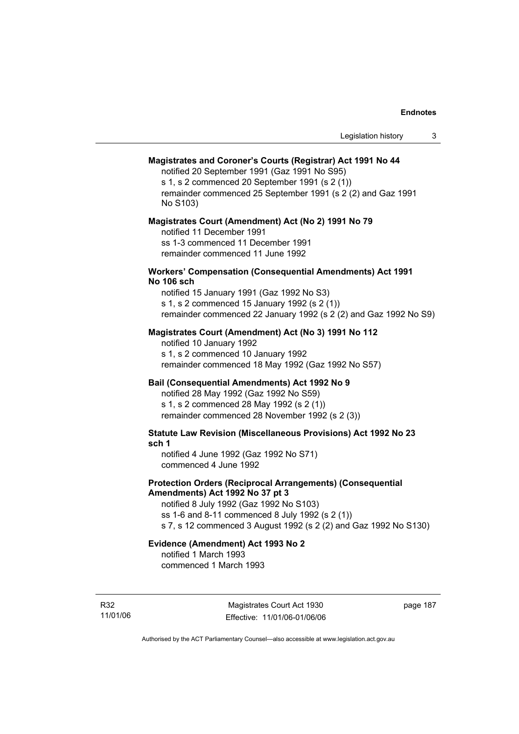**Magistrates and Coroner's Courts (Registrar) Act 1991 No 44**

notified 20 September 1991 (Gaz 1991 No S95)
s 1, s 2 commenced 20 September 1991 (s 2 (1))
remainder commenced 25 September 1991 (s 2 (2) and Gaz 1991 No S103)

**Magistrates Court (Amendment) Act (No 2) 1991 No 79**

notified 11 December 1991
ss 1-3 commenced 11 December 1991
remainder commenced 11 June 1992

**Workers' Compensation (Consequential Amendments) Act 1991 No 106 sch**

notified 15 January 1991 (Gaz 1992 No S3)
s 1, s 2 commenced 15 January 1992 (s 2 (1))
remainder commenced 22 January 1992 (s 2 (2) and Gaz 1992 No S9)

**Magistrates Court (Amendment) Act (No 3) 1991 No 112**

notified 10 January 1992
s 1, s 2 commenced 10 January 1992
remainder commenced 18 May 1992 (Gaz 1992 No S57)

**Bail (Consequential Amendments) Act 1992 No 9**

notified 28 May 1992 (Gaz 1992 No S59)
s 1, s 2 commenced 28 May 1992 (s 2 (1))
remainder commenced 28 November 1992 (s 2 (3))

**Statute Law Revision (Miscellaneous Provisions) Act 1992 No 23 sch 1**

notified 4 June 1992 (Gaz 1992 No S71)
commenced 4 June 1992

**Protection Orders (Reciprocal Arrangements) (Consequential Amendments) Act 1992 No 37 pt 3**

notified 8 July 1992 (Gaz 1992 No S103)
ss 1-6 and 8-11 commenced 8 July 1992 (s 2 (1))
s 7, s 12 commenced 3 August 1992 (s 2 (2) and Gaz 1992 No S130)

**Evidence (Amendment) Act 1993 No 2**

notified 1 March 1993
commenced 1 March 1993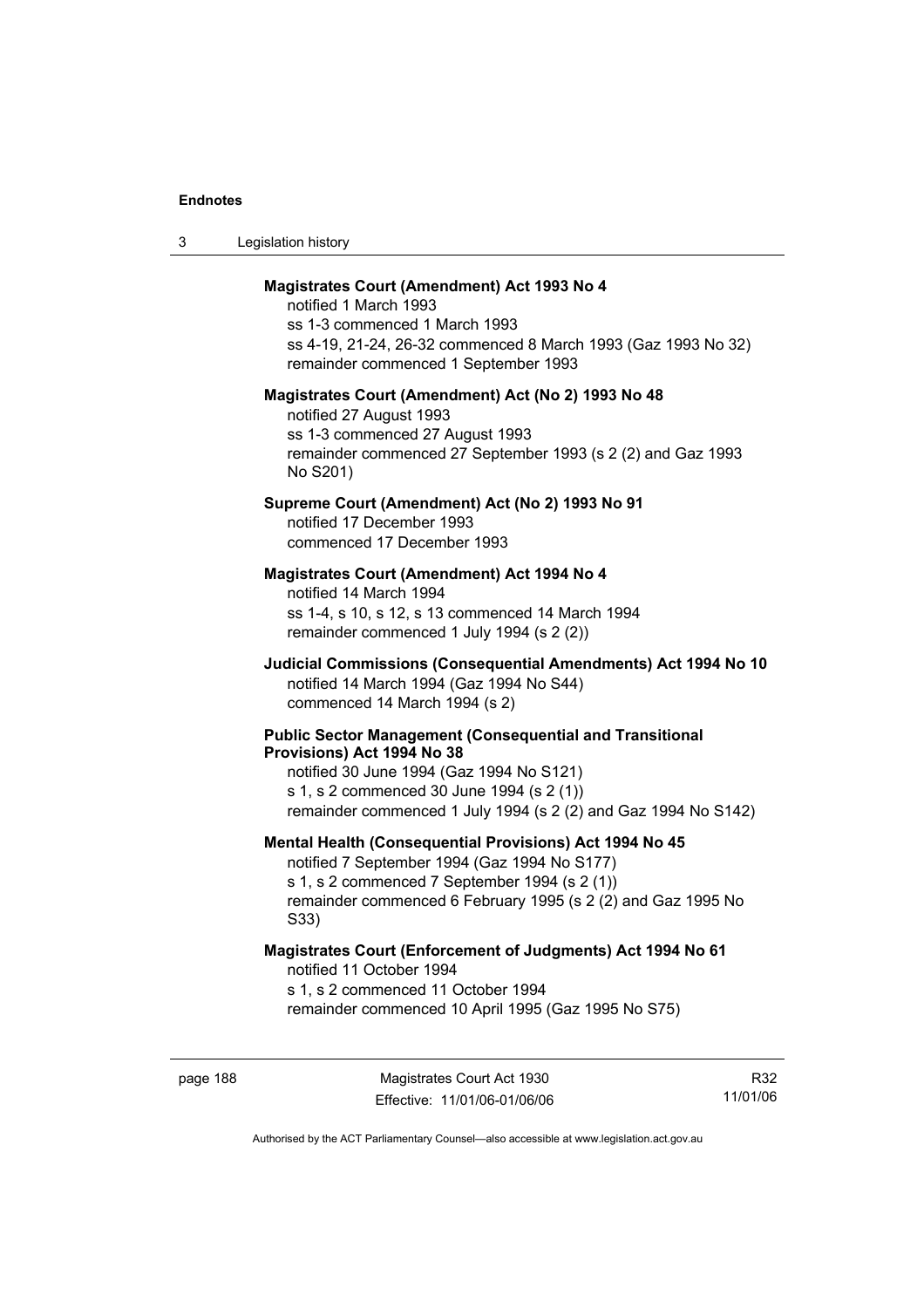**Magistrates Court (Amendment) Act 1993 No 4**

notified 1 March 1993
ss 1-3 commenced 1 March 1993
ss 4-19, 21-24, 26-32 commenced 8 March 1993 (Gaz 1993 No 32)
remainder commenced 1 September 1993

**Magistrates Court (Amendment) Act (No 2) 1993 No 48**

notified 27 August 1993
ss 1-3 commenced 27 August 1993
remainder commenced 27 September 1993 (s 2 (2) and Gaz 1993 No S201)

**Supreme Court (Amendment) Act (No 2) 1993 No 91**

notified 17 December 1993
commenced 17 December 1993

**Magistrates Court (Amendment) Act 1994 No 4**

notified 14 March 1994
ss 1-4, s 10, s 12, s 13 commenced 14 March 1994
remainder commenced 1 July 1994 (s 2 (2))

**Judicial Commissions (Consequential Amendments) Act 1994 No 10**

notified 14 March 1994 (Gaz 1994 No S44)
commenced 14 March 1994 (s 2)

**Public Sector Management (Consequential and Transitional Provisions) Act 1994 No 38**

notified 30 June 1994 (Gaz 1994 No S121)
s 1, s 2 commenced 30 June 1994 (s 2 (1))
remainder commenced 1 July 1994 (s 2 (2) and Gaz 1994 No S142)

**Mental Health (Consequential Provisions) Act 1994 No 45**

notified 7 September 1994 (Gaz 1994 No S177)
s 1, s 2 commenced 7 September 1994 (s 2 (1))
remainder commenced 6 February 1995 (s 2 (2) and Gaz 1995 No S33)

**Magistrates Court (Enforcement of Judgments) Act 1994 No 61**

notified 11 October 1994
s 1, s 2 commenced 11 October 1994
remainder commenced 10 April 1995 (Gaz 1995 No S75)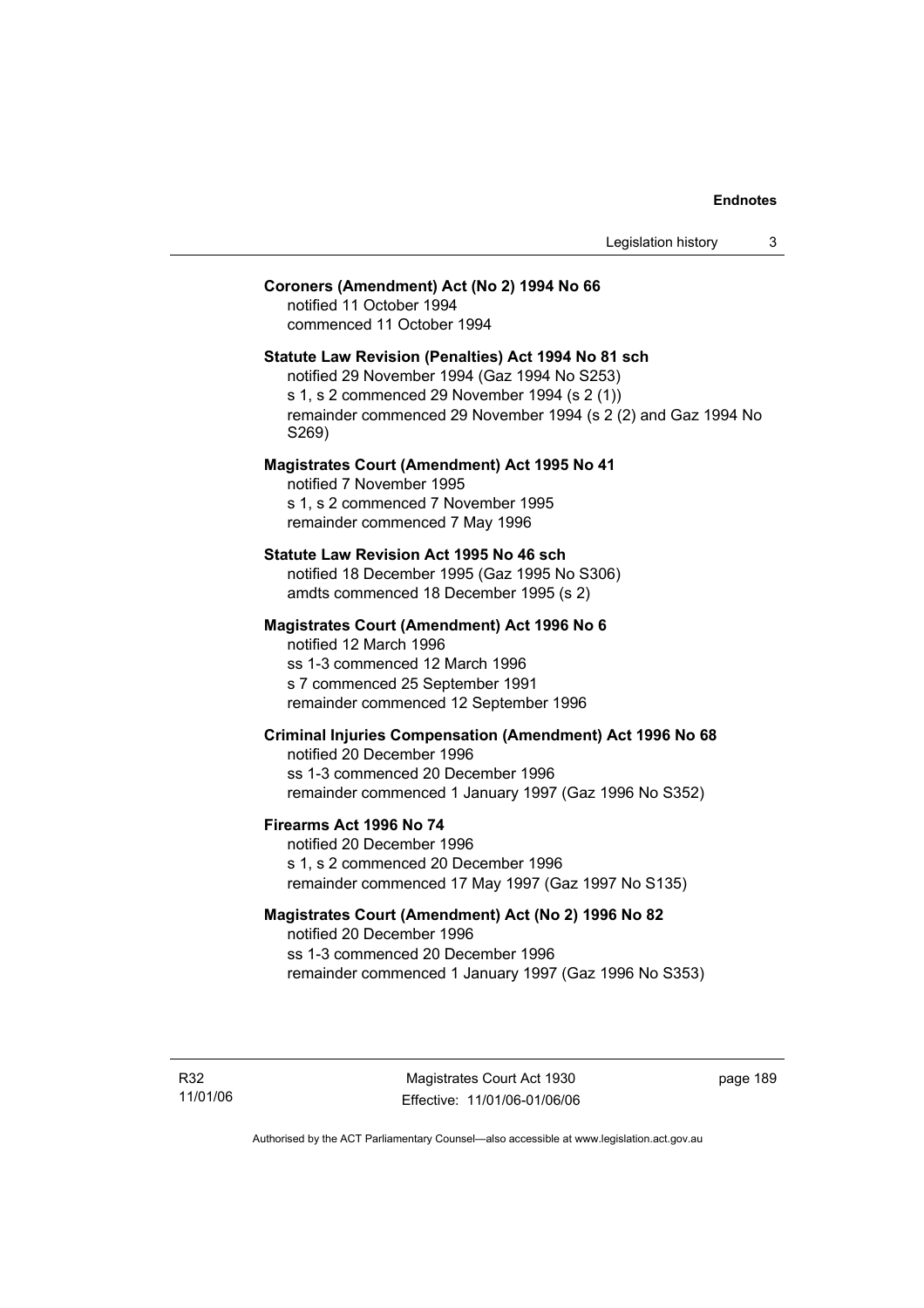**Coroners (Amendment) Act (No 2) 1994 No 66**
notified 11 October 1994
commenced 11 October 1994

**Statute Law Revision (Penalties) Act 1994 No 81 sch**
notified 29 November 1994 (Gaz 1994 No S253)
s 1, s 2 commenced 29 November 1994 (s 2 (1))
remainder commenced 29 November 1994 (s 2 (2) and Gaz 1994 No S269)

**Magistrates Court (Amendment) Act 1995 No 41**
notified 7 November 1995
s 1, s 2 commenced 7 November 1995
remainder commenced 7 May 1996

**Statute Law Revision Act 1995 No 46 sch**
notified 18 December 1995 (Gaz 1995 No S306)
amdts commenced 18 December 1995 (s 2)

**Magistrates Court (Amendment) Act 1996 No 6**
notified 12 March 1996
ss 1-3 commenced 12 March 1996
s 7 commenced 25 September 1991
remainder commenced 12 September 1996

**Criminal Injuries Compensation (Amendment) Act 1996 No 68**
notified 20 December 1996
ss 1-3 commenced 20 December 1996
remainder commenced 1 January 1997 (Gaz 1996 No S352)

**Firearms Act 1996 No 74**
notified 20 December 1996
s 1, s 2 commenced 20 December 1996
remainder commenced 17 May 1997 (Gaz 1997 No S135)

**Magistrates Court (Amendment) Act (No 2) 1996 No 82**
notified 20 December 1996
ss 1-3 commenced 20 December 1996
remainder commenced 1 January 1997 (Gaz 1996 No S353)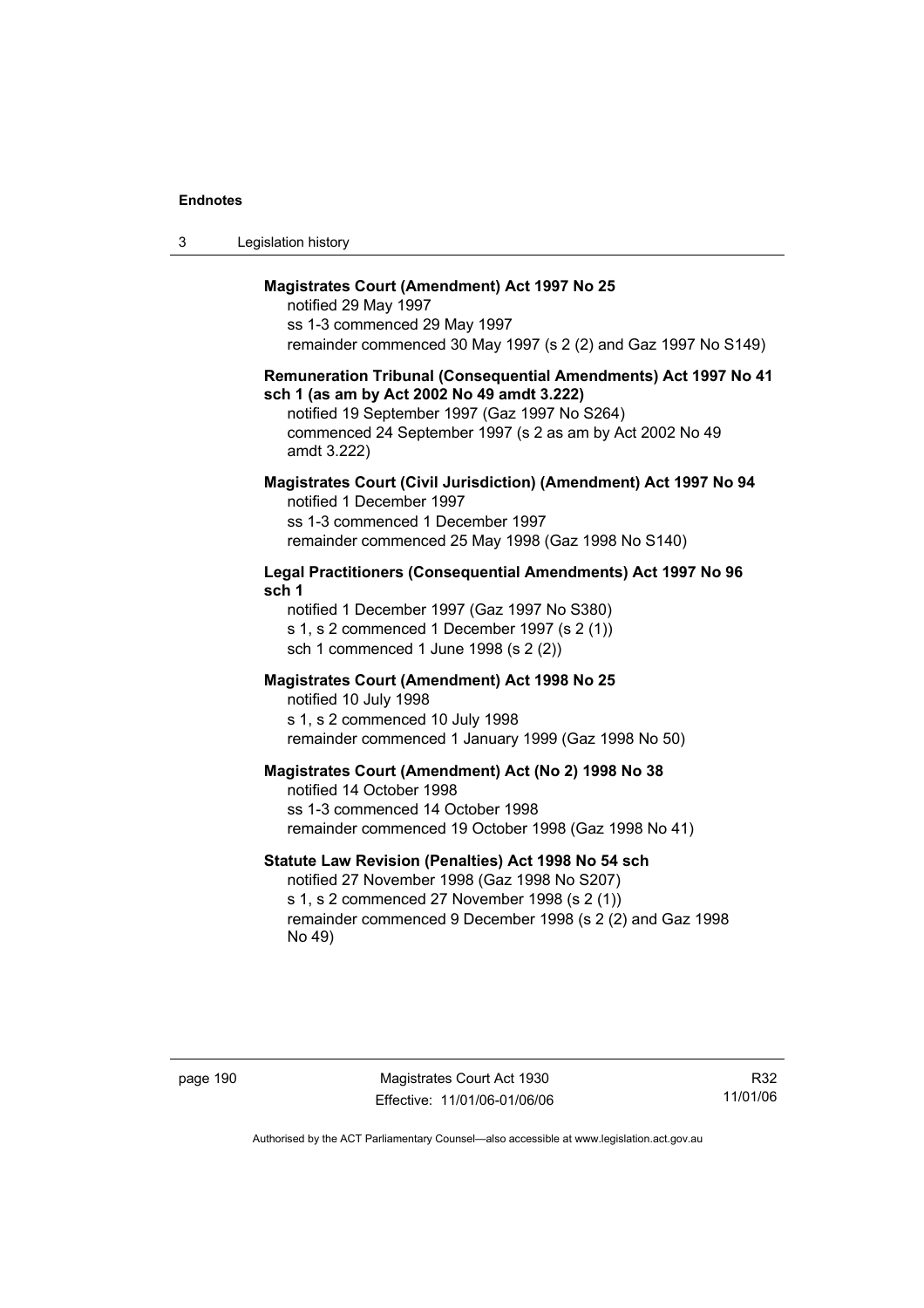**Magistrates Court (Amendment) Act 1997 No 25**

notified 29 May 1997
ss 1-3 commenced 29 May 1997
remainder commenced 30 May 1997 (s 2 (2) and Gaz 1997 No S149)

**Remuneration Tribunal (Consequential Amendments) Act 1997 No 41 sch 1 (as am by Act 2002 No 49 amdt 3.222)**

notified 19 September 1997 (Gaz 1997 No S264)
commenced 24 September 1997 (s 2 as am by Act 2002 No 49 amdt 3.222)

**Magistrates Court (Civil Jurisdiction) (Amendment) Act 1997 No 94**

notified 1 December 1997
ss 1-3 commenced 1 December 1997
remainder commenced 25 May 1998 (Gaz 1998 No S140)

**Legal Practitioners (Consequential Amendments) Act 1997 No 96 sch 1**

notified 1 December 1997 (Gaz 1997 No S380)
s 1, s 2 commenced 1 December 1997 (s 2 (1))
sch 1 commenced 1 June 1998 (s 2 (2))

**Magistrates Court (Amendment) Act 1998 No 25**

notified 10 July 1998
s 1, s 2 commenced 10 July 1998
remainder commenced 1 January 1999 (Gaz 1998 No 50)

**Magistrates Court (Amendment) Act (No 2) 1998 No 38**

notified 14 October 1998
ss 1-3 commenced 14 October 1998
remainder commenced 19 October 1998 (Gaz 1998 No 41)

**Statute Law Revision (Penalties) Act 1998 No 54 sch**

notified 27 November 1998 (Gaz 1998 No S207)
s 1, s 2 commenced 27 November 1998 (s 2 (1))
remainder commenced 9 December 1998 (s 2 (2) and Gaz 1998 No 49)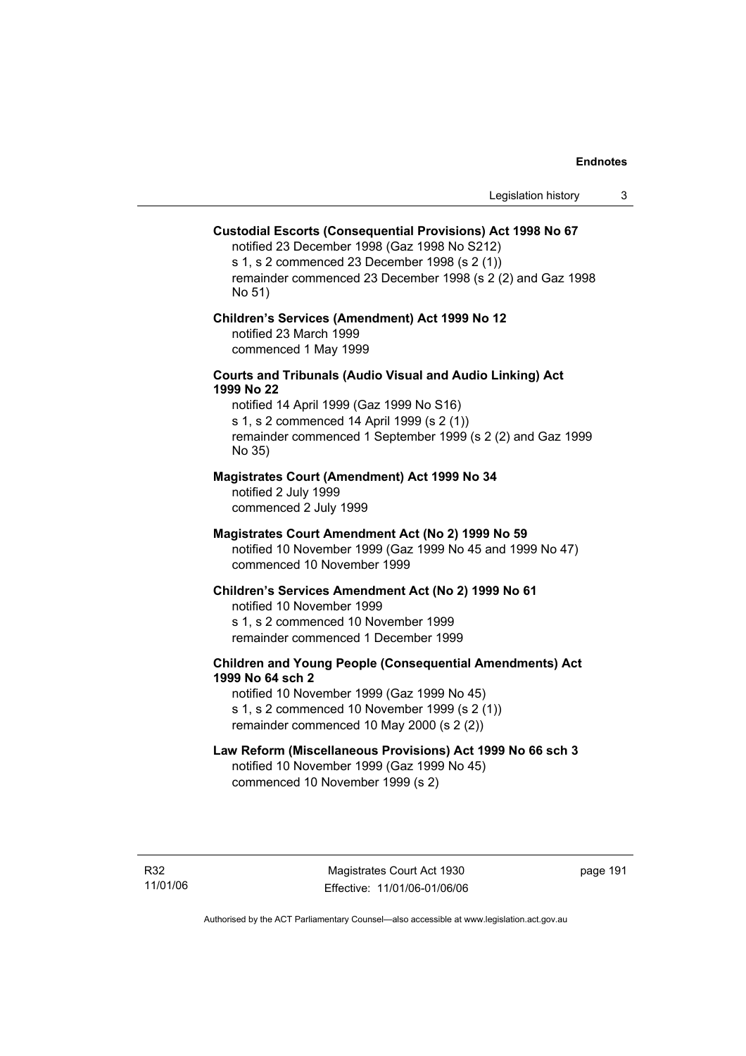**Custodial Escorts (Consequential Provisions) Act 1998 No 67**

notified 23 December 1998 (Gaz 1998 No S212)
s 1, s 2 commenced 23 December 1998 (s 2 (1))
remainder commenced 23 December 1998 (s 2 (2) and Gaz 1998 No 51)

**Children's Services (Amendment) Act 1999 No 12**

notified 23 March 1999
commenced 1 May 1999

**Courts and Tribunals (Audio Visual and Audio Linking) Act 1999 No 22**

notified 14 April 1999 (Gaz 1999 No S16)
s 1, s 2 commenced 14 April 1999 (s 2 (1))
remainder commenced 1 September 1999 (s 2 (2) and Gaz 1999 No 35)

**Magistrates Court (Amendment) Act 1999 No 34**

notified 2 July 1999
commenced 2 July 1999

**Magistrates Court Amendment Act (No 2) 1999 No 59**

notified 10 November 1999 (Gaz 1999 No 45 and 1999 No 47)
commenced 10 November 1999

**Children's Services Amendment Act (No 2) 1999 No 61**

notified 10 November 1999
s 1, s 2 commenced 10 November 1999
remainder commenced 1 December 1999

**Children and Young People (Consequential Amendments) Act 1999 No 64 sch 2**

notified 10 November 1999 (Gaz 1999 No 45)
s 1, s 2 commenced 10 November 1999 (s 2 (1))
remainder commenced 10 May 2000 (s 2 (2))

**Law Reform (Miscellaneous Provisions) Act 1999 No 66 sch 3**

notified 10 November 1999 (Gaz 1999 No 45)
commenced 10 November 1999 (s 2)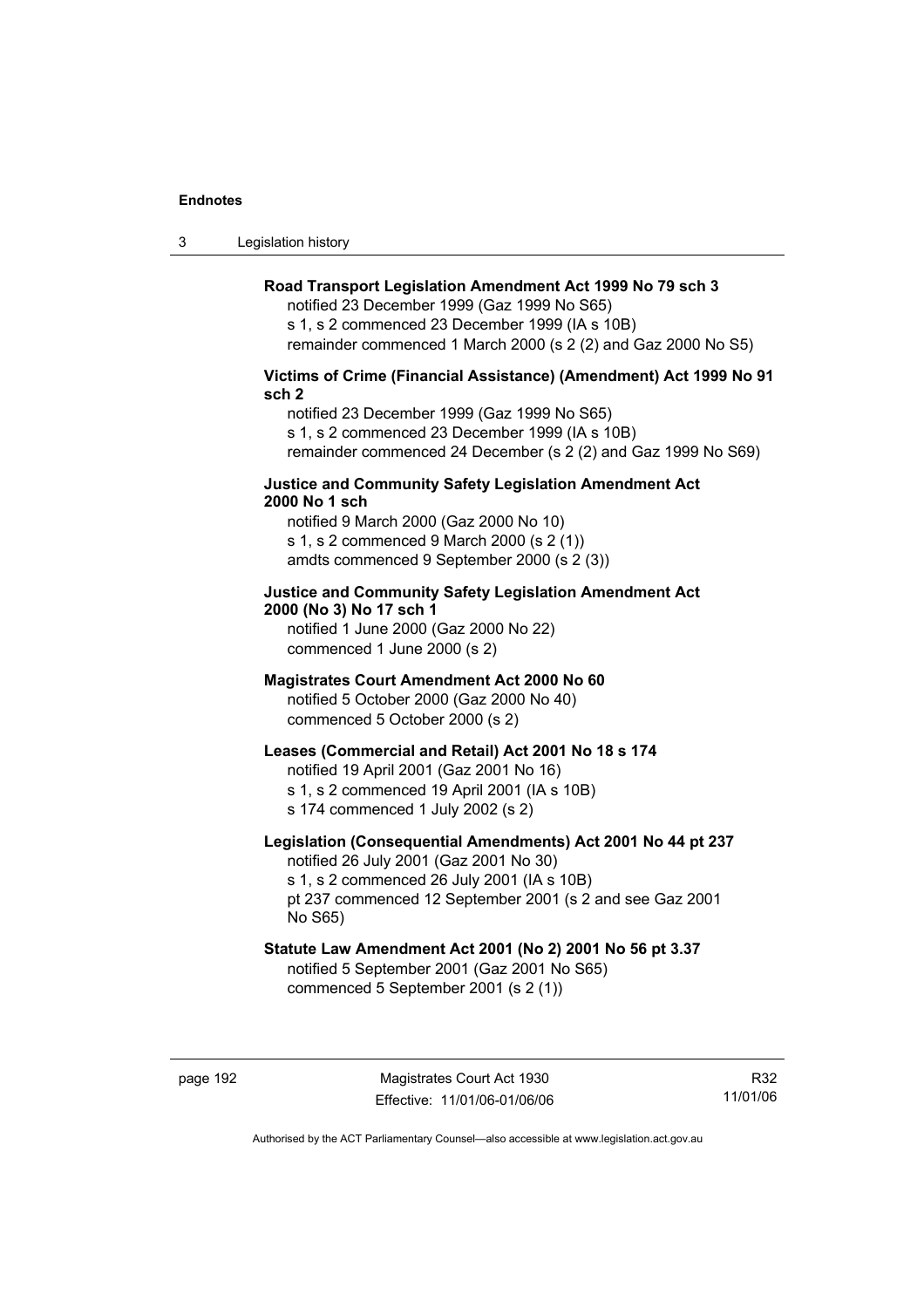**Road Transport Legislation Amendment Act 1999 No 79 sch 3**

notified 23 December 1999 (Gaz 1999 No S65)
s 1, s 2 commenced 23 December 1999 (IA s 10B)
remainder commenced 1 March 2000 (s 2 (2) and Gaz 2000 No S5)

**Victims of Crime (Financial Assistance) (Amendment) Act 1999 No 91 sch 2**

notified 23 December 1999 (Gaz 1999 No S65)
s 1, s 2 commenced 23 December 1999 (IA s 10B)
remainder commenced 24 December (s 2 (2) and Gaz 1999 No S69)

**Justice and Community Safety Legislation Amendment Act 2000 No 1 sch**

notified 9 March 2000 (Gaz 2000 No 10)
s 1, s 2 commenced 9 March 2000 (s 2 (1))
amdts commenced 9 September 2000 (s 2 (3))

**Justice and Community Safety Legislation Amendment Act 2000 (No 3) No 17 sch 1**

notified 1 June 2000 (Gaz 2000 No 22)
commenced 1 June 2000 (s 2)

**Magistrates Court Amendment Act 2000 No 60**

notified 5 October 2000 (Gaz 2000 No 40)
commenced 5 October 2000 (s 2)

**Leases (Commercial and Retail) Act 2001 No 18 s 174**

notified 19 April 2001 (Gaz 2001 No 16)
s 1, s 2 commenced 19 April 2001 (IA s 10B)
s 174 commenced 1 July 2002 (s 2)

**Legislation (Consequential Amendments) Act 2001 No 44 pt 237**

notified 26 July 2001 (Gaz 2001 No 30)
s 1, s 2 commenced 26 July 2001 (IA s 10B)
pt 237 commenced 12 September 2001 (s 2 and see Gaz 2001 No S65)

**Statute Law Amendment Act 2001 (No 2) 2001 No 56 pt 3.37**

notified 5 September 2001 (Gaz 2001 No S65)
commenced 5 September 2001 (s 2 (1))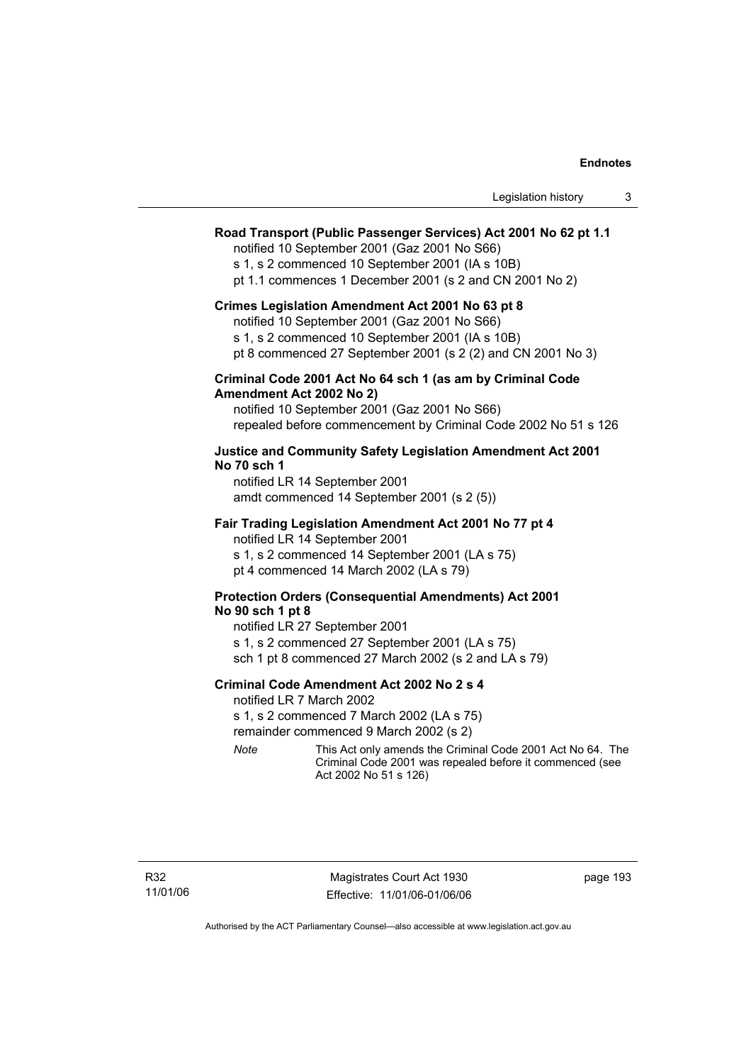**Road Transport (Public Passenger Services) Act 2001 No 62 pt 1.1**

notified 10 September 2001 (Gaz 2001 No S66)
s 1, s 2 commenced 10 September 2001 (IA s 10B)
pt 1.1 commences 1 December 2001 (s 2 and CN 2001 No 2)

**Crimes Legislation Amendment Act 2001 No 63 pt 8**

notified 10 September 2001 (Gaz 2001 No S66)
s 1, s 2 commenced 10 September 2001 (IA s 10B)
pt 8 commenced 27 September 2001 (s 2 (2) and CN 2001 No 3)

**Criminal Code 2001 Act No 64 sch 1 (as am by Criminal Code Amendment Act 2002 No 2)**

notified 10 September 2001 (Gaz 2001 No S66)
repealed before commencement by Criminal Code 2002 No 51 s 126

**Justice and Community Safety Legislation Amendment Act 2001 No 70 sch 1**

notified LR 14 September 2001
amdt commenced 14 September 2001 (s 2 (5))

**Fair Trading Legislation Amendment Act 2001 No 77 pt 4**

notified LR 14 September 2001
s 1, s 2 commenced 14 September 2001 (LA s 75)
pt 4 commenced 14 March 2002 (LA s 79)

**Protection Orders (Consequential Amendments) Act 2001 No 90 sch 1 pt 8**

notified LR 27 September 2001
s 1, s 2 commenced 27 September 2001 (LA s 75)
sch 1 pt 8 commenced 27 March 2002 (s 2 and LA s 79)

**Criminal Code Amendment Act 2002 No 2 s 4**

notified LR 7 March 2002
s 1, s 2 commenced 7 March 2002 (LA s 75)
remainder commenced 9 March 2002 (s 2)

*Note* This Act only amends the Criminal Code 2001 Act No 64. The Criminal Code 2001 was repealed before it commenced (see Act 2002 No 51 s 126)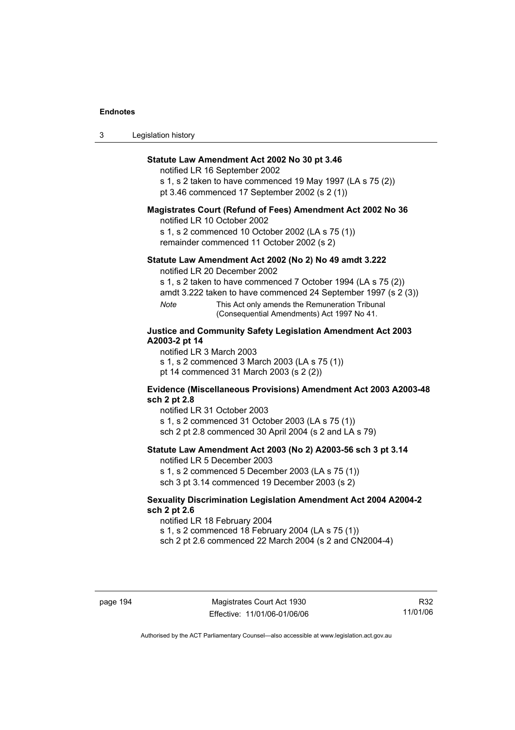**Statute Law Amendment Act 2002 No 30 pt 3.46**

notified LR 16 September 2002
s 1, s 2 taken to have commenced 19 May 1997 (LA s 75 (2))
pt 3.46 commenced 17 September 2002 (s 2 (1))

**Magistrates Court (Refund of Fees) Amendment Act 2002 No 36**

notified LR 10 October 2002
s 1, s 2 commenced 10 October 2002 (LA s 75 (1))
remainder commenced 11 October 2002 (s 2)

**Statute Law Amendment Act 2002 (No 2) No 49 amdt 3.222**

notified LR 20 December 2002
s 1, s 2 taken to have commenced 7 October 1994 (LA s 75 (2))
amdt 3.222 taken to have commenced 24 September 1997 (s 2 (3))

*Note* This Act only amends the Remuneration Tribunal (Consequential Amendments) Act 1997 No 41.

**Justice and Community Safety Legislation Amendment Act 2003 A2003-2 pt 14**

notified LR 3 March 2003
s 1, s 2 commenced 3 March 2003 (LA s 75 (1))
pt 14 commenced 31 March 2003 (s 2 (2))

**Evidence (Miscellaneous Provisions) Amendment Act 2003 A2003-48 sch 2 pt 2.8**

notified LR 31 October 2003
s 1, s 2 commenced 31 October 2003 (LA s 75 (1))
sch 2 pt 2.8 commenced 30 April 2004 (s 2 and LA s 79)

**Statute Law Amendment Act 2003 (No 2) A2003-56 sch 3 pt 3.14**

notified LR 5 December 2003
s 1, s 2 commenced 5 December 2003 (LA s 75 (1))
sch 3 pt 3.14 commenced 19 December 2003 (s 2)

**Sexuality Discrimination Legislation Amendment Act 2004 A2004-2 sch 2 pt 2.6**

notified LR 18 February 2004
s 1, s 2 commenced 18 February 2004 (LA s 75 (1))
sch 2 pt 2.6 commenced 22 March 2004 (s 2 and CN2004-4)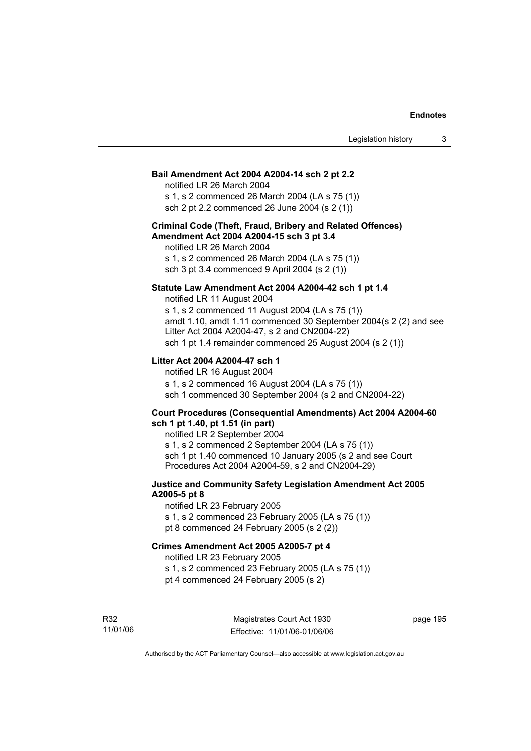**Bail Amendment Act 2004 A2004-14 sch 2 pt 2.2**

notified LR 26 March 2004

s 1, s 2 commenced 26 March 2004 (LA s 75 (1))

sch 2 pt 2.2 commenced 26 June 2004 (s 2 (1))

**Criminal Code (Theft, Fraud, Bribery and Related Offences) Amendment Act 2004 A2004-15 sch 3 pt 3.4**

notified LR 26 March 2004

s 1, s 2 commenced 26 March 2004 (LA s 75 (1))

sch 3 pt 3.4 commenced 9 April 2004 (s 2 (1))

**Statute Law Amendment Act 2004 A2004-42 sch 1 pt 1.4**

notified LR 11 August 2004

s 1, s 2 commenced 11 August 2004 (LA s 75 (1))

amdt 1.10, amdt 1.11 commenced 30 September 2004(s 2 (2) and see Litter Act 2004 A2004-47, s 2 and CN2004-22)

sch 1 pt 1.4 remainder commenced 25 August 2004 (s 2 (1))

**Litter Act 2004 A2004-47 sch 1**

notified LR 16 August 2004

s 1, s 2 commenced 16 August 2004 (LA s 75 (1))

sch 1 commenced 30 September 2004 (s 2 and CN2004-22)

**Court Procedures (Consequential Amendments) Act 2004 A2004-60 sch 1 pt 1.40, pt 1.51 (in part)**

notified LR 2 September 2004

s 1, s 2 commenced 2 September 2004 (LA s 75 (1))

sch 1 pt 1.40 commenced 10 January 2005 (s 2 and see Court Procedures Act 2004 A2004-59, s 2 and CN2004-29)

**Justice and Community Safety Legislation Amendment Act 2005 A2005-5 pt 8**

notified LR 23 February 2005

s 1, s 2 commenced 23 February 2005 (LA s 75 (1))

pt 8 commenced 24 February 2005 (s 2 (2))

**Crimes Amendment Act 2005 A2005-7 pt 4**

notified LR 23 February 2005

s 1, s 2 commenced 23 February 2005 (LA s 75 (1))

pt 4 commenced 24 February 2005 (s 2)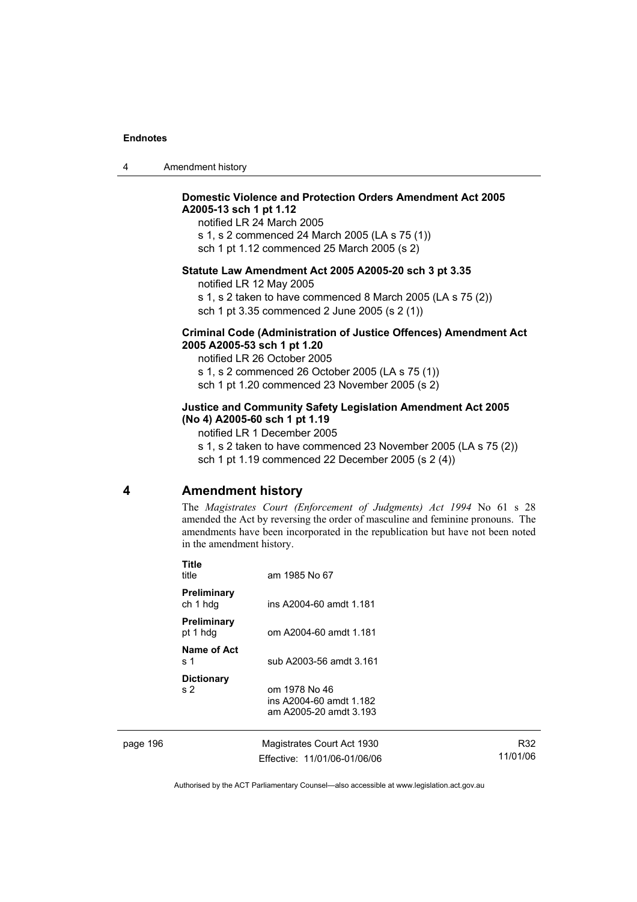**Domestic Violence and Protection Orders Amendment Act 2005 A2005-13 sch 1 pt 1.12**

notified LR 24 March 2005

s 1, s 2 commenced 24 March 2005 (LA s 75 (1))

sch 1 pt 1.12 commenced 25 March 2005 (s 2)

**Statute Law Amendment Act 2005 A2005-20 sch 3 pt 3.35**

notified LR 12 May 2005

s 1, s 2 taken to have commenced 8 March 2005 (LA s 75 (2))

sch 1 pt 3.35 commenced 2 June 2005 (s 2 (1))

**Criminal Code (Administration of Justice Offences) Amendment Act 2005 A2005-53 sch 1 pt 1.20**

notified LR 26 October 2005

s 1, s 2 commenced 26 October 2005 (LA s 75 (1))

sch 1 pt 1.20 commenced 23 November 2005 (s 2)

**Justice and Community Safety Legislation Amendment Act 2005 (No 4) A2005-60 sch 1 pt 1.19**

notified LR 1 December 2005

s 1, s 2 taken to have commenced 23 November 2005 (LA s 75 (2))

sch 1 pt 1.19 commenced 22 December 2005 (s 2 (4))

## 4 Amendment history

The *Magistrates Court (Enforcement of Judgments) Act 1994* No 61 s 28 amended the Act by reversing the order of masculine and feminine pronouns. The amendments have been incorporated in the republication but have not been noted in the amendment history.

**Title**
title — am 1985 No 67

**Preliminary**
ch 1 hdg — ins A2004-60 amdt 1.181

**Preliminary**
pt 1 hdg — om A2004-60 amdt 1.181

**Name of Act**
s 1 — sub A2003-56 amdt 3.161

**Dictionary**
s 2 — om 1978 No 46
ins A2004-60 amdt 1.182
am A2005-20 amdt 3.193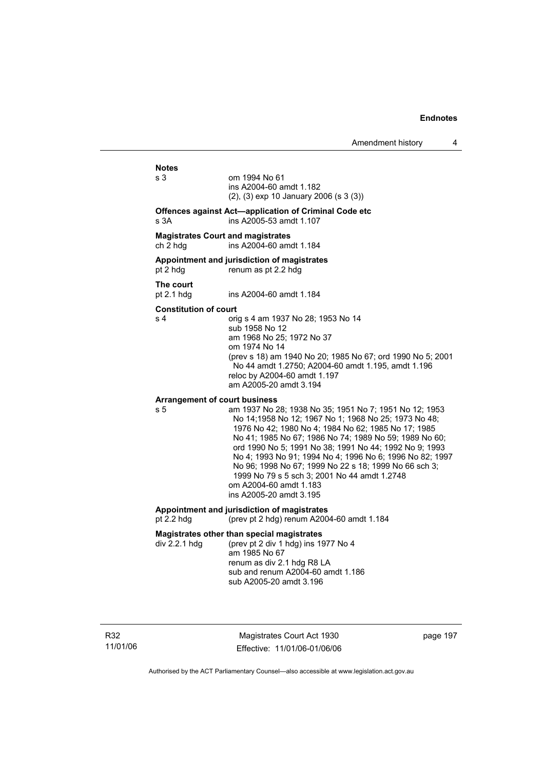**Notes**

s 3 om 1994 No 61
ins A2004-60 amdt 1.182
(2), (3) exp 10 January 2006 (s 3 (3))

**Offences against Act—application of Criminal Code etc**

s 3A ins A2005-53 amdt 1.107

**Magistrates Court and magistrates**

ch 2 hdg ins A2004-60 amdt 1.184

**Appointment and jurisdiction of magistrates**

pt 2 hdg renum as pt 2.2 hdg

**The court**

pt 2.1 hdg ins A2004-60 amdt 1.184

**Constitution of court**

s 4 orig s 4 am 1937 No 28; 1953 No 14
sub 1958 No 12
am 1968 No 25; 1972 No 37
om 1974 No 14
(prev s 18) am 1940 No 20; 1985 No 67; ord 1990 No 5; 2001 No 44 amdt 1.2750; A2004-60 amdt 1.195, amdt 1.196
reloc by A2004-60 amdt 1.197
am A2005-20 amdt 3.194

**Arrangement of court business**

s 5 am 1937 No 28; 1938 No 35; 1951 No 7; 1951 No 12; 1953 No 14;1958 No 12; 1967 No 1; 1968 No 25; 1973 No 48; 1976 No 42; 1980 No 4; 1984 No 62; 1985 No 17; 1985 No 41; 1985 No 67; 1986 No 74; 1989 No 59; 1989 No 60; ord 1990 No 5; 1991 No 38; 1991 No 44; 1992 No 9; 1993 No 4; 1993 No 91; 1994 No 4; 1996 No 6; 1996 No 82; 1997 No 96; 1998 No 67; 1999 No 22 s 18; 1999 No 66 sch 3; 1999 No 79 s 5 sch 3; 2001 No 44 amdt 1.2748
om A2004-60 amdt 1.183
ins A2005-20 amdt 3.195

**Appointment and jurisdiction of magistrates**

pt 2.2 hdg (prev pt 2 hdg) renum A2004-60 amdt 1.184

**Magistrates other than special magistrates**

div 2.2.1 hdg (prev pt 2 div 1 hdg) ins 1977 No 4
am 1985 No 67
renum as div 2.1 hdg R8 LA
sub and renum A2004-60 amdt 1.186
sub A2005-20 amdt 3.196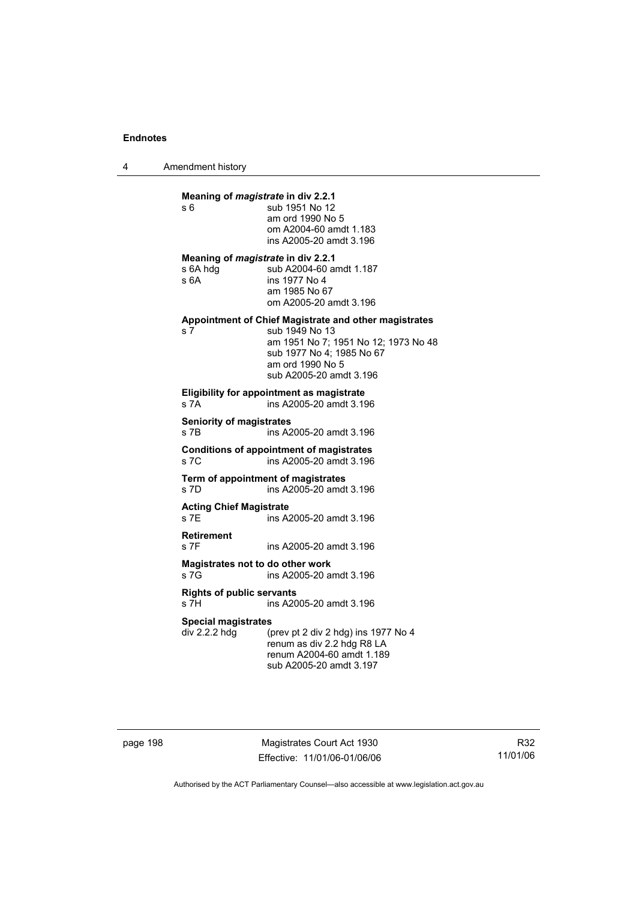**Meaning of *magistrate* in div 2.2.1**

| | |
|---|---|
| s 6 | sub 1951 No 12 |
| | am ord 1990 No 5 |
| | om A2004-60 amdt 1.183 |
| | ins A2005-20 amdt 3.196 |

**Meaning of *magistrate* in div 2.2.1**

| | |
|---|---|
| s 6A hdg | sub A2004-60 amdt 1.187 |
| s 6A | ins 1977 No 4 |
| | am 1985 No 67 |
| | om A2005-20 amdt 3.196 |

**Appointment of Chief Magistrate and other magistrates**

| | |
|---|---|
| s 7 | sub 1949 No 13 |
| | am 1951 No 7; 1951 No 12; 1973 No 48 |
| | sub 1977 No 4; 1985 No 67 |
| | am ord 1990 No 5 |
| | sub A2005-20 amdt 3.196 |

**Eligibility for appointment as magistrate**

| | |
|---|---|
| s 7A | ins A2005-20 amdt 3.196 |

**Seniority of magistrates**

| | |
|---|---|
| s 7B | ins A2005-20 amdt 3.196 |

**Conditions of appointment of magistrates**

| | |
|---|---|
| s 7C | ins A2005-20 amdt 3.196 |

**Term of appointment of magistrates**

| | |
|---|---|
| s 7D | ins A2005-20 amdt 3.196 |

**Acting Chief Magistrate**

| | |
|---|---|
| s 7E | ins A2005-20 amdt 3.196 |

**Retirement**

| | |
|---|---|
| s 7F | ins A2005-20 amdt 3.196 |

**Magistrates not to do other work**

| | |
|---|---|
| s 7G | ins A2005-20 amdt 3.196 |

**Rights of public servants**

| | |
|---|---|
| s 7H | ins A2005-20 amdt 3.196 |

**Special magistrates**

| | |
|---|---|
| div 2.2.2 hdg | (prev pt 2 div 2 hdg) ins 1977 No 4 |
| | renum as div 2.2 hdg R8 LA |
| | renum A2004-60 amdt 1.189 |
| | sub A2005-20 amdt 3.197 |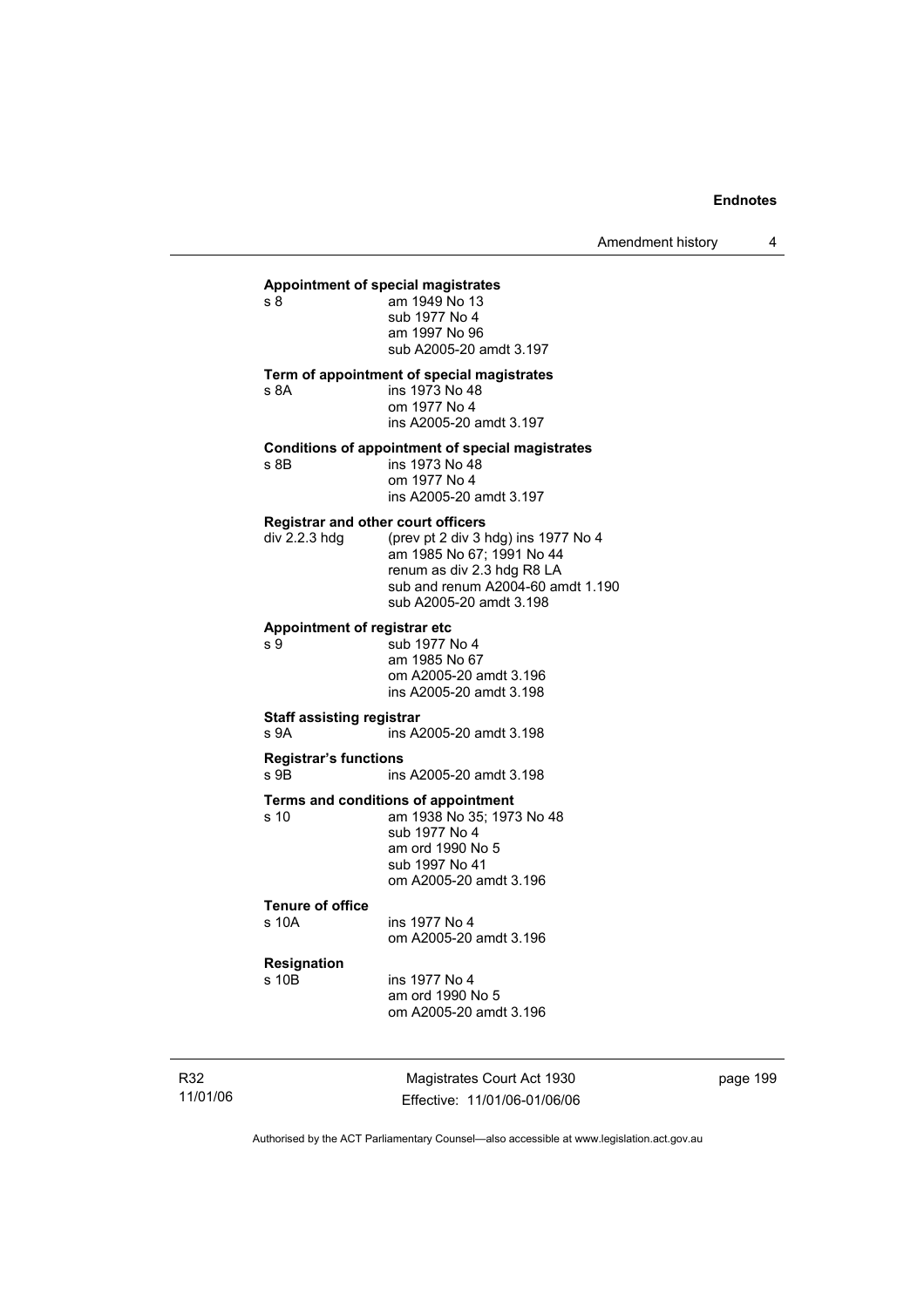**Appointment of special magistrates**

s 8 am 1949 No 13
sub 1977 No 4
am 1997 No 96
sub A2005-20 amdt 3.197

**Term of appointment of special magistrates**

s 8A ins 1973 No 48
om 1977 No 4
ins A2005-20 amdt 3.197

**Conditions of appointment of special magistrates**

s 8B ins 1973 No 48
om 1977 No 4
ins A2005-20 amdt 3.197

**Registrar and other court officers**

div 2.2.3 hdg (prev pt 2 div 3 hdg) ins 1977 No 4
am 1985 No 67; 1991 No 44
renum as div 2.3 hdg R8 LA
sub and renum A2004-60 amdt 1.190
sub A2005-20 amdt 3.198

**Appointment of registrar etc**

s 9 sub 1977 No 4
am 1985 No 67
om A2005-20 amdt 3.196
ins A2005-20 amdt 3.198

**Staff assisting registrar**

s 9A ins A2005-20 amdt 3.198

**Registrar's functions**

s 9B ins A2005-20 amdt 3.198

**Terms and conditions of appointment**

s 10 am 1938 No 35; 1973 No 48
sub 1977 No 4
am ord 1990 No 5
sub 1997 No 41
om A2005-20 amdt 3.196

**Tenure of office**

s 10A ins 1977 No 4
om A2005-20 amdt 3.196

**Resignation**

s 10B ins 1977 No 4
am ord 1990 No 5
om A2005-20 amdt 3.196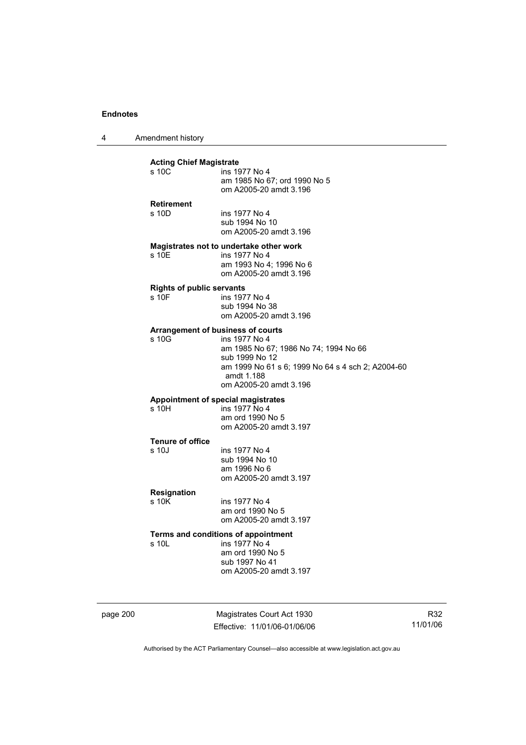**Acting Chief Magistrate**

s 10C ins 1977 No 4
am 1985 No 67; ord 1990 No 5
om A2005-20 amdt 3.196

**Retirement**

s 10D ins 1977 No 4
sub 1994 No 10
om A2005-20 amdt 3.196

**Magistrates not to undertake other work**

s 10E ins 1977 No 4
am 1993 No 4; 1996 No 6
om A2005-20 amdt 3.196

**Rights of public servants**

s 10F ins 1977 No 4
sub 1994 No 38
om A2005-20 amdt 3.196

**Arrangement of business of courts**

s 10G ins 1977 No 4
am 1985 No 67; 1986 No 74; 1994 No 66
sub 1999 No 12
am 1999 No 61 s 6; 1999 No 64 s 4 sch 2; A2004-60 amdt 1.188
om A2005-20 amdt 3.196

**Appointment of special magistrates**

s 10H ins 1977 No 4
am ord 1990 No 5
om A2005-20 amdt 3.197

**Tenure of office**

s 10J ins 1977 No 4
sub 1994 No 10
am 1996 No 6
om A2005-20 amdt 3.197

**Resignation**

s 10K ins 1977 No 4
am ord 1990 No 5
om A2005-20 amdt 3.197

**Terms and conditions of appointment**

s 10L ins 1977 No 4
am ord 1990 No 5
sub 1997 No 41
om A2005-20 amdt 3.197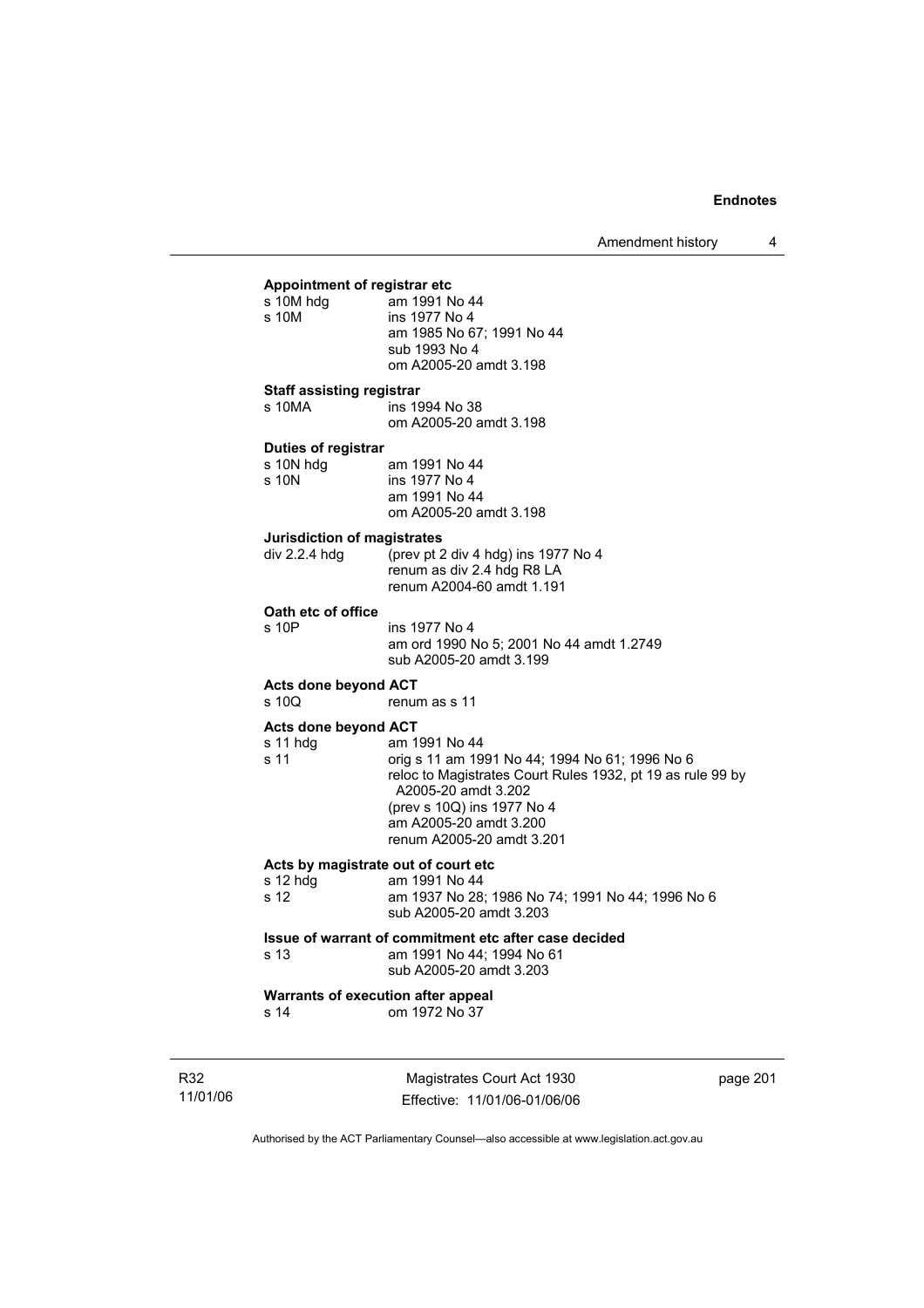**Appointment of registrar etc**

| | |
|---|---|
| s 10M hdg | am 1991 No 44 |
| s 10M | ins 1977 No 4<br>am 1985 No 67; 1991 No 44<br>sub 1993 No 4<br>om A2005-20 amdt 3.198 |

**Staff assisting registrar**

| | |
|---|---|
| s 10MA | ins 1994 No 38<br>om A2005-20 amdt 3.198 |

**Duties of registrar**

| | |
|---|---|
| s 10N hdg | am 1991 No 44 |
| s 10N | ins 1977 No 4<br>am 1991 No 44<br>om A2005-20 amdt 3.198 |

**Jurisdiction of magistrates**

| | |
|---|---|
| div 2.2.4 hdg | (prev pt 2 div 4 hdg) ins 1977 No 4<br>renum as div 2.4 hdg R8 LA<br>renum A2004-60 amdt 1.191 |

**Oath etc of office**

| | |
|---|---|
| s 10P | ins 1977 No 4<br>am ord 1990 No 5; 2001 No 44 amdt 1.2749<br>sub A2005-20 amdt 3.199 |

**Acts done beyond ACT**

| | |
|---|---|
| s 10Q | renum as s 11 |

**Acts done beyond ACT**

| | |
|---|---|
| s 11 hdg | am 1991 No 44 |
| s 11 | orig s 11 am 1991 No 44; 1994 No 61; 1996 No 6<br>reloc to Magistrates Court Rules 1932, pt 19 as rule 99 by A2005-20 amdt 3.202<br>(prev s 10Q) ins 1977 No 4<br>am A2005-20 amdt 3.200<br>renum A2005-20 amdt 3.201 |

**Acts by magistrate out of court etc**

| | |
|---|---|
| s 12 hdg | am 1991 No 44 |
| s 12 | am 1937 No 28; 1986 No 74; 1991 No 44; 1996 No 6<br>sub A2005-20 amdt 3.203 |

**Issue of warrant of commitment etc after case decided**

| | |
|---|---|
| s 13 | am 1991 No 44; 1994 No 61<br>sub A2005-20 amdt 3.203 |

**Warrants of execution after appeal**

| | |
|---|---|
| s 14 | om 1972 No 37 |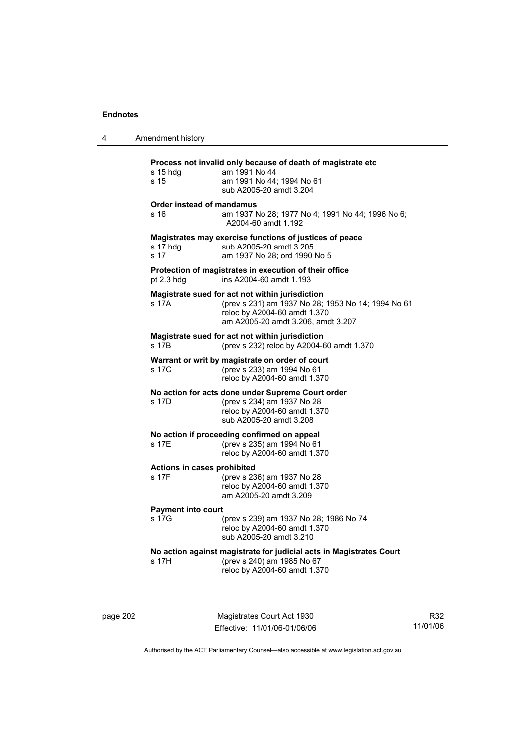**Process not invalid only because of death of magistrate etc**

| | |
|---|---|
| s 15 hdg | am 1991 No 44 |
| s 15 | am 1991 No 44; 1994 No 61<br>sub A2005-20 amdt 3.204 |

**Order instead of mandamus**

| | |
|---|---|
| s 16 | am 1937 No 28; 1977 No 4; 1991 No 44; 1996 No 6; A2004-60 amdt 1.192 |

**Magistrates may exercise functions of justices of peace**

| | |
|---|---|
| s 17 hdg | sub A2005-20 amdt 3.205 |
| s 17 | am 1937 No 28; ord 1990 No 5 |

**Protection of magistrates in execution of their office**

| | |
|---|---|
| pt 2.3 hdg | ins A2004-60 amdt 1.193 |

**Magistrate sued for act not within jurisdiction**

| | |
|---|---|
| s 17A | (prev s 231) am 1937 No 28; 1953 No 14; 1994 No 61<br>reloc by A2004-60 amdt 1.370<br>am A2005-20 amdt 3.206, amdt 3.207 |

**Magistrate sued for act not within jurisdiction**

| | |
|---|---|
| s 17B | (prev s 232) reloc by A2004-60 amdt 1.370 |

**Warrant or writ by magistrate on order of court**

| | |
|---|---|
| s 17C | (prev s 233) am 1994 No 61<br>reloc by A2004-60 amdt 1.370 |

**No action for acts done under Supreme Court order**

| | |
|---|---|
| s 17D | (prev s 234) am 1937 No 28<br>reloc by A2004-60 amdt 1.370<br>sub A2005-20 amdt 3.208 |

**No action if proceeding confirmed on appeal**

| | |
|---|---|
| s 17E | (prev s 235) am 1994 No 61<br>reloc by A2004-60 amdt 1.370 |

**Actions in cases prohibited**

| | |
|---|---|
| s 17F | (prev s 236) am 1937 No 28<br>reloc by A2004-60 amdt 1.370<br>am A2005-20 amdt 3.209 |

**Payment into court**

| | |
|---|---|
| s 17G | (prev s 239) am 1937 No 28; 1986 No 74<br>reloc by A2004-60 amdt 1.370<br>sub A2005-20 amdt 3.210 |

**No action against magistrate for judicial acts in Magistrates Court**

| | |
|---|---|
| s 17H | (prev s 240) am 1985 No 67<br>reloc by A2004-60 amdt 1.370 |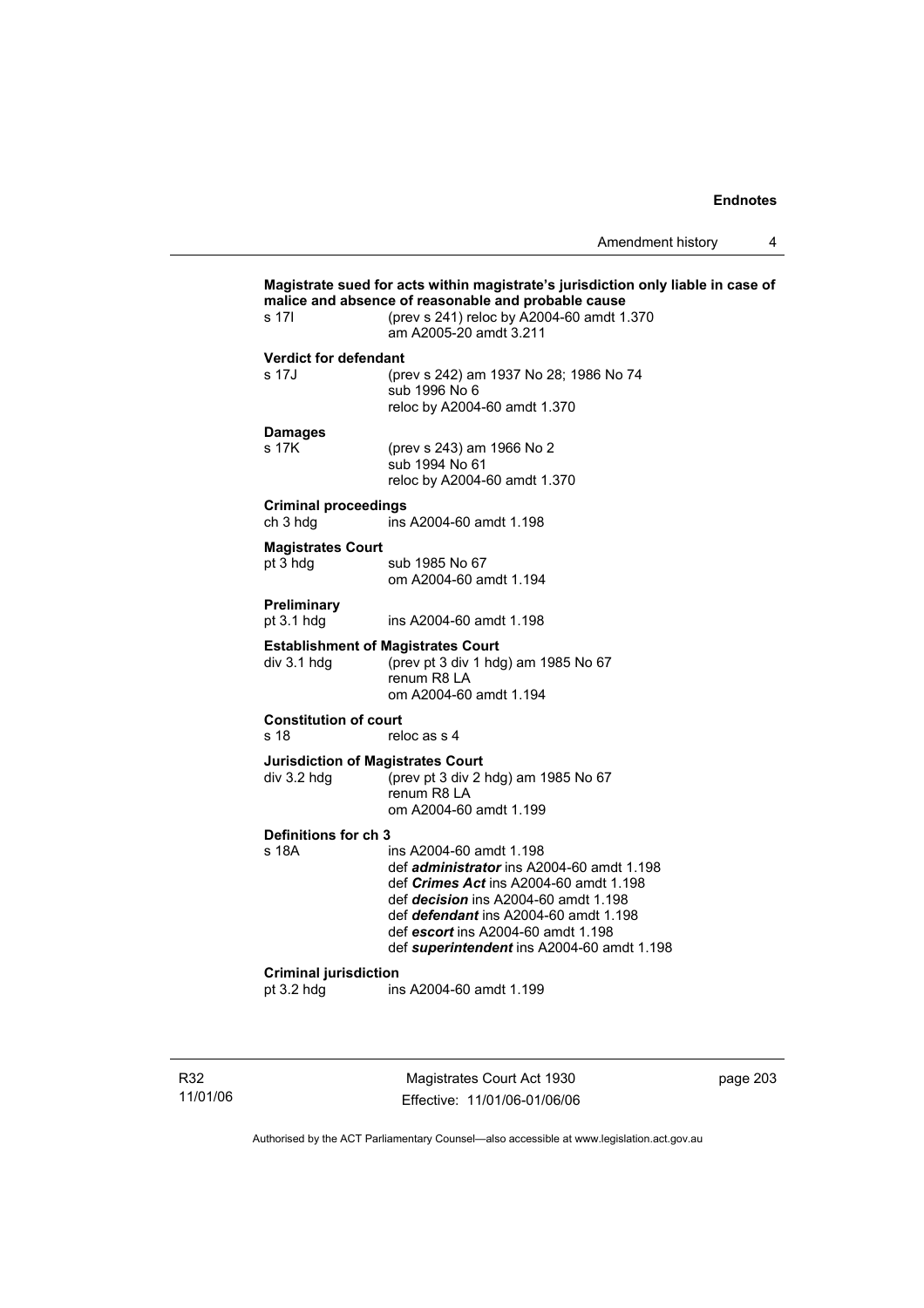**Magistrate sued for acts within magistrate's jurisdiction only liable in case of malice and absence of reasonable and probable cause**

s 17I (prev s 241) reloc by A2004-60 amdt 1.370
am A2005-20 amdt 3.211

**Verdict for defendant**

s 17J (prev s 242) am 1937 No 28; 1986 No 74
sub 1996 No 6
reloc by A2004-60 amdt 1.370

**Damages**

s 17K (prev s 243) am 1966 No 2
sub 1994 No 61
reloc by A2004-60 amdt 1.370

**Criminal proceedings**

ch 3 hdg ins A2004-60 amdt 1.198

**Magistrates Court**

pt 3 hdg sub 1985 No 67
om A2004-60 amdt 1.194

**Preliminary**

pt 3.1 hdg ins A2004-60 amdt 1.198

**Establishment of Magistrates Court**

div 3.1 hdg (prev pt 3 div 1 hdg) am 1985 No 67
renum R8 LA
om A2004-60 amdt 1.194

**Constitution of court**

s 18 reloc as s 4

**Jurisdiction of Magistrates Court**

div 3.2 hdg (prev pt 3 div 2 hdg) am 1985 No 67
renum R8 LA
om A2004-60 amdt 1.199

**Definitions for ch 3**

s 18A ins A2004-60 amdt 1.198
def ***administrator*** ins A2004-60 amdt 1.198
def ***Crimes Act*** ins A2004-60 amdt 1.198
def ***decision*** ins A2004-60 amdt 1.198
def ***defendant*** ins A2004-60 amdt 1.198
def ***escort*** ins A2004-60 amdt 1.198
def ***superintendent*** ins A2004-60 amdt 1.198

**Criminal jurisdiction**

pt 3.2 hdg ins A2004-60 amdt 1.199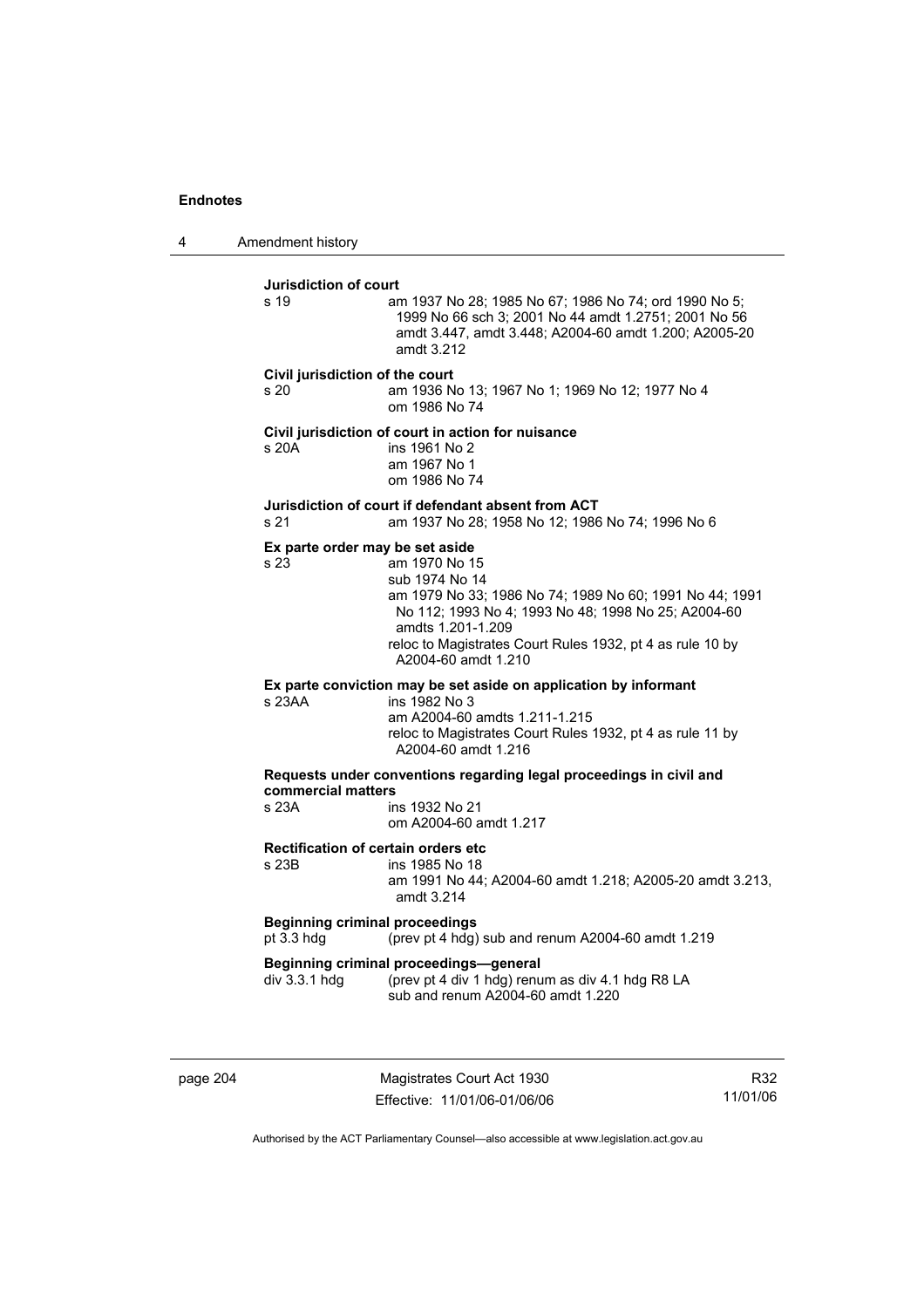**Jurisdiction of court**

s 19 — am 1937 No 28; 1985 No 67; 1986 No 74; ord 1990 No 5; 1999 No 66 sch 3; 2001 No 44 amdt 1.2751; 2001 No 56 amdt 3.447, amdt 3.448; A2004-60 amdt 1.200; A2005-20 amdt 3.212

**Civil jurisdiction of the court**

s 20 — am 1936 No 13; 1967 No 1; 1969 No 12; 1977 No 4
om 1986 No 74

**Civil jurisdiction of court in action for nuisance**

s 20A — ins 1961 No 2
am 1967 No 1
om 1986 No 74

**Jurisdiction of court if defendant absent from ACT**

s 21 — am 1937 No 28; 1958 No 12; 1986 No 74; 1996 No 6

**Ex parte order may be set aside**

s 23 — am 1970 No 15
sub 1974 No 14
am 1979 No 33; 1986 No 74; 1989 No 60; 1991 No 44; 1991 No 112; 1993 No 4; 1993 No 48; 1998 No 25; A2004-60 amdts 1.201-1.209
reloc to Magistrates Court Rules 1932, pt 4 as rule 10 by A2004-60 amdt 1.210

**Ex parte conviction may be set aside on application by informant**

s 23AA — ins 1982 No 3
am A2004-60 amdts 1.211-1.215
reloc to Magistrates Court Rules 1932, pt 4 as rule 11 by A2004-60 amdt 1.216

**Requests under conventions regarding legal proceedings in civil and commercial matters**

s 23A — ins 1932 No 21
om A2004-60 amdt 1.217

**Rectification of certain orders etc**

s 23B — ins 1985 No 18
am 1991 No 44; A2004-60 amdt 1.218; A2005-20 amdt 3.213, amdt 3.214

**Beginning criminal proceedings**

pt 3.3 hdg — (prev pt 4 hdg) sub and renum A2004-60 amdt 1.219

**Beginning criminal proceedings—general**

div 3.3.1 hdg — (prev pt 4 div 1 hdg) renum as div 4.1 hdg R8 LA
sub and renum A2004-60 amdt 1.220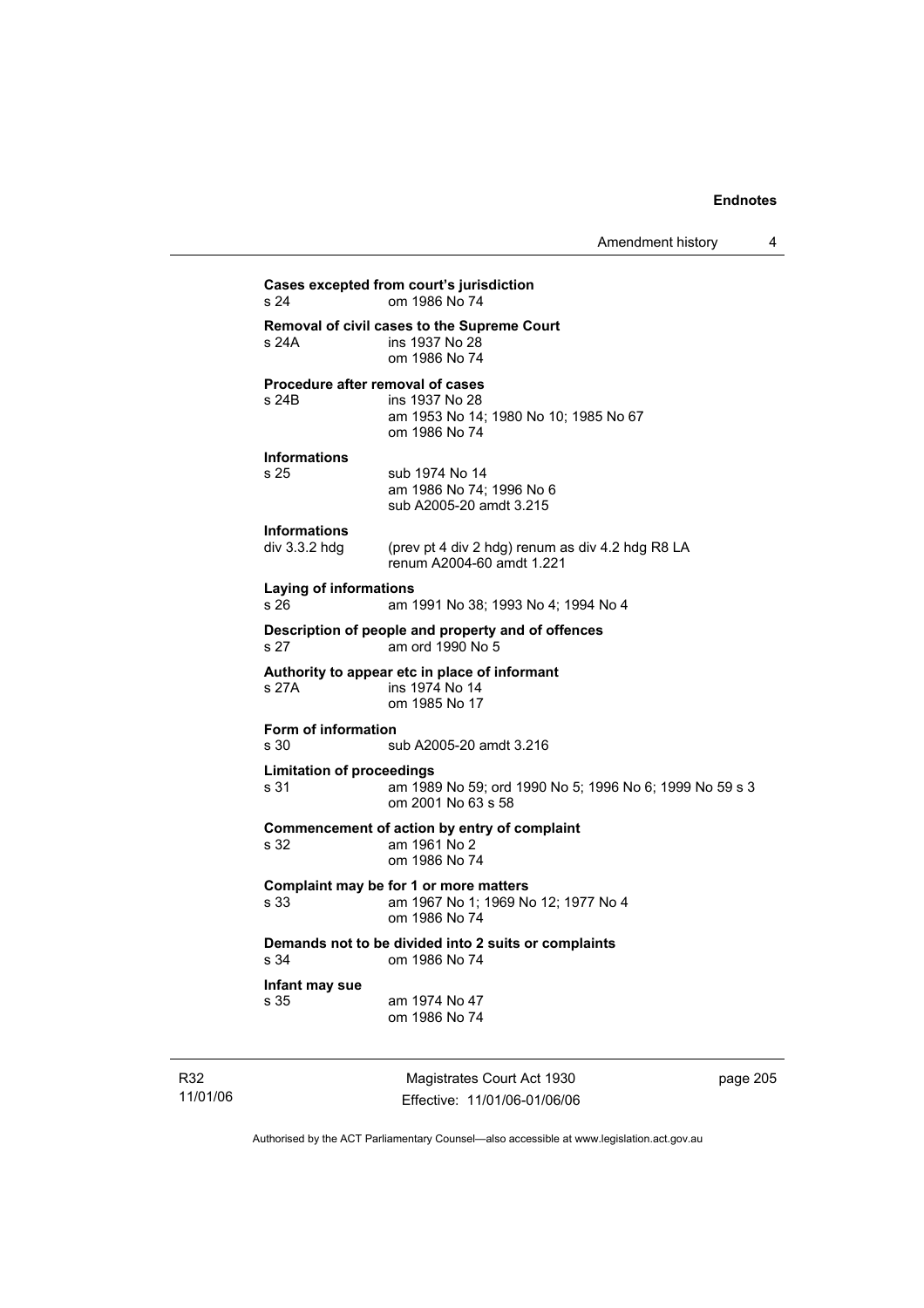**Cases excepted from court's jurisdiction**
s 24 om 1986 No 74

**Removal of civil cases to the Supreme Court**
s 24A ins 1937 No 28
om 1986 No 74

**Procedure after removal of cases**
s 24B ins 1937 No 28
am 1953 No 14; 1980 No 10; 1985 No 67
om 1986 No 74

**Informations**
s 25 sub 1974 No 14
am 1986 No 74; 1996 No 6
sub A2005-20 amdt 3.215

**Informations**
div 3.3.2 hdg (prev pt 4 div 2 hdg) renum as div 4.2 hdg R8 LA
renum A2004-60 amdt 1.221

**Laying of informations**
s 26 am 1991 No 38; 1993 No 4; 1994 No 4

**Description of people and property and of offences**
s 27 am ord 1990 No 5

**Authority to appear etc in place of informant**
s 27A ins 1974 No 14
om 1985 No 17

**Form of information**
s 30 sub A2005-20 amdt 3.216

**Limitation of proceedings**
s 31 am 1989 No 59; ord 1990 No 5; 1996 No 6; 1999 No 59 s 3
om 2001 No 63 s 58

**Commencement of action by entry of complaint**
s 32 am 1961 No 2
om 1986 No 74

**Complaint may be for 1 or more matters**
s 33 am 1967 No 1; 1969 No 12; 1977 No 4
om 1986 No 74

**Demands not to be divided into 2 suits or complaints**
s 34 om 1986 No 74

**Infant may sue**
s 35 am 1974 No 47
om 1986 No 74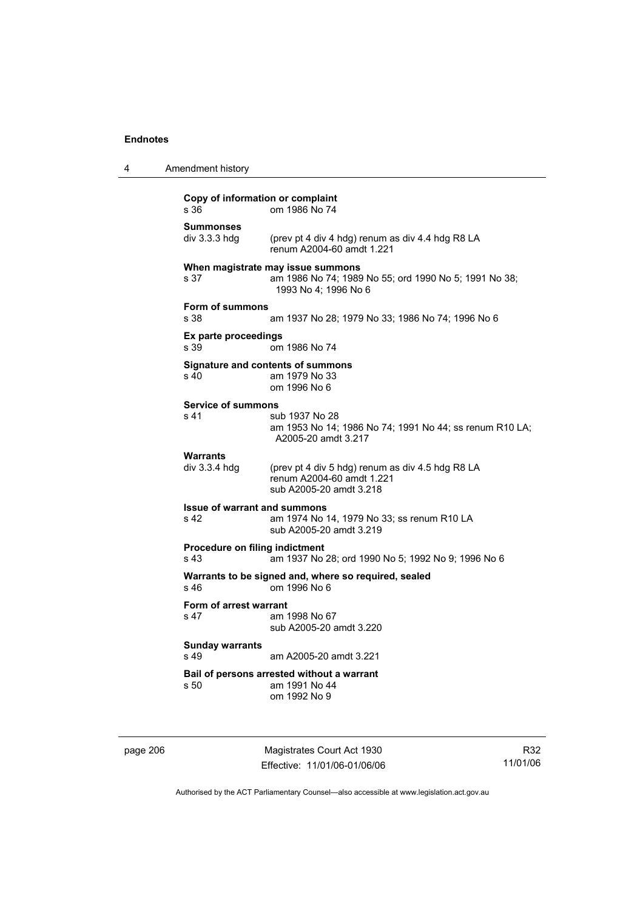**Copy of information or complaint**
s 36 om 1986 No 74

**Summonses**
div 3.3.3 hdg (prev pt 4 div 4 hdg) renum as div 4.4 hdg R8 LA
renum A2004-60 amdt 1.221

**When magistrate may issue summons**
s 37 am 1986 No 74; 1989 No 55; ord 1990 No 5; 1991 No 38; 1993 No 4; 1996 No 6

**Form of summons**
s 38 am 1937 No 28; 1979 No 33; 1986 No 74; 1996 No 6

**Ex parte proceedings**
s 39 om 1986 No 74

**Signature and contents of summons**
s 40 am 1979 No 33
om 1996 No 6

**Service of summons**
s 41 sub 1937 No 28
am 1953 No 14; 1986 No 74; 1991 No 44; ss renum R10 LA; A2005-20 amdt 3.217

**Warrants**
div 3.3.4 hdg (prev pt 4 div 5 hdg) renum as div 4.5 hdg R8 LA
renum A2004-60 amdt 1.221
sub A2005-20 amdt 3.218

**Issue of warrant and summons**
s 42 am 1974 No 14, 1979 No 33; ss renum R10 LA
sub A2005-20 amdt 3.219

**Procedure on filing indictment**
s 43 am 1937 No 28; ord 1990 No 5; 1992 No 9; 1996 No 6

**Warrants to be signed and, where so required, sealed**
s 46 om 1996 No 6

**Form of arrest warrant**
s 47 am 1998 No 67
sub A2005-20 amdt 3.220

**Sunday warrants**
s 49 am A2005-20 amdt 3.221

**Bail of persons arrested without a warrant**
s 50 am 1991 No 44
om 1992 No 9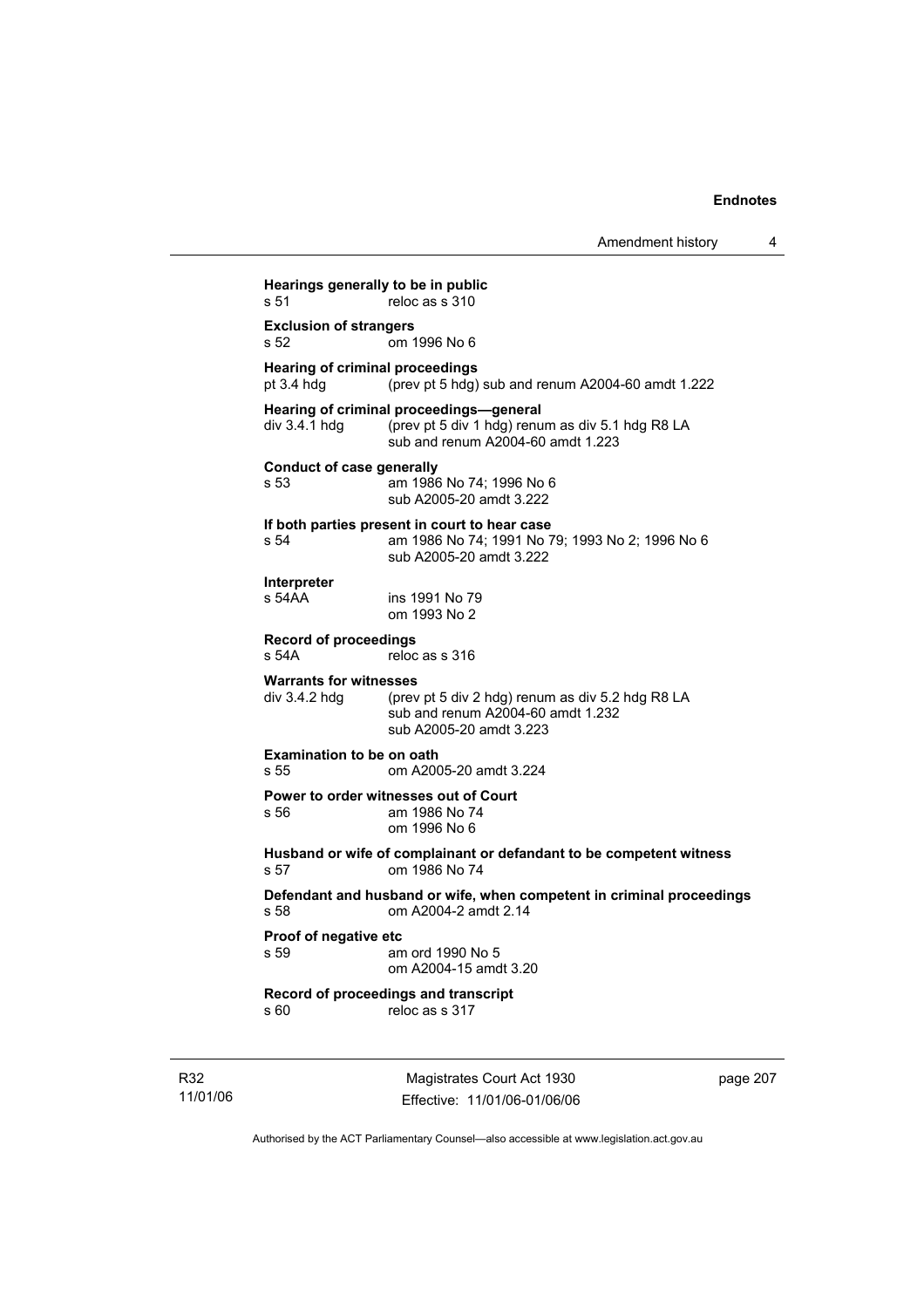**Hearings generally to be in public**
s 51 reloc as s 310

**Exclusion of strangers**
s 52 om 1996 No 6

**Hearing of criminal proceedings**
pt 3.4 hdg (prev pt 5 hdg) sub and renum A2004-60 amdt 1.222

**Hearing of criminal proceedings—general**
div 3.4.1 hdg (prev pt 5 div 1 hdg) renum as div 5.1 hdg R8 LA
sub and renum A2004-60 amdt 1.223

**Conduct of case generally**
s 53 am 1986 No 74; 1996 No 6
sub A2005-20 amdt 3.222

**If both parties present in court to hear case**
s 54 am 1986 No 74; 1991 No 79; 1993 No 2; 1996 No 6
sub A2005-20 amdt 3.222

**Interpreter**
s 54AA ins 1991 No 79
om 1993 No 2

**Record of proceedings**
s 54A reloc as s 316

**Warrants for witnesses**
div 3.4.2 hdg (prev pt 5 div 2 hdg) renum as div 5.2 hdg R8 LA
sub and renum A2004-60 amdt 1.232
sub A2005-20 amdt 3.223

**Examination to be on oath**
s 55 om A2005-20 amdt 3.224

**Power to order witnesses out of Court**
s 56 am 1986 No 74
om 1996 No 6

**Husband or wife of complainant or defandant to be competent witness**
s 57 om 1986 No 74

**Defendant and husband or wife, when competent in criminal proceedings**
s 58 om A2004-2 amdt 2.14

**Proof of negative etc**
s 59 am ord 1990 No 5
om A2004-15 amdt 3.20

**Record of proceedings and transcript**
s 60 reloc as s 317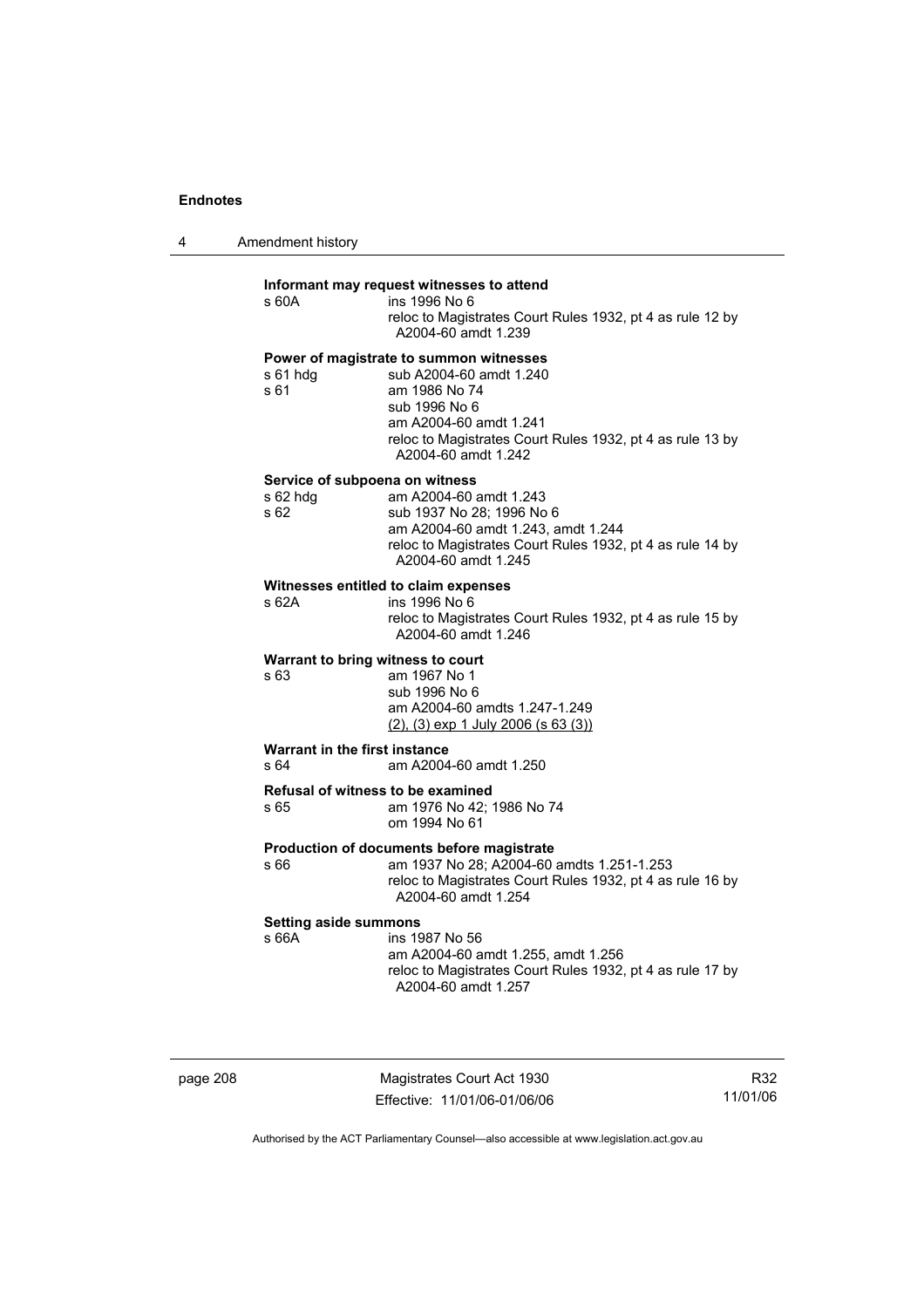**Informant may request witnesses to attend**

s 60A ins 1996 No 6
reloc to Magistrates Court Rules 1932, pt 4 as rule 12 by A2004-60 amdt 1.239

**Power of magistrate to summon witnesses**

s 61 hdg sub A2004-60 amdt 1.240
s 61 am 1986 No 74
sub 1996 No 6
am A2004-60 amdt 1.241
reloc to Magistrates Court Rules 1932, pt 4 as rule 13 by A2004-60 amdt 1.242

**Service of subpoena on witness**

s 62 hdg am A2004-60 amdt 1.243
s 62 sub 1937 No 28; 1996 No 6
am A2004-60 amdt 1.243, amdt 1.244
reloc to Magistrates Court Rules 1932, pt 4 as rule 14 by A2004-60 amdt 1.245

**Witnesses entitled to claim expenses**

s 62A ins 1996 No 6
reloc to Magistrates Court Rules 1932, pt 4 as rule 15 by A2004-60 amdt 1.246

**Warrant to bring witness to court**

s 63 am 1967 No 1
sub 1996 No 6
am A2004-60 amdts 1.247-1.249
(2), (3) exp 1 July 2006 (s 63 (3))

**Warrant in the first instance**

s 64 am A2004-60 amdt 1.250

**Refusal of witness to be examined**

s 65 am 1976 No 42; 1986 No 74
om 1994 No 61

**Production of documents before magistrate**

s 66 am 1937 No 28; A2004-60 amdts 1.251-1.253
reloc to Magistrates Court Rules 1932, pt 4 as rule 16 by A2004-60 amdt 1.254

**Setting aside summons**

s 66A ins 1987 No 56
am A2004-60 amdt 1.255, amdt 1.256
reloc to Magistrates Court Rules 1932, pt 4 as rule 17 by A2004-60 amdt 1.257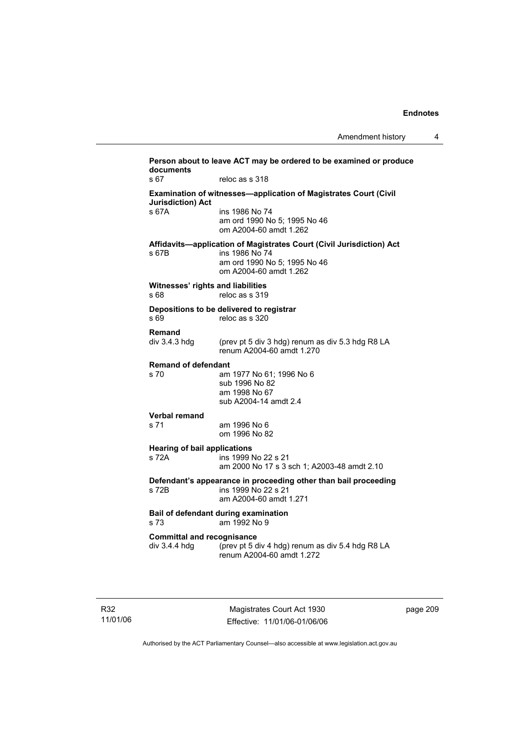**Person about to leave ACT may be ordered to be examined or produce documents**

s 67 reloc as s 318

**Examination of witnesses—application of Magistrates Court (Civil Jurisdiction) Act**

s 67A ins 1986 No 74
am ord 1990 No 5; 1995 No 46
om A2004-60 amdt 1.262

**Affidavits—application of Magistrates Court (Civil Jurisdiction) Act**

s 67B ins 1986 No 74
am ord 1990 No 5; 1995 No 46
om A2004-60 amdt 1.262

**Witnesses' rights and liabilities**

s 68 reloc as s 319

**Depositions to be delivered to registrar**

s 69 reloc as s 320

**Remand**

div 3.4.3 hdg (prev pt 5 div 3 hdg) renum as div 5.3 hdg R8 LA
renum A2004-60 amdt 1.270

**Remand of defendant**

s 70 am 1977 No 61; 1996 No 6
sub 1996 No 82
am 1998 No 67
sub A2004-14 amdt 2.4

**Verbal remand**

s 71 am 1996 No 6
om 1996 No 82

**Hearing of bail applications**

s 72A ins 1999 No 22 s 21
am 2000 No 17 s 3 sch 1; A2003-48 amdt 2.10

**Defendant's appearance in proceeding other than bail proceeding**

s 72B ins 1999 No 22 s 21
am A2004-60 amdt 1.271

**Bail of defendant during examination**

s 73 am 1992 No 9

**Committal and recognisance**

div 3.4.4 hdg (prev pt 5 div 4 hdg) renum as div 5.4 hdg R8 LA
renum A2004-60 amdt 1.272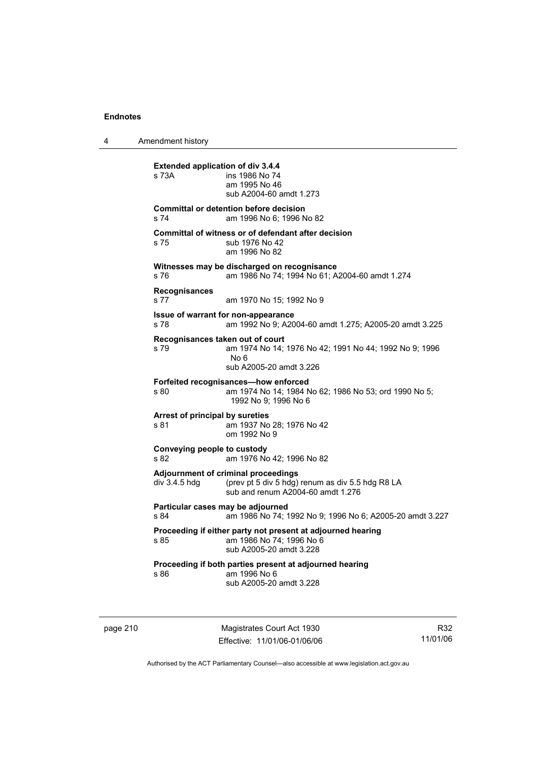**Extended application of div 3.4.4**

s 73A ins 1986 No 74
am 1995 No 46
sub A2004-60 amdt 1.273

**Committal or detention before decision**

s 74 am 1996 No 6; 1996 No 82

**Committal of witness or of defendant after decision**

s 75 sub 1976 No 42
am 1996 No 82

**Witnesses may be discharged on recognisance**

s 76 am 1986 No 74; 1994 No 61; A2004-60 amdt 1.274

**Recognisances**

s 77 am 1970 No 15; 1992 No 9

**Issue of warrant for non-appearance**

s 78 am 1992 No 9; A2004-60 amdt 1.275; A2005-20 amdt 3.225

**Recognisances taken out of court**

s 79 am 1974 No 14; 1976 No 42; 1991 No 44; 1992 No 9; 1996 No 6
sub A2005-20 amdt 3.226

**Forfeited recognisances—how enforced**

s 80 am 1974 No 14; 1984 No 62; 1986 No 53; ord 1990 No 5; 1992 No 9; 1996 No 6

**Arrest of principal by sureties**

s 81 am 1937 No 28; 1976 No 42
om 1992 No 9

**Conveying people to custody**

s 82 am 1976 No 42; 1996 No 82

**Adjournment of criminal proceedings**

div 3.4.5 hdg (prev pt 5 div 5 hdg) renum as div 5.5 hdg R8 LA
sub and renum A2004-60 amdt 1.276

**Particular cases may be adjourned**

s 84 am 1986 No 74; 1992 No 9; 1996 No 6; A2005-20 amdt 3.227

**Proceeding if either party not present at adjourned hearing**

s 85 am 1986 No 74; 1996 No 6
sub A2005-20 amdt 3.228

**Proceeding if both parties present at adjourned hearing**

s 86 am 1996 No 6
sub A2005-20 amdt 3.228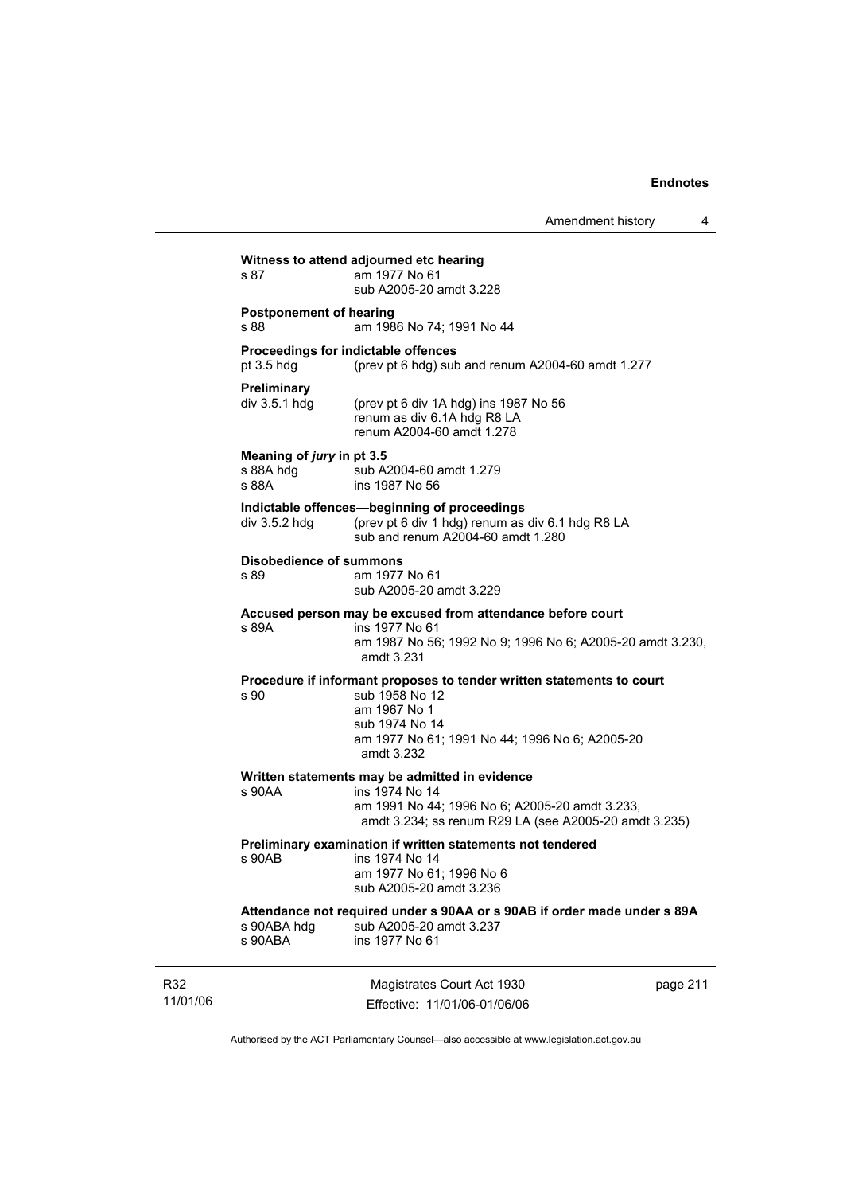**Witness to attend adjourned etc hearing**

s 87 am 1977 No 61
sub A2005-20 amdt 3.228

**Postponement of hearing**

s 88 am 1986 No 74; 1991 No 44

**Proceedings for indictable offences**

pt 3.5 hdg (prev pt 6 hdg) sub and renum A2004-60 amdt 1.277

**Preliminary**

div 3.5.1 hdg (prev pt 6 div 1A hdg) ins 1987 No 56
renum as div 6.1A hdg R8 LA
renum A2004-60 amdt 1.278

**Meaning of *jury* in pt 3.5**

s 88A hdg sub A2004-60 amdt 1.279
s 88A ins 1987 No 56

**Indictable offences—beginning of proceedings**

div 3.5.2 hdg (prev pt 6 div 1 hdg) renum as div 6.1 hdg R8 LA
sub and renum A2004-60 amdt 1.280

**Disobedience of summons**

s 89 am 1977 No 61
sub A2005-20 amdt 3.229

**Accused person may be excused from attendance before court**

s 89A ins 1977 No 61
am 1987 No 56; 1992 No 9; 1996 No 6; A2005-20 amdt 3.230, amdt 3.231

**Procedure if informant proposes to tender written statements to court**

s 90 sub 1958 No 12
am 1967 No 1
sub 1974 No 14
am 1977 No 61; 1991 No 44; 1996 No 6; A2005-20 amdt 3.232

**Written statements may be admitted in evidence**

s 90AA ins 1974 No 14
am 1991 No 44; 1996 No 6; A2005-20 amdt 3.233, amdt 3.234; ss renum R29 LA (see A2005-20 amdt 3.235)

**Preliminary examination if written statements not tendered**

s 90AB ins 1974 No 14
am 1977 No 61; 1996 No 6
sub A2005-20 amdt 3.236

**Attendance not required under s 90AA or s 90AB if order made under s 89A**

s 90ABA hdg sub A2005-20 amdt 3.237
s 90ABA ins 1977 No 61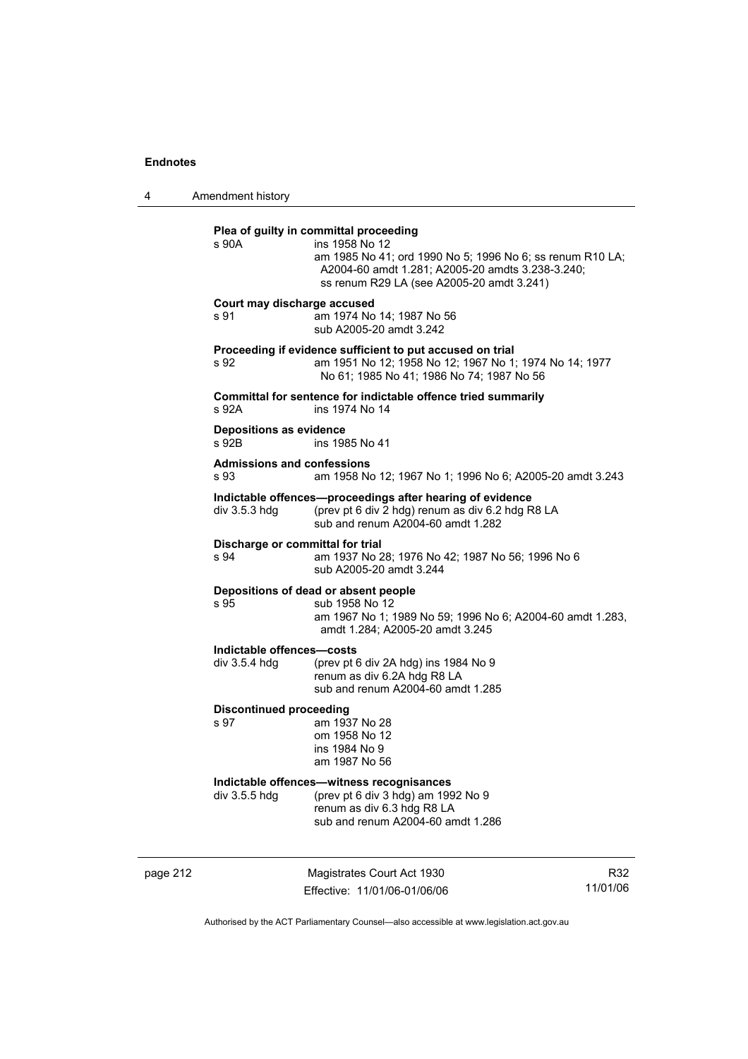**Plea of guilty in committal proceeding**

s 90A ins 1958 No 12
am 1985 No 41; ord 1990 No 5; 1996 No 6; ss renum R10 LA; A2004-60 amdt 1.281; A2005-20 amdts 3.238-3.240; ss renum R29 LA (see A2005-20 amdt 3.241)

**Court may discharge accused**

s 91 am 1974 No 14; 1987 No 56
sub A2005-20 amdt 3.242

**Proceeding if evidence sufficient to put accused on trial**

s 92 am 1951 No 12; 1958 No 12; 1967 No 1; 1974 No 14; 1977 No 61; 1985 No 41; 1986 No 74; 1987 No 56

**Committal for sentence for indictable offence tried summarily**

s 92A ins 1974 No 14

**Depositions as evidence**

s 92B ins 1985 No 41

**Admissions and confessions**

s 93 am 1958 No 12; 1967 No 1; 1996 No 6; A2005-20 amdt 3.243

**Indictable offences—proceedings after hearing of evidence**

div 3.5.3 hdg (prev pt 6 div 2 hdg) renum as div 6.2 hdg R8 LA
sub and renum A2004-60 amdt 1.282

**Discharge or committal for trial**

s 94 am 1937 No 28; 1976 No 42; 1987 No 56; 1996 No 6
sub A2005-20 amdt 3.244

**Depositions of dead or absent people**

s 95 sub 1958 No 12
am 1967 No 1; 1989 No 59; 1996 No 6; A2004-60 amdt 1.283, amdt 1.284; A2005-20 amdt 3.245

**Indictable offences—costs**

div 3.5.4 hdg (prev pt 6 div 2A hdg) ins 1984 No 9
renum as div 6.2A hdg R8 LA
sub and renum A2004-60 amdt 1.285

**Discontinued proceeding**

s 97 am 1937 No 28
om 1958 No 12
ins 1984 No 9
am 1987 No 56

**Indictable offences—witness recognisances**

div 3.5.5 hdg (prev pt 6 div 3 hdg) am 1992 No 9
renum as div 6.3 hdg R8 LA
sub and renum A2004-60 amdt 1.286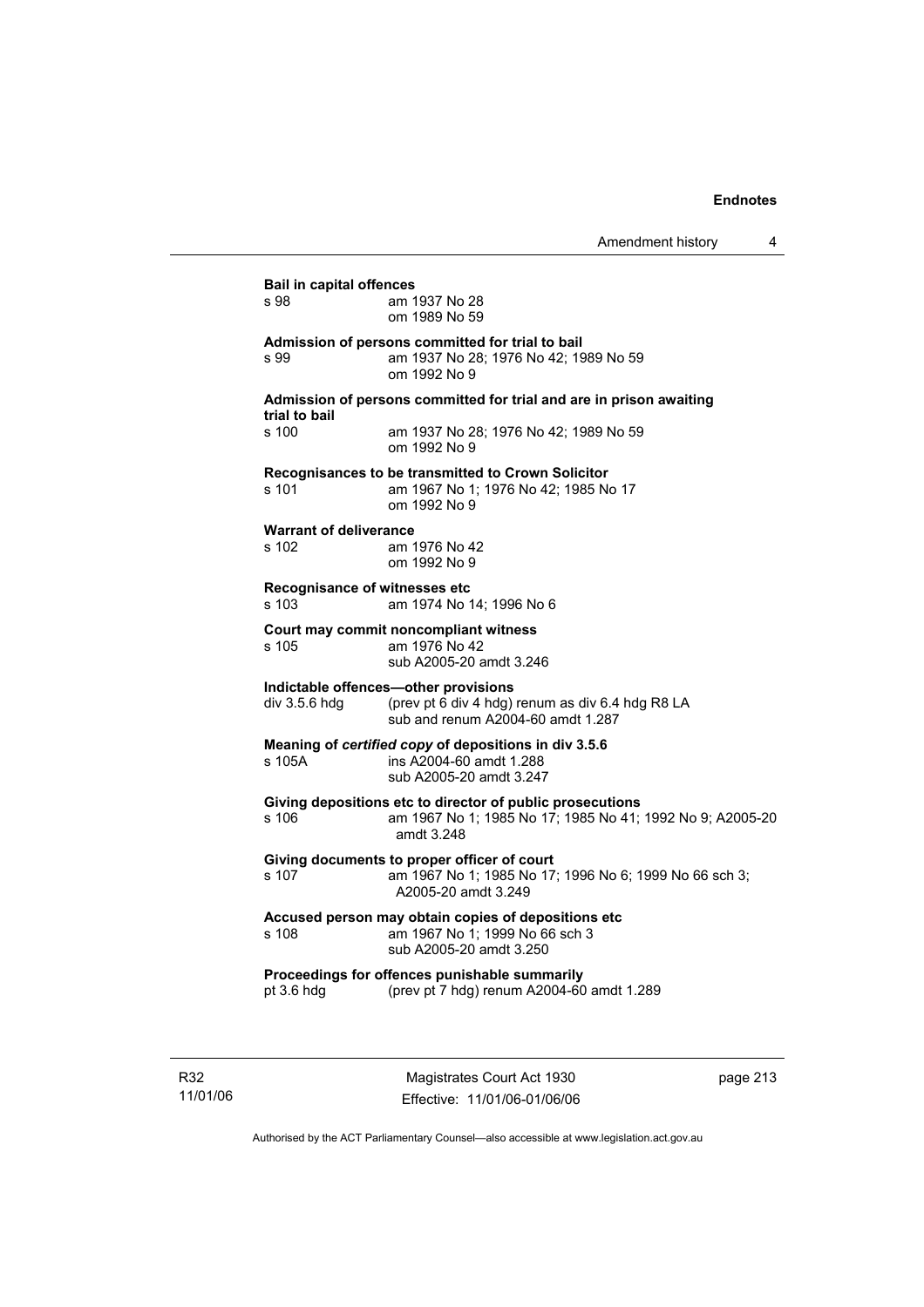**Bail in capital offences**

s 98 am 1937 No 28
om 1989 No 59

**Admission of persons committed for trial to bail**

s 99 am 1937 No 28; 1976 No 42; 1989 No 59
om 1992 No 9

**Admission of persons committed for trial and are in prison awaiting trial to bail**

s 100 am 1937 No 28; 1976 No 42; 1989 No 59
om 1992 No 9

**Recognisances to be transmitted to Crown Solicitor**

s 101 am 1967 No 1; 1976 No 42; 1985 No 17
om 1992 No 9

**Warrant of deliverance**

s 102 am 1976 No 42
om 1992 No 9

**Recognisance of witnesses etc**

s 103 am 1974 No 14; 1996 No 6

**Court may commit noncompliant witness**

s 105 am 1976 No 42
sub A2005-20 amdt 3.246

**Indictable offences—other provisions**

div 3.5.6 hdg (prev pt 6 div 4 hdg) renum as div 6.4 hdg R8 LA
sub and renum A2004-60 amdt 1.287

**Meaning of *certified copy* of depositions in div 3.5.6**

s 105A ins A2004-60 amdt 1.288
sub A2005-20 amdt 3.247

**Giving depositions etc to director of public prosecutions**

s 106 am 1967 No 1; 1985 No 17; 1985 No 41; 1992 No 9; A2005-20 amdt 3.248

**Giving documents to proper officer of court**

s 107 am 1967 No 1; 1985 No 17; 1996 No 6; 1999 No 66 sch 3; A2005-20 amdt 3.249

**Accused person may obtain copies of depositions etc**

s 108 am 1967 No 1; 1999 No 66 sch 3
sub A2005-20 amdt 3.250

**Proceedings for offences punishable summarily**

pt 3.6 hdg (prev pt 7 hdg) renum A2004-60 amdt 1.289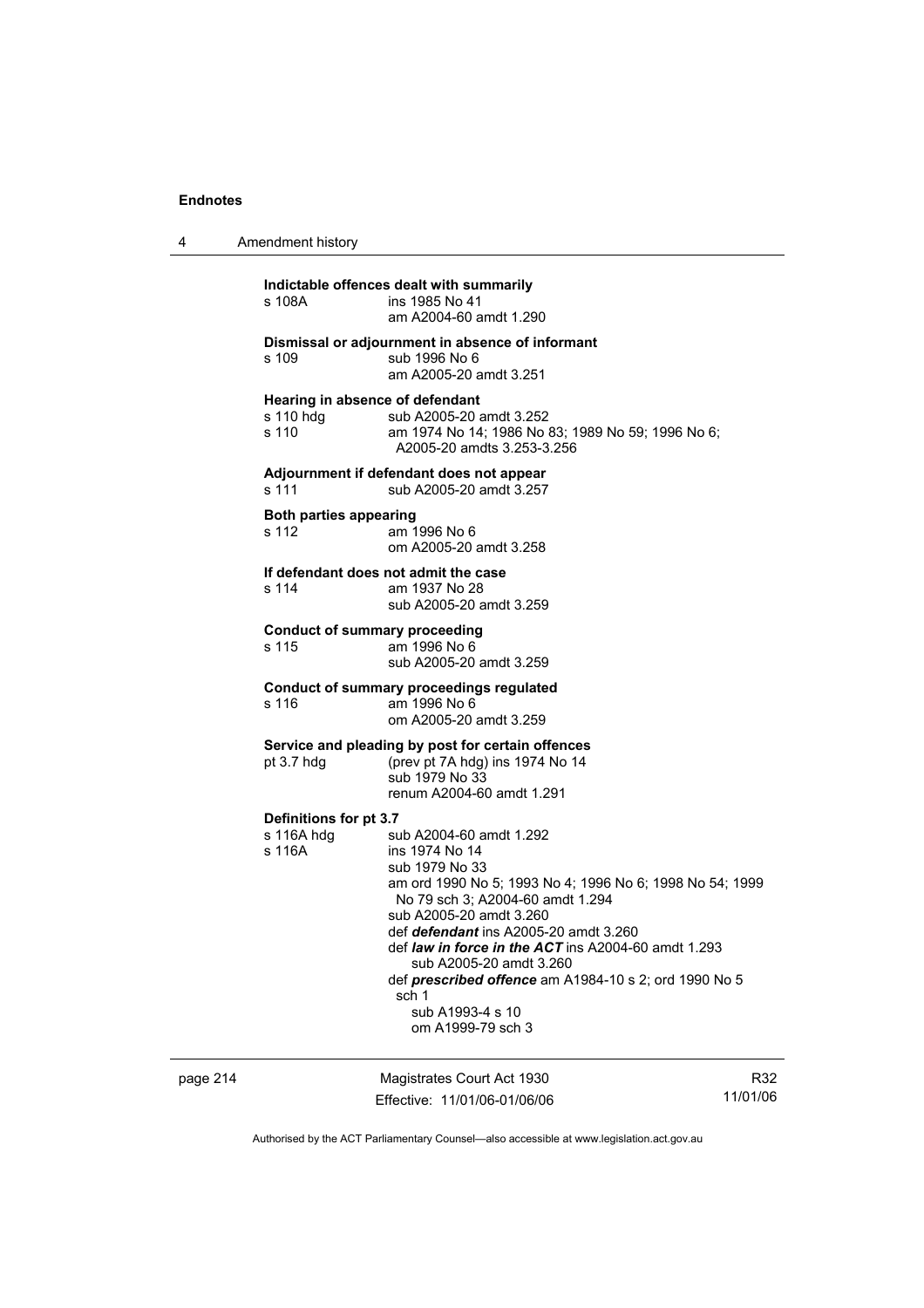**Indictable offences dealt with summarily**

s 108A ins 1985 No 41
am A2004-60 amdt 1.290

**Dismissal or adjournment in absence of informant**

s 109 sub 1996 No 6
am A2005-20 amdt 3.251

**Hearing in absence of defendant**

s 110 hdg sub A2005-20 amdt 3.252
s 110 am 1974 No 14; 1986 No 83; 1989 No 59; 1996 No 6; A2005-20 amdts 3.253-3.256

**Adjournment if defendant does not appear**

s 111 sub A2005-20 amdt 3.257

**Both parties appearing**

s 112 am 1996 No 6
om A2005-20 amdt 3.258

**If defendant does not admit the case**

s 114 am 1937 No 28
sub A2005-20 amdt 3.259

**Conduct of summary proceeding**

s 115 am 1996 No 6
sub A2005-20 amdt 3.259

**Conduct of summary proceedings regulated**

s 116 am 1996 No 6
om A2005-20 amdt 3.259

**Service and pleading by post for certain offences**

pt 3.7 hdg (prev pt 7A hdg) ins 1974 No 14
sub 1979 No 33
renum A2004-60 amdt 1.291

**Definitions for pt 3.7**

s 116A hdg sub A2004-60 amdt 1.292
s 116A ins 1974 No 14
sub 1979 No 33
am ord 1990 No 5; 1993 No 4; 1996 No 6; 1998 No 54; 1999 No 79 sch 3; A2004-60 amdt 1.294
sub A2005-20 amdt 3.260
def ***defendant*** ins A2005-20 amdt 3.260
def ***law in force in the ACT*** ins A2004-60 amdt 1.293
sub A2005-20 amdt 3.260
def ***prescribed offence*** am A1984-10 s 2; ord 1990 No 5 sch 1
sub A1993-4 s 10
om A1999-79 sch 3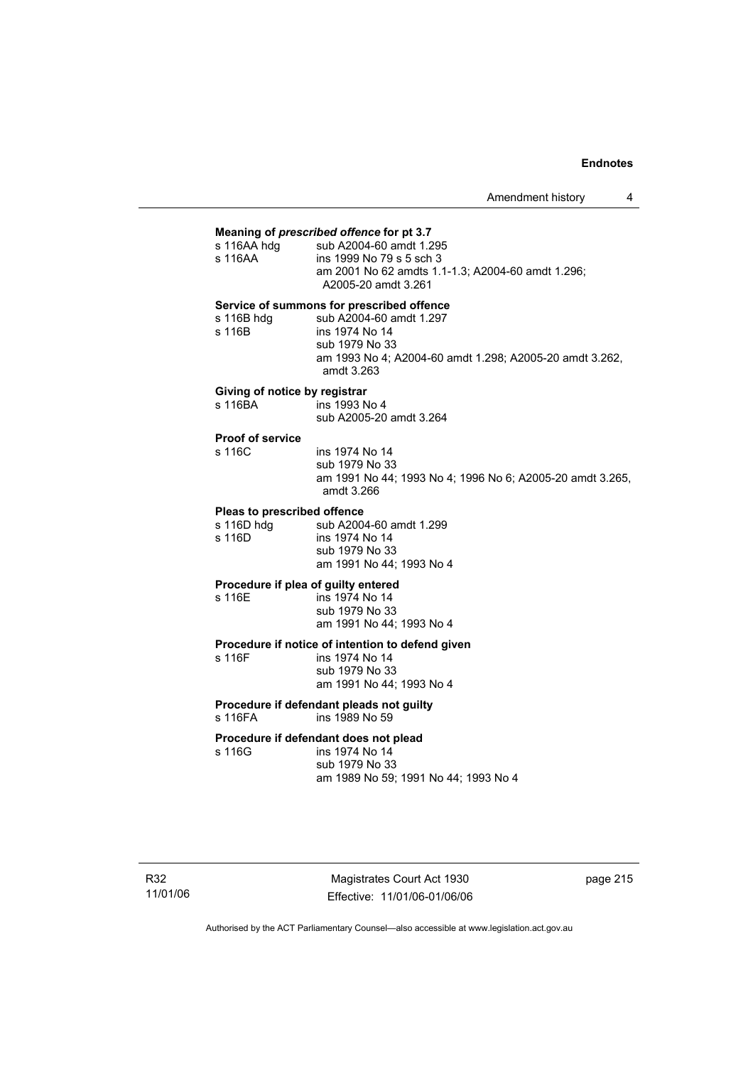**Meaning of *prescribed offence* for pt 3.7**

s 116AA hdg sub A2004-60 amdt 1.295
s 116AA ins 1999 No 79 s 5 sch 3
am 2001 No 62 amdts 1.1-1.3; A2004-60 amdt 1.296; A2005-20 amdt 3.261

**Service of summons for prescribed offence**

s 116B hdg sub A2004-60 amdt 1.297
s 116B ins 1974 No 14
sub 1979 No 33
am 1993 No 4; A2004-60 amdt 1.298; A2005-20 amdt 3.262, amdt 3.263

**Giving of notice by registrar**

s 116BA ins 1993 No 4
sub A2005-20 amdt 3.264

**Proof of service**

s 116C ins 1974 No 14
sub 1979 No 33
am 1991 No 44; 1993 No 4; 1996 No 6; A2005-20 amdt 3.265, amdt 3.266

**Pleas to prescribed offence**

s 116D hdg sub A2004-60 amdt 1.299
s 116D ins 1974 No 14
sub 1979 No 33
am 1991 No 44; 1993 No 4

**Procedure if plea of guilty entered**

s 116E ins 1974 No 14
sub 1979 No 33
am 1991 No 44; 1993 No 4

**Procedure if notice of intention to defend given**

s 116F ins 1974 No 14
sub 1979 No 33
am 1991 No 44; 1993 No 4

**Procedure if defendant pleads not guilty**

s 116FA ins 1989 No 59

**Procedure if defendant does not plead**

s 116G ins 1974 No 14
sub 1979 No 33
am 1989 No 59; 1991 No 44; 1993 No 4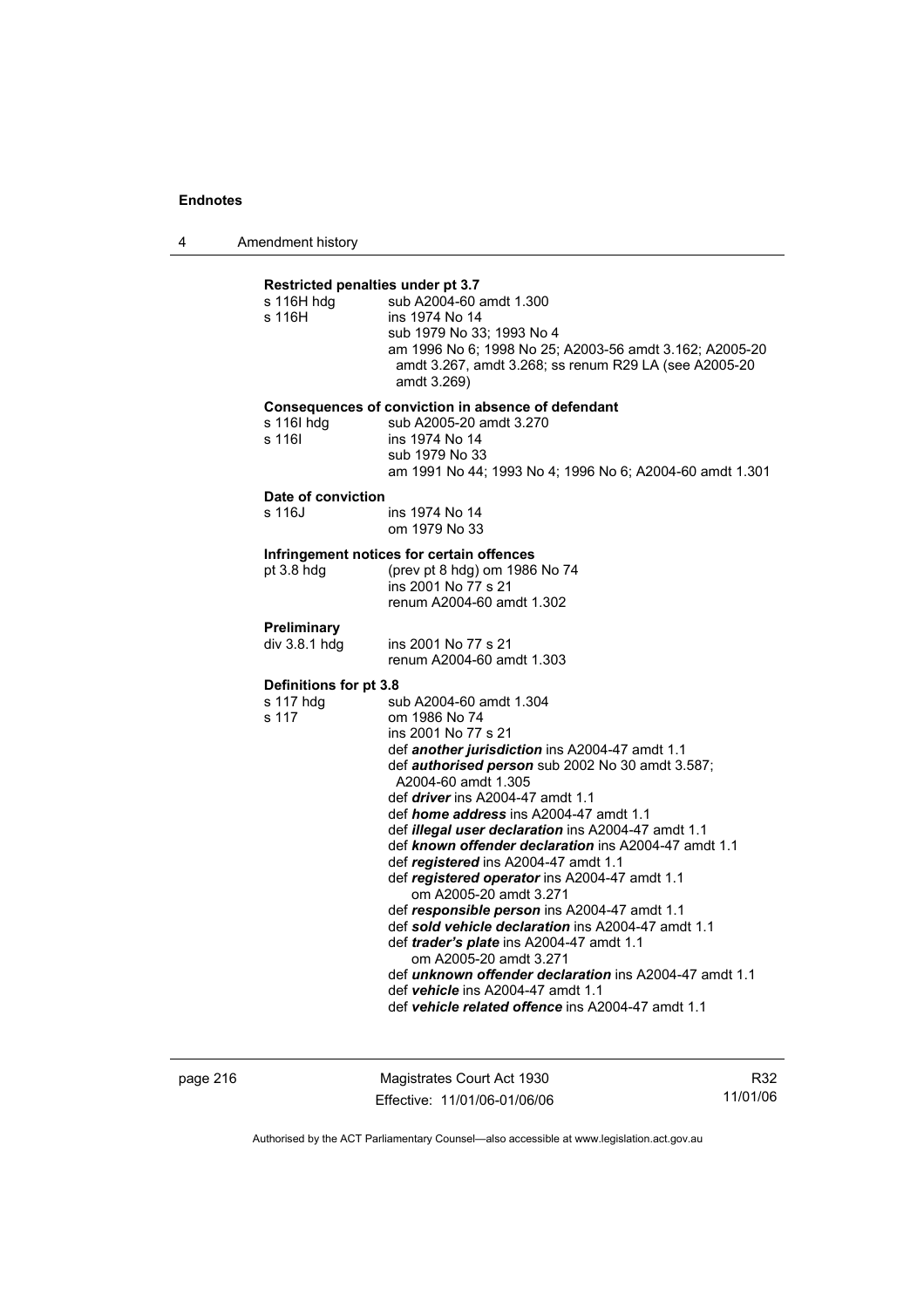**Restricted penalties under pt 3.7**

s 116H hdg    sub A2004-60 amdt 1.300
s 116H    ins 1974 No 14
sub 1979 No 33; 1993 No 4
am 1996 No 6; 1998 No 25; A2003-56 amdt 3.162; A2005-20 amdt 3.267, amdt 3.268; ss renum R29 LA (see A2005-20 amdt 3.269)

**Consequences of conviction in absence of defendant**

s 116I hdg    sub A2005-20 amdt 3.270
s 116I    ins 1974 No 14
sub 1979 No 33
am 1991 No 44; 1993 No 4; 1996 No 6; A2004-60 amdt 1.301

**Date of conviction**

s 116J    ins 1974 No 14
om 1979 No 33

**Infringement notices for certain offences**

pt 3.8 hdg    (prev pt 8 hdg) om 1986 No 74
ins 2001 No 77 s 21
renum A2004-60 amdt 1.302

**Preliminary**

div 3.8.1 hdg    ins 2001 No 77 s 21
renum A2004-60 amdt 1.303

**Definitions for pt 3.8**

s 117 hdg    sub A2004-60 amdt 1.304
s 117    om 1986 No 74
ins 2001 No 77 s 21
def ***another jurisdiction*** ins A2004-47 amdt 1.1
def ***authorised person*** sub 2002 No 30 amdt 3.587; A2004-60 amdt 1.305
def ***driver*** ins A2004-47 amdt 1.1
def ***home address*** ins A2004-47 amdt 1.1
def ***illegal user declaration*** ins A2004-47 amdt 1.1
def ***known offender declaration*** ins A2004-47 amdt 1.1
def ***registered*** ins A2004-47 amdt 1.1
def ***registered operator*** ins A2004-47 amdt 1.1
om A2005-20 amdt 3.271
def ***responsible person*** ins A2004-47 amdt 1.1
def ***sold vehicle declaration*** ins A2004-47 amdt 1.1
def ***trader's plate*** ins A2004-47 amdt 1.1
om A2005-20 amdt 3.271
def ***unknown offender declaration*** ins A2004-47 amdt 1.1
def ***vehicle*** ins A2004-47 amdt 1.1
def ***vehicle related offence*** ins A2004-47 amdt 1.1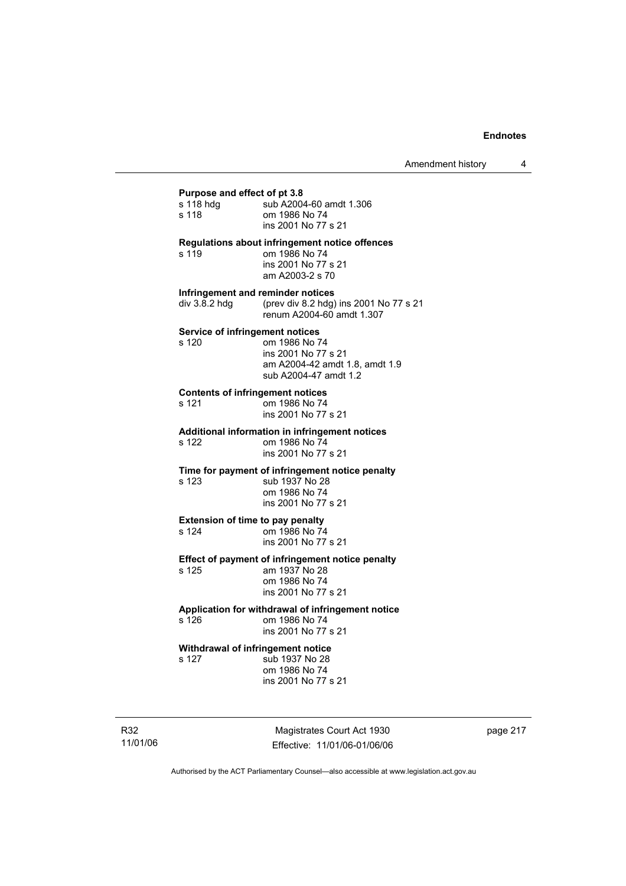**Purpose and effect of pt 3.8**

| | |
|---|---|
| s 118 hdg | sub A2004-60 amdt 1.306 |
| s 118 | om 1986 No 74<br>ins 2001 No 77 s 21 |

**Regulations about infringement notice offences**

| | |
|---|---|
| s 119 | om 1986 No 74<br>ins 2001 No 77 s 21<br>am A2003-2 s 70 |

**Infringement and reminder notices**

| | |
|---|---|
| div 3.8.2 hdg | (prev div 8.2 hdg) ins 2001 No 77 s 21<br>renum A2004-60 amdt 1.307 |

**Service of infringement notices**

| | |
|---|---|
| s 120 | om 1986 No 74<br>ins 2001 No 77 s 21<br>am A2004-42 amdt 1.8, amdt 1.9<br>sub A2004-47 amdt 1.2 |

**Contents of infringement notices**

| | |
|---|---|
| s 121 | om 1986 No 74<br>ins 2001 No 77 s 21 |

**Additional information in infringement notices**

| | |
|---|---|
| s 122 | om 1986 No 74<br>ins 2001 No 77 s 21 |

**Time for payment of infringement notice penalty**

| | |
|---|---|
| s 123 | sub 1937 No 28<br>om 1986 No 74<br>ins 2001 No 77 s 21 |

**Extension of time to pay penalty**

| | |
|---|---|
| s 124 | om 1986 No 74<br>ins 2001 No 77 s 21 |

**Effect of payment of infringement notice penalty**

| | |
|---|---|
| s 125 | am 1937 No 28<br>om 1986 No 74<br>ins 2001 No 77 s 21 |

**Application for withdrawal of infringement notice**

| | |
|---|---|
| s 126 | om 1986 No 74<br>ins 2001 No 77 s 21 |

**Withdrawal of infringement notice**

| | |
|---|---|
| s 127 | sub 1937 No 28<br>om 1986 No 74<br>ins 2001 No 77 s 21 |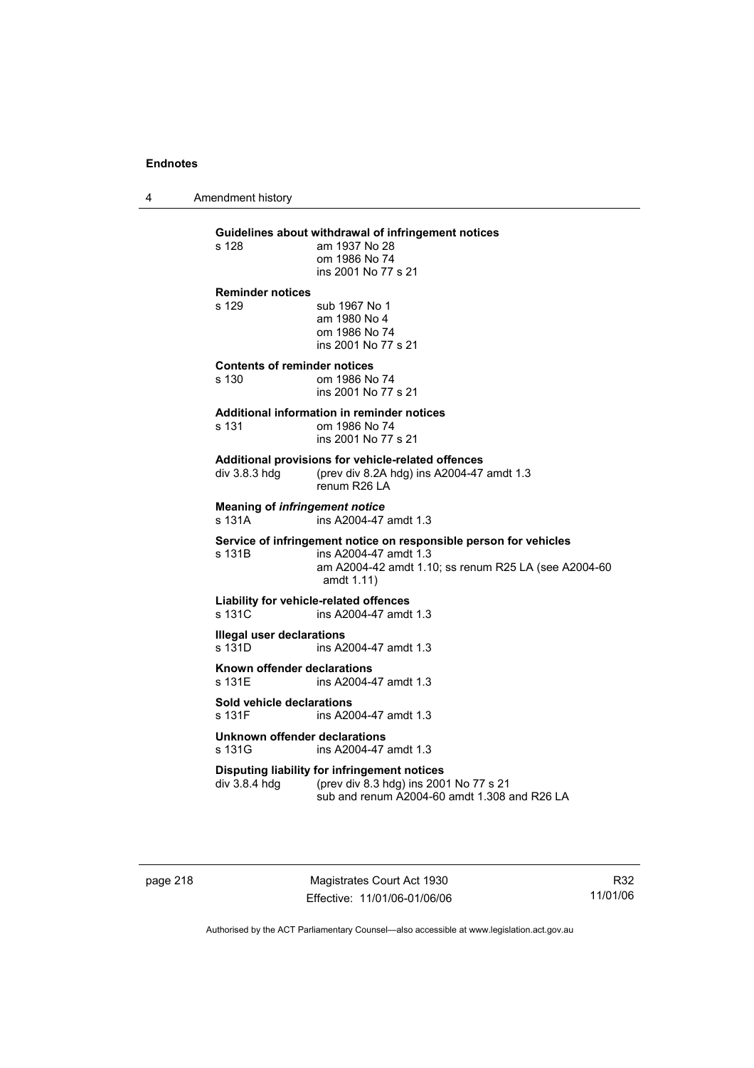**Guidelines about withdrawal of infringement notices**

s 128 am 1937 No 28
om 1986 No 74
ins 2001 No 77 s 21

**Reminder notices**

s 129 sub 1967 No 1
am 1980 No 4
om 1986 No 74
ins 2001 No 77 s 21

**Contents of reminder notices**

s 130 om 1986 No 74
ins 2001 No 77 s 21

**Additional information in reminder notices**

s 131 om 1986 No 74
ins 2001 No 77 s 21

**Additional provisions for vehicle-related offences**

div 3.8.3 hdg (prev div 8.2A hdg) ins A2004-47 amdt 1.3
renum R26 LA

**Meaning of *infringement notice***

s 131A ins A2004-47 amdt 1.3

**Service of infringement notice on responsible person for vehicles**

s 131B ins A2004-47 amdt 1.3
am A2004-42 amdt 1.10; ss renum R25 LA (see A2004-60 amdt 1.11)

**Liability for vehicle-related offences**

s 131C ins A2004-47 amdt 1.3

**Illegal user declarations**

s 131D ins A2004-47 amdt 1.3

**Known offender declarations**

s 131E ins A2004-47 amdt 1.3

**Sold vehicle declarations**

s 131F ins A2004-47 amdt 1.3

**Unknown offender declarations**

s 131G ins A2004-47 amdt 1.3

**Disputing liability for infringement notices**

div 3.8.4 hdg (prev div 8.3 hdg) ins 2001 No 77 s 21
sub and renum A2004-60 amdt 1.308 and R26 LA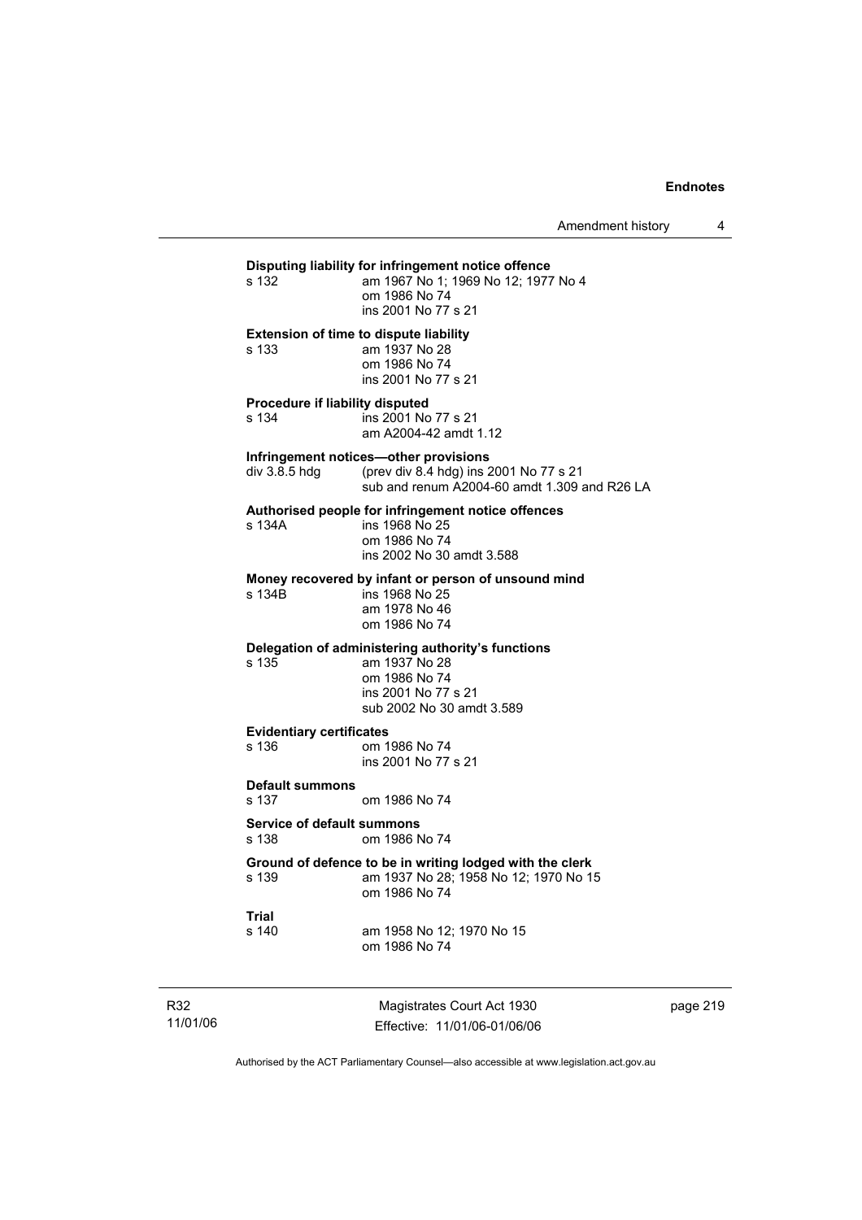**Disputing liability for infringement notice offence**
s 132 am 1967 No 1; 1969 No 12; 1977 No 4
om 1986 No 74
ins 2001 No 77 s 21

**Extension of time to dispute liability**
s 133 am 1937 No 28
om 1986 No 74
ins 2001 No 77 s 21

**Procedure if liability disputed**
s 134 ins 2001 No 77 s 21
am A2004-42 amdt 1.12

**Infringement notices—other provisions**
div 3.8.5 hdg (prev div 8.4 hdg) ins 2001 No 77 s 21
sub and renum A2004-60 amdt 1.309 and R26 LA

**Authorised people for infringement notice offences**
s 134A ins 1968 No 25
om 1986 No 74
ins 2002 No 30 amdt 3.588

**Money recovered by infant or person of unsound mind**
s 134B ins 1968 No 25
am 1978 No 46
om 1986 No 74

**Delegation of administering authority's functions**
s 135 am 1937 No 28
om 1986 No 74
ins 2001 No 77 s 21
sub 2002 No 30 amdt 3.589

**Evidentiary certificates**
s 136 om 1986 No 74
ins 2001 No 77 s 21

**Default summons**
s 137 om 1986 No 74

**Service of default summons**
s 138 om 1986 No 74

**Ground of defence to be in writing lodged with the clerk**
s 139 am 1937 No 28; 1958 No 12; 1970 No 15
om 1986 No 74

**Trial**
s 140 am 1958 No 12; 1970 No 15
om 1986 No 74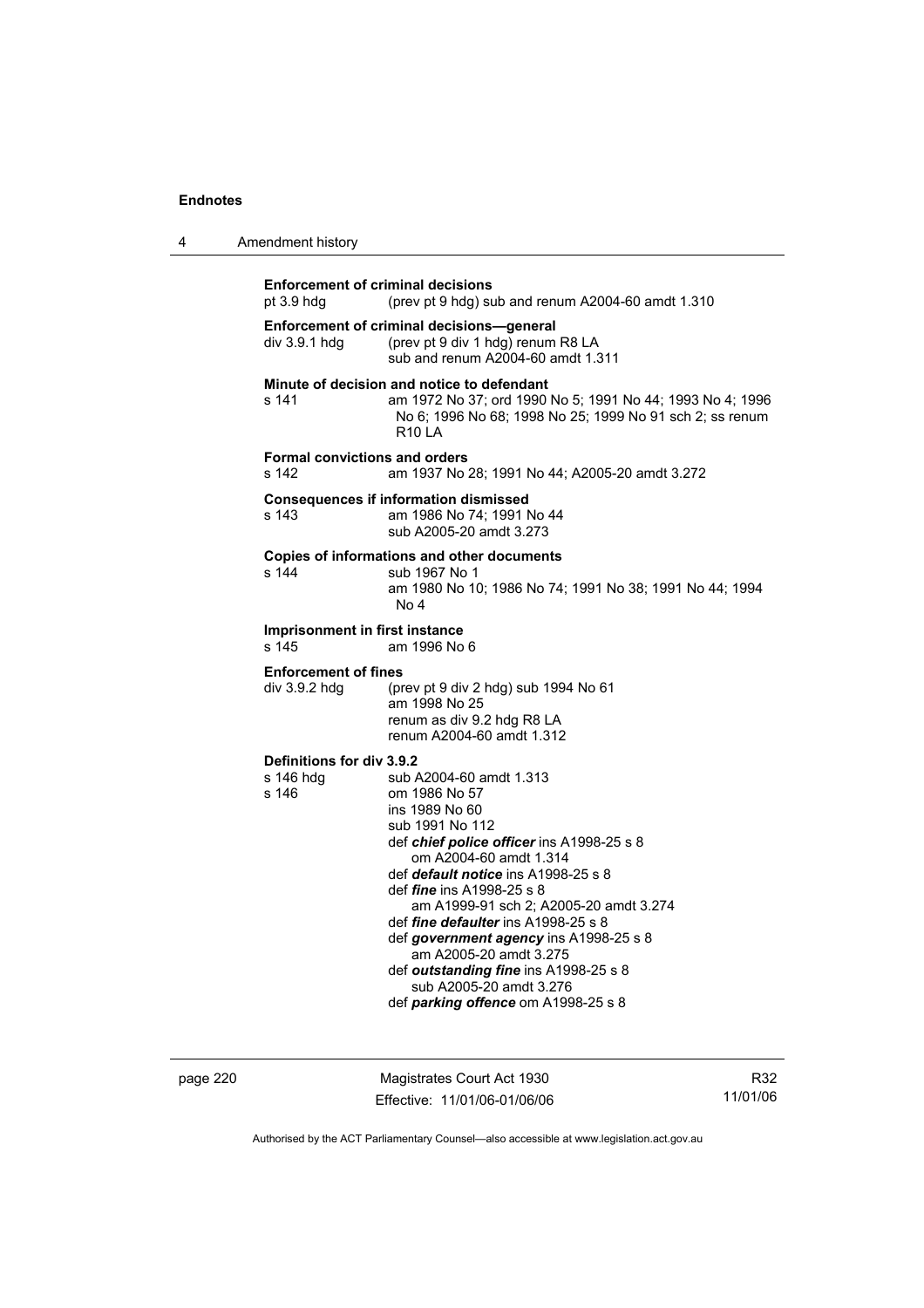**Enforcement of criminal decisions**
pt 3.9 hdg (prev pt 9 hdg) sub and renum A2004-60 amdt 1.310

**Enforcement of criminal decisions—general**
div 3.9.1 hdg (prev pt 9 div 1 hdg) renum R8 LA
sub and renum A2004-60 amdt 1.311

**Minute of decision and notice to defendant**
s 141 am 1972 No 37; ord 1990 No 5; 1991 No 44; 1993 No 4; 1996 No 6; 1996 No 68; 1998 No 25; 1999 No 91 sch 2; ss renum R10 LA

**Formal convictions and orders**
s 142 am 1937 No 28; 1991 No 44; A2005-20 amdt 3.272

**Consequences if information dismissed**
s 143 am 1986 No 74; 1991 No 44
sub A2005-20 amdt 3.273

**Copies of informations and other documents**
s 144 sub 1967 No 1
am 1980 No 10; 1986 No 74; 1991 No 38; 1991 No 44; 1994 No 4

**Imprisonment in first instance**
s 145 am 1996 No 6

**Enforcement of fines**
div 3.9.2 hdg (prev pt 9 div 2 hdg) sub 1994 No 61
am 1998 No 25
renum as div 9.2 hdg R8 LA
renum A2004-60 amdt 1.312

**Definitions for div 3.9.2**
s 146 hdg sub A2004-60 amdt 1.313
s 146 om 1986 No 57
ins 1989 No 60
sub 1991 No 112
def ***chief police officer*** ins A1998-25 s 8
om A2004-60 amdt 1.314
def ***default notice*** ins A1998-25 s 8
def ***fine*** ins A1998-25 s 8
am A1999-91 sch 2; A2005-20 amdt 3.274
def ***fine defaulter*** ins A1998-25 s 8
def ***government agency*** ins A1998-25 s 8
am A2005-20 amdt 3.275
def ***outstanding fine*** ins A1998-25 s 8
sub A2005-20 amdt 3.276
def ***parking offence*** om A1998-25 s 8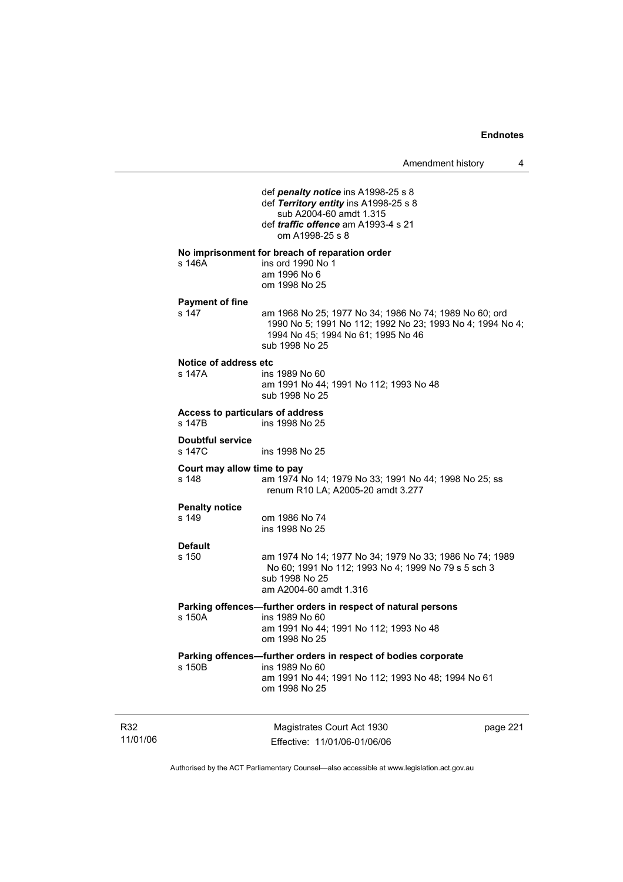def ***penalty notice*** ins A1998-25 s 8
def ***Territory entity*** ins A1998-25 s 8
sub A2004-60 amdt 1.315
def ***traffic offence*** am A1993-4 s 21
om A1998-25 s 8

**No imprisonment for breach of reparation order**

s 146A ins ord 1990 No 1
am 1996 No 6
om 1998 No 25

**Payment of fine**

s 147 am 1968 No 25; 1977 No 34; 1986 No 74; 1989 No 60; ord 1990 No 5; 1991 No 112; 1992 No 23; 1993 No 4; 1994 No 4; 1994 No 45; 1994 No 61; 1995 No 46
sub 1998 No 25

**Notice of address etc**

s 147A ins 1989 No 60
am 1991 No 44; 1991 No 112; 1993 No 48
sub 1998 No 25

**Access to particulars of address**

s 147B ins 1998 No 25

**Doubtful service**

s 147C ins 1998 No 25

**Court may allow time to pay**

s 148 am 1974 No 14; 1979 No 33; 1991 No 44; 1998 No 25; ss renum R10 LA; A2005-20 amdt 3.277

**Penalty notice**

s 149 om 1986 No 74
ins 1998 No 25

**Default**

s 150 am 1974 No 14; 1977 No 34; 1979 No 33; 1986 No 74; 1989 No 60; 1991 No 112; 1993 No 4; 1999 No 79 s 5 sch 3
sub 1998 No 25
am A2004-60 amdt 1.316

**Parking offences—further orders in respect of natural persons**

s 150A ins 1989 No 60
am 1991 No 44; 1991 No 112; 1993 No 48
om 1998 No 25

**Parking offences—further orders in respect of bodies corporate**

s 150B ins 1989 No 60
am 1991 No 44; 1991 No 112; 1993 No 48; 1994 No 61
om 1998 No 25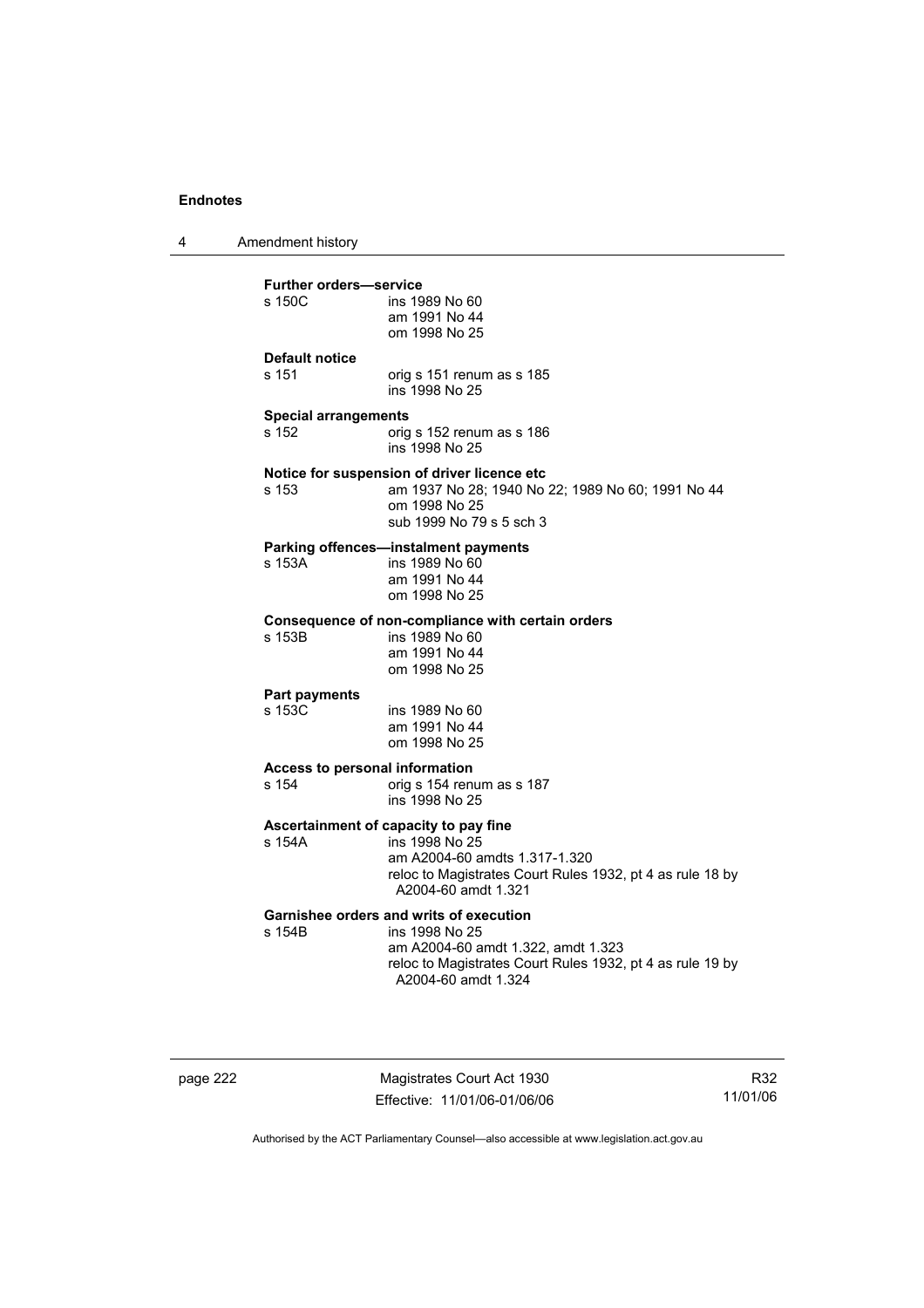**Further orders—service**

s 150C ins 1989 No 60
am 1991 No 44
om 1998 No 25

**Default notice**

s 151 orig s 151 renum as s 185
ins 1998 No 25

**Special arrangements**

s 152 orig s 152 renum as s 186
ins 1998 No 25

**Notice for suspension of driver licence etc**

s 153 am 1937 No 28; 1940 No 22; 1989 No 60; 1991 No 44
om 1998 No 25
sub 1999 No 79 s 5 sch 3

**Parking offences—instalment payments**

s 153A ins 1989 No 60
am 1991 No 44
om 1998 No 25

**Consequence of non-compliance with certain orders**

s 153B ins 1989 No 60
am 1991 No 44
om 1998 No 25

**Part payments**

s 153C ins 1989 No 60
am 1991 No 44
om 1998 No 25

**Access to personal information**

s 154 orig s 154 renum as s 187
ins 1998 No 25

**Ascertainment of capacity to pay fine**

s 154A ins 1998 No 25
am A2004-60 amdts 1.317-1.320
reloc to Magistrates Court Rules 1932, pt 4 as rule 18 by A2004-60 amdt 1.321

**Garnishee orders and writs of execution**

s 154B ins 1998 No 25
am A2004-60 amdt 1.322, amdt 1.323
reloc to Magistrates Court Rules 1932, pt 4 as rule 19 by A2004-60 amdt 1.324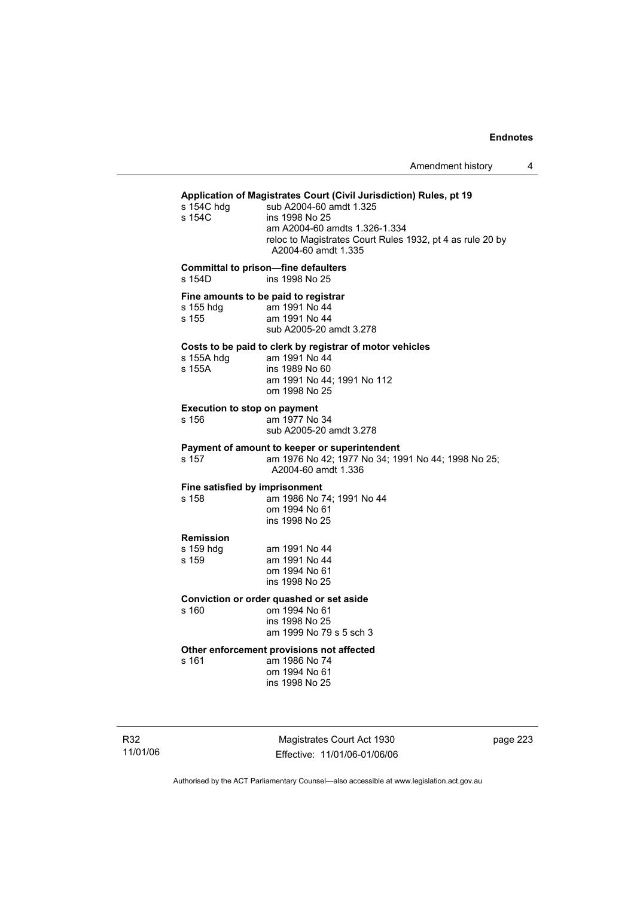**Application of Magistrates Court (Civil Jurisdiction) Rules, pt 19**

s 154C hdg sub A2004-60 amdt 1.325

s 154C ins 1998 No 25
am A2004-60 amdts 1.326-1.334
reloc to Magistrates Court Rules 1932, pt 4 as rule 20 by A2004-60 amdt 1.335

**Committal to prison—fine defaulters**

s 154D ins 1998 No 25

**Fine amounts to be paid to registrar**

s 155 hdg am 1991 No 44

s 155 am 1991 No 44
sub A2005-20 amdt 3.278

**Costs to be paid to clerk by registrar of motor vehicles**

s 155A hdg am 1991 No 44

s 155A ins 1989 No 60
am 1991 No 44; 1991 No 112
om 1998 No 25

**Execution to stop on payment**

s 156 am 1977 No 34
sub A2005-20 amdt 3.278

**Payment of amount to keeper or superintendent**

s 157 am 1976 No 42; 1977 No 34; 1991 No 44; 1998 No 25; A2004-60 amdt 1.336

**Fine satisfied by imprisonment**

s 158 am 1986 No 74; 1991 No 44
om 1994 No 61
ins 1998 No 25

**Remission**

s 159 hdg am 1991 No 44

s 159 am 1991 No 44
om 1994 No 61
ins 1998 No 25

**Conviction or order quashed or set aside**

s 160 om 1994 No 61
ins 1998 No 25
am 1999 No 79 s 5 sch 3

**Other enforcement provisions not affected**

s 161 am 1986 No 74
om 1994 No 61
ins 1998 No 25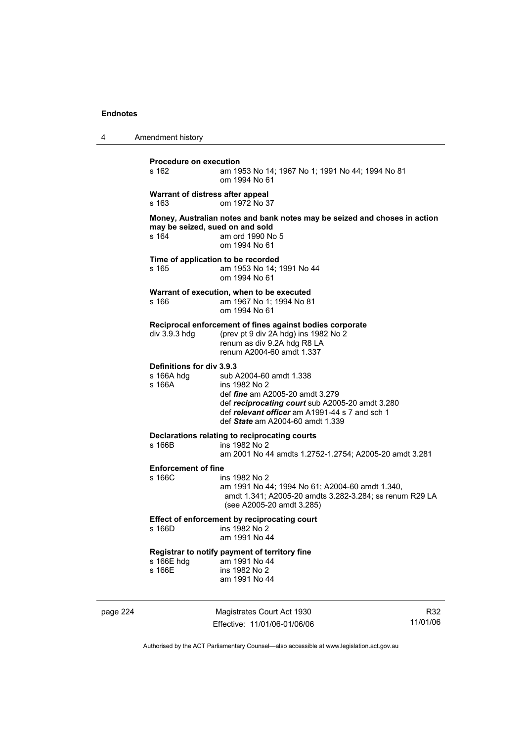**Procedure on execution**

s 162 am 1953 No 14; 1967 No 1; 1991 No 44; 1994 No 81
om 1994 No 61

**Warrant of distress after appeal**

s 163 om 1972 No 37

**Money, Australian notes and bank notes may be seized and choses in action may be seized, sued on and sold**

s 164 am ord 1990 No 5
om 1994 No 61

**Time of application to be recorded**

s 165 am 1953 No 14; 1991 No 44
om 1994 No 61

**Warrant of execution, when to be executed**

s 166 am 1967 No 1; 1994 No 81
om 1994 No 61

**Reciprocal enforcement of fines against bodies corporate**

div 3.9.3 hdg (prev pt 9 div 2A hdg) ins 1982 No 2
renum as div 9.2A hdg R8 LA
renum A2004-60 amdt 1.337

**Definitions for div 3.9.3**

s 166A hdg sub A2004-60 amdt 1.338
s 166A ins 1982 No 2
def ***fine*** am A2005-20 amdt 3.279
def ***reciprocating court*** sub A2005-20 amdt 3.280
def ***relevant officer*** am A1991-44 s 7 and sch 1
def ***State*** am A2004-60 amdt 1.339

**Declarations relating to reciprocating courts**

s 166B ins 1982 No 2
am 2001 No 44 amdts 1.2752-1.2754; A2005-20 amdt 3.281

**Enforcement of fine**

s 166C ins 1982 No 2
am 1991 No 44; 1994 No 61; A2004-60 amdt 1.340, amdt 1.341; A2005-20 amdts 3.282-3.284; ss renum R29 LA (see A2005-20 amdt 3.285)

**Effect of enforcement by reciprocating court**

s 166D ins 1982 No 2
am 1991 No 44

**Registrar to notify payment of territory fine**

s 166E hdg am 1991 No 44
s 166E ins 1982 No 2
am 1991 No 44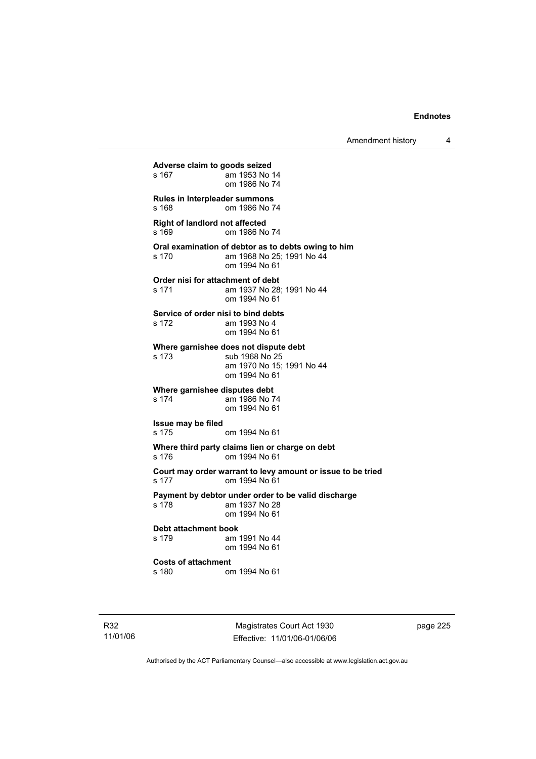**Adverse claim to goods seized**
s 167 am 1953 No 14
om 1986 No 74

**Rules in Interpleader summons**
s 168 om 1986 No 74

**Right of landlord not affected**
s 169 om 1986 No 74

**Oral examination of debtor as to debts owing to him**
s 170 am 1968 No 25; 1991 No 44
om 1994 No 61

**Order nisi for attachment of debt**
s 171 am 1937 No 28; 1991 No 44
om 1994 No 61

**Service of order nisi to bind debts**
s 172 am 1993 No 4
om 1994 No 61

**Where garnishee does not dispute debt**
s 173 sub 1968 No 25
am 1970 No 15; 1991 No 44
om 1994 No 61

**Where garnishee disputes debt**
s 174 am 1986 No 74
om 1994 No 61

**Issue may be filed**
s 175 om 1994 No 61

**Where third party claims lien or charge on debt**
s 176 om 1994 No 61

**Court may order warrant to levy amount or issue to be tried**
s 177 om 1994 No 61

**Payment by debtor under order to be valid discharge**
s 178 am 1937 No 28
om 1994 No 61

**Debt attachment book**
s 179 am 1991 No 44
om 1994 No 61

**Costs of attachment**
s 180 om 1994 No 61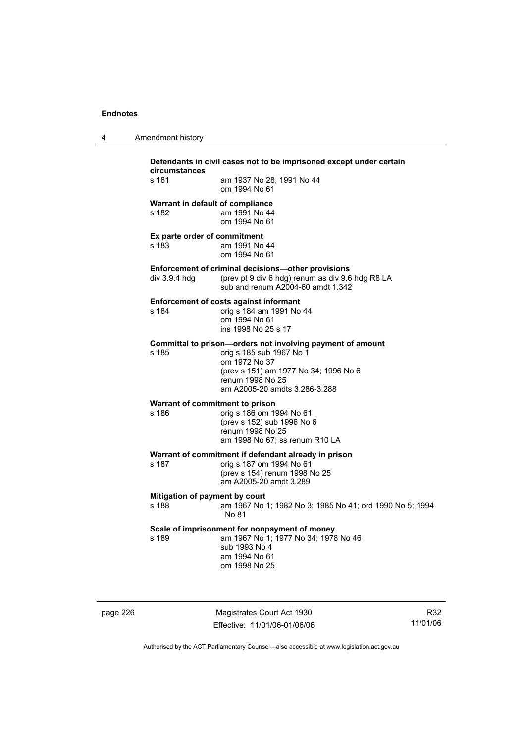**Defendants in civil cases not to be imprisoned except under certain circumstances**

s 181 am 1937 No 28; 1991 No 44
om 1994 No 61

**Warrant in default of compliance**

s 182 am 1991 No 44
om 1994 No 61

**Ex parte order of commitment**

s 183 am 1991 No 44
om 1994 No 61

**Enforcement of criminal decisions—other provisions**

div 3.9.4 hdg (prev pt 9 div 6 hdg) renum as div 9.6 hdg R8 LA
sub and renum A2004-60 amdt 1.342

**Enforcement of costs against informant**

s 184 orig s 184 am 1991 No 44
om 1994 No 61
ins 1998 No 25 s 17

**Committal to prison—orders not involving payment of amount**

s 185 orig s 185 sub 1967 No 1
om 1972 No 37
(prev s 151) am 1977 No 34; 1996 No 6
renum 1998 No 25
am A2005-20 amdts 3.286-3.288

**Warrant of commitment to prison**

s 186 orig s 186 om 1994 No 61
(prev s 152) sub 1996 No 6
renum 1998 No 25
am 1998 No 67; ss renum R10 LA

**Warrant of commitment if defendant already in prison**

s 187 orig s 187 om 1994 No 61
(prev s 154) renum 1998 No 25
am A2005-20 amdt 3.289

**Mitigation of payment by court**

s 188 am 1967 No 1; 1982 No 3; 1985 No 41; ord 1990 No 5; 1994 No 81

**Scale of imprisonment for nonpayment of money**

s 189 am 1967 No 1; 1977 No 34; 1978 No 46
sub 1993 No 4
am 1994 No 61
om 1998 No 25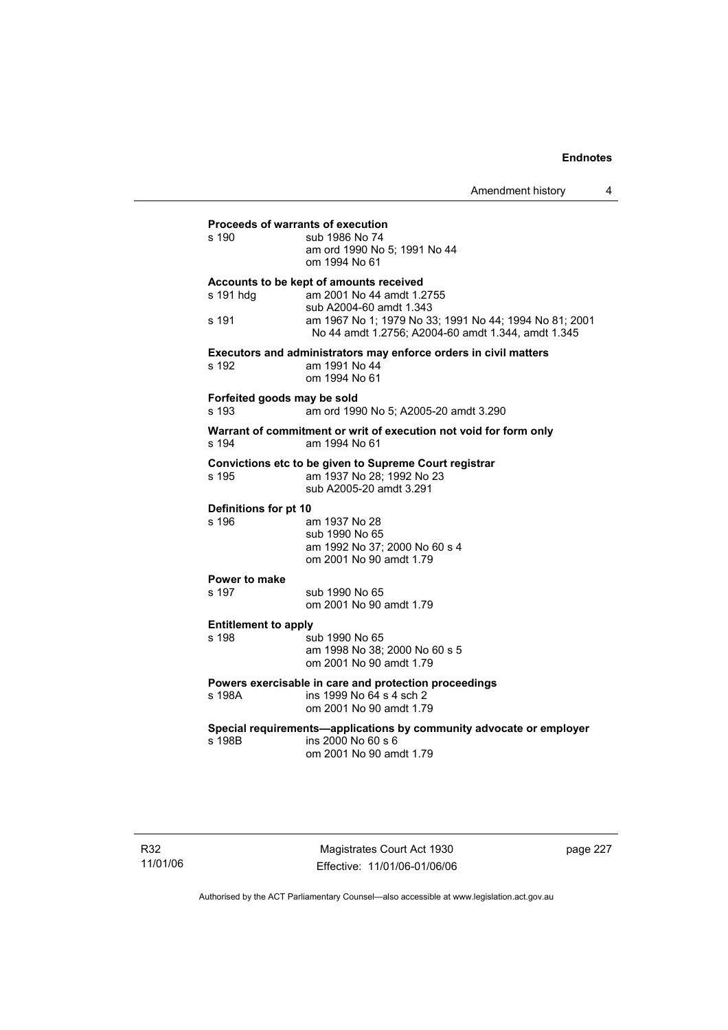**Proceeds of warrants of execution**

s 190 sub 1986 No 74
am ord 1990 No 5; 1991 No 44
om 1994 No 61

**Accounts to be kept of amounts received**

s 191 hdg am 2001 No 44 amdt 1.2755
sub A2004-60 amdt 1.343

s 191 am 1967 No 1; 1979 No 33; 1991 No 44; 1994 No 81; 2001 No 44 amdt 1.2756; A2004-60 amdt 1.344, amdt 1.345

**Executors and administrators may enforce orders in civil matters**

s 192 am 1991 No 44
om 1994 No 61

**Forfeited goods may be sold**

s 193 am ord 1990 No 5; A2005-20 amdt 3.290

**Warrant of commitment or writ of execution not void for form only**

s 194 am 1994 No 61

**Convictions etc to be given to Supreme Court registrar**

s 195 am 1937 No 28; 1992 No 23
sub A2005-20 amdt 3.291

**Definitions for pt 10**

s 196 am 1937 No 28
sub 1990 No 65
am 1992 No 37; 2000 No 60 s 4
om 2001 No 90 amdt 1.79

**Power to make**

s 197 sub 1990 No 65
om 2001 No 90 amdt 1.79

**Entitlement to apply**

s 198 sub 1990 No 65
am 1998 No 38; 2000 No 60 s 5
om 2001 No 90 amdt 1.79

**Powers exercisable in care and protection proceedings**

s 198A ins 1999 No 64 s 4 sch 2
om 2001 No 90 amdt 1.79

**Special requirements—applications by community advocate or employer**

s 198B ins 2000 No 60 s 6
om 2001 No 90 amdt 1.79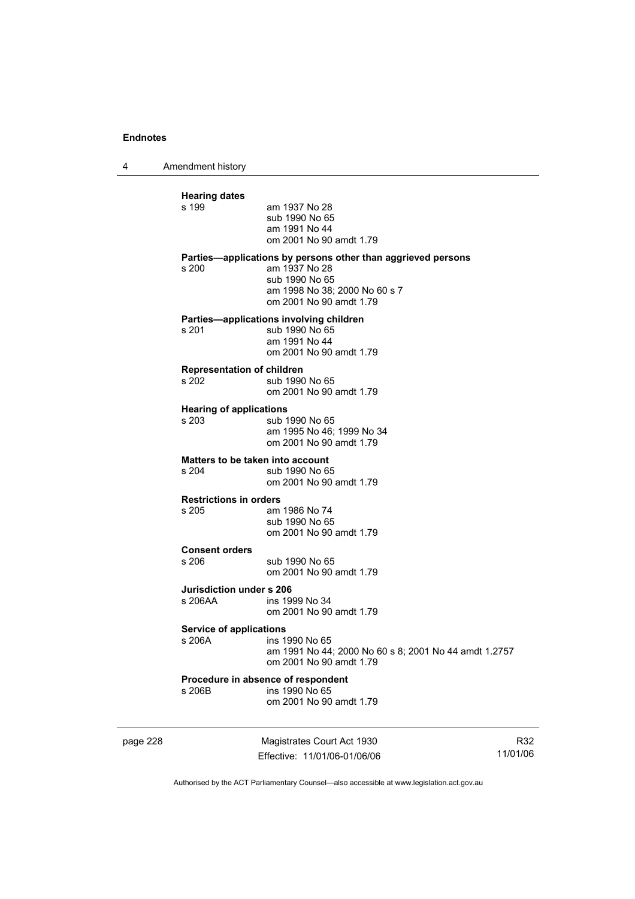**Hearing dates**

s 199 am 1937 No 28
sub 1990 No 65
am 1991 No 44
om 2001 No 90 amdt 1.79

**Parties—applications by persons other than aggrieved persons**

s 200 am 1937 No 28
sub 1990 No 65
am 1998 No 38; 2000 No 60 s 7
om 2001 No 90 amdt 1.79

**Parties—applications involving children**

s 201 sub 1990 No 65
am 1991 No 44
om 2001 No 90 amdt 1.79

**Representation of children**

s 202 sub 1990 No 65
om 2001 No 90 amdt 1.79

**Hearing of applications**

s 203 sub 1990 No 65
am 1995 No 46; 1999 No 34
om 2001 No 90 amdt 1.79

**Matters to be taken into account**

s 204 sub 1990 No 65
om 2001 No 90 amdt 1.79

**Restrictions in orders**

s 205 am 1986 No 74
sub 1990 No 65
om 2001 No 90 amdt 1.79

**Consent orders**

s 206 sub 1990 No 65
om 2001 No 90 amdt 1.79

**Jurisdiction under s 206**

s 206AA ins 1999 No 34
om 2001 No 90 amdt 1.79

**Service of applications**

s 206A ins 1990 No 65
am 1991 No 44; 2000 No 60 s 8; 2001 No 44 amdt 1.2757
om 2001 No 90 amdt 1.79

**Procedure in absence of respondent**

s 206B ins 1990 No 65
om 2001 No 90 amdt 1.79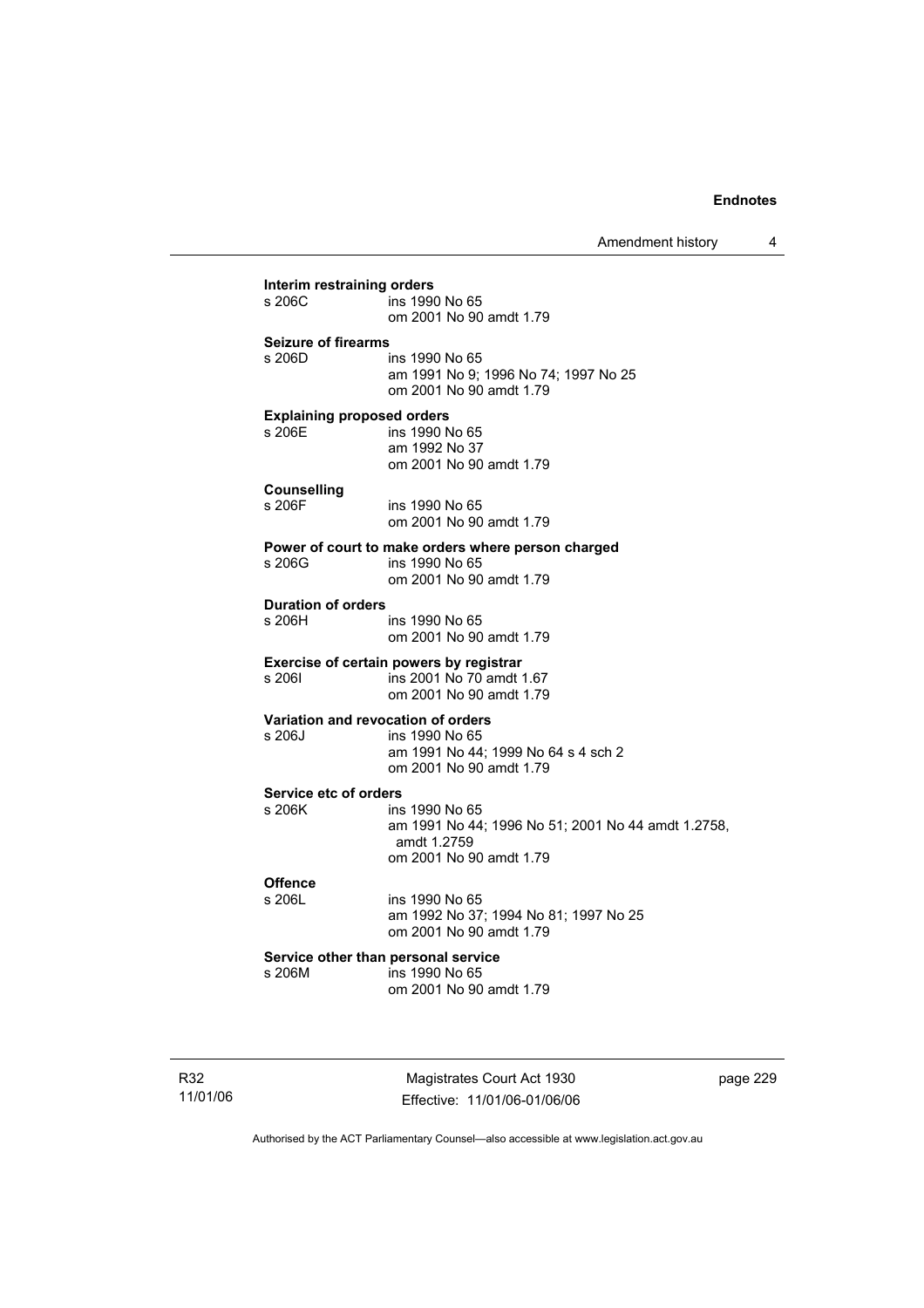**Interim restraining orders**

s 206C ins 1990 No 65
om 2001 No 90 amdt 1.79

**Seizure of firearms**

s 206D ins 1990 No 65
am 1991 No 9; 1996 No 74; 1997 No 25
om 2001 No 90 amdt 1.79

**Explaining proposed orders**

s 206E ins 1990 No 65
am 1992 No 37
om 2001 No 90 amdt 1.79

**Counselling**

s 206F ins 1990 No 65
om 2001 No 90 amdt 1.79

**Power of court to make orders where person charged**

s 206G ins 1990 No 65
om 2001 No 90 amdt 1.79

**Duration of orders**

s 206H ins 1990 No 65
om 2001 No 90 amdt 1.79

**Exercise of certain powers by registrar**

s 206I ins 2001 No 70 amdt 1.67
om 2001 No 90 amdt 1.79

**Variation and revocation of orders**

s 206J ins 1990 No 65
am 1991 No 44; 1999 No 64 s 4 sch 2
om 2001 No 90 amdt 1.79

**Service etc of orders**

s 206K ins 1990 No 65
am 1991 No 44; 1996 No 51; 2001 No 44 amdt 1.2758, amdt 1.2759
om 2001 No 90 amdt 1.79

**Offence**

s 206L ins 1990 No 65
am 1992 No 37; 1994 No 81; 1997 No 25
om 2001 No 90 amdt 1.79

**Service other than personal service**

s 206M ins 1990 No 65
om 2001 No 90 amdt 1.79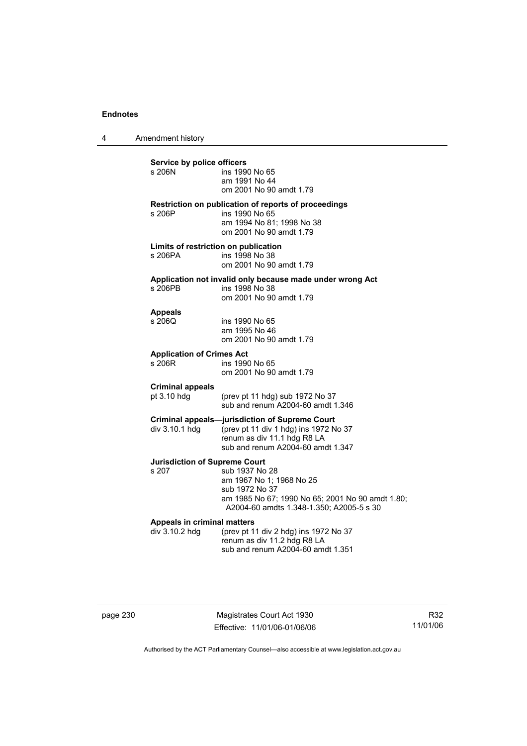**Service by police officers**

s 206N ins 1990 No 65
am 1991 No 44
om 2001 No 90 amdt 1.79

**Restriction on publication of reports of proceedings**

s 206P ins 1990 No 65
am 1994 No 81; 1998 No 38
om 2001 No 90 amdt 1.79

**Limits of restriction on publication**

s 206PA ins 1998 No 38
om 2001 No 90 amdt 1.79

**Application not invalid only because made under wrong Act**

s 206PB ins 1998 No 38
om 2001 No 90 amdt 1.79

**Appeals**

s 206Q ins 1990 No 65
am 1995 No 46
om 2001 No 90 amdt 1.79

**Application of Crimes Act**

s 206R ins 1990 No 65
om 2001 No 90 amdt 1.79

**Criminal appeals**

pt 3.10 hdg (prev pt 11 hdg) sub 1972 No 37
sub and renum A2004-60 amdt 1.346

**Criminal appeals—jurisdiction of Supreme Court**

div 3.10.1 hdg (prev pt 11 div 1 hdg) ins 1972 No 37
renum as div 11.1 hdg R8 LA
sub and renum A2004-60 amdt 1.347

**Jurisdiction of Supreme Court**

s 207 sub 1937 No 28
am 1967 No 1; 1968 No 25
sub 1972 No 37
am 1985 No 67; 1990 No 65; 2001 No 90 amdt 1.80; A2004-60 amdts 1.348-1.350; A2005-5 s 30

**Appeals in criminal matters**

div 3.10.2 hdg (prev pt 11 div 2 hdg) ins 1972 No 37
renum as div 11.2 hdg R8 LA
sub and renum A2004-60 amdt 1.351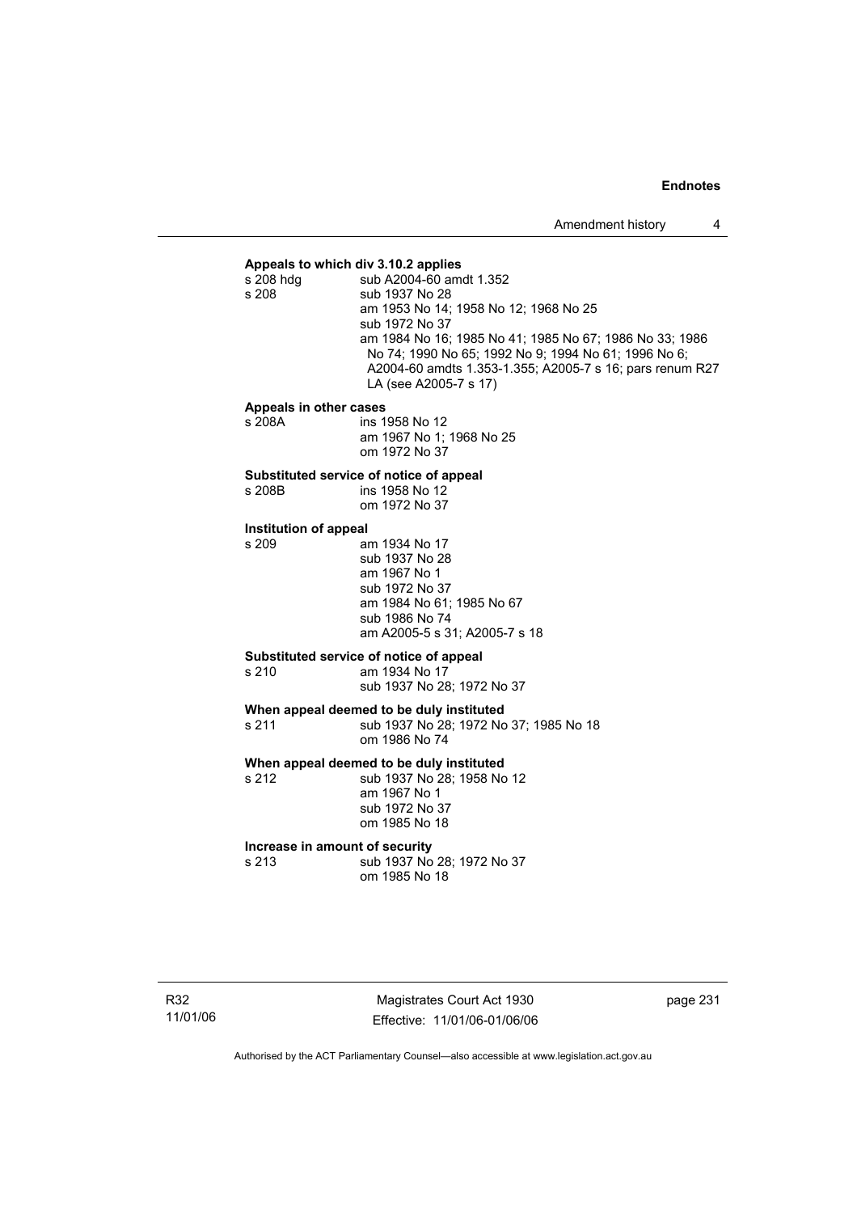**Appeals to which div 3.10.2 applies**

s 208 hdg sub A2004-60 amdt 1.352

s 208 sub 1937 No 28
am 1953 No 14; 1958 No 12; 1968 No 25
sub 1972 No 37
am 1984 No 16; 1985 No 41; 1985 No 67; 1986 No 33; 1986 No 74; 1990 No 65; 1992 No 9; 1994 No 61; 1996 No 6; A2004-60 amdts 1.353-1.355; A2005-7 s 16; pars renum R27 LA (see A2005-7 s 17)

**Appeals in other cases**

s 208A ins 1958 No 12
am 1967 No 1; 1968 No 25
om 1972 No 37

**Substituted service of notice of appeal**

s 208B ins 1958 No 12
om 1972 No 37

**Institution of appeal**

s 209 am 1934 No 17
sub 1937 No 28
am 1967 No 1
sub 1972 No 37
am 1984 No 61; 1985 No 67
sub 1986 No 74
am A2005-5 s 31; A2005-7 s 18

**Substituted service of notice of appeal**

s 210 am 1934 No 17
sub 1937 No 28; 1972 No 37

**When appeal deemed to be duly instituted**

s 211 sub 1937 No 28; 1972 No 37; 1985 No 18
om 1986 No 74

**When appeal deemed to be duly instituted**

s 212 sub 1937 No 28; 1958 No 12
am 1967 No 1
sub 1972 No 37
om 1985 No 18

**Increase in amount of security**

s 213 sub 1937 No 28; 1972 No 37
om 1985 No 18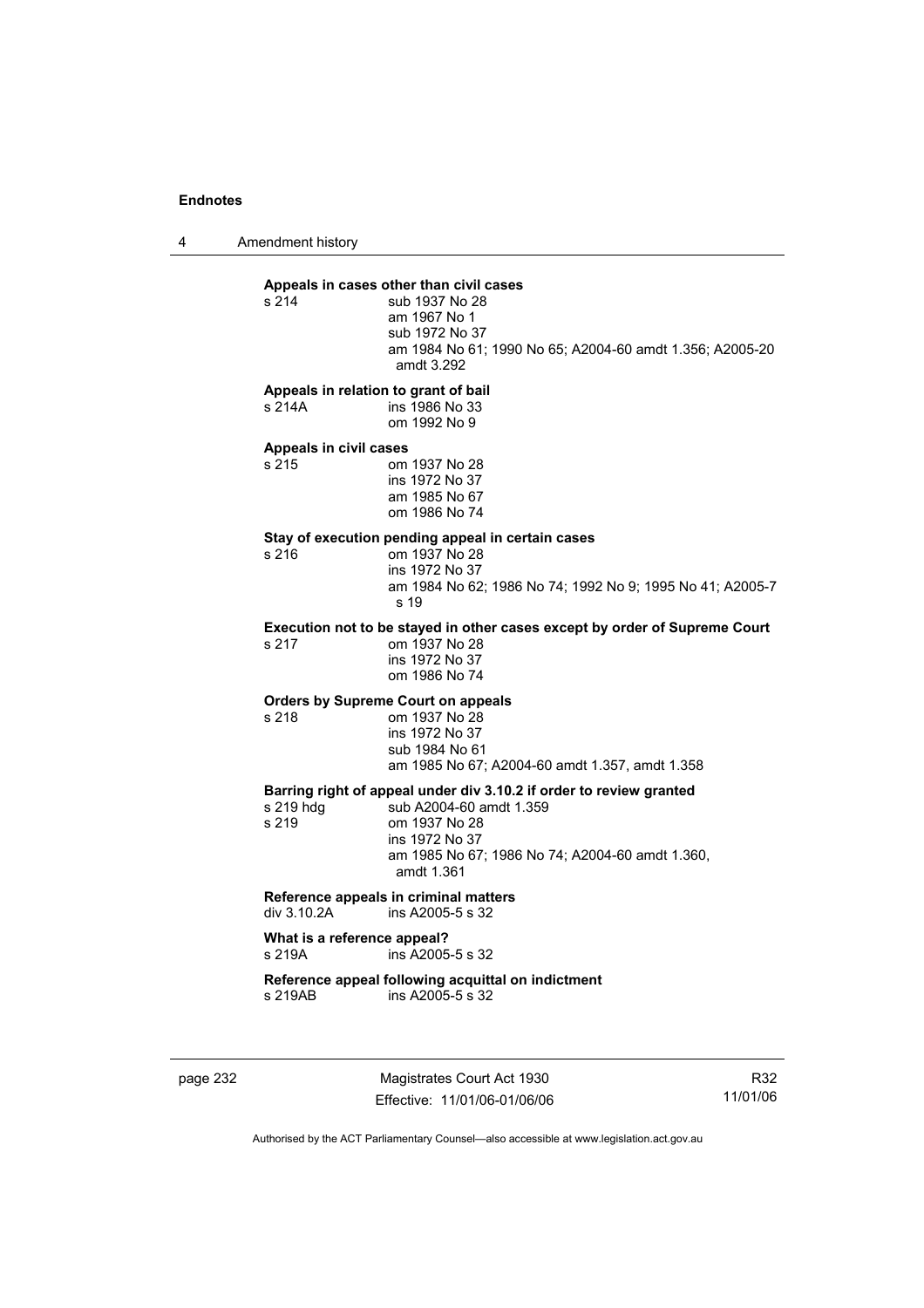**Appeals in cases other than civil cases**

s 214 sub 1937 No 28
am 1967 No 1
sub 1972 No 37
am 1984 No 61; 1990 No 65; A2004-60 amdt 1.356; A2005-20 amdt 3.292

**Appeals in relation to grant of bail**

s 214A ins 1986 No 33
om 1992 No 9

**Appeals in civil cases**

s 215 om 1937 No 28
ins 1972 No 37
am 1985 No 67
om 1986 No 74

**Stay of execution pending appeal in certain cases**

s 216 om 1937 No 28
ins 1972 No 37
am 1984 No 62; 1986 No 74; 1992 No 9; 1995 No 41; A2005-7 s 19

**Execution not to be stayed in other cases except by order of Supreme Court**

s 217 om 1937 No 28
ins 1972 No 37
om 1986 No 74

**Orders by Supreme Court on appeals**

s 218 om 1937 No 28
ins 1972 No 37
sub 1984 No 61
am 1985 No 67; A2004-60 amdt 1.357, amdt 1.358

**Barring right of appeal under div 3.10.2 if order to review granted**

s 219 hdg sub A2004-60 amdt 1.359
s 219 om 1937 No 28
ins 1972 No 37
am 1985 No 67; 1986 No 74; A2004-60 amdt 1.360, amdt 1.361

**Reference appeals in criminal matters**

div 3.10.2A ins A2005-5 s 32

**What is a reference appeal?**

s 219A ins A2005-5 s 32

**Reference appeal following acquittal on indictment**

s 219AB ins A2005-5 s 32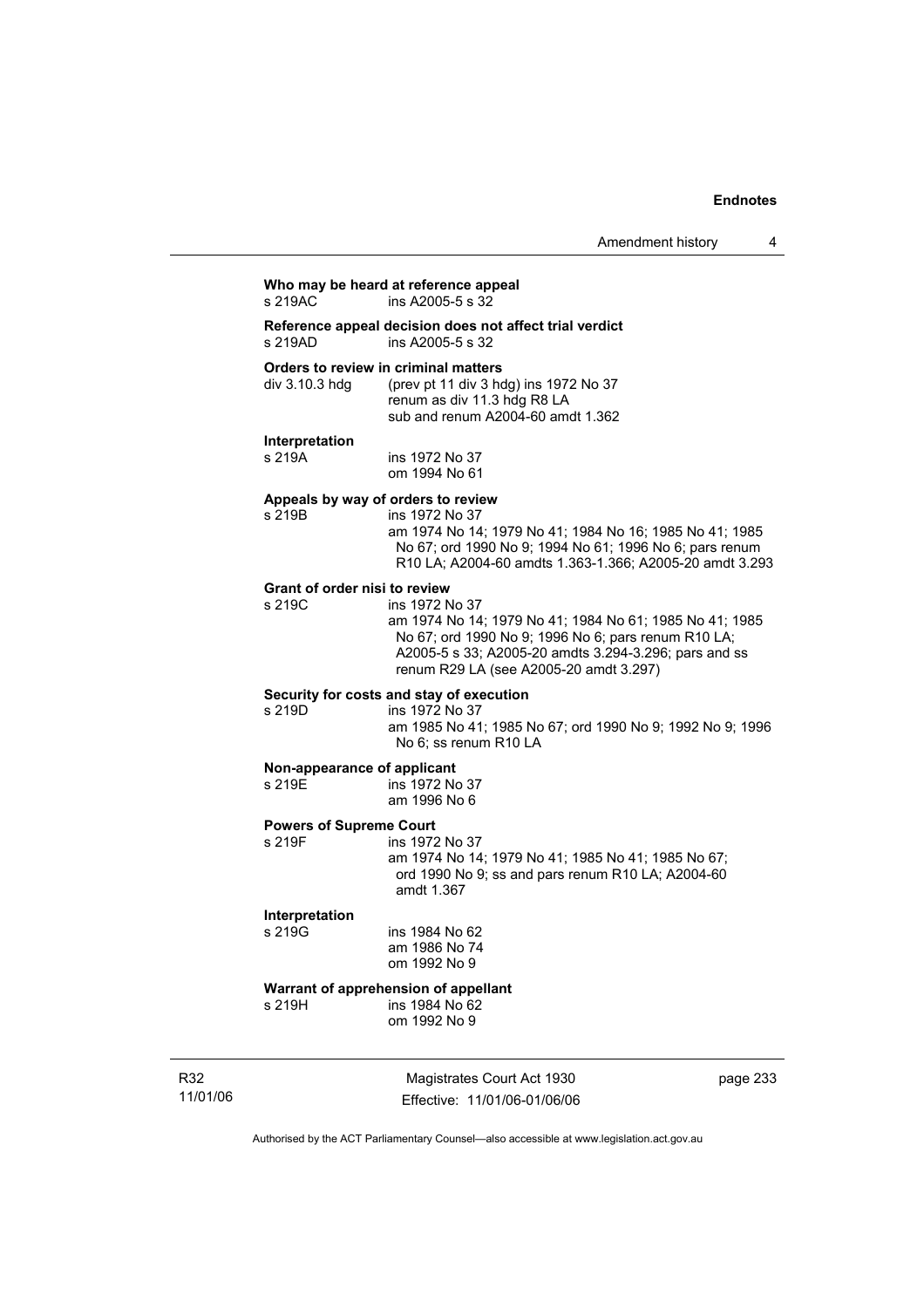**Who may be heard at reference appeal**
s 219AC ins A2005-5 s 32

**Reference appeal decision does not affect trial verdict**
s 219AD ins A2005-5 s 32

**Orders to review in criminal matters**
div 3.10.3 hdg (prev pt 11 div 3 hdg) ins 1972 No 37
renum as div 11.3 hdg R8 LA
sub and renum A2004-60 amdt 1.362

**Interpretation**
s 219A ins 1972 No 37
om 1994 No 61

**Appeals by way of orders to review**
s 219B ins 1972 No 37
am 1974 No 14; 1979 No 41; 1984 No 16; 1985 No 41; 1985 No 67; ord 1990 No 9; 1994 No 61; 1996 No 6; pars renum R10 LA; A2004-60 amdts 1.363-1.366; A2005-20 amdt 3.293

**Grant of order nisi to review**
s 219C ins 1972 No 37
am 1974 No 14; 1979 No 41; 1984 No 61; 1985 No 41; 1985 No 67; ord 1990 No 9; 1996 No 6; pars renum R10 LA; A2005-5 s 33; A2005-20 amdts 3.294-3.296; pars and ss renum R29 LA (see A2005-20 amdt 3.297)

**Security for costs and stay of execution**
s 219D ins 1972 No 37
am 1985 No 41; 1985 No 67; ord 1990 No 9; 1992 No 9; 1996 No 6; ss renum R10 LA

**Non-appearance of applicant**
s 219E ins 1972 No 37
am 1996 No 6

**Powers of Supreme Court**
s 219F ins 1972 No 37
am 1974 No 14; 1979 No 41; 1985 No 41; 1985 No 67; ord 1990 No 9; ss and pars renum R10 LA; A2004-60 amdt 1.367

**Interpretation**
s 219G ins 1984 No 62
am 1986 No 74
om 1992 No 9

**Warrant of apprehension of appellant**
s 219H ins 1984 No 62
om 1992 No 9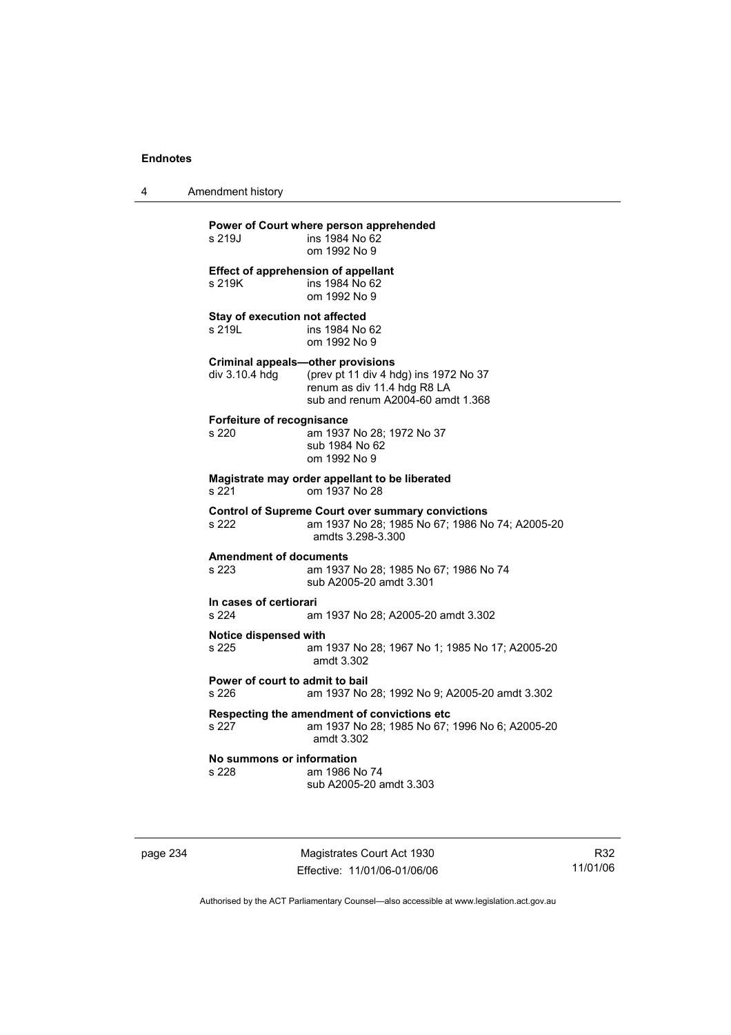**Power of Court where person apprehended**
s 219J ins 1984 No 62
om 1992 No 9

**Effect of apprehension of appellant**
s 219K ins 1984 No 62
om 1992 No 9

**Stay of execution not affected**
s 219L ins 1984 No 62
om 1992 No 9

**Criminal appeals—other provisions**
div 3.10.4 hdg (prev pt 11 div 4 hdg) ins 1972 No 37
renum as div 11.4 hdg R8 LA
sub and renum A2004-60 amdt 1.368

**Forfeiture of recognisance**
s 220 am 1937 No 28; 1972 No 37
sub 1984 No 62
om 1992 No 9

**Magistrate may order appellant to be liberated**
s 221 om 1937 No 28

**Control of Supreme Court over summary convictions**
s 222 am 1937 No 28; 1985 No 67; 1986 No 74; A2005-20 amdts 3.298-3.300

**Amendment of documents**
s 223 am 1937 No 28; 1985 No 67; 1986 No 74
sub A2005-20 amdt 3.301

**In cases of certiorari**
s 224 am 1937 No 28; A2005-20 amdt 3.302

**Notice dispensed with**
s 225 am 1937 No 28; 1967 No 1; 1985 No 17; A2005-20 amdt 3.302

**Power of court to admit to bail**
s 226 am 1937 No 28; 1992 No 9; A2005-20 amdt 3.302

**Respecting the amendment of convictions etc**
s 227 am 1937 No 28; 1985 No 67; 1996 No 6; A2005-20 amdt 3.302

**No summons or information**
s 228 am 1986 No 74
sub A2005-20 amdt 3.303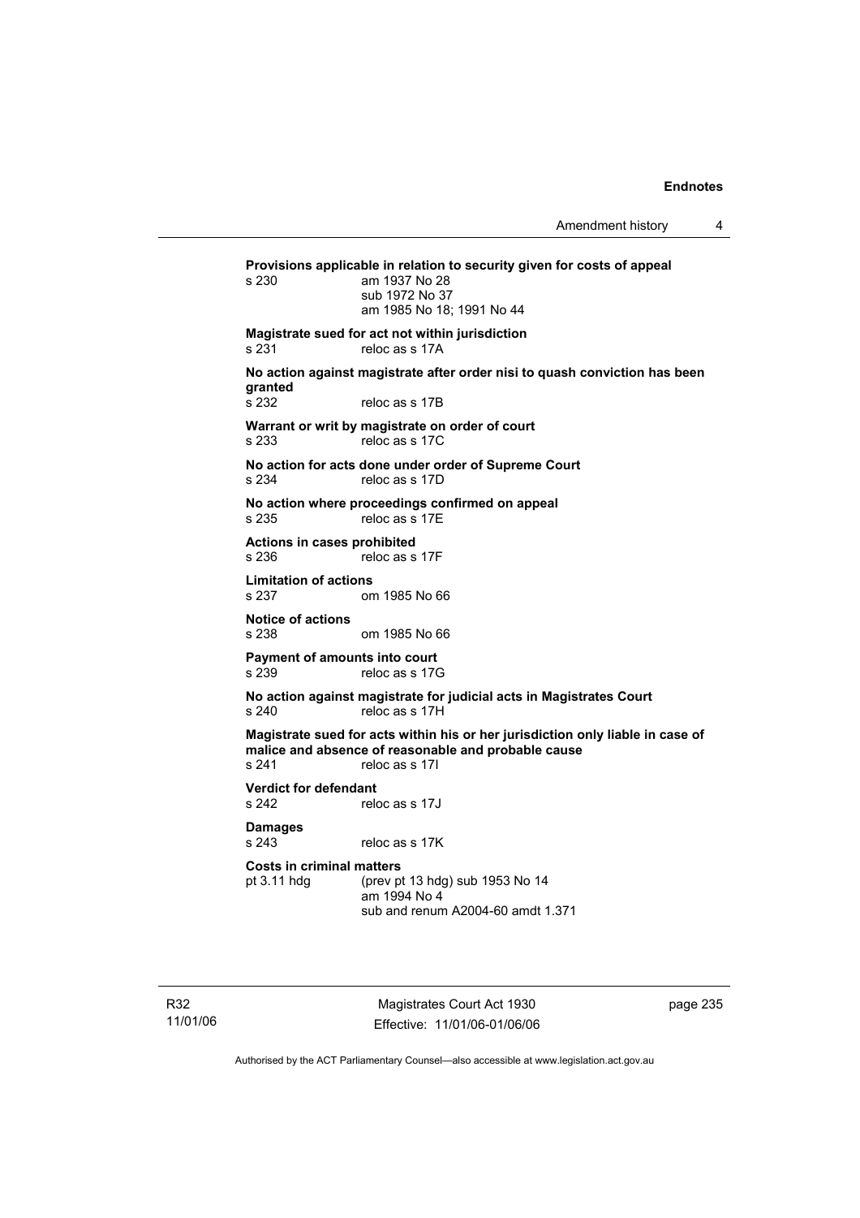**Provisions applicable in relation to security given for costs of appeal**

s 230 am 1937 No 28
sub 1972 No 37
am 1985 No 18; 1991 No 44

**Magistrate sued for act not within jurisdiction**

s 231 reloc as s 17A

**No action against magistrate after order nisi to quash conviction has been granted**

s 232 reloc as s 17B

**Warrant or writ by magistrate on order of court**

s 233 reloc as s 17C

**No action for acts done under order of Supreme Court**

s 234 reloc as s 17D

**No action where proceedings confirmed on appeal**

s 235 reloc as s 17E

**Actions in cases prohibited**

s 236 reloc as s 17F

**Limitation of actions**

s 237 om 1985 No 66

**Notice of actions**

s 238 om 1985 No 66

**Payment of amounts into court**

s 239 reloc as s 17G

**No action against magistrate for judicial acts in Magistrates Court**

s 240 reloc as s 17H

**Magistrate sued for acts within his or her jurisdiction only liable in case of malice and absence of reasonable and probable cause**

s 241 reloc as s 17I

**Verdict for defendant**

s 242 reloc as s 17J

**Damages**

s 243 reloc as s 17K

**Costs in criminal matters**

pt 3.11 hdg (prev pt 13 hdg) sub 1953 No 14
am 1994 No 4
sub and renum A2004-60 amdt 1.371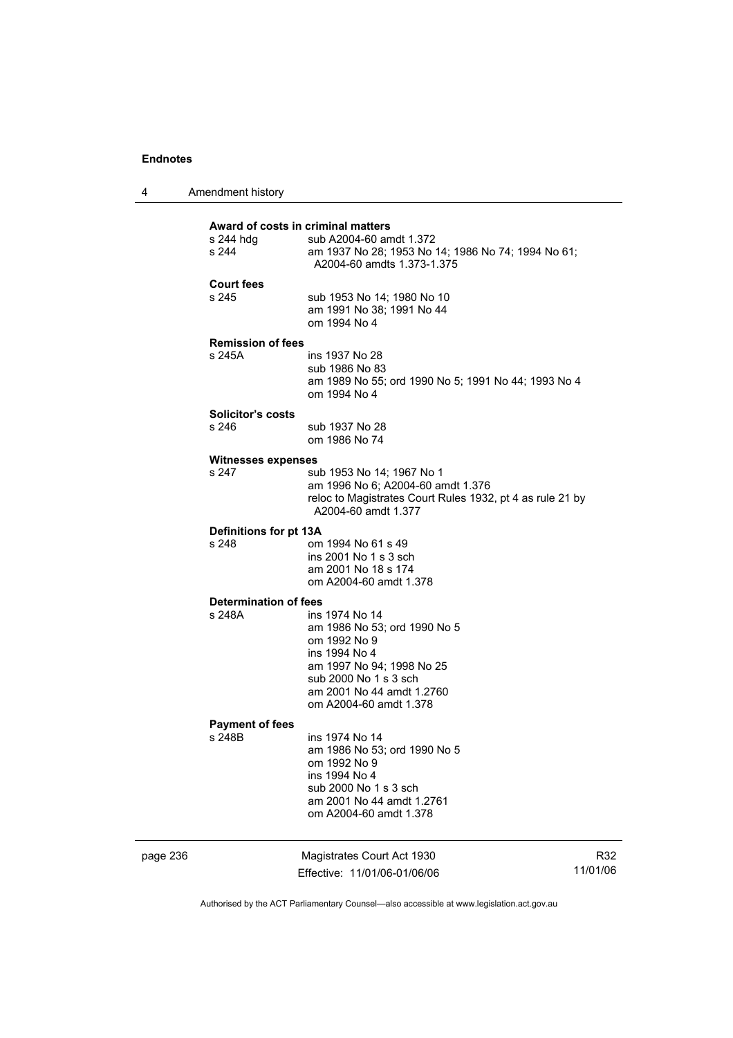**Award of costs in criminal matters**

s 244 hdg sub A2004-60 amdt 1.372
s 244 am 1937 No 28; 1953 No 14; 1986 No 74; 1994 No 61; A2004-60 amdts 1.373-1.375

**Court fees**

s 245 sub 1953 No 14; 1980 No 10
am 1991 No 38; 1991 No 44
om 1994 No 4

**Remission of fees**

s 245A ins 1937 No 28
sub 1986 No 83
am 1989 No 55; ord 1990 No 5; 1991 No 44; 1993 No 4
om 1994 No 4

**Solicitor's costs**

s 246 sub 1937 No 28
om 1986 No 74

**Witnesses expenses**

s 247 sub 1953 No 14; 1967 No 1
am 1996 No 6; A2004-60 amdt 1.376
reloc to Magistrates Court Rules 1932, pt 4 as rule 21 by A2004-60 amdt 1.377

**Definitions for pt 13A**

s 248 om 1994 No 61 s 49
ins 2001 No 1 s 3 sch
am 2001 No 18 s 174
om A2004-60 amdt 1.378

**Determination of fees**

s 248A ins 1974 No 14
am 1986 No 53; ord 1990 No 5
om 1992 No 9
ins 1994 No 4
am 1997 No 94; 1998 No 25
sub 2000 No 1 s 3 sch
am 2001 No 44 amdt 1.2760
om A2004-60 amdt 1.378

**Payment of fees**

s 248B ins 1974 No 14
am 1986 No 53; ord 1990 No 5
om 1992 No 9
ins 1994 No 4
sub 2000 No 1 s 3 sch
am 2001 No 44 amdt 1.2761
om A2004-60 amdt 1.378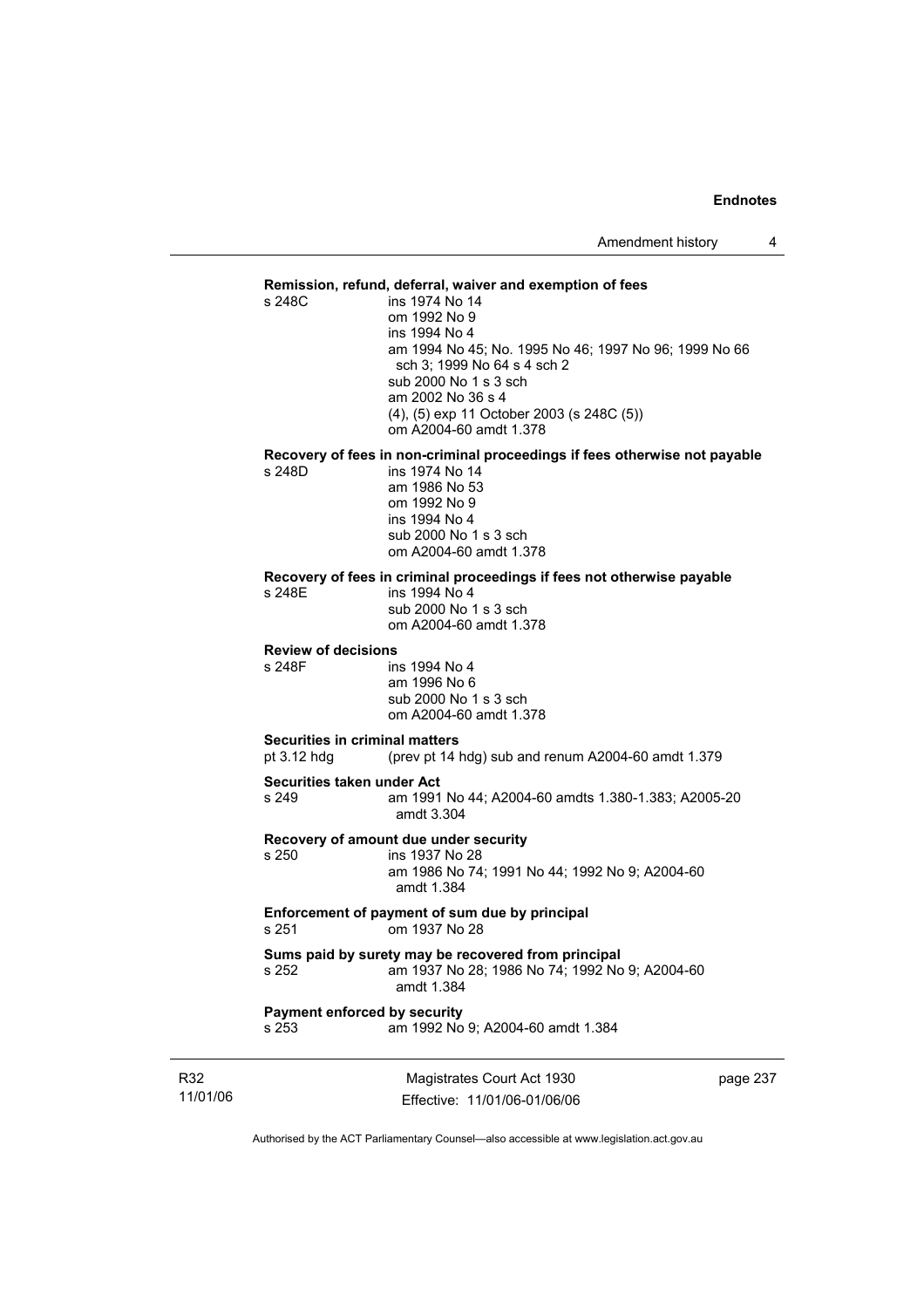**Remission, refund, deferral, waiver and exemption of fees**

s 248C
ins 1974 No 14
om 1992 No 9
ins 1994 No 4
am 1994 No 45; No. 1995 No 46; 1997 No 96; 1999 No 66 sch 3; 1999 No 64 s 4 sch 2
sub 2000 No 1 s 3 sch
am 2002 No 36 s 4
(4), (5) exp 11 October 2003 (s 248C (5))
om A2004-60 amdt 1.378

**Recovery of fees in non-criminal proceedings if fees otherwise not payable**

s 248D
ins 1974 No 14
am 1986 No 53
om 1992 No 9
ins 1994 No 4
sub 2000 No 1 s 3 sch
om A2004-60 amdt 1.378

**Recovery of fees in criminal proceedings if fees not otherwise payable**

s 248E
ins 1994 No 4
sub 2000 No 1 s 3 sch
om A2004-60 amdt 1.378

**Review of decisions**

s 248F
ins 1994 No 4
am 1996 No 6
sub 2000 No 1 s 3 sch
om A2004-60 amdt 1.378

**Securities in criminal matters**

pt 3.12 hdg
(prev pt 14 hdg) sub and renum A2004-60 amdt 1.379

**Securities taken under Act**

s 249
am 1991 No 44; A2004-60 amdts 1.380-1.383; A2005-20 amdt 3.304

**Recovery of amount due under security**

s 250
ins 1937 No 28
am 1986 No 74; 1991 No 44; 1992 No 9; A2004-60 amdt 1.384

**Enforcement of payment of sum due by principal**

s 251
om 1937 No 28

**Sums paid by surety may be recovered from principal**

s 252
am 1937 No 28; 1986 No 74; 1992 No 9; A2004-60 amdt 1.384

**Payment enforced by security**

s 253
am 1992 No 9; A2004-60 amdt 1.384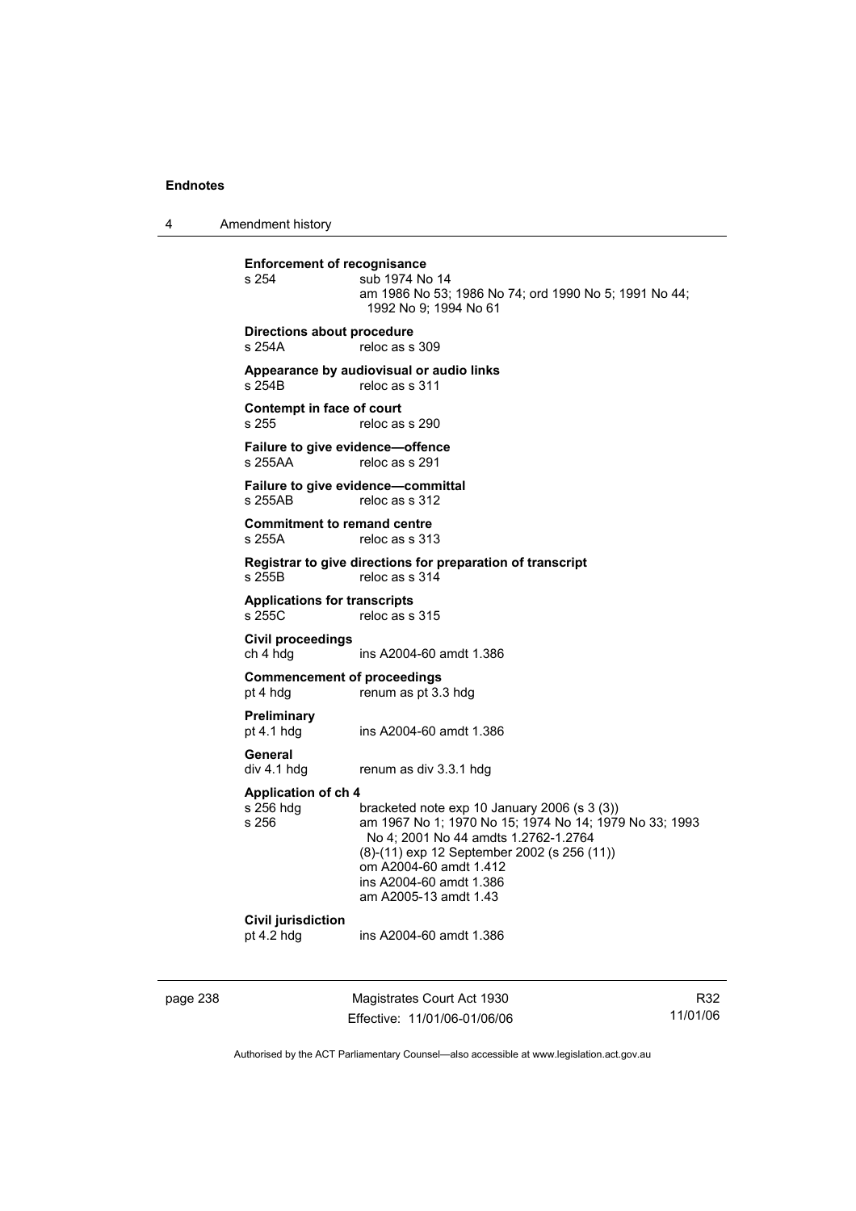**Enforcement of recognisance**

s 254 — sub 1974 No 14
am 1986 No 53; 1986 No 74; ord 1990 No 5; 1991 No 44; 1992 No 9; 1994 No 61

**Directions about procedure**

s 254A — reloc as s 309

**Appearance by audiovisual or audio links**

s 254B — reloc as s 311

**Contempt in face of court**

s 255 — reloc as s 290

**Failure to give evidence—offence**

s 255AA — reloc as s 291

**Failure to give evidence—committal**

s 255AB — reloc as s 312

**Commitment to remand centre**

s 255A — reloc as s 313

**Registrar to give directions for preparation of transcript**

s 255B — reloc as s 314

**Applications for transcripts**

s 255C — reloc as s 315

**Civil proceedings**

ch 4 hdg — ins A2004-60 amdt 1.386

**Commencement of proceedings**

pt 4 hdg — renum as pt 3.3 hdg

**Preliminary**

pt 4.1 hdg — ins A2004-60 amdt 1.386

**General**

div 4.1 hdg — renum as div 3.3.1 hdg

**Application of ch 4**

s 256 hdg — bracketed note exp 10 January 2006 (s 3 (3))

s 256 — am 1967 No 1; 1970 No 15; 1974 No 14; 1979 No 33; 1993 No 4; 2001 No 44 amdts 1.2762-1.2764
(8)-(11) exp 12 September 2002 (s 256 (11))
om A2004-60 amdt 1.412
ins A2004-60 amdt 1.386
am A2005-13 amdt 1.43

**Civil jurisdiction**

pt 4.2 hdg — ins A2004-60 amdt 1.386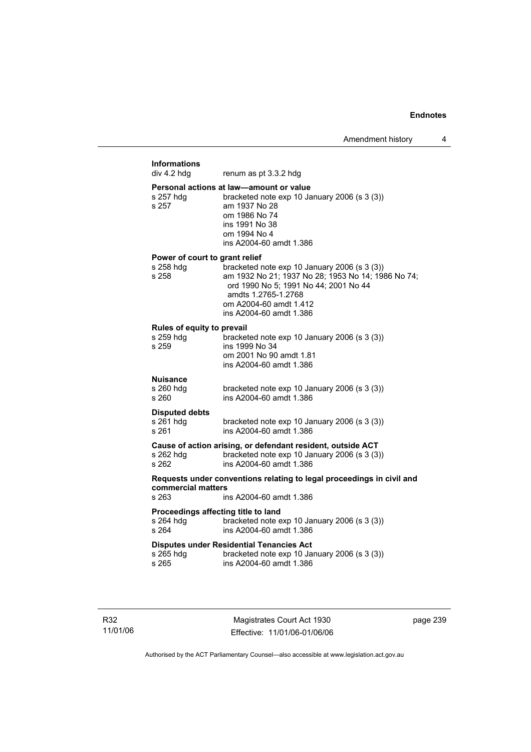**Informations**

| | |
|---|---|
| div 4.2 hdg | renum as pt 3.3.2 hdg |

**Personal actions at law—amount or value**

| | |
|---|---|
| s 257 hdg | bracketed note exp 10 January 2006 (s 3 (3)) |
| s 257 | am 1937 No 28<br>om 1986 No 74<br>ins 1991 No 38<br>om 1994 No 4<br>ins A2004-60 amdt 1.386 |

**Power of court to grant relief**

| | |
|---|---|
| s 258 hdg | bracketed note exp 10 January 2006 (s 3 (3)) |
| s 258 | am 1932 No 21; 1937 No 28; 1953 No 14; 1986 No 74; ord 1990 No 5; 1991 No 44; 2001 No 44 amdts 1.2765-1.2768<br>om A2004-60 amdt 1.412<br>ins A2004-60 amdt 1.386 |

**Rules of equity to prevail**

| | |
|---|---|
| s 259 hdg | bracketed note exp 10 January 2006 (s 3 (3)) |
| s 259 | ins 1999 No 34<br>om 2001 No 90 amdt 1.81<br>ins A2004-60 amdt 1.386 |

**Nuisance**

| | |
|---|---|
| s 260 hdg | bracketed note exp 10 January 2006 (s 3 (3)) |
| s 260 | ins A2004-60 amdt 1.386 |

**Disputed debts**

| | |
|---|---|
| s 261 hdg | bracketed note exp 10 January 2006 (s 3 (3)) |
| s 261 | ins A2004-60 amdt 1.386 |

**Cause of action arising, or defendant resident, outside ACT**

| | |
|---|---|
| s 262 hdg | bracketed note exp 10 January 2006 (s 3 (3)) |
| s 262 | ins A2004-60 amdt 1.386 |

**Requests under conventions relating to legal proceedings in civil and commercial matters**

| | |
|---|---|
| s 263 | ins A2004-60 amdt 1.386 |

**Proceedings affecting title to land**

| | |
|---|---|
| s 264 hdg | bracketed note exp 10 January 2006 (s 3 (3)) |
| s 264 | ins A2004-60 amdt 1.386 |

**Disputes under Residential Tenancies Act**

| | |
|---|---|
| s 265 hdg | bracketed note exp 10 January 2006 (s 3 (3)) |
| s 265 | ins A2004-60 amdt 1.386 |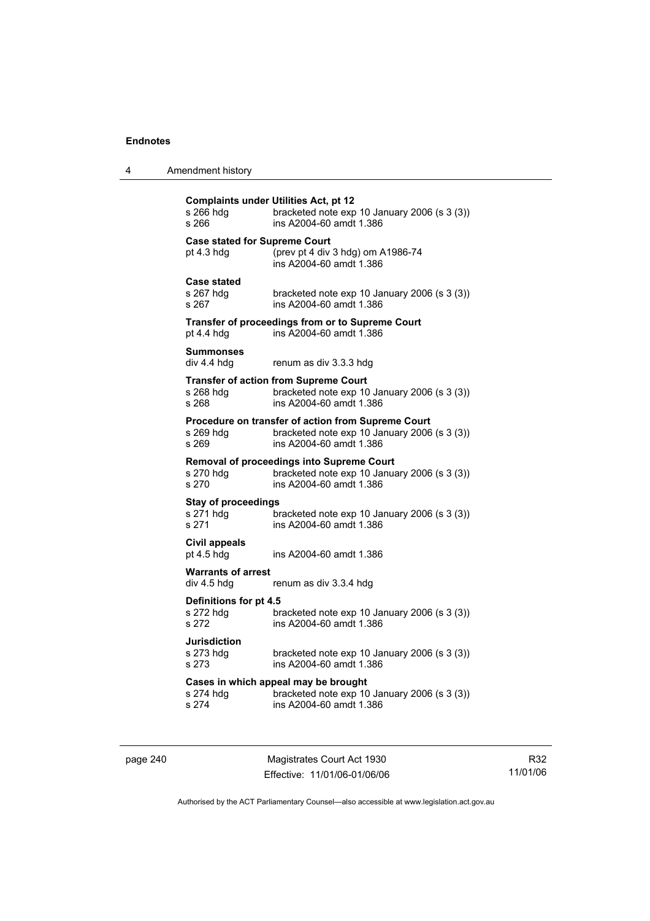**Complaints under Utilities Act, pt 12**
s 266 hdg bracketed note exp 10 January 2006 (s 3 (3))
s 266 ins A2004-60 amdt 1.386

**Case stated for Supreme Court**
pt 4.3 hdg (prev pt 4 div 3 hdg) om A1986-74
ins A2004-60 amdt 1.386

**Case stated**
s 267 hdg bracketed note exp 10 January 2006 (s 3 (3))
s 267 ins A2004-60 amdt 1.386

**Transfer of proceedings from or to Supreme Court**
pt 4.4 hdg ins A2004-60 amdt 1.386

**Summonses**
div 4.4 hdg renum as div 3.3.3 hdg

**Transfer of action from Supreme Court**
s 268 hdg bracketed note exp 10 January 2006 (s 3 (3))
s 268 ins A2004-60 amdt 1.386

**Procedure on transfer of action from Supreme Court**
s 269 hdg bracketed note exp 10 January 2006 (s 3 (3))
s 269 ins A2004-60 amdt 1.386

**Removal of proceedings into Supreme Court**
s 270 hdg bracketed note exp 10 January 2006 (s 3 (3))
s 270 ins A2004-60 amdt 1.386

**Stay of proceedings**
s 271 hdg bracketed note exp 10 January 2006 (s 3 (3))
s 271 ins A2004-60 amdt 1.386

**Civil appeals**
pt 4.5 hdg ins A2004-60 amdt 1.386

**Warrants of arrest**
div 4.5 hdg renum as div 3.3.4 hdg

**Definitions for pt 4.5**
s 272 hdg bracketed note exp 10 January 2006 (s 3 (3))
s 272 ins A2004-60 amdt 1.386

**Jurisdiction**
s 273 hdg bracketed note exp 10 January 2006 (s 3 (3))
s 273 ins A2004-60 amdt 1.386

**Cases in which appeal may be brought**
s 274 hdg bracketed note exp 10 January 2006 (s 3 (3))
s 274 ins A2004-60 amdt 1.386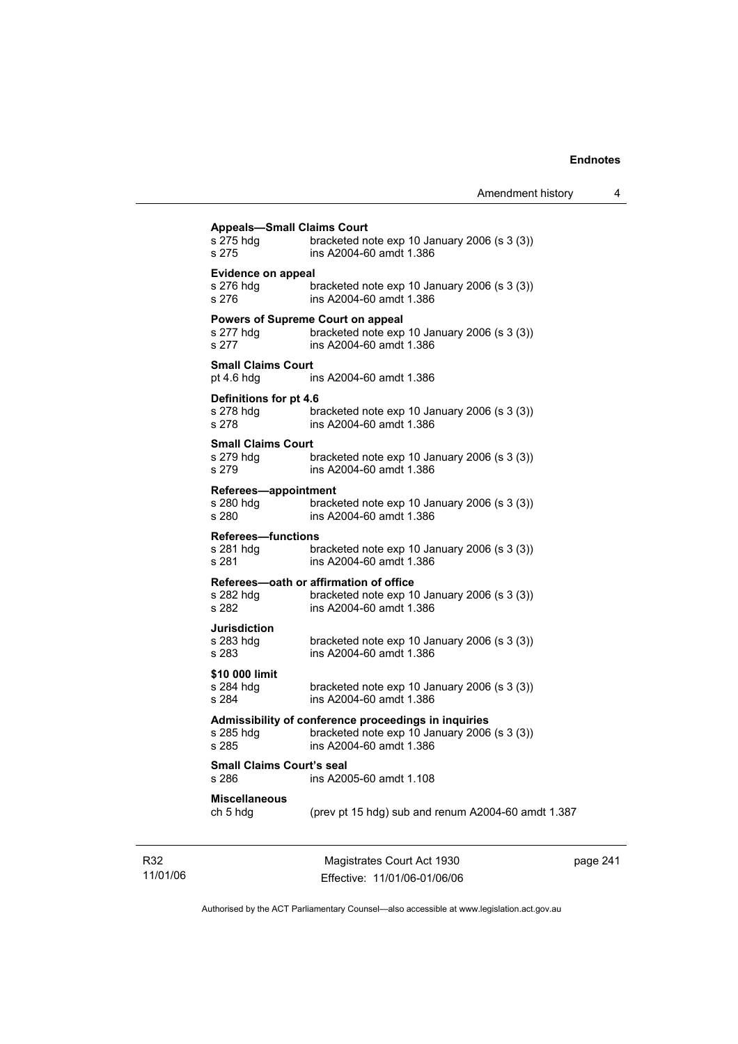**Appeals—Small Claims Court**

s 275 hdg    bracketed note exp 10 January 2006 (s 3 (3))
s 275    ins A2004-60 amdt 1.386

**Evidence on appeal**

s 276 hdg    bracketed note exp 10 January 2006 (s 3 (3))
s 276    ins A2004-60 amdt 1.386

**Powers of Supreme Court on appeal**

s 277 hdg    bracketed note exp 10 January 2006 (s 3 (3))
s 277    ins A2004-60 amdt 1.386

**Small Claims Court**

pt 4.6 hdg    ins A2004-60 amdt 1.386

**Definitions for pt 4.6**

s 278 hdg    bracketed note exp 10 January 2006 (s 3 (3))
s 278    ins A2004-60 amdt 1.386

**Small Claims Court**

s 279 hdg    bracketed note exp 10 January 2006 (s 3 (3))
s 279    ins A2004-60 amdt 1.386

**Referees—appointment**

s 280 hdg    bracketed note exp 10 January 2006 (s 3 (3))
s 280    ins A2004-60 amdt 1.386

**Referees—functions**

s 281 hdg    bracketed note exp 10 January 2006 (s 3 (3))
s 281    ins A2004-60 amdt 1.386

**Referees—oath or affirmation of office**

s 282 hdg    bracketed note exp 10 January 2006 (s 3 (3))
s 282    ins A2004-60 amdt 1.386

**Jurisdiction**

s 283 hdg    bracketed note exp 10 January 2006 (s 3 (3))
s 283    ins A2004-60 amdt 1.386

**$10 000 limit**

s 284 hdg    bracketed note exp 10 January 2006 (s 3 (3))
s 284    ins A2004-60 amdt 1.386

**Admissibility of conference proceedings in inquiries**

s 285 hdg    bracketed note exp 10 January 2006 (s 3 (3))
s 285    ins A2004-60 amdt 1.386

**Small Claims Court's seal**

s 286    ins A2005-60 amdt 1.108

**Miscellaneous**

ch 5 hdg    (prev pt 15 hdg) sub and renum A2004-60 amdt 1.387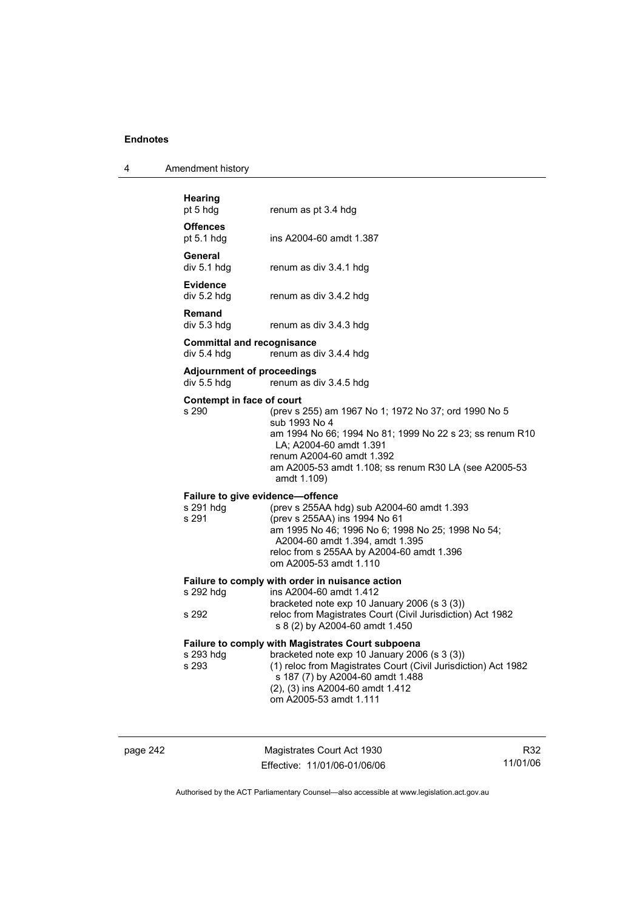**Hearing**

pt 5 hdg renum as pt 3.4 hdg

**Offences**

pt 5.1 hdg ins A2004-60 amdt 1.387

**General**

div 5.1 hdg renum as div 3.4.1 hdg

**Evidence**

div 5.2 hdg renum as div 3.4.2 hdg

**Remand**

div 5.3 hdg renum as div 3.4.3 hdg

**Committal and recognisance**

div 5.4 hdg renum as div 3.4.4 hdg

**Adjournment of proceedings**

div 5.5 hdg renum as div 3.4.5 hdg

**Contempt in face of court**

s 290 (prev s 255) am 1967 No 1; 1972 No 37; ord 1990 No 5
sub 1993 No 4
am 1994 No 66; 1994 No 81; 1999 No 22 s 23; ss renum R10 LA; A2004-60 amdt 1.391
renum A2004-60 amdt 1.392
am A2005-53 amdt 1.108; ss renum R30 LA (see A2005-53 amdt 1.109)

**Failure to give evidence—offence**

s 291 hdg (prev s 255AA hdg) sub A2004-60 amdt 1.393
s 291 (prev s 255AA) ins 1994 No 61
am 1995 No 46; 1996 No 6; 1998 No 25; 1998 No 54; A2004-60 amdt 1.394, amdt 1.395
reloc from s 255AA by A2004-60 amdt 1.396
om A2005-53 amdt 1.110

**Failure to comply with order in nuisance action**

s 292 hdg ins A2004-60 amdt 1.412
bracketed note exp 10 January 2006 (s 3 (3))
s 292 reloc from Magistrates Court (Civil Jurisdiction) Act 1982 s 8 (2) by A2004-60 amdt 1.450

**Failure to comply with Magistrates Court subpoena**

s 293 hdg bracketed note exp 10 January 2006 (s 3 (3))
s 293 (1) reloc from Magistrates Court (Civil Jurisdiction) Act 1982 s 187 (7) by A2004-60 amdt 1.488
(2), (3) ins A2004-60 amdt 1.412
om A2005-53 amdt 1.111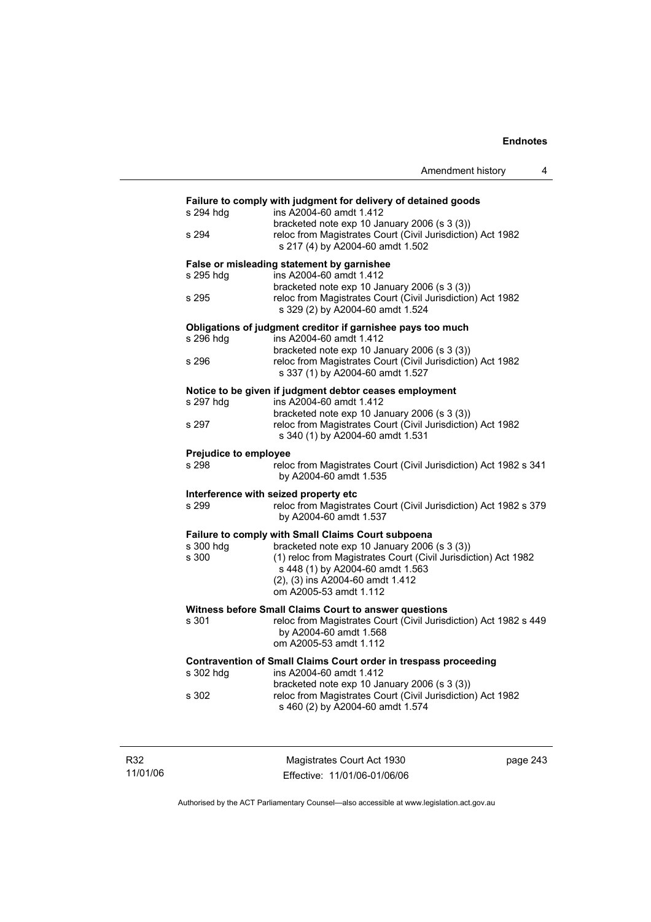**Failure to comply with judgment for delivery of detained goods**

s 294 hdg — ins A2004-60 amdt 1.412
bracketed note exp 10 January 2006 (s 3 (3))

s 294 — reloc from Magistrates Court (Civil Jurisdiction) Act 1982 s 217 (4) by A2004-60 amdt 1.502

**False or misleading statement by garnishee**

s 295 hdg — ins A2004-60 amdt 1.412
bracketed note exp 10 January 2006 (s 3 (3))

s 295 — reloc from Magistrates Court (Civil Jurisdiction) Act 1982 s 329 (2) by A2004-60 amdt 1.524

**Obligations of judgment creditor if garnishee pays too much**

s 296 hdg — ins A2004-60 amdt 1.412
bracketed note exp 10 January 2006 (s 3 (3))

s 296 — reloc from Magistrates Court (Civil Jurisdiction) Act 1982 s 337 (1) by A2004-60 amdt 1.527

**Notice to be given if judgment debtor ceases employment**

s 297 hdg — ins A2004-60 amdt 1.412
bracketed note exp 10 January 2006 (s 3 (3))

s 297 — reloc from Magistrates Court (Civil Jurisdiction) Act 1982 s 340 (1) by A2004-60 amdt 1.531

**Prejudice to employee**

s 298 — reloc from Magistrates Court (Civil Jurisdiction) Act 1982 s 341 by A2004-60 amdt 1.535

**Interference with seized property etc**

s 299 — reloc from Magistrates Court (Civil Jurisdiction) Act 1982 s 379 by A2004-60 amdt 1.537

**Failure to comply with Small Claims Court subpoena**

s 300 hdg — bracketed note exp 10 January 2006 (s 3 (3))

s 300 — (1) reloc from Magistrates Court (Civil Jurisdiction) Act 1982 s 448 (1) by A2004-60 amdt 1.563
(2), (3) ins A2004-60 amdt 1.412
om A2005-53 amdt 1.112

**Witness before Small Claims Court to answer questions**

s 301 — reloc from Magistrates Court (Civil Jurisdiction) Act 1982 s 449 by A2004-60 amdt 1.568
om A2005-53 amdt 1.112

**Contravention of Small Claims Court order in trespass proceeding**

s 302 hdg — ins A2004-60 amdt 1.412
bracketed note exp 10 January 2006 (s 3 (3))

s 302 — reloc from Magistrates Court (Civil Jurisdiction) Act 1982 s 460 (2) by A2004-60 amdt 1.574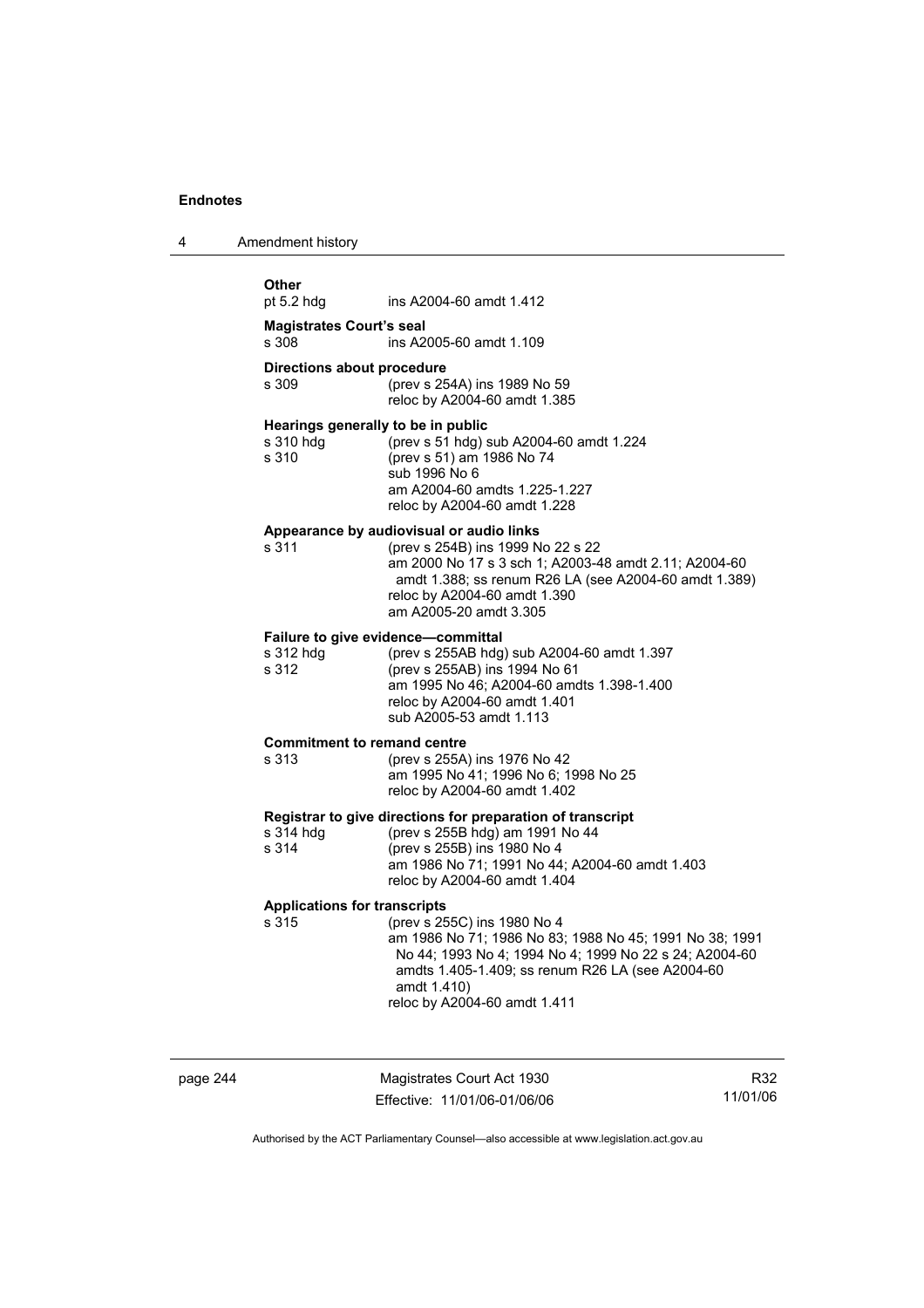**Other**

pt 5.2 hdg ins A2004-60 amdt 1.412

**Magistrates Court's seal**

s 308 ins A2005-60 amdt 1.109

**Directions about procedure**

s 309 (prev s 254A) ins 1989 No 59
reloc by A2004-60 amdt 1.385

**Hearings generally to be in public**

s 310 hdg (prev s 51 hdg) sub A2004-60 amdt 1.224
s 310 (prev s 51) am 1986 No 74
sub 1996 No 6
am A2004-60 amdts 1.225-1.227
reloc by A2004-60 amdt 1.228

**Appearance by audiovisual or audio links**

s 311 (prev s 254B) ins 1999 No 22 s 22
am 2000 No 17 s 3 sch 1; A2003-48 amdt 2.11; A2004-60 amdt 1.388; ss renum R26 LA (see A2004-60 amdt 1.389)
reloc by A2004-60 amdt 1.390
am A2005-20 amdt 3.305

**Failure to give evidence—committal**

s 312 hdg (prev s 255AB hdg) sub A2004-60 amdt 1.397
s 312 (prev s 255AB) ins 1994 No 61
am 1995 No 46; A2004-60 amdts 1.398-1.400
reloc by A2004-60 amdt 1.401
sub A2005-53 amdt 1.113

**Commitment to remand centre**

s 313 (prev s 255A) ins 1976 No 42
am 1995 No 41; 1996 No 6; 1998 No 25
reloc by A2004-60 amdt 1.402

**Registrar to give directions for preparation of transcript**

s 314 hdg (prev s 255B hdg) am 1991 No 44
s 314 (prev s 255B) ins 1980 No 4
am 1986 No 71; 1991 No 44; A2004-60 amdt 1.403
reloc by A2004-60 amdt 1.404

**Applications for transcripts**

s 315 (prev s 255C) ins 1980 No 4
am 1986 No 71; 1986 No 83; 1988 No 45; 1991 No 38; 1991 No 44; 1993 No 4; 1994 No 4; 1999 No 22 s 24; A2004-60 amdts 1.405-1.409; ss renum R26 LA (see A2004-60 amdt 1.410)
reloc by A2004-60 amdt 1.411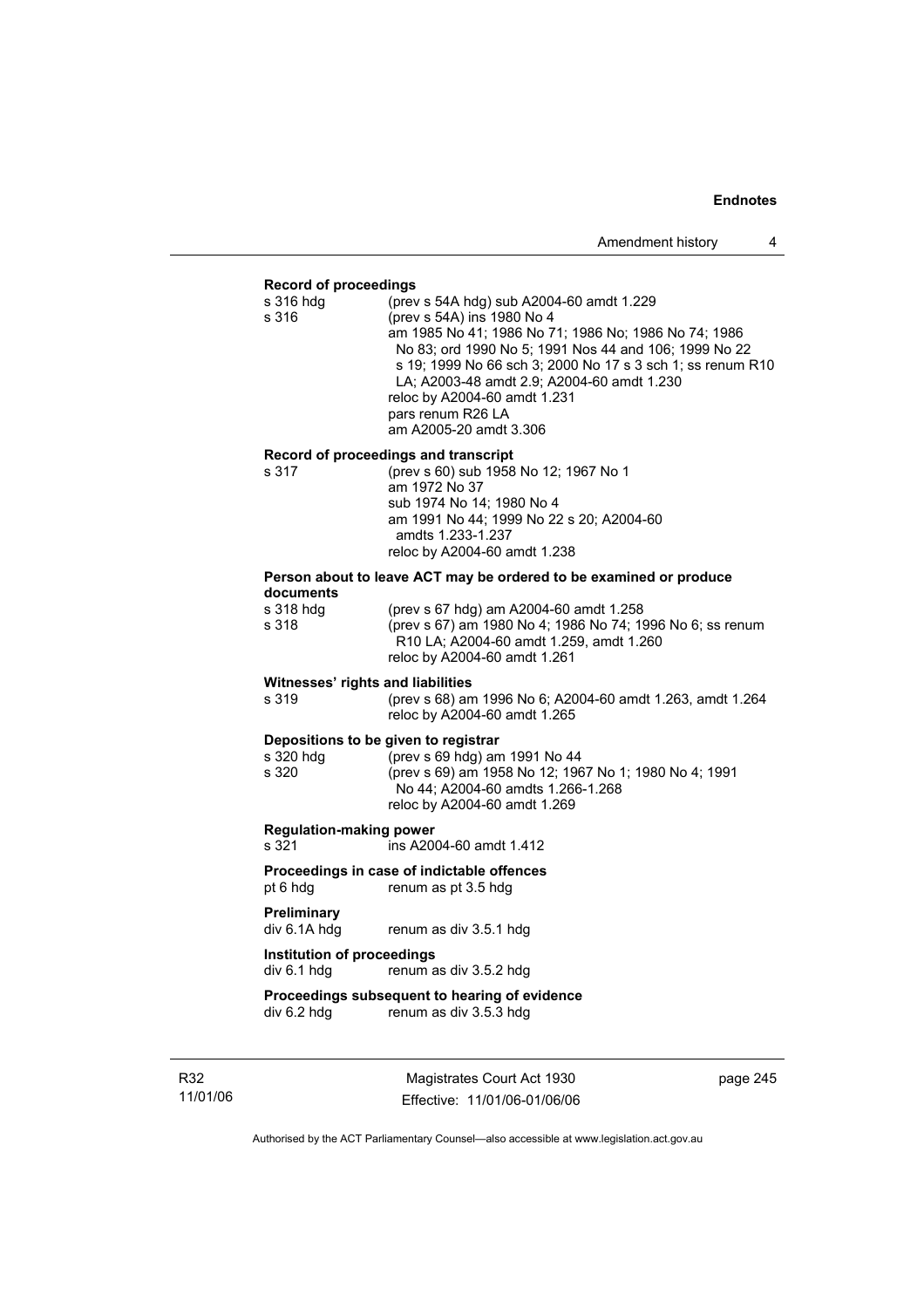**Record of proceedings**

s 316 hdg (prev s 54A hdg) sub A2004-60 amdt 1.229
s 316 (prev s 54A) ins 1980 No 4
am 1985 No 41; 1986 No 71; 1986 No; 1986 No 74; 1986 No 83; ord 1990 No 5; 1991 Nos 44 and 106; 1999 No 22 s 19; 1999 No 66 sch 3; 2000 No 17 s 3 sch 1; ss renum R10 LA; A2003-48 amdt 2.9; A2004-60 amdt 1.230
reloc by A2004-60 amdt 1.231
pars renum R26 LA
am A2005-20 amdt 3.306

**Record of proceedings and transcript**

s 317 (prev s 60) sub 1958 No 12; 1967 No 1
am 1972 No 37
sub 1974 No 14; 1980 No 4
am 1991 No 44; 1999 No 22 s 20; A2004-60 amdts 1.233-1.237
reloc by A2004-60 amdt 1.238

**Person about to leave ACT may be ordered to be examined or produce documents**

s 318 hdg (prev s 67 hdg) am A2004-60 amdt 1.258
s 318 (prev s 67) am 1980 No 4; 1986 No 74; 1996 No 6; ss renum R10 LA; A2004-60 amdt 1.259, amdt 1.260
reloc by A2004-60 amdt 1.261

**Witnesses' rights and liabilities**

s 319 (prev s 68) am 1996 No 6; A2004-60 amdt 1.263, amdt 1.264
reloc by A2004-60 amdt 1.265

**Depositions to be given to registrar**

s 320 hdg (prev s 69 hdg) am 1991 No 44
s 320 (prev s 69) am 1958 No 12; 1967 No 1; 1980 No 4; 1991 No 44; A2004-60 amdts 1.266-1.268
reloc by A2004-60 amdt 1.269

**Regulation-making power**

s 321 ins A2004-60 amdt 1.412

**Proceedings in case of indictable offences**

pt 6 hdg renum as pt 3.5 hdg

**Preliminary**

div 6.1A hdg renum as div 3.5.1 hdg

**Institution of proceedings**

div 6.1 hdg renum as div 3.5.2 hdg

**Proceedings subsequent to hearing of evidence**

div 6.2 hdg renum as div 3.5.3 hdg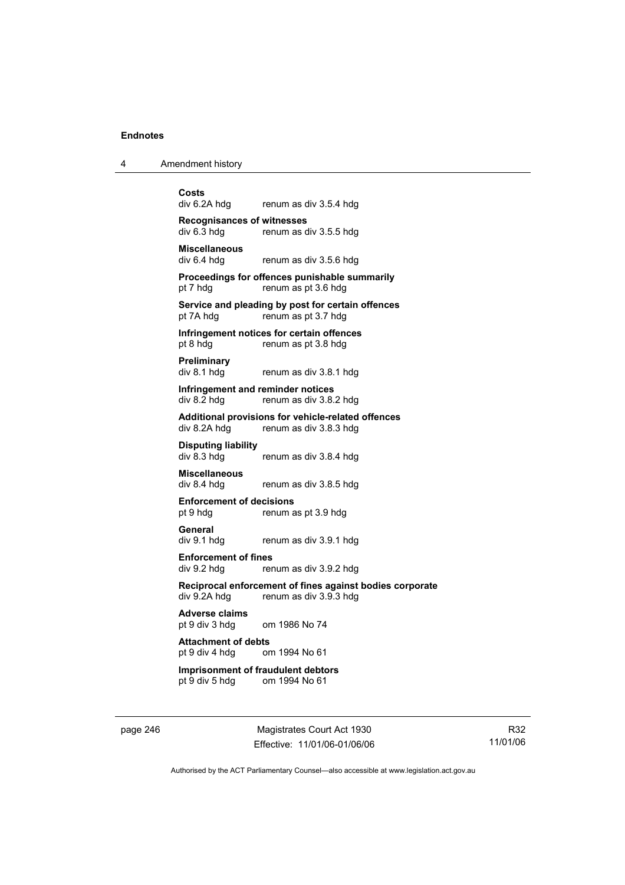**Costs**
div 6.2A hdg renum as div 3.5.4 hdg

**Recognisances of witnesses**
div 6.3 hdg renum as div 3.5.5 hdg

**Miscellaneous**
div 6.4 hdg renum as div 3.5.6 hdg

**Proceedings for offences punishable summarily**
pt 7 hdg renum as pt 3.6 hdg

**Service and pleading by post for certain offences**
pt 7A hdg renum as pt 3.7 hdg

**Infringement notices for certain offences**
pt 8 hdg renum as pt 3.8 hdg

**Preliminary**
div 8.1 hdg renum as div 3.8.1 hdg

**Infringement and reminder notices**
div 8.2 hdg renum as div 3.8.2 hdg

**Additional provisions for vehicle-related offences**
div 8.2A hdg renum as div 3.8.3 hdg

**Disputing liability**
div 8.3 hdg renum as div 3.8.4 hdg

**Miscellaneous**
div 8.4 hdg renum as div 3.8.5 hdg

**Enforcement of decisions**
pt 9 hdg renum as pt 3.9 hdg

**General**
div 9.1 hdg renum as div 3.9.1 hdg

**Enforcement of fines**
div 9.2 hdg renum as div 3.9.2 hdg

**Reciprocal enforcement of fines against bodies corporate**
div 9.2A hdg renum as div 3.9.3 hdg

**Adverse claims**
pt 9 div 3 hdg om 1986 No 74

**Attachment of debts**
pt 9 div 4 hdg om 1994 No 61

**Imprisonment of fraudulent debtors**
pt 9 div 5 hdg om 1994 No 61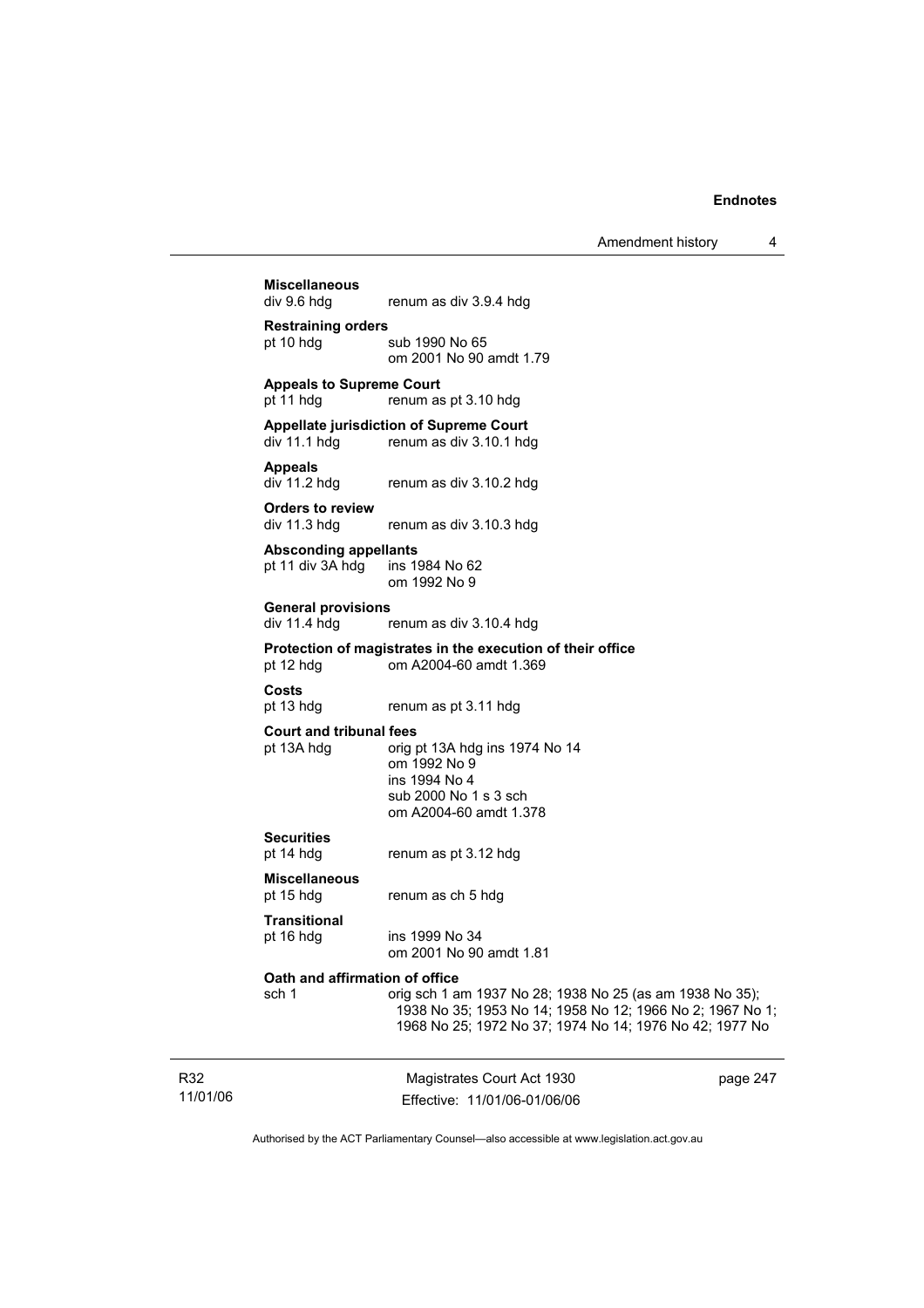**Miscellaneous**
div 9.6 hdg renum as div 3.9.4 hdg

**Restraining orders**
pt 10 hdg sub 1990 No 65
om 2001 No 90 amdt 1.79

**Appeals to Supreme Court**
pt 11 hdg renum as pt 3.10 hdg

**Appellate jurisdiction of Supreme Court**
div 11.1 hdg renum as div 3.10.1 hdg

**Appeals**
div 11.2 hdg renum as div 3.10.2 hdg

**Orders to review**
div 11.3 hdg renum as div 3.10.3 hdg

**Absconding appellants**
pt 11 div 3A hdg ins 1984 No 62
om 1992 No 9

**General provisions**
div 11.4 hdg renum as div 3.10.4 hdg

**Protection of magistrates in the execution of their office**
pt 12 hdg om A2004-60 amdt 1.369

**Costs**
pt 13 hdg renum as pt 3.11 hdg

**Court and tribunal fees**
pt 13A hdg orig pt 13A hdg ins 1974 No 14
om 1992 No 9
ins 1994 No 4
sub 2000 No 1 s 3 sch
om A2004-60 amdt 1.378

**Securities**
pt 14 hdg renum as pt 3.12 hdg

**Miscellaneous**
pt 15 hdg renum as ch 5 hdg

**Transitional**
pt 16 hdg ins 1999 No 34
om 2001 No 90 amdt 1.81

**Oath and affirmation of office**
sch 1 orig sch 1 am 1937 No 28; 1938 No 25 (as am 1938 No 35); 1938 No 35; 1953 No 14; 1958 No 12; 1966 No 2; 1967 No 1; 1968 No 25; 1972 No 37; 1974 No 14; 1976 No 42; 1977 No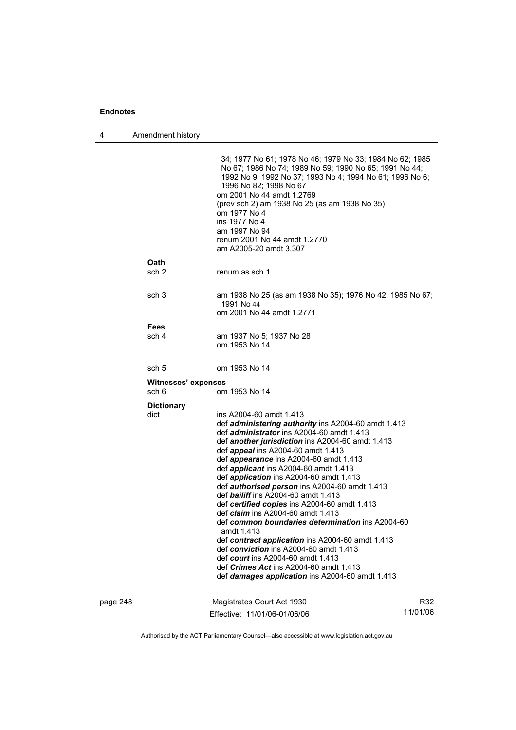34; 1977 No 61; 1978 No 46; 1979 No 33; 1984 No 62; 1985 No 67; 1986 No 74; 1989 No 59; 1990 No 65; 1991 No 44; 1992 No 9; 1992 No 37; 1993 No 4; 1994 No 61; 1996 No 6; 1996 No 82; 1998 No 67
om 2001 No 44 amdt 1.2769
(prev sch 2) am 1938 No 25 (as am 1938 No 35)
om 1977 No 4
ins 1977 No 4
am 1997 No 94
renum 2001 No 44 amdt 1.2770
am A2005-20 amdt 3.307

**Oath**

sch 2 renum as sch 1

sch 3 am 1938 No 25 (as am 1938 No 35); 1976 No 42; 1985 No 67; 1991 No 44
om 2001 No 44 amdt 1.2771

**Fees**

sch 4 am 1937 No 5; 1937 No 28
om 1953 No 14

sch 5 om 1953 No 14

**Witnesses' expenses**

sch 6 om 1953 No 14

**Dictionary**

dict ins A2004-60 amdt 1.413
def ***administering authority*** ins A2004-60 amdt 1.413
def ***administrator*** ins A2004-60 amdt 1.413
def ***another jurisdiction*** ins A2004-60 amdt 1.413
def ***appeal*** ins A2004-60 amdt 1.413
def ***appearance*** ins A2004-60 amdt 1.413
def ***applicant*** ins A2004-60 amdt 1.413
def ***application*** ins A2004-60 amdt 1.413
def ***authorised person*** ins A2004-60 amdt 1.413
def ***bailiff*** ins A2004-60 amdt 1.413
def ***certified copies*** ins A2004-60 amdt 1.413
def ***claim*** ins A2004-60 amdt 1.413
def ***common boundaries determination*** ins A2004-60 amdt 1.413
def ***contract application*** ins A2004-60 amdt 1.413
def ***conviction*** ins A2004-60 amdt 1.413
def ***court*** ins A2004-60 amdt 1.413
def ***Crimes Act*** ins A2004-60 amdt 1.413
def ***damages application*** ins A2004-60 amdt 1.413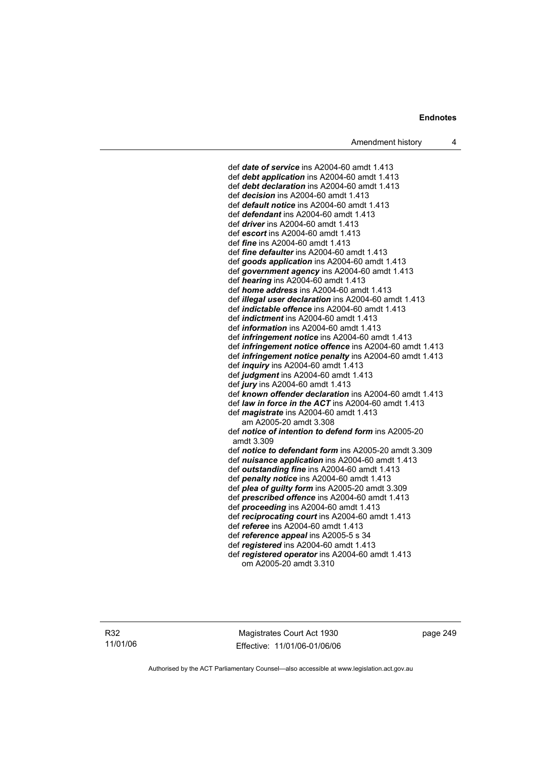def ***date of service*** ins A2004-60 amdt 1.413
def ***debt application*** ins A2004-60 amdt 1.413
def ***debt declaration*** ins A2004-60 amdt 1.413
def ***decision*** ins A2004-60 amdt 1.413
def ***default notice*** ins A2004-60 amdt 1.413
def ***defendant*** ins A2004-60 amdt 1.413
def ***driver*** ins A2004-60 amdt 1.413
def ***escort*** ins A2004-60 amdt 1.413
def ***fine*** ins A2004-60 amdt 1.413
def ***fine defaulter*** ins A2004-60 amdt 1.413
def ***goods application*** ins A2004-60 amdt 1.413
def ***government agency*** ins A2004-60 amdt 1.413
def ***hearing*** ins A2004-60 amdt 1.413
def ***home address*** ins A2004-60 amdt 1.413
def ***illegal user declaration*** ins A2004-60 amdt 1.413
def ***indictable offence*** ins A2004-60 amdt 1.413
def ***indictment*** ins A2004-60 amdt 1.413
def ***information*** ins A2004-60 amdt 1.413
def ***infringement notice*** ins A2004-60 amdt 1.413
def ***infringement notice offence*** ins A2004-60 amdt 1.413
def ***infringement notice penalty*** ins A2004-60 amdt 1.413
def ***inquiry*** ins A2004-60 amdt 1.413
def ***judgment*** ins A2004-60 amdt 1.413
def ***jury*** ins A2004-60 amdt 1.413
def ***known offender declaration*** ins A2004-60 amdt 1.413
def ***law in force in the ACT*** ins A2004-60 amdt 1.413
def ***magistrate*** ins A2004-60 amdt 1.413
am A2005-20 amdt 3.308
def ***notice of intention to defend form*** ins A2005-20 amdt 3.309
def ***notice to defendant form*** ins A2005-20 amdt 3.309
def ***nuisance application*** ins A2004-60 amdt 1.413
def ***outstanding fine*** ins A2004-60 amdt 1.413
def ***penalty notice*** ins A2004-60 amdt 1.413
def ***plea of guilty form*** ins A2005-20 amdt 3.309
def ***prescribed offence*** ins A2004-60 amdt 1.413
def ***proceeding*** ins A2004-60 amdt 1.413
def ***reciprocating court*** ins A2004-60 amdt 1.413
def ***referee*** ins A2004-60 amdt 1.413
def ***reference appeal*** ins A2005-5 s 34
def ***registered*** ins A2004-60 amdt 1.413
def ***registered operator*** ins A2004-60 amdt 1.413
om A2005-20 amdt 3.310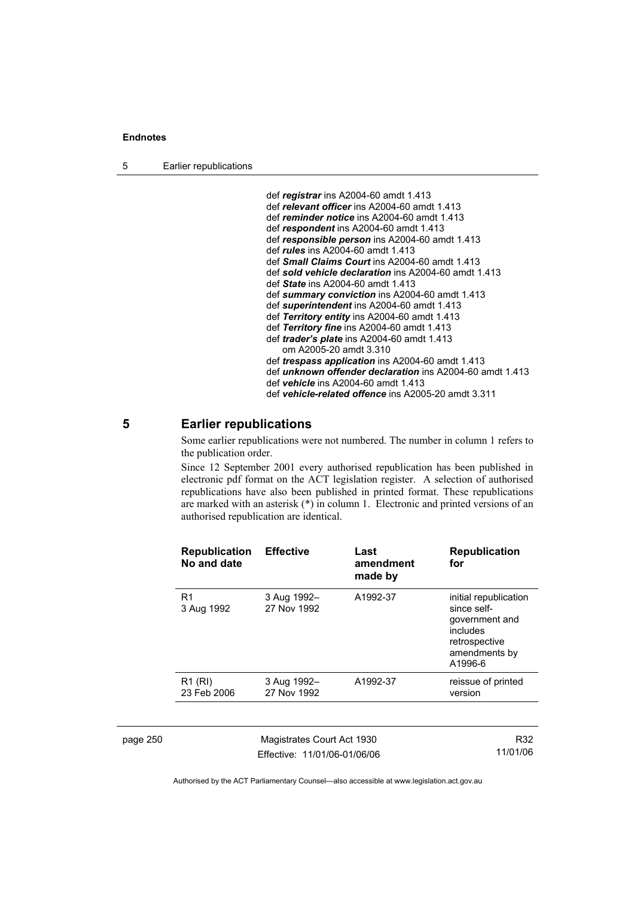def ***registrar*** ins A2004-60 amdt 1.413
def ***relevant officer*** ins A2004-60 amdt 1.413
def ***reminder notice*** ins A2004-60 amdt 1.413
def ***respondent*** ins A2004-60 amdt 1.413
def ***responsible person*** ins A2004-60 amdt 1.413
def ***rules*** ins A2004-60 amdt 1.413
def ***Small Claims Court*** ins A2004-60 amdt 1.413
def ***sold vehicle declaration*** ins A2004-60 amdt 1.413
def ***State*** ins A2004-60 amdt 1.413
def ***summary conviction*** ins A2004-60 amdt 1.413
def ***superintendent*** ins A2004-60 amdt 1.413
def ***Territory entity*** ins A2004-60 amdt 1.413
def ***Territory fine*** ins A2004-60 amdt 1.413
def ***trader's plate*** ins A2004-60 amdt 1.413
om A2005-20 amdt 3.310
def ***trespass application*** ins A2004-60 amdt 1.413
def ***unknown offender declaration*** ins A2004-60 amdt 1.413
def ***vehicle*** ins A2004-60 amdt 1.413
def ***vehicle-related offence*** ins A2005-20 amdt 3.311

## 5 Earlier republications

Some earlier republications were not numbered. The number in column 1 refers to the publication order.

Since 12 September 2001 every authorised republication has been published in electronic pdf format on the ACT legislation register. A selection of authorised republications have also been published in printed format. These republications are marked with an asterisk (*) in column 1. Electronic and printed versions of an authorised republication are identical.

| Republication No and date | Effective | Last amendment made by | Republication for |
|---|---|---|---|
| R1 3 Aug 1992 | 3 Aug 1992–27 Nov 1992 | A1992-37 | initial republication since self-government and includes retrospective amendments by A1996-6 |
| R1 (RI) 23 Feb 2006 | 3 Aug 1992–27 Nov 1992 | A1992-37 | reissue of printed version |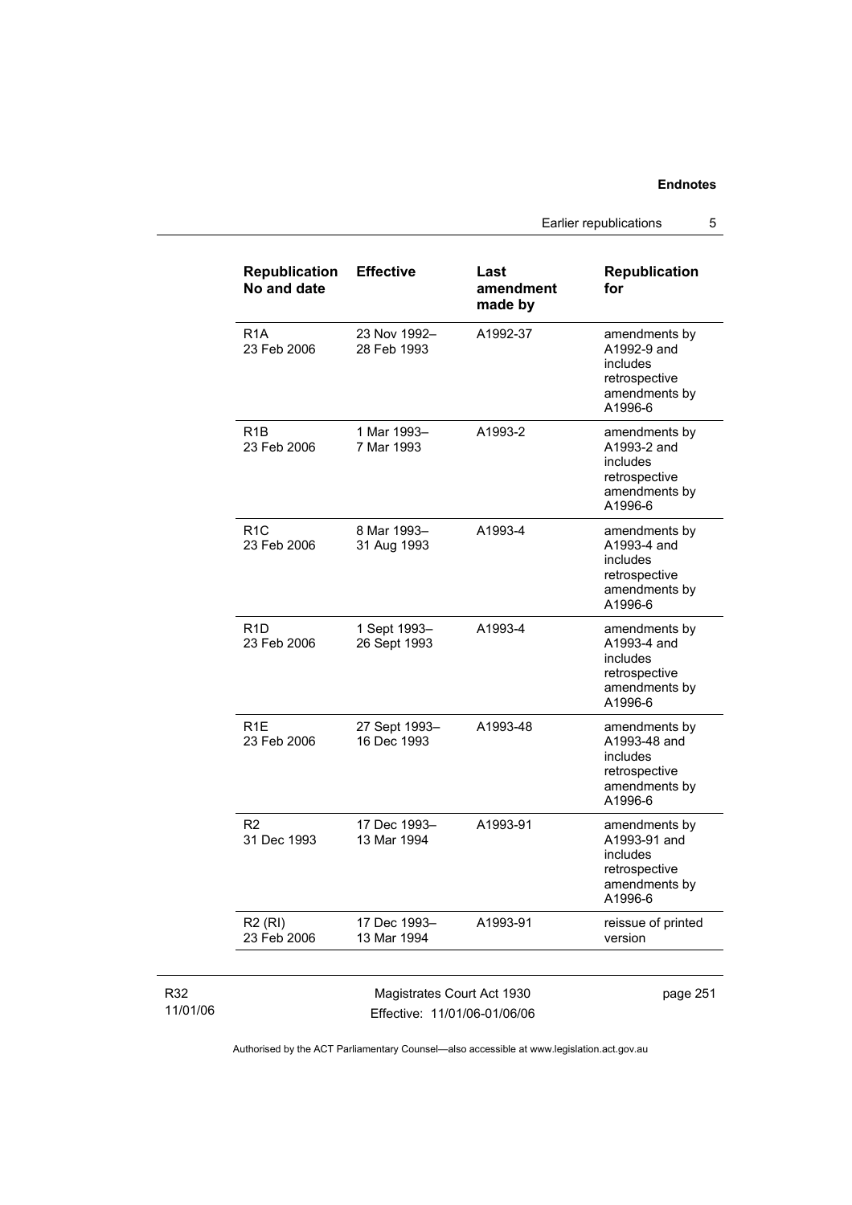| Republication No and date | Effective | Last amendment made by | Republication for |
| --- | --- | --- | --- |
| R1A 23 Feb 2006 | 23 Nov 1992– 28 Feb 1993 | A1992-37 | amendments by A1992-9 and includes retrospective amendments by A1996-6 |
| R1B 23 Feb 2006 | 1 Mar 1993– 7 Mar 1993 | A1993-2 | amendments by A1993-2 and includes retrospective amendments by A1996-6 |
| R1C 23 Feb 2006 | 8 Mar 1993– 31 Aug 1993 | A1993-4 | amendments by A1993-4 and includes retrospective amendments by A1996-6 |
| R1D 23 Feb 2006 | 1 Sept 1993– 26 Sept 1993 | A1993-4 | amendments by A1993-4 and includes retrospective amendments by A1996-6 |
| R1E 23 Feb 2006 | 27 Sept 1993– 16 Dec 1993 | A1993-48 | amendments by A1993-48 and includes retrospective amendments by A1996-6 |
| R2 31 Dec 1993 | 17 Dec 1993– 13 Mar 1994 | A1993-91 | amendments by A1993-91 and includes retrospective amendments by A1996-6 |
| R2 (RI) 23 Feb 2006 | 17 Dec 1993– 13 Mar 1994 | A1993-91 | reissue of printed version |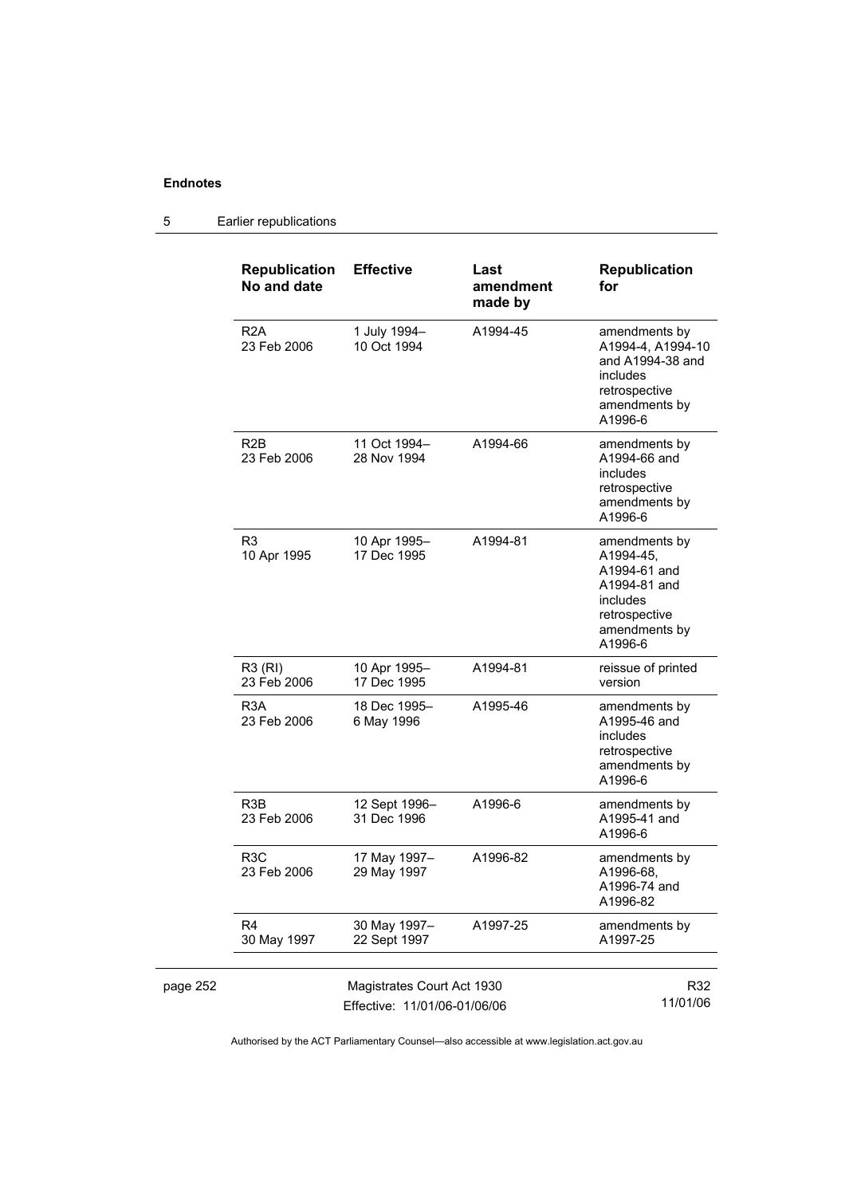## 5 Earlier republications

| Republication No and date | Effective | Last amendment made by | Republication for |
|---|---|---|---|
| R2A 23 Feb 2006 | 1 July 1994– 10 Oct 1994 | A1994-45 | amendments by A1994-4, A1994-10 and A1994-38 and includes retrospective amendments by A1996-6 |
| R2B 23 Feb 2006 | 11 Oct 1994– 28 Nov 1994 | A1994-66 | amendments by A1994-66 and includes retrospective amendments by A1996-6 |
| R3 10 Apr 1995 | 10 Apr 1995– 17 Dec 1995 | A1994-81 | amendments by A1994-45, A1994-61 and A1994-81 and includes retrospective amendments by A1996-6 |
| R3 (RI) 23 Feb 2006 | 10 Apr 1995– 17 Dec 1995 | A1994-81 | reissue of printed version |
| R3A 23 Feb 2006 | 18 Dec 1995– 6 May 1996 | A1995-46 | amendments by A1995-46 and includes retrospective amendments by A1996-6 |
| R3B 23 Feb 2006 | 12 Sept 1996– 31 Dec 1996 | A1996-6 | amendments by A1995-41 and A1996-6 |
| R3C 23 Feb 2006 | 17 May 1997– 29 May 1997 | A1996-82 | amendments by A1996-68, A1996-74 and A1996-82 |
| R4 30 May 1997 | 30 May 1997– 22 Sept 1997 | A1997-25 | amendments by A1997-25 |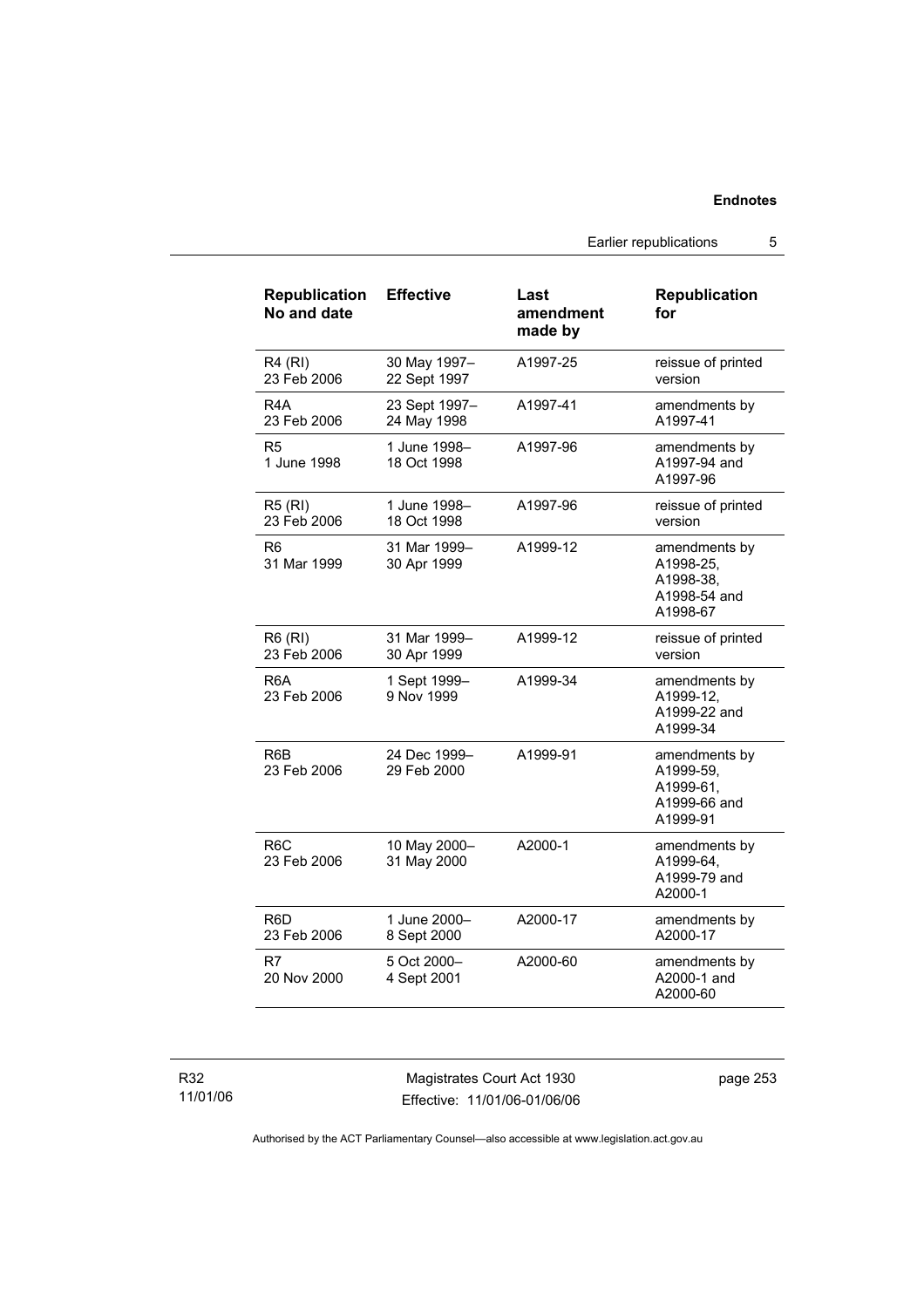| Republication No and date | Effective | Last amendment made by | Republication for |
|---|---|---|---|
| R4 (RI) 23 Feb 2006 | 30 May 1997– 22 Sept 1997 | A1997-25 | reissue of printed version |
| R4A 23 Feb 2006 | 23 Sept 1997– 24 May 1998 | A1997-41 | amendments by A1997-41 |
| R5 1 June 1998 | 1 June 1998– 18 Oct 1998 | A1997-96 | amendments by A1997-94 and A1997-96 |
| R5 (RI) 23 Feb 2006 | 1 June 1998– 18 Oct 1998 | A1997-96 | reissue of printed version |
| R6 31 Mar 1999 | 31 Mar 1999– 30 Apr 1999 | A1999-12 | amendments by A1998-25, A1998-38, A1998-54 and A1998-67 |
| R6 (RI) 23 Feb 2006 | 31 Mar 1999– 30 Apr 1999 | A1999-12 | reissue of printed version |
| R6A 23 Feb 2006 | 1 Sept 1999– 9 Nov 1999 | A1999-34 | amendments by A1999-12, A1999-22 and A1999-34 |
| R6B 23 Feb 2006 | 24 Dec 1999– 29 Feb 2000 | A1999-91 | amendments by A1999-59, A1999-61, A1999-66 and A1999-91 |
| R6C 23 Feb 2006 | 10 May 2000– 31 May 2000 | A2000-1 | amendments by A1999-64, A1999-79 and A2000-1 |
| R6D 23 Feb 2006 | 1 June 2000– 8 Sept 2000 | A2000-17 | amendments by A2000-17 |
| R7 20 Nov 2000 | 5 Oct 2000– 4 Sept 2001 | A2000-60 | amendments by A2000-1 and A2000-60 |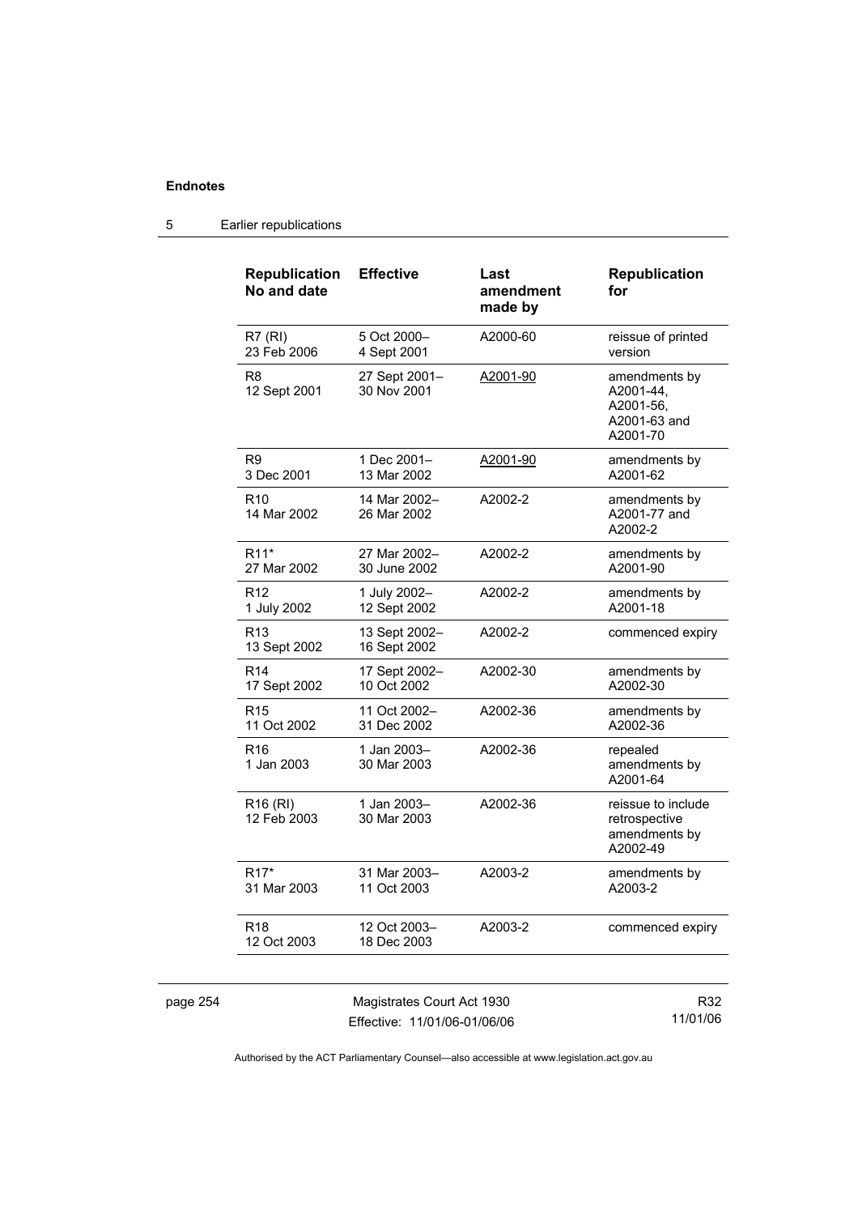## 5 Earlier republications

| Republication No and date | Effective | Last amendment made by | Republication for |
|---|---|---|---|
| R7 (RI) 23 Feb 2006 | 5 Oct 2000– 4 Sept 2001 | A2000-60 | reissue of printed version |
| R8 12 Sept 2001 | 27 Sept 2001– 30 Nov 2001 | A2001-90 | amendments by A2001-44, A2001-56, A2001-63 and A2001-70 |
| R9 3 Dec 2001 | 1 Dec 2001– 13 Mar 2002 | A2001-90 | amendments by A2001-62 |
| R10 14 Mar 2002 | 14 Mar 2002– 26 Mar 2002 | A2002-2 | amendments by A2001-77 and A2002-2 |
| R11* 27 Mar 2002 | 27 Mar 2002– 30 June 2002 | A2002-2 | amendments by A2001-90 |
| R12 1 July 2002 | 1 July 2002– 12 Sept 2002 | A2002-2 | amendments by A2001-18 |
| R13 13 Sept 2002 | 13 Sept 2002– 16 Sept 2002 | A2002-2 | commenced expiry |
| R14 17 Sept 2002 | 17 Sept 2002– 10 Oct 2002 | A2002-30 | amendments by A2002-30 |
| R15 11 Oct 2002 | 11 Oct 2002– 31 Dec 2002 | A2002-36 | amendments by A2002-36 |
| R16 1 Jan 2003 | 1 Jan 2003– 30 Mar 2003 | A2002-36 | repealed amendments by A2001-64 |
| R16 (RI) 12 Feb 2003 | 1 Jan 2003– 30 Mar 2003 | A2002-36 | reissue to include retrospective amendments by A2002-49 |
| R17* 31 Mar 2003 | 31 Mar 2003– 11 Oct 2003 | A2003-2 | amendments by A2003-2 |
| R18 12 Oct 2003 | 12 Oct 2003– 18 Dec 2003 | A2003-2 | commenced expiry |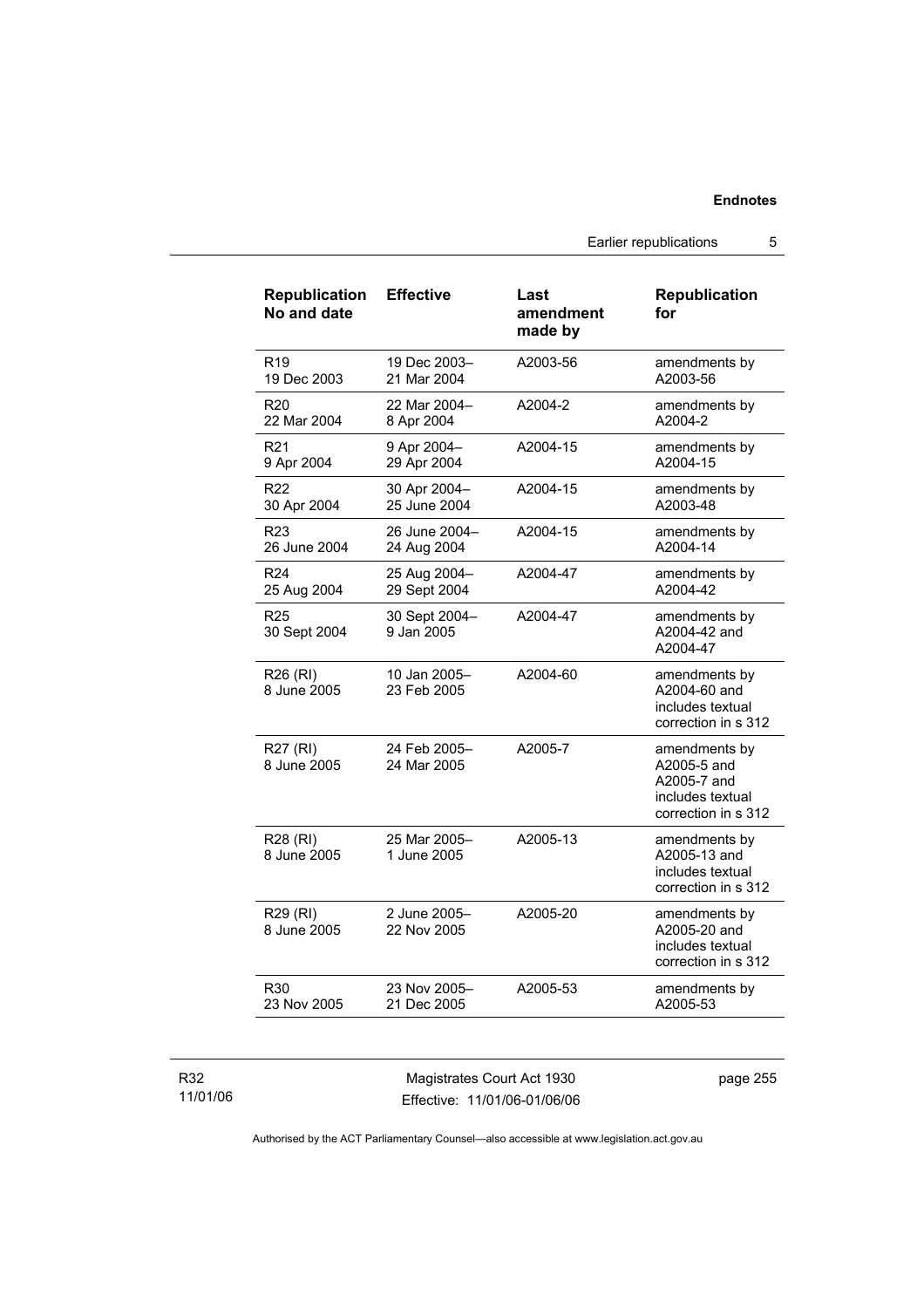| Republication No and date | Effective | Last amendment made by | Republication for |
|---|---|---|---|
| R19 19 Dec 2003 | 19 Dec 2003– 21 Mar 2004 | A2003-56 | amendments by A2003-56 |
| R20 22 Mar 2004 | 22 Mar 2004– 8 Apr 2004 | A2004-2 | amendments by A2004-2 |
| R21 9 Apr 2004 | 9 Apr 2004– 29 Apr 2004 | A2004-15 | amendments by A2004-15 |
| R22 30 Apr 2004 | 30 Apr 2004– 25 June 2004 | A2004-15 | amendments by A2003-48 |
| R23 26 June 2004 | 26 June 2004– 24 Aug 2004 | A2004-15 | amendments by A2004-14 |
| R24 25 Aug 2004 | 25 Aug 2004– 29 Sept 2004 | A2004-47 | amendments by A2004-42 |
| R25 30 Sept 2004 | 30 Sept 2004– 9 Jan 2005 | A2004-47 | amendments by A2004-42 and A2004-47 |
| R26 (RI) 8 June 2005 | 10 Jan 2005– 23 Feb 2005 | A2004-60 | amendments by A2004-60 and includes textual correction in s 312 |
| R27 (RI) 8 June 2005 | 24 Feb 2005– 24 Mar 2005 | A2005-7 | amendments by A2005-5 and A2005-7 and includes textual correction in s 312 |
| R28 (RI) 8 June 2005 | 25 Mar 2005– 1 June 2005 | A2005-13 | amendments by A2005-13 and includes textual correction in s 312 |
| R29 (RI) 8 June 2005 | 2 June 2005– 22 Nov 2005 | A2005-20 | amendments by A2005-20 and includes textual correction in s 312 |
| R30 23 Nov 2005 | 23 Nov 2005– 21 Dec 2005 | A2005-53 | amendments by A2005-53 |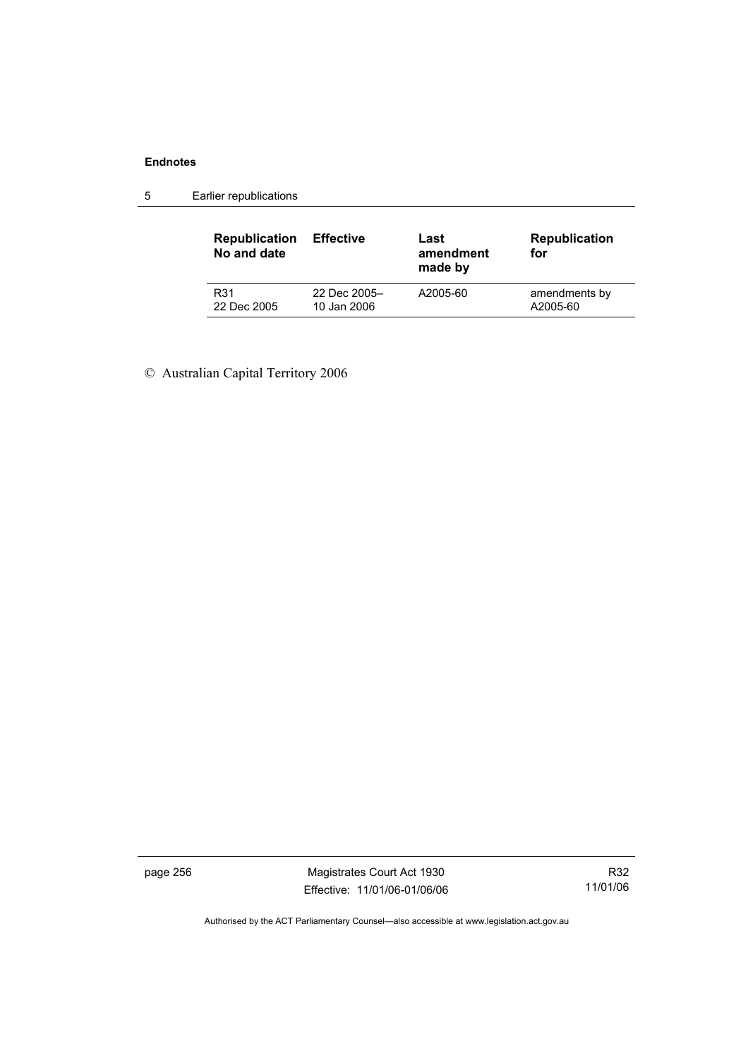| Republication No and date | Effective | Last amendment made by | Republication for |
|---|---|---|---|
| R31 22 Dec 2005 | 22 Dec 2005– 10 Jan 2006 | A2005-60 | amendments by A2005-60 |

© Australian Capital Territory 2006